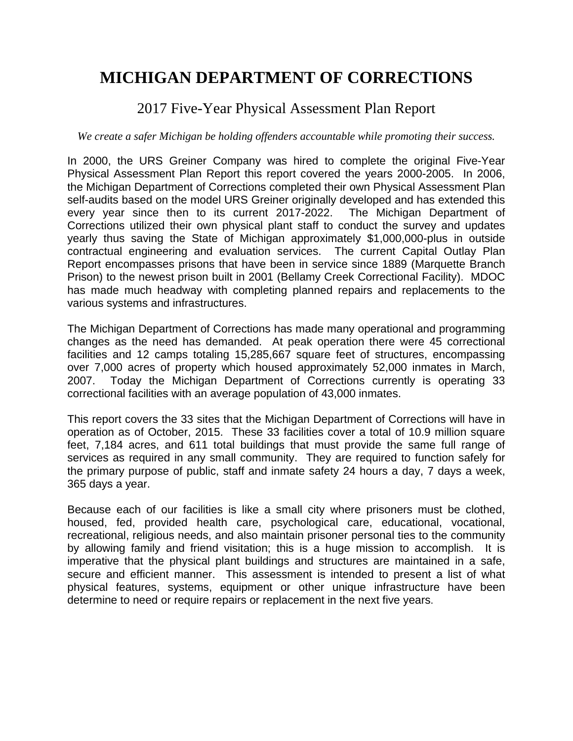# MICHIGAN DEPARTMENT OF CORRECTIONS

## 2017 Five-Year Physical Assessment Plan Report

*We create a safer Michigan be holding offenders accountable while promoting their success.*

In 2000, the URS Greiner Company was hired to complete the original Five-Year Physical Assessment Plan Report this report covered the years 2000-2005. In 2006, the Michigan Department of Corrections completed their own Physical Assessment Plan self-audits based on the model URS Greiner originally developed and has extended this every year since then to its current 2017-2022. The Michigan Department of Corrections utilized their own physical plant staff to conduct the survey and updates yearly thus saving the State of Michigan approximately $1,000,000-plus in outside contractual engineering and evaluation services. The current Capital Outlay Plan Report encompasses prisons that have been in service since 1889 (Marquette Branch Prison) to the newest prison built in 2001 (Bellamy Creek Correctional Facility). MDOC has made much headway with completing planned repairs and replacements to the various systems and infrastructures.

The Michigan Department of Corrections has made many operational and programming changes as the need has demanded. At peak operation there were 45 correctional facilities and 12 camps totaling 15,285,667 square feet of structures, encompassing over 7,000 acres of property which housed approximately 52,000 inmates in March, 2007. Today the Michigan Department of Corrections currently is operating 33 correctional facilities with an average population of 43,000 inmates.

This report covers the 33 sites that the Michigan Department of Corrections will have in operation as of October, 2015. These 33 facilities cover a total of 10.9 million square feet, 7,184 acres, and 611 total buildings that must provide the same full range of services as required in any small community. They are required to function safely for the primary purpose of public, staff and inmate safety 24 hours a day, 7 days a week, 365 days a year.

Because each of our facilities is like a small city where prisoners must be clothed, housed, fed, provided health care, psychological care, educational, vocational, recreational, religious needs, and also maintain prisoner personal ties to the community by allowing family and friend visitation; this is a huge mission to accomplish. It is imperative that the physical plant buildings and structures are maintained in a safe, secure and efficient manner. This assessment is intended to present a list of what physical features, systems, equipment or other unique infrastructure have been determine to need or require repairs or replacement in the next five years.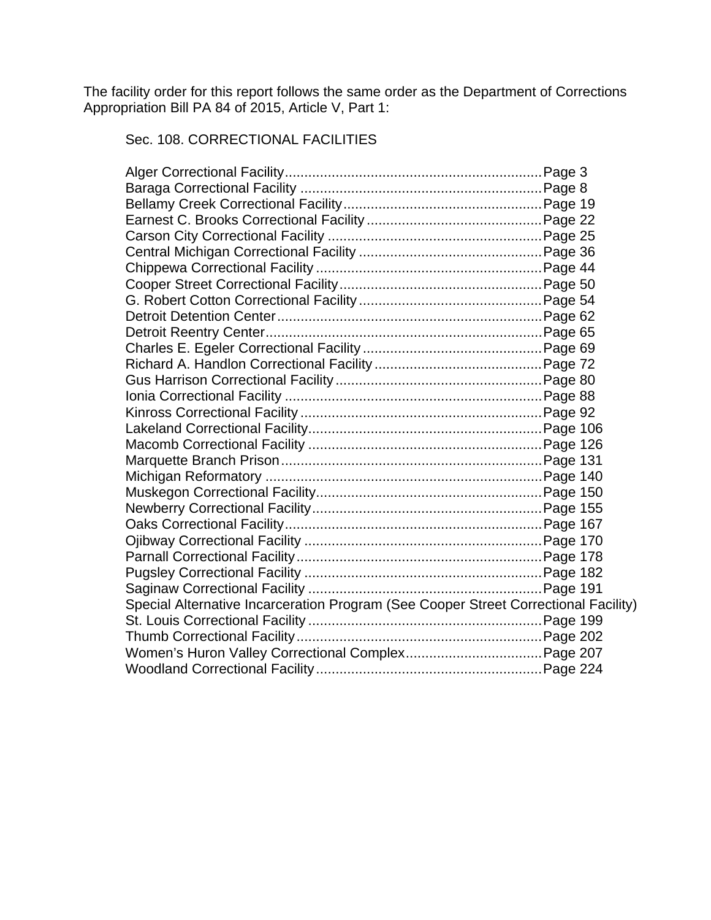The facility order for this report follows the same order as the Department of Corrections Appropriation Bill PA 84 of 2015, Article V, Part 1:

Sec. 108. CORRECTIONAL FACILITIES

Alger Correctional Facility.................................................................Page 3
Baraga Correctional Facility .............................................................Page 8
Bellamy Creek Correctional Facility...................................................Page 19
Earnest C. Brooks Correctional Facility .............................................Page 22
Carson City Correctional Facility .......................................................Page 25
Central Michigan Correctional Facility ...............................................Page 36
Chippewa Correctional Facility ..........................................................Page 44
Cooper Street Correctional Facility....................................................Page 50
G. Robert Cotton Correctional Facility ...............................................Page 54
Detroit Detention Center....................................................................Page 62
Detroit Reentry Center.......................................................................Page 65
Charles E. Egeler Correctional Facility ..............................................Page 69
Richard A. Handlon Correctional Facility ...........................................Page 72
Gus Harrison Correctional Facility .....................................................Page 80
Ionia Correctional Facility ..................................................................Page 88
Kinross Correctional Facility ..............................................................Page 92
Lakeland Correctional Facility............................................................Page 106
Macomb Correctional Facility ............................................................Page 126
Marquette Branch Prison...................................................................Page 131
Michigan Reformatory .......................................................................Page 140
Muskegon Correctional Facility..........................................................Page 150
Newberry Correctional Facility...........................................................Page 155
Oaks Correctional Facility..................................................................Page 167
Ojibway Correctional Facility .............................................................Page 170
Parnall Correctional Facility...............................................................Page 178
Pugsley Correctional Facility .............................................................Page 182
Saginaw Correctional Facility ............................................................Page 191
Special Alternative Incarceration Program (See Cooper Street Correctional Facility)
St. Louis Correctional Facility ............................................................Page 199
Thumb Correctional Facility...............................................................Page 202
Women's Huron Valley Correctional Complex...................................Page 207
Woodland Correctional Facility..........................................................Page 224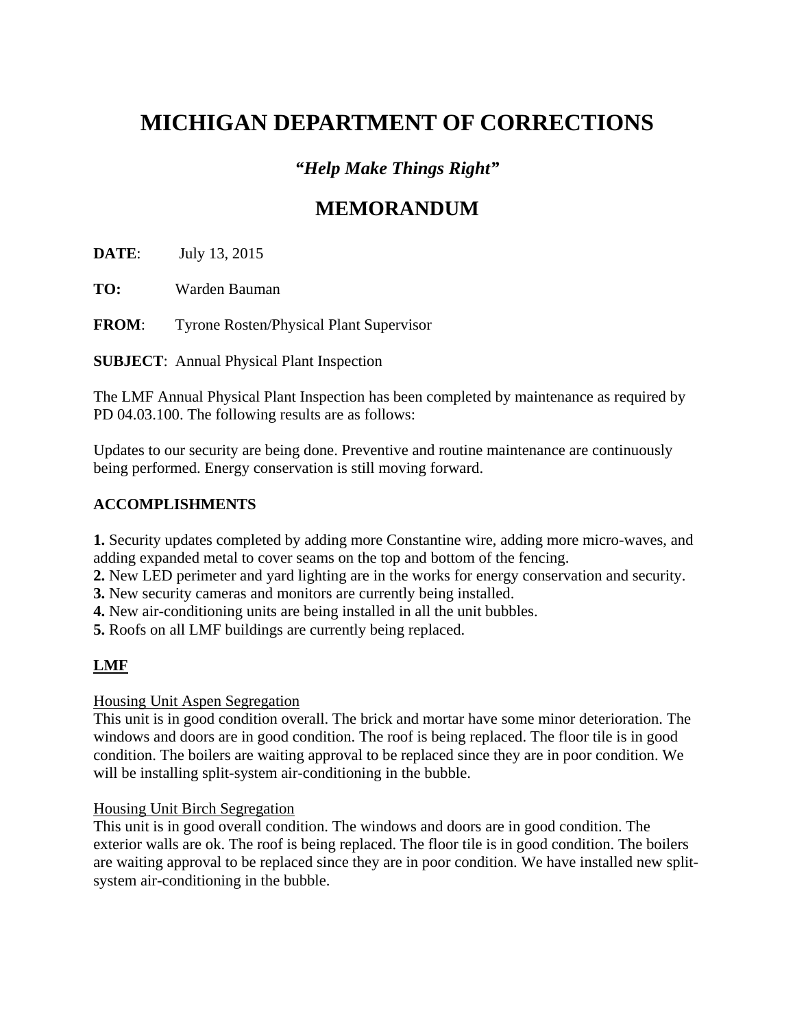# MICHIGAN DEPARTMENT OF CORRECTIONS

***"Help Make Things Right"***

## MEMORANDUM

**DATE**: July 13, 2015

**TO:** Warden Bauman

**FROM**: Tyrone Rosten/Physical Plant Supervisor

**SUBJECT**: Annual Physical Plant Inspection

The LMF Annual Physical Plant Inspection has been completed by maintenance as required by PD 04.03.100. The following results are as follows:

Updates to our security are being done. Preventive and routine maintenance are continuously being performed. Energy conservation is still moving forward.

**ACCOMPLISHMENTS**

**1.** Security updates completed by adding more Constantine wire, adding more micro-waves, and adding expanded metal to cover seams on the top and bottom of the fencing.
**2.** New LED perimeter and yard lighting are in the works for energy conservation and security.
**3.** New security cameras and monitors are currently being installed.
**4.** New air-conditioning units are being installed in all the unit bubbles.
**5.** Roofs on all LMF buildings are currently being replaced.

**<u>LMF</u>**

<u>Housing Unit Aspen Segregation</u>
This unit is in good condition overall. The brick and mortar have some minor deterioration. The windows and doors are in good condition. The roof is being replaced. The floor tile is in good condition. The boilers are waiting approval to be replaced since they are in poor condition. We will be installing split-system air-conditioning in the bubble.

<u>Housing Unit Birch Segregation</u>
This unit is in good overall condition. The windows and doors are in good condition. The exterior walls are ok. The roof is being replaced. The floor tile is in good condition. The boilers are waiting approval to be replaced since they are in poor condition. We have installed new split-system air-conditioning in the bubble.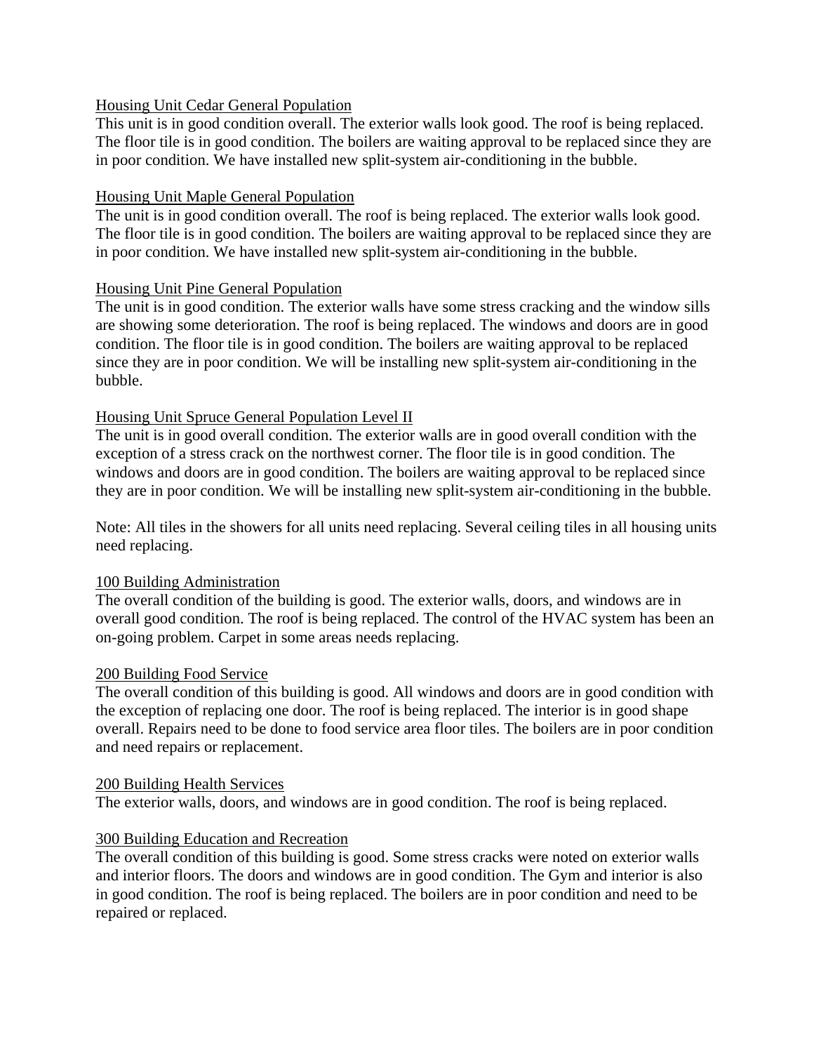<u>Housing Unit Cedar General Population</u>
This unit is in good condition overall. The exterior walls look good. The roof is being replaced. The floor tile is in good condition. The boilers are waiting approval to be replaced since they are in poor condition. We have installed new split-system air-conditioning in the bubble.

<u>Housing Unit Maple General Population</u>
The unit is in good condition overall. The roof is being replaced. The exterior walls look good. The floor tile is in good condition. The boilers are waiting approval to be replaced since they are in poor condition. We have installed new split-system air-conditioning in the bubble.

<u>Housing Unit Pine General Population</u>
The unit is in good condition. The exterior walls have some stress cracking and the window sills are showing some deterioration. The roof is being replaced. The windows and doors are in good condition. The floor tile is in good condition. The boilers are waiting approval to be replaced since they are in poor condition. We will be installing new split-system air-conditioning in the bubble.

<u>Housing Unit Spruce General Population Level II</u>
The unit is in good overall condition. The exterior walls are in good overall condition with the exception of a stress crack on the northwest corner. The floor tile is in good condition. The windows and doors are in good condition. The boilers are waiting approval to be replaced since they are in poor condition. We will be installing new split-system air-conditioning in the bubble.

Note: All tiles in the showers for all units need replacing. Several ceiling tiles in all housing units need replacing.

<u>100 Building Administration</u>
The overall condition of the building is good. The exterior walls, doors, and windows are in overall good condition. The roof is being replaced. The control of the HVAC system has been an on-going problem. Carpet in some areas needs replacing.

<u>200 Building Food Service</u>
The overall condition of this building is good. All windows and doors are in good condition with the exception of replacing one door. The roof is being replaced. The interior is in good shape overall. Repairs need to be done to food service area floor tiles. The boilers are in poor condition and need repairs or replacement.

<u>200 Building Health Services</u>
The exterior walls, doors, and windows are in good condition. The roof is being replaced.

<u>300 Building Education and Recreation</u>
The overall condition of this building is good. Some stress cracks were noted on exterior walls and interior floors. The doors and windows are in good condition. The Gym and interior is also in good condition. The roof is being replaced. The boilers are in poor condition and need to be repaired or replaced.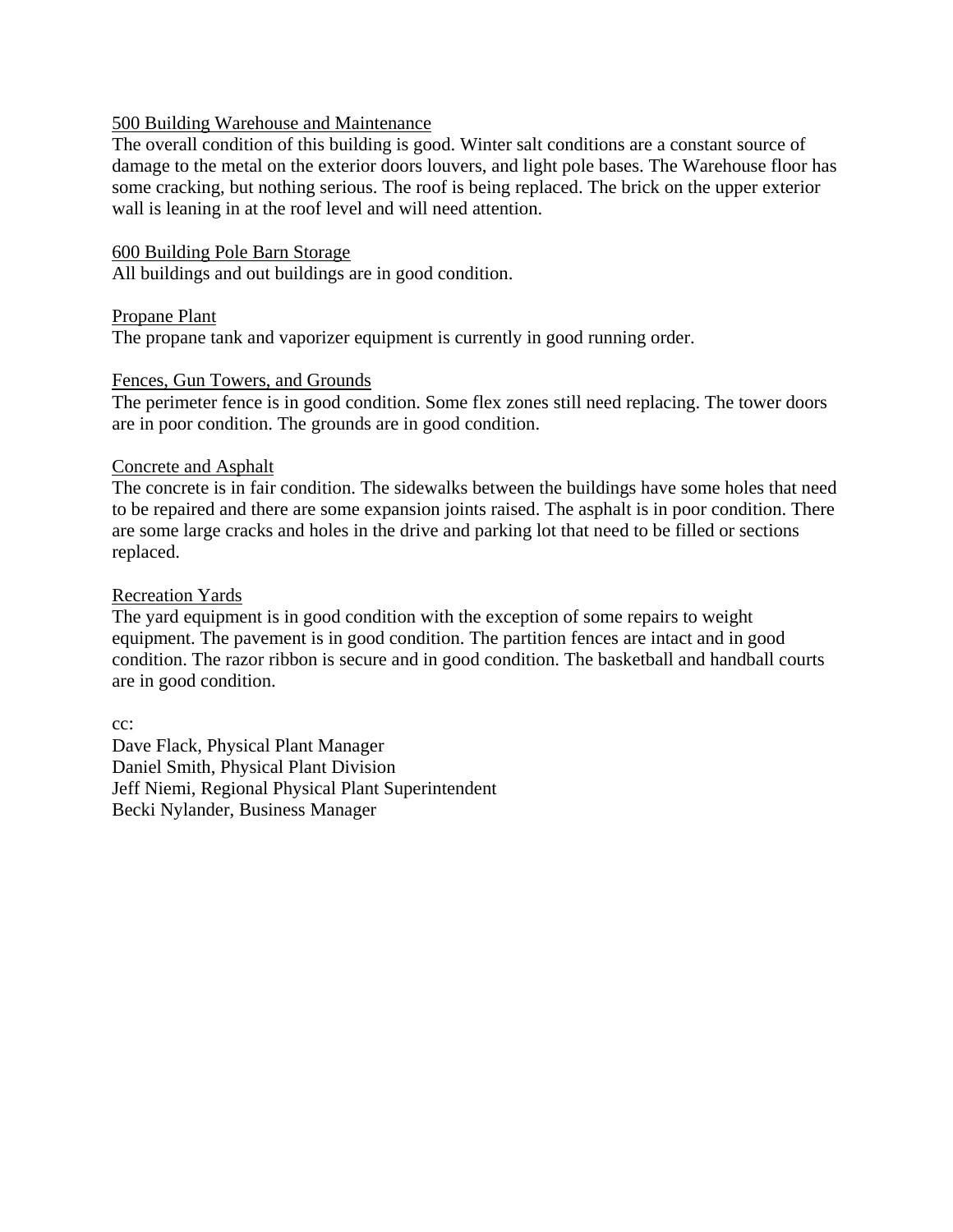<u>500 Building Warehouse and Maintenance</u>

The overall condition of this building is good. Winter salt conditions are a constant source of damage to the metal on the exterior doors louvers, and light pole bases. The Warehouse floor has some cracking, but nothing serious. The roof is being replaced. The brick on the upper exterior wall is leaning in at the roof level and will need attention.

<u>600 Building Pole Barn Storage</u>

All buildings and out buildings are in good condition.

<u>Propane Plant</u>

The propane tank and vaporizer equipment is currently in good running order.

<u>Fences, Gun Towers, and Grounds</u>

The perimeter fence is in good condition. Some flex zones still need replacing. The tower doors are in poor condition. The grounds are in good condition.

<u>Concrete and Asphalt</u>

The concrete is in fair condition. The sidewalks between the buildings have some holes that need to be repaired and there are some expansion joints raised. The asphalt is in poor condition. There are some large cracks and holes in the drive and parking lot that need to be filled or sections replaced.

<u>Recreation Yards</u>

The yard equipment is in good condition with the exception of some repairs to weight equipment. The pavement is in good condition. The partition fences are intact and in good condition. The razor ribbon is secure and in good condition. The basketball and handball courts are in good condition.

cc:
Dave Flack, Physical Plant Manager
Daniel Smith, Physical Plant Division
Jeff Niemi, Regional Physical Plant Superintendent
Becki Nylander, Business Manager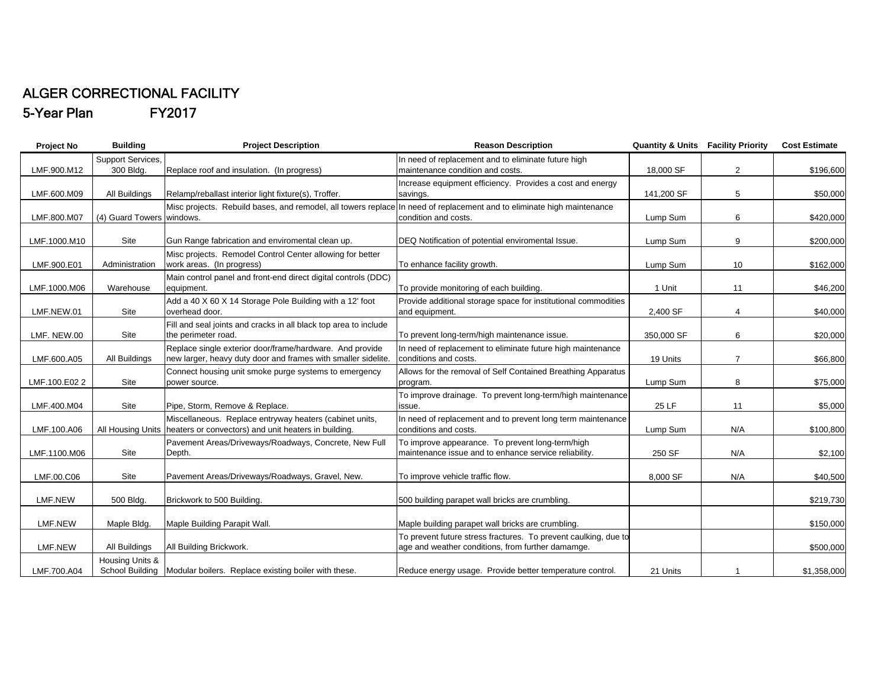# ALGER CORRECTIONAL FACILITY

## 5-Year Plan FY2017

| Project No | Building | Project Description | Reason Description | Quantity & Units | Facility Priority | Cost Estimate |
|---|---|---|---|---|---|---|
| LMF.900.M12 | Support Services, 300 Bldg. | Replace roof and insulation. (In progress) | In need of replacement and to eliminate future high maintenance condition and costs. | 18,000 SF | 2 | $196,600 |
| LMF.600.M09 | All Buildings | Relamp/reballast interior light fixture(s), Troffer. | Increase equipment efficiency. Provides a cost and energy savings. | 141,200 SF | 5 | $50,000 |
| LMF.800.M07 | (4) Guard Towers | Misc projects. Rebuild bases, and remodel, all towers replace windows. | In need of replacement and to eliminate high maintenance condition and costs. | Lump Sum | 6 | $420,000 |
| LMF.1000.M10 | Site | Gun Range fabrication and enviromental clean up. | DEQ Notification of potential enviromental Issue. | Lump Sum | 9 | $200,000 |
| LMF.900.E01 | Administration | Misc projects. Remodel Control Center allowing for better work areas. (In progress) | To enhance facility growth. | Lump Sum | 10 | $162,000 |
| LMF.1000.M06 | Warehouse | Main control panel and front-end direct digital controls (DDC) equipment. | To provide monitoring of each building. | 1 Unit | 11 | $46,200 |
| LMF.NEW.01 | Site | Add a 40 X 60 X 14 Storage Pole Building with a 12' foot overhead door. | Provide additional storage space for institutional commodities and equipment. | 2,400 SF | 4 | $40,000 |
| LMF. NEW.00 | Site | Fill and seal joints and cracks in all black top area to include the perimeter road. | To prevent long-term/high maintenance issue. | 350,000 SF | 6 | $20,000 |
| LMF.600.A05 | All Buildings | Replace single exterior door/frame/hardware. And provide new larger, heavy duty door and frames with smaller sidelite. | In need of replacement to eliminate future high maintenance conditions and costs. | 19 Units | 7 | $66,800 |
| LMF.100.E02 2 | Site | Connect housing unit smoke purge systems to emergency power source. | Allows for the removal of Self Contained Breathing Apparatus program. | Lump Sum | 8 | $75,000 |
| LMF.400.M04 | Site | Pipe, Storm, Remove & Replace. | To improve drainage. To prevent long-term/high maintenance issue. | 25 LF | 11 | $5,000 |
| LMF.100.A06 | All Housing Units | Miscellaneous. Replace entryway heaters (cabinet units, heaters or convectors) and unit heaters in building. | In need of replacement and to prevent long term maintenance conditions and costs. | Lump Sum | N/A | $100,800 |
| LMF.1100.M06 | Site | Pavement Areas/Driveways/Roadways, Concrete, New Full Depth. | To improve appearance. To prevent long-term/high maintenance issue and to enhance service reliability. | 250 SF | N/A | $2,100 |
| LMF.00.C06 | Site | Pavement Areas/Driveways/Roadways, Gravel, New. | To improve vehicle traffic flow. | 8,000 SF | N/A | $40,500 |
| LMF.NEW | 500 Bldg. | Brickwork to 500 Building. | 500 building parapet wall bricks are crumbling. | | | $219,730 |
| LMF.NEW | Maple Bldg. | Maple Building Parapit Wall. | Maple building parapet wall bricks are crumbling. | | | $150,000 |
| LMF.NEW | All Buildings | All Building Brickwork. | To prevent future stress fractures. To prevent caulking, due to age and weather conditions, from further damamge. | | | $500,000 |
| LMF.700.A04 | Housing Units & School Building | Modular boilers. Replace existing boiler with these. | Reduce energy usage. Provide better temperature control. | 21 Units | 1 | $1,358,000 |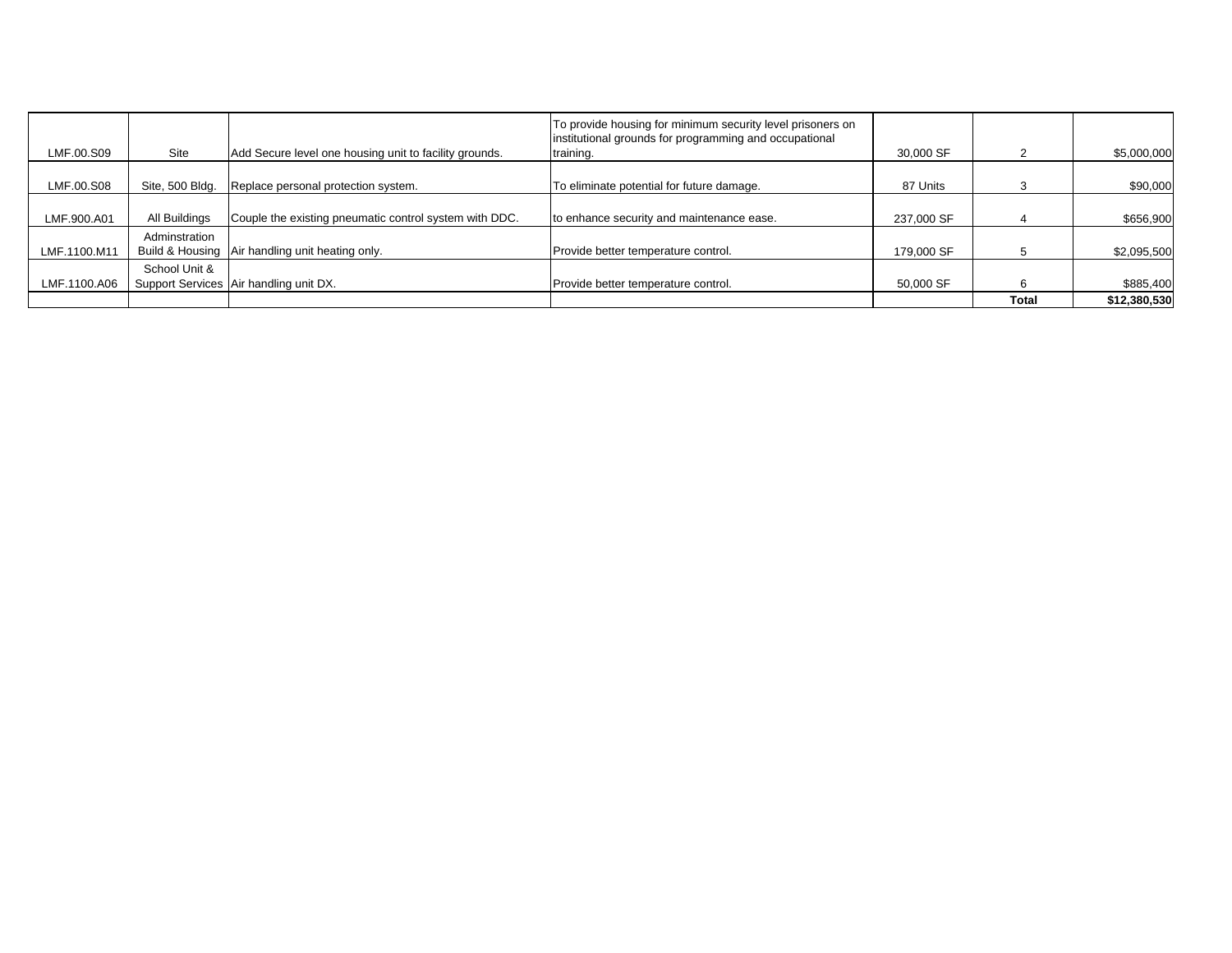| | | | | | | |
|---|---|---|---|---|---|---|
| LMF.00.S09 | Site | Add Secure level one housing unit to facility grounds. | To provide housing for minimum security level prisoners on institutional grounds for programming and occupational training. | 30,000 SF | 2 | $5,000,000 |
| LMF.00.S08 | Site, 500 Bldg. | Replace personal protection system. | To eliminate potential for future damage. | 87 Units | 3 | $90,000 |
| LMF.900.A01 | All Buildings | Couple the existing pneumatic control system with DDC. | to enhance security and maintenance ease. | 237,000 SF | 4 | $656,900 |
| LMF.1100.M11 | Adminstration Build & Housing | Air handling unit heating only. | Provide better temperature control. | 179,000 SF | 5 | $2,095,500 |
| LMF.1100.A06 | School Unit & Support Services | Air handling unit DX. | Provide better temperature control. | 50,000 SF | 6 | $885,400 |
| | | | | | **Total** | **$12,380,530** |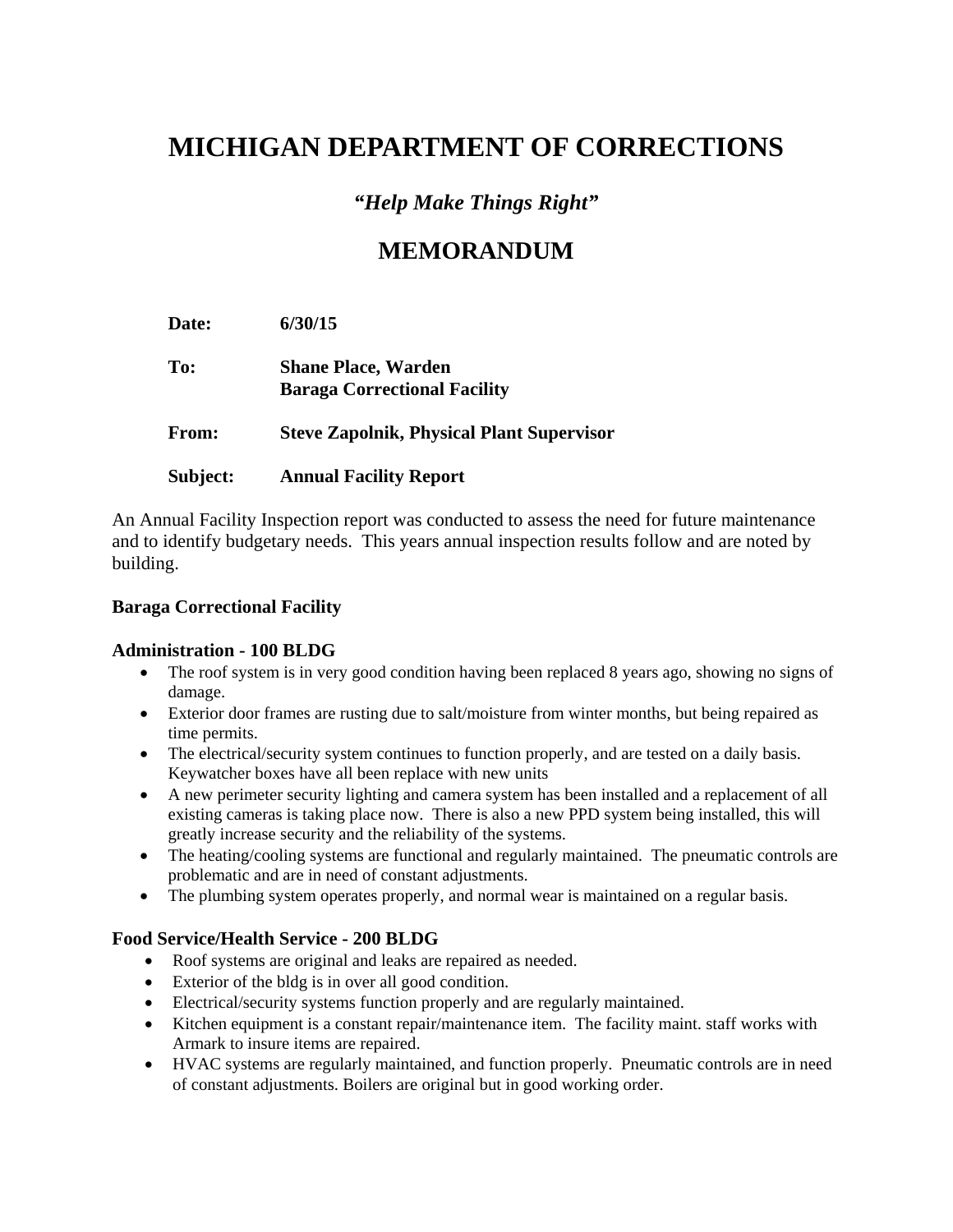# MICHIGAN DEPARTMENT OF CORRECTIONS

***"Help Make Things Right"***

## MEMORANDUM

**Date:** **6/30/15**

**To:** **Shane Place, Warden**
**Baraga Correctional Facility**

**From:** **Steve Zapolnik, Physical Plant Supervisor**

**Subject:** **Annual Facility Report**

An Annual Facility Inspection report was conducted to assess the need for future maintenance and to identify budgetary needs. This years annual inspection results follow and are noted by building.

**Baraga Correctional Facility**

**Administration - 100 BLDG**

- The roof system is in very good condition having been replaced 8 years ago, showing no signs of damage.
- Exterior door frames are rusting due to salt/moisture from winter months, but being repaired as time permits.
- The electrical/security system continues to function properly, and are tested on a daily basis. Keywatcher boxes have all been replace with new units
- A new perimeter security lighting and camera system has been installed and a replacement of all existing cameras is taking place now. There is also a new PPD system being installed, this will greatly increase security and the reliability of the systems.
- The heating/cooling systems are functional and regularly maintained. The pneumatic controls are problematic and are in need of constant adjustments.
- The plumbing system operates properly, and normal wear is maintained on a regular basis.

**Food Service/Health Service - 200 BLDG**

- Roof systems are original and leaks are repaired as needed.
- Exterior of the bldg is in over all good condition.
- Electrical/security systems function properly and are regularly maintained.
- Kitchen equipment is a constant repair/maintenance item. The facility maint. staff works with Armark to insure items are repaired.
- HVAC systems are regularly maintained, and function properly. Pneumatic controls are in need of constant adjustments. Boilers are original but in good working order.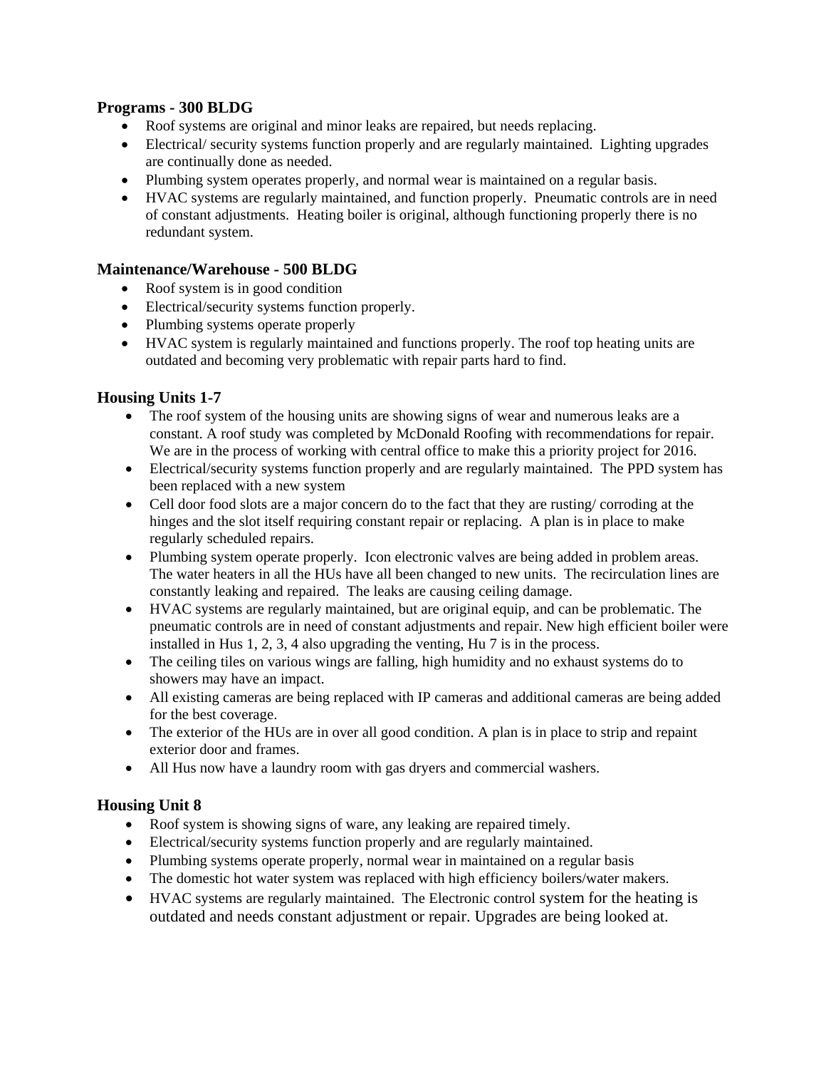### Programs - 300 BLDG

- Roof systems are original and minor leaks are repaired, but needs replacing.
- Electrical/ security systems function properly and are regularly maintained. Lighting upgrades are continually done as needed.
- Plumbing system operates properly, and normal wear is maintained on a regular basis.
- HVAC systems are regularly maintained, and function properly. Pneumatic controls are in need of constant adjustments. Heating boiler is original, although functioning properly there is no redundant system.

### Maintenance/Warehouse - 500 BLDG

- Roof system is in good condition
- Electrical/security systems function properly.
- Plumbing systems operate properly
- HVAC system is regularly maintained and functions properly. The roof top heating units are outdated and becoming very problematic with repair parts hard to find.

### Housing Units 1-7

- The roof system of the housing units are showing signs of wear and numerous leaks are a constant. A roof study was completed by McDonald Roofing with recommendations for repair. We are in the process of working with central office to make this a priority project for 2016.
- Electrical/security systems function properly and are regularly maintained. The PPD system has been replaced with a new system
- Cell door food slots are a major concern do to the fact that they are rusting/ corroding at the hinges and the slot itself requiring constant repair or replacing. A plan is in place to make regularly scheduled repairs.
- Plumbing system operate properly. Icon electronic valves are being added in problem areas. The water heaters in all the HUs have all been changed to new units. The recirculation lines are constantly leaking and repaired. The leaks are causing ceiling damage.
- HVAC systems are regularly maintained, but are original equip, and can be problematic. The pneumatic controls are in need of constant adjustments and repair. New high efficient boiler were installed in Hus 1, 2, 3, 4 also upgrading the venting, Hu 7 is in the process.
- The ceiling tiles on various wings are falling, high humidity and no exhaust systems do to showers may have an impact.
- All existing cameras are being replaced with IP cameras and additional cameras are being added for the best coverage.
- The exterior of the HUs are in over all good condition. A plan is in place to strip and repaint exterior door and frames.
- All Hus now have a laundry room with gas dryers and commercial washers.

### Housing Unit 8

- Roof system is showing signs of ware, any leaking are repaired timely.
- Electrical/security systems function properly and are regularly maintained.
- Plumbing systems operate properly, normal wear in maintained on a regular basis
- The domestic hot water system was replaced with high efficiency boilers/water makers.
- HVAC systems are regularly maintained. The Electronic control system for the heating is outdated and needs constant adjustment or repair. Upgrades are being looked at.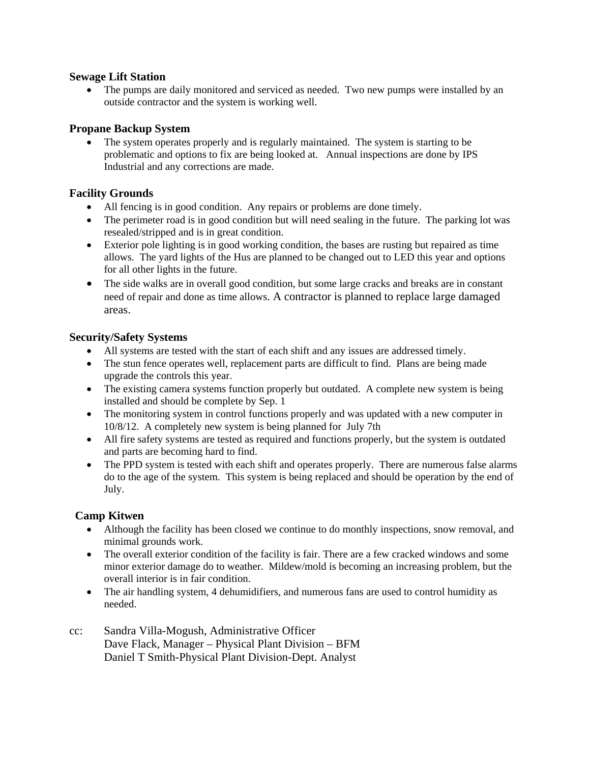### Sewage Lift Station

- The pumps are daily monitored and serviced as needed. Two new pumps were installed by an outside contractor and the system is working well.

### Propane Backup System

- The system operates properly and is regularly maintained. The system is starting to be problematic and options to fix are being looked at. Annual inspections are done by IPS Industrial and any corrections are made.

### Facility Grounds

- All fencing is in good condition. Any repairs or problems are done timely.
- The perimeter road is in good condition but will need sealing in the future. The parking lot was resealed/stripped and is in great condition.
- Exterior pole lighting is in good working condition, the bases are rusting but repaired as time allows. The yard lights of the Hus are planned to be changed out to LED this year and options for all other lights in the future.
- The side walks are in overall good condition, but some large cracks and breaks are in constant need of repair and done as time allows. A contractor is planned to replace large damaged areas.

### Security/Safety Systems

- All systems are tested with the start of each shift and any issues are addressed timely.
- The stun fence operates well, replacement parts are difficult to find. Plans are being made upgrade the controls this year.
- The existing camera systems function properly but outdated. A complete new system is being installed and should be complete by Sep. 1
- The monitoring system in control functions properly and was updated with a new computer in 10/8/12. A completely new system is being planned for July 7th
- All fire safety systems are tested as required and functions properly, but the system is outdated and parts are becoming hard to find.
- The PPD system is tested with each shift and operates properly. There are numerous false alarms do to the age of the system. This system is being replaced and should be operation by the end of July.

### Camp Kitwen

- Although the facility has been closed we continue to do monthly inspections, snow removal, and minimal grounds work.
- The overall exterior condition of the facility is fair. There are a few cracked windows and some minor exterior damage do to weather. Mildew/mold is becoming an increasing problem, but the overall interior is in fair condition.
- The air handling system, 4 dehumidifiers, and numerous fans are used to control humidity as needed.

cc: Sandra Villa-Mogush, Administrative Officer
Dave Flack, Manager – Physical Plant Division – BFM
Daniel T Smith-Physical Plant Division-Dept. Analyst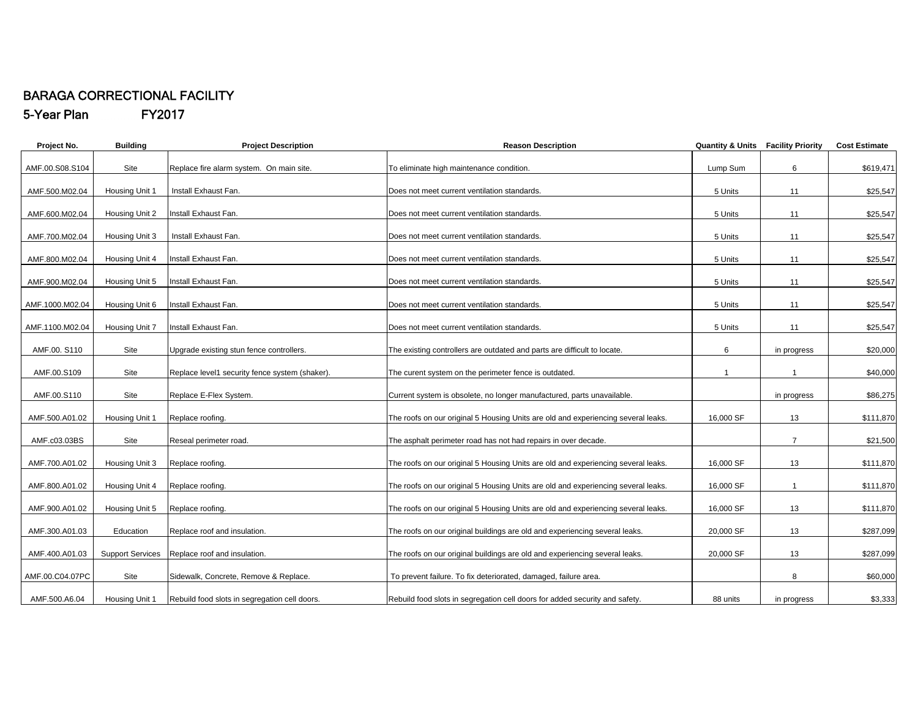# BARAGA CORRECTIONAL FACILITY

## 5-Year Plan FY2017

| Project No. | Building | Project Description | Reason Description | Quantity & Units | Facility Priority | Cost Estimate |
|---|---|---|---|---|---|---|
| AMF.00.S08.S104 | Site | Replace fire alarm system. On main site. | To eliminate high maintenance condition. | Lump Sum | 6 | $619,471 |
| AMF.500.M02.04 | Housing Unit 1 | Install Exhaust Fan. | Does not meet current ventilation standards. | 5 Units | 11 | $25,547 |
| AMF.600.M02.04 | Housing Unit 2 | Install Exhaust Fan. | Does not meet current ventilation standards. | 5 Units | 11 | $25,547 |
| AMF.700.M02.04 | Housing Unit 3 | Install Exhaust Fan. | Does not meet current ventilation standards. | 5 Units | 11 | $25,547 |
| AMF.800.M02.04 | Housing Unit 4 | Install Exhaust Fan. | Does not meet current ventilation standards. | 5 Units | 11 | $25,547 |
| AMF.900.M02.04 | Housing Unit 5 | Install Exhaust Fan. | Does not meet current ventilation standards. | 5 Units | 11 | $25,547 |
| AMF.1000.M02.04 | Housing Unit 6 | Install Exhaust Fan. | Does not meet current ventilation standards. | 5 Units | 11 | $25,547 |
| AMF.1100.M02.04 | Housing Unit 7 | Install Exhaust Fan. | Does not meet current ventilation standards. | 5 Units | 11 | $25,547 |
| AMF.00. S110 | Site | Upgrade existing stun fence controllers. | The existing controllers are outdated and parts are difficult to locate. | 6 | in progress | $20,000 |
| AMF.00.S109 | Site | Replace level1 security fence system (shaker). | The curent system on the perimeter fence is outdated. | 1 | 1 | $40,000 |
| AMF.00.S110 | Site | Replace E-Flex System. | Current system is obsolete, no longer manufactured, parts unavailable. | | in progress | $86,275 |
| AMF.500.A01.02 | Housing Unit 1 | Replace roofing. | The roofs on our original 5 Housing Units are old and experiencing several leaks. | 16,000 SF | 13 | $111,870 |
| AMF.c03.03BS | Site | Reseal perimeter road. | The asphalt perimeter road has not had repairs in over decade. | | 7 | $21,500 |
| AMF.700.A01.02 | Housing Unit 3 | Replace roofing. | The roofs on our original 5 Housing Units are old and experiencing several leaks. | 16,000 SF | 13 | $111,870 |
| AMF.800.A01.02 | Housing Unit 4 | Replace roofing. | The roofs on our original 5 Housing Units are old and experiencing several leaks. | 16,000 SF | 1 | $111,870 |
| AMF.900.A01.02 | Housing Unit 5 | Replace roofing. | The roofs on our original 5 Housing Units are old and experiencing several leaks. | 16,000 SF | 13 | $111,870 |
| AMF.300.A01.03 | Education | Replace roof and insulation. | The roofs on our original buildings are old and experiencing several leaks. | 20,000 SF | 13 | $287,099 |
| AMF.400.A01.03 | Support Services | Replace roof and insulation. | The roofs on our original buildings are old and experiencing several leaks. | 20,000 SF | 13 | $287,099 |
| AMF.00.C04.07PC | Site | Sidewalk, Concrete, Remove & Replace. | To prevent failure. To fix deteriorated, damaged, failure area. | | 8 | $60,000 |
| AMF.500.A6.04 | Housing Unit 1 | Rebuild food slots in segregation cell doors. | Rebuild food slots in segregation cell doors for added security and safety. | 88 units | in progress | $3,333 |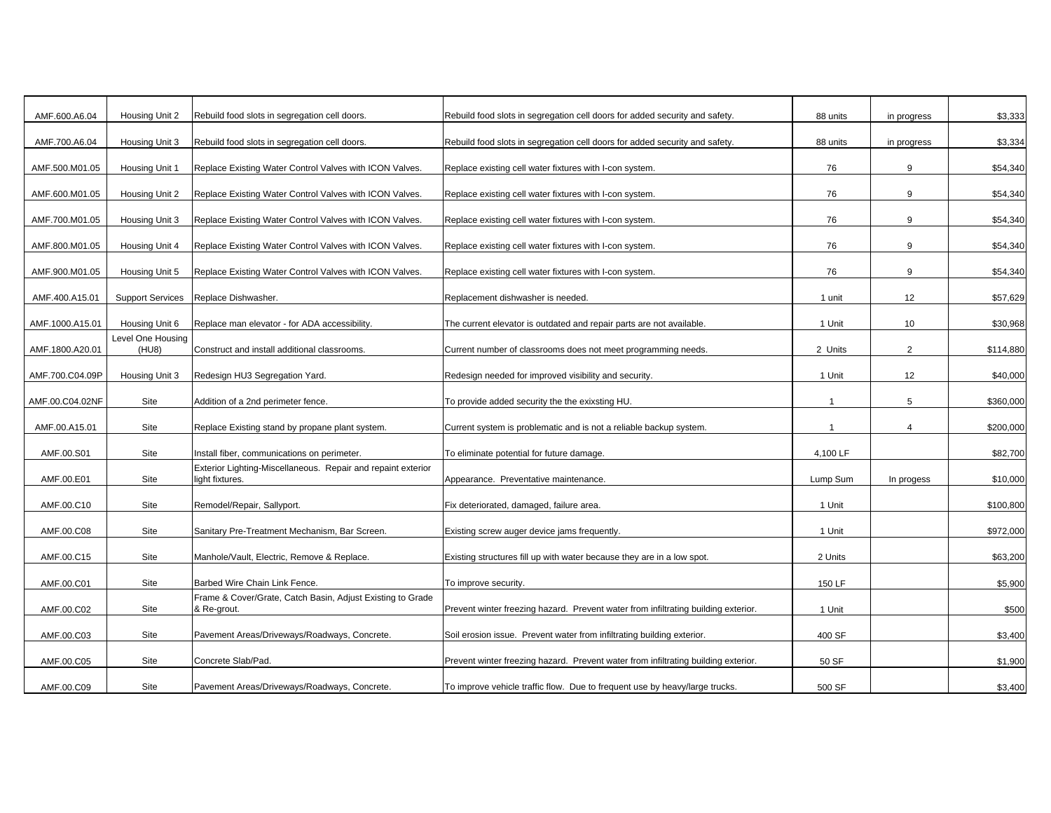| | | | | | | |
|---|---|---|---|---|---|---|
| AMF.600.A6.04 | Housing Unit 2 | Rebuild food slots in segregation cell doors. | Rebuild food slots in segregation cell doors for added security and safety. | 88 units | in progress | $3,333 |
| AMF.700.A6.04 | Housing Unit 3 | Rebuild food slots in segregation cell doors. | Rebuild food slots in segregation cell doors for added security and safety. | 88 units | in progress | $3,334 |
| AMF.500.M01.05 | Housing Unit 1 | Replace Existing Water Control Valves with ICON Valves. | Replace existing cell water fixtures with I-con system. | 76 | 9 | $54,340 |
| AMF.600.M01.05 | Housing Unit 2 | Replace Existing Water Control Valves with ICON Valves. | Replace existing cell water fixtures with I-con system. | 76 | 9 | $54,340 |
| AMF.700.M01.05 | Housing Unit 3 | Replace Existing Water Control Valves with ICON Valves. | Replace existing cell water fixtures with I-con system. | 76 | 9 | $54,340 |
| AMF.800.M01.05 | Housing Unit 4 | Replace Existing Water Control Valves with ICON Valves. | Replace existing cell water fixtures with I-con system. | 76 | 9 | $54,340 |
| AMF.900.M01.05 | Housing Unit 5 | Replace Existing Water Control Valves with ICON Valves. | Replace existing cell water fixtures with I-con system. | 76 | 9 | $54,340 |
| AMF.400.A15.01 | Support Services | Replace Dishwasher. | Replacement dishwasher is needed. | 1 unit | 12 | $57,629 |
| AMF.1000.A15.01 | Housing Unit 6 | Replace man elevator - for ADA accessibility. | The current elevator is outdated and repair parts are not available. | 1 Unit | 10 | $30,968 |
| AMF.1800.A20.01 | Level One Housing (HU8) | Construct and install additional classrooms. | Current number of classrooms does not meet programming needs. | 2 Units | 2 | $114,880 |
| AMF.700.C04.09P | Housing Unit 3 | Redesign HU3 Segregation Yard. | Redesign needed for improved visibility and security. | 1 Unit | 12 | $40,000 |
| AMF.00.C04.02NF | Site | Addition of a 2nd perimeter fence. | To provide added security the the exixsting HU. | 1 | 5 | $360,000 |
| AMF.00.A15.01 | Site | Replace Existing stand by propane plant system. | Current system is problematic and is not a reliable backup system. | 1 | 4 | $200,000 |
| AMF.00.S01 | Site | Install fiber, communications on perimeter. | To eliminate potential for future damage. | 4,100 LF | | $82,700 |
| AMF.00.E01 | Site | Exterior Lighting-Miscellaneous. Repair and repaint exterior light fixtures. | Appearance. Preventative maintenance. | Lump Sum | In progess | $10,000 |
| AMF.00.C10 | Site | Remodel/Repair, Sallyport. | Fix deteriorated, damaged, failure area. | 1 Unit | | $100,800 |
| AMF.00.C08 | Site | Sanitary Pre-Treatment Mechanism, Bar Screen. | Existing screw auger device jams frequently. | 1 Unit | | $972,000 |
| AMF.00.C15 | Site | Manhole/Vault, Electric, Remove & Replace. | Existing structures fill up with water because they are in a low spot. | 2 Units | | $63,200 |
| AMF.00.C01 | Site | Barbed Wire Chain Link Fence. | To improve security. | 150 LF | | $5,900 |
| AMF.00.C02 | Site | Frame & Cover/Grate, Catch Basin, Adjust Existing to Grade & Re-grout. | Prevent winter freezing hazard. Prevent water from infiltrating building exterior. | 1 Unit | | $500 |
| AMF.00.C03 | Site | Pavement Areas/Driveways/Roadways, Concrete. | Soil erosion issue. Prevent water from infiltrating building exterior. | 400 SF | | $3,400 |
| AMF.00.C05 | Site | Concrete Slab/Pad. | Prevent winter freezing hazard. Prevent water from infiltrating building exterior. | 50 SF | | $1,900 |
| AMF.00.C09 | Site | Pavement Areas/Driveways/Roadways, Concrete. | To improve vehicle traffic flow. Due to frequent use by heavy/large trucks. | 500 SF | | $3,400 |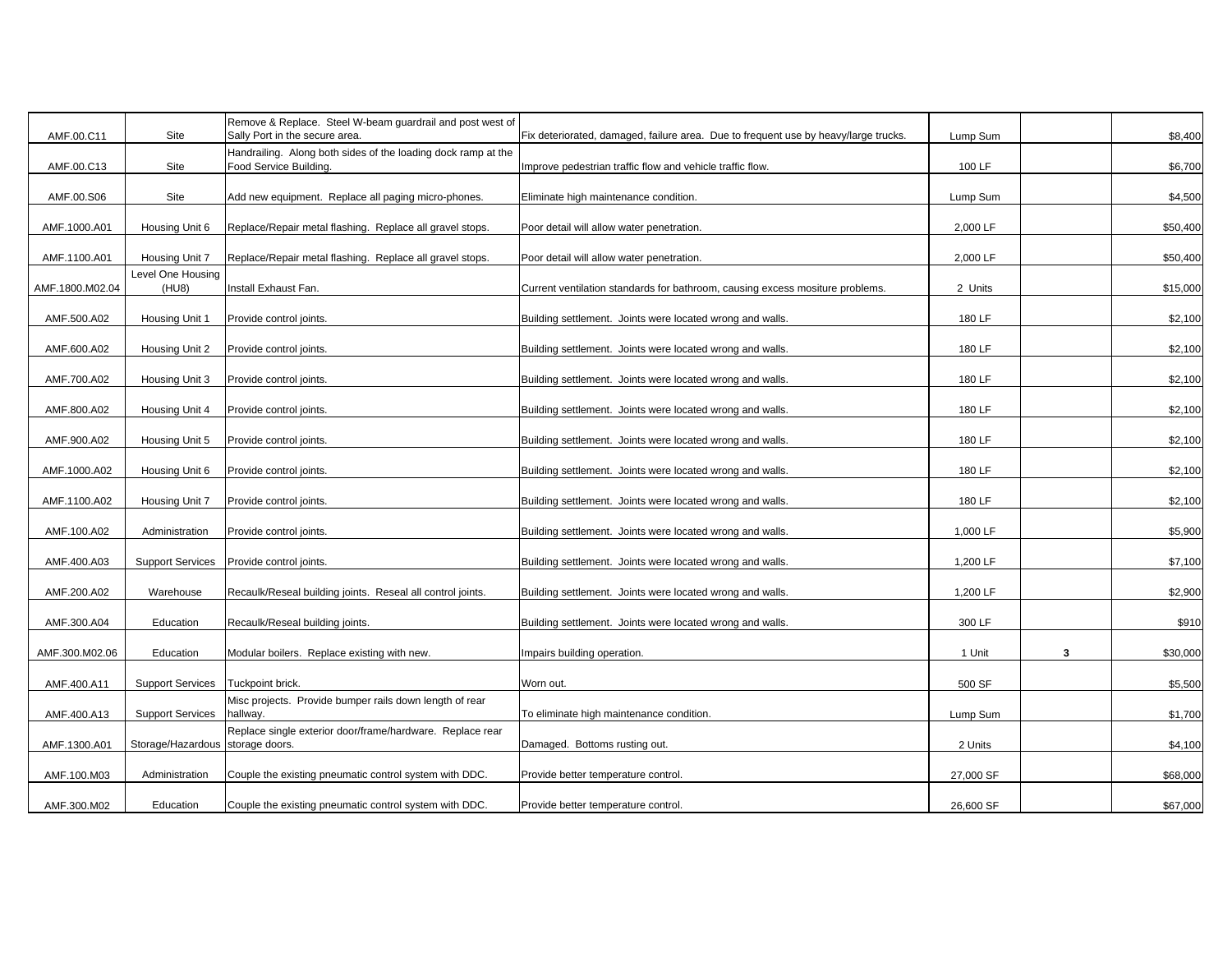| | | | | | | |
|---|---|---|---|---|---|---|
| AMF.00.C11 | Site | Remove & Replace. Steel W-beam guardrail and post west of Sally Port in the secure area. | Fix deteriorated, damaged, failure area. Due to frequent use by heavy/large trucks. | Lump Sum | | $8,400 |
| AMF.00.C13 | Site | Handrailing. Along both sides of the loading dock ramp at the Food Service Building. | Improve pedestrian traffic flow and vehicle traffic flow. | 100 LF | | $6,700 |
| AMF.00.S06 | Site | Add new equipment. Replace all paging micro-phones. | Eliminate high maintenance condition. | Lump Sum | | $4,500 |
| AMF.1000.A01 | Housing Unit 6 | Replace/Repair metal flashing. Replace all gravel stops. | Poor detail will allow water penetration. | 2,000 LF | | $50,400 |
| AMF.1100.A01 | Housing Unit 7 | Replace/Repair metal flashing. Replace all gravel stops. | Poor detail will allow water penetration. | 2,000 LF | | $50,400 |
| AMF.1800.M02.04 | Level One Housing (HU8) | Install Exhaust Fan. | Current ventilation standards for bathroom, causing excess mositure problems. | 2 Units | | $15,000 |
| AMF.500.A02 | Housing Unit 1 | Provide control joints. | Building settlement. Joints were located wrong and walls. | 180 LF | | $2,100 |
| AMF.600.A02 | Housing Unit 2 | Provide control joints. | Building settlement. Joints were located wrong and walls. | 180 LF | | $2,100 |
| AMF.700.A02 | Housing Unit 3 | Provide control joints. | Building settlement. Joints were located wrong and walls. | 180 LF | | $2,100 |
| AMF.800.A02 | Housing Unit 4 | Provide control joints. | Building settlement. Joints were located wrong and walls. | 180 LF | | $2,100 |
| AMF.900.A02 | Housing Unit 5 | Provide control joints. | Building settlement. Joints were located wrong and walls. | 180 LF | | $2,100 |
| AMF.1000.A02 | Housing Unit 6 | Provide control joints. | Building settlement. Joints were located wrong and walls. | 180 LF | | $2,100 |
| AMF.1100.A02 | Housing Unit 7 | Provide control joints. | Building settlement. Joints were located wrong and walls. | 180 LF | | $2,100 |
| AMF.100.A02 | Administration | Provide control joints. | Building settlement. Joints were located wrong and walls. | 1,000 LF | | $5,900 |
| AMF.400.A03 | Support Services | Provide control joints. | Building settlement. Joints were located wrong and walls. | 1,200 LF | | $7,100 |
| AMF.200.A02 | Warehouse | Recaulk/Reseal building joints. Reseal all control joints. | Building settlement. Joints were located wrong and walls. | 1,200 LF | | $2,900 |
| AMF.300.A04 | Education | Recaulk/Reseal building joints. | Building settlement. Joints were located wrong and walls. | 300 LF | | $910 |
| AMF.300.M02.06 | Education | Modular boilers. Replace existing with new. | Impairs building operation. | 1 Unit | **3** | $30,000 |
| AMF.400.A11 | Support Services | Tuckpoint brick. | Worn out. | 500 SF | | $5,500 |
| AMF.400.A13 | Support Services | Misc projects. Provide bumper rails down length of rear hallway. | To eliminate high maintenance condition. | Lump Sum | | $1,700 |
| AMF.1300.A01 | Storage/Hazardous | Replace single exterior door/frame/hardware. Replace rear storage doors. | Damaged. Bottoms rusting out. | 2 Units | | $4,100 |
| AMF.100.M03 | Administration | Couple the existing pneumatic control system with DDC. | Provide better temperature control. | 27,000 SF | | $68,000 |
| AMF.300.M02 | Education | Couple the existing pneumatic control system with DDC. | Provide better temperature control. | 26,600 SF | | $67,000 |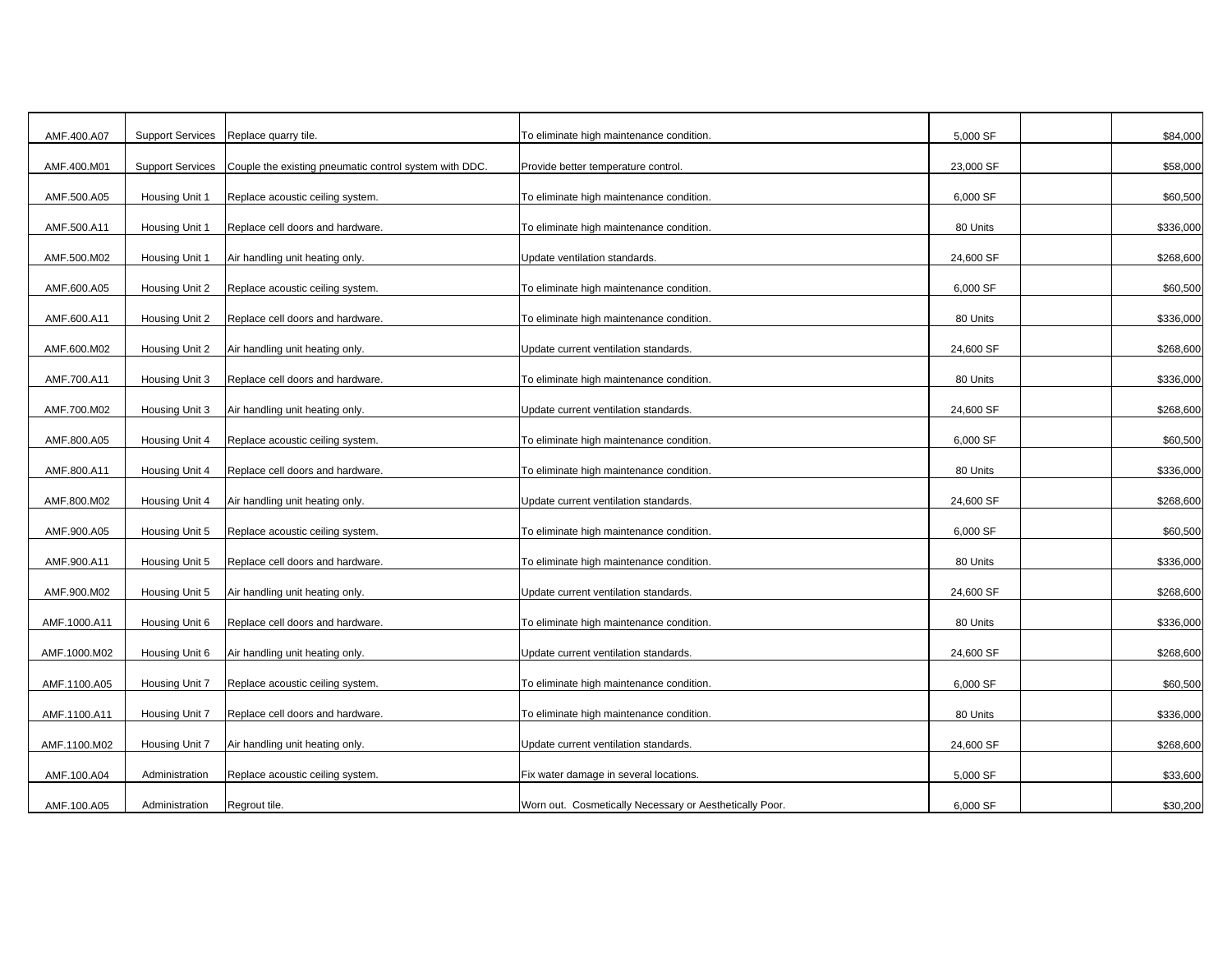| | | | | | | |
|---|---|---|---|---|---|---|
| AMF.400.A07 | Support Services | Replace quarry tile. | To eliminate high maintenance condition. | 5,000 SF | | $84,000 |
| AMF.400.M01 | Support Services | Couple the existing pneumatic control system with DDC. | Provide better temperature control. | 23,000 SF | | $58,000 |
| AMF.500.A05 | Housing Unit 1 | Replace acoustic ceiling system. | To eliminate high maintenance condition. | 6,000 SF | | $60,500 |
| AMF.500.A11 | Housing Unit 1 | Replace cell doors and hardware. | To eliminate high maintenance condition. | 80 Units | | $336,000 |
| AMF.500.M02 | Housing Unit 1 | Air handling unit heating only. | Update ventilation standards. | 24,600 SF | | $268,600 |
| AMF.600.A05 | Housing Unit 2 | Replace acoustic ceiling system. | To eliminate high maintenance condition. | 6,000 SF | | $60,500 |
| AMF.600.A11 | Housing Unit 2 | Replace cell doors and hardware. | To eliminate high maintenance condition. | 80 Units | | $336,000 |
| AMF.600.M02 | Housing Unit 2 | Air handling unit heating only. | Update current ventilation standards. | 24,600 SF | | $268,600 |
| AMF.700.A11 | Housing Unit 3 | Replace cell doors and hardware. | To eliminate high maintenance condition. | 80 Units | | $336,000 |
| AMF.700.M02 | Housing Unit 3 | Air handling unit heating only. | Update current ventilation standards. | 24,600 SF | | $268,600 |
| AMF.800.A05 | Housing Unit 4 | Replace acoustic ceiling system. | To eliminate high maintenance condition. | 6,000 SF | | $60,500 |
| AMF.800.A11 | Housing Unit 4 | Replace cell doors and hardware. | To eliminate high maintenance condition. | 80 Units | | $336,000 |
| AMF.800.M02 | Housing Unit 4 | Air handling unit heating only. | Update current ventilation standards. | 24,600 SF | | $268,600 |
| AMF.900.A05 | Housing Unit 5 | Replace acoustic ceiling system. | To eliminate high maintenance condition. | 6,000 SF | | $60,500 |
| AMF.900.A11 | Housing Unit 5 | Replace cell doors and hardware. | To eliminate high maintenance condition. | 80 Units | | $336,000 |
| AMF.900.M02 | Housing Unit 5 | Air handling unit heating only. | Update current ventilation standards. | 24,600 SF | | $268,600 |
| AMF.1000.A11 | Housing Unit 6 | Replace cell doors and hardware. | To eliminate high maintenance condition. | 80 Units | | $336,000 |
| AMF.1000.M02 | Housing Unit 6 | Air handling unit heating only. | Update current ventilation standards. | 24,600 SF | | $268,600 |
| AMF.1100.A05 | Housing Unit 7 | Replace acoustic ceiling system. | To eliminate high maintenance condition. | 6,000 SF | | $60,500 |
| AMF.1100.A11 | Housing Unit 7 | Replace cell doors and hardware. | To eliminate high maintenance condition. | 80 Units | | $336,000 |
| AMF.1100.M02 | Housing Unit 7 | Air handling unit heating only. | Update current ventilation standards. | 24,600 SF | | $268,600 |
| AMF.100.A04 | Administration | Replace acoustic ceiling system. | Fix water damage in several locations. | 5,000 SF | | $33,600 |
| AMF.100.A05 | Administration | Regrout tile. | Worn out. Cosmetically Necessary or Aesthetically Poor. | 6,000 SF | | $30,200 |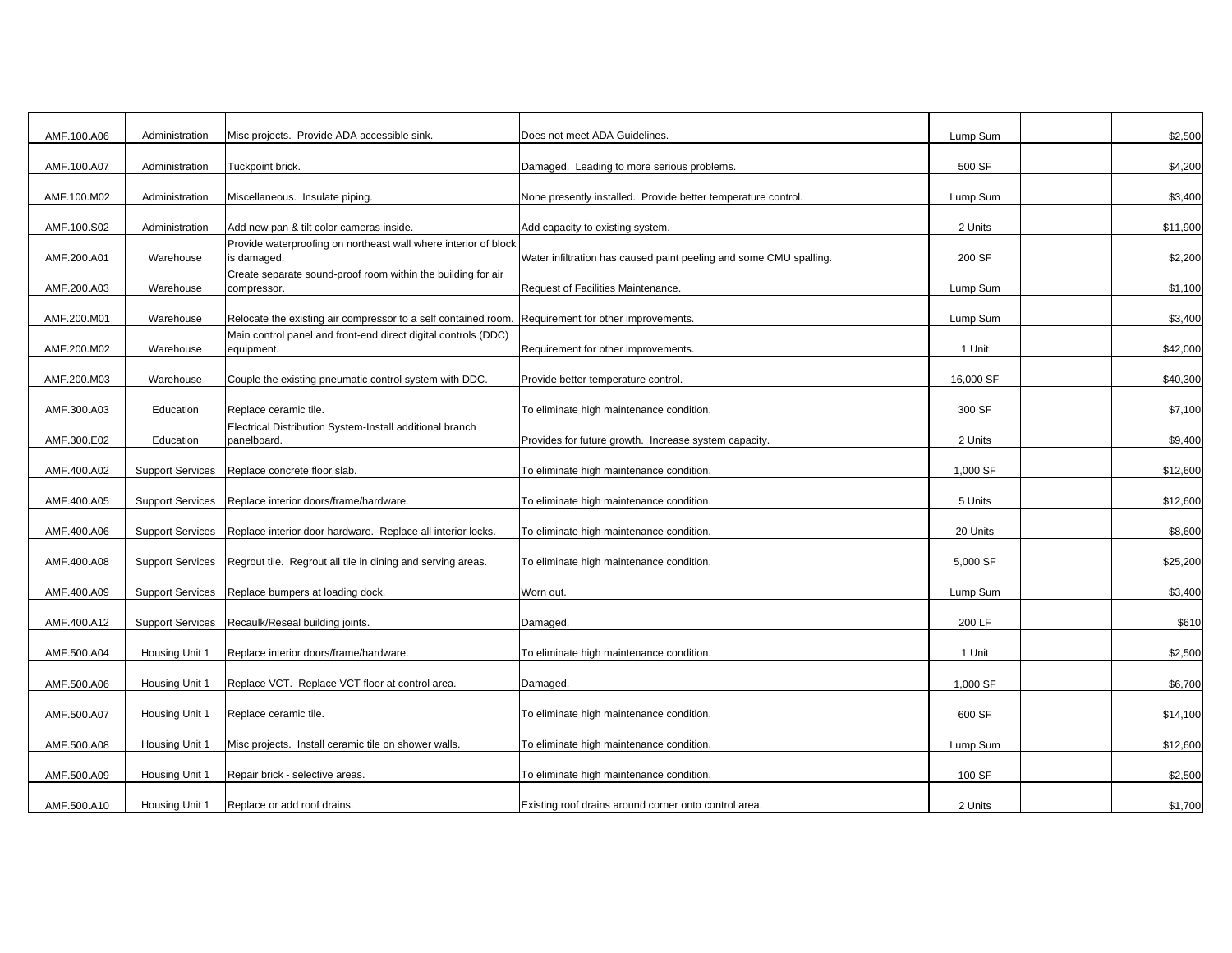| | | | | | | |
|---|---|---|---|---|---|---|
| AMF.100.A06 | Administration | Misc projects. Provide ADA accessible sink. | Does not meet ADA Guidelines. | Lump Sum | | $2,500 |
| AMF.100.A07 | Administration | Tuckpoint brick. | Damaged. Leading to more serious problems. | 500 SF | | $4,200 |
| AMF.100.M02 | Administration | Miscellaneous. Insulate piping. | None presently installed. Provide better temperature control. | Lump Sum | | $3,400 |
| AMF.100.S02 | Administration | Add new pan & tilt color cameras inside. | Add capacity to existing system. | 2 Units | | $11,900 |
| AMF.200.A01 | Warehouse | Provide waterproofing on northeast wall where interior of block is damaged. | Water infiltration has caused paint peeling and some CMU spalling. | 200 SF | | $2,200 |
| AMF.200.A03 | Warehouse | Create separate sound-proof room within the building for air compressor. | Request of Facilities Maintenance. | Lump Sum | | $1,100 |
| AMF.200.M01 | Warehouse | Relocate the existing air compressor to a self contained room. | Requirement for other improvements. | Lump Sum | | $3,400 |
| AMF.200.M02 | Warehouse | Main control panel and front-end direct digital controls (DDC) equipment. | Requirement for other improvements. | 1 Unit | | $42,000 |
| AMF.200.M03 | Warehouse | Couple the existing pneumatic control system with DDC. | Provide better temperature control. | 16,000 SF | | $40,300 |
| AMF.300.A03 | Education | Replace ceramic tile. | To eliminate high maintenance condition. | 300 SF | | $7,100 |
| AMF.300.E02 | Education | Electrical Distribution System-Install additional branch panelboard. | Provides for future growth. Increase system capacity. | 2 Units | | $9,400 |
| AMF.400.A02 | Support Services | Replace concrete floor slab. | To eliminate high maintenance condition. | 1,000 SF | | $12,600 |
| AMF.400.A05 | Support Services | Replace interior doors/frame/hardware. | To eliminate high maintenance condition. | 5 Units | | $12,600 |
| AMF.400.A06 | Support Services | Replace interior door hardware. Replace all interior locks. | To eliminate high maintenance condition. | 20 Units | | $8,600 |
| AMF.400.A08 | Support Services | Regrout tile. Regrout all tile in dining and serving areas. | To eliminate high maintenance condition. | 5,000 SF | | $25,200 |
| AMF.400.A09 | Support Services | Replace bumpers at loading dock. | Worn out. | Lump Sum | | $3,400 |
| AMF.400.A12 | Support Services | Recaulk/Reseal building joints. | Damaged. | 200 LF | | $610 |
| AMF.500.A04 | Housing Unit 1 | Replace interior doors/frame/hardware. | To eliminate high maintenance condition. | 1 Unit | | $2,500 |
| AMF.500.A06 | Housing Unit 1 | Replace VCT. Replace VCT floor at control area. | Damaged. | 1,000 SF | | $6,700 |
| AMF.500.A07 | Housing Unit 1 | Replace ceramic tile. | To eliminate high maintenance condition. | 600 SF | | $14,100 |
| AMF.500.A08 | Housing Unit 1 | Misc projects. Install ceramic tile on shower walls. | To eliminate high maintenance condition. | Lump Sum | | $12,600 |
| AMF.500.A09 | Housing Unit 1 | Repair brick - selective areas. | To eliminate high maintenance condition. | 100 SF | | $2,500 |
| AMF.500.A10 | Housing Unit 1 | Replace or add roof drains. | Existing roof drains around corner onto control area. | 2 Units | | $1,700 |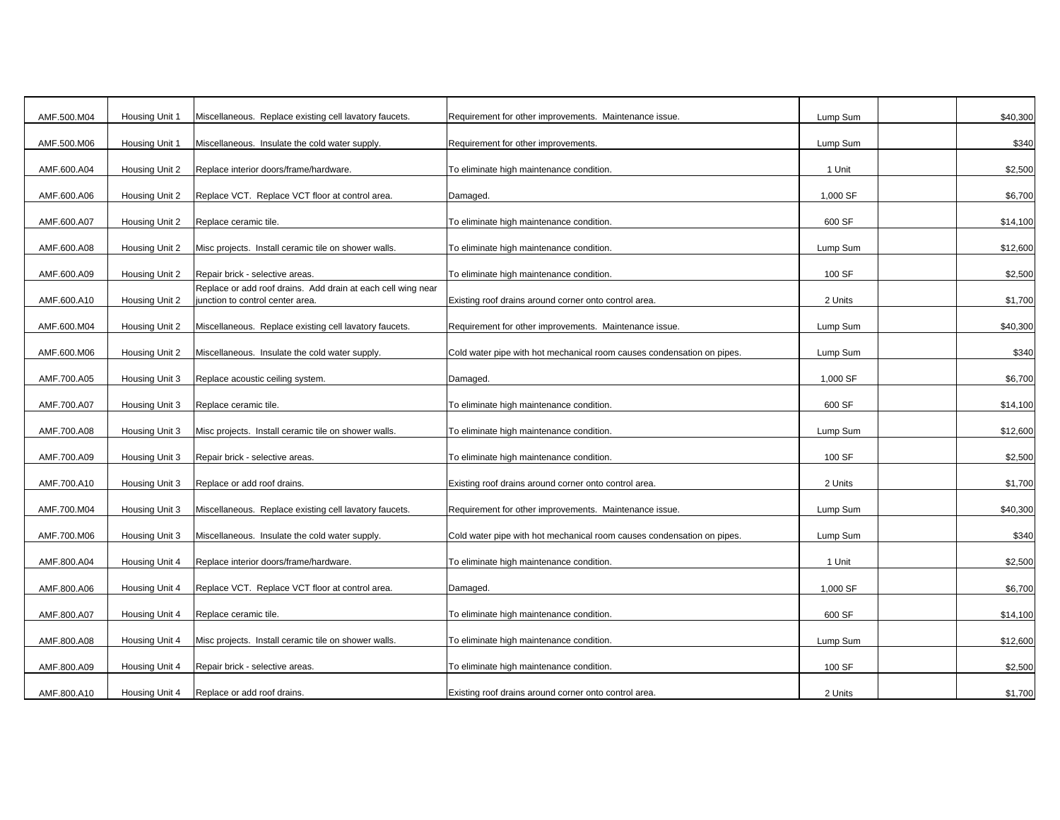| | | | | | | |
|---|---|---|---|---|---|---|
| AMF.500.M04 | Housing Unit 1 | Miscellaneous. Replace existing cell lavatory faucets. | Requirement for other improvements. Maintenance issue. | Lump Sum | | $40,300 |
| AMF.500.M06 | Housing Unit 1 | Miscellaneous. Insulate the cold water supply. | Requirement for other improvements. | Lump Sum | | $340 |
| AMF.600.A04 | Housing Unit 2 | Replace interior doors/frame/hardware. | To eliminate high maintenance condition. | 1 Unit | | $2,500 |
| AMF.600.A06 | Housing Unit 2 | Replace VCT. Replace VCT floor at control area. | Damaged. | 1,000 SF | | $6,700 |
| AMF.600.A07 | Housing Unit 2 | Replace ceramic tile. | To eliminate high maintenance condition. | 600 SF | | $14,100 |
| AMF.600.A08 | Housing Unit 2 | Misc projects. Install ceramic tile on shower walls. | To eliminate high maintenance condition. | Lump Sum | | $12,600 |
| AMF.600.A09 | Housing Unit 2 | Repair brick - selective areas. | To eliminate high maintenance condition. | 100 SF | | $2,500 |
| AMF.600.A10 | Housing Unit 2 | Replace or add roof drains. Add drain at each cell wing near junction to control center area. | Existing roof drains around corner onto control area. | 2 Units | | $1,700 |
| AMF.600.M04 | Housing Unit 2 | Miscellaneous. Replace existing cell lavatory faucets. | Requirement for other improvements. Maintenance issue. | Lump Sum | | $40,300 |
| AMF.600.M06 | Housing Unit 2 | Miscellaneous. Insulate the cold water supply. | Cold water pipe with hot mechanical room causes condensation on pipes. | Lump Sum | | $340 |
| AMF.700.A05 | Housing Unit 3 | Replace acoustic ceiling system. | Damaged. | 1,000 SF | | $6,700 |
| AMF.700.A07 | Housing Unit 3 | Replace ceramic tile. | To eliminate high maintenance condition. | 600 SF | | $14,100 |
| AMF.700.A08 | Housing Unit 3 | Misc projects. Install ceramic tile on shower walls. | To eliminate high maintenance condition. | Lump Sum | | $12,600 |
| AMF.700.A09 | Housing Unit 3 | Repair brick - selective areas. | To eliminate high maintenance condition. | 100 SF | | $2,500 |
| AMF.700.A10 | Housing Unit 3 | Replace or add roof drains. | Existing roof drains around corner onto control area. | 2 Units | | $1,700 |
| AMF.700.M04 | Housing Unit 3 | Miscellaneous. Replace existing cell lavatory faucets. | Requirement for other improvements. Maintenance issue. | Lump Sum | | $40,300 |
| AMF.700.M06 | Housing Unit 3 | Miscellaneous. Insulate the cold water supply. | Cold water pipe with hot mechanical room causes condensation on pipes. | Lump Sum | | $340 |
| AMF.800.A04 | Housing Unit 4 | Replace interior doors/frame/hardware. | To eliminate high maintenance condition. | 1 Unit | | $2,500 |
| AMF.800.A06 | Housing Unit 4 | Replace VCT. Replace VCT floor at control area. | Damaged. | 1,000 SF | | $6,700 |
| AMF.800.A07 | Housing Unit 4 | Replace ceramic tile. | To eliminate high maintenance condition. | 600 SF | | $14,100 |
| AMF.800.A08 | Housing Unit 4 | Misc projects. Install ceramic tile on shower walls. | To eliminate high maintenance condition. | Lump Sum | | $12,600 |
| AMF.800.A09 | Housing Unit 4 | Repair brick - selective areas. | To eliminate high maintenance condition. | 100 SF | | $2,500 |
| AMF.800.A10 | Housing Unit 4 | Replace or add roof drains. | Existing roof drains around corner onto control area. | 2 Units | | $1,700 |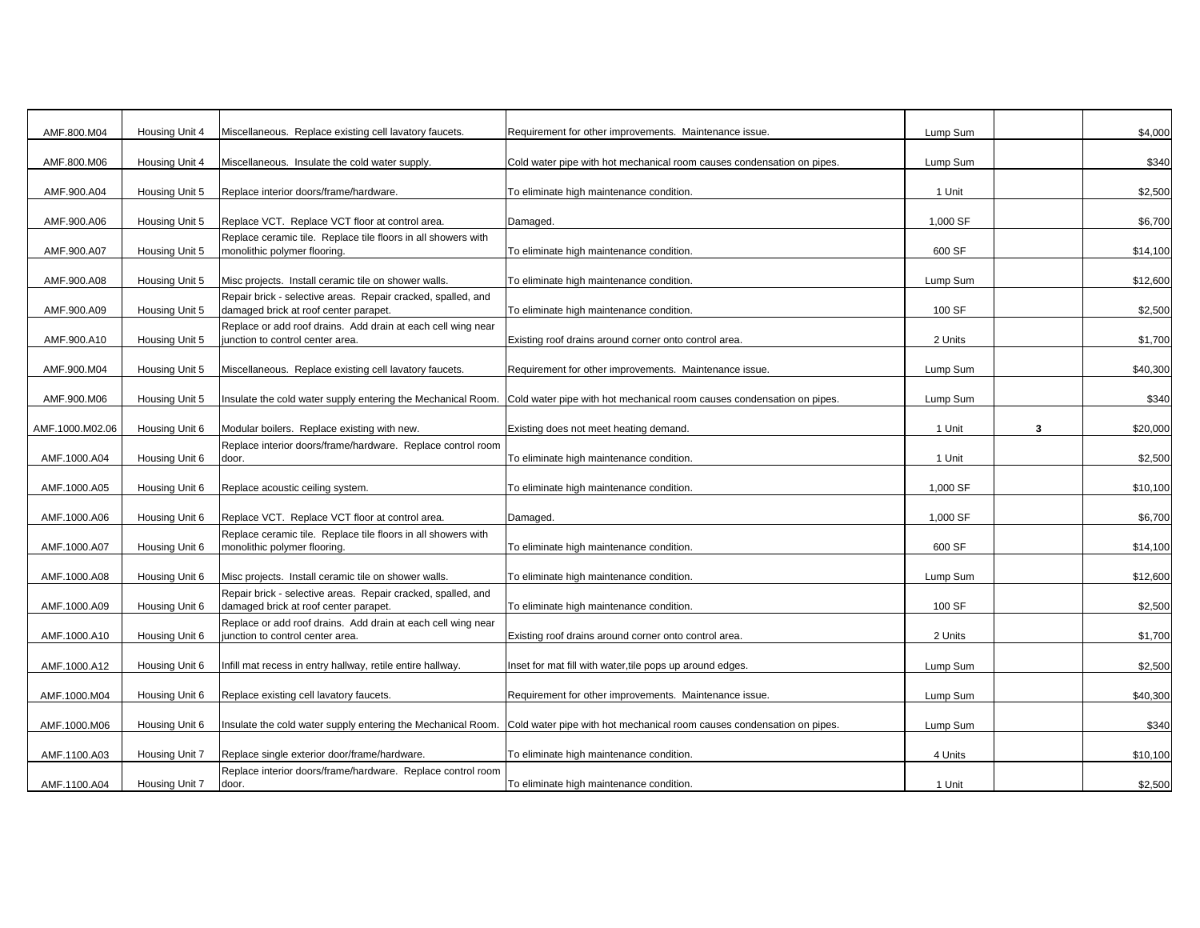| | | | | | | |
|---|---|---|---|---|---|---|
| AMF.800.M04 | Housing Unit 4 | Miscellaneous. Replace existing cell lavatory faucets. | Requirement for other improvements. Maintenance issue. | Lump Sum | | $4,000 |
| AMF.800.M06 | Housing Unit 4 | Miscellaneous. Insulate the cold water supply. | Cold water pipe with hot mechanical room causes condensation on pipes. | Lump Sum | | $340 |
| AMF.900.A04 | Housing Unit 5 | Replace interior doors/frame/hardware. | To eliminate high maintenance condition. | 1 Unit | | $2,500 |
| AMF.900.A06 | Housing Unit 5 | Replace VCT. Replace VCT floor at control area. | Damaged. | 1,000 SF | | $6,700 |
| AMF.900.A07 | Housing Unit 5 | Replace ceramic tile. Replace tile floors in all showers with monolithic polymer flooring. | To eliminate high maintenance condition. | 600 SF | | $14,100 |
| AMF.900.A08 | Housing Unit 5 | Misc projects. Install ceramic tile on shower walls. | To eliminate high maintenance condition. | Lump Sum | | $12,600 |
| AMF.900.A09 | Housing Unit 5 | Repair brick - selective areas. Repair cracked, spalled, and damaged brick at roof center parapet. | To eliminate high maintenance condition. | 100 SF | | $2,500 |
| AMF.900.A10 | Housing Unit 5 | Replace or add roof drains. Add drain at each cell wing near junction to control center area. | Existing roof drains around corner onto control area. | 2 Units | | $1,700 |
| AMF.900.M04 | Housing Unit 5 | Miscellaneous. Replace existing cell lavatory faucets. | Requirement for other improvements. Maintenance issue. | Lump Sum | | $40,300 |
| AMF.900.M06 | Housing Unit 5 | Insulate the cold water supply entering the Mechanical Room. | Cold water pipe with hot mechanical room causes condensation on pipes. | Lump Sum | | $340 |
| AMF.1000.M02.06 | Housing Unit 6 | Modular boilers. Replace existing with new. | Existing does not meet heating demand. | 1 Unit | **3** | $20,000 |
| AMF.1000.A04 | Housing Unit 6 | Replace interior doors/frame/hardware. Replace control room door. | To eliminate high maintenance condition. | 1 Unit | | $2,500 |
| AMF.1000.A05 | Housing Unit 6 | Replace acoustic ceiling system. | To eliminate high maintenance condition. | 1,000 SF | | $10,100 |
| AMF.1000.A06 | Housing Unit 6 | Replace VCT. Replace VCT floor at control area. | Damaged. | 1,000 SF | | $6,700 |
| AMF.1000.A07 | Housing Unit 6 | Replace ceramic tile. Replace tile floors in all showers with monolithic polymer flooring. | To eliminate high maintenance condition. | 600 SF | | $14,100 |
| AMF.1000.A08 | Housing Unit 6 | Misc projects. Install ceramic tile on shower walls. | To eliminate high maintenance condition. | Lump Sum | | $12,600 |
| AMF.1000.A09 | Housing Unit 6 | Repair brick - selective areas. Repair cracked, spalled, and damaged brick at roof center parapet. | To eliminate high maintenance condition. | 100 SF | | $2,500 |
| AMF.1000.A10 | Housing Unit 6 | Replace or add roof drains. Add drain at each cell wing near junction to control center area. | Existing roof drains around corner onto control area. | 2 Units | | $1,700 |
| AMF.1000.A12 | Housing Unit 6 | Infill mat recess in entry hallway, retile entire hallway. | Inset for mat fill with water,tile pops up around edges. | Lump Sum | | $2,500 |
| AMF.1000.M04 | Housing Unit 6 | Replace existing cell lavatory faucets. | Requirement for other improvements. Maintenance issue. | Lump Sum | | $40,300 |
| AMF.1000.M06 | Housing Unit 6 | Insulate the cold water supply entering the Mechanical Room. | Cold water pipe with hot mechanical room causes condensation on pipes. | Lump Sum | | $340 |
| AMF.1100.A03 | Housing Unit 7 | Replace single exterior door/frame/hardware. | To eliminate high maintenance condition. | 4 Units | | $10,100 |
| AMF.1100.A04 | Housing Unit 7 | Replace interior doors/frame/hardware. Replace control room door. | To eliminate high maintenance condition. | 1 Unit | | $2,500 |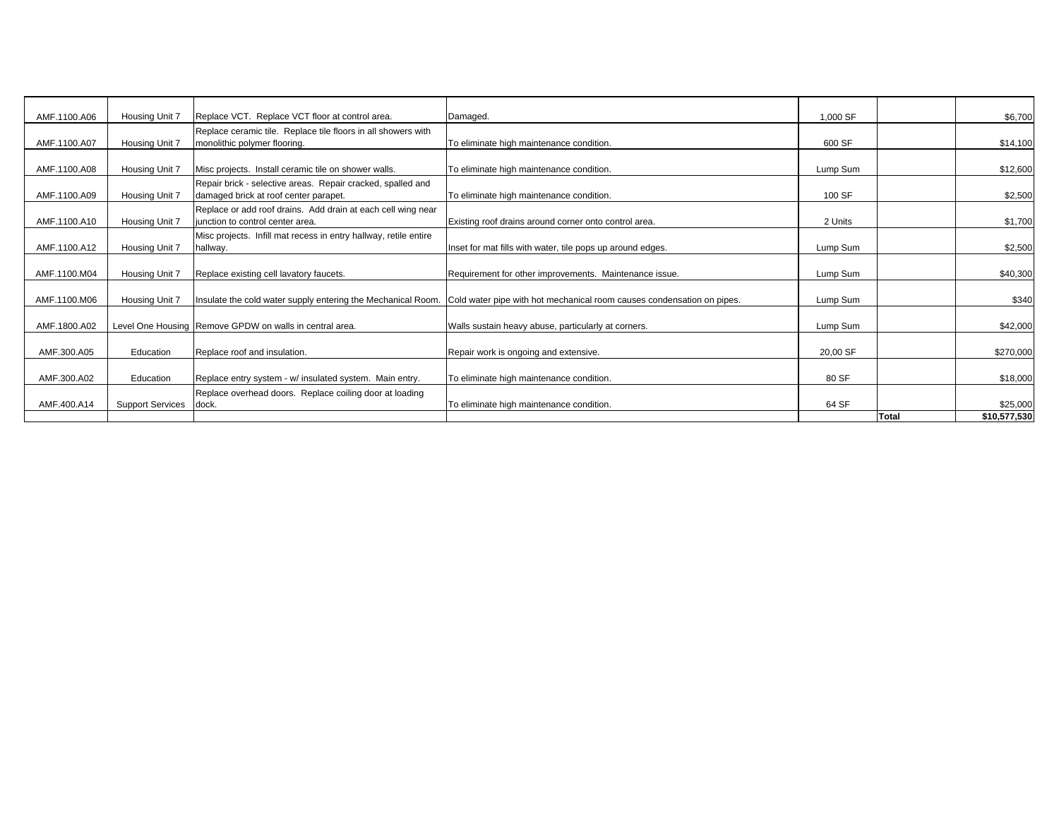| | | | | | | |
|---|---|---|---|---|---|---|
| AMF.1100.A06 | Housing Unit 7 | Replace VCT. Replace VCT floor at control area. | Damaged. | 1,000 SF | | $6,700 |
| AMF.1100.A07 | Housing Unit 7 | Replace ceramic tile. Replace tile floors in all showers with monolithic polymer flooring. | To eliminate high maintenance condition. | 600 SF | | $14,100 |
| AMF.1100.A08 | Housing Unit 7 | Misc projects. Install ceramic tile on shower walls. | To eliminate high maintenance condition. | Lump Sum | | $12,600 |
| AMF.1100.A09 | Housing Unit 7 | Repair brick - selective areas. Repair cracked, spalled and damaged brick at roof center parapet. | To eliminate high maintenance condition. | 100 SF | | $2,500 |
| AMF.1100.A10 | Housing Unit 7 | Replace or add roof drains. Add drain at each cell wing near junction to control center area. | Existing roof drains around corner onto control area. | 2 Units | | $1,700 |
| AMF.1100.A12 | Housing Unit 7 | Misc projects. Infill mat recess in entry hallway, retile entire hallway. | Inset for mat fills with water, tile pops up around edges. | Lump Sum | | $2,500 |
| AMF.1100.M04 | Housing Unit 7 | Replace existing cell lavatory faucets. | Requirement for other improvements. Maintenance issue. | Lump Sum | | $40,300 |
| AMF.1100.M06 | Housing Unit 7 | Insulate the cold water supply entering the Mechanical Room. | Cold water pipe with hot mechanical room causes condensation on pipes. | Lump Sum | | $340 |
| AMF.1800.A02 | Level One Housing | Remove GPDW on walls in central area. | Walls sustain heavy abuse, particularly at corners. | Lump Sum | | $42,000 |
| AMF.300.A05 | Education | Replace roof and insulation. | Repair work is ongoing and extensive. | 20,00 SF | | $270,000 |
| AMF.300.A02 | Education | Replace entry system - w/ insulated system. Main entry. | To eliminate high maintenance condition. | 80 SF | | $18,000 |
| AMF.400.A14 | Support Services | Replace overhead doors. Replace coiling door at loading dock. | To eliminate high maintenance condition. | 64 SF | | $25,000 |
| | | | | | **Total** | **$10,577,530** |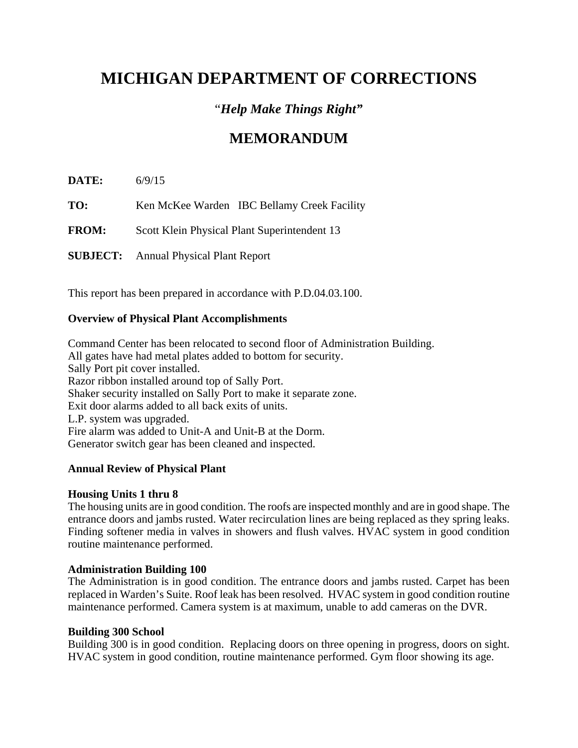# MICHIGAN DEPARTMENT OF CORRECTIONS

*"Help Make Things Right"*

## MEMORANDUM

**DATE:** 6/9/15

**TO:** Ken McKee Warden IBC Bellamy Creek Facility

**FROM:** Scott Klein Physical Plant Superintendent 13

**SUBJECT:** Annual Physical Plant Report

This report has been prepared in accordance with P.D.04.03.100.

**Overview of Physical Plant Accomplishments**

Command Center has been relocated to second floor of Administration Building.
All gates have had metal plates added to bottom for security.
Sally Port pit cover installed.
Razor ribbon installed around top of Sally Port.
Shaker security installed on Sally Port to make it separate zone.
Exit door alarms added to all back exits of units.
L.P. system was upgraded.
Fire alarm was added to Unit-A and Unit-B at the Dorm.
Generator switch gear has been cleaned and inspected.

**Annual Review of Physical Plant**

**Housing Units 1 thru 8**
The housing units are in good condition. The roofs are inspected monthly and are in good shape. The entrance doors and jambs rusted. Water recirculation lines are being replaced as they spring leaks. Finding softener media in valves in showers and flush valves. HVAC system in good condition routine maintenance performed.

**Administration Building 100**
The Administration is in good condition. The entrance doors and jambs rusted. Carpet has been replaced in Warden's Suite. Roof leak has been resolved. HVAC system in good condition routine maintenance performed. Camera system is at maximum, unable to add cameras on the DVR.

**Building 300 School**
Building 300 is in good condition. Replacing doors on three opening in progress, doors on sight. HVAC system in good condition, routine maintenance performed. Gym floor showing its age.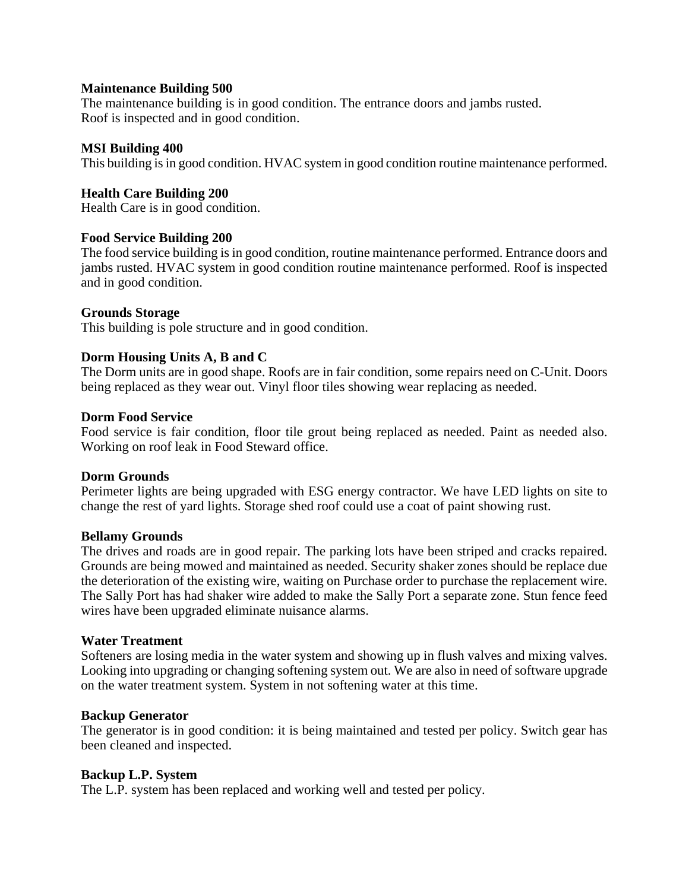**Maintenance Building 500**
The maintenance building is in good condition. The entrance doors and jambs rusted.
Roof is inspected and in good condition.

**MSI Building 400**
This building is in good condition. HVAC system in good condition routine maintenance performed.

**Health Care Building 200**
Health Care is in good condition.

**Food Service Building 200**
The food service building is in good condition, routine maintenance performed. Entrance doors and jambs rusted. HVAC system in good condition routine maintenance performed. Roof is inspected and in good condition.

**Grounds Storage**
This building is pole structure and in good condition.

**Dorm Housing Units A, B and C**
The Dorm units are in good shape. Roofs are in fair condition, some repairs need on C-Unit. Doors being replaced as they wear out. Vinyl floor tiles showing wear replacing as needed.

**Dorm Food Service**
Food service is fair condition, floor tile grout being replaced as needed. Paint as needed also. Working on roof leak in Food Steward office.

**Dorm Grounds**
Perimeter lights are being upgraded with ESG energy contractor. We have LED lights on site to change the rest of yard lights. Storage shed roof could use a coat of paint showing rust.

**Bellamy Grounds**
The drives and roads are in good repair. The parking lots have been striped and cracks repaired. Grounds are being mowed and maintained as needed. Security shaker zones should be replace due the deterioration of the existing wire, waiting on Purchase order to purchase the replacement wire. The Sally Port has had shaker wire added to make the Sally Port a separate zone. Stun fence feed wires have been upgraded eliminate nuisance alarms.

**Water Treatment**
Softeners are losing media in the water system and showing up in flush valves and mixing valves. Looking into upgrading or changing softening system out. We are also in need of software upgrade on the water treatment system. System in not softening water at this time.

**Backup Generator**
The generator is in good condition: it is being maintained and tested per policy. Switch gear has been cleaned and inspected.

**Backup L.P. System**
The L.P. system has been replaced and working well and tested per policy.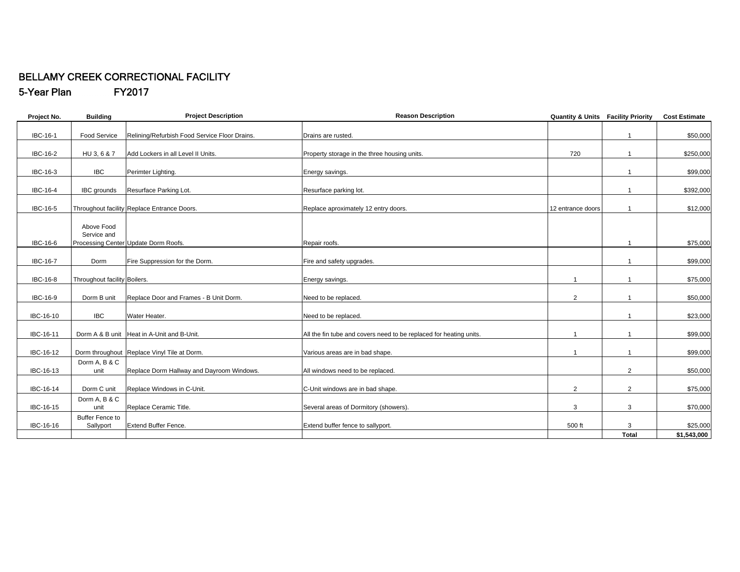# BELLAMY CREEK CORRECTIONAL FACILITY

## 5-Year Plan FY2017

| Project No. | Building | Project Description | Reason Description | Quantity & Units | Facility Priority | Cost Estimate |
|---|---|---|---|---|---|---|
| IBC-16-1 | Food Service | Relining/Refurbish Food Service Floor Drains. | Drains are rusted. | | 1 | $50,000 |
| IBC-16-2 | HU 3, 6 & 7 | Add Lockers in all Level II Units. | Property storage in the three housing units. | 720 | 1 | $250,000 |
| IBC-16-3 | IBC | Perimter Lighting. | Energy savings. | | 1 | $99,000 |
| IBC-16-4 | IBC grounds | Resurface Parking Lot. | Resurface parking lot. | | 1 | $392,000 |
| IBC-16-5 | Throughout facility | Replace Entrance Doors. | Replace aproximately 12 entry doors. | 12 entrance doors | 1 | $12,000 |
| IBC-16-6 | Above Food Service and Processing Center | Update Dorm Roofs. | Repair roofs. | | 1 | $75,000 |
| IBC-16-7 | Dorm | Fire Suppression for the Dorm. | Fire and safety upgrades. | | 1 | $99,000 |
| IBC-16-8 | Throughout facility | Boilers. | Energy savings. | 1 | 1 | $75,000 |
| IBC-16-9 | Dorm B unit | Replace Door and Frames - B Unit Dorm. | Need to be replaced. | 2 | 1 | $50,000 |
| IBC-16-10 | IBC | Water Heater. | Need to be replaced. | | 1 | $23,000 |
| IBC-16-11 | Dorm A & B unit | Heat in A-Unit and B-Unit. | All the fin tube and covers need to be replaced for heating units. | 1 | 1 | $99,000 |
| IBC-16-12 | Dorm throughout | Replace Vinyl Tile at Dorm. | Various areas are in bad shape. | 1 | 1 | $99,000 |
| IBC-16-13 | Dorm A, B & C unit | Replace Dorm Hallway and Dayroom Windows. | All windows need to be replaced. | | 2 | $50,000 |
| IBC-16-14 | Dorm C unit | Replace Windows in C-Unit. | C-Unit windows are in bad shape. | 2 | 2 | $75,000 |
| IBC-16-15 | Dorm A, B & C unit | Replace Ceramic Title. | Several areas of Dormitory (showers). | 3 | 3 | $70,000 |
| IBC-16-16 | Buffer Fence to Sallyport | Extend Buffer Fence. | Extend buffer fence to sallyport. | 500 ft | 3 | $25,000 |
| | | | | | **Total** | **$1,543,000** |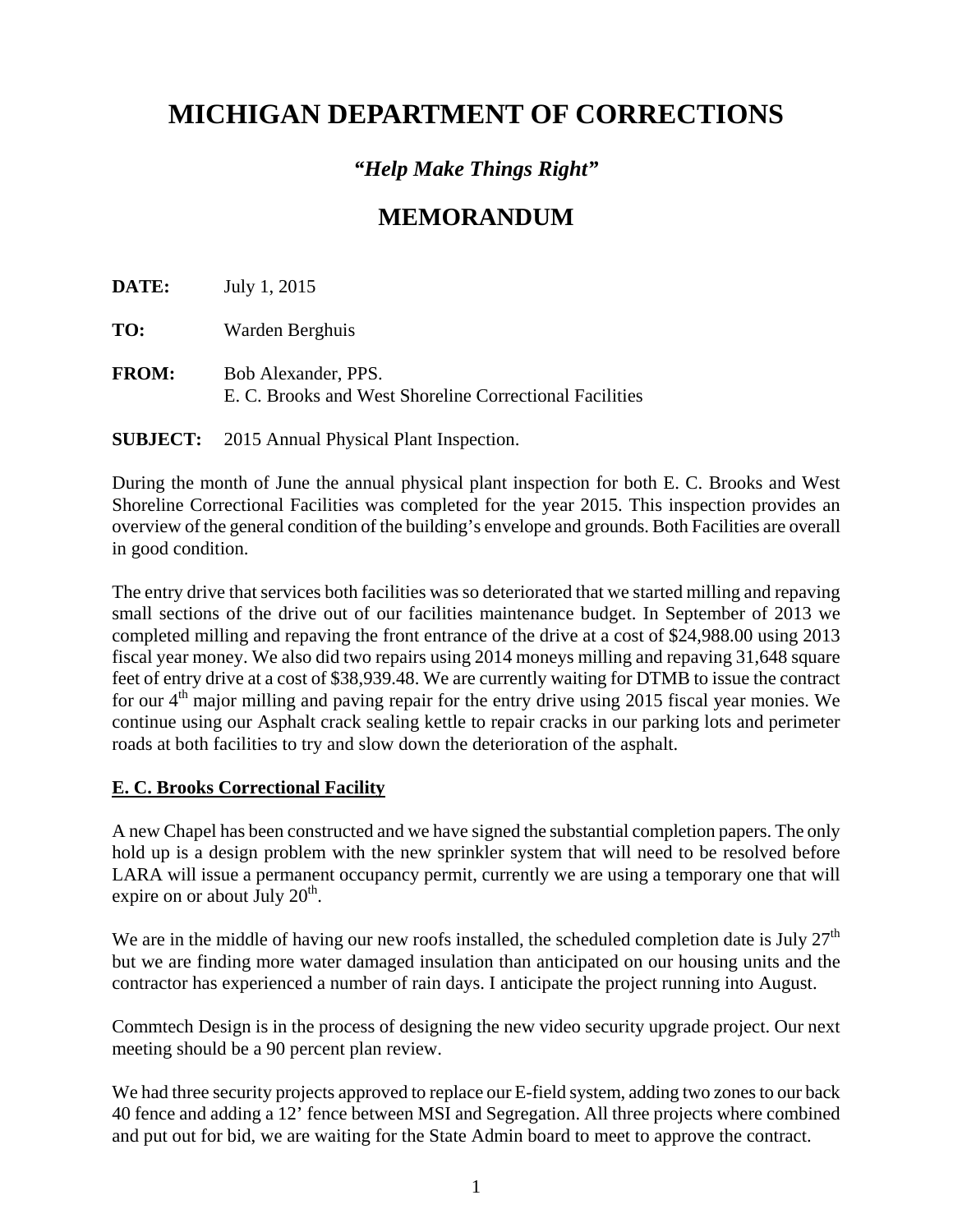# MICHIGAN DEPARTMENT OF CORRECTIONS

### *"Help Make Things Right"*

## MEMORANDUM

**DATE:** July 1, 2015

**TO:** Warden Berghuis

**FROM:** Bob Alexander, PPS.
E. C. Brooks and West Shoreline Correctional Facilities

**SUBJECT:** 2015 Annual Physical Plant Inspection.

During the month of June the annual physical plant inspection for both E. C. Brooks and West Shoreline Correctional Facilities was completed for the year 2015. This inspection provides an overview of the general condition of the building's envelope and grounds. Both Facilities are overall in good condition.

The entry drive that services both facilities was so deteriorated that we started milling and repaving small sections of the drive out of our facilities maintenance budget. In September of 2013 we completed milling and repaving the front entrance of the drive at a cost of $24,988.00 using 2013 fiscal year money. We also did two repairs using 2014 moneys milling and repaving 31,648 square feet of entry drive at a cost of $38,939.48. We are currently waiting for DTMB to issue the contract for our 4th major milling and paving repair for the entry drive using 2015 fiscal year monies. We continue using our Asphalt crack sealing kettle to repair cracks in our parking lots and perimeter roads at both facilities to try and slow down the deterioration of the asphalt.

**E. C. Brooks Correctional Facility**

A new Chapel has been constructed and we have signed the substantial completion papers. The only hold up is a design problem with the new sprinkler system that will need to be resolved before LARA will issue a permanent occupancy permit, currently we are using a temporary one that will expire on or about July 20th.

We are in the middle of having our new roofs installed, the scheduled completion date is July 27th but we are finding more water damaged insulation than anticipated on our housing units and the contractor has experienced a number of rain days. I anticipate the project running into August.

Commtech Design is in the process of designing the new video security upgrade project. Our next meeting should be a 90 percent plan review.

We had three security projects approved to replace our E-field system, adding two zones to our back 40 fence and adding a 12' fence between MSI and Segregation. All three projects where combined and put out for bid, we are waiting for the State Admin board to meet to approve the contract.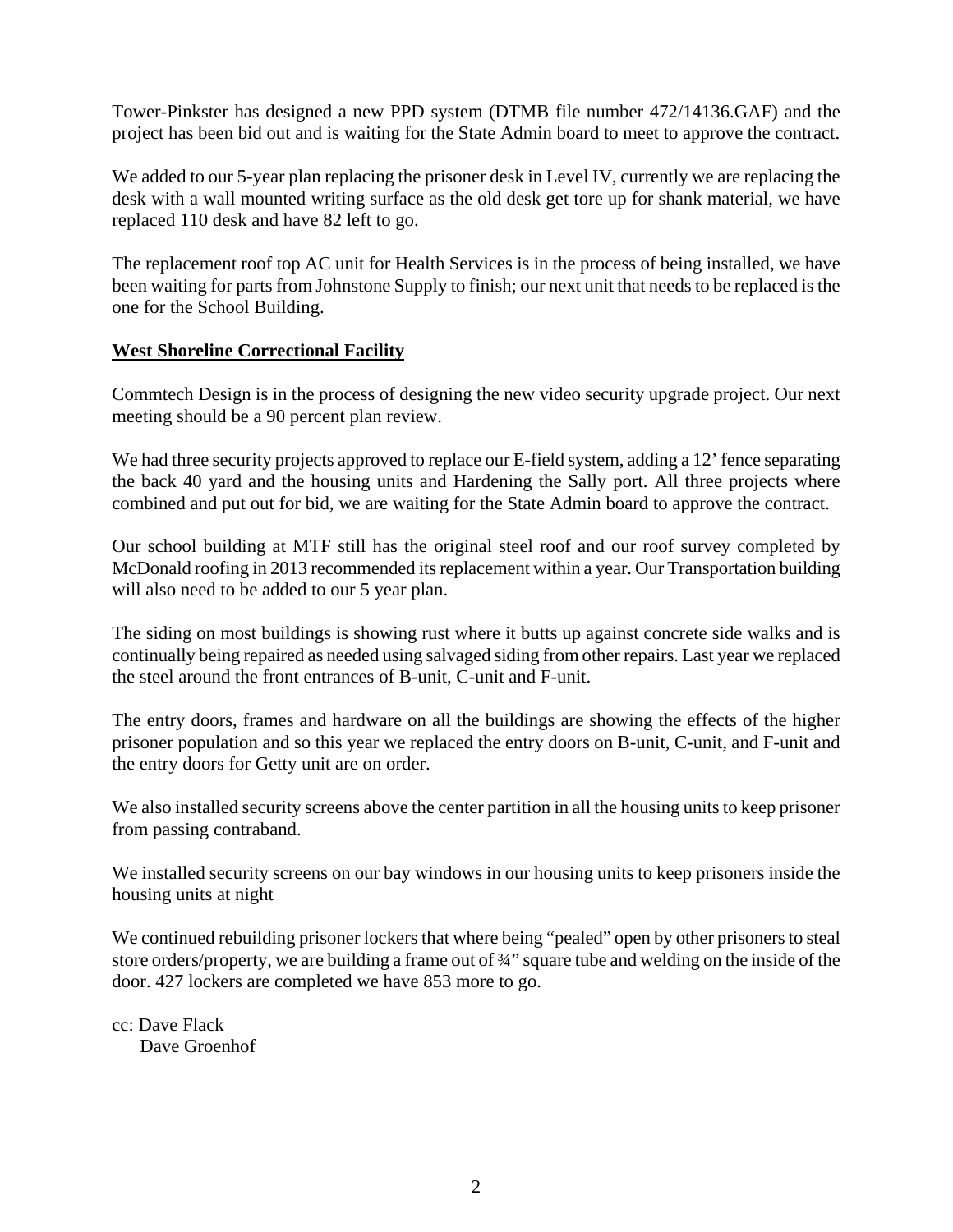Tower-Pinkster has designed a new PPD system (DTMB file number 472/14136.GAF) and the project has been bid out and is waiting for the State Admin board to meet to approve the contract.

We added to our 5-year plan replacing the prisoner desk in Level IV, currently we are replacing the desk with a wall mounted writing surface as the old desk get tore up for shank material, we have replaced 110 desk and have 82 left to go.

The replacement roof top AC unit for Health Services is in the process of being installed, we have been waiting for parts from Johnstone Supply to finish; our next unit that needs to be replaced is the one for the School Building.

**West Shoreline Correctional Facility**

Commtech Design is in the process of designing the new video security upgrade project. Our next meeting should be a 90 percent plan review.

We had three security projects approved to replace our E-field system, adding a 12' fence separating the back 40 yard and the housing units and Hardening the Sally port. All three projects where combined and put out for bid, we are waiting for the State Admin board to approve the contract.

Our school building at MTF still has the original steel roof and our roof survey completed by McDonald roofing in 2013 recommended its replacement within a year. Our Transportation building will also need to be added to our 5 year plan.

The siding on most buildings is showing rust where it butts up against concrete side walks and is continually being repaired as needed using salvaged siding from other repairs. Last year we replaced the steel around the front entrances of B-unit, C-unit and F-unit.

The entry doors, frames and hardware on all the buildings are showing the effects of the higher prisoner population and so this year we replaced the entry doors on B-unit, C-unit, and F-unit and the entry doors for Getty unit are on order.

We also installed security screens above the center partition in all the housing units to keep prisoner from passing contraband.

We installed security screens on our bay windows in our housing units to keep prisoners inside the housing units at night

We continued rebuilding prisoner lockers that where being "pealed" open by other prisoners to steal store orders/property, we are building a frame out of ¾" square tube and welding on the inside of the door. 427 lockers are completed we have 853 more to go.

cc: Dave Flack
Dave Groenhof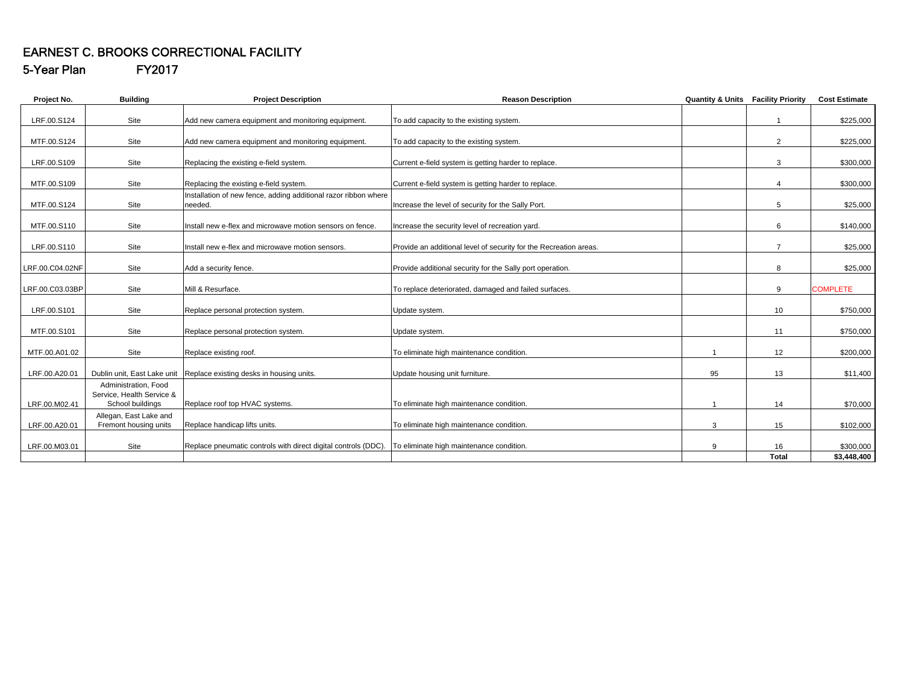# EARNEST C. BROOKS CORRECTIONAL FACILITY

## 5-Year Plan FY2017

| Project No. | Building | Project Description | Reason Description | Quantity & Units | Facility Priority | Cost Estimate |
|---|---|---|---|---|---|---|
| LRF.00.S124 | Site | Add new camera equipment and monitoring equipment. | To add capacity to the existing system. | | 1 | $225,000 |
| MTF.00.S124 | Site | Add new camera equipment and monitoring equipment. | To add capacity to the existing system. | | 2 | $225,000 |
| LRF.00.S109 | Site | Replacing the existing e-field system. | Current e-field system is getting harder to replace. | | 3 | $300,000 |
| MTF.00.S109 | Site | Replacing the existing e-field system. | Current e-field system is getting harder to replace. | | 4 | $300,000 |
| MTF.00.S124 | Site | Installation of new fence, adding additional razor ribbon where needed. | Increase the level of security for the Sally Port. | | 5 | $25,000 |
| MTF.00.S110 | Site | Install new e-flex and microwave motion sensors on fence. | Increase the security level of recreation yard. | | 6 | $140,000 |
| LRF.00.S110 | Site | Install new e-flex and microwave motion sensors. | Provide an additional level of security for the Recreation areas. | | 7 | $25,000 |
| LRF.00.C04.02NF | Site | Add a security fence. | Provide additional security for the Sally port operation. | | 8 | $25,000 |
| LRF.00.C03.03BP | Site | Mill & Resurface. | To replace deteriorated, damaged and failed surfaces. | | 9 | COMPLETE |
| LRF.00.S101 | Site | Replace personal protection system. | Update system. | | 10 | $750,000 |
| MTF.00.S101 | Site | Replace personal protection system. | Update system. | | 11 | $750,000 |
| MTF.00.A01.02 | Site | Replace existing roof. | To eliminate high maintenance condition. | 1 | 12 | $200,000 |
| LRF.00.A20.01 | Dublin unit, East Lake unit | Replace existing desks in housing units. | Update housing unit furniture. | 95 | 13 | $11,400 |
| LRF.00.M02.41 | Administration, Food Service, Health Service & School buildings | Replace roof top HVAC systems. | To eliminate high maintenance condition. | 1 | 14 | $70,000 |
| LRF.00.A20.01 | Allegan, East Lake and Fremont housing units | Replace handicap lifts units. | To eliminate high maintenance condition. | 3 | 15 | $102,000 |
| LRF.00.M03.01 | Site | Replace pneumatic controls with direct digital controls (DDC). | To eliminate high maintenance condition. | 9 | 16 | $300,000 |
| | | | | | **Total** | **$3,448,400** |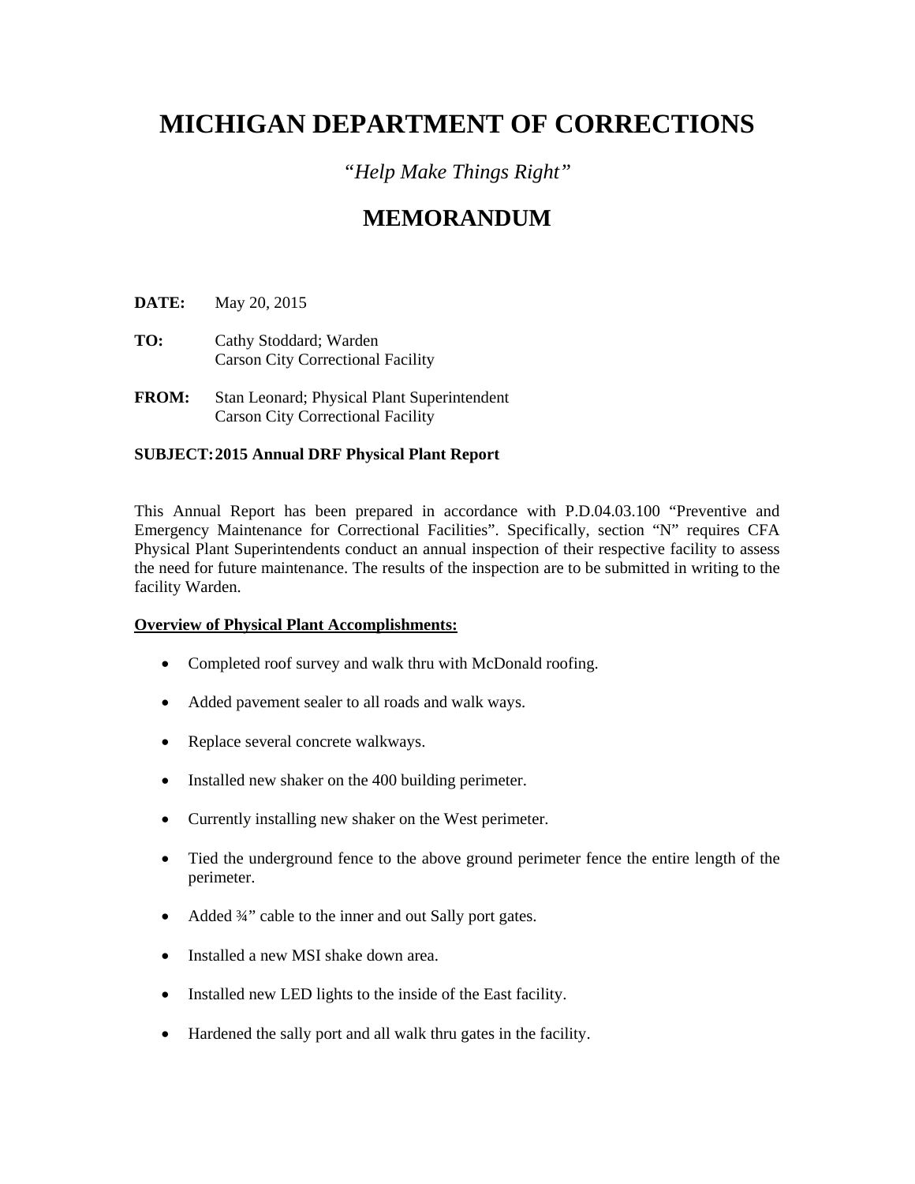# MICHIGAN DEPARTMENT OF CORRECTIONS

*"Help Make Things Right"*

## MEMORANDUM

**DATE:** May 20, 2015

**TO:** Cathy Stoddard; Warden  
Carson City Correctional Facility

**FROM:** Stan Leonard; Physical Plant Superintendent  
Carson City Correctional Facility

**SUBJECT: 2015 Annual DRF Physical Plant Report**

This Annual Report has been prepared in accordance with P.D.04.03.100 "Preventive and Emergency Maintenance for Correctional Facilities". Specifically, section "N" requires CFA Physical Plant Superintendents conduct an annual inspection of their respective facility to assess the need for future maintenance. The results of the inspection are to be submitted in writing to the facility Warden.

**Overview of Physical Plant Accomplishments:**

- Completed roof survey and walk thru with McDonald roofing.
- Added pavement sealer to all roads and walk ways.
- Replace several concrete walkways.
- Installed new shaker on the 400 building perimeter.
- Currently installing new shaker on the West perimeter.
- Tied the underground fence to the above ground perimeter fence the entire length of the perimeter.
- Added ¾" cable to the inner and out Sally port gates.
- Installed a new MSI shake down area.
- Installed new LED lights to the inside of the East facility.
- Hardened the sally port and all walk thru gates in the facility.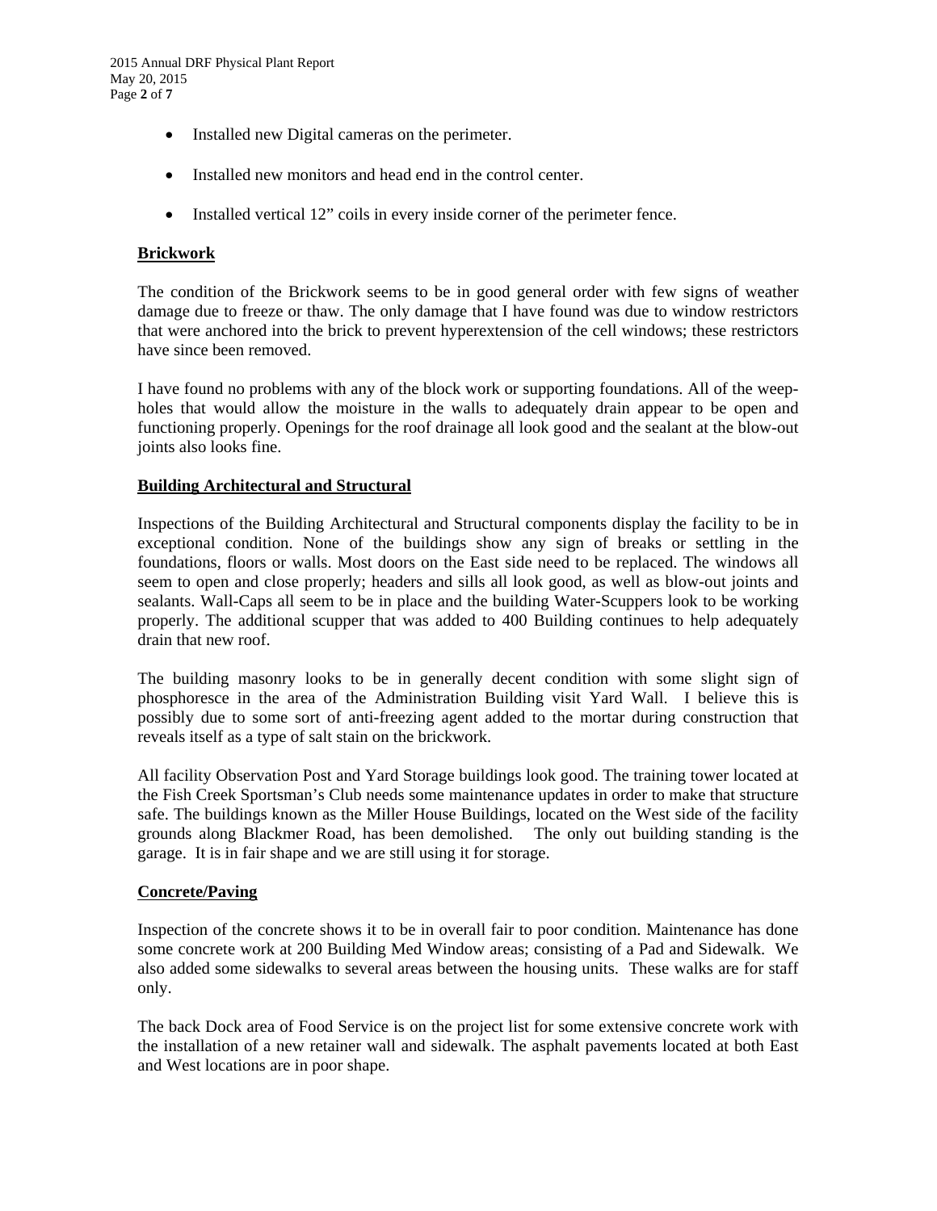- Installed new Digital cameras on the perimeter.
- Installed new monitors and head end in the control center.
- Installed vertical 12" coils in every inside corner of the perimeter fence.

**Brickwork**

The condition of the Brickwork seems to be in good general order with few signs of weather damage due to freeze or thaw. The only damage that I have found was due to window restrictors that were anchored into the brick to prevent hyperextension of the cell windows; these restrictors have since been removed.

I have found no problems with any of the block work or supporting foundations. All of the weep-holes that would allow the moisture in the walls to adequately drain appear to be open and functioning properly. Openings for the roof drainage all look good and the sealant at the blow-out joints also looks fine.

**Building Architectural and Structural**

Inspections of the Building Architectural and Structural components display the facility to be in exceptional condition. None of the buildings show any sign of breaks or settling in the foundations, floors or walls. Most doors on the East side need to be replaced. The windows all seem to open and close properly; headers and sills all look good, as well as blow-out joints and sealants. Wall-Caps all seem to be in place and the building Water-Scuppers look to be working properly. The additional scupper that was added to 400 Building continues to help adequately drain that new roof.

The building masonry looks to be in generally decent condition with some slight sign of phosphoresce in the area of the Administration Building visit Yard Wall. I believe this is possibly due to some sort of anti-freezing agent added to the mortar during construction that reveals itself as a type of salt stain on the brickwork.

All facility Observation Post and Yard Storage buildings look good. The training tower located at the Fish Creek Sportsman's Club needs some maintenance updates in order to make that structure safe. The buildings known as the Miller House Buildings, located on the West side of the facility grounds along Blackmer Road, has been demolished. The only out building standing is the garage. It is in fair shape and we are still using it for storage.

**Concrete/Paving**

Inspection of the concrete shows it to be in overall fair to poor condition. Maintenance has done some concrete work at 200 Building Med Window areas; consisting of a Pad and Sidewalk. We also added some sidewalks to several areas between the housing units. These walks are for staff only.

The back Dock area of Food Service is on the project list for some extensive concrete work with the installation of a new retainer wall and sidewalk. The asphalt pavements located at both East and West locations are in poor shape.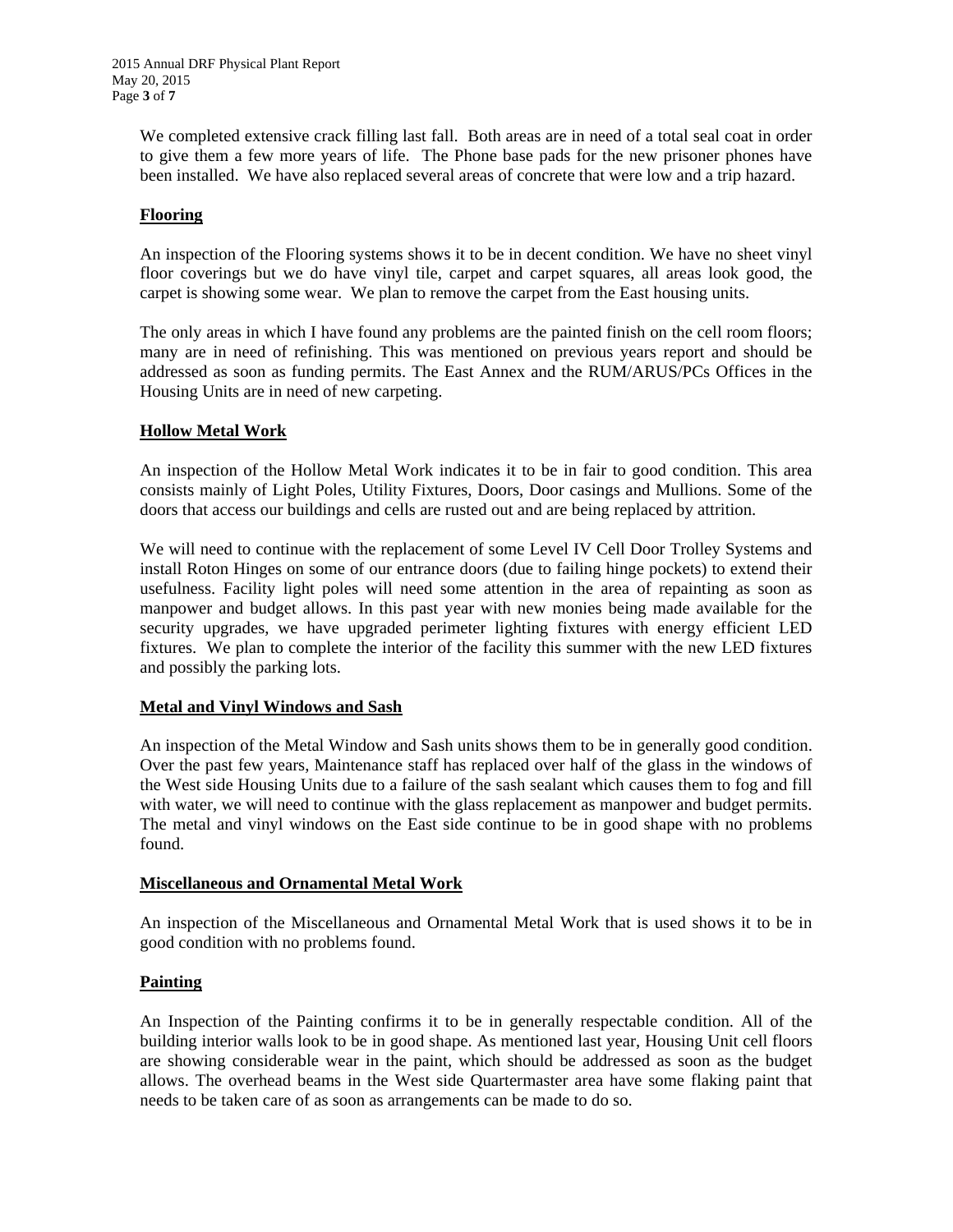We completed extensive crack filling last fall. Both areas are in need of a total seal coat in order to give them a few more years of life. The Phone base pads for the new prisoner phones have been installed. We have also replaced several areas of concrete that were low and a trip hazard.

**Flooring**

An inspection of the Flooring systems shows it to be in decent condition. We have no sheet vinyl floor coverings but we do have vinyl tile, carpet and carpet squares, all areas look good, the carpet is showing some wear. We plan to remove the carpet from the East housing units.

The only areas in which I have found any problems are the painted finish on the cell room floors; many are in need of refinishing. This was mentioned on previous years report and should be addressed as soon as funding permits. The East Annex and the RUM/ARUS/PCs Offices in the Housing Units are in need of new carpeting.

**Hollow Metal Work**

An inspection of the Hollow Metal Work indicates it to be in fair to good condition. This area consists mainly of Light Poles, Utility Fixtures, Doors, Door casings and Mullions. Some of the doors that access our buildings and cells are rusted out and are being replaced by attrition.

We will need to continue with the replacement of some Level IV Cell Door Trolley Systems and install Roton Hinges on some of our entrance doors (due to failing hinge pockets) to extend their usefulness. Facility light poles will need some attention in the area of repainting as soon as manpower and budget allows. In this past year with new monies being made available for the security upgrades, we have upgraded perimeter lighting fixtures with energy efficient LED fixtures. We plan to complete the interior of the facility this summer with the new LED fixtures and possibly the parking lots.

**Metal and Vinyl Windows and Sash**

An inspection of the Metal Window and Sash units shows them to be in generally good condition. Over the past few years, Maintenance staff has replaced over half of the glass in the windows of the West side Housing Units due to a failure of the sash sealant which causes them to fog and fill with water, we will need to continue with the glass replacement as manpower and budget permits. The metal and vinyl windows on the East side continue to be in good shape with no problems found.

**Miscellaneous and Ornamental Metal Work**

An inspection of the Miscellaneous and Ornamental Metal Work that is used shows it to be in good condition with no problems found.

**Painting**

An Inspection of the Painting confirms it to be in generally respectable condition. All of the building interior walls look to be in good shape. As mentioned last year, Housing Unit cell floors are showing considerable wear in the paint, which should be addressed as soon as the budget allows. The overhead beams in the West side Quartermaster area have some flaking paint that needs to be taken care of as soon as arrangements can be made to do so.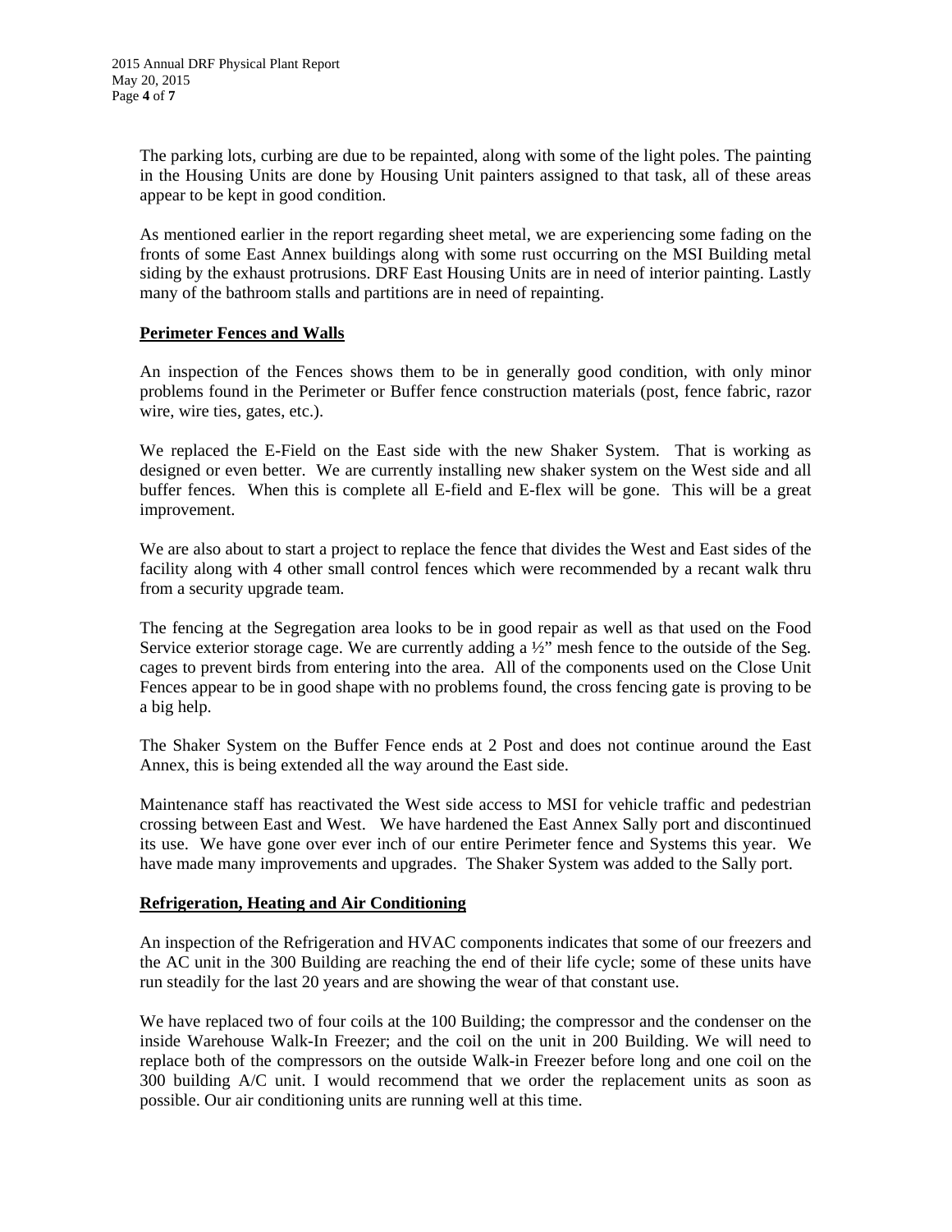The parking lots, curbing are due to be repainted, along with some of the light poles. The painting in the Housing Units are done by Housing Unit painters assigned to that task, all of these areas appear to be kept in good condition.

As mentioned earlier in the report regarding sheet metal, we are experiencing some fading on the fronts of some East Annex buildings along with some rust occurring on the MSI Building metal siding by the exhaust protrusions. DRF East Housing Units are in need of interior painting. Lastly many of the bathroom stalls and partitions are in need of repainting.

## Perimeter Fences and Walls

An inspection of the Fences shows them to be in generally good condition, with only minor problems found in the Perimeter or Buffer fence construction materials (post, fence fabric, razor wire, wire ties, gates, etc.).

We replaced the E-Field on the East side with the new Shaker System. That is working as designed or even better. We are currently installing new shaker system on the West side and all buffer fences. When this is complete all E-field and E-flex will be gone. This will be a great improvement.

We are also about to start a project to replace the fence that divides the West and East sides of the facility along with 4 other small control fences which were recommended by a recant walk thru from a security upgrade team.

The fencing at the Segregation area looks to be in good repair as well as that used on the Food Service exterior storage cage. We are currently adding a ½" mesh fence to the outside of the Seg. cages to prevent birds from entering into the area. All of the components used on the Close Unit Fences appear to be in good shape with no problems found, the cross fencing gate is proving to be a big help.

The Shaker System on the Buffer Fence ends at 2 Post and does not continue around the East Annex, this is being extended all the way around the East side.

Maintenance staff has reactivated the West side access to MSI for vehicle traffic and pedestrian crossing between East and West. We have hardened the East Annex Sally port and discontinued its use. We have gone over ever inch of our entire Perimeter fence and Systems this year. We have made many improvements and upgrades. The Shaker System was added to the Sally port.

## Refrigeration, Heating and Air Conditioning

An inspection of the Refrigeration and HVAC components indicates that some of our freezers and the AC unit in the 300 Building are reaching the end of their life cycle; some of these units have run steadily for the last 20 years and are showing the wear of that constant use.

We have replaced two of four coils at the 100 Building; the compressor and the condenser on the inside Warehouse Walk-In Freezer; and the coil on the unit in 200 Building. We will need to replace both of the compressors on the outside Walk-in Freezer before long and one coil on the 300 building A/C unit. I would recommend that we order the replacement units as soon as possible. Our air conditioning units are running well at this time.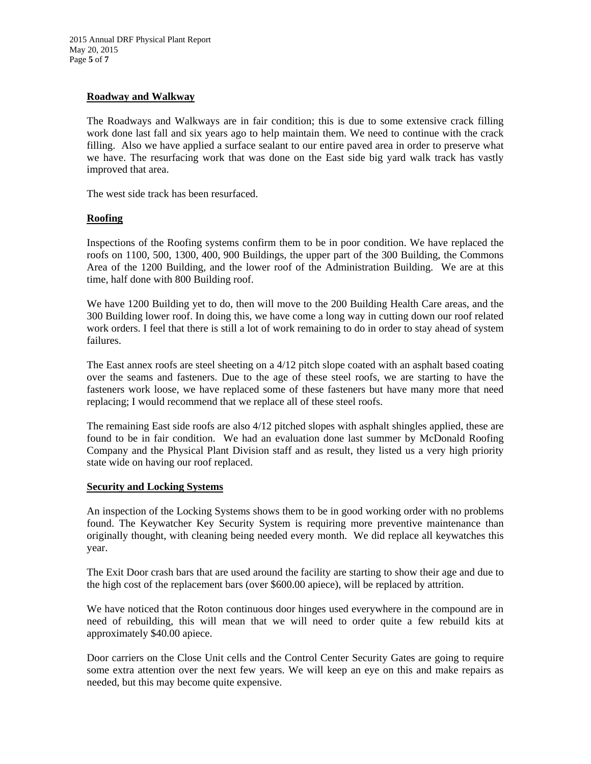## Roadway and Walkway

The Roadways and Walkways are in fair condition; this is due to some extensive crack filling work done last fall and six years ago to help maintain them. We need to continue with the crack filling. Also we have applied a surface sealant to our entire paved area in order to preserve what we have. The resurfacing work that was done on the East side big yard walk track has vastly improved that area.

The west side track has been resurfaced.

## Roofing

Inspections of the Roofing systems confirm them to be in poor condition. We have replaced the roofs on 1100, 500, 1300, 400, 900 Buildings, the upper part of the 300 Building, the Commons Area of the 1200 Building, and the lower roof of the Administration Building. We are at this time, half done with 800 Building roof.

We have 1200 Building yet to do, then will move to the 200 Building Health Care areas, and the 300 Building lower roof. In doing this, we have come a long way in cutting down our roof related work orders. I feel that there is still a lot of work remaining to do in order to stay ahead of system failures.

The East annex roofs are steel sheeting on a 4/12 pitch slope coated with an asphalt based coating over the seams and fasteners. Due to the age of these steel roofs, we are starting to have the fasteners work loose, we have replaced some of these fasteners but have many more that need replacing; I would recommend that we replace all of these steel roofs.

The remaining East side roofs are also 4/12 pitched slopes with asphalt shingles applied, these are found to be in fair condition. We had an evaluation done last summer by McDonald Roofing Company and the Physical Plant Division staff and as result, they listed us a very high priority state wide on having our roof replaced.

## Security and Locking Systems

An inspection of the Locking Systems shows them to be in good working order with no problems found. The Keywatcher Key Security System is requiring more preventive maintenance than originally thought, with cleaning being needed every month. We did replace all keywatches this year.

The Exit Door crash bars that are used around the facility are starting to show their age and due to the high cost of the replacement bars (over $600.00 apiece), will be replaced by attrition.

We have noticed that the Roton continuous door hinges used everywhere in the compound are in need of rebuilding, this will mean that we will need to order quite a few rebuild kits at approximately $40.00 apiece.

Door carriers on the Close Unit cells and the Control Center Security Gates are going to require some extra attention over the next few years. We will keep an eye on this and make repairs as needed, but this may become quite expensive.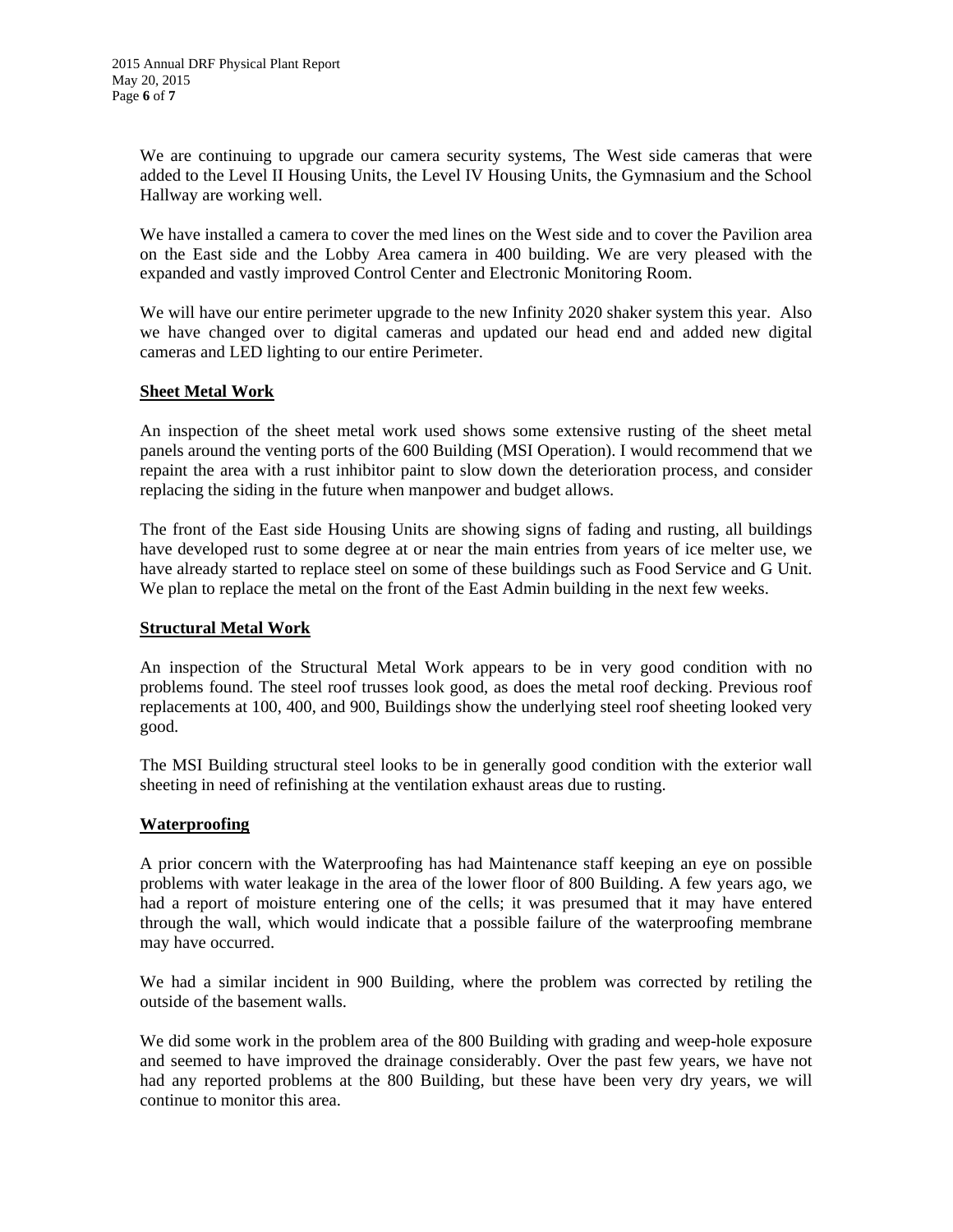We are continuing to upgrade our camera security systems, The West side cameras that were added to the Level II Housing Units, the Level IV Housing Units, the Gymnasium and the School Hallway are working well.

We have installed a camera to cover the med lines on the West side and to cover the Pavilion area on the East side and the Lobby Area camera in 400 building. We are very pleased with the expanded and vastly improved Control Center and Electronic Monitoring Room.

We will have our entire perimeter upgrade to the new Infinity 2020 shaker system this year. Also we have changed over to digital cameras and updated our head end and added new digital cameras and LED lighting to our entire Perimeter.

## Sheet Metal Work

An inspection of the sheet metal work used shows some extensive rusting of the sheet metal panels around the venting ports of the 600 Building (MSI Operation). I would recommend that we repaint the area with a rust inhibitor paint to slow down the deterioration process, and consider replacing the siding in the future when manpower and budget allows.

The front of the East side Housing Units are showing signs of fading and rusting, all buildings have developed rust to some degree at or near the main entries from years of ice melter use, we have already started to replace steel on some of these buildings such as Food Service and G Unit. We plan to replace the metal on the front of the East Admin building in the next few weeks.

## Structural Metal Work

An inspection of the Structural Metal Work appears to be in very good condition with no problems found. The steel roof trusses look good, as does the metal roof decking. Previous roof replacements at 100, 400, and 900, Buildings show the underlying steel roof sheeting looked very good.

The MSI Building structural steel looks to be in generally good condition with the exterior wall sheeting in need of refinishing at the ventilation exhaust areas due to rusting.

## Waterproofing

A prior concern with the Waterproofing has had Maintenance staff keeping an eye on possible problems with water leakage in the area of the lower floor of 800 Building. A few years ago, we had a report of moisture entering one of the cells; it was presumed that it may have entered through the wall, which would indicate that a possible failure of the waterproofing membrane may have occurred.

We had a similar incident in 900 Building, where the problem was corrected by retiling the outside of the basement walls.

We did some work in the problem area of the 800 Building with grading and weep-hole exposure and seemed to have improved the drainage considerably. Over the past few years, we have not had any reported problems at the 800 Building, but these have been very dry years, we will continue to monitor this area.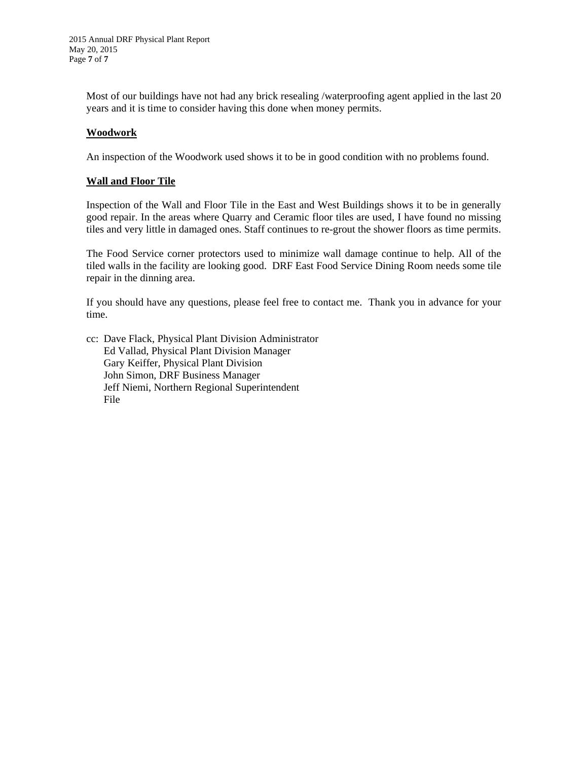Most of our buildings have not had any brick resealing /waterproofing agent applied in the last 20 years and it is time to consider having this done when money permits.

**Woodwork**

An inspection of the Woodwork used shows it to be in good condition with no problems found.

**Wall and Floor Tile**

Inspection of the Wall and Floor Tile in the East and West Buildings shows it to be in generally good repair. In the areas where Quarry and Ceramic floor tiles are used, I have found no missing tiles and very little in damaged ones. Staff continues to re-grout the shower floors as time permits.

The Food Service corner protectors used to minimize wall damage continue to help. All of the tiled walls in the facility are looking good. DRF East Food Service Dining Room needs some tile repair in the dinning area.

If you should have any questions, please feel free to contact me. Thank you in advance for your time.

cc: Dave Flack, Physical Plant Division Administrator
Ed Vallad, Physical Plant Division Manager
Gary Keiffer, Physical Plant Division
John Simon, DRF Business Manager
Jeff Niemi, Northern Regional Superintendent
File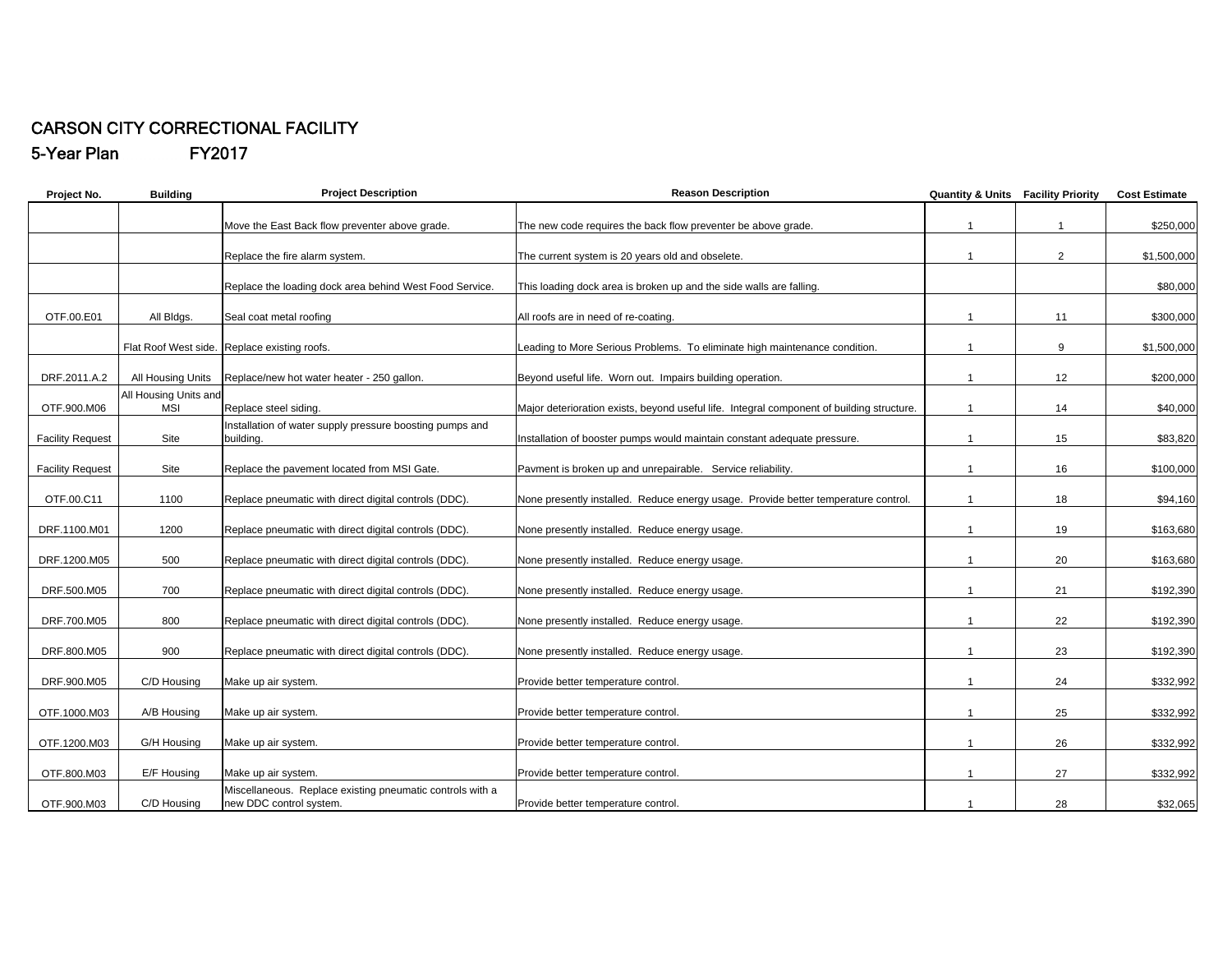# CARSON CITY CORRECTIONAL FACILITY

## 5-Year Plan FY2017

| Project No. | Building | Project Description | Reason Description | Quantity & Units | Facility Priority | Cost Estimate |
|---|---|---|---|---|---|---|
| | | Move the East Back flow preventer above grade. | The new code requires the back flow preventer be above grade. | 1 | 1 | $250,000 |
| | | Replace the fire alarm system. | The current system is 20 years old and obselete. | 1 | 2 | $1,500,000 |
| | | Replace the loading dock area behind West Food Service. | This loading dock area is broken up and the side walls are falling. | | | $80,000 |
| OTF.00.E01 | All Bldgs. | Seal coat metal roofing | All roofs are in need of re-coating. | 1 | 11 | $300,000 |
| | Flat Roof West side. | Replace existing roofs. | Leading to More Serious Problems. To eliminate high maintenance condition. | 1 | 9 | $1,500,000 |
| DRF.2011.A.2 | All Housing Units | Replace/new hot water heater - 250 gallon. | Beyond useful life. Worn out. Impairs building operation. | 1 | 12 | $200,000 |
| OTF.900.M06 | All Housing Units and MSI | Replace steel siding. | Major deterioration exists, beyond useful life. Integral component of building structure. | 1 | 14 | $40,000 |
| Facility Request | Site | Installation of water supply pressure boosting pumps and building. | Installation of booster pumps would maintain constant adequate pressure. | 1 | 15 | $83,820 |
| Facility Request | Site | Replace the pavement located from MSI Gate. | Pavment is broken up and unrepairable. Service reliability. | 1 | 16 | $100,000 |
| OTF.00.C11 | 1100 | Replace pneumatic with direct digital controls (DDC). | None presently installed. Reduce energy usage. Provide better temperature control. | 1 | 18 | $94,160 |
| DRF.1100.M01 | 1200 | Replace pneumatic with direct digital controls (DDC). | None presently installed. Reduce energy usage. | 1 | 19 | $163,680 |
| DRF.1200.M05 | 500 | Replace pneumatic with direct digital controls (DDC). | None presently installed. Reduce energy usage. | 1 | 20 | $163,680 |
| DRF.500.M05 | 700 | Replace pneumatic with direct digital controls (DDC). | None presently installed. Reduce energy usage. | 1 | 21 | $192,390 |
| DRF.700.M05 | 800 | Replace pneumatic with direct digital controls (DDC). | None presently installed. Reduce energy usage. | 1 | 22 | $192,390 |
| DRF.800.M05 | 900 | Replace pneumatic with direct digital controls (DDC). | None presently installed. Reduce energy usage. | 1 | 23 | $192,390 |
| DRF.900.M05 | C/D Housing | Make up air system. | Provide better temperature control. | 1 | 24 | $332,992 |
| OTF.1000.M03 | A/B Housing | Make up air system. | Provide better temperature control. | 1 | 25 | $332,992 |
| OTF.1200.M03 | G/H Housing | Make up air system. | Provide better temperature control. | 1 | 26 | $332,992 |
| OTF.800.M03 | E/F Housing | Make up air system. | Provide better temperature control. | 1 | 27 | $332,992 |
| OTF.900.M03 | C/D Housing | Miscellaneous. Replace existing pneumatic controls with a new DDC control system. | Provide better temperature control. | 1 | 28 | $32,065 |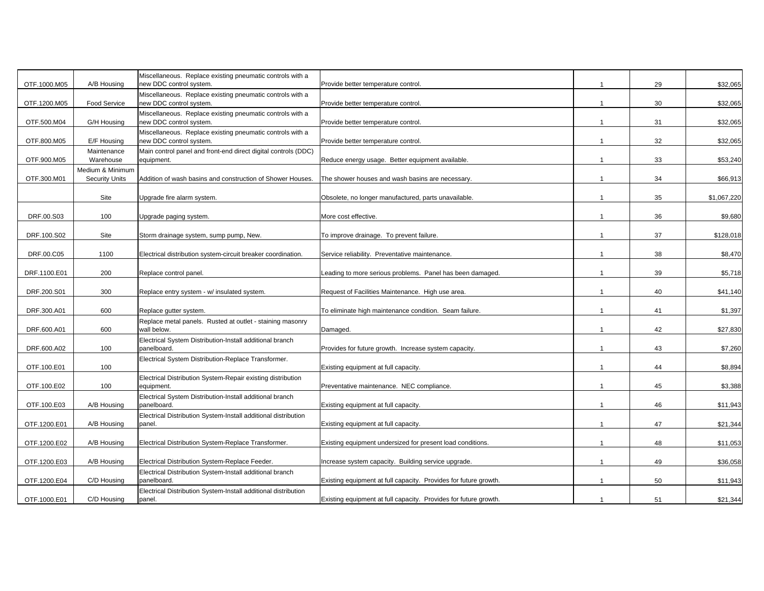| | | | | | | |
|---|---|---|---|---|---|---|
| OTF.1000.M05 | A/B Housing | Miscellaneous. Replace existing pneumatic controls with a new DDC control system. | Provide better temperature control. | 1 | 29 | $32,065 |
| OTF.1200.M05 | Food Service | Miscellaneous. Replace existing pneumatic controls with a new DDC control system. | Provide better temperature control. | 1 | 30 | $32,065 |
| OTF.500.M04 | G/H Housing | Miscellaneous. Replace existing pneumatic controls with a new DDC control system. | Provide better temperature control. | 1 | 31 | $32,065 |
| OTF.800.M05 | E/F Housing | Miscellaneous. Replace existing pneumatic controls with a new DDC control system. | Provide better temperature control. | 1 | 32 | $32,065 |
| OTF.900.M05 | Maintenance Warehouse | Main control panel and front-end direct digital controls (DDC) equipment. | Reduce energy usage. Better equipment available. | 1 | 33 | $53,240 |
| OTF.300.M01 | Medium & Minimum Security Units | Addition of wash basins and construction of Shower Houses. | The shower houses and wash basins are necessary. | 1 | 34 | $66,913 |
| | Site | Upgrade fire alarm system. | Obsolete, no longer manufactured, parts unavailable. | 1 | 35 | $1,067,220 |
| DRF.00.S03 | 100 | Upgrade paging system. | More cost effective. | 1 | 36 | $9,680 |
| DRF.100.S02 | Site | Storm drainage system, sump pump, New. | To improve drainage. To prevent failure. | 1 | 37 | $128,018 |
| DRF.00.C05 | 1100 | Electrical distribution system-circuit breaker coordination. | Service reliability. Preventative maintenance. | 1 | 38 | $8,470 |
| DRF.1100.E01 | 200 | Replace control panel. | Leading to more serious problems. Panel has been damaged. | 1 | 39 | $5,718 |
| DRF.200.S01 | 300 | Replace entry system - w/ insulated system. | Request of Facilities Maintenance. High use area. | 1 | 40 | $41,140 |
| DRF.300.A01 | 600 | Replace gutter system. | To eliminate high maintenance condition. Seam failure. | 1 | 41 | $1,397 |
| DRF.600.A01 | 600 | Replace metal panels. Rusted at outlet - staining masonry wall below. | Damaged. | 1 | 42 | $27,830 |
| DRF.600.A02 | 100 | Electrical System Distribution-Install additional branch panelboard. | Provides for future growth. Increase system capacity. | 1 | 43 | $7,260 |
| OTF.100.E01 | 100 | Electrical System Distribution-Replace Transformer. | Existing equipment at full capacity. | 1 | 44 | $8,894 |
| OTF.100.E02 | 100 | Electrical Distribution System-Repair existing distribution equipment. | Preventative maintenance. NEC compliance. | 1 | 45 | $3,388 |
| OTF.100.E03 | A/B Housing | Electrical System Distribution-Install additional branch panelboard. | Existing equipment at full capacity. | 1 | 46 | $11,943 |
| OTF.1200.E01 | A/B Housing | Electrical Distribution System-Install additional distribution panel. | Existing equipment at full capacity. | 1 | 47 | $21,344 |
| OTF.1200.E02 | A/B Housing | Electrical Distribution System-Replace Transformer. | Existing equipment undersized for present load conditions. | 1 | 48 | $11,053 |
| OTF.1200.E03 | A/B Housing | Electrical Distribution System-Replace Feeder. | Increase system capacity. Building service upgrade. | 1 | 49 | $36,058 |
| OTF.1200.E04 | C/D Housing | Electrical Distribution System-Install additional branch panelboard. | Existing equipment at full capacity. Provides for future growth. | 1 | 50 | $11,943 |
| OTF.1000.E01 | C/D Housing | Electrical Distribution System-Install additional distribution panel. | Existing equipment at full capacity. Provides for future growth. | 1 | 51 | $21,344 |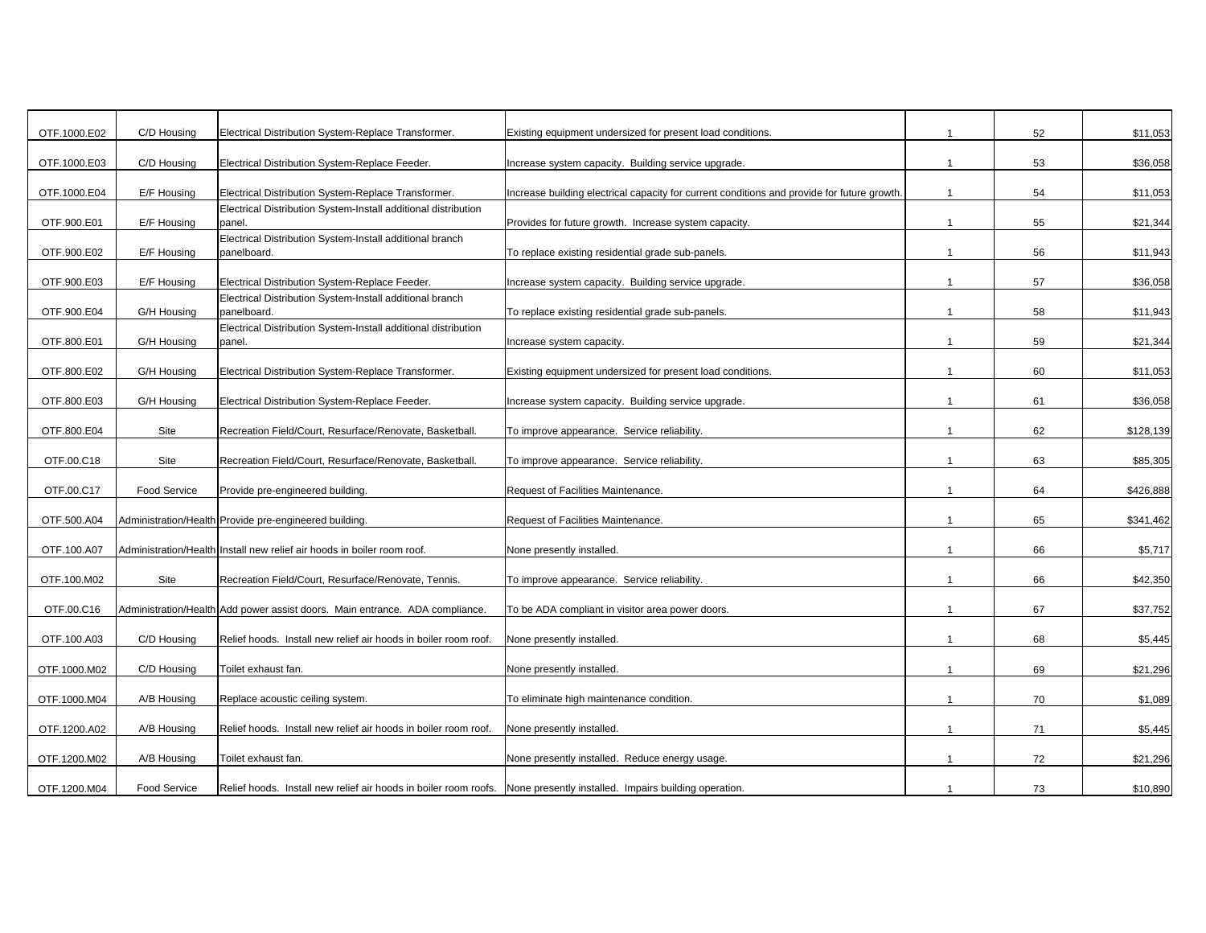| | | | | | | |
|---|---|---|---|---|---|---|
| OTF.1000.E02 | C/D Housing | Electrical Distribution System-Replace Transformer. | Existing equipment undersized for present load conditions. | 1 | 52 | $11,053 |
| OTF.1000.E03 | C/D Housing | Electrical Distribution System-Replace Feeder. | Increase system capacity. Building service upgrade. | 1 | 53 | $36,058 |
| OTF.1000.E04 | E/F Housing | Electrical Distribution System-Replace Transformer. | Increase building electrical capacity for current conditions and provide for future growth. | 1 | 54 | $11,053 |
| OTF.900.E01 | E/F Housing | Electrical Distribution System-Install additional distribution panel. | Provides for future growth. Increase system capacity. | 1 | 55 | $21,344 |
| OTF.900.E02 | E/F Housing | Electrical Distribution System-Install additional branch panelboard. | To replace existing residential grade sub-panels. | 1 | 56 | $11,943 |
| OTF.900.E03 | E/F Housing | Electrical Distribution System-Replace Feeder. | Increase system capacity. Building service upgrade. | 1 | 57 | $36,058 |
| OTF.900.E04 | G/H Housing | Electrical Distribution System-Install additional branch panelboard. | To replace existing residential grade sub-panels. | 1 | 58 | $11,943 |
| OTF.800.E01 | G/H Housing | Electrical Distribution System-Install additional distribution panel. | Increase system capacity. | 1 | 59 | $21,344 |
| OTF.800.E02 | G/H Housing | Electrical Distribution System-Replace Transformer. | Existing equipment undersized for present load conditions. | 1 | 60 | $11,053 |
| OTF.800.E03 | G/H Housing | Electrical Distribution System-Replace Feeder. | Increase system capacity. Building service upgrade. | 1 | 61 | $36,058 |
| OTF.800.E04 | Site | Recreation Field/Court, Resurface/Renovate, Basketball. | To improve appearance. Service reliability. | 1 | 62 | $128,139 |
| OTF.00.C18 | Site | Recreation Field/Court, Resurface/Renovate, Basketball. | To improve appearance. Service reliability. | 1 | 63 | $85,305 |
| OTF.00.C17 | Food Service | Provide pre-engineered building. | Request of Facilities Maintenance. | 1 | 64 | $426,888 |
| OTF.500.A04 | Administration/Health | Provide pre-engineered building. | Request of Facilities Maintenance. | 1 | 65 | $341,462 |
| OTF.100.A07 | Administration/Health | Install new relief air hoods in boiler room roof. | None presently installed. | 1 | 66 | $5,717 |
| OTF.100.M02 | Site | Recreation Field/Court, Resurface/Renovate, Tennis. | To improve appearance. Service reliability. | 1 | 66 | $42,350 |
| OTF.00.C16 | Administration/Health | Add power assist doors. Main entrance. ADA compliance. | To be ADA compliant in visitor area power doors. | 1 | 67 | $37,752 |
| OTF.100.A03 | C/D Housing | Relief hoods. Install new relief air hoods in boiler room roof. | None presently installed. | 1 | 68 | $5,445 |
| OTF.1000.M02 | C/D Housing | Toilet exhaust fan. | None presently installed. | 1 | 69 | $21,296 |
| OTF.1000.M04 | A/B Housing | Replace acoustic ceiling system. | To eliminate high maintenance condition. | 1 | 70 | $1,089 |
| OTF.1200.A02 | A/B Housing | Relief hoods. Install new relief air hoods in boiler room roof. | None presently installed. | 1 | 71 | $5,445 |
| OTF.1200.M02 | A/B Housing | Toilet exhaust fan. | None presently installed. Reduce energy usage. | 1 | 72 | $21,296 |
| OTF.1200.M04 | Food Service | Relief hoods. Install new relief air hoods in boiler room roofs. | None presently installed. Impairs building operation. | 1 | 73 | $10,890 |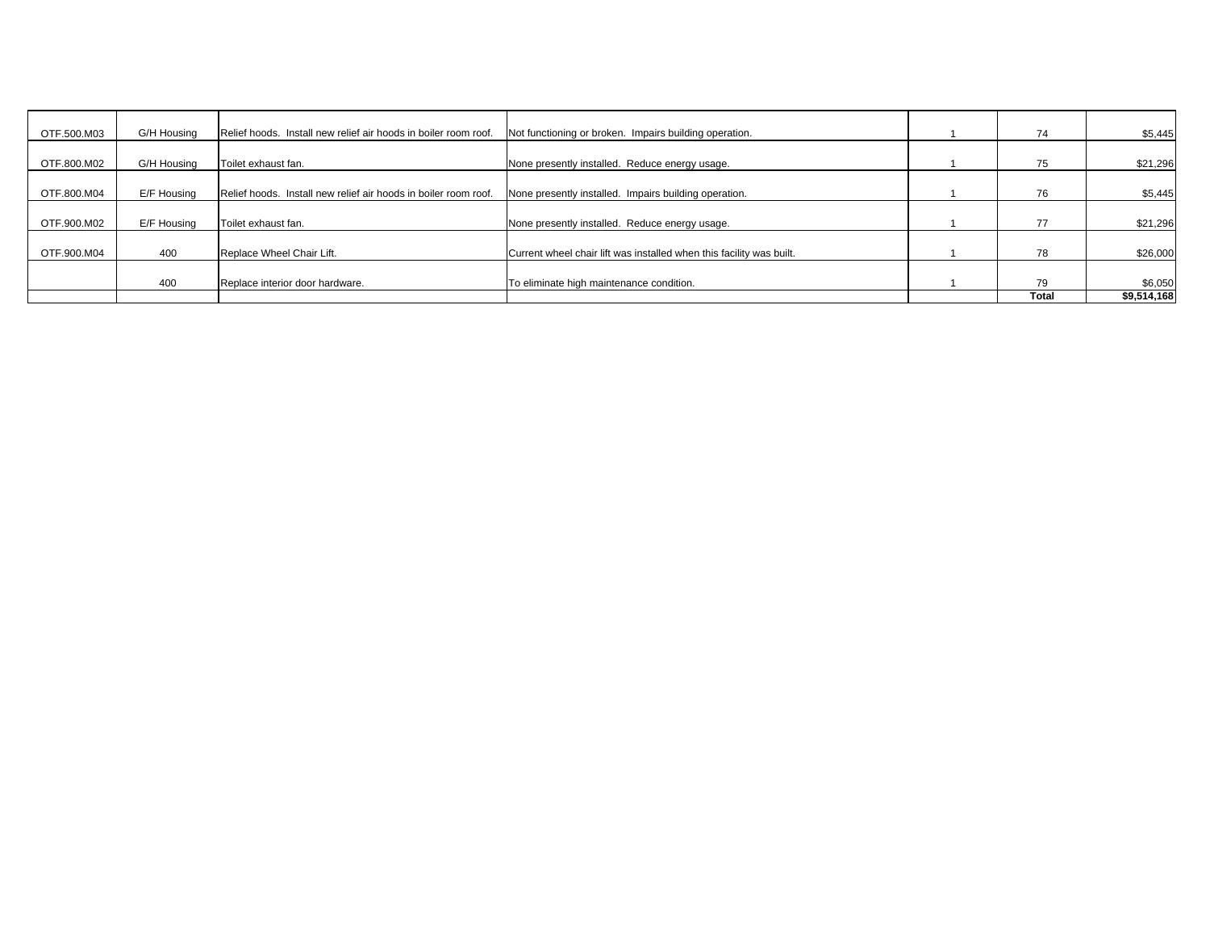| | | | | | | |
|---|---|---|---|---|---|---|
| OTF.500.M03 | G/H Housing | Relief hoods. Install new relief air hoods in boiler room roof. | Not functioning or broken. Impairs building operation. | 1 | 74 | $5,445 |
| OTF.800.M02 | G/H Housing | Toilet exhaust fan. | None presently installed. Reduce energy usage. | 1 | 75 | $21,296 |
| OTF.800.M04 | E/F Housing | Relief hoods. Install new relief air hoods in boiler room roof. | None presently installed. Impairs building operation. | 1 | 76 | $5,445 |
| OTF.900.M02 | E/F Housing | Toilet exhaust fan. | None presently installed. Reduce energy usage. | 1 | 77 | $21,296 |
| OTF.900.M04 | 400 | Replace Wheel Chair Lift. | Current wheel chair lift was installed when this facility was built. | 1 | 78 | $26,000 |
| | 400 | Replace interior door hardware. | To eliminate high maintenance condition. | 1 | 79 | $6,050 |
| | | | | | **Total** | **$9,514,168** |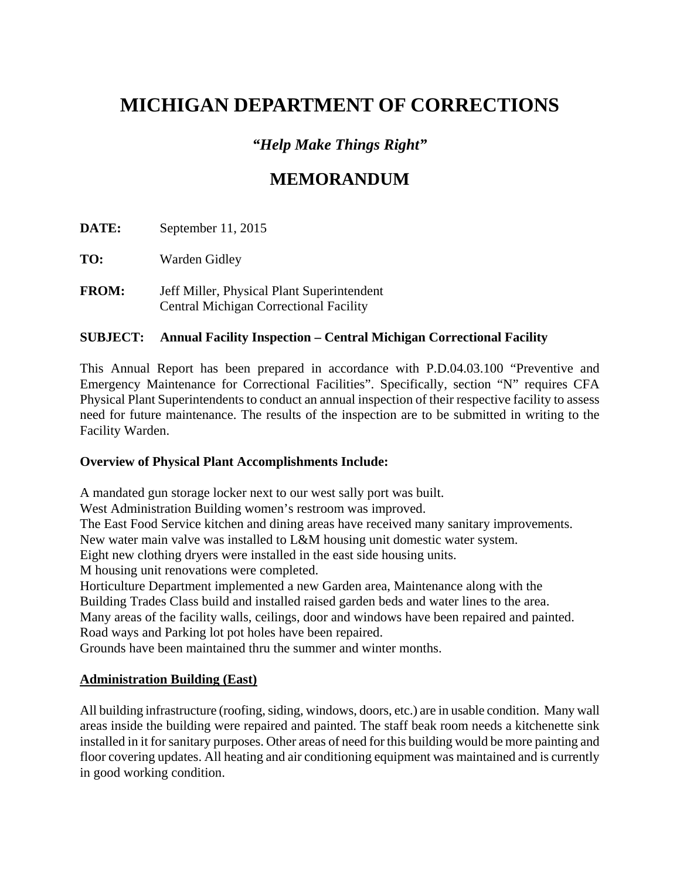# MICHIGAN DEPARTMENT OF CORRECTIONS

### *"Help Make Things Right"*

## MEMORANDUM

**DATE:** September 11, 2015

**TO:** Warden Gidley

**FROM:** Jeff Miller, Physical Plant Superintendent
Central Michigan Correctional Facility

**SUBJECT: Annual Facility Inspection – Central Michigan Correctional Facility**

This Annual Report has been prepared in accordance with P.D.04.03.100 "Preventive and Emergency Maintenance for Correctional Facilities". Specifically, section "N" requires CFA Physical Plant Superintendents to conduct an annual inspection of their respective facility to assess need for future maintenance. The results of the inspection are to be submitted in writing to the Facility Warden.

**Overview of Physical Plant Accomplishments Include:**

A mandated gun storage locker next to our west sally port was built.
West Administration Building women's restroom was improved.
The East Food Service kitchen and dining areas have received many sanitary improvements.
New water main valve was installed to L&M housing unit domestic water system.
Eight new clothing dryers were installed in the east side housing units.
M housing unit renovations were completed.
Horticulture Department implemented a new Garden area, Maintenance along with the Building Trades Class build and installed raised garden beds and water lines to the area.
Many areas of the facility walls, ceilings, door and windows have been repaired and painted.
Road ways and Parking lot pot holes have been repaired.
Grounds have been maintained thru the summer and winter months.

**<u>Administration Building (East)</u>**

All building infrastructure (roofing, siding, windows, doors, etc.) are in usable condition. Many wall areas inside the building were repaired and painted. The staff beak room needs a kitchenette sink installed in it for sanitary purposes. Other areas of need for this building would be more painting and floor covering updates. All heating and air conditioning equipment was maintained and is currently in good working condition.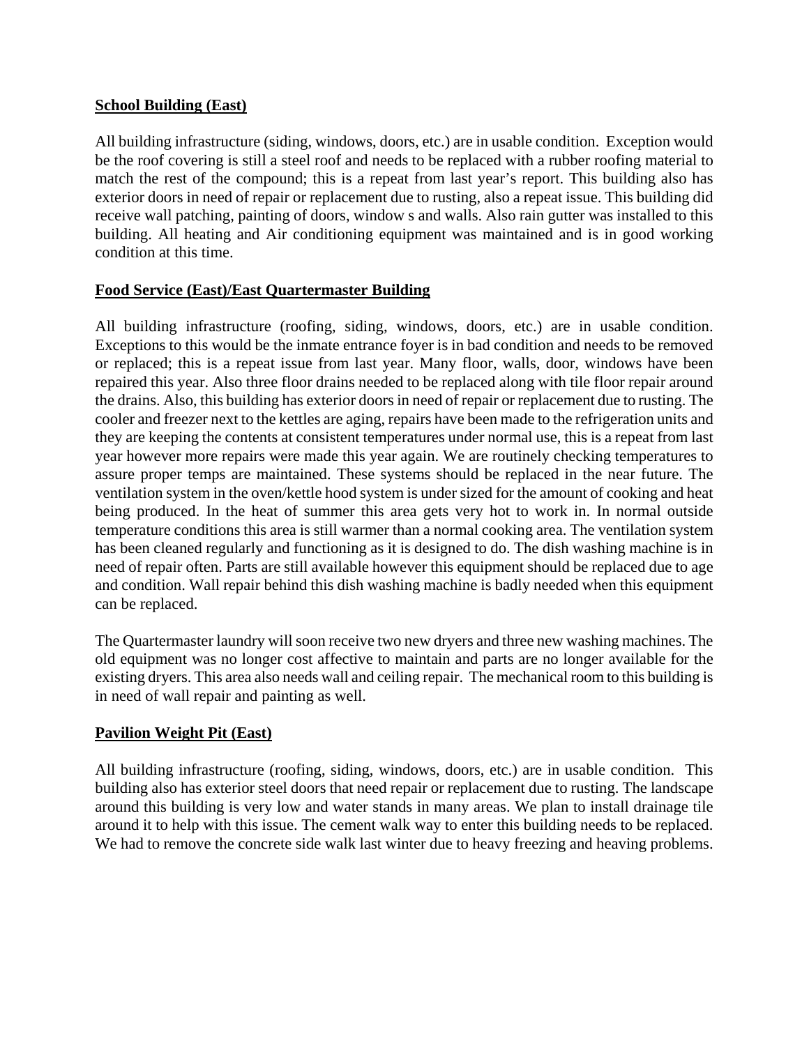**School Building (East)**

All building infrastructure (siding, windows, doors, etc.) are in usable condition. Exception would be the roof covering is still a steel roof and needs to be replaced with a rubber roofing material to match the rest of the compound; this is a repeat from last year's report. This building also has exterior doors in need of repair or replacement due to rusting, also a repeat issue. This building did receive wall patching, painting of doors, window s and walls. Also rain gutter was installed to this building. All heating and Air conditioning equipment was maintained and is in good working condition at this time.

**Food Service (East)/East Quartermaster Building**

All building infrastructure (roofing, siding, windows, doors, etc.) are in usable condition. Exceptions to this would be the inmate entrance foyer is in bad condition and needs to be removed or replaced; this is a repeat issue from last year. Many floor, walls, door, windows have been repaired this year. Also three floor drains needed to be replaced along with tile floor repair around the drains. Also, this building has exterior doors in need of repair or replacement due to rusting. The cooler and freezer next to the kettles are aging, repairs have been made to the refrigeration units and they are keeping the contents at consistent temperatures under normal use, this is a repeat from last year however more repairs were made this year again. We are routinely checking temperatures to assure proper temps are maintained. These systems should be replaced in the near future. The ventilation system in the oven/kettle hood system is under sized for the amount of cooking and heat being produced. In the heat of summer this area gets very hot to work in. In normal outside temperature conditions this area is still warmer than a normal cooking area. The ventilation system has been cleaned regularly and functioning as it is designed to do. The dish washing machine is in need of repair often. Parts are still available however this equipment should be replaced due to age and condition. Wall repair behind this dish washing machine is badly needed when this equipment can be replaced.

The Quartermaster laundry will soon receive two new dryers and three new washing machines. The old equipment was no longer cost affective to maintain and parts are no longer available for the existing dryers. This area also needs wall and ceiling repair. The mechanical room to this building is in need of wall repair and painting as well.

**Pavilion Weight Pit (East)**

All building infrastructure (roofing, siding, windows, doors, etc.) are in usable condition. This building also has exterior steel doors that need repair or replacement due to rusting. The landscape around this building is very low and water stands in many areas. We plan to install drainage tile around it to help with this issue. The cement walk way to enter this building needs to be replaced. We had to remove the concrete side walk last winter due to heavy freezing and heaving problems.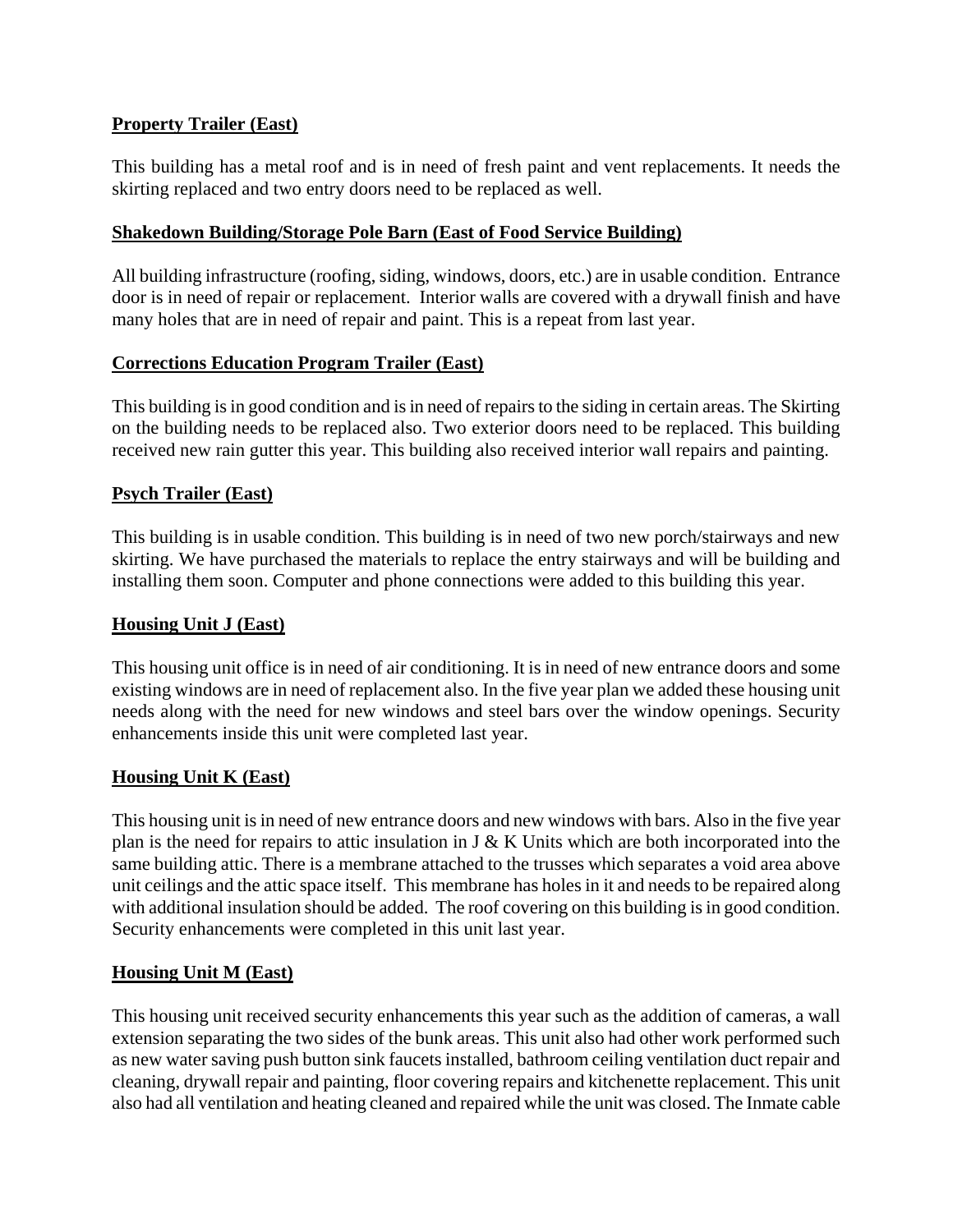**Property Trailer (East)**

This building has a metal roof and is in need of fresh paint and vent replacements. It needs the skirting replaced and two entry doors need to be replaced as well.

**Shakedown Building/Storage Pole Barn (East of Food Service Building)**

All building infrastructure (roofing, siding, windows, doors, etc.) are in usable condition. Entrance door is in need of repair or replacement. Interior walls are covered with a drywall finish and have many holes that are in need of repair and paint. This is a repeat from last year.

**Corrections Education Program Trailer (East)**

This building is in good condition and is in need of repairs to the siding in certain areas. The Skirting on the building needs to be replaced also. Two exterior doors need to be replaced. This building received new rain gutter this year. This building also received interior wall repairs and painting.

**Psych Trailer (East)**

This building is in usable condition. This building is in need of two new porch/stairways and new skirting. We have purchased the materials to replace the entry stairways and will be building and installing them soon. Computer and phone connections were added to this building this year.

**Housing Unit J (East)**

This housing unit office is in need of air conditioning. It is in need of new entrance doors and some existing windows are in need of replacement also. In the five year plan we added these housing unit needs along with the need for new windows and steel bars over the window openings. Security enhancements inside this unit were completed last year.

**Housing Unit K (East)**

This housing unit is in need of new entrance doors and new windows with bars. Also in the five year plan is the need for repairs to attic insulation in J & K Units which are both incorporated into the same building attic. There is a membrane attached to the trusses which separates a void area above unit ceilings and the attic space itself. This membrane has holes in it and needs to be repaired along with additional insulation should be added. The roof covering on this building is in good condition. Security enhancements were completed in this unit last year.

**Housing Unit M (East)**

This housing unit received security enhancements this year such as the addition of cameras, a wall extension separating the two sides of the bunk areas. This unit also had other work performed such as new water saving push button sink faucets installed, bathroom ceiling ventilation duct repair and cleaning, drywall repair and painting, floor covering repairs and kitchenette replacement. This unit also had all ventilation and heating cleaned and repaired while the unit was closed. The Inmate cable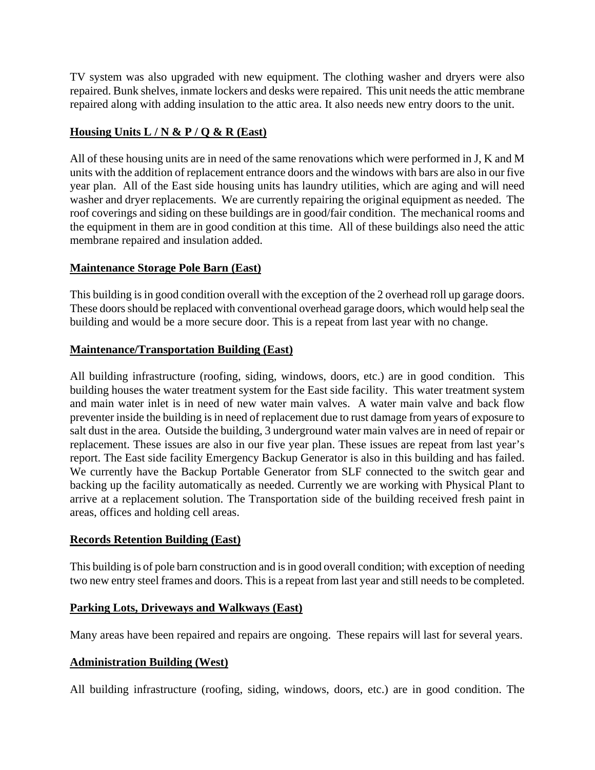TV system was also upgraded with new equipment. The clothing washer and dryers were also repaired. Bunk shelves, inmate lockers and desks were repaired. This unit needs the attic membrane repaired along with adding insulation to the attic area. It also needs new entry doors to the unit.

**Housing Units L / N & P / Q & R (East)**

All of these housing units are in need of the same renovations which were performed in J, K and M units with the addition of replacement entrance doors and the windows with bars are also in our five year plan. All of the East side housing units has laundry utilities, which are aging and will need washer and dryer replacements. We are currently repairing the original equipment as needed. The roof coverings and siding on these buildings are in good/fair condition. The mechanical rooms and the equipment in them are in good condition at this time. All of these buildings also need the attic membrane repaired and insulation added.

**Maintenance Storage Pole Barn (East)**

This building is in good condition overall with the exception of the 2 overhead roll up garage doors. These doors should be replaced with conventional overhead garage doors, which would help seal the building and would be a more secure door. This is a repeat from last year with no change.

**Maintenance/Transportation Building (East)**

All building infrastructure (roofing, siding, windows, doors, etc.) are in good condition. This building houses the water treatment system for the East side facility. This water treatment system and main water inlet is in need of new water main valves. A water main valve and back flow preventer inside the building is in need of replacement due to rust damage from years of exposure to salt dust in the area. Outside the building, 3 underground water main valves are in need of repair or replacement. These issues are also in our five year plan. These issues are repeat from last year's report. The East side facility Emergency Backup Generator is also in this building and has failed. We currently have the Backup Portable Generator from SLF connected to the switch gear and backing up the facility automatically as needed. Currently we are working with Physical Plant to arrive at a replacement solution. The Transportation side of the building received fresh paint in areas, offices and holding cell areas.

**Records Retention Building (East)**

This building is of pole barn construction and is in good overall condition; with exception of needing two new entry steel frames and doors. This is a repeat from last year and still needs to be completed.

**Parking Lots, Driveways and Walkways (East)**

Many areas have been repaired and repairs are ongoing. These repairs will last for several years.

**Administration Building (West)**

All building infrastructure (roofing, siding, windows, doors, etc.) are in good condition. The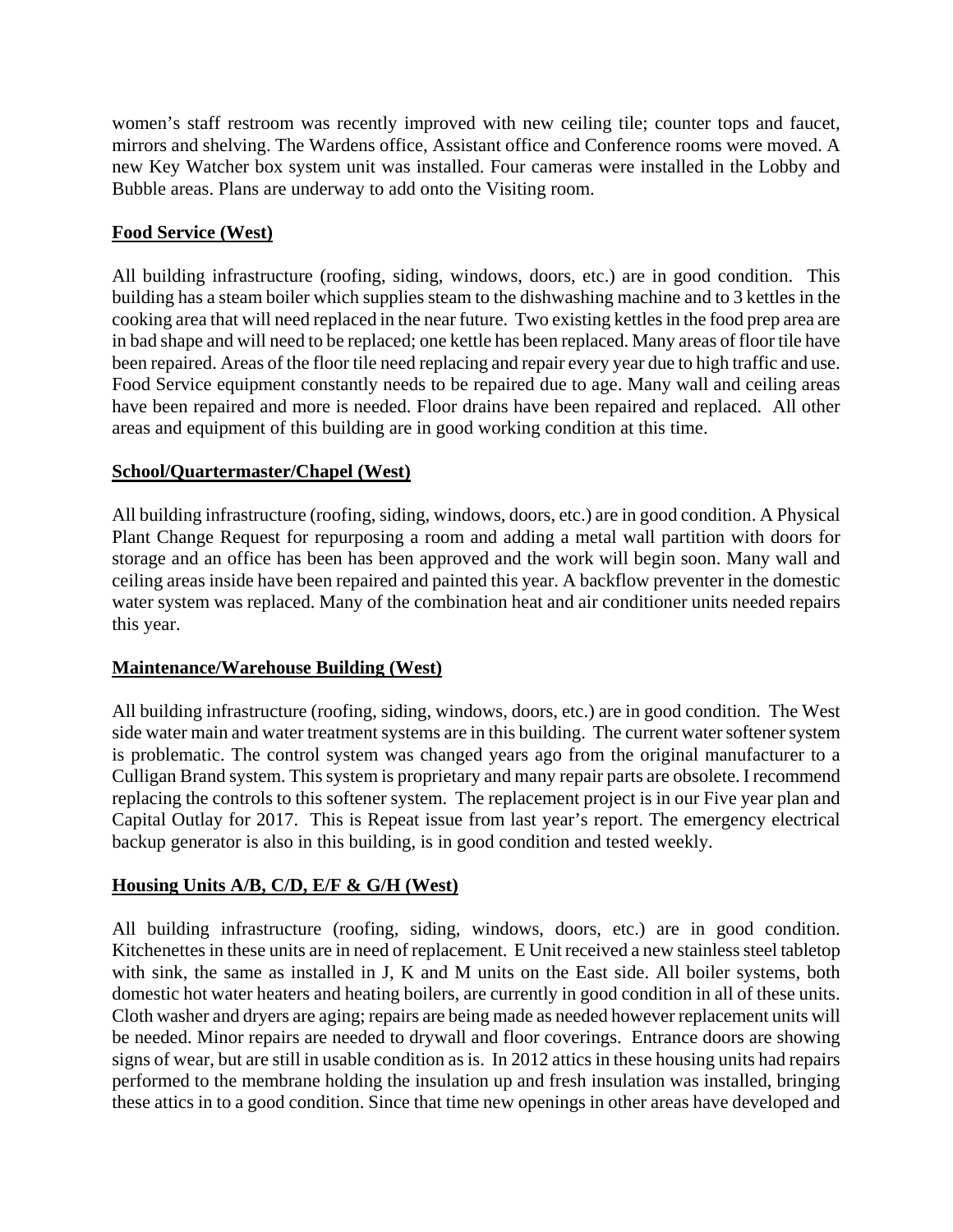women's staff restroom was recently improved with new ceiling tile; counter tops and faucet, mirrors and shelving. The Wardens office, Assistant office and Conference rooms were moved. A new Key Watcher box system unit was installed. Four cameras were installed in the Lobby and Bubble areas. Plans are underway to add onto the Visiting room.

**Food Service (West)**

All building infrastructure (roofing, siding, windows, doors, etc.) are in good condition. This building has a steam boiler which supplies steam to the dishwashing machine and to 3 kettles in the cooking area that will need replaced in the near future. Two existing kettles in the food prep area are in bad shape and will need to be replaced; one kettle has been replaced. Many areas of floor tile have been repaired. Areas of the floor tile need replacing and repair every year due to high traffic and use. Food Service equipment constantly needs to be repaired due to age. Many wall and ceiling areas have been repaired and more is needed. Floor drains have been repaired and replaced. All other areas and equipment of this building are in good working condition at this time.

**School/Quartermaster/Chapel (West)**

All building infrastructure (roofing, siding, windows, doors, etc.) are in good condition. A Physical Plant Change Request for repurposing a room and adding a metal wall partition with doors for storage and an office has been has been approved and the work will begin soon. Many wall and ceiling areas inside have been repaired and painted this year. A backflow preventer in the domestic water system was replaced. Many of the combination heat and air conditioner units needed repairs this year.

**Maintenance/Warehouse Building (West)**

All building infrastructure (roofing, siding, windows, doors, etc.) are in good condition. The West side water main and water treatment systems are in this building. The current water softener system is problematic. The control system was changed years ago from the original manufacturer to a Culligan Brand system. This system is proprietary and many repair parts are obsolete. I recommend replacing the controls to this softener system. The replacement project is in our Five year plan and Capital Outlay for 2017. This is Repeat issue from last year's report. The emergency electrical backup generator is also in this building, is in good condition and tested weekly.

**Housing Units A/B, C/D, E/F & G/H (West)**

All building infrastructure (roofing, siding, windows, doors, etc.) are in good condition. Kitchenettes in these units are in need of replacement. E Unit received a new stainless steel tabletop with sink, the same as installed in J, K and M units on the East side. All boiler systems, both domestic hot water heaters and heating boilers, are currently in good condition in all of these units. Cloth washer and dryers are aging; repairs are being made as needed however replacement units will be needed. Minor repairs are needed to drywall and floor coverings. Entrance doors are showing signs of wear, but are still in usable condition as is. In 2012 attics in these housing units had repairs performed to the membrane holding the insulation up and fresh insulation was installed, bringing these attics in to a good condition. Since that time new openings in other areas have developed and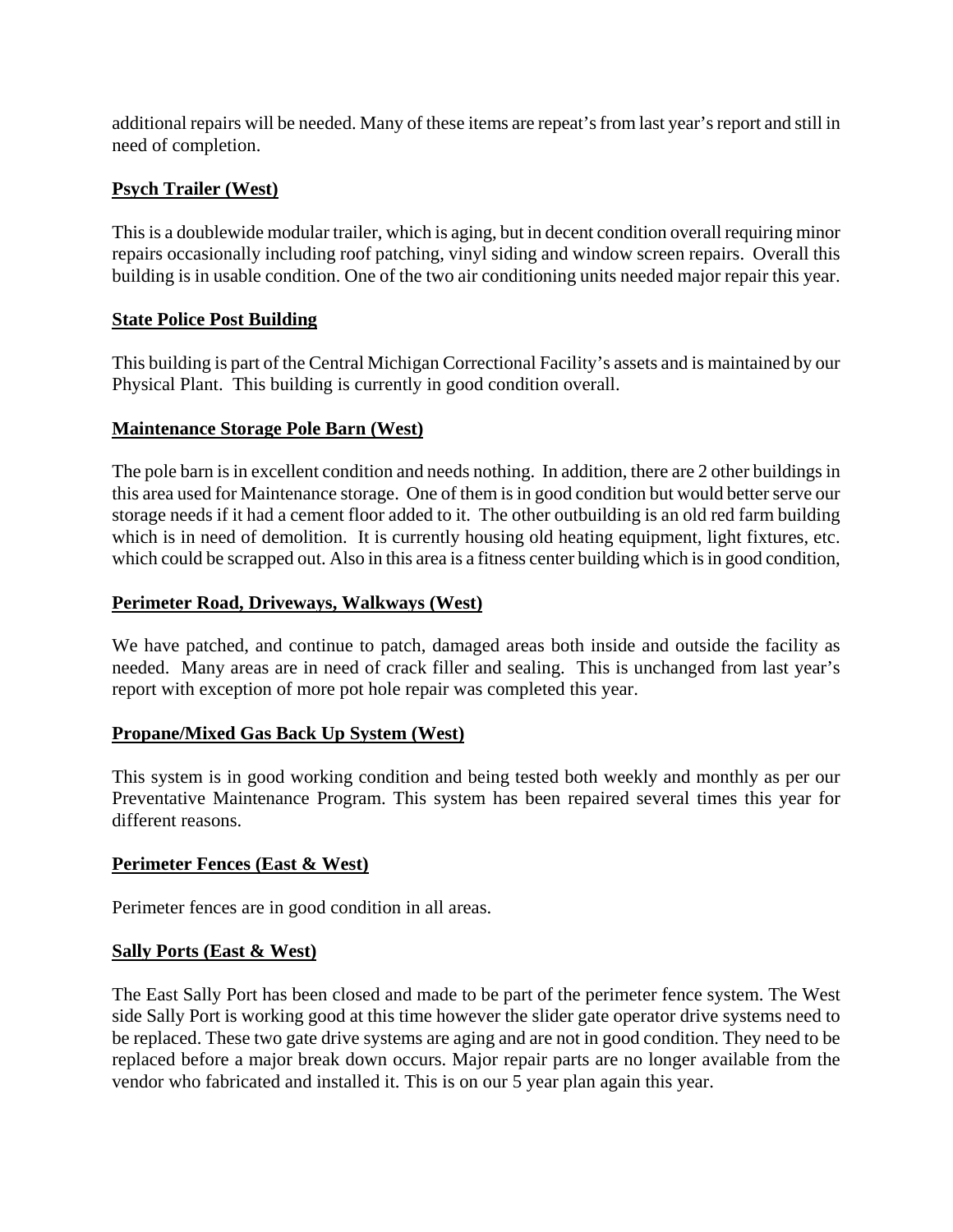additional repairs will be needed. Many of these items are repeat's from last year's report and still in need of completion.

**Psych Trailer (West)**

This is a doublewide modular trailer, which is aging, but in decent condition overall requiring minor repairs occasionally including roof patching, vinyl siding and window screen repairs. Overall this building is in usable condition. One of the two air conditioning units needed major repair this year.

**State Police Post Building**

This building is part of the Central Michigan Correctional Facility's assets and is maintained by our Physical Plant. This building is currently in good condition overall.

**Maintenance Storage Pole Barn (West)**

The pole barn is in excellent condition and needs nothing. In addition, there are 2 other buildings in this area used for Maintenance storage. One of them is in good condition but would better serve our storage needs if it had a cement floor added to it. The other outbuilding is an old red farm building which is in need of demolition. It is currently housing old heating equipment, light fixtures, etc. which could be scrapped out. Also in this area is a fitness center building which is in good condition,

**Perimeter Road, Driveways, Walkways (West)**

We have patched, and continue to patch, damaged areas both inside and outside the facility as needed. Many areas are in need of crack filler and sealing. This is unchanged from last year's report with exception of more pot hole repair was completed this year.

**Propane/Mixed Gas Back Up System (West)**

This system is in good working condition and being tested both weekly and monthly as per our Preventative Maintenance Program. This system has been repaired several times this year for different reasons.

**Perimeter Fences (East & West)**

Perimeter fences are in good condition in all areas.

**Sally Ports (East & West)**

The East Sally Port has been closed and made to be part of the perimeter fence system. The West side Sally Port is working good at this time however the slider gate operator drive systems need to be replaced. These two gate drive systems are aging and are not in good condition. They need to be replaced before a major break down occurs. Major repair parts are no longer available from the vendor who fabricated and installed it. This is on our 5 year plan again this year.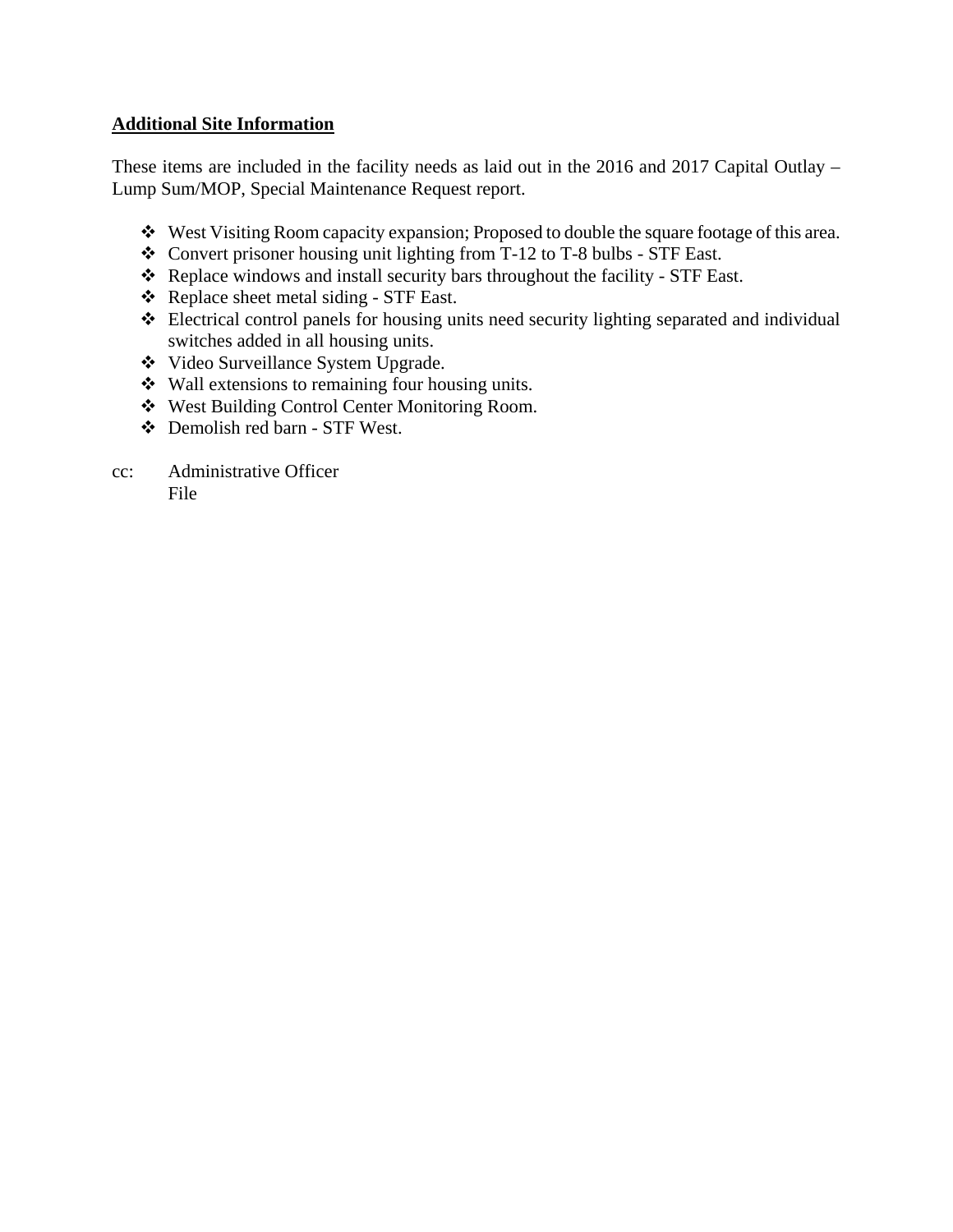**Additional Site Information**

These items are included in the facility needs as laid out in the 2016 and 2017 Capital Outlay – Lump Sum/MOP, Special Maintenance Request report.

- West Visiting Room capacity expansion; Proposed to double the square footage of this area.
- Convert prisoner housing unit lighting from T-12 to T-8 bulbs - STF East.
- Replace windows and install security bars throughout the facility - STF East.
- Replace sheet metal siding - STF East.
- Electrical control panels for housing units need security lighting separated and individual switches added in all housing units.
- Video Surveillance System Upgrade.
- Wall extensions to remaining four housing units.
- West Building Control Center Monitoring Room.
- Demolish red barn - STF West.

cc: Administrative Officer
File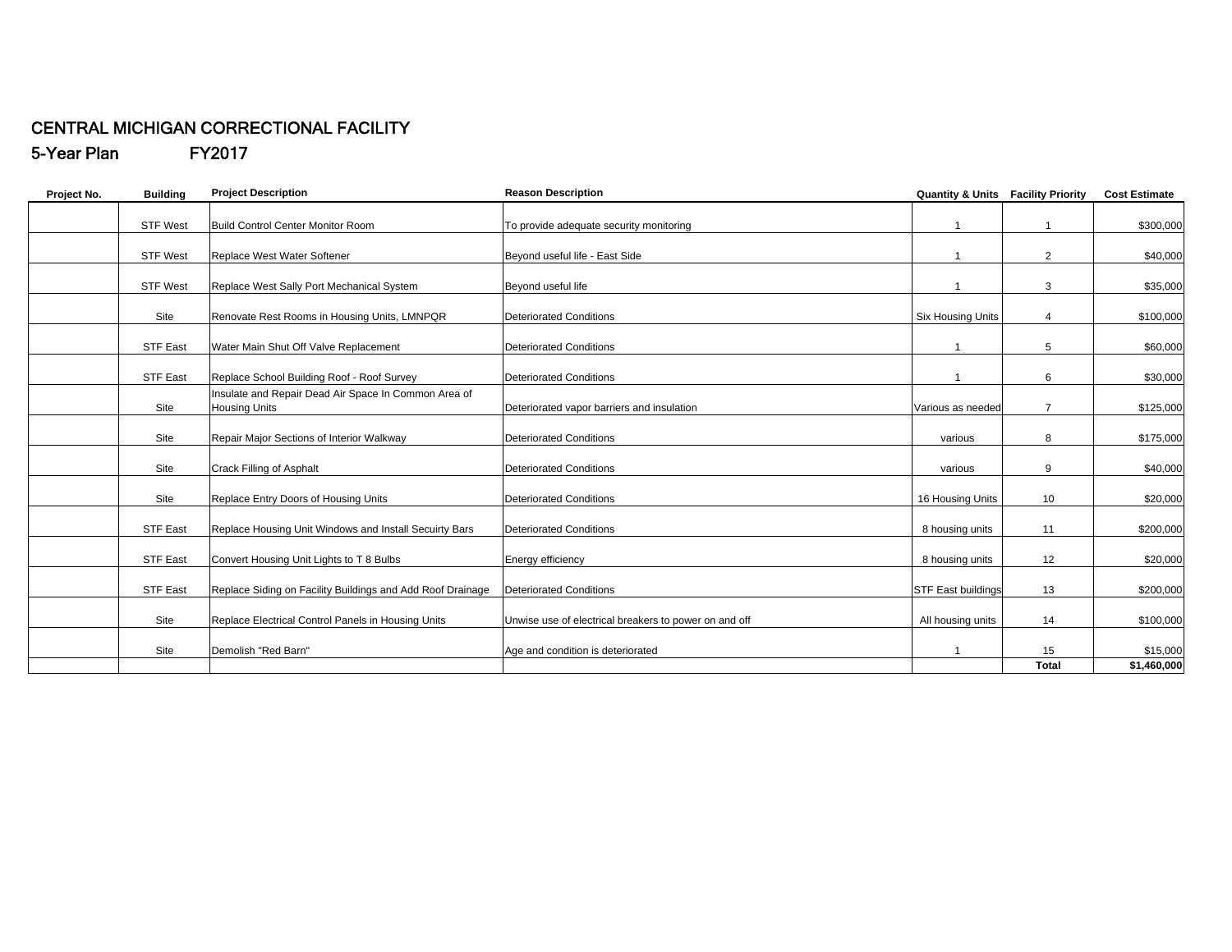# CENTRAL MICHIGAN CORRECTIONAL FACILITY

## 5-Year Plan FY2017

| Project No. | Building | Project Description | Reason Description | Quantity & Units | Facility Priority | Cost Estimate |
|---|---|---|---|---|---|---|
| | STF West | Build Control Center Monitor Room | To provide adequate security monitoring | 1 | 1 | $300,000 |
| | STF West | Replace West Water Softener | Beyond useful life - East Side | 1 | 2 | $40,000 |
| | STF West | Replace West Sally Port Mechanical System | Beyond useful life | 1 | 3 | $35,000 |
| | Site | Renovate Rest Rooms in Housing Units, LMNPQR | Deteriorated Conditions | Six Housing Units | 4 | $100,000 |
| | STF East | Water Main Shut Off Valve Replacement | Deteriorated Conditions | 1 | 5 | $60,000 |
| | STF East | Replace School Building Roof - Roof Survey | Deteriorated Conditions | 1 | 6 | $30,000 |
| | Site | Insulate and Repair Dead Air Space In Common Area of Housing Units | Deteriorated vapor barriers and insulation | Various as needed | 7 | $125,000 |
| | Site | Repair Major Sections of Interior Walkway | Deteriorated Conditions | various | 8 | $175,000 |
| | Site | Crack Filling of Asphalt | Deteriorated Conditions | various | 9 | $40,000 |
| | Site | Replace Entry Doors of Housing Units | Deteriorated Conditions | 16 Housing Units | 10 | $20,000 |
| | STF East | Replace Housing Unit Windows and Install Secuirty Bars | Deteriorated Conditions | 8 housing units | 11 | $200,000 |
| | STF East | Convert Housing Unit Lights to T 8 Bulbs | Energy efficiency | 8 housing units | 12 | $20,000 |
| | STF East | Replace Siding on Facility Buildings and Add Roof Drainage | Deteriorated Conditions | STF East buildings | 13 | $200,000 |
| | Site | Replace Electrical Control Panels in Housing Units | Unwise use of electrical breakers to power on and off | All housing units | 14 | $100,000 |
| | Site | Demolish "Red Barn" | Age and condition is deteriorated | 1 | 15 | $15,000 |
| | | | | | **Total** | **$1,460,000** |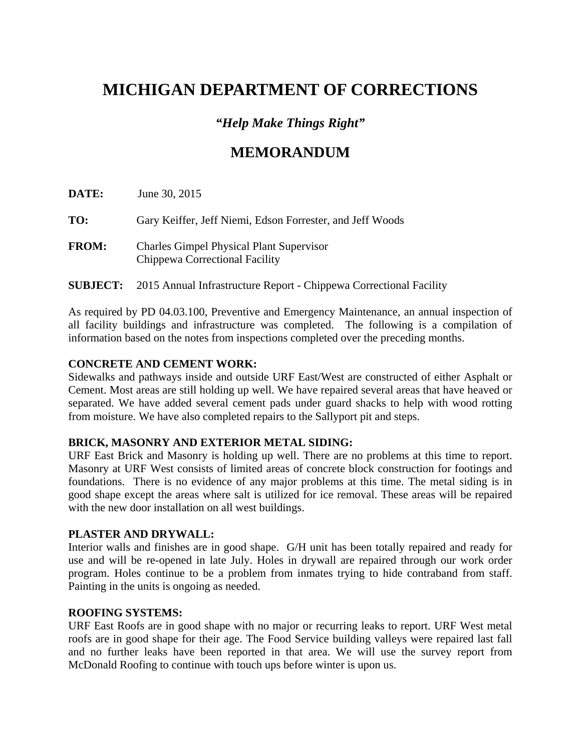# MICHIGAN DEPARTMENT OF CORRECTIONS

### *"Help Make Things Right"*

## MEMORANDUM

**DATE:** June 30, 2015

**TO:** Gary Keiffer, Jeff Niemi, Edson Forrester, and Jeff Woods

**FROM:** Charles Gimpel Physical Plant Supervisor
Chippewa Correctional Facility

**SUBJECT:** 2015 Annual Infrastructure Report - Chippewa Correctional Facility

As required by PD 04.03.100, Preventive and Emergency Maintenance, an annual inspection of all facility buildings and infrastructure was completed. The following is a compilation of information based on the notes from inspections completed over the preceding months.

**CONCRETE AND CEMENT WORK:**
Sidewalks and pathways inside and outside URF East/West are constructed of either Asphalt or Cement. Most areas are still holding up well. We have repaired several areas that have heaved or separated. We have added several cement pads under guard shacks to help with wood rotting from moisture. We have also completed repairs to the Sallyport pit and steps.

**BRICK, MASONRY AND EXTERIOR METAL SIDING:**
URF East Brick and Masonry is holding up well. There are no problems at this time to report. Masonry at URF West consists of limited areas of concrete block construction for footings and foundations. There is no evidence of any major problems at this time. The metal siding is in good shape except the areas where salt is utilized for ice removal. These areas will be repaired with the new door installation on all west buildings.

**PLASTER AND DRYWALL:**
Interior walls and finishes are in good shape. G/H unit has been totally repaired and ready for use and will be re-opened in late July. Holes in drywall are repaired through our work order program. Holes continue to be a problem from inmates trying to hide contraband from staff. Painting in the units is ongoing as needed.

**ROOFING SYSTEMS:**
URF East Roofs are in good shape with no major or recurring leaks to report. URF West metal roofs are in good shape for their age. The Food Service building valleys were repaired last fall and no further leaks have been reported in that area. We will use the survey report from McDonald Roofing to continue with touch ups before winter is upon us.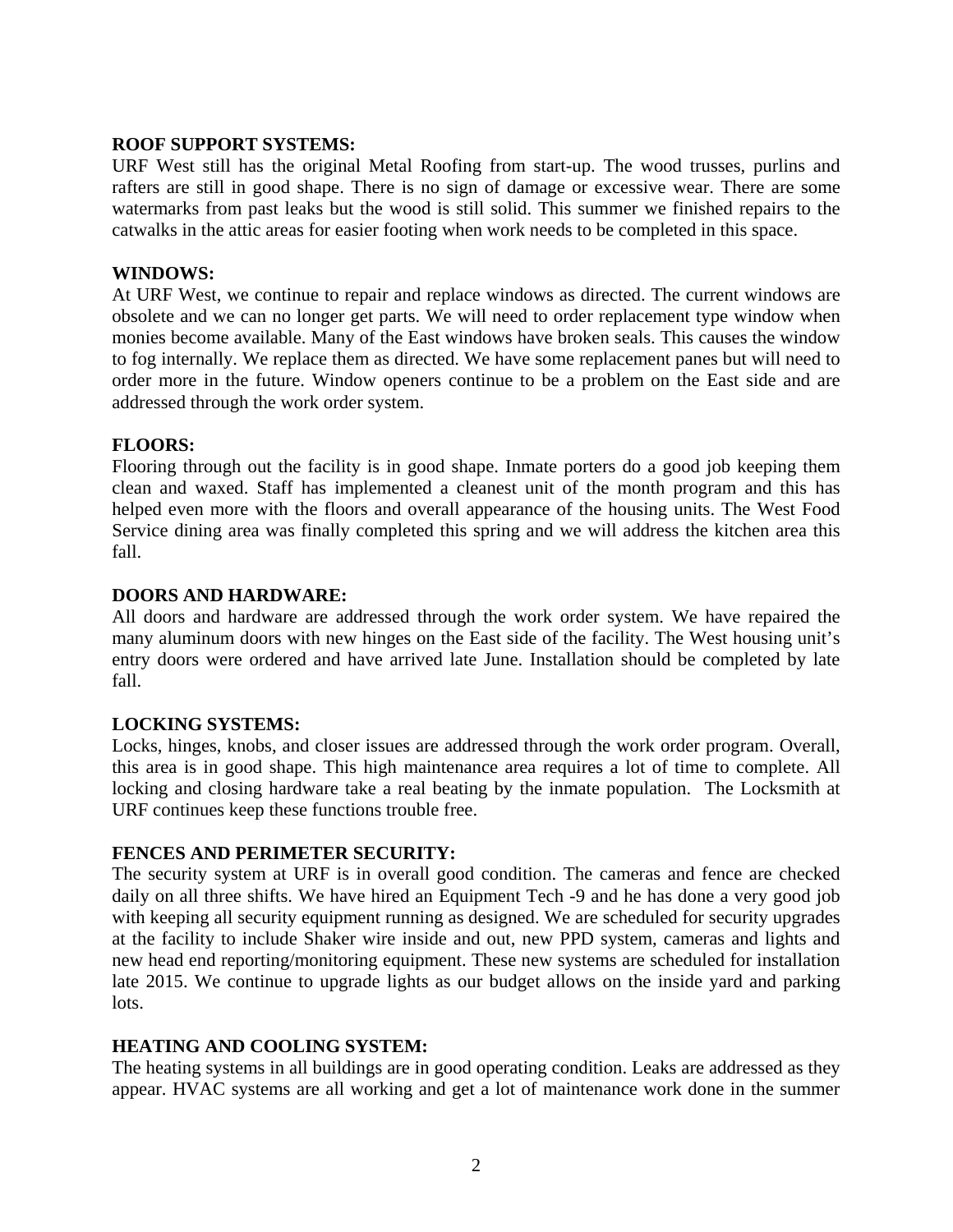**ROOF SUPPORT SYSTEMS:**
URF West still has the original Metal Roofing from start-up. The wood trusses, purlins and rafters are still in good shape. There is no sign of damage or excessive wear. There are some watermarks from past leaks but the wood is still solid. This summer we finished repairs to the catwalks in the attic areas for easier footing when work needs to be completed in this space.

**WINDOWS:**
At URF West, we continue to repair and replace windows as directed. The current windows are obsolete and we can no longer get parts. We will need to order replacement type window when monies become available. Many of the East windows have broken seals. This causes the window to fog internally. We replace them as directed. We have some replacement panes but will need to order more in the future. Window openers continue to be a problem on the East side and are addressed through the work order system.

**FLOORS:**
Flooring through out the facility is in good shape. Inmate porters do a good job keeping them clean and waxed. Staff has implemented a cleanest unit of the month program and this has helped even more with the floors and overall appearance of the housing units. The West Food Service dining area was finally completed this spring and we will address the kitchen area this fall.

**DOORS AND HARDWARE:**
All doors and hardware are addressed through the work order system. We have repaired the many aluminum doors with new hinges on the East side of the facility. The West housing unit's entry doors were ordered and have arrived late June. Installation should be completed by late fall.

**LOCKING SYSTEMS:**
Locks, hinges, knobs, and closer issues are addressed through the work order program. Overall, this area is in good shape. This high maintenance area requires a lot of time to complete. All locking and closing hardware take a real beating by the inmate population. The Locksmith at URF continues keep these functions trouble free.

**FENCES AND PERIMETER SECURITY:**
The security system at URF is in overall good condition. The cameras and fence are checked daily on all three shifts. We have hired an Equipment Tech -9 and he has done a very good job with keeping all security equipment running as designed. We are scheduled for security upgrades at the facility to include Shaker wire inside and out, new PPD system, cameras and lights and new head end reporting/monitoring equipment. These new systems are scheduled for installation late 2015. We continue to upgrade lights as our budget allows on the inside yard and parking lots.

**HEATING AND COOLING SYSTEM:**
The heating systems in all buildings are in good operating condition. Leaks are addressed as they appear. HVAC systems are all working and get a lot of maintenance work done in the summer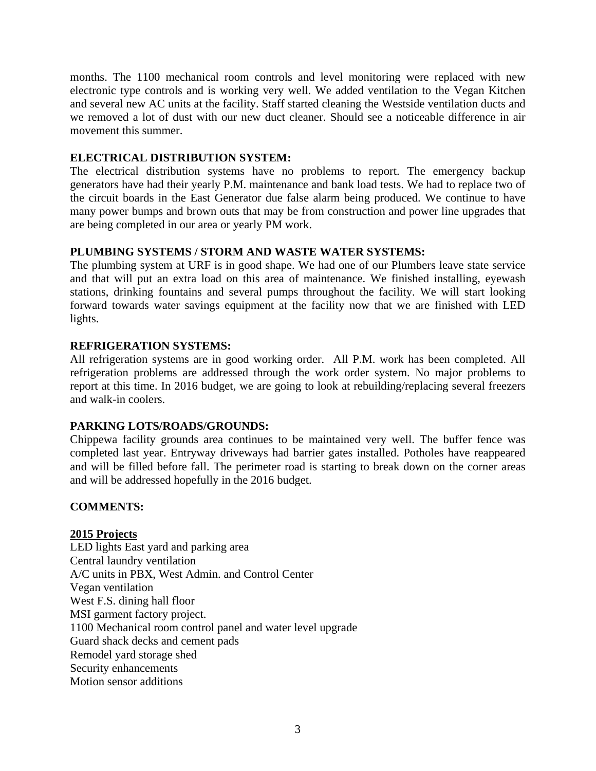months. The 1100 mechanical room controls and level monitoring were replaced with new electronic type controls and is working very well. We added ventilation to the Vegan Kitchen and several new AC units at the facility. Staff started cleaning the Westside ventilation ducts and we removed a lot of dust with our new duct cleaner. Should see a noticeable difference in air movement this summer.

**ELECTRICAL DISTRIBUTION SYSTEM:**

The electrical distribution systems have no problems to report. The emergency backup generators have had their yearly P.M. maintenance and bank load tests. We had to replace two of the circuit boards in the East Generator due false alarm being produced. We continue to have many power bumps and brown outs that may be from construction and power line upgrades that are being completed in our area or yearly PM work.

**PLUMBING SYSTEMS / STORM AND WASTE WATER SYSTEMS:**

The plumbing system at URF is in good shape. We had one of our Plumbers leave state service and that will put an extra load on this area of maintenance. We finished installing, eyewash stations, drinking fountains and several pumps throughout the facility. We will start looking forward towards water savings equipment at the facility now that we are finished with LED lights.

**REFRIGERATION SYSTEMS:**

All refrigeration systems are in good working order. All P.M. work has been completed. All refrigeration problems are addressed through the work order system. No major problems to report at this time. In 2016 budget, we are going to look at rebuilding/replacing several freezers and walk-in coolers.

**PARKING LOTS/ROADS/GROUNDS:**

Chippewa facility grounds area continues to be maintained very well. The buffer fence was completed last year. Entryway driveways had barrier gates installed. Potholes have reappeared and will be filled before fall. The perimeter road is starting to break down on the corner areas and will be addressed hopefully in the 2016 budget.

**COMMENTS:**

**2015 Projects**

LED lights East yard and parking area
Central laundry ventilation
A/C units in PBX, West Admin. and Control Center
Vegan ventilation
West F.S. dining hall floor
MSI garment factory project.
1100 Mechanical room control panel and water level upgrade
Guard shack decks and cement pads
Remodel yard storage shed
Security enhancements
Motion sensor additions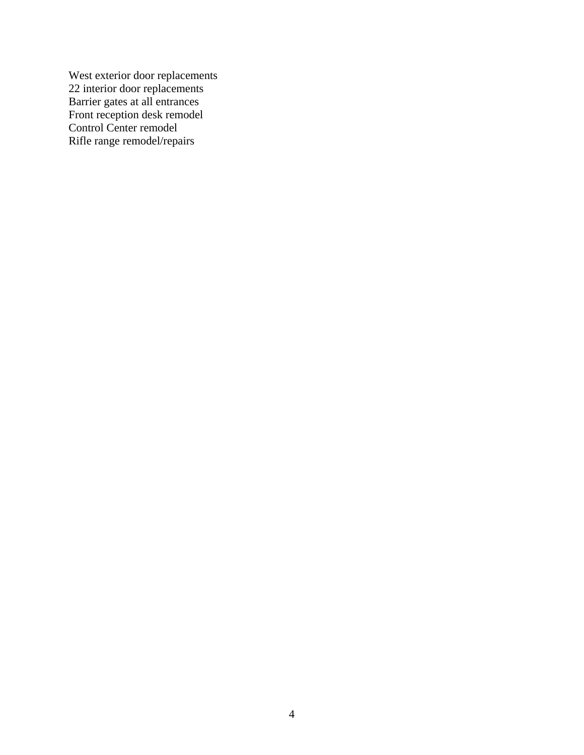West exterior door replacements
22 interior door replacements
Barrier gates at all entrances
Front reception desk remodel
Control Center remodel
Rifle range remodel/repairs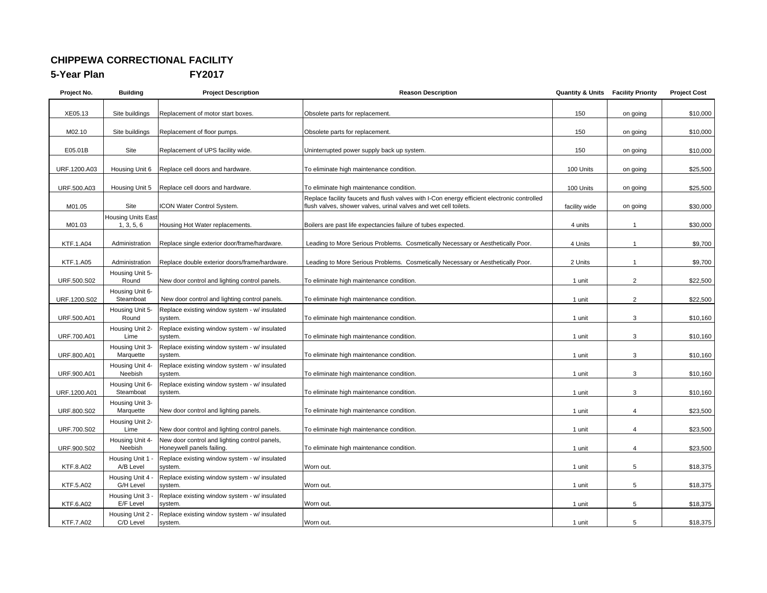## CHIPPEWA CORRECTIONAL FACILITY

## 5-Year Plan FY2017

| Project No. | Building | Project Description | Reason Description | Quantity & Units | Facility Priority | Project Cost |
|---|---|---|---|---|---|---|
| XE05.13 | Site buildings | Replacement of motor start boxes. | Obsolete parts for replacement. | 150 | on going | $10,000 |
| M02.10 | Site buildings | Replacement of floor pumps. | Obsolete parts for replacement. | 150 | on going | $10,000 |
| E05.01B | Site | Replacement of UPS facility wide. | Uninterrupted power supply back up system. | 150 | on going | $10,000 |
| URF.1200.A03 | Housing Unit 6 | Replace cell doors and hardware. | To eliminate high maintenance condition. | 100 Units | on going | $25,500 |
| URF.500.A03 | Housing Unit 5 | Replace cell doors and hardware. | To eliminate high maintenance condition. | 100 Units | on going | $25,500 |
| M01.05 | Site | ICON Water Control System. | Replace facility faucets and flush valves with I-Con energy efficient electronic controlled flush valves, shower valves, urinal valves and wet cell toilets. | facility wide | on going | $30,000 |
| M01.03 | Housing Units East 1, 3, 5, 6 | Housing Hot Water replacements. | Boilers are past life expectancies failure of tubes expected. | 4 units | 1 | $30,000 |
| KTF.1.A04 | Administration | Replace single exterior door/frame/hardware. | Leading to More Serious Problems. Cosmetically Necessary or Aesthetically Poor. | 4 Units | 1 | $9,700 |
| KTF.1.A05 | Administration | Replace double exterior doors/frame/hardware. | Leading to More Serious Problems. Cosmetically Necessary or Aesthetically Poor. | 2 Units | 1 | $9,700 |
| URF.500.S02 | Housing Unit 5-Round | New door control and lighting control panels. | To eliminate high maintenance condition. | 1 unit | 2 | $22,500 |
| URF.1200.S02 | Housing Unit 6-Steamboat | New door control and lighting control panels. | To eliminate high maintenance condition. | 1 unit | 2 | $22,500 |
| URF.500.A01 | Housing Unit 5-Round | Replace existing window system - w/ insulated system. | To eliminate high maintenance condition. | 1 unit | 3 | $10,160 |
| URF.700.A01 | Housing Unit 2-Lime | Replace existing window system - w/ insulated system. | To eliminate high maintenance condition. | 1 unit | 3 | $10,160 |
| URF.800.A01 | Housing Unit 3-Marquette | Replace existing window system - w/ insulated system. | To eliminate high maintenance condition. | 1 unit | 3 | $10,160 |
| URF.900.A01 | Housing Unit 4-Neebish | Replace existing window system - w/ insulated system. | To eliminate high maintenance condition. | 1 unit | 3 | $10,160 |
| URF.1200.A01 | Housing Unit 6-Steamboat | Replace existing window system - w/ insulated system. | To eliminate high maintenance condition. | 1 unit | 3 | $10,160 |
| URF.800.S02 | Housing Unit 3-Marquette | New door control and lighting panels. | To eliminate high maintenance condition. | 1 unit | 4 | $23,500 |
| URF.700.S02 | Housing Unit 2-Lime | New door control and lighting control panels. | To eliminate high maintenance condition. | 1 unit | 4 | $23,500 |
| URF.900.S02 | Housing Unit 4-Neebish | New door control and lighting control panels, Honeywell panels failing. | To eliminate high maintenance condition. | 1 unit | 4 | $23,500 |
| KTF.8.A02 | Housing Unit 1 - A/B Level | Replace existing window system - w/ insulated system. | Worn out. | 1 unit | 5 | $18,375 |
| KTF.5.A02 | Housing Unit 4 - G/H Level | Replace existing window system - w/ insulated system. | Worn out. | 1 unit | 5 | $18,375 |
| KTF.6.A02 | Housing Unit 3 - E/F Level | Replace existing window system - w/ insulated system. | Worn out. | 1 unit | 5 | $18,375 |
| KTF.7.A02 | Housing Unit 2 - C/D Level | Replace existing window system - w/ insulated system. | Worn out. | 1 unit | 5 | $18,375 |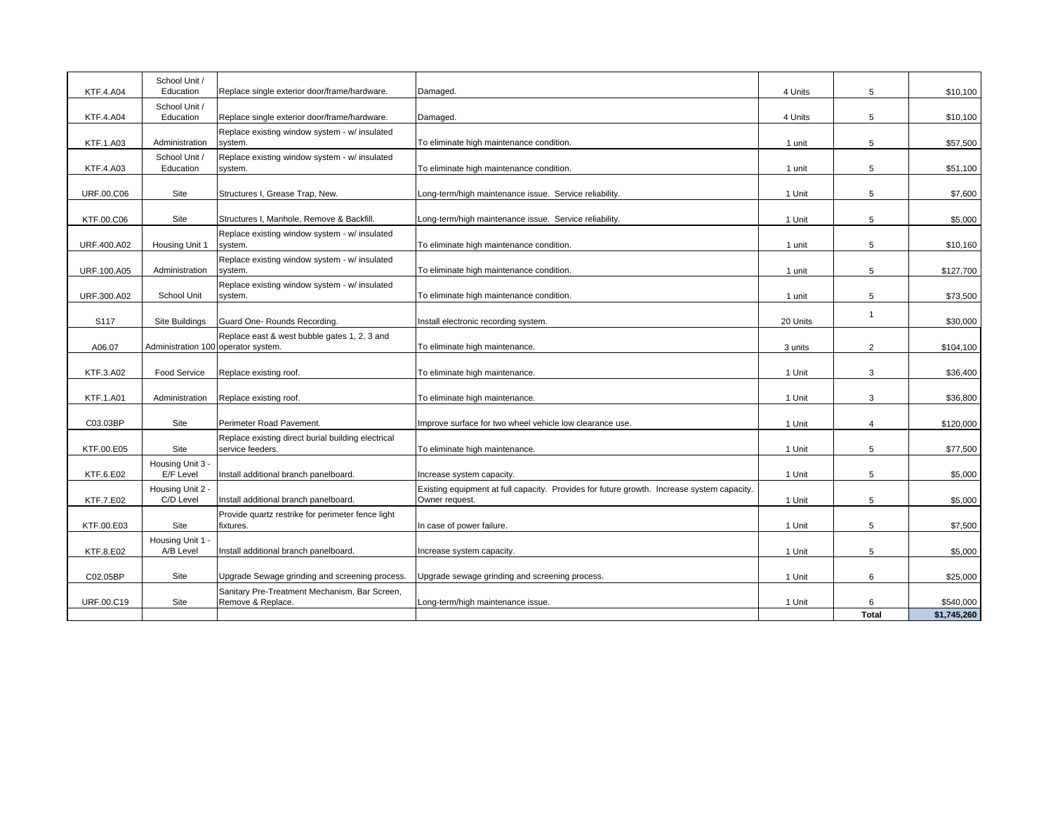| | | | | | | |
|---|---|---|---|---|---|---|
| KTF.4.A04 | School Unit / Education | Replace single exterior door/frame/hardware. | Damaged. | 4 Units | 5 | $10,100 |
| KTF.4.A04 | School Unit / Education | Replace single exterior door/frame/hardware. | Damaged. | 4 Units | 5 | $10,100 |
| KTF.1.A03 | Administration | Replace existing window system - w/ insulated system. | To eliminate high maintenance condition. | 1 unit | 5 | $57,500 |
| KTF.4.A03 | School Unit / Education | Replace existing window system - w/ insulated system. | To eliminate high maintenance condition. | 1 unit | 5 | $51,100 |
| URF.00.C06 | Site | Structures I, Grease Trap, New. | Long-term/high maintenance issue. Service reliability. | 1 Unit | 5 | $7,600 |
| KTF.00.C06 | Site | Structures I, Manhole, Remove & Backfill. | Long-term/high maintenance issue. Service reliability. | 1 Unit | 5 | $5,000 |
| URF.400.A02 | Housing Unit 1 | Replace existing window system - w/ insulated system. | To eliminate high maintenance condition. | 1 unit | 5 | $10,160 |
| URF.100.A05 | Administration | Replace existing window system - w/ insulated system. | To eliminate high maintenance condition. | 1 unit | 5 | $127,700 |
| URF.300.A02 | School Unit | Replace existing window system - w/ insulated system. | To eliminate high maintenance condition. | 1 unit | 5 | $73,500 |
| S117 | Site Buildings | Guard One- Rounds Recording. | Install electronic recording system. | 20 Units | 1 | $30,000 |
| A06.07 | Administration 100 | Replace east & west bubble gates 1, 2, 3 and operator system. | To eliminate high maintenance. | 3 units | 2 | $104,100 |
| KTF.3.A02 | Food Service | Replace existing roof. | To eliminate high maintenance. | 1 Unit | 3 | $36,400 |
| KTF.1.A01 | Administration | Replace existing roof. | To eliminate high maintenance. | 1 Unit | 3 | $36,800 |
| C03.03BP | Site | Perimeter Road Pavement. | Improve surface for two wheel vehicle low clearance use. | 1 Unit | 4 | $120,000 |
| KTF.00.E05 | Site | Replace existing direct burial building electrical service feeders. | To eliminate high maintenance. | 1 Unit | 5 | $77,500 |
| KTF.6.E02 | Housing Unit 3 - E/F Level | Install additional branch panelboard. | Increase system capacity. | 1 Unit | 5 | $5,000 |
| KTF.7.E02 | Housing Unit 2 - C/D Level | Install additional branch panelboard. | Existing equipment at full capacity. Provides for future growth. Increase system capacity. Owner request. | 1 Unit | 5 | $5,000 |
| KTF.00.E03 | Site | Provide quartz restrike for perimeter fence light fixtures. | In case of power failure. | 1 Unit | 5 | $7,500 |
| KTF.8.E02 | Housing Unit 1 - A/B Level | Install additional branch panelboard. | Increase system capacity. | 1 Unit | 5 | $5,000 |
| C02.05BP | Site | Upgrade Sewage grinding and screening process. | Upgrade sewage grinding and screening process. | 1 Unit | 6 | $25,000 |
| URF.00.C19 | Site | Sanitary Pre-Treatment Mechanism, Bar Screen, Remove & Replace. | Long-term/high maintenance issue. | 1 Unit | 6 | $540,000 |
| | | | | | **Total** | **$1,745,260** |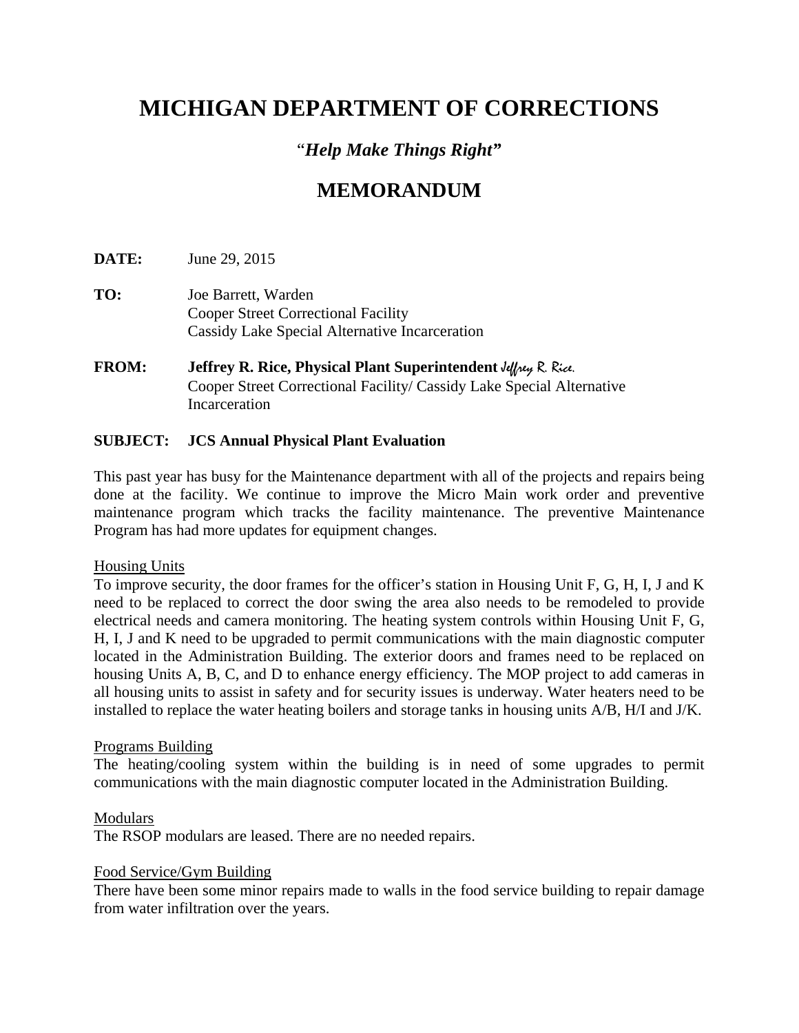# MICHIGAN DEPARTMENT OF CORRECTIONS

*"Help Make Things Right"*

## MEMORANDUM

**DATE:** June 29, 2015

**TO:** Joe Barrett, Warden
Cooper Street Correctional Facility
Cassidy Lake Special Alternative Incarceration

**FROM:** **Jeffrey R. Rice, Physical Plant Superintendent** *Jeffrey R. Rice.*
Cooper Street Correctional Facility/ Cassidy Lake Special Alternative Incarceration

**SUBJECT: JCS Annual Physical Plant Evaluation**

This past year has busy for the Maintenance department with all of the projects and repairs being done at the facility. We continue to improve the Micro Main work order and preventive maintenance program which tracks the facility maintenance. The preventive Maintenance Program has had more updates for equipment changes.

Housing Units

To improve security, the door frames for the officer's station in Housing Unit F, G, H, I, J and K need to be replaced to correct the door swing the area also needs to be remodeled to provide electrical needs and camera monitoring. The heating system controls within Housing Unit F, G, H, I, J and K need to be upgraded to permit communications with the main diagnostic computer located in the Administration Building. The exterior doors and frames need to be replaced on housing Units A, B, C, and D to enhance energy efficiency. The MOP project to add cameras in all housing units to assist in safety and for security issues is underway. Water heaters need to be installed to replace the water heating boilers and storage tanks in housing units A/B, H/I and J/K.

Programs Building

The heating/cooling system within the building is in need of some upgrades to permit communications with the main diagnostic computer located in the Administration Building.

Modulars

The RSOP modulars are leased. There are no needed repairs.

Food Service/Gym Building

There have been some minor repairs made to walls in the food service building to repair damage from water infiltration over the years.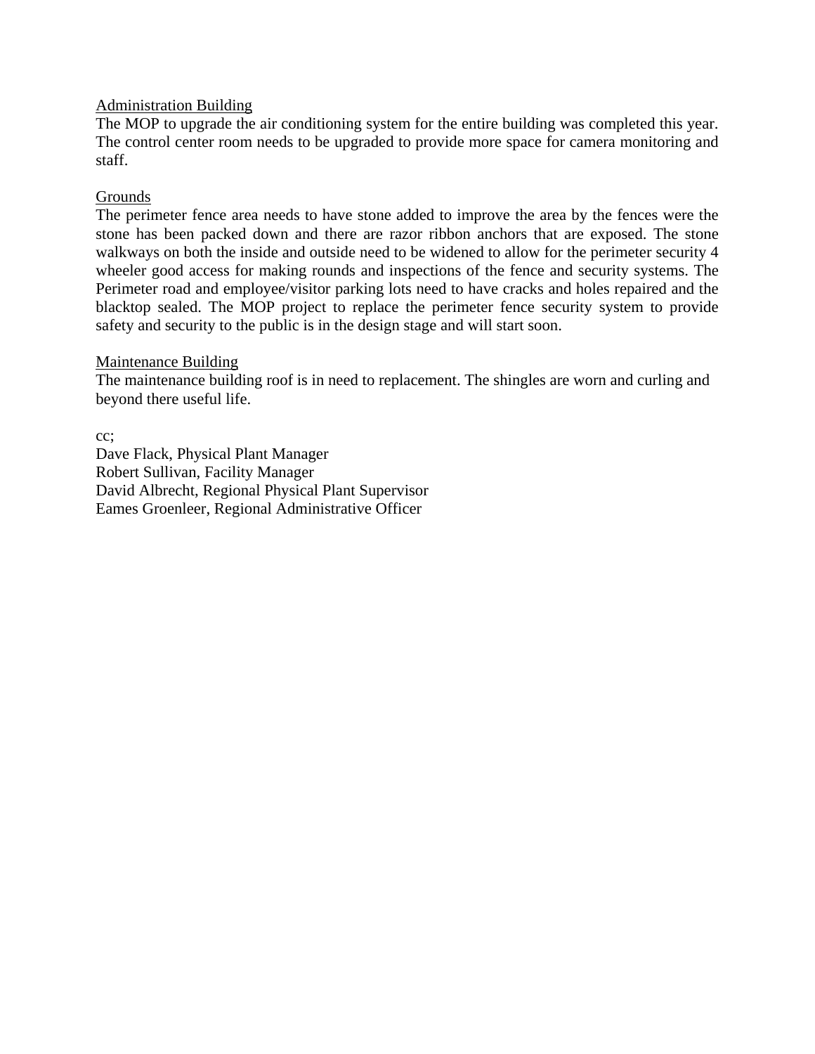<u>Administration Building</u>

The MOP to upgrade the air conditioning system for the entire building was completed this year. The control center room needs to be upgraded to provide more space for camera monitoring and staff.

<u>Grounds</u>

The perimeter fence area needs to have stone added to improve the area by the fences were the stone has been packed down and there are razor ribbon anchors that are exposed. The stone walkways on both the inside and outside need to be widened to allow for the perimeter security 4 wheeler good access for making rounds and inspections of the fence and security systems. The Perimeter road and employee/visitor parking lots need to have cracks and holes repaired and the blacktop sealed. The MOP project to replace the perimeter fence security system to provide safety and security to the public is in the design stage and will start soon.

<u>Maintenance Building</u>

The maintenance building roof is in need to replacement. The shingles are worn and curling and beyond there useful life.

cc;
Dave Flack, Physical Plant Manager
Robert Sullivan, Facility Manager
David Albrecht, Regional Physical Plant Supervisor
Eames Groenleer, Regional Administrative Officer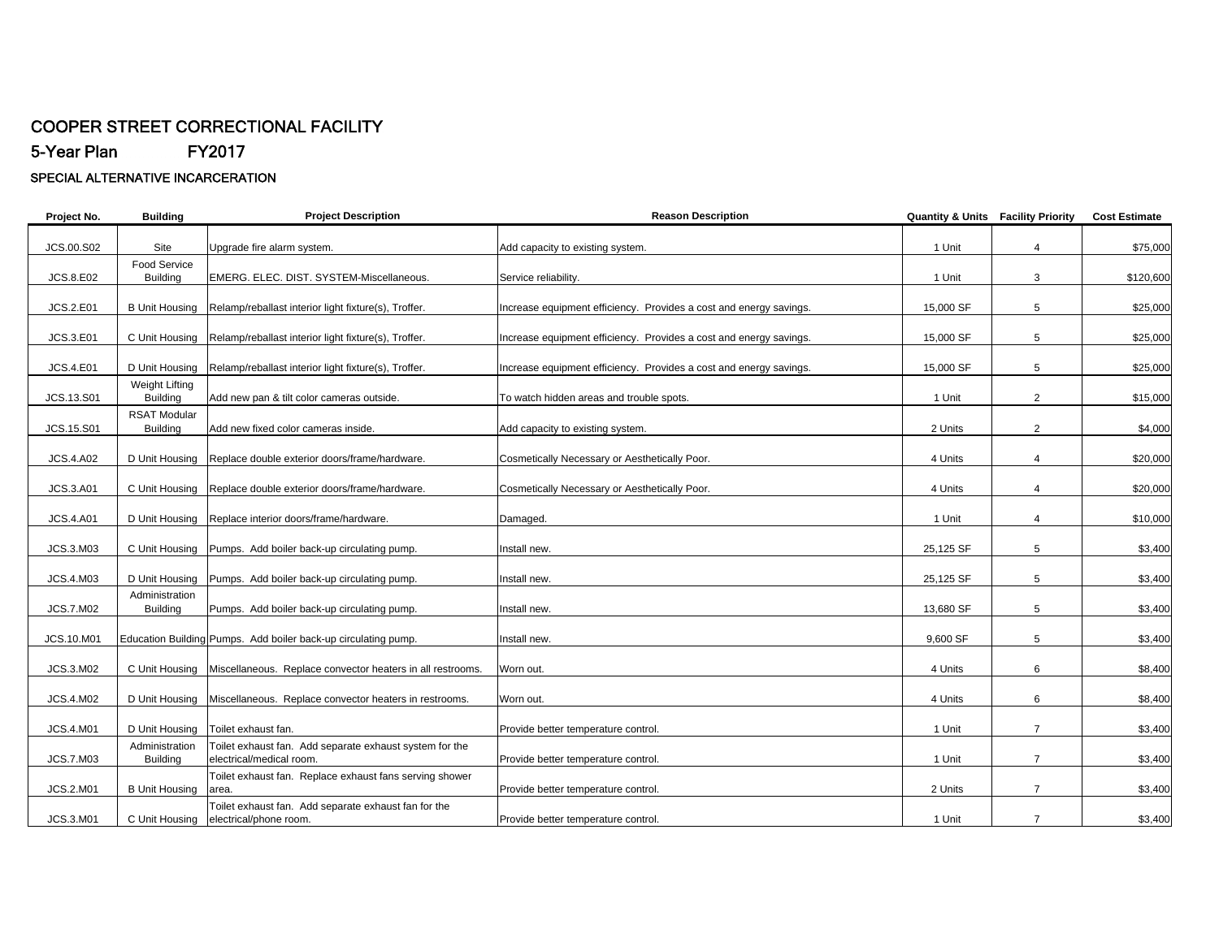# COOPER STREET CORRECTIONAL FACILITY

## 5-Year Plan FY2017

### SPECIAL ALTERNATIVE INCARCERATION

| Project No. | Building | Project Description | Reason Description | Quantity & Units | Facility Priority | Cost Estimate |
|---|---|---|---|---|---|---|
| JCS.00.S02 | Site | Upgrade fire alarm system. | Add capacity to existing system. | 1 Unit | 4 | $75,000 |
| JCS.8.E02 | Food Service Building | EMERG. ELEC. DIST. SYSTEM-Miscellaneous. | Service reliability. | 1 Unit | 3 | $120,600 |
| JCS.2.E01 | B Unit Housing | Relamp/reballast interior light fixture(s), Troffer. | Increase equipment efficiency. Provides a cost and energy savings. | 15,000 SF | 5 | $25,000 |
| JCS.3.E01 | C Unit Housing | Relamp/reballast interior light fixture(s), Troffer. | Increase equipment efficiency. Provides a cost and energy savings. | 15,000 SF | 5 | $25,000 |
| JCS.4.E01 | D Unit Housing | Relamp/reballast interior light fixture(s), Troffer. | Increase equipment efficiency. Provides a cost and energy savings. | 15,000 SF | 5 | $25,000 |
| JCS.13.S01 | Weight Lifting Building | Add new pan & tilt color cameras outside. | To watch hidden areas and trouble spots. | 1 Unit | 2 | $15,000 |
| JCS.15.S01 | RSAT Modular Building | Add new fixed color cameras inside. | Add capacity to existing system. | 2 Units | 2 | $4,000 |
| JCS.4.A02 | D Unit Housing | Replace double exterior doors/frame/hardware. | Cosmetically Necessary or Aesthetically Poor. | 4 Units | 4 | $20,000 |
| JCS.3.A01 | C Unit Housing | Replace double exterior doors/frame/hardware. | Cosmetically Necessary or Aesthetically Poor. | 4 Units | 4 | $20,000 |
| JCS.4.A01 | D Unit Housing | Replace interior doors/frame/hardware. | Damaged. | 1 Unit | 4 | $10,000 |
| JCS.3.M03 | C Unit Housing | Pumps. Add boiler back-up circulating pump. | Install new. | 25,125 SF | 5 | $3,400 |
| JCS.4.M03 | D Unit Housing | Pumps. Add boiler back-up circulating pump. | Install new. | 25,125 SF | 5 | $3,400 |
| JCS.7.M02 | Administration Building | Pumps. Add boiler back-up circulating pump. | Install new. | 13,680 SF | 5 | $3,400 |
| JCS.10.M01 | Education Building | Pumps. Add boiler back-up circulating pump. | Install new. | 9,600 SF | 5 | $3,400 |
| JCS.3.M02 | C Unit Housing | Miscellaneous. Replace convector heaters in all restrooms. | Worn out. | 4 Units | 6 | $8,400 |
| JCS.4.M02 | D Unit Housing | Miscellaneous. Replace convector heaters in restrooms. | Worn out. | 4 Units | 6 | $8,400 |
| JCS.4.M01 | D Unit Housing | Toilet exhaust fan. | Provide better temperature control. | 1 Unit | 7 | $3,400 |
| JCS.7.M03 | Administration Building | Toilet exhaust fan. Add separate exhaust system for the electrical/medical room. | Provide better temperature control. | 1 Unit | 7 | $3,400 |
| JCS.2.M01 | B Unit Housing | Toilet exhaust fan. Replace exhaust fans serving shower area. | Provide better temperature control. | 2 Units | 7 | $3,400 |
| JCS.3.M01 | C Unit Housing | Toilet exhaust fan. Add separate exhaust fan for the electrical/phone room. | Provide better temperature control. | 1 Unit | 7 | $3,400 |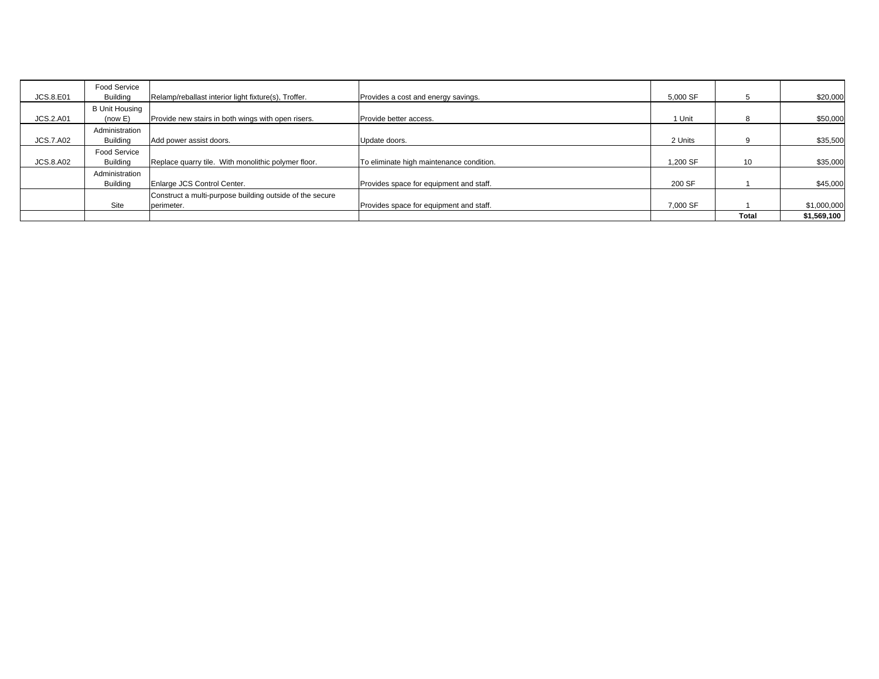| | | | | | | |
|---|---|---|---|---|---|---|
| JCS.8.E01 | Food Service Building | Relamp/reballast interior light fixture(s), Troffer. | Provides a cost and energy savings. | 5,000 SF | 5 | $20,000 |
| JCS.2.A01 | B Unit Housing (now E) | Provide new stairs in both wings with open risers. | Provide better access. | 1 Unit | 8 | $50,000 |
| JCS.7.A02 | Administration Building | Add power assist doors. | Update doors. | 2 Units | 9 | $35,500 |
| JCS.8.A02 | Food Service Building | Replace quarry tile. With monolithic polymer floor. | To eliminate high maintenance condition. | 1,200 SF | 10 | $35,000 |
| | Administration Building | Enlarge JCS Control Center. | Provides space for equipment and staff. | 200 SF | 1 | $45,000 |
| | Site | Construct a multi-purpose building outside of the secure perimeter. | Provides space for equipment and staff. | 7,000 SF | 1 | $1,000,000 |
| | | | | | **Total** | **$1,569,100** |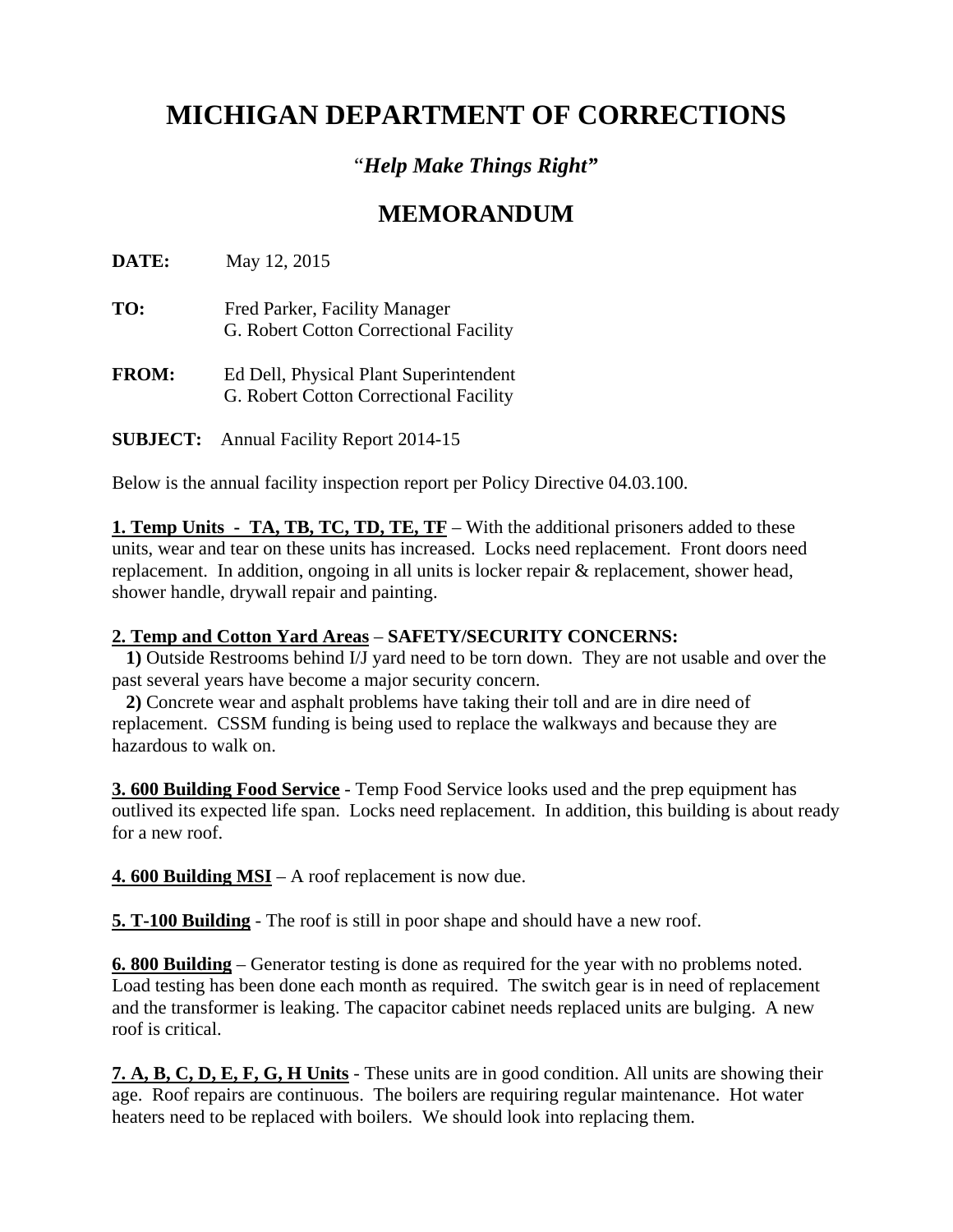# MICHIGAN DEPARTMENT OF CORRECTIONS

*"Help Make Things Right"*

## MEMORANDUM

**DATE:** May 12, 2015

**TO:** Fred Parker, Facility Manager
G. Robert Cotton Correctional Facility

**FROM:** Ed Dell, Physical Plant Superintendent
G. Robert Cotton Correctional Facility

**SUBJECT:** Annual Facility Report 2014-15

Below is the annual facility inspection report per Policy Directive 04.03.100.

**1. Temp Units - TA, TB, TC, TD, TE, TF** – With the additional prisoners added to these units, wear and tear on these units has increased. Locks need replacement. Front doors need replacement. In addition, ongoing in all units is locker repair & replacement, shower head, shower handle, drywall repair and painting.

**2. Temp and Cotton Yard Areas** – **SAFETY/SECURITY CONCERNS:**

**1)** Outside Restrooms behind I/J yard need to be torn down. They are not usable and over the past several years have become a major security concern.

**2)** Concrete wear and asphalt problems have taking their toll and are in dire need of replacement. CSSM funding is being used to replace the walkways and because they are hazardous to walk on.

**3. 600 Building Food Service** - Temp Food Service looks used and the prep equipment has outlived its expected life span. Locks need replacement. In addition, this building is about ready for a new roof.

**4. 600 Building MSI** – A roof replacement is now due.

**5. T-100 Building** - The roof is still in poor shape and should have a new roof.

**6. 800 Building** – Generator testing is done as required for the year with no problems noted. Load testing has been done each month as required. The switch gear is in need of replacement and the transformer is leaking. The capacitor cabinet needs replaced units are bulging. A new roof is critical.

**7. A, B, C, D, E, F, G, H Units** - These units are in good condition. All units are showing their age. Roof repairs are continuous. The boilers are requiring regular maintenance. Hot water heaters need to be replaced with boilers. We should look into replacing them.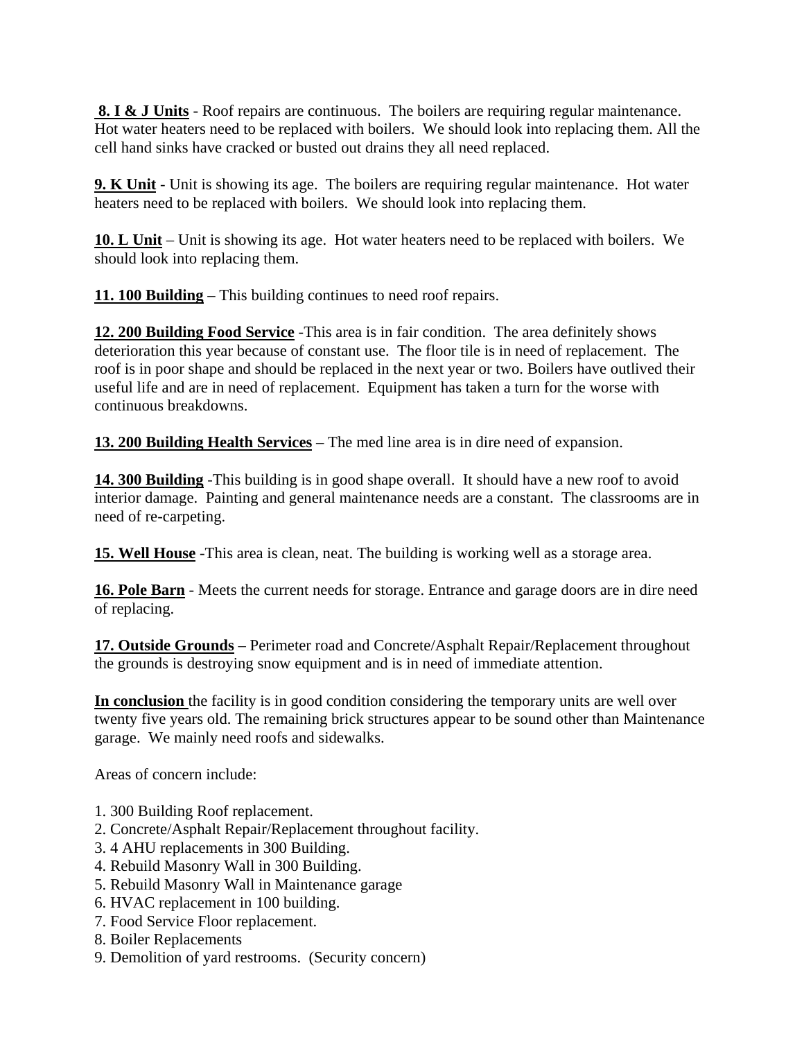**8. I & J Units** - Roof repairs are continuous. The boilers are requiring regular maintenance. Hot water heaters need to be replaced with boilers. We should look into replacing them. All the cell hand sinks have cracked or busted out drains they all need replaced.

**9. K Unit** - Unit is showing its age. The boilers are requiring regular maintenance. Hot water heaters need to be replaced with boilers. We should look into replacing them.

**10. L Unit** – Unit is showing its age. Hot water heaters need to be replaced with boilers. We should look into replacing them.

**11. 100 Building** – This building continues to need roof repairs.

**12. 200 Building Food Service** -This area is in fair condition. The area definitely shows deterioration this year because of constant use. The floor tile is in need of replacement. The roof is in poor shape and should be replaced in the next year or two. Boilers have outlived their useful life and are in need of replacement. Equipment has taken a turn for the worse with continuous breakdowns.

**13. 200 Building Health Services** – The med line area is in dire need of expansion.

**14. 300 Building** -This building is in good shape overall. It should have a new roof to avoid interior damage. Painting and general maintenance needs are a constant. The classrooms are in need of re-carpeting.

**15. Well House** -This area is clean, neat. The building is working well as a storage area.

**16. Pole Barn** - Meets the current needs for storage. Entrance and garage doors are in dire need of replacing.

**17. Outside Grounds** – Perimeter road and Concrete/Asphalt Repair/Replacement throughout the grounds is destroying snow equipment and is in need of immediate attention.

**In conclusion** the facility is in good condition considering the temporary units are well over twenty five years old. The remaining brick structures appear to be sound other than Maintenance garage. We mainly need roofs and sidewalks.

Areas of concern include:

1. 300 Building Roof replacement.
2. Concrete/Asphalt Repair/Replacement throughout facility.
3. 4 AHU replacements in 300 Building.
4. Rebuild Masonry Wall in 300 Building.
5. Rebuild Masonry Wall in Maintenance garage
6. HVAC replacement in 100 building.
7. Food Service Floor replacement.
8. Boiler Replacements
9. Demolition of yard restrooms. (Security concern)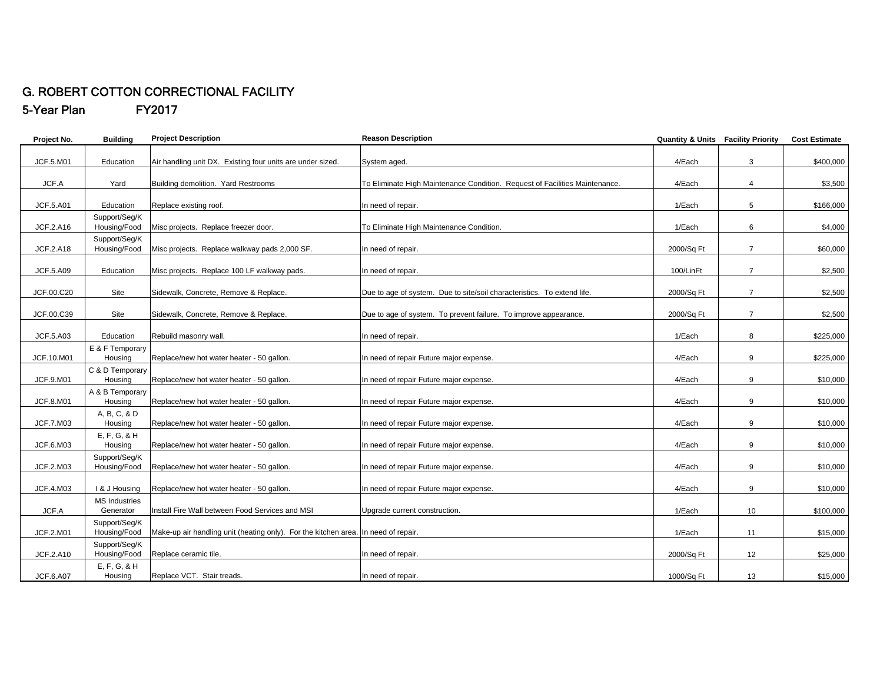# G. ROBERT COTTON CORRECTIONAL FACILITY

## 5-Year Plan FY2017

| Project No. | Building | Project Description | Reason Description | Quantity & Units | Facility Priority | Cost Estimate |
|---|---|---|---|---|---|---|
| JCF.5.M01 | Education | Air handling unit DX. Existing four units are under sized. | System aged. | 4/Each | 3 | $400,000 |
| JCF.A | Yard | Building demolition. Yard Restrooms | To Eliminate High Maintenance Condition. Request of Facilities Maintenance. | 4/Each | 4 | $3,500 |
| JCF.5.A01 | Education | Replace existing roof. | In need of repair. | 1/Each | 5 | $166,000 |
| JCF.2.A16 | Support/Seg/K Housing/Food | Misc projects. Replace freezer door. | To Eliminate High Maintenance Condition. | 1/Each | 6 | $4,000 |
| JCF.2.A18 | Support/Seg/K Housing/Food | Misc projects. Replace walkway pads 2,000 SF. | In need of repair. | 2000/Sq Ft | 7 | $60,000 |
| JCF.5.A09 | Education | Misc projects. Replace 100 LF walkway pads. | In need of repair. | 100/LinFt | 7 | $2,500 |
| JCF.00.C20 | Site | Sidewalk, Concrete, Remove & Replace. | Due to age of system. Due to site/soil characteristics. To extend life. | 2000/Sq Ft | 7 | $2,500 |
| JCF.00.C39 | Site | Sidewalk, Concrete, Remove & Replace. | Due to age of system. To prevent failure. To improve appearance. | 2000/Sq Ft | 7 | $2,500 |
| JCF.5.A03 | Education | Rebuild masonry wall. | In need of repair. | 1/Each | 8 | $225,000 |
| JCF.10.M01 | E & F Temporary Housing | Replace/new hot water heater - 50 gallon. | In need of repair Future major expense. | 4/Each | 9 | $225,000 |
| JCF.9.M01 | C & D Temporary Housing | Replace/new hot water heater - 50 gallon. | In need of repair Future major expense. | 4/Each | 9 | $10,000 |
| JCF.8.M01 | A & B Temporary Housing | Replace/new hot water heater - 50 gallon. | In need of repair Future major expense. | 4/Each | 9 | $10,000 |
| JCF.7.M03 | A, B, C, & D Housing | Replace/new hot water heater - 50 gallon. | In need of repair Future major expense. | 4/Each | 9 | $10,000 |
| JCF.6.M03 | E, F, G, & H Housing | Replace/new hot water heater - 50 gallon. | In need of repair Future major expense. | 4/Each | 9 | $10,000 |
| JCF.2.M03 | Support/Seg/K Housing/Food | Replace/new hot water heater - 50 gallon. | In need of repair Future major expense. | 4/Each | 9 | $10,000 |
| JCF.4.M03 | I & J Housing | Replace/new hot water heater - 50 gallon. | In need of repair Future major expense. | 4/Each | 9 | $10,000 |
| JCF.A | MS Industries Generator | Install Fire Wall between Food Services and MSI | Upgrade current construction. | 1/Each | 10 | $100,000 |
| JCF.2.M01 | Support/Seg/K Housing/Food | Make-up air handling unit (heating only). For the kitchen area. | In need of repair. | 1/Each | 11 | $15,000 |
| JCF.2.A10 | Support/Seg/K Housing/Food | Replace ceramic tile. | In need of repair. | 2000/Sq Ft | 12 | $25,000 |
| JCF.6.A07 | E, F, G, & H Housing | Replace VCT. Stair treads. | In need of repair. | 1000/Sq Ft | 13 | $15,000 |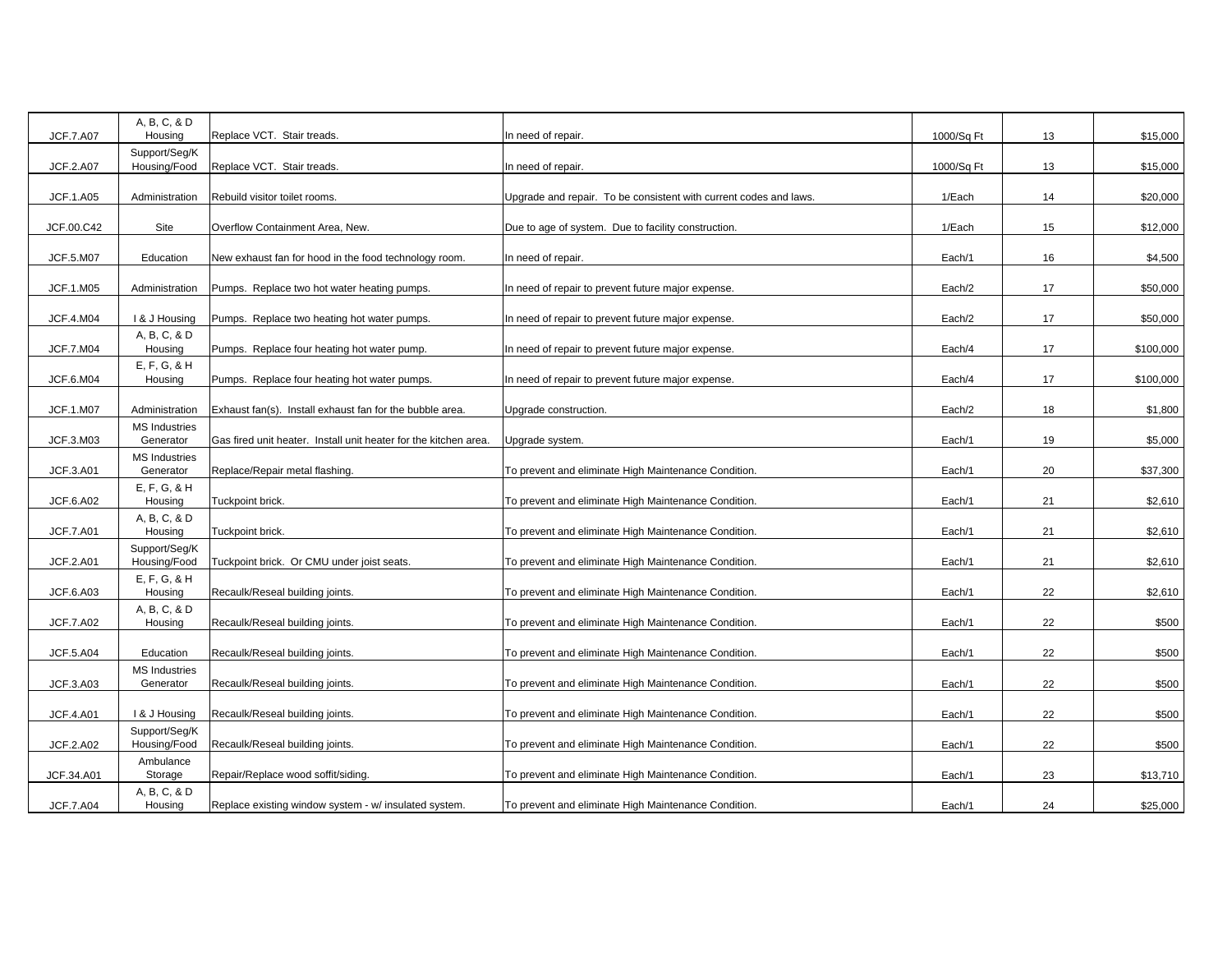| | | | | | | |
|---|---|---|---|---|---|---|
| JCF.7.A07 | A, B, C, & D Housing | Replace VCT. Stair treads. | In need of repair. | 1000/Sq Ft | 13 | $15,000 |
| JCF.2.A07 | Support/Seg/K Housing/Food | Replace VCT. Stair treads. | In need of repair. | 1000/Sq Ft | 13 | $15,000 |
| JCF.1.A05 | Administration | Rebuild visitor toilet rooms. | Upgrade and repair. To be consistent with current codes and laws. | 1/Each | 14 | $20,000 |
| JCF.00.C42 | Site | Overflow Containment Area, New. | Due to age of system. Due to facility construction. | 1/Each | 15 | $12,000 |
| JCF.5.M07 | Education | New exhaust fan for hood in the food technology room. | In need of repair. | Each/1 | 16 | $4,500 |
| JCF.1.M05 | Administration | Pumps. Replace two hot water heating pumps. | In need of repair to prevent future major expense. | Each/2 | 17 | $50,000 |
| JCF.4.M04 | I & J Housing | Pumps. Replace two heating hot water pumps. | In need of repair to prevent future major expense. | Each/2 | 17 | $50,000 |
| JCF.7.M04 | A, B, C, & D Housing | Pumps. Replace four heating hot water pump. | In need of repair to prevent future major expense. | Each/4 | 17 | $100,000 |
| JCF.6.M04 | E, F, G, & H Housing | Pumps. Replace four heating hot water pumps. | In need of repair to prevent future major expense. | Each/4 | 17 | $100,000 |
| JCF.1.M07 | Administration | Exhaust fan(s). Install exhaust fan for the bubble area. | Upgrade construction. | Each/2 | 18 | $1,800 |
| JCF.3.M03 | MS Industries Generator | Gas fired unit heater. Install unit heater for the kitchen area. | Upgrade system. | Each/1 | 19 | $5,000 |
| JCF.3.A01 | MS Industries Generator | Replace/Repair metal flashing. | To prevent and eliminate High Maintenance Condition. | Each/1 | 20 | $37,300 |
| JCF.6.A02 | E, F, G, & H Housing | Tuckpoint brick. | To prevent and eliminate High Maintenance Condition. | Each/1 | 21 | $2,610 |
| JCF.7.A01 | A, B, C, & D Housing | Tuckpoint brick. | To prevent and eliminate High Maintenance Condition. | Each/1 | 21 | $2,610 |
| JCF.2.A01 | Support/Seg/K Housing/Food | Tuckpoint brick. Or CMU under joist seats. | To prevent and eliminate High Maintenance Condition. | Each/1 | 21 | $2,610 |
| JCF.6.A03 | E, F, G, & H Housing | Recaulk/Reseal building joints. | To prevent and eliminate High Maintenance Condition. | Each/1 | 22 | $2,610 |
| JCF.7.A02 | A, B, C, & D Housing | Recaulk/Reseal building joints. | To prevent and eliminate High Maintenance Condition. | Each/1 | 22 | $500 |
| JCF.5.A04 | Education | Recaulk/Reseal building joints. | To prevent and eliminate High Maintenance Condition. | Each/1 | 22 | $500 |
| JCF.3.A03 | MS Industries Generator | Recaulk/Reseal building joints. | To prevent and eliminate High Maintenance Condition. | Each/1 | 22 | $500 |
| JCF.4.A01 | I & J Housing | Recaulk/Reseal building joints. | To prevent and eliminate High Maintenance Condition. | Each/1 | 22 | $500 |
| JCF.2.A02 | Support/Seg/K Housing/Food | Recaulk/Reseal building joints. | To prevent and eliminate High Maintenance Condition. | Each/1 | 22 | $500 |
| JCF.34.A01 | Ambulance Storage | Repair/Replace wood soffit/siding. | To prevent and eliminate High Maintenance Condition. | Each/1 | 23 | $13,710 |
| JCF.7.A04 | A, B, C, & D Housing | Replace existing window system - w/ insulated system. | To prevent and eliminate High Maintenance Condition. | Each/1 | 24 | $25,000 |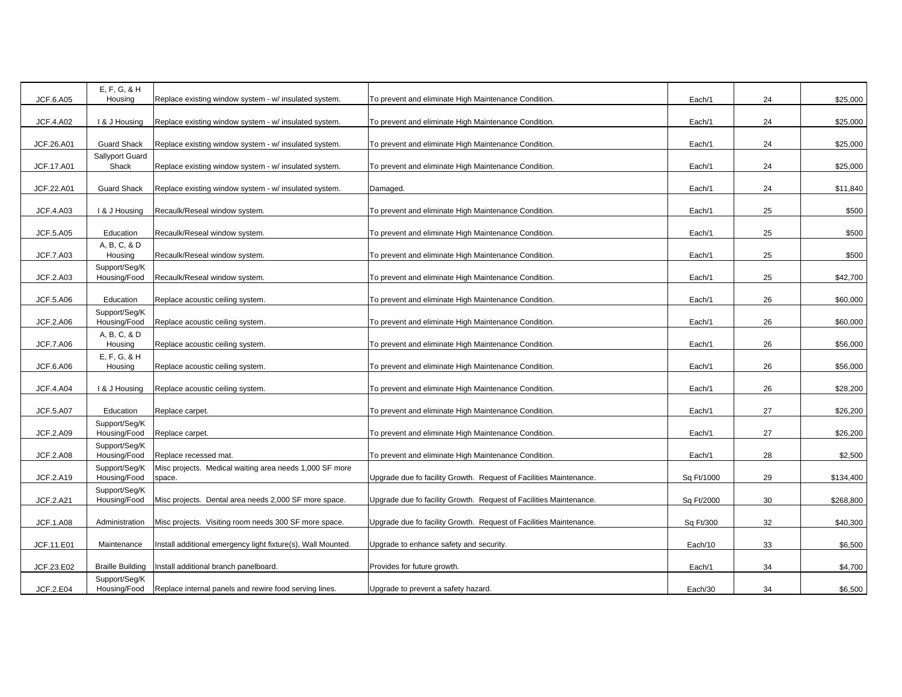| | | | | | | |
|---|---|---|---|---|---|---|
| JCF.6.A05 | E, F, G, & H Housing | Replace existing window system - w/ insulated system. | To prevent and eliminate High Maintenance Condition. | Each/1 | 24 | $25,000 |
| JCF.4.A02 | I & J Housing | Replace existing window system - w/ insulated system. | To prevent and eliminate High Maintenance Condition. | Each/1 | 24 | $25,000 |
| JCF.26.A01 | Guard Shack | Replace existing window system - w/ insulated system. | To prevent and eliminate High Maintenance Condition. | Each/1 | 24 | $25,000 |
| JCF.17.A01 | Sallyport Guard Shack | Replace existing window system - w/ insulated system. | To prevent and eliminate High Maintenance Condition. | Each/1 | 24 | $25,000 |
| JCF.22.A01 | Guard Shack | Replace existing window system - w/ insulated system. | Damaged. | Each/1 | 24 | $11,840 |
| JCF.4.A03 | I & J Housing | Recaulk/Reseal window system. | To prevent and eliminate High Maintenance Condition. | Each/1 | 25 | $500 |
| JCF.5.A05 | Education | Recaulk/Reseal window system. | To prevent and eliminate High Maintenance Condition. | Each/1 | 25 | $500 |
| JCF.7.A03 | A, B, C, & D Housing | Recaulk/Reseal window system. | To prevent and eliminate High Maintenance Condition. | Each/1 | 25 | $500 |
| JCF.2.A03 | Support/Seg/K Housing/Food | Recaulk/Reseal window system. | To prevent and eliminate High Maintenance Condition. | Each/1 | 25 | $42,700 |
| JCF.5.A06 | Education | Replace acoustic ceiling system. | To prevent and eliminate High Maintenance Condition. | Each/1 | 26 | $60,000 |
| JCF.2.A06 | Support/Seg/K Housing/Food | Replace acoustic ceiling system. | To prevent and eliminate High Maintenance Condition. | Each/1 | 26 | $60,000 |
| JCF.7.A06 | A, B, C, & D Housing | Replace acoustic ceiling system. | To prevent and eliminate High Maintenance Condition. | Each/1 | 26 | $56,000 |
| JCF.6.A06 | E, F, G, & H Housing | Replace acoustic ceiling system. | To prevent and eliminate High Maintenance Condition. | Each/1 | 26 | $56,000 |
| JCF.4.A04 | I & J Housing | Replace acoustic ceiling system. | To prevent and eliminate High Maintenance Condition. | Each/1 | 26 | $28,200 |
| JCF.5.A07 | Education | Replace carpet. | To prevent and eliminate High Maintenance Condition. | Each/1 | 27 | $26,200 |
| JCF.2.A09 | Support/Seg/K Housing/Food | Replace carpet. | To prevent and eliminate High Maintenance Condition. | Each/1 | 27 | $26,200 |
| JCF.2.A08 | Support/Seg/K Housing/Food | Replace recessed mat. | To prevent and eliminate High Maintenance Condition. | Each/1 | 28 | $2,500 |
| JCF.2.A19 | Support/Seg/K Housing/Food | Misc projects. Medical waiting area needs 1,000 SF more space. | Upgrade due fo facility Growth. Request of Facilities Maintenance. | Sq Ft/1000 | 29 | $134,400 |
| JCF.2.A21 | Support/Seg/K Housing/Food | Misc projects. Dental area needs 2,000 SF more space. | Upgrade due fo facility Growth. Request of Facilities Maintenance. | Sq Ft/2000 | 30 | $268,800 |
| JCF.1.A08 | Administration | Misc projects. Visiting room needs 300 SF more space. | Upgrade due fo facility Growth. Request of Facilities Maintenance. | Sq Ft/300 | 32 | $40,300 |
| JCF.11.E01 | Maintenance | Install additional emergency light fixture(s), Wall Mounted. | Upgrade to enhance safety and security. | Each/10 | 33 | $6,500 |
| JCF.23.E02 | Braille Building | Install additional branch panelboard. | Provides for future growth. | Each/1 | 34 | $4,700 |
| JCF.2.E04 | Support/Seg/K Housing/Food | Replace internal panels and rewire food serving lines. | Upgrade to prevent a safety hazard. | Each/30 | 34 | $6,500 |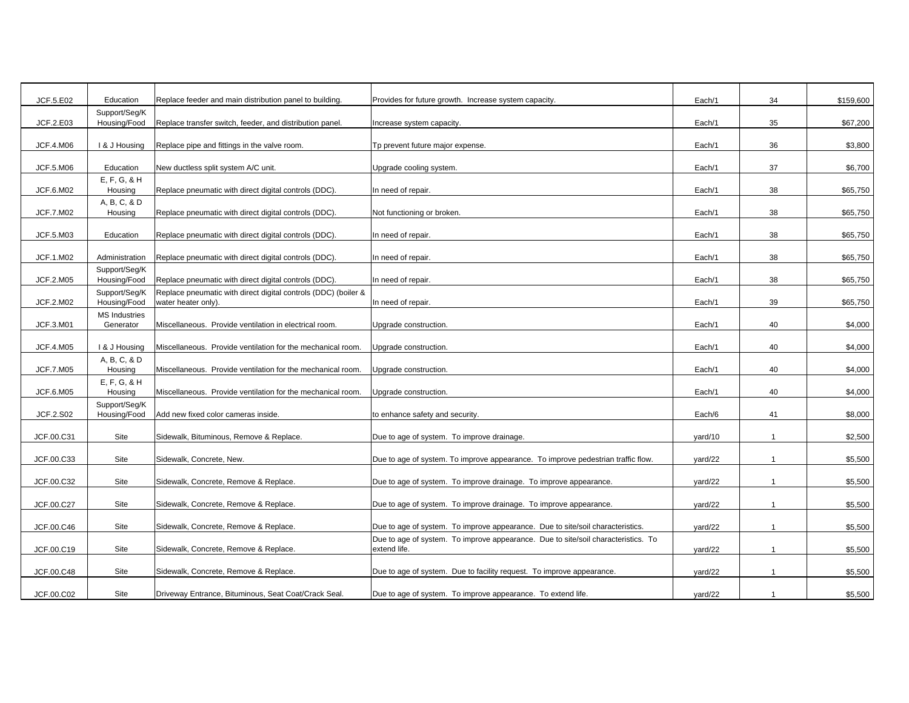| | | | | | | |
|---|---|---|---|---|---|---|
| JCF.5.E02 | Education | Replace feeder and main distribution panel to building. | Provides for future growth. Increase system capacity. | Each/1 | 34 | $159,600 |
| JCF.2.E03 | Support/Seg/K Housing/Food | Replace transfer switch, feeder, and distribution panel. | Increase system capacity. | Each/1 | 35 | $67,200 |
| JCF.4.M06 | I & J Housing | Replace pipe and fittings in the valve room. | Tp prevent future major expense. | Each/1 | 36 | $3,800 |
| JCF.5.M06 | Education | New ductless split system A/C unit. | Upgrade cooling system. | Each/1 | 37 | $6,700 |
| JCF.6.M02 | E, F, G, & H Housing | Replace pneumatic with direct digital controls (DDC). | In need of repair. | Each/1 | 38 | $65,750 |
| JCF.7.M02 | A, B, C, & D Housing | Replace pneumatic with direct digital controls (DDC). | Not functioning or broken. | Each/1 | 38 | $65,750 |
| JCF.5.M03 | Education | Replace pneumatic with direct digital controls (DDC). | In need of repair. | Each/1 | 38 | $65,750 |
| JCF.1.M02 | Administration | Replace pneumatic with direct digital controls (DDC). | In need of repair. | Each/1 | 38 | $65,750 |
| JCF.2.M05 | Support/Seg/K Housing/Food | Replace pneumatic with direct digital controls (DDC). | In need of repair. | Each/1 | 38 | $65,750 |
| JCF.2.M02 | Support/Seg/K Housing/Food | Replace pneumatic with direct digital controls (DDC) (boiler & water heater only). | In need of repair. | Each/1 | 39 | $65,750 |
| JCF.3.M01 | MS Industries Generator | Miscellaneous. Provide ventilation in electrical room. | Upgrade construction. | Each/1 | 40 | $4,000 |
| JCF.4.M05 | I & J Housing | Miscellaneous. Provide ventilation for the mechanical room. | Upgrade construction. | Each/1 | 40 | $4,000 |
| JCF.7.M05 | A, B, C, & D Housing | Miscellaneous. Provide ventilation for the mechanical room. | Upgrade construction. | Each/1 | 40 | $4,000 |
| JCF.6.M05 | E, F, G, & H Housing | Miscellaneous. Provide ventilation for the mechanical room. | Upgrade construction. | Each/1 | 40 | $4,000 |
| JCF.2.S02 | Support/Seg/K Housing/Food | Add new fixed color cameras inside. | to enhance safety and security. | Each/6 | 41 | $8,000 |
| JCF.00.C31 | Site | Sidewalk, Bituminous, Remove & Replace. | Due to age of system. To improve drainage. | yard/10 | 1 | $2,500 |
| JCF.00.C33 | Site | Sidewalk, Concrete, New. | Due to age of system. To improve appearance. To improve pedestrian traffic flow. | yard/22 | 1 | $5,500 |
| JCF.00.C32 | Site | Sidewalk, Concrete, Remove & Replace. | Due to age of system. To improve drainage. To improve appearance. | yard/22 | 1 | $5,500 |
| JCF.00.C27 | Site | Sidewalk, Concrete, Remove & Replace. | Due to age of system. To improve drainage. To improve appearance. | yard/22 | 1 | $5,500 |
| JCF.00.C46 | Site | Sidewalk, Concrete, Remove & Replace. | Due to age of system. To improve appearance. Due to site/soil characteristics. | yard/22 | 1 | $5,500 |
| JCF.00.C19 | Site | Sidewalk, Concrete, Remove & Replace. | Due to age of system. To improve appearance. Due to site/soil characteristics. To extend life. | yard/22 | 1 | $5,500 |
| JCF.00.C48 | Site | Sidewalk, Concrete, Remove & Replace. | Due to age of system. Due to facility request. To improve appearance. | yard/22 | 1 | $5,500 |
| JCF.00.C02 | Site | Driveway Entrance, Bituminous, Seat Coat/Crack Seal. | Due to age of system. To improve appearance. To extend life. | yard/22 | 1 | $5,500 |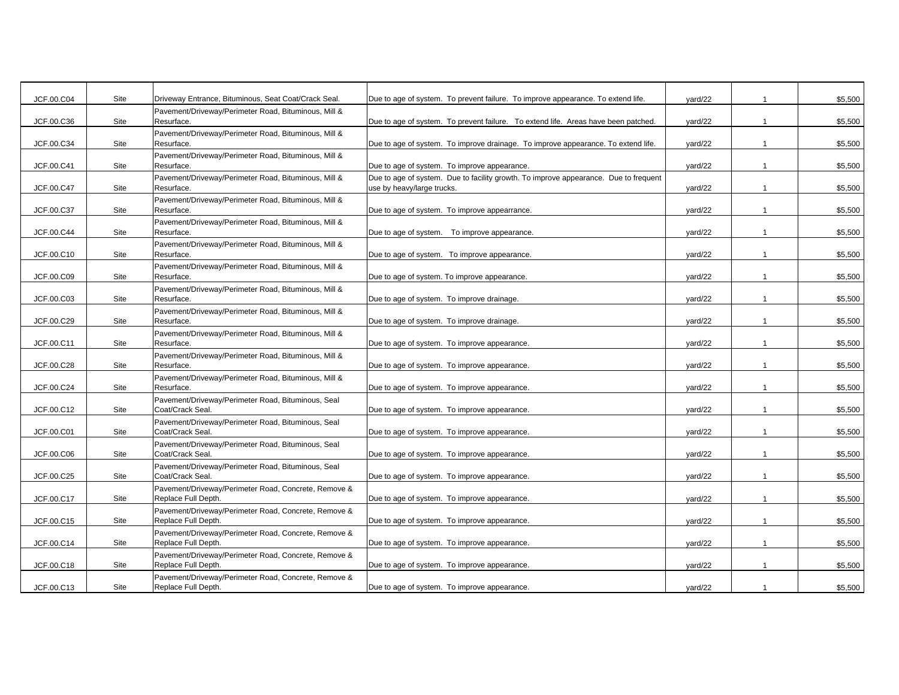| | | | | | | |
|---|---|---|---|---|---|---|
| JCF.00.C04 | Site | Driveway Entrance, Bituminous, Seat Coat/Crack Seal. | Due to age of system. To prevent failure. To improve appearance. To extend life. | yard/22 | 1 | $5,500 |
| JCF.00.C36 | Site | Pavement/Driveway/Perimeter Road, Bituminous, Mill & Resurface. | Due to age of system. To prevent failure. To extend life. Areas have been patched. | yard/22 | 1 | $5,500 |
| JCF.00.C34 | Site | Pavement/Driveway/Perimeter Road, Bituminous, Mill & Resurface. | Due to age of system. To improve drainage. To improve appearance. To extend life. | yard/22 | 1 | $5,500 |
| JCF.00.C41 | Site | Pavement/Driveway/Perimeter Road, Bituminous, Mill & Resurface. | Due to age of system. To improve appearance. | yard/22 | 1 | $5,500 |
| JCF.00.C47 | Site | Pavement/Driveway/Perimeter Road, Bituminous, Mill & Resurface. | Due to age of system. Due to facility growth. To improve appearance. Due to frequent use by heavy/large trucks. | yard/22 | 1 | $5,500 |
| JCF.00.C37 | Site | Pavement/Driveway/Perimeter Road, Bituminous, Mill & Resurface. | Due to age of system. To improve appearrance. | yard/22 | 1 | $5,500 |
| JCF.00.C44 | Site | Pavement/Driveway/Perimeter Road, Bituminous, Mill & Resurface. | Due to age of system. To improve appearance. | yard/22 | 1 | $5,500 |
| JCF.00.C10 | Site | Pavement/Driveway/Perimeter Road, Bituminous, Mill & Resurface. | Due to age of system. To improve appearance. | yard/22 | 1 | $5,500 |
| JCF.00.C09 | Site | Pavement/Driveway/Perimeter Road, Bituminous, Mill & Resurface. | Due to age of system. To improve appearance. | yard/22 | 1 | $5,500 |
| JCF.00.C03 | Site | Pavement/Driveway/Perimeter Road, Bituminous, Mill & Resurface. | Due to age of system. To improve drainage. | yard/22 | 1 | $5,500 |
| JCF.00.C29 | Site | Pavement/Driveway/Perimeter Road, Bituminous, Mill & Resurface. | Due to age of system. To improve drainage. | yard/22 | 1 | $5,500 |
| JCF.00.C11 | Site | Pavement/Driveway/Perimeter Road, Bituminous, Mill & Resurface. | Due to age of system. To improve appearance. | yard/22 | 1 | $5,500 |
| JCF.00.C28 | Site | Pavement/Driveway/Perimeter Road, Bituminous, Mill & Resurface. | Due to age of system. To improve appearance. | yard/22 | 1 | $5,500 |
| JCF.00.C24 | Site | Pavement/Driveway/Perimeter Road, Bituminous, Mill & Resurface. | Due to age of system. To improve appearance. | yard/22 | 1 | $5,500 |
| JCF.00.C12 | Site | Pavement/Driveway/Perimeter Road, Bituminous, Seal Coat/Crack Seal. | Due to age of system. To improve appearance. | yard/22 | 1 | $5,500 |
| JCF.00.C01 | Site | Pavement/Driveway/Perimeter Road, Bituminous, Seal Coat/Crack Seal. | Due to age of system. To improve appearance. | yard/22 | 1 | $5,500 |
| JCF.00.C06 | Site | Pavement/Driveway/Perimeter Road, Bituminous, Seal Coat/Crack Seal. | Due to age of system. To improve appearance. | yard/22 | 1 | $5,500 |
| JCF.00.C25 | Site | Pavement/Driveway/Perimeter Road, Bituminous, Seal Coat/Crack Seal. | Due to age of system. To improve appearance. | yard/22 | 1 | $5,500 |
| JCF.00.C17 | Site | Pavement/Driveway/Perimeter Road, Concrete, Remove & Replace Full Depth. | Due to age of system. To improve appearance. | yard/22 | 1 | $5,500 |
| JCF.00.C15 | Site | Pavement/Driveway/Perimeter Road, Concrete, Remove & Replace Full Depth. | Due to age of system. To improve appearance. | yard/22 | 1 | $5,500 |
| JCF.00.C14 | Site | Pavement/Driveway/Perimeter Road, Concrete, Remove & Replace Full Depth. | Due to age of system. To improve appearance. | yard/22 | 1 | $5,500 |
| JCF.00.C18 | Site | Pavement/Driveway/Perimeter Road, Concrete, Remove & Replace Full Depth. | Due to age of system. To improve appearance. | yard/22 | 1 | $5,500 |
| JCF.00.C13 | Site | Pavement/Driveway/Perimeter Road, Concrete, Remove & Replace Full Depth. | Due to age of system. To improve appearance. | yard/22 | 1 | $5,500 |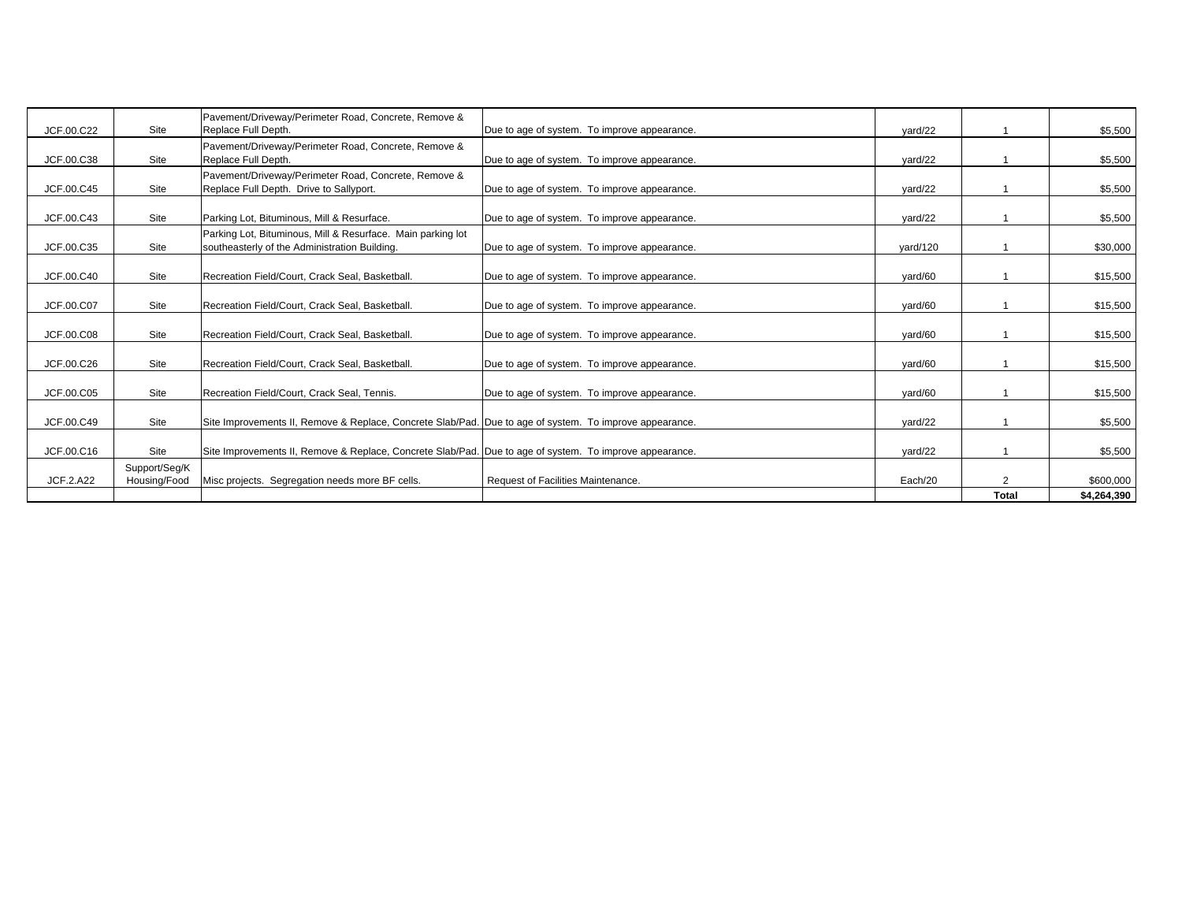| | | | | | | |
|---|---|---|---|---|---|---|
| JCF.00.C22 | Site | Pavement/Driveway/Perimeter Road, Concrete, Remove & Replace Full Depth. | Due to age of system. To improve appearance. | yard/22 | 1 | $5,500 |
| JCF.00.C38 | Site | Pavement/Driveway/Perimeter Road, Concrete, Remove & Replace Full Depth. | Due to age of system. To improve appearance. | yard/22 | 1 | $5,500 |
| JCF.00.C45 | Site | Pavement/Driveway/Perimeter Road, Concrete, Remove & Replace Full Depth. Drive to Sallyport. | Due to age of system. To improve appearance. | yard/22 | 1 | $5,500 |
| JCF.00.C43 | Site | Parking Lot, Bituminous, Mill & Resurface. | Due to age of system. To improve appearance. | yard/22 | 1 | $5,500 |
| JCF.00.C35 | Site | Parking Lot, Bituminous, Mill & Resurface. Main parking lot southeasterly of the Administration Building. | Due to age of system. To improve appearance. | yard/120 | 1 | $30,000 |
| JCF.00.C40 | Site | Recreation Field/Court, Crack Seal, Basketball. | Due to age of system. To improve appearance. | yard/60 | 1 | $15,500 |
| JCF.00.C07 | Site | Recreation Field/Court, Crack Seal, Basketball. | Due to age of system. To improve appearance. | yard/60 | 1 | $15,500 |
| JCF.00.C08 | Site | Recreation Field/Court, Crack Seal, Basketball. | Due to age of system. To improve appearance. | yard/60 | 1 | $15,500 |
| JCF.00.C26 | Site | Recreation Field/Court, Crack Seal, Basketball. | Due to age of system. To improve appearance. | yard/60 | 1 | $15,500 |
| JCF.00.C05 | Site | Recreation Field/Court, Crack Seal, Tennis. | Due to age of system. To improve appearance. | yard/60 | 1 | $15,500 |
| JCF.00.C49 | Site | Site Improvements II, Remove & Replace, Concrete Slab/Pad. | Due to age of system. To improve appearance. | yard/22 | 1 | $5,500 |
| JCF.00.C16 | Site | Site Improvements II, Remove & Replace, Concrete Slab/Pad. | Due to age of system. To improve appearance. | yard/22 | 1 | $5,500 |
| JCF.2.A22 | Support/Seg/K Housing/Food | Misc projects. Segregation needs more BF cells. | Request of Facilities Maintenance. | Each/20 | 2 | $600,000 |
| | | | | | **Total** | **$4,264,390** |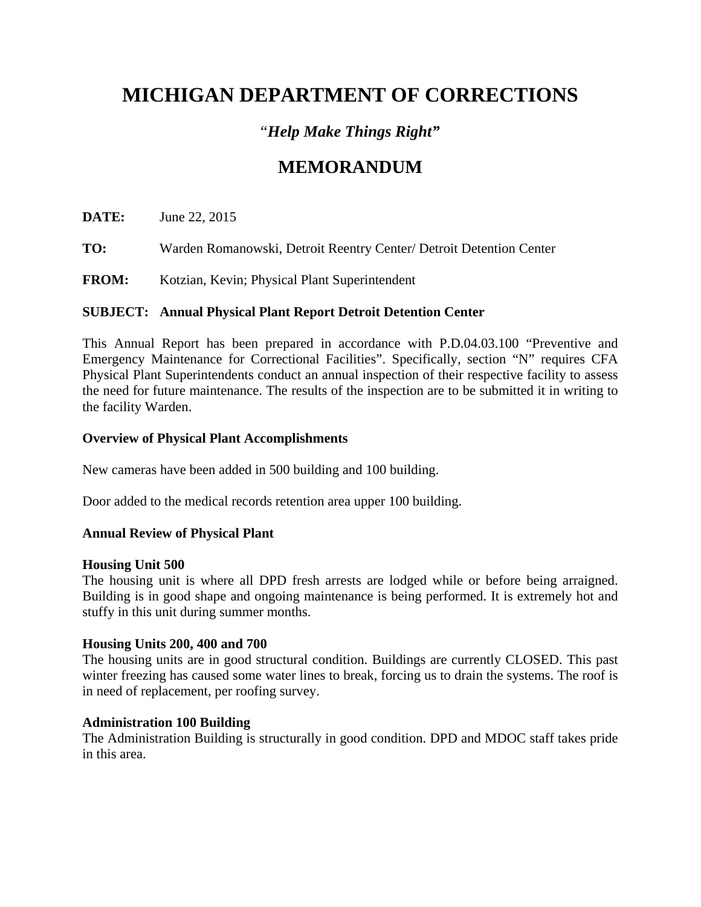# MICHIGAN DEPARTMENT OF CORRECTIONS

*"Help Make Things Right"*

## MEMORANDUM

**DATE:** June 22, 2015

**TO:** Warden Romanowski, Detroit Reentry Center/ Detroit Detention Center

**FROM:** Kotzian, Kevin; Physical Plant Superintendent

**SUBJECT: Annual Physical Plant Report Detroit Detention Center**

This Annual Report has been prepared in accordance with P.D.04.03.100 "Preventive and Emergency Maintenance for Correctional Facilities". Specifically, section "N" requires CFA Physical Plant Superintendents conduct an annual inspection of their respective facility to assess the need for future maintenance. The results of the inspection are to be submitted it in writing to the facility Warden.

**Overview of Physical Plant Accomplishments**

New cameras have been added in 500 building and 100 building.

Door added to the medical records retention area upper 100 building.

**Annual Review of Physical Plant**

**Housing Unit 500**
The housing unit is where all DPD fresh arrests are lodged while or before being arraigned. Building is in good shape and ongoing maintenance is being performed. It is extremely hot and stuffy in this unit during summer months.

**Housing Units 200, 400 and 700**
The housing units are in good structural condition. Buildings are currently CLOSED. This past winter freezing has caused some water lines to break, forcing us to drain the systems. The roof is in need of replacement, per roofing survey.

**Administration 100 Building**
The Administration Building is structurally in good condition. DPD and MDOC staff takes pride in this area.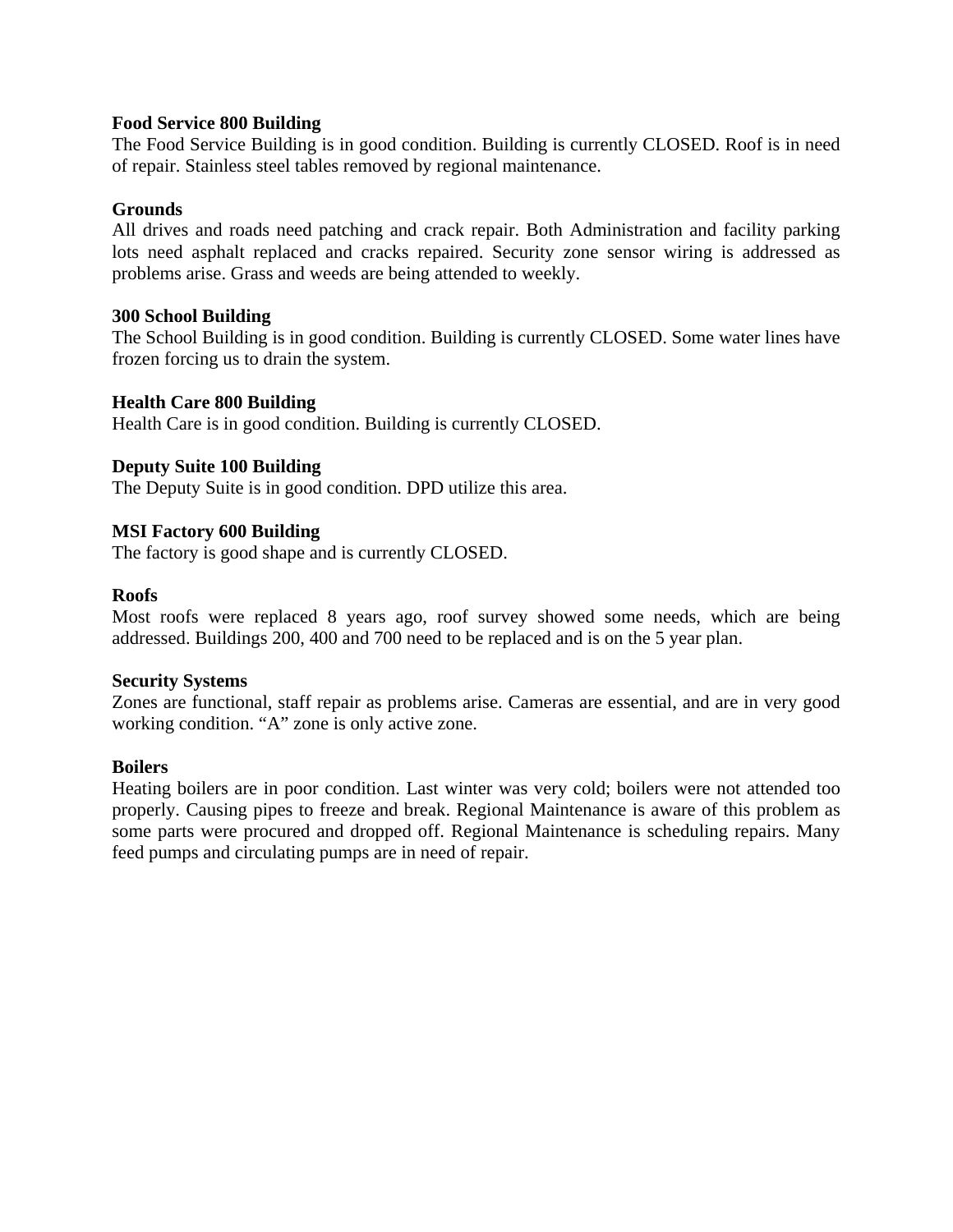**Food Service 800 Building**
The Food Service Building is in good condition. Building is currently CLOSED. Roof is in need of repair. Stainless steel tables removed by regional maintenance.

**Grounds**
All drives and roads need patching and crack repair. Both Administration and facility parking lots need asphalt replaced and cracks repaired. Security zone sensor wiring is addressed as problems arise. Grass and weeds are being attended to weekly.

**300 School Building**
The School Building is in good condition. Building is currently CLOSED. Some water lines have frozen forcing us to drain the system.

**Health Care 800 Building**
Health Care is in good condition. Building is currently CLOSED.

**Deputy Suite 100 Building**
The Deputy Suite is in good condition. DPD utilize this area.

**MSI Factory 600 Building**
The factory is good shape and is currently CLOSED.

**Roofs**
Most roofs were replaced 8 years ago, roof survey showed some needs, which are being addressed. Buildings 200, 400 and 700 need to be replaced and is on the 5 year plan.

**Security Systems**
Zones are functional, staff repair as problems arise. Cameras are essential, and are in very good working condition. "A" zone is only active zone.

**Boilers**
Heating boilers are in poor condition. Last winter was very cold; boilers were not attended too properly. Causing pipes to freeze and break. Regional Maintenance is aware of this problem as some parts were procured and dropped off. Regional Maintenance is scheduling repairs. Many feed pumps and circulating pumps are in need of repair.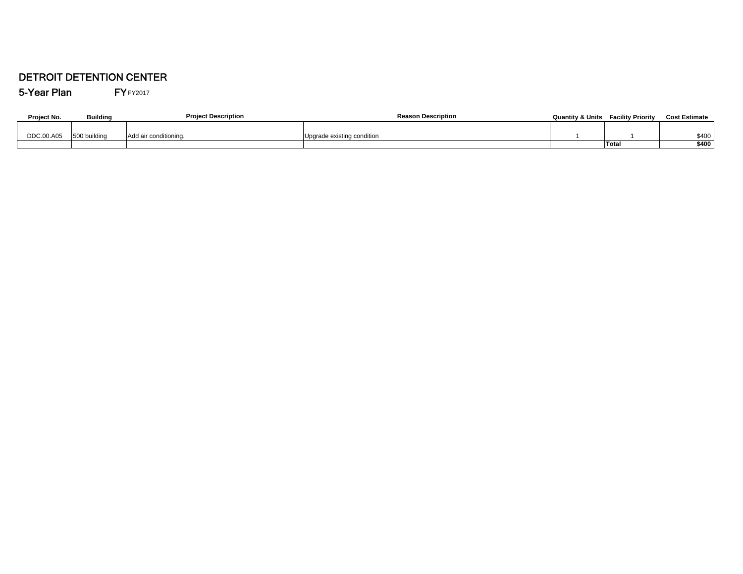# DETROIT DETENTION CENTER

## 5-Year Plan FY FY2017

| Project No. | Building | Project Description | Reason Description | Quantity & Units | Facility Priority | Cost Estimate |
|---|---|---|---|---|---|---|
| DDC.00.A05 | 500 building | Add air conditioning. | Upgrade existing condition | 1 | 1 | $400 |
| | | | | | **Total** | **$400** |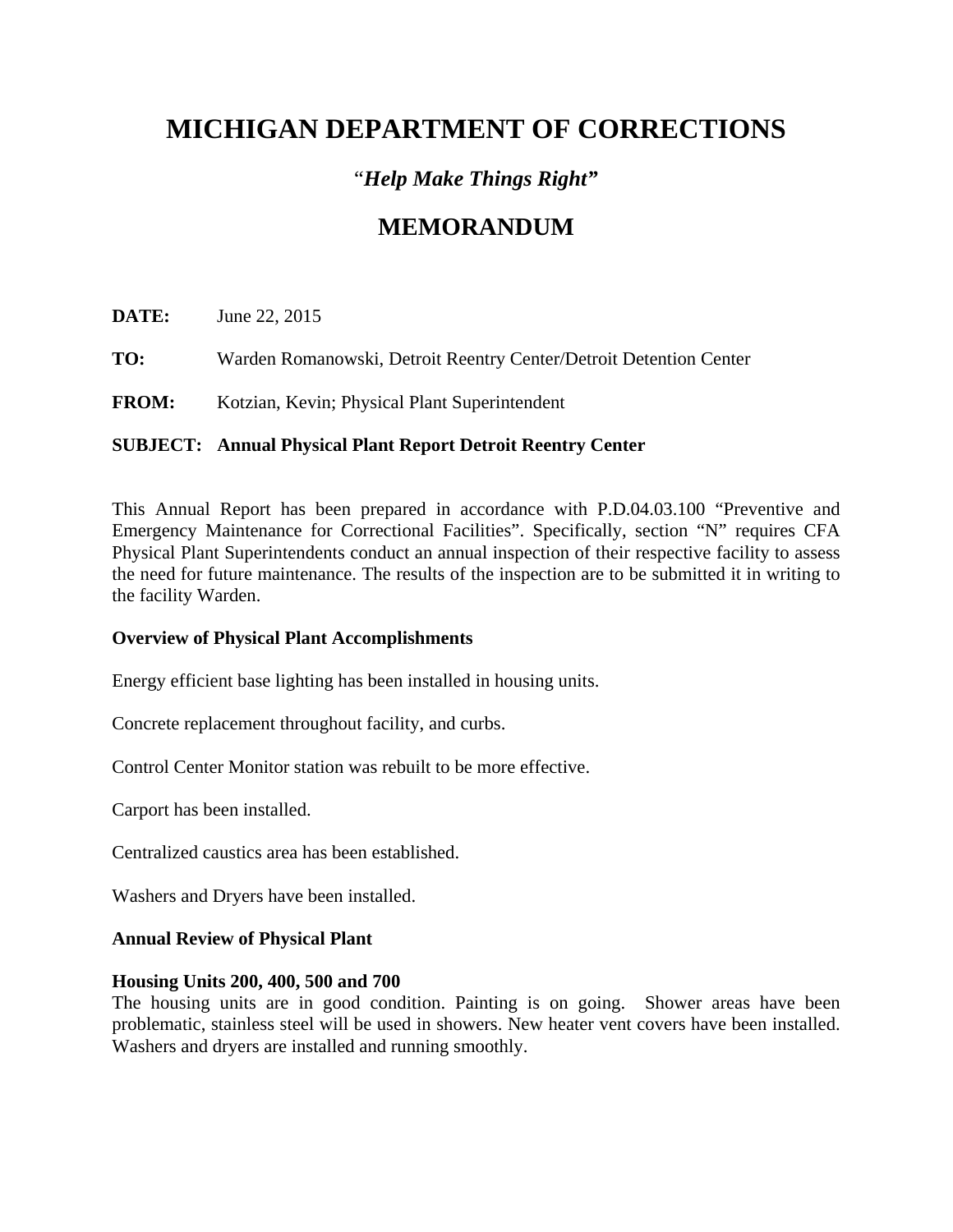# MICHIGAN DEPARTMENT OF CORRECTIONS

### "*Help Make Things Right*"

## MEMORANDUM

**DATE:** June 22, 2015

**TO:** Warden Romanowski, Detroit Reentry Center/Detroit Detention Center

**FROM:** Kotzian, Kevin; Physical Plant Superintendent

**SUBJECT: Annual Physical Plant Report Detroit Reentry Center**

This Annual Report has been prepared in accordance with P.D.04.03.100 "Preventive and Emergency Maintenance for Correctional Facilities". Specifically, section "N" requires CFA Physical Plant Superintendents conduct an annual inspection of their respective facility to assess the need for future maintenance. The results of the inspection are to be submitted it in writing to the facility Warden.

**Overview of Physical Plant Accomplishments**

Energy efficient base lighting has been installed in housing units.

Concrete replacement throughout facility, and curbs.

Control Center Monitor station was rebuilt to be more effective.

Carport has been installed.

Centralized caustics area has been established.

Washers and Dryers have been installed.

**Annual Review of Physical Plant**

**Housing Units 200, 400, 500 and 700**
The housing units are in good condition. Painting is on going. Shower areas have been problematic, stainless steel will be used in showers. New heater vent covers have been installed. Washers and dryers are installed and running smoothly.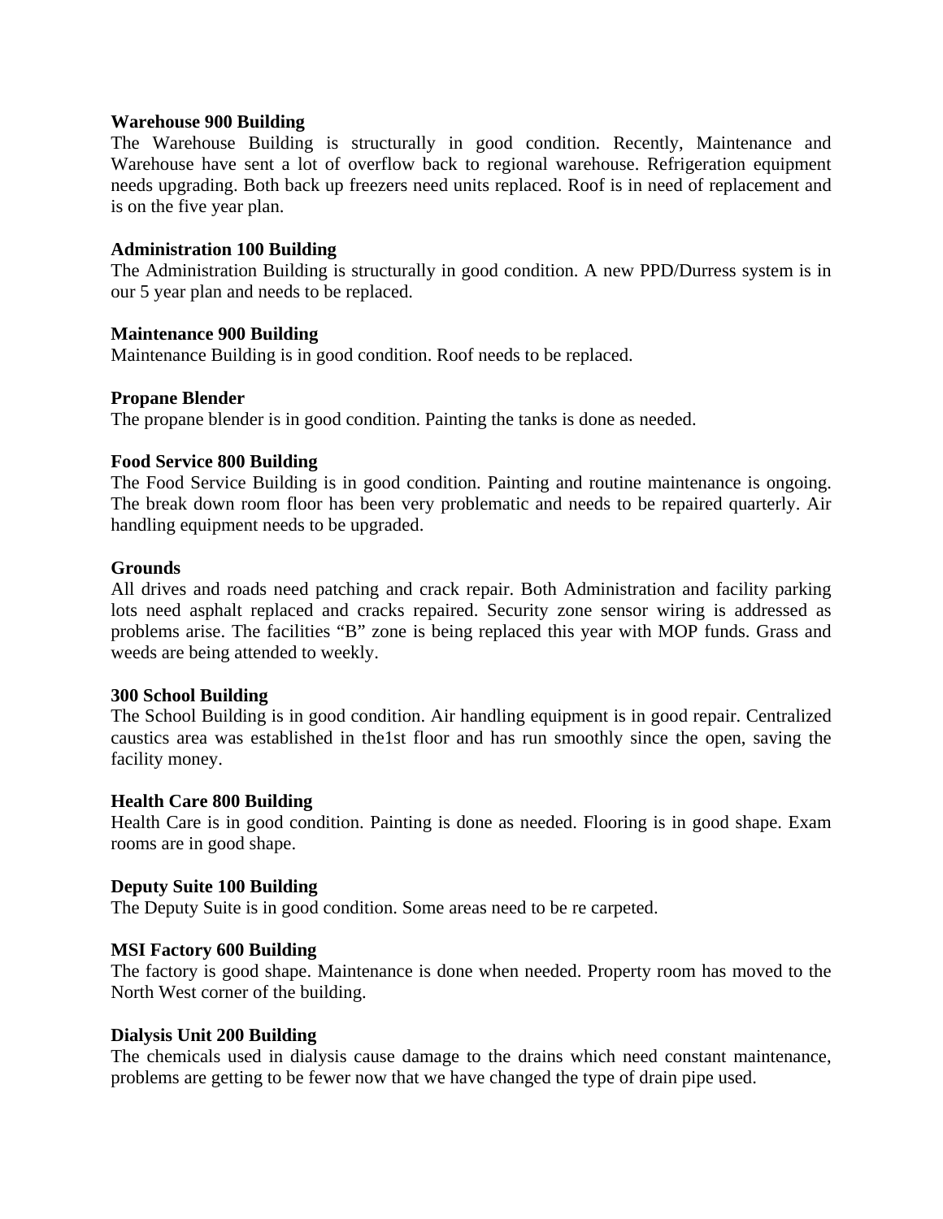**Warehouse 900 Building**

The Warehouse Building is structurally in good condition. Recently, Maintenance and Warehouse have sent a lot of overflow back to regional warehouse. Refrigeration equipment needs upgrading. Both back up freezers need units replaced. Roof is in need of replacement and is on the five year plan.

**Administration 100 Building**

The Administration Building is structurally in good condition. A new PPD/Durress system is in our 5 year plan and needs to be replaced.

**Maintenance 900 Building**

Maintenance Building is in good condition. Roof needs to be replaced.

**Propane Blender**

The propane blender is in good condition. Painting the tanks is done as needed.

**Food Service 800 Building**

The Food Service Building is in good condition. Painting and routine maintenance is ongoing. The break down room floor has been very problematic and needs to be repaired quarterly. Air handling equipment needs to be upgraded.

**Grounds**

All drives and roads need patching and crack repair. Both Administration and facility parking lots need asphalt replaced and cracks repaired. Security zone sensor wiring is addressed as problems arise. The facilities "B" zone is being replaced this year with MOP funds. Grass and weeds are being attended to weekly.

**300 School Building**

The School Building is in good condition. Air handling equipment is in good repair. Centralized caustics area was established in the1st floor and has run smoothly since the open, saving the facility money.

**Health Care 800 Building**

Health Care is in good condition. Painting is done as needed. Flooring is in good shape. Exam rooms are in good shape.

**Deputy Suite 100 Building**

The Deputy Suite is in good condition. Some areas need to be re carpeted.

**MSI Factory 600 Building**

The factory is good shape. Maintenance is done when needed. Property room has moved to the North West corner of the building.

**Dialysis Unit 200 Building**

The chemicals used in dialysis cause damage to the drains which need constant maintenance, problems are getting to be fewer now that we have changed the type of drain pipe used.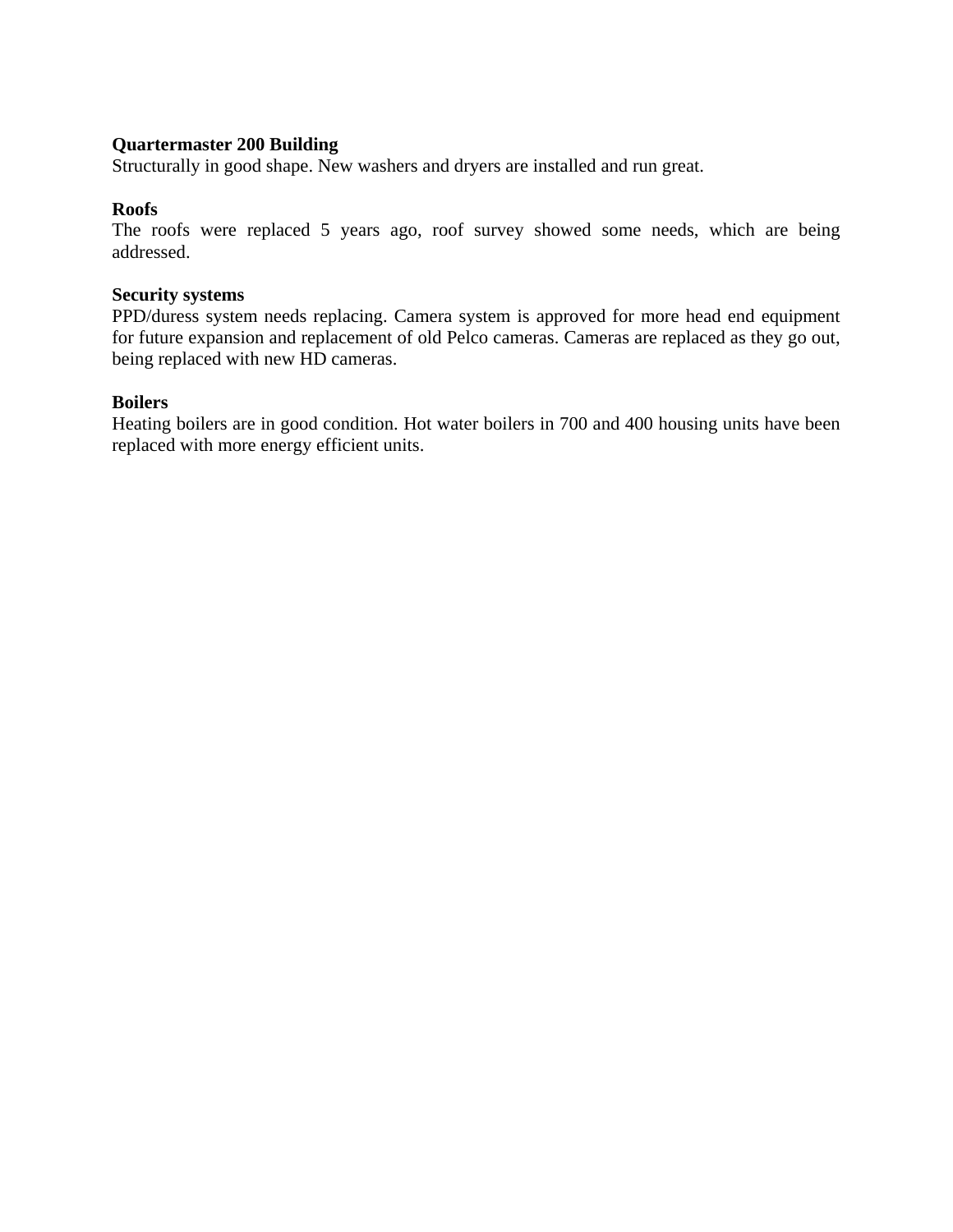**Quartermaster 200 Building**
Structurally in good shape. New washers and dryers are installed and run great.

**Roofs**
The roofs were replaced 5 years ago, roof survey showed some needs, which are being addressed.

**Security systems**
PPD/duress system needs replacing. Camera system is approved for more head end equipment for future expansion and replacement of old Pelco cameras. Cameras are replaced as they go out, being replaced with new HD cameras.

**Boilers**
Heating boilers are in good condition. Hot water boilers in 700 and 400 housing units have been replaced with more energy efficient units.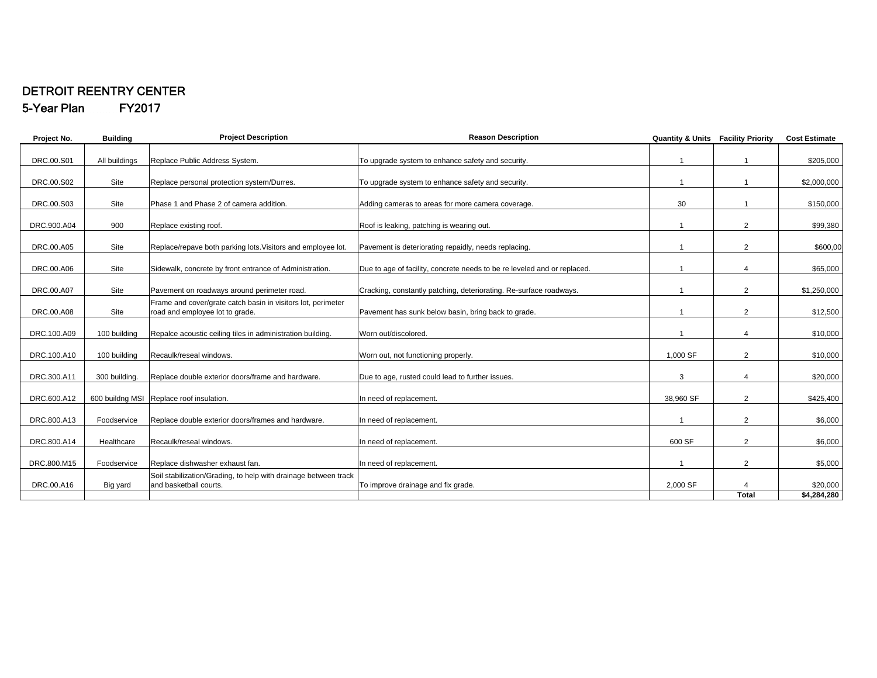# DETROIT REENTRY CENTER

## 5-Year Plan FY2017

| Project No. | Building | Project Description | Reason Description | Quantity & Units | Facility Priority | Cost Estimate |
|---|---|---|---|---|---|---|
| DRC.00.S01 | All buildings | Replace Public Address System. | To upgrade system to enhance safety and security. | 1 | 1 | $205,000 |
| DRC.00.S02 | Site | Replace personal protection system/Durres. | To upgrade system to enhance safety and security. | 1 | 1 | $2,000,000 |
| DRC.00.S03 | Site | Phase 1 and Phase 2 of camera addition. | Adding cameras to areas for more camera coverage. | 30 | 1 | $150,000 |
| DRC.900.A04 | 900 | Replace existing roof. | Roof is leaking, patching is wearing out. | 1 | 2 | $99,380 |
| DRC.00.A05 | Site | Replace/repave both parking lots.Visitors and employee lot. | Pavement is deteriorating repaidly, needs replacing. | 1 | 2 | $600,00 |
| DRC.00.A06 | Site | Sidewalk, concrete by front entrance of Administration. | Due to age of facility, concrete needs to be re leveled and or replaced. | 1 | 4 | $65,000 |
| DRC.00.A07 | Site | Pavement on roadways around perimeter road. | Cracking, constantly patching, deteriorating. Re-surface roadways. | 1 | 2 | $1,250,000 |
| DRC.00.A08 | Site | Frame and cover/grate catch basin in visitors lot, perimeter road and employee lot to grade. | Pavement has sunk below basin, bring back to grade. | 1 | 2 | $12,500 |
| DRC.100.A09 | 100 building | Repalce acoustic ceiling tiles in administration building. | Worn out/discolored. | 1 | 4 | $10,000 |
| DRC.100.A10 | 100 building | Recaulk/reseal windows. | Worn out, not functioning properly. | 1,000 SF | 2 | $10,000 |
| DRC.300.A11 | 300 building. | Replace double exterior doors/frame and hardware. | Due to age, rusted could lead to further issues. | 3 | 4 | $20,000 |
| DRC.600.A12 | 600 buildng MSI | Replace roof insulation. | In need of replacement. | 38,960 SF | 2 | $425,400 |
| DRC.800.A13 | Foodservice | Replace double exterior doors/frames and hardware. | In need of replacement. | 1 | 2 | $6,000 |
| DRC.800.A14 | Healthcare | Recaulk/reseal windows. | In need of replacement. | 600 SF | 2 | $6,000 |
| DRC.800.M15 | Foodservice | Replace dishwasher exhaust fan. | In need of replacement. | 1 | 2 | $5,000 |
| DRC.00.A16 | Big yard | Soil stabilization/Grading, to help with drainage between track and basketball courts. | To improve drainage and fix grade. | 2,000 SF | 4 | $20,000 |
| | | | | | **Total** | **$4,284,280** |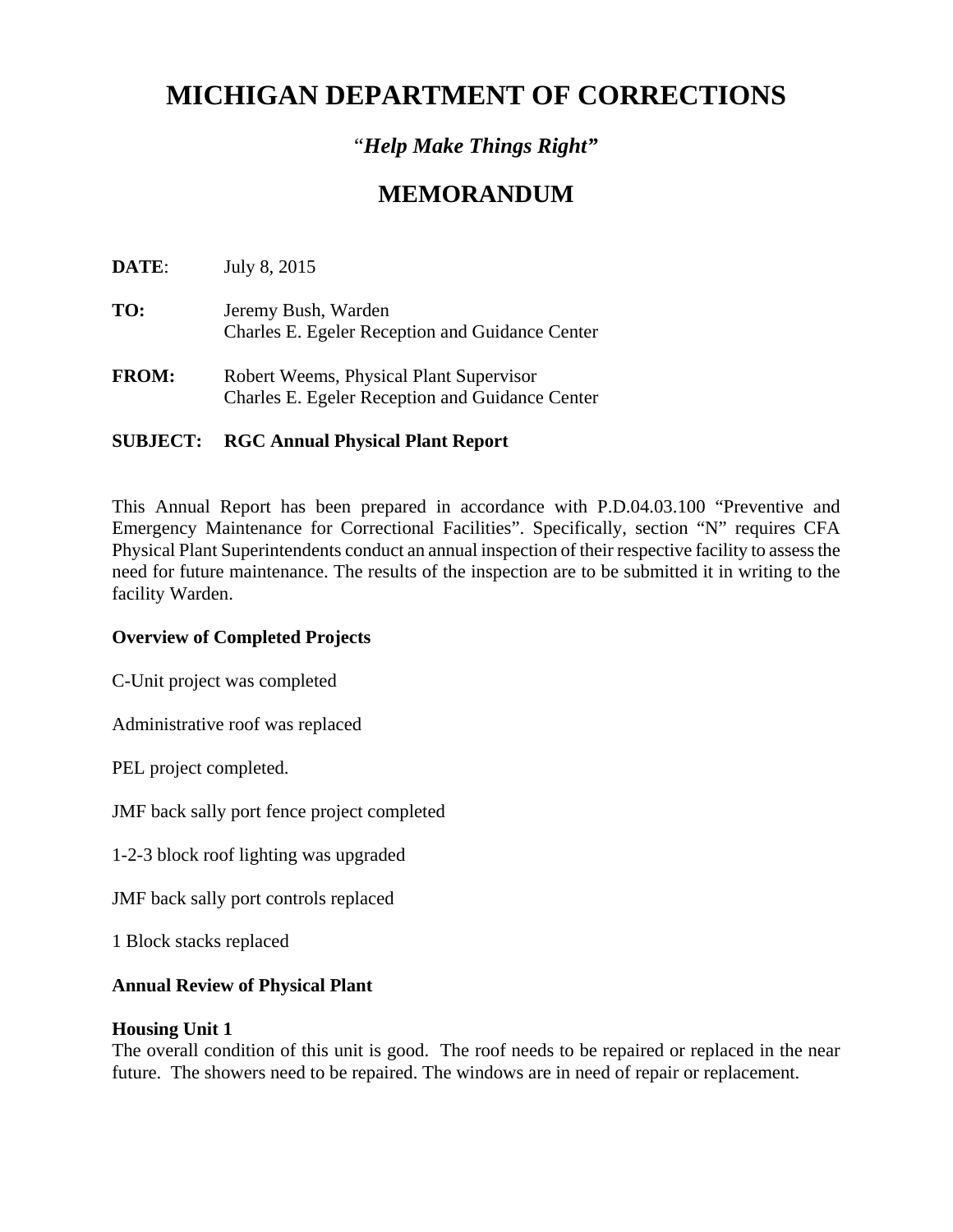# MICHIGAN DEPARTMENT OF CORRECTIONS

*"Help Make Things Right"*

## MEMORANDUM

**DATE**: July 8, 2015

**TO:** Jeremy Bush, Warden
Charles E. Egeler Reception and Guidance Center

**FROM:** Robert Weems, Physical Plant Supervisor
Charles E. Egeler Reception and Guidance Center

**SUBJECT: RGC Annual Physical Plant Report**

This Annual Report has been prepared in accordance with P.D.04.03.100 "Preventive and Emergency Maintenance for Correctional Facilities". Specifically, section "N" requires CFA Physical Plant Superintendents conduct an annual inspection of their respective facility to assess the need for future maintenance. The results of the inspection are to be submitted it in writing to the facility Warden.

**Overview of Completed Projects**

C-Unit project was completed

Administrative roof was replaced

PEL project completed.

JMF back sally port fence project completed

1-2-3 block roof lighting was upgraded

JMF back sally port controls replaced

1 Block stacks replaced

**Annual Review of Physical Plant**

**Housing Unit 1**
The overall condition of this unit is good. The roof needs to be repaired or replaced in the near future. The showers need to be repaired. The windows are in need of repair or replacement.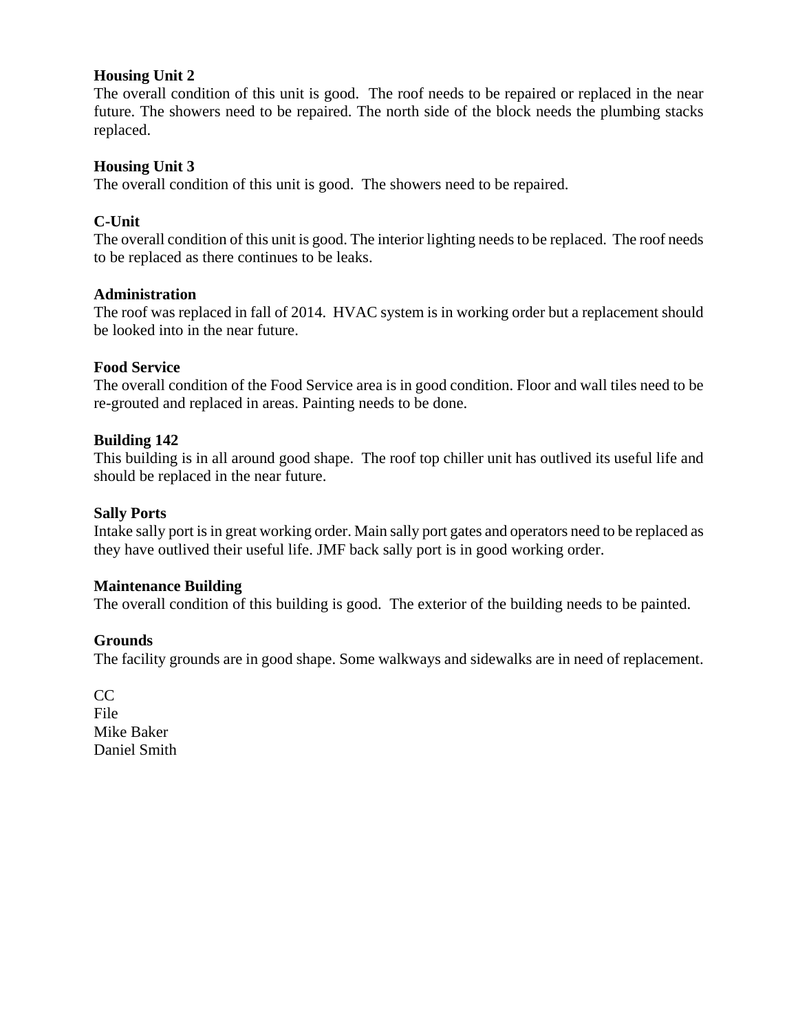**Housing Unit 2**
The overall condition of this unit is good. The roof needs to be repaired or replaced in the near future. The showers need to be repaired. The north side of the block needs the plumbing stacks replaced.

**Housing Unit 3**
The overall condition of this unit is good. The showers need to be repaired.

**C-Unit**
The overall condition of this unit is good. The interior lighting needs to be replaced. The roof needs to be replaced as there continues to be leaks.

**Administration**
The roof was replaced in fall of 2014. HVAC system is in working order but a replacement should be looked into in the near future.

**Food Service**
The overall condition of the Food Service area is in good condition. Floor and wall tiles need to be re-grouted and replaced in areas. Painting needs to be done.

**Building 142**
This building is in all around good shape. The roof top chiller unit has outlived its useful life and should be replaced in the near future.

**Sally Ports**
Intake sally port is in great working order. Main sally port gates and operators need to be replaced as they have outlived their useful life. JMF back sally port is in good working order.

**Maintenance Building**
The overall condition of this building is good. The exterior of the building needs to be painted.

**Grounds**
The facility grounds are in good shape. Some walkways and sidewalks are in need of replacement.

CC
File
Mike Baker
Daniel Smith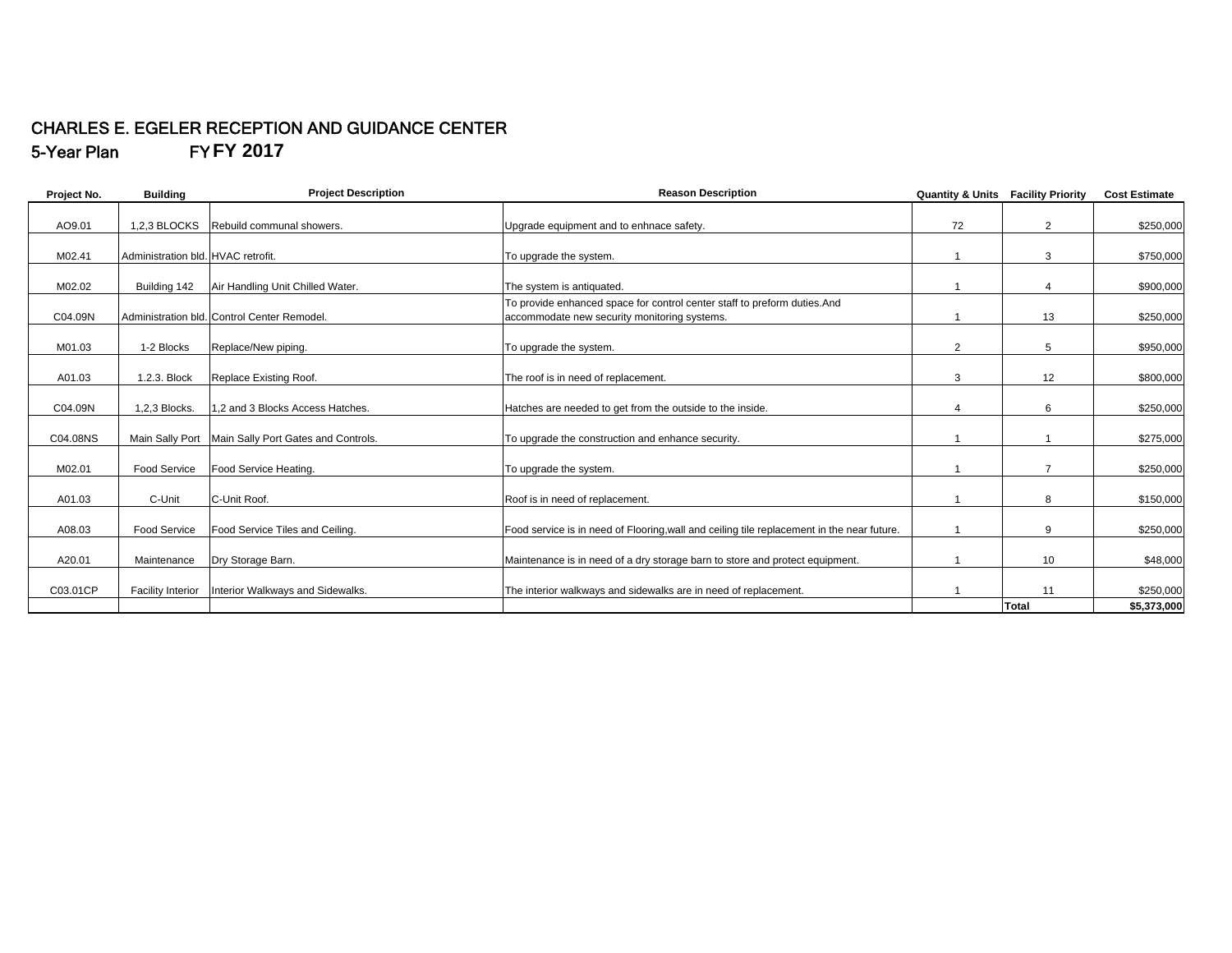# CHARLES E. EGELER RECEPTION AND GUIDANCE CENTER

## 5-Year Plan FY FY 2017

| Project No. | Building | Project Description | Reason Description | Quantity & Units | Facility Priority | Cost Estimate |
|---|---|---|---|---|---|---|
| AO9.01 | 1,2,3 BLOCKS | Rebuild communal showers. | Upgrade equipment and to enhnace safety. | 72 | 2 | $250,000 |
| M02.41 | Administration bld. | HVAC retrofit. | To upgrade the system. | 1 | 3 | $750,000 |
| M02.02 | Building 142 | Air Handling Unit Chilled Water. | The system is antiquated. | 1 | 4 | $900,000 |
| C04.09N | Administration bld. | Control Center Remodel. | To provide enhanced space for control center staff to preform duties.And accommodate new security monitoring systems. | 1 | 13 | $250,000 |
| M01.03 | 1-2 Blocks | Replace/New piping. | To upgrade the system. | 2 | 5 | $950,000 |
| A01.03 | 1.2.3. Block | Replace Existing Roof. | The roof is in need of replacement. | 3 | 12 | $800,000 |
| C04.09N | 1,2,3 Blocks. | 1,2 and 3 Blocks Access Hatches. | Hatches are needed to get from the outside to the inside. | 4 | 6 | $250,000 |
| C04.08NS | Main Sally Port | Main Sally Port Gates and Controls. | To upgrade the construction and enhance security. | 1 | 1 | $275,000 |
| M02.01 | Food Service | Food Service Heating. | To upgrade the system. | 1 | 7 | $250,000 |
| A01.03 | C-Unit | C-Unit Roof. | Roof is in need of replacement. | 1 | 8 | $150,000 |
| A08.03 | Food Service | Food Service Tiles and Ceiling. | Food service is in need of Flooring,wall and ceiling tile replacement in the near future. | 1 | 9 | $250,000 |
| A20.01 | Maintenance | Dry Storage Barn. | Maintenance is in need of a dry storage barn to store and protect equipment. | 1 | 10 | $48,000 |
| C03.01CP | Facility Interior | Interior Walkways and Sidewalks. | The interior walkways and sidewalks are in need of replacement. | 1 | 11 | $250,000 |
| | | | | | **Total** | **$5,373,000** |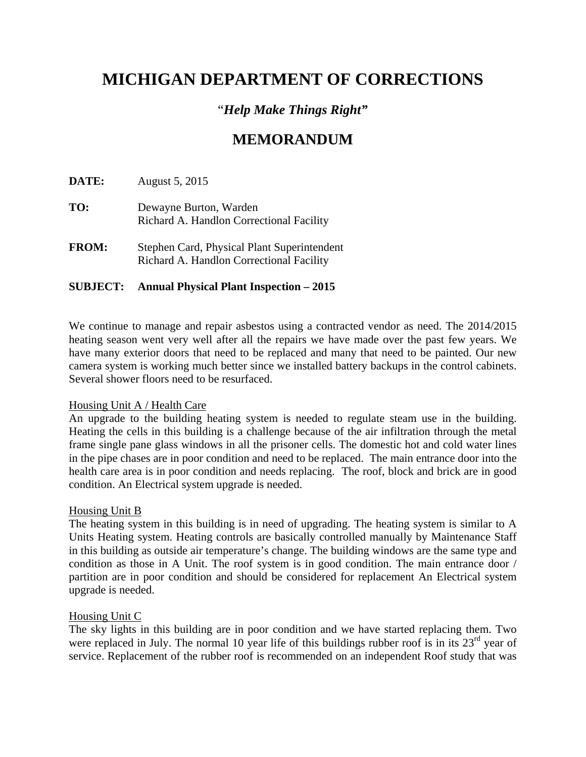# MICHIGAN DEPARTMENT OF CORRECTIONS

*"Help Make Things Right"*

## MEMORANDUM

**DATE:** August 5, 2015

**TO:** Dewayne Burton, Warden
Richard A. Handlon Correctional Facility

**FROM:** Stephen Card, Physical Plant Superintendent
Richard A. Handlon Correctional Facility

**SUBJECT: Annual Physical Plant Inspection – 2015**

We continue to manage and repair asbestos using a contracted vendor as need. The 2014/2015 heating season went very well after all the repairs we have made over the past few years. We have many exterior doors that need to be replaced and many that need to be painted. Our new camera system is working much better since we installed battery backups in the control cabinets. Several shower floors need to be resurfaced.

Housing Unit A / Health Care
An upgrade to the building heating system is needed to regulate steam use in the building. Heating the cells in this building is a challenge because of the air infiltration through the metal frame single pane glass windows in all the prisoner cells. The domestic hot and cold water lines in the pipe chases are in poor condition and need to be replaced. The main entrance door into the health care area is in poor condition and needs replacing. The roof, block and brick are in good condition. An Electrical system upgrade is needed.

Housing Unit B
The heating system in this building is in need of upgrading. The heating system is similar to A Units Heating system. Heating controls are basically controlled manually by Maintenance Staff in this building as outside air temperature's change. The building windows are the same type and condition as those in A Unit. The roof system is in good condition. The main entrance door / partition are in poor condition and should be considered for replacement An Electrical system upgrade is needed.

Housing Unit C
The sky lights in this building are in poor condition and we have started replacing them. Two were replaced in July. The normal 10 year life of this buildings rubber roof is in its 23rd year of service. Replacement of the rubber roof is recommended on an independent Roof study that was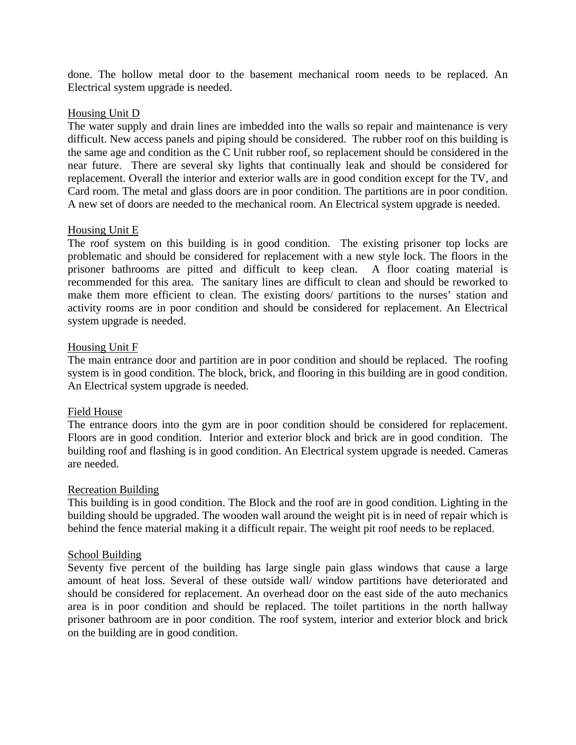done. The hollow metal door to the basement mechanical room needs to be replaced. An Electrical system upgrade is needed.

<u>Housing Unit D</u>

The water supply and drain lines are imbedded into the walls so repair and maintenance is very difficult. New access panels and piping should be considered. The rubber roof on this building is the same age and condition as the C Unit rubber roof, so replacement should be considered in the near future. There are several sky lights that continually leak and should be considered for replacement. Overall the interior and exterior walls are in good condition except for the TV, and Card room. The metal and glass doors are in poor condition. The partitions are in poor condition. A new set of doors are needed to the mechanical room. An Electrical system upgrade is needed.

<u>Housing Unit E</u>

The roof system on this building is in good condition. The existing prisoner top locks are problematic and should be considered for replacement with a new style lock. The floors in the prisoner bathrooms are pitted and difficult to keep clean. A floor coating material is recommended for this area. The sanitary lines are difficult to clean and should be reworked to make them more efficient to clean. The existing doors/ partitions to the nurses' station and activity rooms are in poor condition and should be considered for replacement. An Electrical system upgrade is needed.

<u>Housing Unit F</u>

The main entrance door and partition are in poor condition and should be replaced. The roofing system is in good condition. The block, brick, and flooring in this building are in good condition. An Electrical system upgrade is needed.

<u>Field House</u>

The entrance doors into the gym are in poor condition should be considered for replacement. Floors are in good condition. Interior and exterior block and brick are in good condition. The building roof and flashing is in good condition. An Electrical system upgrade is needed. Cameras are needed.

<u>Recreation Building</u>

This building is in good condition. The Block and the roof are in good condition. Lighting in the building should be upgraded. The wooden wall around the weight pit is in need of repair which is behind the fence material making it a difficult repair. The weight pit roof needs to be replaced.

<u>School Building</u>

Seventy five percent of the building has large single pain glass windows that cause a large amount of heat loss. Several of these outside wall/ window partitions have deteriorated and should be considered for replacement. An overhead door on the east side of the auto mechanics area is in poor condition and should be replaced. The toilet partitions in the north hallway prisoner bathroom are in poor condition. The roof system, interior and exterior block and brick on the building are in good condition.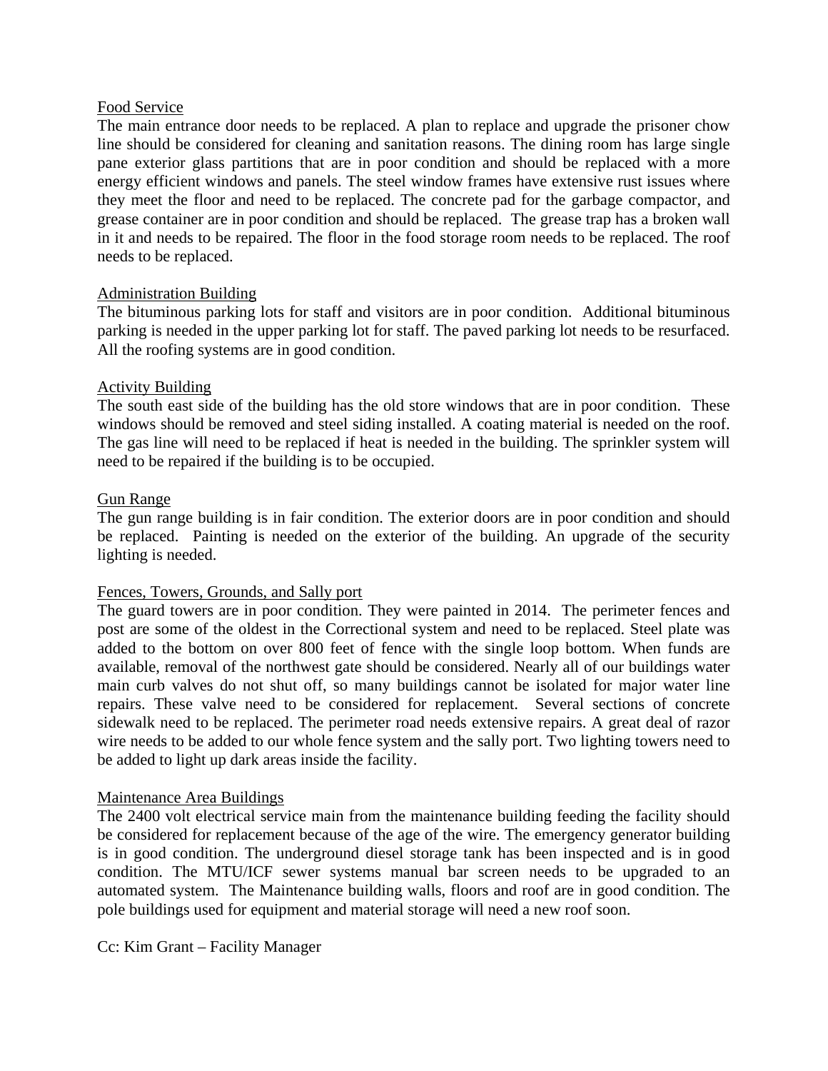<u>Food Service</u>

The main entrance door needs to be replaced. A plan to replace and upgrade the prisoner chow line should be considered for cleaning and sanitation reasons. The dining room has large single pane exterior glass partitions that are in poor condition and should be replaced with a more energy efficient windows and panels. The steel window frames have extensive rust issues where they meet the floor and need to be replaced. The concrete pad for the garbage compactor, and grease container are in poor condition and should be replaced. The grease trap has a broken wall in it and needs to be repaired. The floor in the food storage room needs to be replaced. The roof needs to be replaced.

<u>Administration Building</u>

The bituminous parking lots for staff and visitors are in poor condition. Additional bituminous parking is needed in the upper parking lot for staff. The paved parking lot needs to be resurfaced. All the roofing systems are in good condition.

<u>Activity Building</u>

The south east side of the building has the old store windows that are in poor condition. These windows should be removed and steel siding installed. A coating material is needed on the roof. The gas line will need to be replaced if heat is needed in the building. The sprinkler system will need to be repaired if the building is to be occupied.

<u>Gun Range</u>

The gun range building is in fair condition. The exterior doors are in poor condition and should be replaced. Painting is needed on the exterior of the building. An upgrade of the security lighting is needed.

<u>Fences, Towers, Grounds, and Sally port</u>

The guard towers are in poor condition. They were painted in 2014. The perimeter fences and post are some of the oldest in the Correctional system and need to be replaced. Steel plate was added to the bottom on over 800 feet of fence with the single loop bottom. When funds are available, removal of the northwest gate should be considered. Nearly all of our buildings water main curb valves do not shut off, so many buildings cannot be isolated for major water line repairs. These valve need to be considered for replacement. Several sections of concrete sidewalk need to be replaced. The perimeter road needs extensive repairs. A great deal of razor wire needs to be added to our whole fence system and the sally port. Two lighting towers need to be added to light up dark areas inside the facility.

<u>Maintenance Area Buildings</u>

The 2400 volt electrical service main from the maintenance building feeding the facility should be considered for replacement because of the age of the wire. The emergency generator building is in good condition. The underground diesel storage tank has been inspected and is in good condition. The MTU/ICF sewer systems manual bar screen needs to be upgraded to an automated system. The Maintenance building walls, floors and roof are in good condition. The pole buildings used for equipment and material storage will need a new roof soon.

Cc: Kim Grant – Facility Manager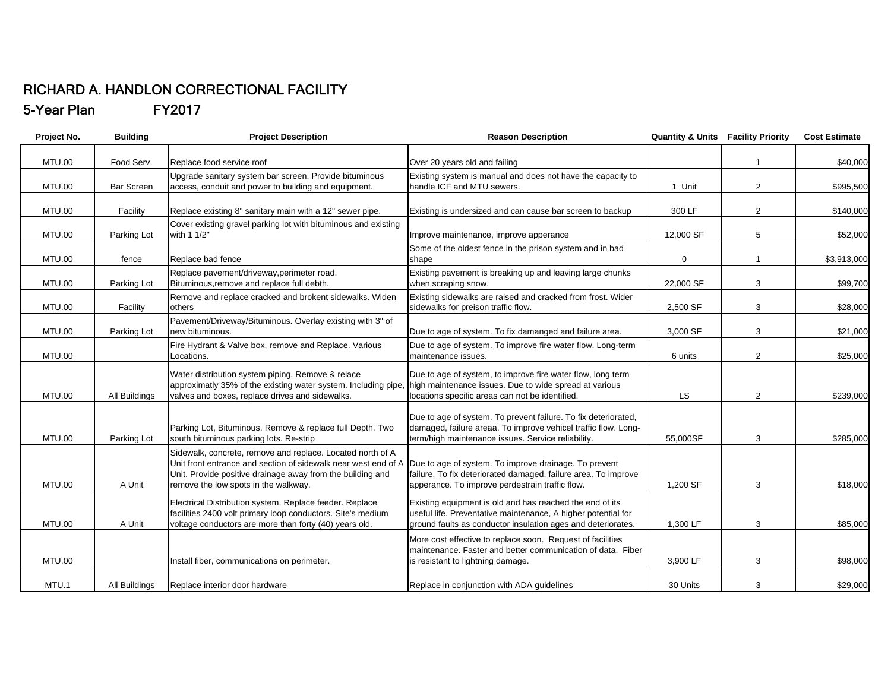# RICHARD A. HANDLON CORRECTIONAL FACILITY

## 5-Year Plan FY2017

| Project No. | Building | Project Description | Reason Description | Quantity & Units | Facility Priority | Cost Estimate |
|---|---|---|---|---|---|---|
| MTU.00 | Food Serv. | Replace food service roof | Over 20 years old and failing | | 1 | $40,000 |
| MTU.00 | Bar Screen | Upgrade sanitary system bar screen. Provide bituminous access, conduit and power to building and equipment. | Existing system is manual and does not have the capacity to handle ICF and MTU sewers. | 1 Unit | 2 | $995,500 |
| MTU.00 | Facility | Replace existing 8" sanitary main with a 12" sewer pipe. | Existing is undersized and can cause bar screen to backup | 300 LF | 2 | $140,000 |
| MTU.00 | Parking Lot | Cover existing gravel parking lot with bituminous and existing with 1 1/2" | Improve maintenance, improve apperance | 12,000 SF | 5 | $52,000 |
| MTU.00 | fence | Replace bad fence | Some of the oldest fence in the prison system and in bad shape | 0 | 1 | $3,913,000 |
| MTU.00 | Parking Lot | Replace pavement/driveway,perimeter road. Bituminous,remove and replace full debth. | Existing pavement is breaking up and leaving large chunks when scraping snow. | 22,000 SF | 3 | $99,700 |
| MTU.00 | Facility | Remove and replace cracked and brokent sidewalks. Widen others | Existing sidewalks are raised and cracked from frost. Wider sidewalks for preison traffic flow. | 2,500 SF | 3 | $28,000 |
| MTU.00 | Parking Lot | Pavement/Driveway/Bituminous. Overlay existing with 3" of new bituminous. | Due to age of system. To fix damanged and failure area. | 3,000 SF | 3 | $21,000 |
| MTU.00 | | Fire Hydrant & Valve box, remove and Replace. Various Locations. | Due to age of system. To improve fire water flow. Long-term maintenance issues. | 6 units | 2 | $25,000 |
| MTU.00 | All Buildings | Water distribution system piping. Remove & relace approximatly 35% of the existing water system. Including pipe, valves and boxes, replace drives and sidewalks. | Due to age of system, to improve fire water flow, long term high maintenance issues. Due to wide spread at various locations specific areas can not be identified. | LS | 2 | $239,000 |
| MTU.00 | Parking Lot | Parking Lot, Bituminous. Remove & replace full Depth. Two south bituminous parking lots. Re-strip | Due to age of system. To prevent failure. To fix deteriorated, damaged, failure areaa. To improve vehicel traffic flow. Long-term/high maintenance issues. Service reliability. | 55,000SF | 3 | $285,000 |
| MTU.00 | A Unit | Sidewalk, concrete, remove and replace. Located north of A Unit front entrance and section of sidewalk near west end of A Unit. Provide positive drainage away from the building and remove the low spots in the walkway. | Due to age of system. To improve drainage. To prevent failure. To fix deteriorated damaged, failure area. To improve apperance. To improve perdestrain traffic flow. | 1,200 SF | 3 | $18,000 |
| MTU.00 | A Unit | Electrical Distribution system. Replace feeder. Replace facilities 2400 volt primary loop conductors. Site's medium voltage conductors are more than forty (40) years old. | Existing equipment is old and has reached the end of its useful life. Preventative maintenance, A higher potential for ground faults as conductor insulation ages and deteriorates. | 1,300 LF | 3 | $85,000 |
| MTU.00 | | Install fiber, communications on perimeter. | More cost effective to replace soon. Request of facilities maintenance. Faster and better communication of data. Fiber is resistant to lightning damage. | 3,900 LF | 3 | $98,000 |
| MTU.1 | All Buildings | Replace interior door hardware | Replace in conjunction with ADA guidelines | 30 Units | 3 | $29,000 |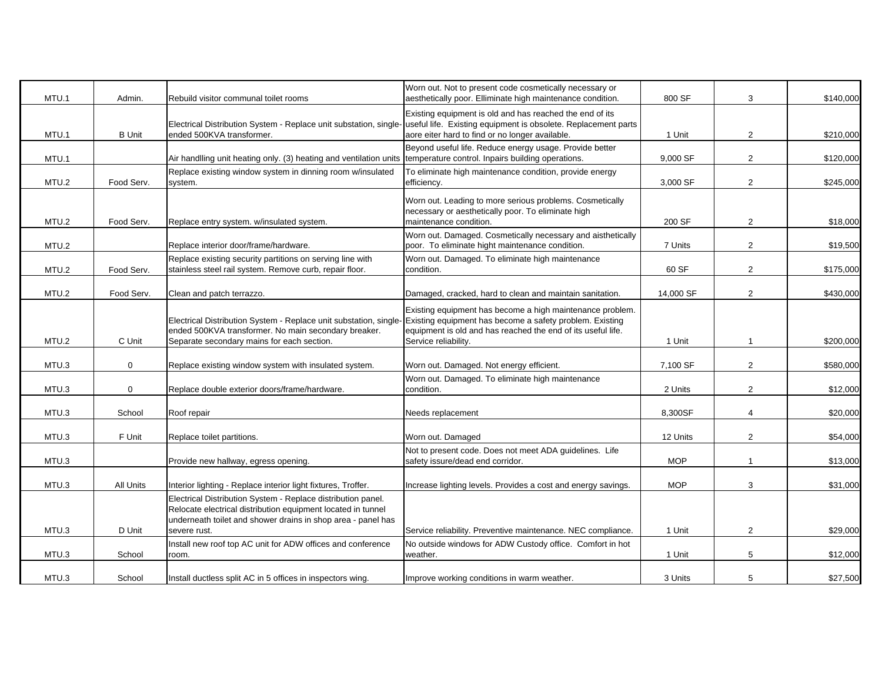| | | | | | | |
|---|---|---|---|---|---|---|
| MTU.1 | Admin. | Rebuild visitor communal toilet rooms | Worn out. Not to present code cosmetically necessary or aesthetically poor. Elliminate high maintenance condition. | 800 SF | 3 | $140,000 |
| MTU.1 | B Unit | Electrical Distribution System - Replace unit substation, single-ended 500KVA transformer. | Existing equipment is old and has reached the end of its useful life. Existing equipment is obsolete. Replacement parts aore eiter hard to find or no longer available. | 1 Unit | 2 | $210,000 |
| MTU.1 | | Air handlling unit heating only. (3) heating and ventilation units | Beyond useful life. Reduce energy usage. Provide better temperature control. Inpairs building operations. | 9,000 SF | 2 | $120,000 |
| MTU.2 | Food Serv. | Replace existing window system in dinning room w/insulated system. | To eliminate high maintenance condition, provide energy efficiency. | 3,000 SF | 2 | $245,000 |
| MTU.2 | Food Serv. | Replace entry system. w/insulated system. | Worn out. Leading to more serious problems. Cosmetically necessary or aesthetically poor. To eliminate high maintenance condition. | 200 SF | 2 | $18,000 |
| MTU.2 | | Replace interior door/frame/hardware. | Worn out. Damaged. Cosmetically necessary and aisthetically poor. To eliminate hight maintenance condition. | 7 Units | 2 | $19,500 |
| MTU.2 | Food Serv. | Replace existing security partitions on serving line with stainless steel rail system. Remove curb, repair floor. | Worn out. Damaged. To eliminate high maintenance condition. | 60 SF | 2 | $175,000 |
| MTU.2 | Food Serv. | Clean and patch terrazzo. | Damaged, cracked, hard to clean and maintain sanitation. | 14,000 SF | 2 | $430,000 |
| MTU.2 | C Unit | Electrical Distribution System - Replace unit substation, single-ended 500KVA transformer. No main secondary breaker. Separate secondary mains for each section. | Existing equipment has become a high maintenance problem. Existing equipment has become a safety problem. Existing equipment is old and has reached the end of its useful life. Service reliability. | 1 Unit | 1 | $200,000 |
| MTU.3 | 0 | Replace existing window system with insulated system. | Worn out. Damaged. Not energy efficient. | 7,100 SF | 2 | $580,000 |
| MTU.3 | 0 | Replace double exterior doors/frame/hardware. | Worn out. Damaged. To eliminate high maintenance condition. | 2 Units | 2 | $12,000 |
| MTU.3 | School | Roof repair | Needs replacement | 8,300SF | 4 | $20,000 |
| MTU.3 | F Unit | Replace toilet partitions. | Worn out. Damaged | 12 Units | 2 | $54,000 |
| MTU.3 | | Provide new hallway, egress opening. | Not to present code. Does not meet ADA guidelines. Life safety issue/dead end corridor. | MOP | 1 | $13,000 |
| MTU.3 | All Units | Interior lighting - Replace interior light fixtures, Troffer. | Increase lighting levels. Provides a cost and energy savings. | MOP | 3 | $31,000 |
| MTU.3 | D Unit | Electrical Distribution System - Replace distribution panel. Relocate electrical distribution equipment located in tunnel underneath toilet and shower drains in shop area - panel has severe rust. | Service reliability. Preventive maintenance. NEC compliance. | 1 Unit | 2 | $29,000 |
| MTU.3 | School | Install new roof top AC unit for ADW offices and conference room. | No outside windows for ADW Custody office. Comfort in hot weather. | 1 Unit | 5 | $12,000 |
| MTU.3 | School | Install ductless split AC in 5 offices in inspectors wing. | Improve working conditions in warm weather. | 3 Units | 5 | $27,500 |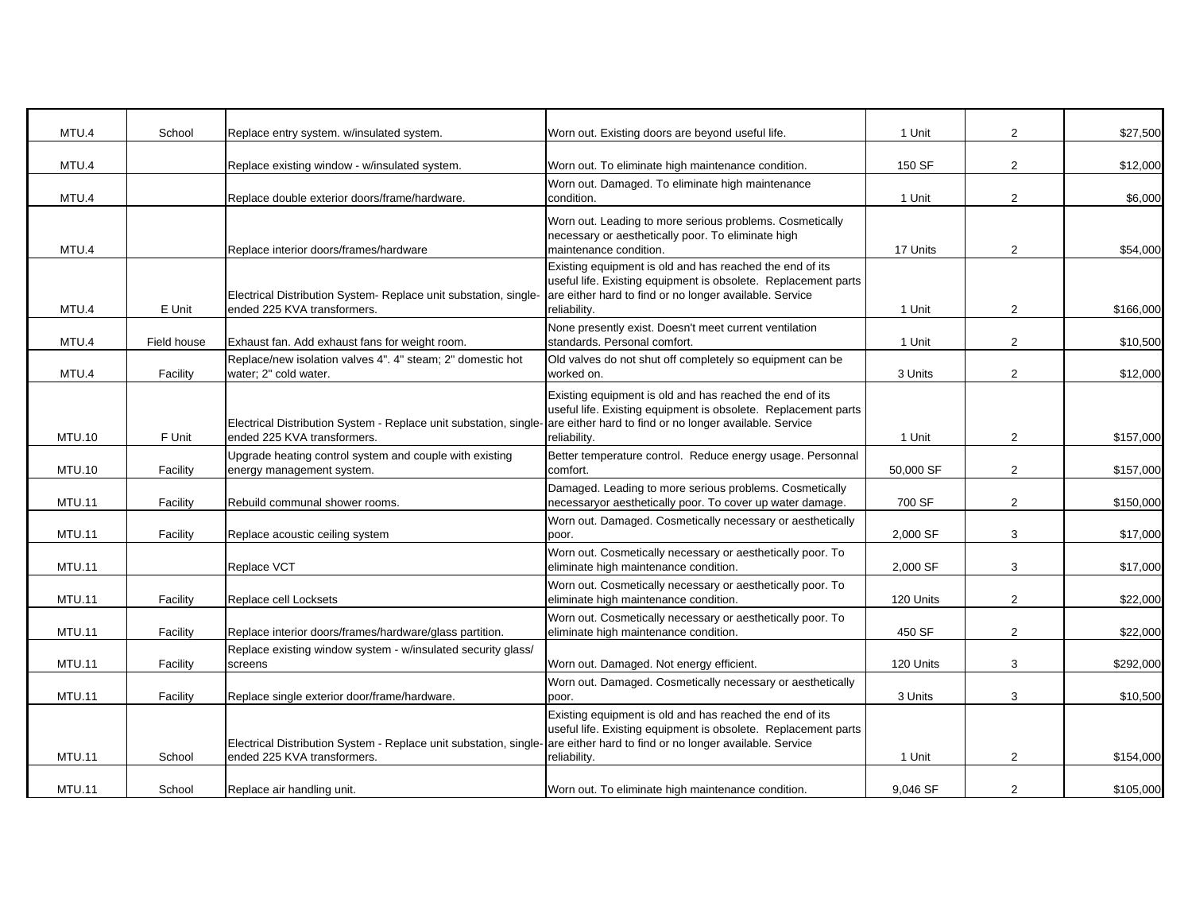| | | | | | | |
|---|---|---|---|---|---|---|
| MTU.4 | School | Replace entry system. w/insulated system. | Worn out. Existing doors are beyond useful life. | 1 Unit | 2 | $27,500 |
| MTU.4 | | Replace existing window - w/insulated system. | Worn out. To eliminate high maintenance condition. | 150 SF | 2 | $12,000 |
| MTU.4 | | Replace double exterior doors/frame/hardware. | Worn out. Damaged. To eliminate high maintenance condition. | 1 Unit | 2 | $6,000 |
| MTU.4 | | Replace interior doors/frames/hardware | Worn out. Leading to more serious problems. Cosmetically necessary or aesthetically poor. To eliminate high maintenance condition. | 17 Units | 2 | $54,000 |
| MTU.4 | E Unit | Electrical Distribution System- Replace unit substation, single-ended 225 KVA transformers. | Existing equipment is old and has reached the end of its useful life. Existing equipment is obsolete. Replacement parts are either hard to find or no longer available. Service reliability. | 1 Unit | 2 | $166,000 |
| MTU.4 | Field house | Exhaust fan. Add exhaust fans for weight room. | None presently exist. Doesn't meet current ventilation standards. Personal comfort. | 1 Unit | 2 | $10,500 |
| MTU.4 | Facility | Replace/new isolation valves 4". 4" steam; 2" domestic hot water; 2" cold water. | Old valves do not shut off completely so equipment can be worked on. | 3 Units | 2 | $12,000 |
| MTU.10 | F Unit | Electrical Distribution System - Replace unit substation, single-ended 225 KVA transformers. | Existing equipment is old and has reached the end of its useful life. Existing equipment is obsolete. Replacement parts are either hard to find or no longer available. Service reliability. | 1 Unit | 2 | $157,000 |
| MTU.10 | Facility | Upgrade heating control system and couple with existing energy management system. | Better temperature control. Reduce energy usage. Personnal comfort. | 50,000 SF | 2 | $157,000 |
| MTU.11 | Facility | Rebuild communal shower rooms. | Damaged. Leading to more serious problems. Cosmetically necessaryor aesthetically poor. To cover up water damage. | 700 SF | 2 | $150,000 |
| MTU.11 | Facility | Replace acoustic ceiling system | Worn out. Damaged. Cosmetically necessary or aesthetically poor. | 2,000 SF | 3 | $17,000 |
| MTU.11 | | Replace VCT | Worn out. Cosmetically necessary or aesthetically poor. To eliminate high maintenance condition. | 2,000 SF | 3 | $17,000 |
| MTU.11 | Facility | Replace cell Locksets | Worn out. Cosmetically necessary or aesthetically poor. To eliminate high maintenance condition. | 120 Units | 2 | $22,000 |
| MTU.11 | Facility | Replace interior doors/frames/hardware/glass partition. | Worn out. Cosmetically necessary or aesthetically poor. To eliminate high maintenance condition. | 450 SF | 2 | $22,000 |
| MTU.11 | Facility | Replace existing window system - w/insulated security glass/ screens | Worn out. Damaged. Not energy efficient. | 120 Units | 3 | $292,000 |
| MTU.11 | Facility | Replace single exterior door/frame/hardware. | Worn out. Damaged. Cosmetically necessary or aesthetically poor. | 3 Units | 3 | $10,500 |
| MTU.11 | School | Electrical Distribution System - Replace unit substation, single-ended 225 KVA transformers. | Existing equipment is old and has reached the end of its useful life. Existing equipment is obsolete. Replacement parts are either hard to find or no longer available. Service reliability. | 1 Unit | 2 | $154,000 |
| MTU.11 | School | Replace air handling unit. | Worn out. To eliminate high maintenance condition. | 9,046 SF | 2 | $105,000 |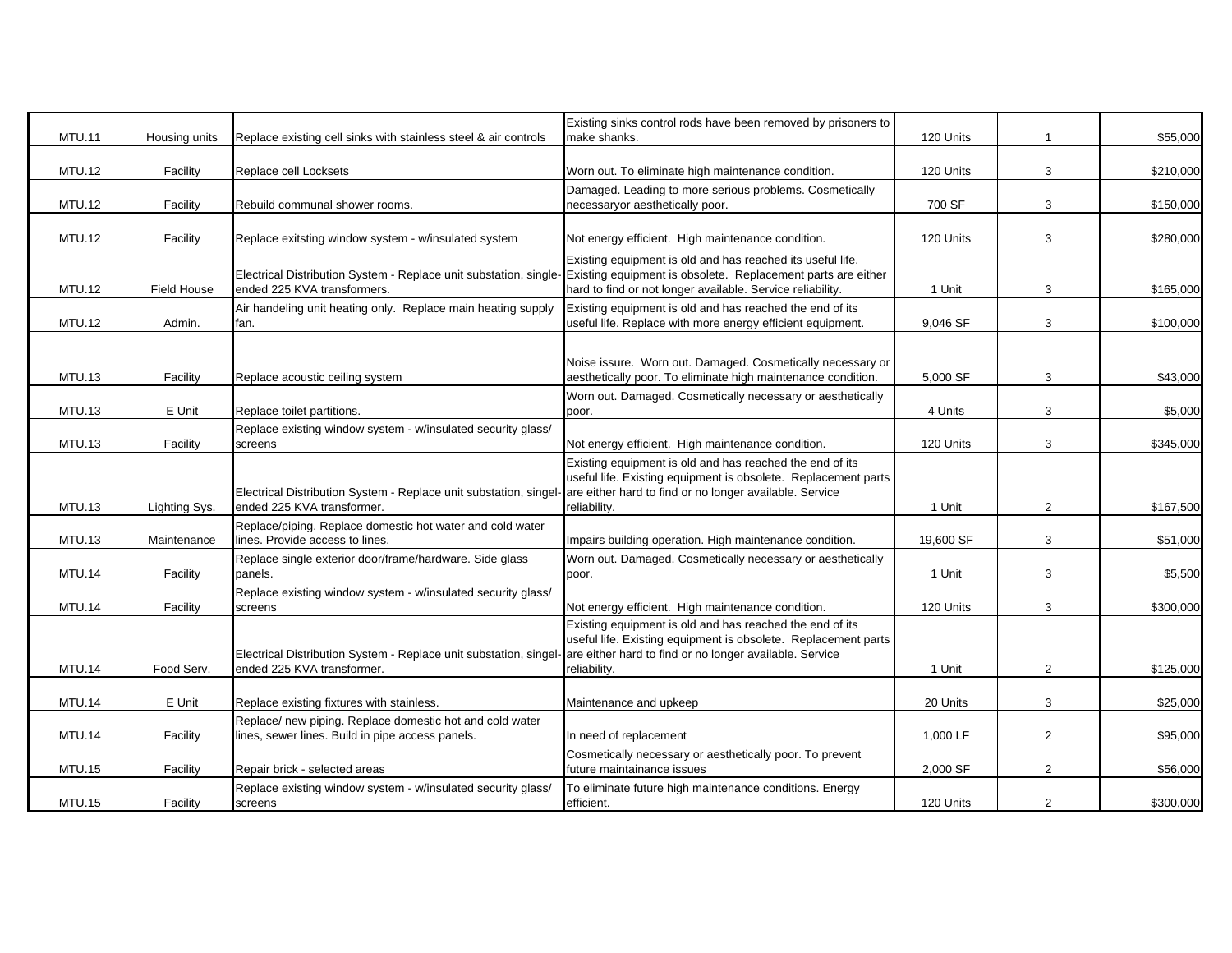| | | | | | | |
|---|---|---|---|---|---|---|
| MTU.11 | Housing units | Replace existing cell sinks with stainless steel & air controls | Existing sinks control rods have been removed by prisoners to make shanks. | 120 Units | 1 | $55,000 |
| MTU.12 | Facility | Replace cell Locksets | Worn out. To eliminate high maintenance condition. | 120 Units | 3 | $210,000 |
| MTU.12 | Facility | Rebuild communal shower rooms. | Damaged. Leading to more serious problems. Cosmetically necessaryor aesthetically poor. | 700 SF | 3 | $150,000 |
| MTU.12 | Facility | Replace exitsting window system - w/insulated system | Not energy efficient. High maintenance condition. | 120 Units | 3 | $280,000 |
| MTU.12 | Field House | Electrical Distribution System - Replace unit substation, single-ended 225 KVA transformers. | Existing equipment is old and has reached its useful life. Existing equipment is obsolete. Replacement parts are either hard to find or not longer available. Service reliability. | 1 Unit | 3 | $165,000 |
| MTU.12 | Admin. | Air handeling unit heating only. Replace main heating supply fan. | Existing equipment is old and has reached the end of its useful life. Replace with more energy efficient equipment. | 9,046 SF | 3 | $100,000 |
| MTU.13 | Facility | Replace acoustic ceiling system | Noise issue. Worn out. Damaged. Cosmetically necessary or aesthetically poor. To eliminate high maintenance condition. | 5,000 SF | 3 | $43,000 |
| MTU.13 | E Unit | Replace toilet partitions. | Worn out. Damaged. Cosmetically necessary or aesthetically poor. | 4 Units | 3 | $5,000 |
| MTU.13 | Facility | Replace existing window system - w/insulated security glass/ screens | Not energy efficient. High maintenance condition. | 120 Units | 3 | $345,000 |
| MTU.13 | Lighting Sys. | Electrical Distribution System - Replace unit substation, singel-ended 225 KVA transformer. | Existing equipment is old and has reached the end of its useful life. Existing equipment is obsolete. Replacement parts are either hard to find or no longer available. Service reliability. | 1 Unit | 2 | $167,500 |
| MTU.13 | Maintenance | Replace/piping. Replace domestic hot water and cold water lines. Provide access to lines. | Impairs building operation. High maintenance condition. | 19,600 SF | 3 | $51,000 |
| MTU.14 | Facility | Replace single exterior door/frame/hardware. Side glass panels. | Worn out. Damaged. Cosmetically necessary or aesthetically poor. | 1 Unit | 3 | $5,500 |
| MTU.14 | Facility | Replace existing window system - w/insulated security glass/ screens | Not energy efficient. High maintenance condition. | 120 Units | 3 | $300,000 |
| MTU.14 | Food Serv. | Electrical Distribution System - Replace unit substation, singel-ended 225 KVA transformer. | Existing equipment is old and has reached the end of its useful life. Existing equipment is obsolete. Replacement parts are either hard to find or no longer available. Service reliability. | 1 Unit | 2 | $125,000 |
| MTU.14 | E Unit | Replace existing fixtures with stainless. | Maintenance and upkeep | 20 Units | 3 | $25,000 |
| MTU.14 | Facility | Replace/ new piping. Replace domestic hot and cold water lines, sewer lines. Build in pipe access panels. | In need of replacement | 1,000 LF | 2 | $95,000 |
| MTU.15 | Facility | Repair brick - selected areas | Cosmetically necessary or aesthetically poor. To prevent future maintainance issues | 2,000 SF | 2 | $56,000 |
| MTU.15 | Facility | Replace existing window system - w/insulated security glass/ screens | To eliminate future high maintenance conditions. Energy efficient. | 120 Units | 2 | $300,000 |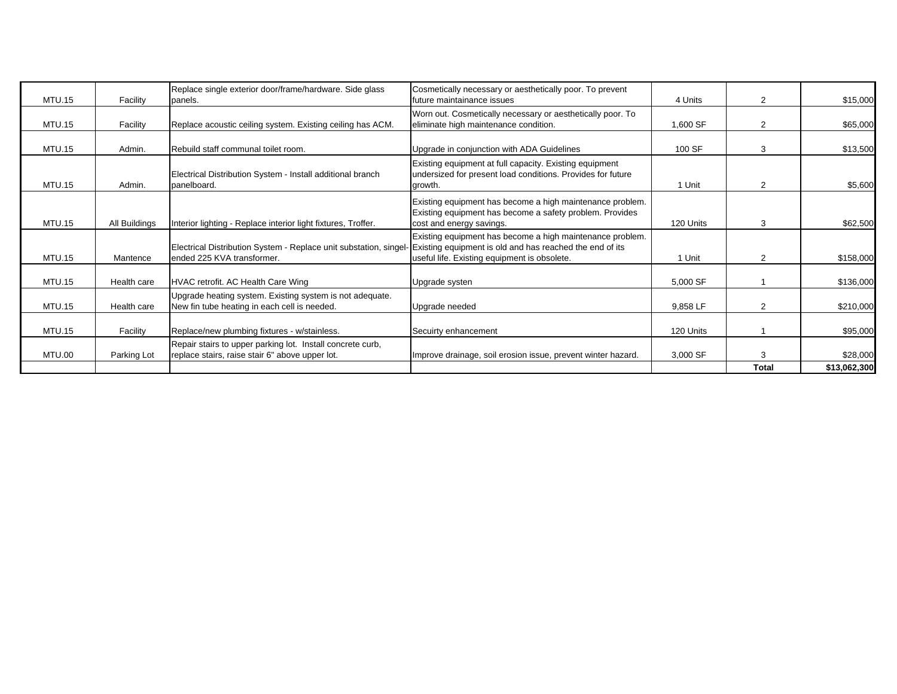| | | | | | | |
|---|---|---|---|---|---|---|
| MTU.15 | Facility | Replace single exterior door/frame/hardware. Side glass panels. | Cosmetically necessary or aesthetically poor. To prevent future maintainance issues | 4 Units | 2 | $15,000 |
| MTU.15 | Facility | Replace acoustic ceiling system. Existing ceiling has ACM. | Worn out. Cosmetically necessary or aesthetically poor. To eliminate high maintenance condition. | 1,600 SF | 2 | $65,000 |
| MTU.15 | Admin. | Rebuild staff communal toilet room. | Upgrade in conjunction with ADA Guidelines | 100 SF | 3 | $13,500 |
| MTU.15 | Admin. | Electrical Distribution System - Install additional branch panelboard. | Existing equipment at full capacity. Existing equipment undersized for present load conditions. Provides for future growth. | 1 Unit | 2 | $5,600 |
| MTU.15 | All Buildings | Interior lighting - Replace interior light fixtures, Troffer. | Existing equipment has become a high maintenance problem. Existing equipment has become a safety problem. Provides cost and energy savings. | 120 Units | 3 | $62,500 |
| MTU.15 | Mantence | Electrical Distribution System - Replace unit substation, singel-ended 225 KVA transformer. | Existing equipment has become a high maintenance problem. Existing equipment is old and has reached the end of its useful life. Existing equipment is obsolete. | 1 Unit | 2 | $158,000 |
| MTU.15 | Health care | HVAC retrofit. AC Health Care Wing | Upgrade systen | 5,000 SF | 1 | $136,000 |
| MTU.15 | Health care | Upgrade heating system. Existing system is not adequate. New fin tube heating in each cell is needed. | Upgrade needed | 9,858 LF | 2 | $210,000 |
| MTU.15 | Facility | Replace/new plumbing fixtures - w/stainless. | Secuirty enhancement | 120 Units | 1 | $95,000 |
| MTU.00 | Parking Lot | Repair stairs to upper parking lot. Install concrete curb, replace stairs, raise stair 6" above upper lot. | Improve drainage, soil erosion issue, prevent winter hazard. | 3,000 SF | 3 | $28,000 |
| | | | | | **Total** | **$13,062,300** |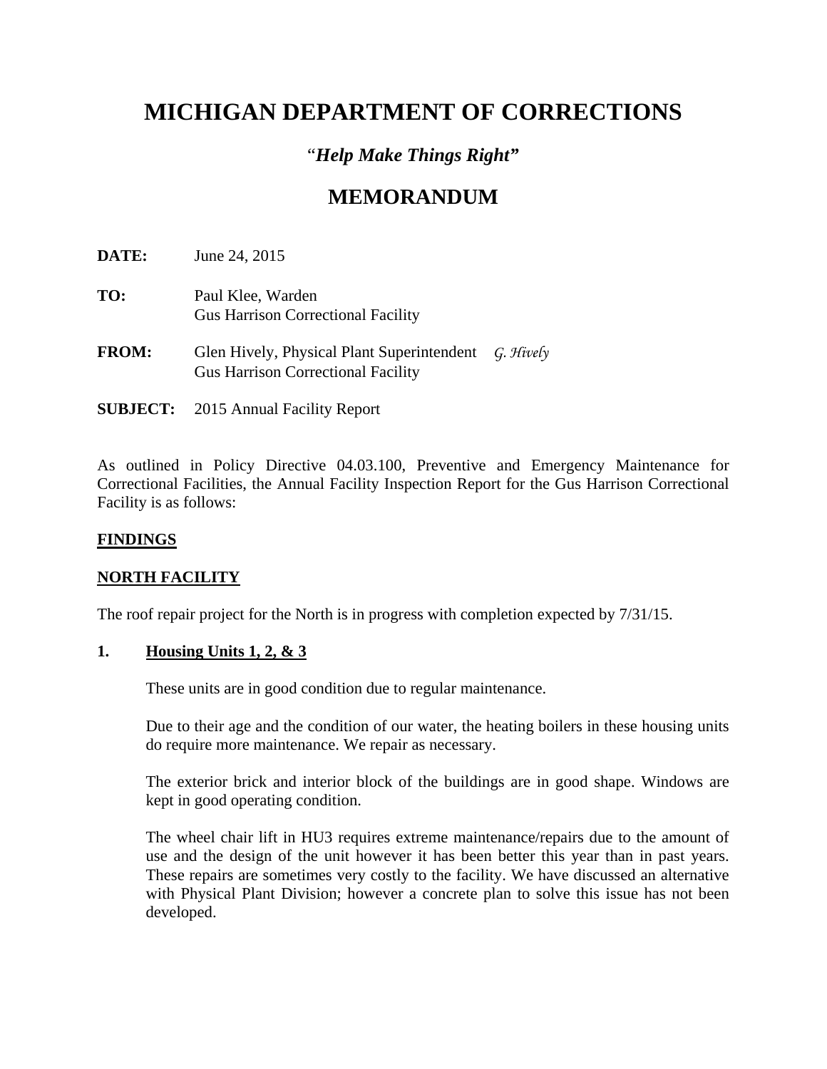# MICHIGAN DEPARTMENT OF CORRECTIONS

*"Help Make Things Right"*

## MEMORANDUM

**DATE:** June 24, 2015

**TO:** Paul Klee, Warden
Gus Harrison Correctional Facility

**FROM:** Glen Hively, Physical Plant Superintendent *G. Hively*
Gus Harrison Correctional Facility

**SUBJECT:** 2015 Annual Facility Report

As outlined in Policy Directive 04.03.100, Preventive and Emergency Maintenance for Correctional Facilities, the Annual Facility Inspection Report for the Gus Harrison Correctional Facility is as follows:

**FINDINGS**

**NORTH FACILITY**

The roof repair project for the North is in progress with completion expected by 7/31/15.

**1. Housing Units 1, 2, & 3**

These units are in good condition due to regular maintenance.

Due to their age and the condition of our water, the heating boilers in these housing units do require more maintenance. We repair as necessary.

The exterior brick and interior block of the buildings are in good shape. Windows are kept in good operating condition.

The wheel chair lift in HU3 requires extreme maintenance/repairs due to the amount of use and the design of the unit however it has been better this year than in past years. These repairs are sometimes very costly to the facility. We have discussed an alternative with Physical Plant Division; however a concrete plan to solve this issue has not been developed.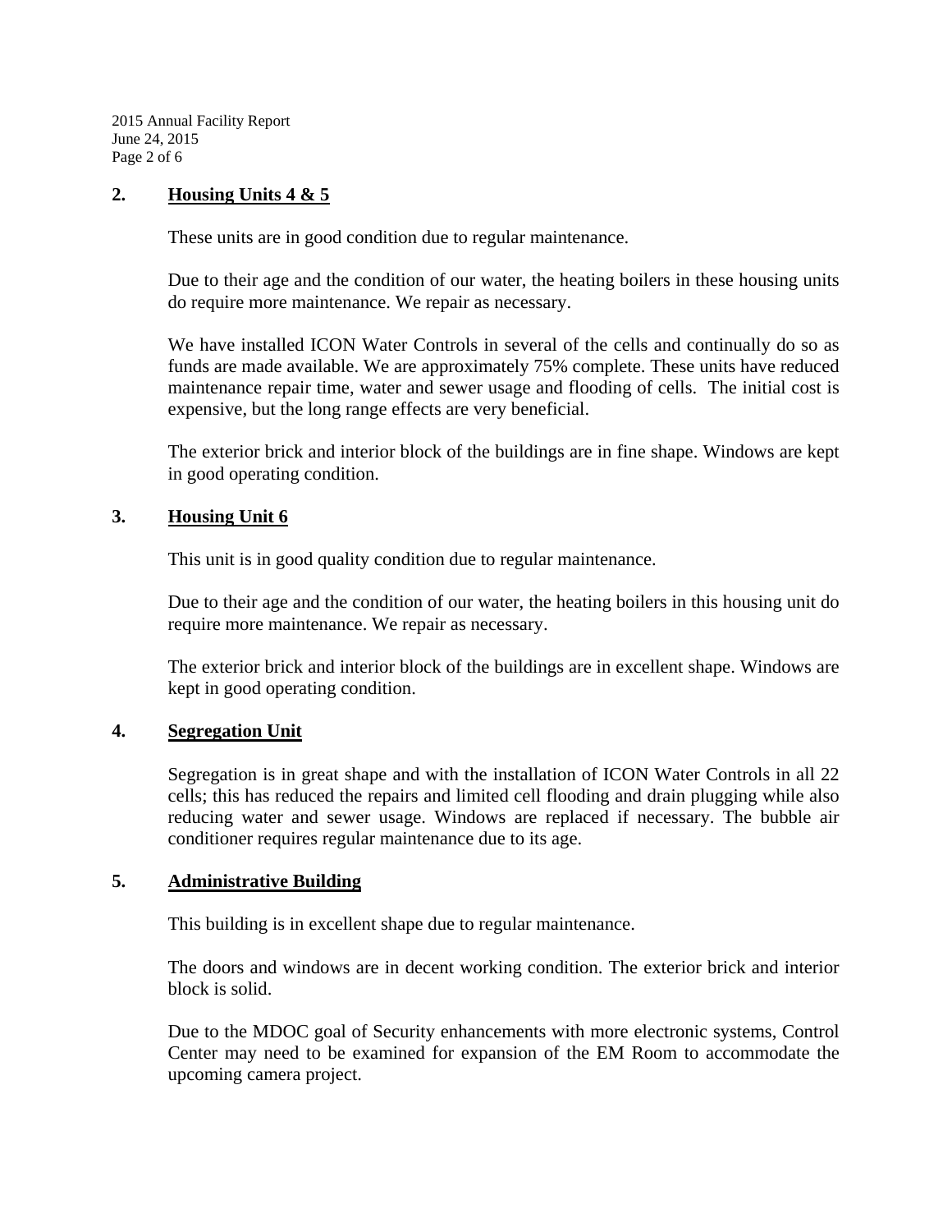## 2. Housing Units 4 & 5

These units are in good condition due to regular maintenance.

Due to their age and the condition of our water, the heating boilers in these housing units do require more maintenance. We repair as necessary.

We have installed ICON Water Controls in several of the cells and continually do so as funds are made available. We are approximately 75% complete. These units have reduced maintenance repair time, water and sewer usage and flooding of cells. The initial cost is expensive, but the long range effects are very beneficial.

The exterior brick and interior block of the buildings are in fine shape. Windows are kept in good operating condition.

## 3. Housing Unit 6

This unit is in good quality condition due to regular maintenance.

Due to their age and the condition of our water, the heating boilers in this housing unit do require more maintenance. We repair as necessary.

The exterior brick and interior block of the buildings are in excellent shape. Windows are kept in good operating condition.

## 4. Segregation Unit

Segregation is in great shape and with the installation of ICON Water Controls in all 22 cells; this has reduced the repairs and limited cell flooding and drain plugging while also reducing water and sewer usage. Windows are replaced if necessary. The bubble air conditioner requires regular maintenance due to its age.

## 5. Administrative Building

This building is in excellent shape due to regular maintenance.

The doors and windows are in decent working condition. The exterior brick and interior block is solid.

Due to the MDOC goal of Security enhancements with more electronic systems, Control Center may need to be examined for expansion of the EM Room to accommodate the upcoming camera project.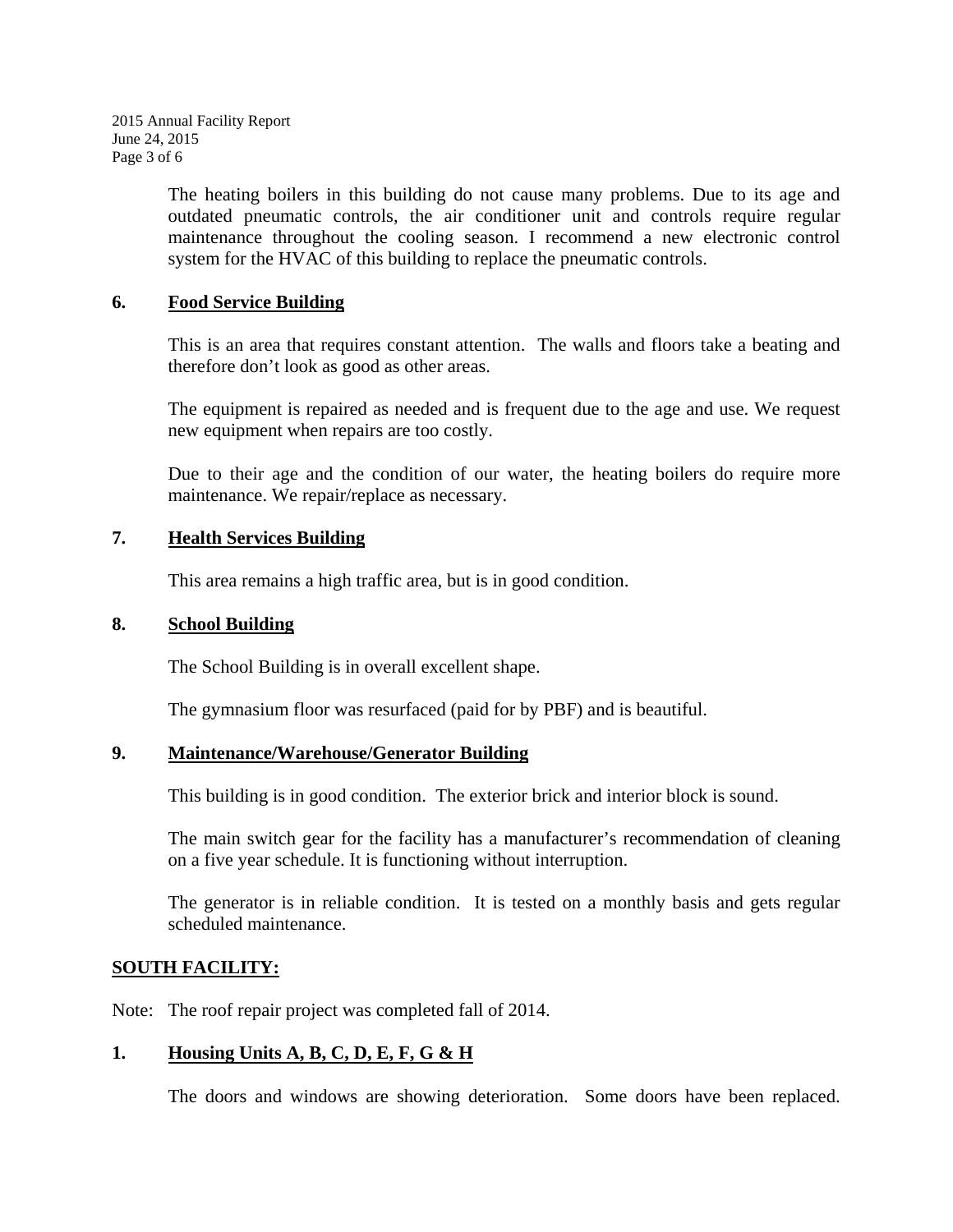The heating boilers in this building do not cause many problems. Due to its age and outdated pneumatic controls, the air conditioner unit and controls require regular maintenance throughout the cooling season. I recommend a new electronic control system for the HVAC of this building to replace the pneumatic controls.

**6. Food Service Building**

This is an area that requires constant attention. The walls and floors take a beating and therefore don't look as good as other areas.

The equipment is repaired as needed and is frequent due to the age and use. We request new equipment when repairs are too costly.

Due to their age and the condition of our water, the heating boilers do require more maintenance. We repair/replace as necessary.

**7. Health Services Building**

This area remains a high traffic area, but is in good condition.

**8. School Building**

The School Building is in overall excellent shape.

The gymnasium floor was resurfaced (paid for by PBF) and is beautiful.

**9. Maintenance/Warehouse/Generator Building**

This building is in good condition. The exterior brick and interior block is sound.

The main switch gear for the facility has a manufacturer's recommendation of cleaning on a five year schedule. It is functioning without interruption.

The generator is in reliable condition. It is tested on a monthly basis and gets regular scheduled maintenance.

## SOUTH FACILITY:

Note: The roof repair project was completed fall of 2014.

**1. Housing Units A, B, C, D, E, F, G & H**

The doors and windows are showing deterioration. Some doors have been replaced.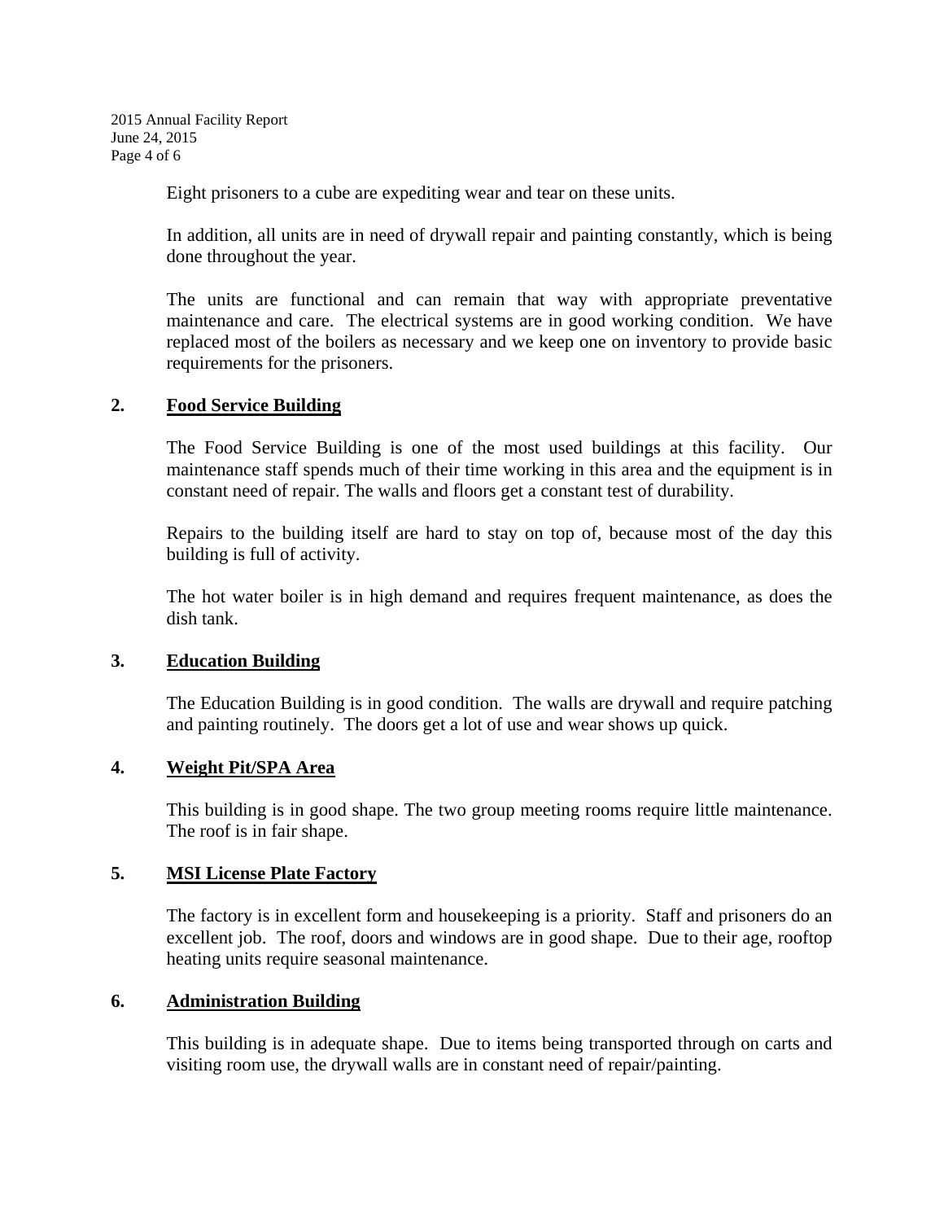Eight prisoners to a cube are expediting wear and tear on these units.

In addition, all units are in need of drywall repair and painting constantly, which is being done throughout the year.

The units are functional and can remain that way with appropriate preventative maintenance and care. The electrical systems are in good working condition. We have replaced most of the boilers as necessary and we keep one on inventory to provide basic requirements for the prisoners.

**2. Food Service Building**

The Food Service Building is one of the most used buildings at this facility. Our maintenance staff spends much of their time working in this area and the equipment is in constant need of repair. The walls and floors get a constant test of durability.

Repairs to the building itself are hard to stay on top of, because most of the day this building is full of activity.

The hot water boiler is in high demand and requires frequent maintenance, as does the dish tank.

**3. Education Building**

The Education Building is in good condition. The walls are drywall and require patching and painting routinely. The doors get a lot of use and wear shows up quick.

**4. Weight Pit/SPA Area**

This building is in good shape. The two group meeting rooms require little maintenance. The roof is in fair shape.

**5. MSI License Plate Factory**

The factory is in excellent form and housekeeping is a priority. Staff and prisoners do an excellent job. The roof, doors and windows are in good shape. Due to their age, rooftop heating units require seasonal maintenance.

**6. Administration Building**

This building is in adequate shape. Due to items being transported through on carts and visiting room use, the drywall walls are in constant need of repair/painting.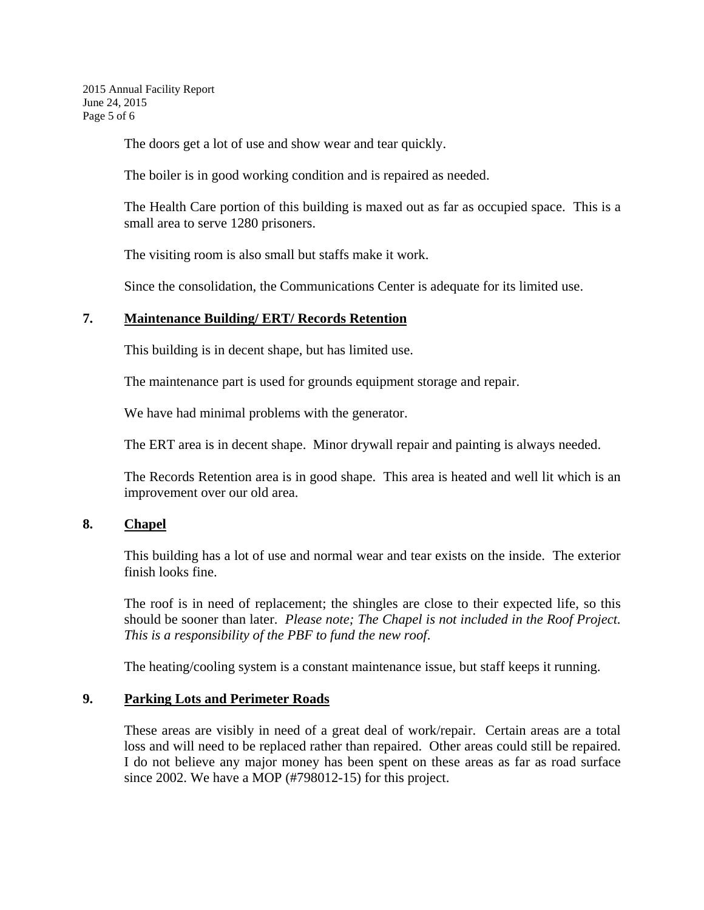The doors get a lot of use and show wear and tear quickly.

The boiler is in good working condition and is repaired as needed.

The Health Care portion of this building is maxed out as far as occupied space. This is a small area to serve 1280 prisoners.

The visiting room is also small but staffs make it work.

Since the consolidation, the Communications Center is adequate for its limited use.

## 7. Maintenance Building/ ERT/ Records Retention

This building is in decent shape, but has limited use.

The maintenance part is used for grounds equipment storage and repair.

We have had minimal problems with the generator.

The ERT area is in decent shape. Minor drywall repair and painting is always needed.

The Records Retention area is in good shape. This area is heated and well lit which is an improvement over our old area.

## 8. Chapel

This building has a lot of use and normal wear and tear exists on the inside. The exterior finish looks fine.

The roof is in need of replacement; the shingles are close to their expected life, so this should be sooner than later. *Please note; The Chapel is not included in the Roof Project. This is a responsibility of the PBF to fund the new roof.*

The heating/cooling system is a constant maintenance issue, but staff keeps it running.

## 9. Parking Lots and Perimeter Roads

These areas are visibly in need of a great deal of work/repair. Certain areas are a total loss and will need to be replaced rather than repaired. Other areas could still be repaired. I do not believe any major money has been spent on these areas as far as road surface since 2002. We have a MOP (#798012-15) for this project.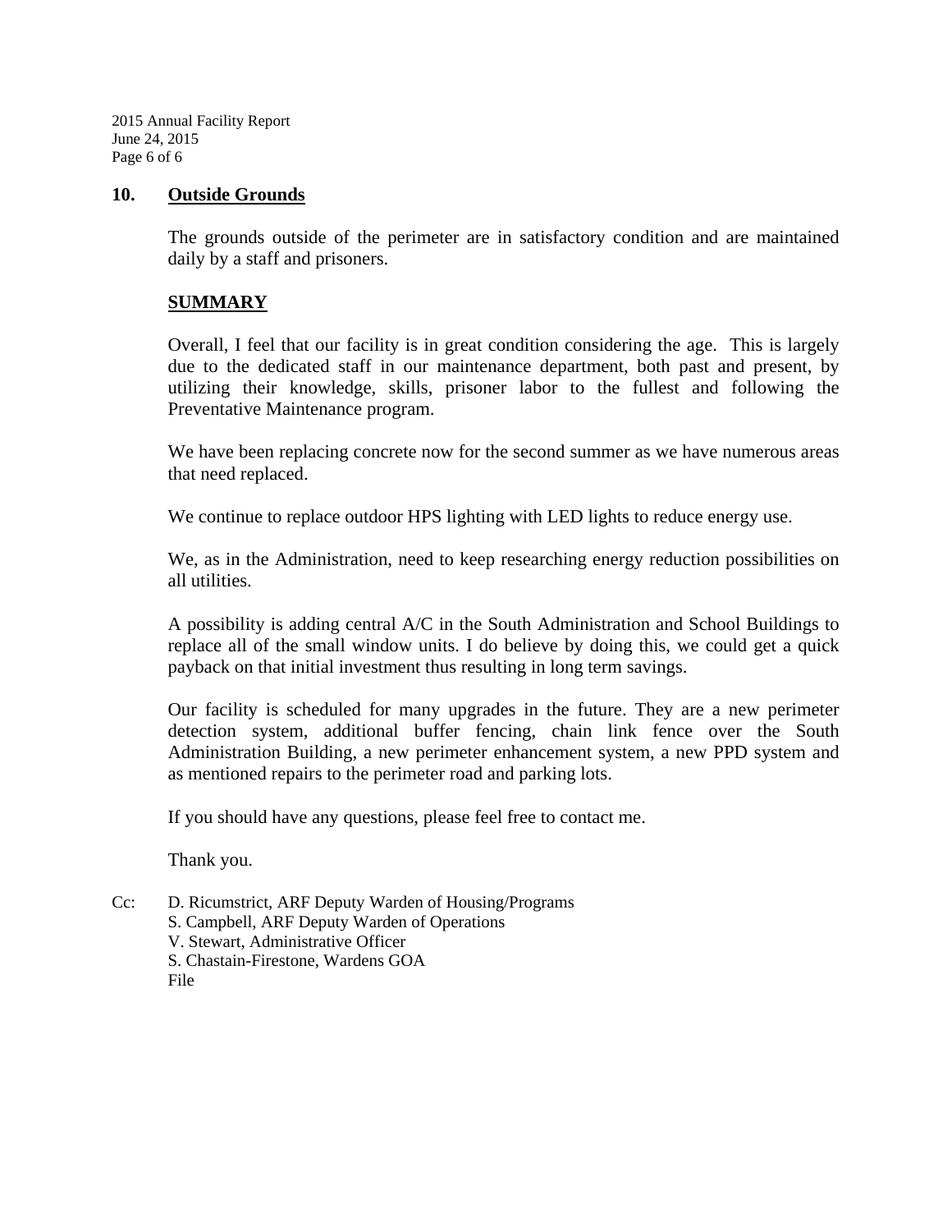## 10. Outside Grounds

The grounds outside of the perimeter are in satisfactory condition and are maintained daily by a staff and prisoners.

### SUMMARY

Overall, I feel that our facility is in great condition considering the age. This is largely due to the dedicated staff in our maintenance department, both past and present, by utilizing their knowledge, skills, prisoner labor to the fullest and following the Preventative Maintenance program.

We have been replacing concrete now for the second summer as we have numerous areas that need replaced.

We continue to replace outdoor HPS lighting with LED lights to reduce energy use.

We, as in the Administration, need to keep researching energy reduction possibilities on all utilities.

A possibility is adding central A/C in the South Administration and School Buildings to replace all of the small window units. I do believe by doing this, we could get a quick payback on that initial investment thus resulting in long term savings.

Our facility is scheduled for many upgrades in the future. They are a new perimeter detection system, additional buffer fencing, chain link fence over the South Administration Building, a new perimeter enhancement system, a new PPD system and as mentioned repairs to the perimeter road and parking lots.

If you should have any questions, please feel free to contact me.

Thank you.

Cc: D. Ricumstrict, ARF Deputy Warden of Housing/Programs
S. Campbell, ARF Deputy Warden of Operations
V. Stewart, Administrative Officer
S. Chastain-Firestone, Wardens GOA
File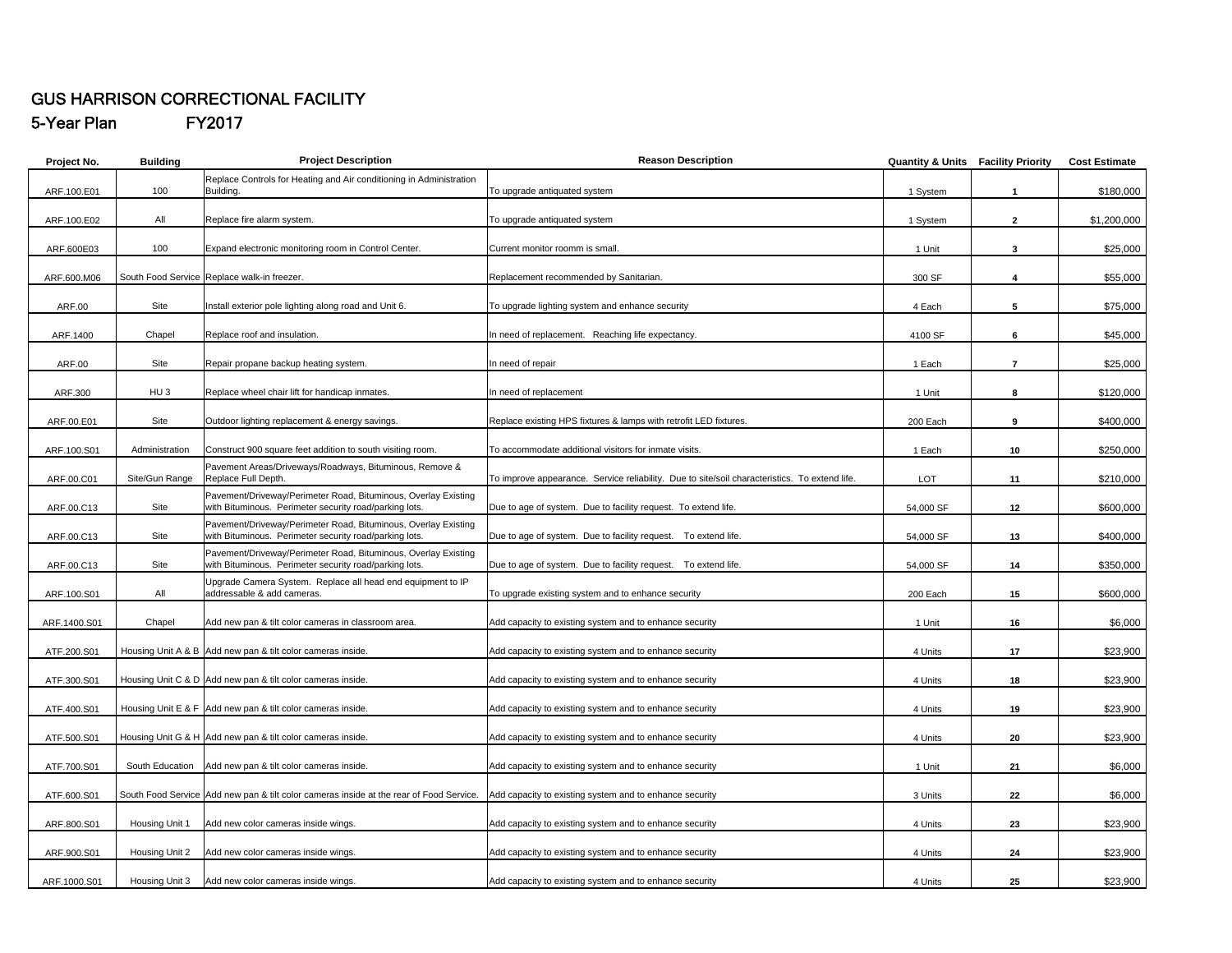# GUS HARRISON CORRECTIONAL FACILITY

## 5-Year Plan FY2017

| Project No. | Building | Project Description | Reason Description | Quantity & Units | Facility Priority | Cost Estimate |
|---|---|---|---|---|---|---|
| ARF.100.E01 | 100 | Replace Controls for Heating and Air conditioning in Administration Building. | To upgrade antiquated system | 1 System | 1 | $180,000 |
| ARF.100.E02 | All | Replace fire alarm system. | To upgrade antiquated system | 1 System | 2 | $1,200,000 |
| ARF.600E03 | 100 | Expand electronic monitoring room in Control Center. | Current monitor roomm is small. | 1 Unit | 3 | $25,000 |
| ARF.600.M06 | South Food Service | Replace walk-in freezer. | Replacement recommended by Sanitarian. | 300 SF | 4 | $55,000 |
| ARF.00 | Site | Install exterior pole lighting along road and Unit 6. | To upgrade lighting system and enhance security | 4 Each | 5 | $75,000 |
| ARF.1400 | Chapel | Replace roof and insulation. | In need of replacement. Reaching life expectancy. | 4100 SF | 6 | $45,000 |
| ARF.00 | Site | Repair propane backup heating system. | In need of repair | 1 Each | 7 | $25,000 |
| ARF.300 | HU 3 | Replace wheel chair lift for handicap inmates. | In need of replacement | 1 Unit | 8 | $120,000 |
| ARF.00.E01 | Site | Outdoor lighting replacement & energy savings. | Replace existing HPS fixtures & lamps with retrofit LED fixtures. | 200 Each | 9 | $400,000 |
| ARF.100.S01 | Administration | Construct 900 square feet addition to south visiting room. | To accommodate additional visitors for inmate visits. | 1 Each | 10 | $250,000 |
| ARF.00.C01 | Site/Gun Range | Pavement Areas/Driveways/Roadways, Bituminous, Remove & Replace Full Depth. | To improve appearance. Service reliability. Due to site/soil characteristics. To extend life. | LOT | 11 | $210,000 |
| ARF.00.C13 | Site | Pavement/Driveway/Perimeter Road, Bituminous, Overlay Existing with Bituminous. Perimeter security road/parking lots. | Due to age of system. Due to facility request. To extend life. | 54,000 SF | 12 | $600,000 |
| ARF.00.C13 | Site | Pavement/Driveway/Perimeter Road, Bituminous, Overlay Existing with Bituminous. Perimeter security road/parking lots. | Due to age of system. Due to facility request. To extend life. | 54,000 SF | 13 | $400,000 |
| ARF.00.C13 | Site | Pavement/Driveway/Perimeter Road, Bituminous, Overlay Existing with Bituminous. Perimeter security road/parking lots. | Due to age of system. Due to facility request. To extend life. | 54,000 SF | 14 | $350,000 |
| ARF.100.S01 | All | Upgrade Camera System. Replace all head end equipment to IP addressable & add cameras. | To upgrade existing system and to enhance security | 200 Each | 15 | $600,000 |
| ARF.1400.S01 | Chapel | Add new pan & tilt color cameras in classroom area. | Add capacity to existing system and to enhance security | 1 Unit | 16 | $6,000 |
| ATF.200.S01 | Housing Unit A & B | Add new pan & tilt color cameras inside. | Add capacity to existing system and to enhance security | 4 Units | 17 | $23,900 |
| ATF.300.S01 | Housing Unit C & D | Add new pan & tilt color cameras inside. | Add capacity to existing system and to enhance security | 4 Units | 18 | $23,900 |
| ATF.400.S01 | Housing Unit E & F | Add new pan & tilt color cameras inside. | Add capacity to existing system and to enhance security | 4 Units | 19 | $23,900 |
| ATF.500.S01 | Housing Unit G & H | Add new pan & tilt color cameras inside. | Add capacity to existing system and to enhance security | 4 Units | 20 | $23,900 |
| ATF.700.S01 | South Education | Add new pan & tilt color cameras inside. | Add capacity to existing system and to enhance security | 1 Unit | 21 | $6,000 |
| ATF.600.S01 | South Food Service | Add new pan & tilt color cameras inside at the rear of Food Service. | Add capacity to existing system and to enhance security | 3 Units | 22 | $6,000 |
| ARF.800.S01 | Housing Unit 1 | Add new color cameras inside wings. | Add capacity to existing system and to enhance security | 4 Units | 23 | $23,900 |
| ARF.900.S01 | Housing Unit 2 | Add new color cameras inside wings. | Add capacity to existing system and to enhance security | 4 Units | 24 | $23,900 |
| ARF.1000.S01 | Housing Unit 3 | Add new color cameras inside wings. | Add capacity to existing system and to enhance security | 4 Units | 25 | $23,900 |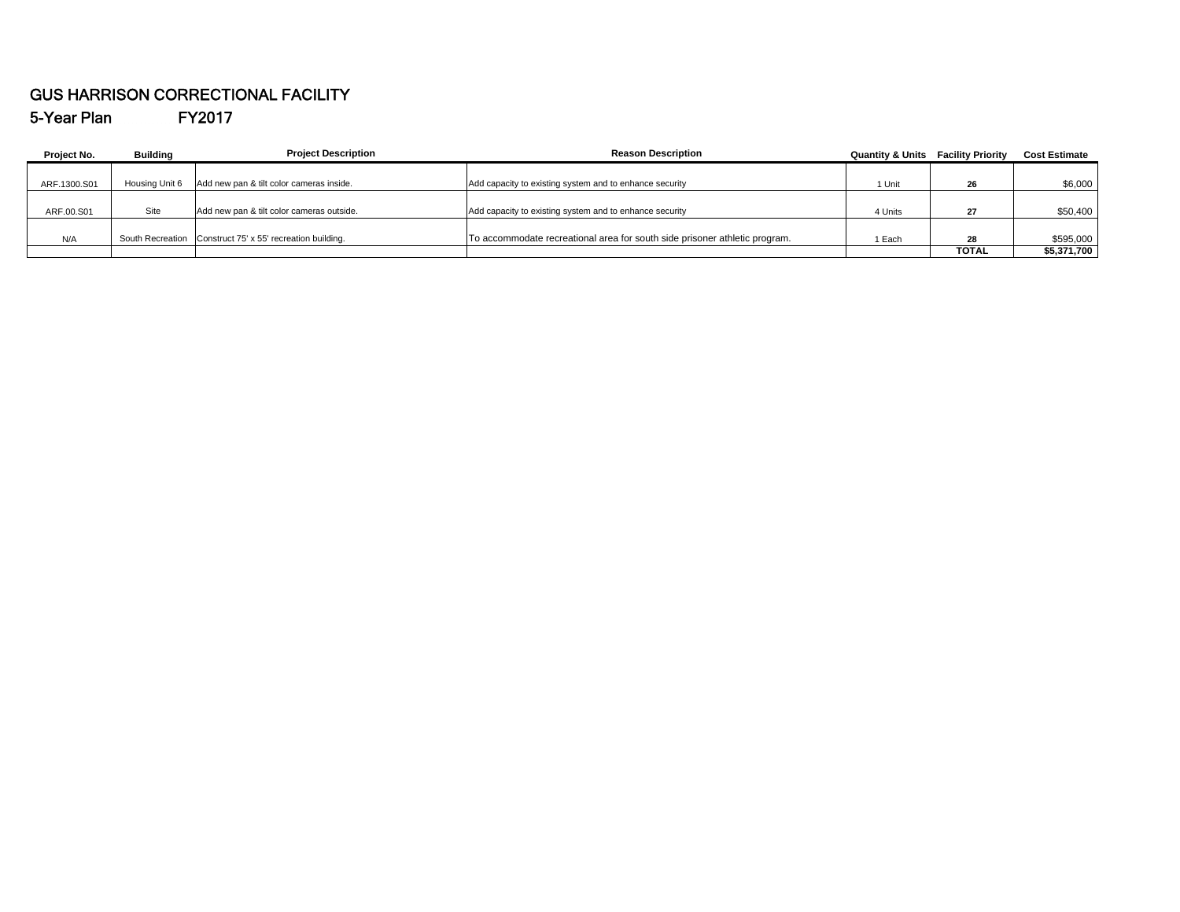# GUS HARRISON CORRECTIONAL FACILITY

## 5-Year Plan FY2017

| Project No. | Building | Project Description | Reason Description | Quantity & Units | Facility Priority | Cost Estimate |
|---|---|---|---|---|---|---|
| ARF.1300.S01 | Housing Unit 6 | Add new pan & tilt color cameras inside. | Add capacity to existing system and to enhance security | 1 Unit | **26** | $6,000 |
| ARF.00.S01 | Site | Add new pan & tilt color cameras outside. | Add capacity to existing system and to enhance security | 4 Units | **27** | $50,400 |
| N/A | South Recreation | Construct 75' x 55' recreation building. | To accommodate recreational area for south side prisoner athletic program. | 1 Each | **28** | $595,000 |
| | | | | | **TOTAL** | **$5,371,700** |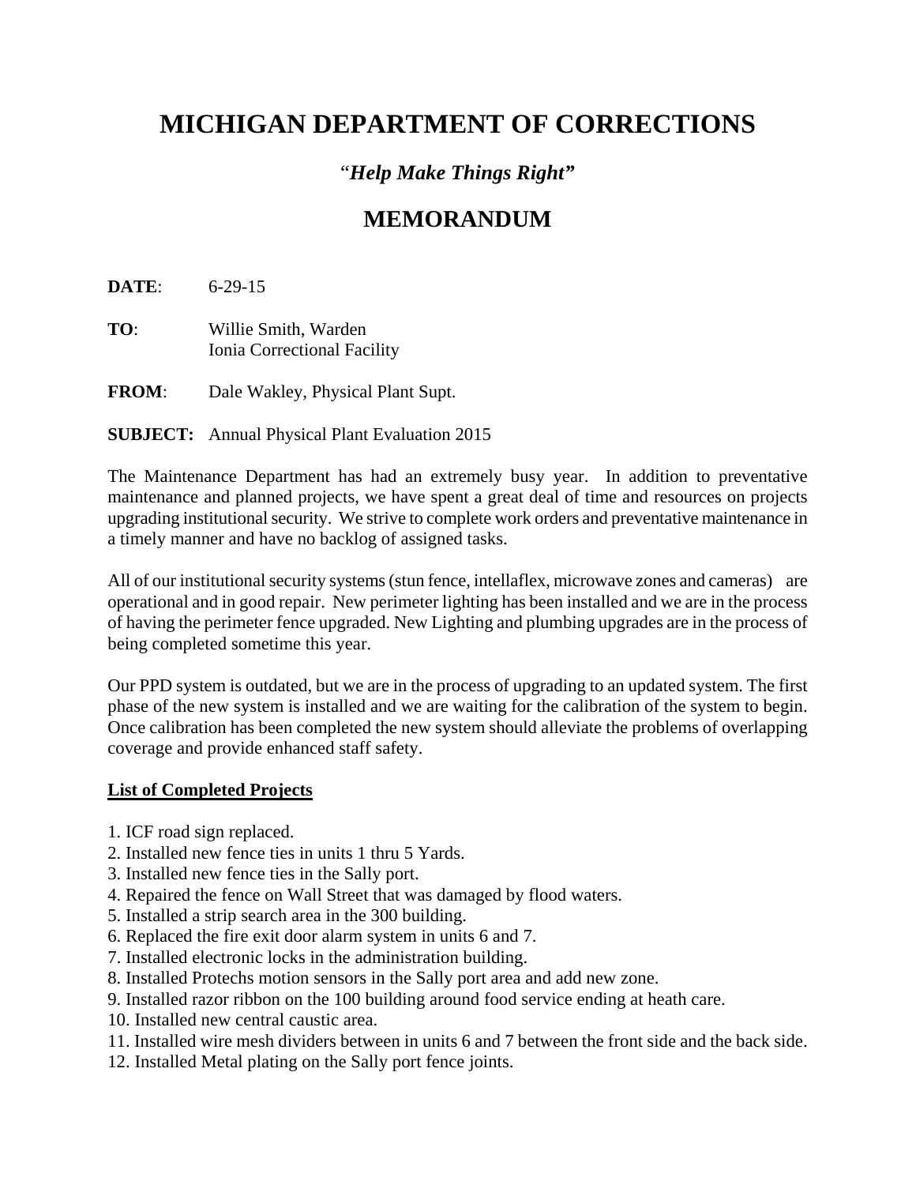# MICHIGAN DEPARTMENT OF CORRECTIONS

### "*Help Make Things Right*"

## MEMORANDUM

**DATE**: 6-29-15

**TO**: Willie Smith, Warden
Ionia Correctional Facility

**FROM**: Dale Wakley, Physical Plant Supt.

**SUBJECT:** Annual Physical Plant Evaluation 2015

The Maintenance Department has had an extremely busy year. In addition to preventative maintenance and planned projects, we have spent a great deal of time and resources on projects upgrading institutional security. We strive to complete work orders and preventative maintenance in a timely manner and have no backlog of assigned tasks.

All of our institutional security systems (stun fence, intellaflex, microwave zones and cameras) are operational and in good repair. New perimeter lighting has been installed and we are in the process of having the perimeter fence upgraded. New Lighting and plumbing upgrades are in the process of being completed sometime this year.

Our PPD system is outdated, but we are in the process of upgrading to an updated system. The first phase of the new system is installed and we are waiting for the calibration of the system to begin. Once calibration has been completed the new system should alleviate the problems of overlapping coverage and provide enhanced staff safety.

**List of Completed Projects**

1. ICF road sign replaced.
2. Installed new fence ties in units 1 thru 5 Yards.
3. Installed new fence ties in the Sally port.
4. Repaired the fence on Wall Street that was damaged by flood waters.
5. Installed a strip search area in the 300 building.
6. Replaced the fire exit door alarm system in units 6 and 7.
7. Installed electronic locks in the administration building.
8. Installed Protechs motion sensors in the Sally port area and add new zone.
9. Installed razor ribbon on the 100 building around food service ending at heath care.
10. Installed new central caustic area.
11. Installed wire mesh dividers between in units 6 and 7 between the front side and the back side.
12. Installed Metal plating on the Sally port fence joints.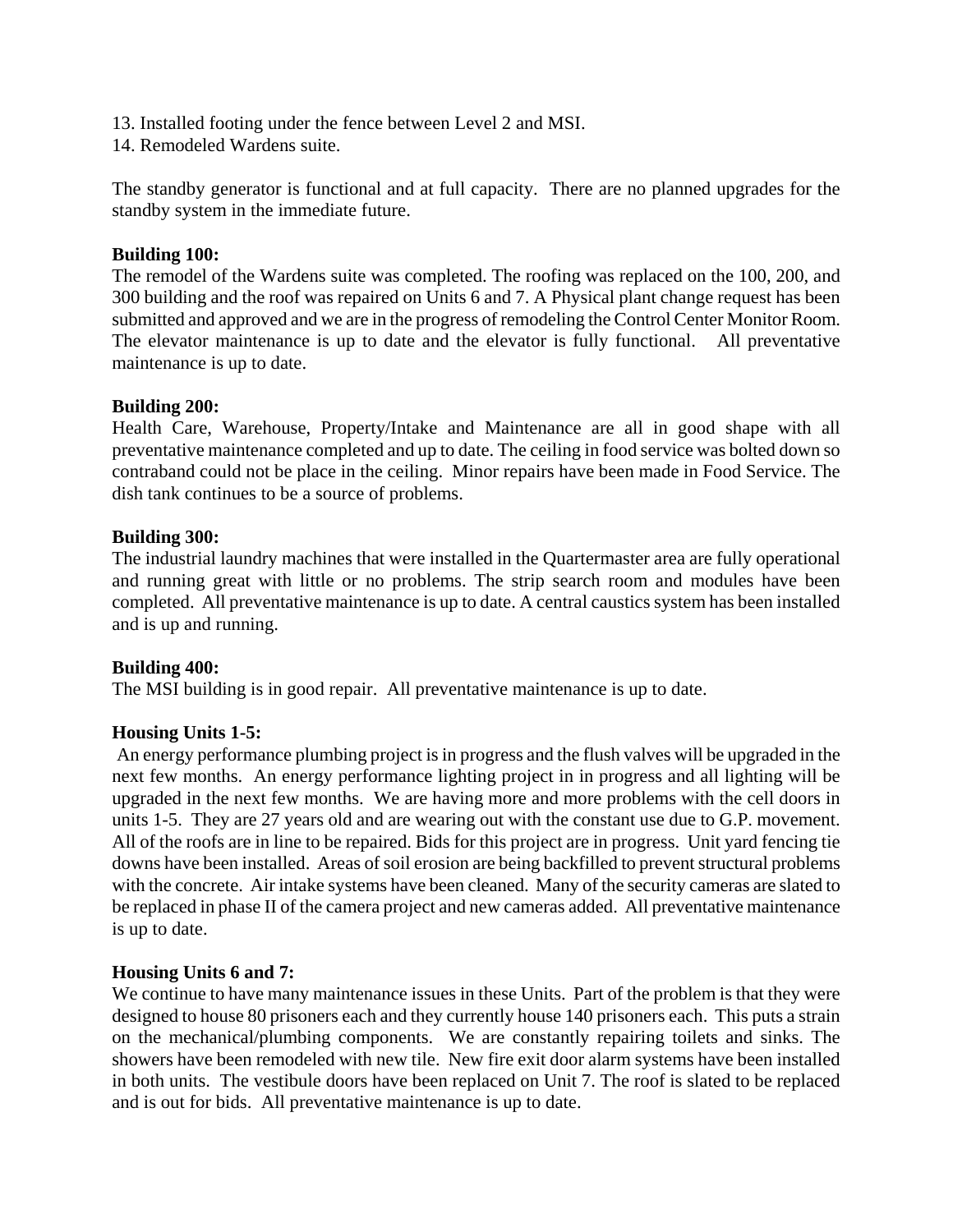13. Installed footing under the fence between Level 2 and MSI.
14. Remodeled Wardens suite.

The standby generator is functional and at full capacity. There are no planned upgrades for the standby system in the immediate future.

**Building 100:**
The remodel of the Wardens suite was completed. The roofing was replaced on the 100, 200, and 300 building and the roof was repaired on Units 6 and 7. A Physical plant change request has been submitted and approved and we are in the progress of remodeling the Control Center Monitor Room. The elevator maintenance is up to date and the elevator is fully functional. All preventative maintenance is up to date.

**Building 200:**
Health Care, Warehouse, Property/Intake and Maintenance are all in good shape with all preventative maintenance completed and up to date. The ceiling in food service was bolted down so contraband could not be place in the ceiling. Minor repairs have been made in Food Service. The dish tank continues to be a source of problems.

**Building 300:**
The industrial laundry machines that were installed in the Quartermaster area are fully operational and running great with little or no problems. The strip search room and modules have been completed. All preventative maintenance is up to date. A central caustics system has been installed and is up and running.

**Building 400:**
The MSI building is in good repair. All preventative maintenance is up to date.

**Housing Units 1-5:**
An energy performance plumbing project is in progress and the flush valves will be upgraded in the next few months. An energy performance lighting project in in progress and all lighting will be upgraded in the next few months. We are having more and more problems with the cell doors in units 1-5. They are 27 years old and are wearing out with the constant use due to G.P. movement. All of the roofs are in line to be repaired. Bids for this project are in progress. Unit yard fencing tie downs have been installed. Areas of soil erosion are being backfilled to prevent structural problems with the concrete. Air intake systems have been cleaned. Many of the security cameras are slated to be replaced in phase II of the camera project and new cameras added. All preventative maintenance is up to date.

**Housing Units 6 and 7:**
We continue to have many maintenance issues in these Units. Part of the problem is that they were designed to house 80 prisoners each and they currently house 140 prisoners each. This puts a strain on the mechanical/plumbing components. We are constantly repairing toilets and sinks. The showers have been remodeled with new tile. New fire exit door alarm systems have been installed in both units. The vestibule doors have been replaced on Unit 7. The roof is slated to be replaced and is out for bids. All preventative maintenance is up to date.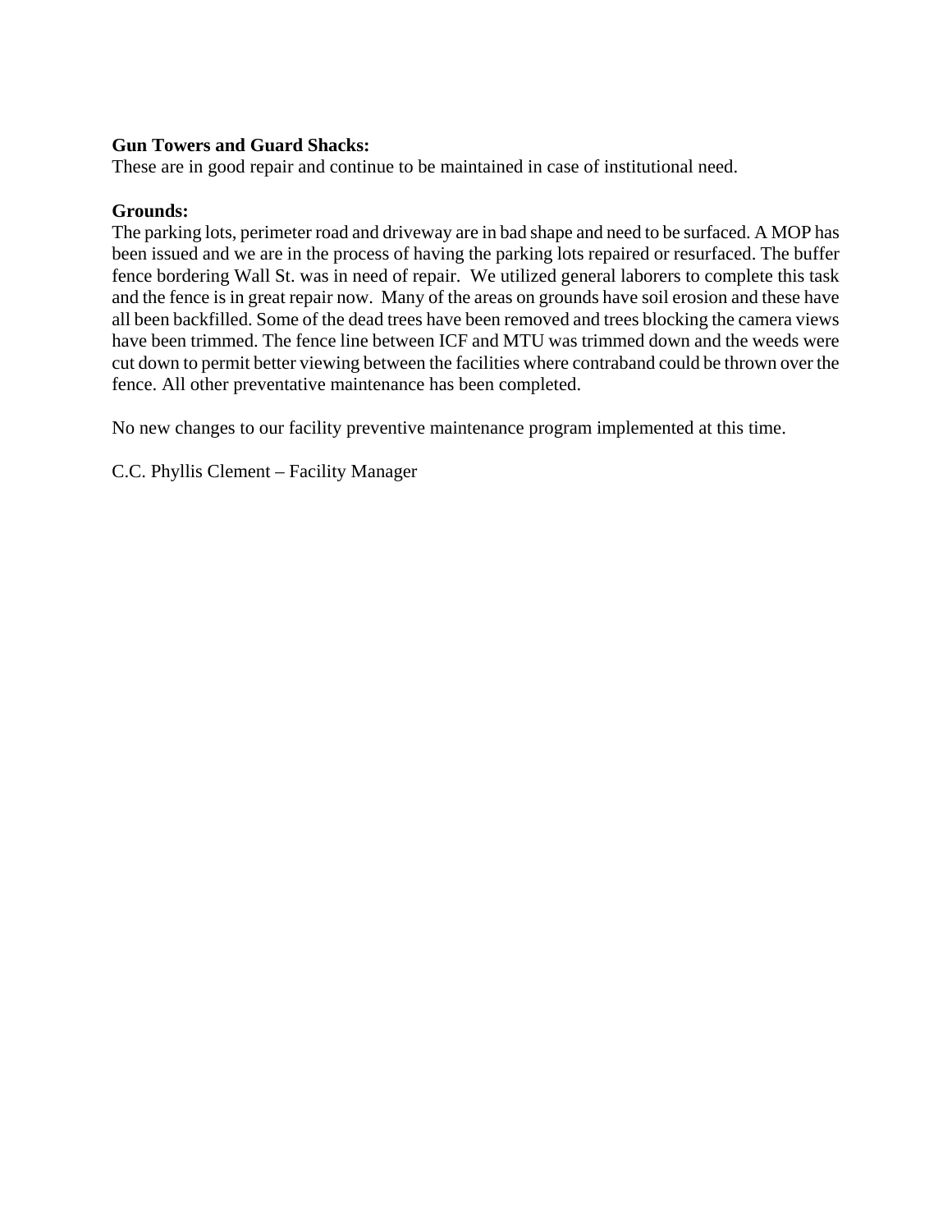**Gun Towers and Guard Shacks:**
These are in good repair and continue to be maintained in case of institutional need.

**Grounds:**
The parking lots, perimeter road and driveway are in bad shape and need to be surfaced. A MOP has been issued and we are in the process of having the parking lots repaired or resurfaced. The buffer fence bordering Wall St. was in need of repair. We utilized general laborers to complete this task and the fence is in great repair now. Many of the areas on grounds have soil erosion and these have all been backfilled. Some of the dead trees have been removed and trees blocking the camera views have been trimmed. The fence line between ICF and MTU was trimmed down and the weeds were cut down to permit better viewing between the facilities where contraband could be thrown over the fence. All other preventative maintenance has been completed.

No new changes to our facility preventive maintenance program implemented at this time.

C.C. Phyllis Clement – Facility Manager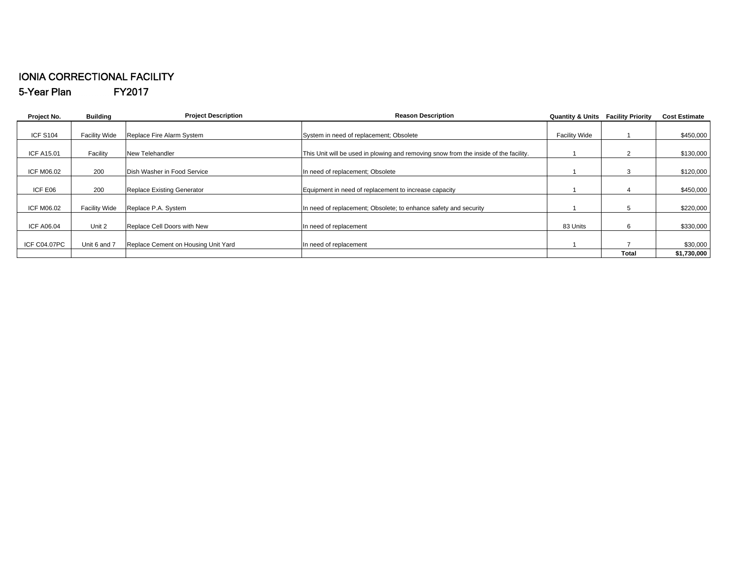# IONIA CORRECTIONAL FACILITY

## 5-Year Plan FY2017

| Project No. | Building | Project Description | Reason Description | Quantity & Units | Facility Priority | Cost Estimate |
|---|---|---|---|---|---|---|
| ICF S104 | Facility Wide | Replace Fire Alarm System | System in need of replacement; Obsolete | Facility Wide | 1 | $450,000 |
| ICF A15.01 | Facility | New Telehandler | This Unit will be used in plowing and removing snow from the inside of the facility. | 1 | 2 | $130,000 |
| ICF M06.02 | 200 | Dish Washer in Food Service | In need of replacement; Obsolete | 1 | 3 | $120,000 |
| ICF E06 | 200 | Replace Existing Generator | Equipment in need of replacement to increase capacity | 1 | 4 | $450,000 |
| ICF M06.02 | Facility Wide | Replace P.A. System | In need of replacement; Obsolete; to enhance safety and security | 1 | 5 | $220,000 |
| ICF A06.04 | Unit 2 | Replace Cell Doors with New | In need of replacement | 83 Units | 6 | $330,000 |
| ICF C04.07PC | Unit 6 and 7 | Replace Cement on Housing Unit Yard | In need of replacement | 1 | 7 | $30,000 |
| | | | | | **Total** | **$1,730,000** |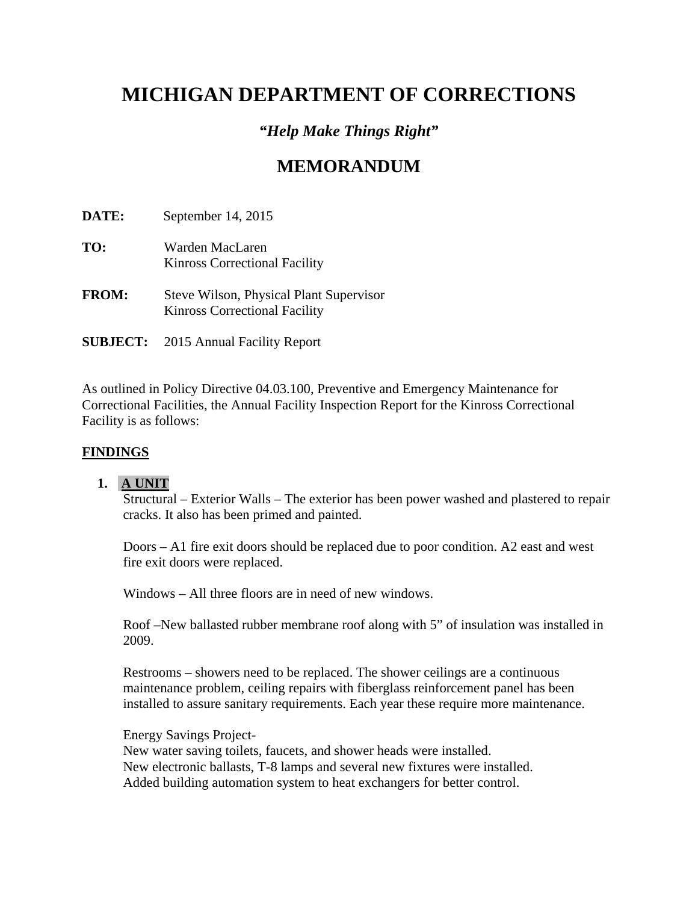# MICHIGAN DEPARTMENT OF CORRECTIONS

## *"Help Make Things Right"*

## MEMORANDUM

**DATE:** September 14, 2015

**TO:** Warden MacLaren
Kinross Correctional Facility

**FROM:** Steve Wilson, Physical Plant Supervisor
Kinross Correctional Facility

**SUBJECT:** 2015 Annual Facility Report

As outlined in Policy Directive 04.03.100, Preventive and Emergency Maintenance for Correctional Facilities, the Annual Facility Inspection Report for the Kinross Correctional Facility is as follows:

**FINDINGS**

1. **A UNIT**

   Structural – Exterior Walls – The exterior has been power washed and plastered to repair cracks. It also has been primed and painted.

   Doors – A1 fire exit doors should be replaced due to poor condition. A2 east and west fire exit doors were replaced.

   Windows – All three floors are in need of new windows.

   Roof –New ballasted rubber membrane roof along with 5" of insulation was installed in 2009.

   Restrooms – showers need to be replaced. The shower ceilings are a continuous maintenance problem, ceiling repairs with fiberglass reinforcement panel has been installed to assure sanitary requirements. Each year these require more maintenance.

   Energy Savings Project-
   New water saving toilets, faucets, and shower heads were installed.
   New electronic ballasts, T-8 lamps and several new fixtures were installed.
   Added building automation system to heat exchangers for better control.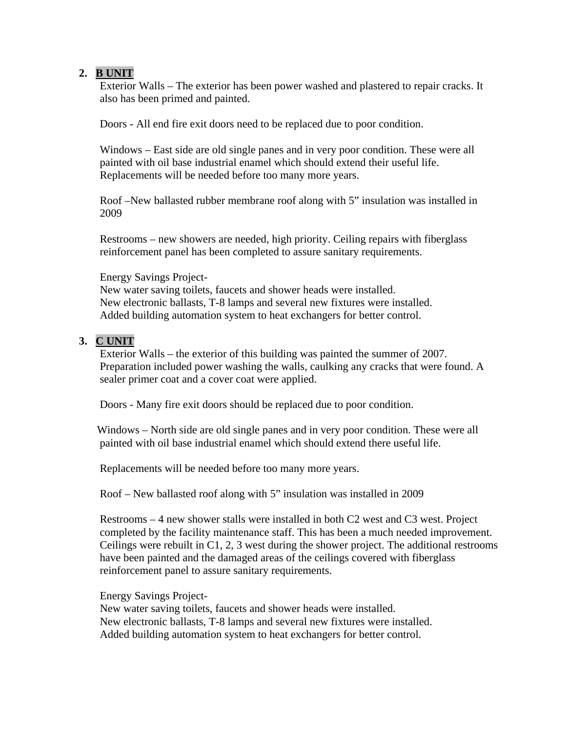2. **B UNIT**

   Exterior Walls – The exterior has been power washed and plastered to repair cracks. It also has been primed and painted.

   Doors - All end fire exit doors need to be replaced due to poor condition.

   Windows – East side are old single panes and in very poor condition. These were all painted with oil base industrial enamel which should extend their useful life. Replacements will be needed before too many more years.

   Roof –New ballasted rubber membrane roof along with 5" insulation was installed in 2009

   Restrooms – new showers are needed, high priority. Ceiling repairs with fiberglass reinforcement panel has been completed to assure sanitary requirements.

   Energy Savings Project-
   New water saving toilets, faucets and shower heads were installed.
   New electronic ballasts, T-8 lamps and several new fixtures were installed.
   Added building automation system to heat exchangers for better control.

3. **C UNIT**

   Exterior Walls – the exterior of this building was painted the summer of 2007. Preparation included power washing the walls, caulking any cracks that were found. A sealer primer coat and a cover coat were applied.

   Doors - Many fire exit doors should be replaced due to poor condition.

   Windows – North side are old single panes and in very poor condition. These were all painted with oil base industrial enamel which should extend there useful life.

   Replacements will be needed before too many more years.

   Roof – New ballasted roof along with 5" insulation was installed in 2009

   Restrooms – 4 new shower stalls were installed in both C2 west and C3 west. Project completed by the facility maintenance staff. This has been a much needed improvement. Ceilings were rebuilt in C1, 2, 3 west during the shower project. The additional restrooms have been painted and the damaged areas of the ceilings covered with fiberglass reinforcement panel to assure sanitary requirements.

   Energy Savings Project-
   New water saving toilets, faucets and shower heads were installed.
   New electronic ballasts, T-8 lamps and several new fixtures were installed.
   Added building automation system to heat exchangers for better control.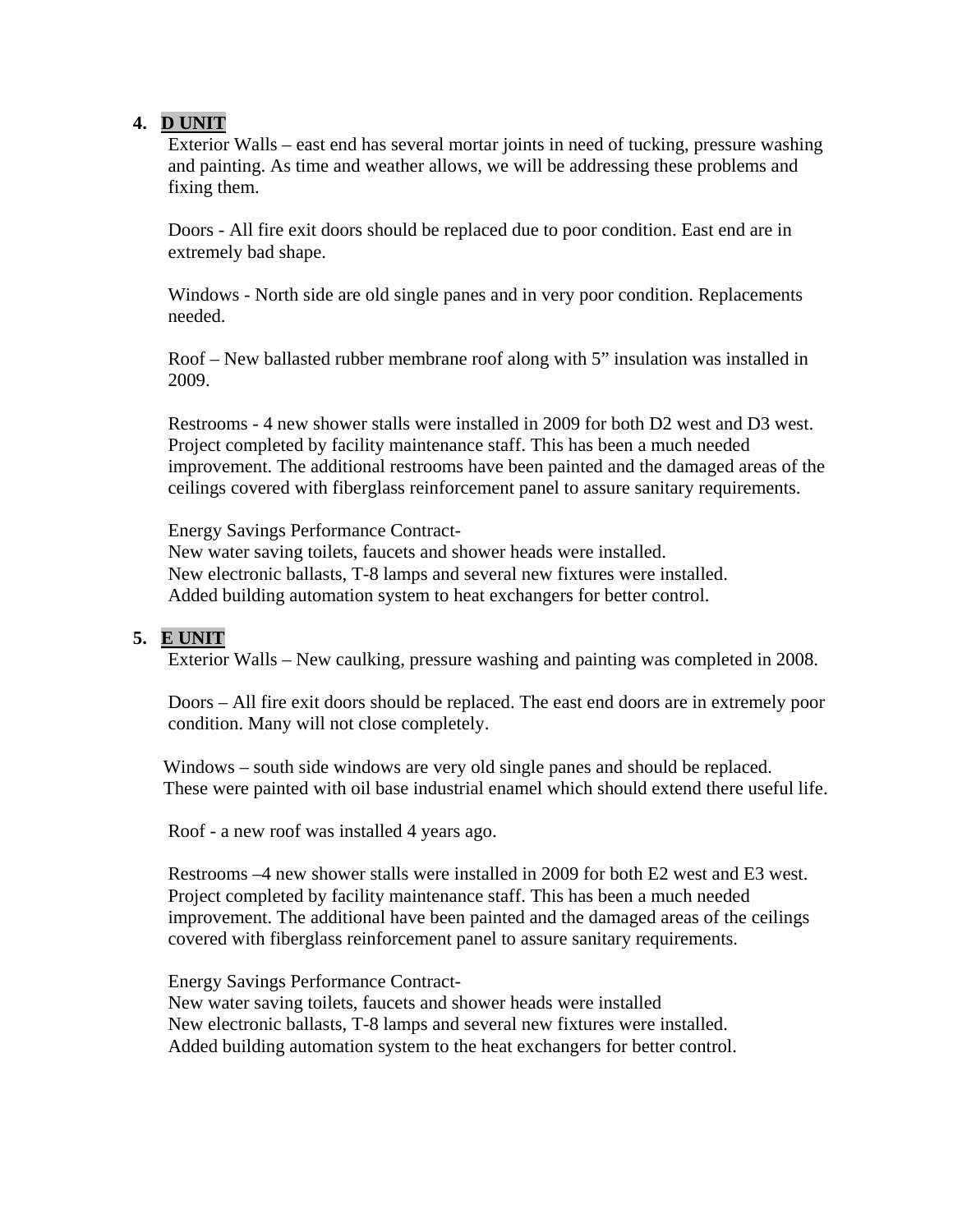4. **D UNIT**

   Exterior Walls – east end has several mortar joints in need of tucking, pressure washing and painting. As time and weather allows, we will be addressing these problems and fixing them.

   Doors - All fire exit doors should be replaced due to poor condition. East end are in extremely bad shape.

   Windows - North side are old single panes and in very poor condition. Replacements needed.

   Roof – New ballasted rubber membrane roof along with 5" insulation was installed in 2009.

   Restrooms - 4 new shower stalls were installed in 2009 for both D2 west and D3 west. Project completed by facility maintenance staff. This has been a much needed improvement. The additional restrooms have been painted and the damaged areas of the ceilings covered with fiberglass reinforcement panel to assure sanitary requirements.

   Energy Savings Performance Contract-
   New water saving toilets, faucets and shower heads were installed.
   New electronic ballasts, T-8 lamps and several new fixtures were installed.
   Added building automation system to heat exchangers for better control.

5. **E UNIT**

   Exterior Walls – New caulking, pressure washing and painting was completed in 2008.

   Doors – All fire exit doors should be replaced. The east end doors are in extremely poor condition. Many will not close completely.

   Windows – south side windows are very old single panes and should be replaced. These were painted with oil base industrial enamel which should extend there useful life.

   Roof - a new roof was installed 4 years ago.

   Restrooms –4 new shower stalls were installed in 2009 for both E2 west and E3 west. Project completed by facility maintenance staff. This has been a much needed improvement. The additional have been painted and the damaged areas of the ceilings covered with fiberglass reinforcement panel to assure sanitary requirements.

   Energy Savings Performance Contract-
   New water saving toilets, faucets and shower heads were installed
   New electronic ballasts, T-8 lamps and several new fixtures were installed.
   Added building automation system to the heat exchangers for better control.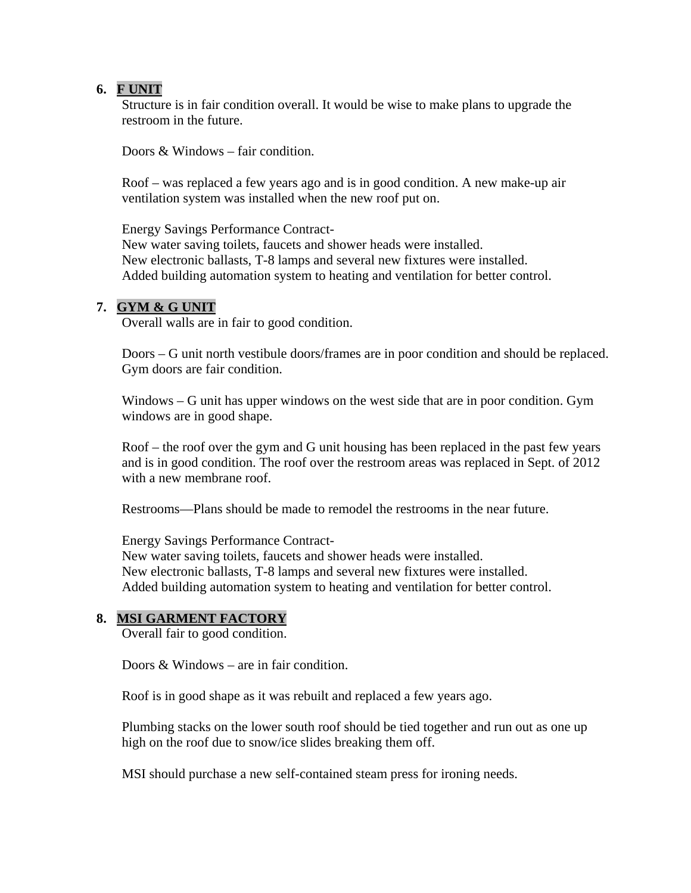6. **F UNIT**

   Structure is in fair condition overall. It would be wise to make plans to upgrade the restroom in the future.

   Doors & Windows – fair condition.

   Roof – was replaced a few years ago and is in good condition. A new make-up air ventilation system was installed when the new roof put on.

   Energy Savings Performance Contract-
   New water saving toilets, faucets and shower heads were installed.
   New electronic ballasts, T-8 lamps and several new fixtures were installed.
   Added building automation system to heating and ventilation for better control.

7. **GYM & G UNIT**

   Overall walls are in fair to good condition.

   Doors – G unit north vestibule doors/frames are in poor condition and should be replaced. Gym doors are fair condition.

   Windows – G unit has upper windows on the west side that are in poor condition. Gym windows are in good shape.

   Roof – the roof over the gym and G unit housing has been replaced in the past few years and is in good condition. The roof over the restroom areas was replaced in Sept. of 2012 with a new membrane roof.

   Restrooms—Plans should be made to remodel the restrooms in the near future.

   Energy Savings Performance Contract-
   New water saving toilets, faucets and shower heads were installed.
   New electronic ballasts, T-8 lamps and several new fixtures were installed.
   Added building automation system to heating and ventilation for better control.

8. **MSI GARMENT FACTORY**

   Overall fair to good condition.

   Doors & Windows – are in fair condition.

   Roof is in good shape as it was rebuilt and replaced a few years ago.

   Plumbing stacks on the lower south roof should be tied together and run out as one up high on the roof due to snow/ice slides breaking them off.

   MSI should purchase a new self-contained steam press for ironing needs.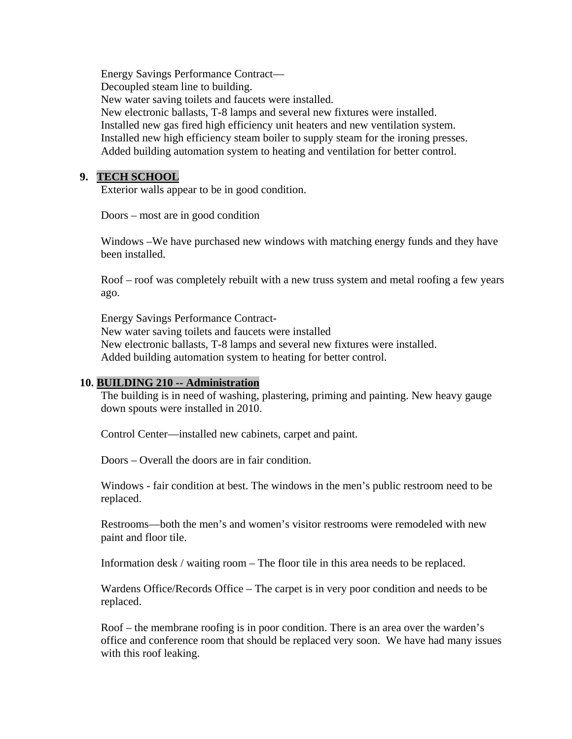Energy Savings Performance Contract—
Decoupled steam line to building.
New water saving toilets and faucets were installed.
New electronic ballasts, T-8 lamps and several new fixtures were installed.
Installed new gas fired high efficiency unit heaters and new ventilation system.
Installed new high efficiency steam boiler to supply steam for the ironing presses.
Added building automation system to heating and ventilation for better control.

**9. TECH SCHOOL**

Exterior walls appear to be in good condition.

Doors – most are in good condition

Windows –We have purchased new windows with matching energy funds and they have been installed.

Roof – roof was completely rebuilt with a new truss system and metal roofing a few years ago.

Energy Savings Performance Contract-
New water saving toilets and faucets were installed
New electronic ballasts, T-8 lamps and several new fixtures were installed.
Added building automation system to heating for better control.

**10. BUILDING 210 -- Administration**

The building is in need of washing, plastering, priming and painting. New heavy gauge down spouts were installed in 2010.

Control Center—installed new cabinets, carpet and paint.

Doors – Overall the doors are in fair condition.

Windows - fair condition at best. The windows in the men's public restroom need to be replaced.

Restrooms—both the men's and women's visitor restrooms were remodeled with new paint and floor tile.

Information desk / waiting room – The floor tile in this area needs to be replaced.

Wardens Office/Records Office – The carpet is in very poor condition and needs to be replaced.

Roof – the membrane roofing is in poor condition. There is an area over the warden's office and conference room that should be replaced very soon. We have had many issues with this roof leaking.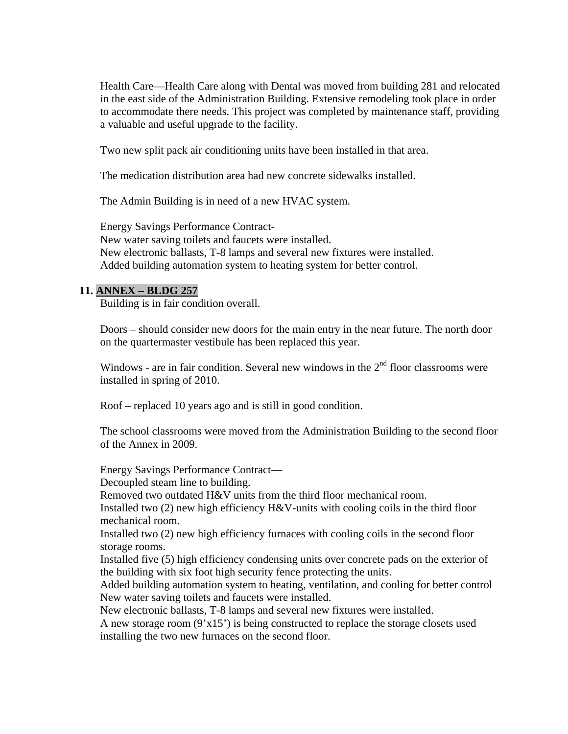Health Care—Health Care along with Dental was moved from building 281 and relocated in the east side of the Administration Building. Extensive remodeling took place in order to accommodate there needs. This project was completed by maintenance staff, providing a valuable and useful upgrade to the facility.

Two new split pack air conditioning units have been installed in that area.

The medication distribution area had new concrete sidewalks installed.

The Admin Building is in need of a new HVAC system.

Energy Savings Performance Contract-
New water saving toilets and faucets were installed.
New electronic ballasts, T-8 lamps and several new fixtures were installed.
Added building automation system to heating system for better control.

## 11. ANNEX – BLDG 257

Building is in fair condition overall.

Doors – should consider new doors for the main entry in the near future. The north door on the quartermaster vestibule has been replaced this year.

Windows - are in fair condition. Several new windows in the 2nd floor classrooms were installed in spring of 2010.

Roof – replaced 10 years ago and is still in good condition.

The school classrooms were moved from the Administration Building to the second floor of the Annex in 2009.

Energy Savings Performance Contract—
Decoupled steam line to building.
Removed two outdated H&V units from the third floor mechanical room.
Installed two (2) new high efficiency H&V-units with cooling coils in the third floor mechanical room.
Installed two (2) new high efficiency furnaces with cooling coils in the second floor storage rooms.
Installed five (5) high efficiency condensing units over concrete pads on the exterior of the building with six foot high security fence protecting the units.
Added building automation system to heating, ventilation, and cooling for better control
New water saving toilets and faucets were installed.
New electronic ballasts, T-8 lamps and several new fixtures were installed.
A new storage room (9'x15') is being constructed to replace the storage closets used installing the two new furnaces on the second floor.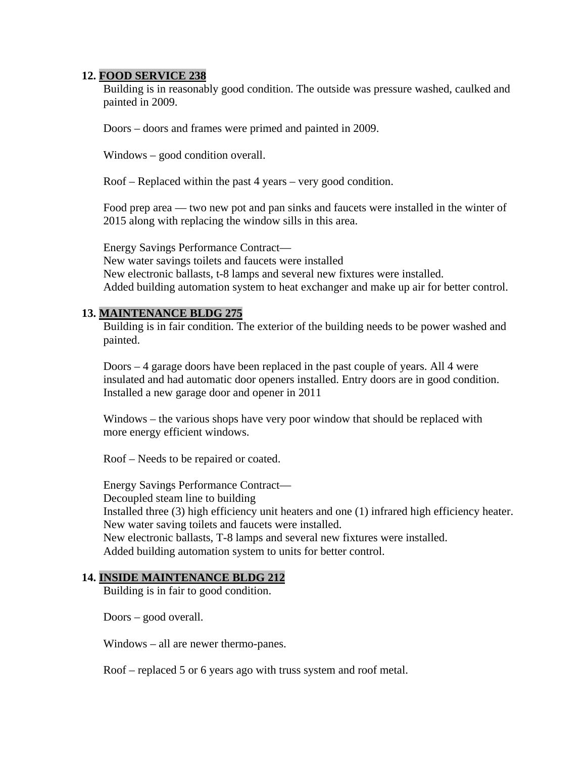**12. FOOD SERVICE 238**

Building is in reasonably good condition. The outside was pressure washed, caulked and painted in 2009.

Doors – doors and frames were primed and painted in 2009.

Windows – good condition overall.

Roof – Replaced within the past 4 years – very good condition.

Food prep area — two new pot and pan sinks and faucets were installed in the winter of 2015 along with replacing the window sills in this area.

Energy Savings Performance Contract—
New water savings toilets and faucets were installed
New electronic ballasts, t-8 lamps and several new fixtures were installed.
Added building automation system to heat exchanger and make up air for better control.

**13. MAINTENANCE BLDG 275**

Building is in fair condition. The exterior of the building needs to be power washed and painted.

Doors – 4 garage doors have been replaced in the past couple of years. All 4 were insulated and had automatic door openers installed. Entry doors are in good condition. Installed a new garage door and opener in 2011

Windows – the various shops have very poor window that should be replaced with more energy efficient windows.

Roof – Needs to be repaired or coated.

Energy Savings Performance Contract—
Decoupled steam line to building
Installed three (3) high efficiency unit heaters and one (1) infrared high efficiency heater.
New water saving toilets and faucets were installed.
New electronic ballasts, T-8 lamps and several new fixtures were installed.
Added building automation system to units for better control.

**14. INSIDE MAINTENANCE BLDG 212**

Building is in fair to good condition.

Doors – good overall.

Windows – all are newer thermo-panes.

Roof – replaced 5 or 6 years ago with truss system and roof metal.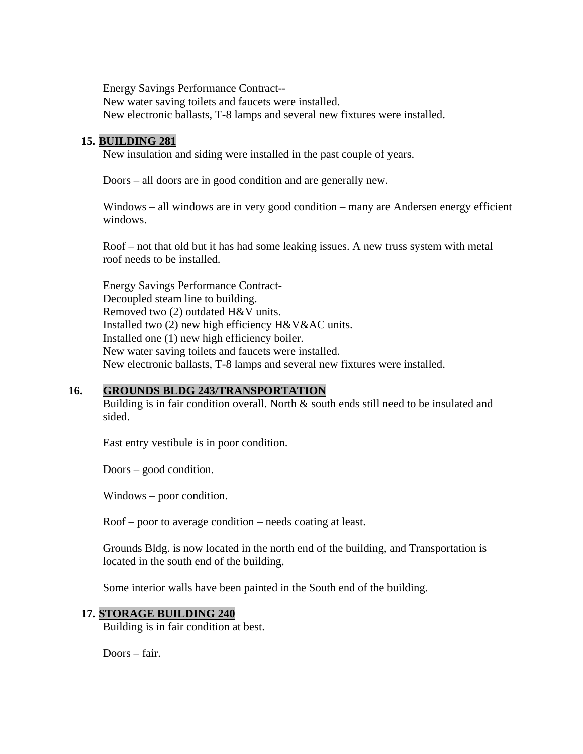Energy Savings Performance Contract--
New water saving toilets and faucets were installed.
New electronic ballasts, T-8 lamps and several new fixtures were installed.

15. **BUILDING 281**

New insulation and siding were installed in the past couple of years.

Doors – all doors are in good condition and are generally new.

Windows – all windows are in very good condition – many are Andersen energy efficient windows.

Roof – not that old but it has had some leaking issues. A new truss system with metal roof needs to be installed.

Energy Savings Performance Contract-
Decoupled steam line to building.
Removed two (2) outdated H&V units.
Installed two (2) new high efficiency H&V&AC units.
Installed one (1) new high efficiency boiler.
New water saving toilets and faucets were installed.
New electronic ballasts, T-8 lamps and several new fixtures were installed.

16. **GROUNDS BLDG 243/TRANSPORTATION**

Building is in fair condition overall. North & south ends still need to be insulated and sided.

East entry vestibule is in poor condition.

Doors – good condition.

Windows – poor condition.

Roof – poor to average condition – needs coating at least.

Grounds Bldg. is now located in the north end of the building, and Transportation is located in the south end of the building.

Some interior walls have been painted in the South end of the building.

17. **STORAGE BUILDING 240**

Building is in fair condition at best.

Doors – fair.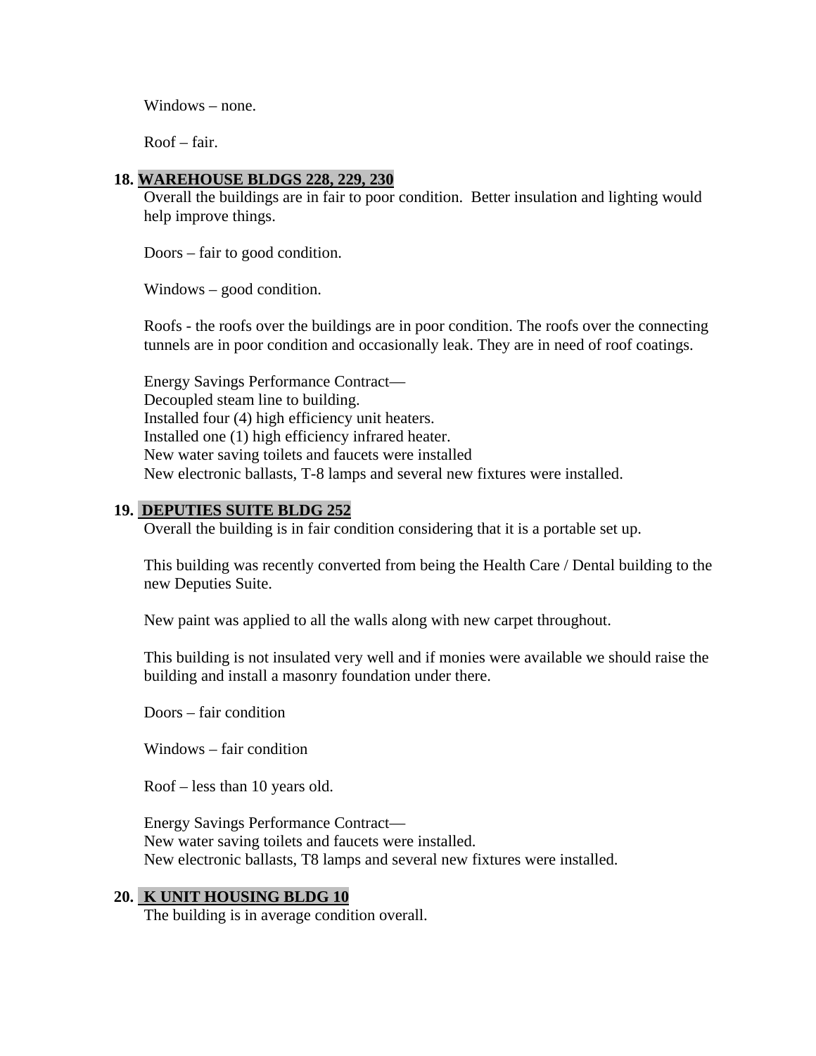Windows – none.

Roof – fair.

## 18. WAREHOUSE BLDGS 228, 229, 230

Overall the buildings are in fair to poor condition.  Better insulation and lighting would help improve things.

Doors – fair to good condition.

Windows – good condition.

Roofs - the roofs over the buildings are in poor condition. The roofs over the connecting tunnels are in poor condition and occasionally leak. They are in need of roof coatings.

Energy Savings Performance Contract—
Decoupled steam line to building.
Installed four (4) high efficiency unit heaters.
Installed one (1) high efficiency infrared heater.
New water saving toilets and faucets were installed
New electronic ballasts, T-8 lamps and several new fixtures were installed.

## 19. DEPUTIES SUITE BLDG 252

Overall the building is in fair condition considering that it is a portable set up.

This building was recently converted from being the Health Care / Dental building to the new Deputies Suite.

New paint was applied to all the walls along with new carpet throughout.

This building is not insulated very well and if monies were available we should raise the building and install a masonry foundation under there.

Doors – fair condition

Windows – fair condition

Roof – less than 10 years old.

Energy Savings Performance Contract—
New water saving toilets and faucets were installed.
New electronic ballasts, T8 lamps and several new fixtures were installed.

## 20. K UNIT HOUSING BLDG 10

The building is in average condition overall.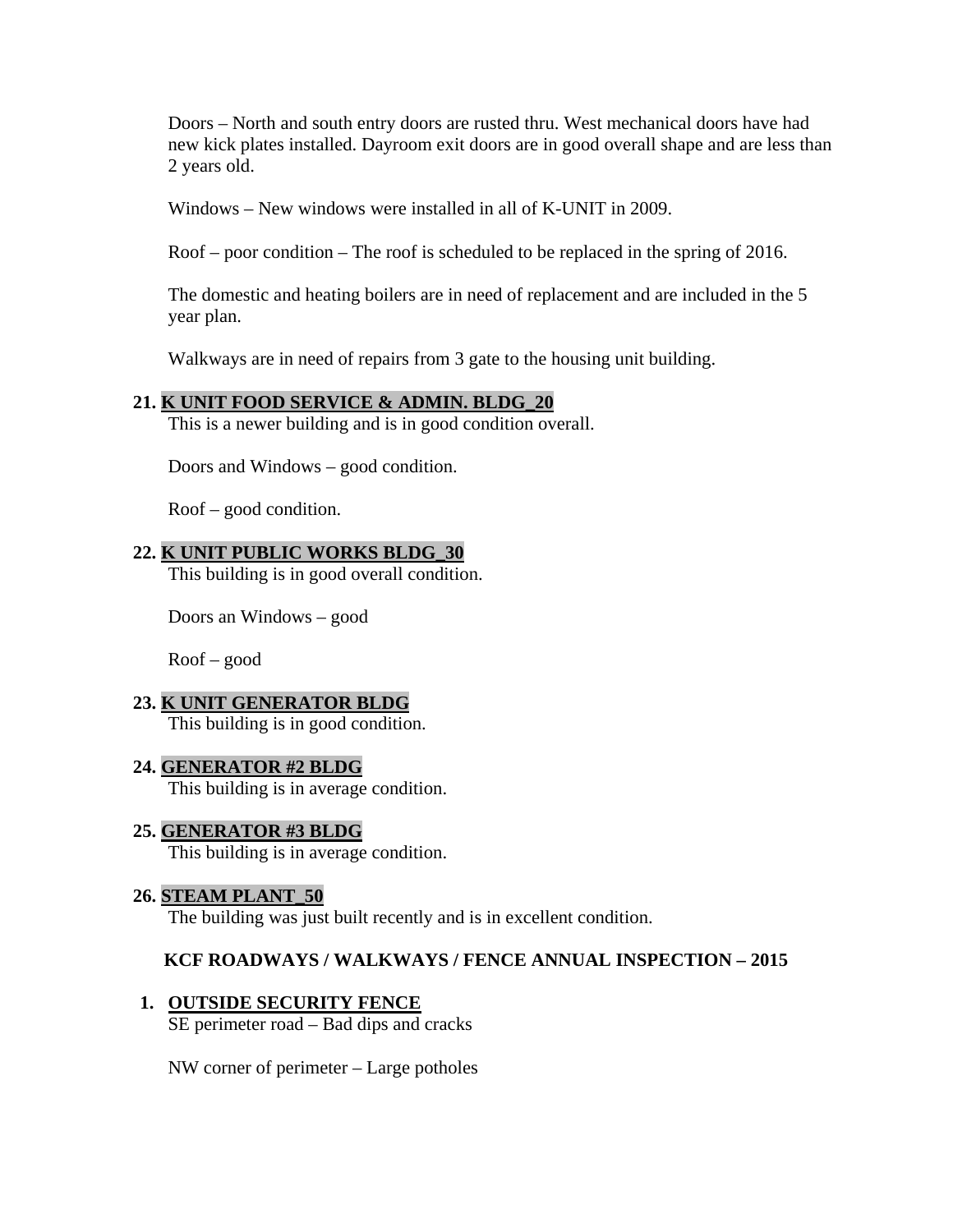Doors – North and south entry doors are rusted thru. West mechanical doors have had new kick plates installed. Dayroom exit doors are in good overall shape and are less than 2 years old.

Windows – New windows were installed in all of K-UNIT in 2009.

Roof – poor condition – The roof is scheduled to be replaced in the spring of 2016.

The domestic and heating boilers are in need of replacement and are included in the 5 year plan.

Walkways are in need of repairs from 3 gate to the housing unit building.

**21. K UNIT FOOD SERVICE & ADMIN. BLDG_20**

This is a newer building and is in good condition overall.

Doors and Windows – good condition.

Roof – good condition.

**22. K UNIT PUBLIC WORKS BLDG_30**

This building is in good overall condition.

Doors an Windows – good

Roof – good

**23. K UNIT GENERATOR BLDG**

This building is in good condition.

**24. GENERATOR #2 BLDG**

This building is in average condition.

**25. GENERATOR #3 BLDG**

This building is in average condition.

**26. STEAM PLANT_50**

The building was just built recently and is in excellent condition.

## KCF ROADWAYS / WALKWAYS / FENCE ANNUAL INSPECTION – 2015

**1. OUTSIDE SECURITY FENCE**

SE perimeter road – Bad dips and cracks

NW corner of perimeter – Large potholes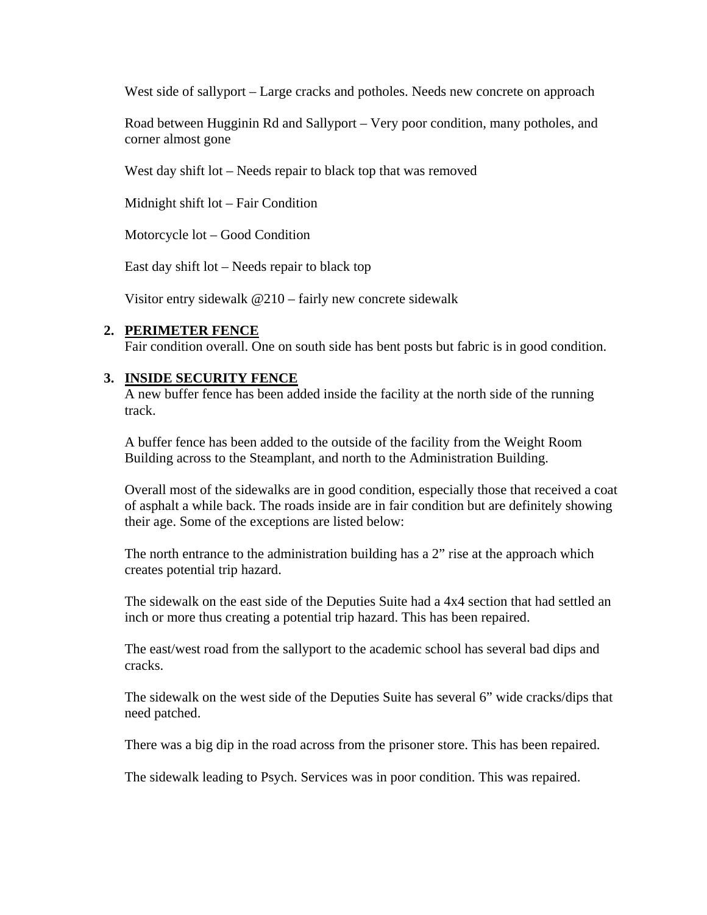West side of sallyport – Large cracks and potholes. Needs new concrete on approach

Road between Hugginin Rd and Sallyport – Very poor condition, many potholes, and corner almost gone

West day shift lot – Needs repair to black top that was removed

Midnight shift lot – Fair Condition

Motorcycle lot – Good Condition

East day shift lot – Needs repair to black top

Visitor entry sidewalk @210 – fairly new concrete sidewalk

2. **PERIMETER FENCE**
   Fair condition overall. One on south side has bent posts but fabric is in good condition.

3. **INSIDE SECURITY FENCE**
   A new buffer fence has been added inside the facility at the north side of the running track.

   A buffer fence has been added to the outside of the facility from the Weight Room Building across to the Steamplant, and north to the Administration Building.

   Overall most of the sidewalks are in good condition, especially those that received a coat of asphalt a while back. The roads inside are in fair condition but are definitely showing their age. Some of the exceptions are listed below:

   The north entrance to the administration building has a 2" rise at the approach which creates potential trip hazard.

   The sidewalk on the east side of the Deputies Suite had a 4x4 section that had settled an inch or more thus creating a potential trip hazard. This has been repaired.

   The east/west road from the sallyport to the academic school has several bad dips and cracks.

   The sidewalk on the west side of the Deputies Suite has several 6" wide cracks/dips that need patched.

   There was a big dip in the road across from the prisoner store. This has been repaired.

   The sidewalk leading to Psych. Services was in poor condition. This was repaired.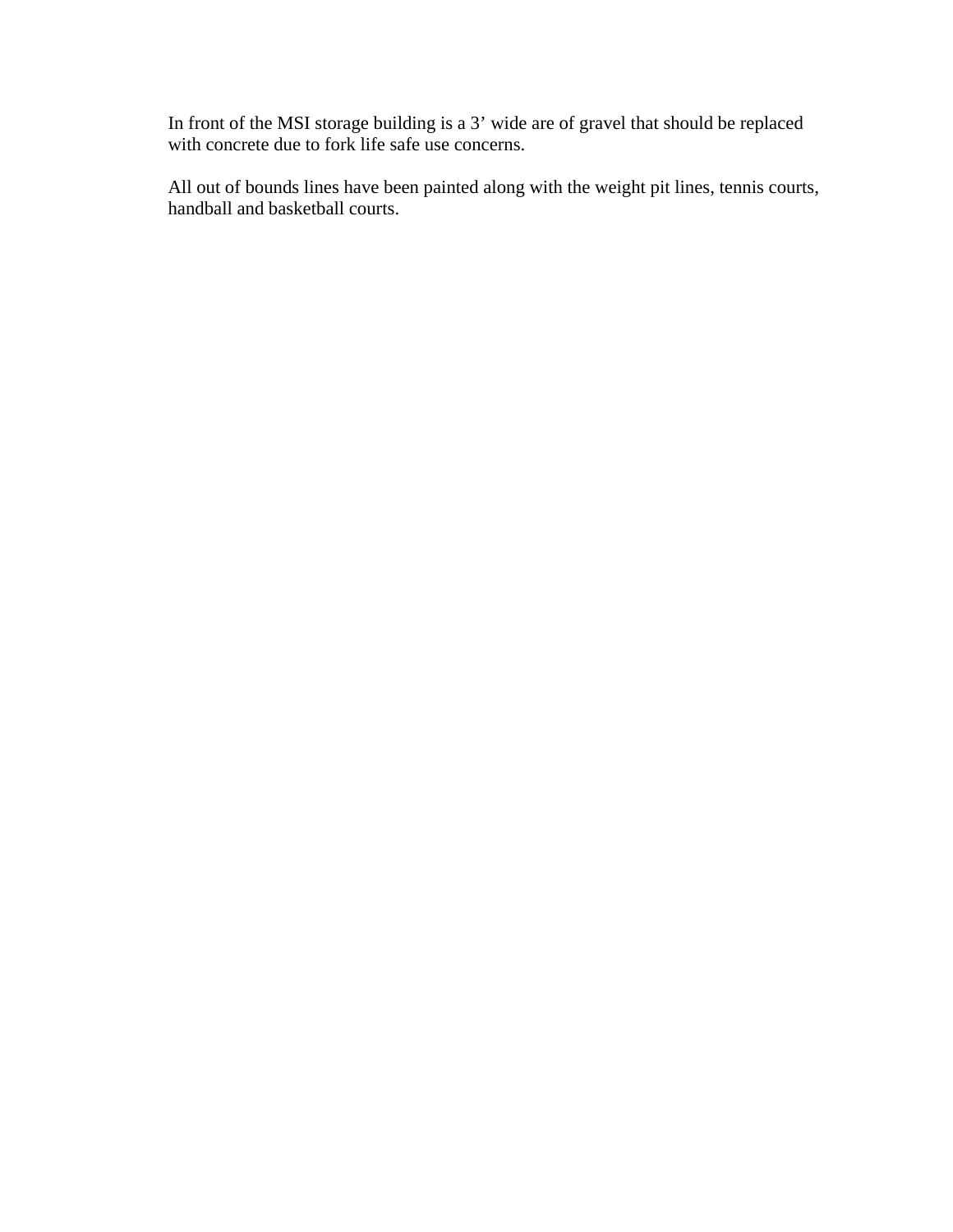In front of the MSI storage building is a 3’ wide are of gravel that should be replaced with concrete due to fork life safe use concerns.

All out of bounds lines have been painted along with the weight pit lines, tennis courts, handball and basketball courts.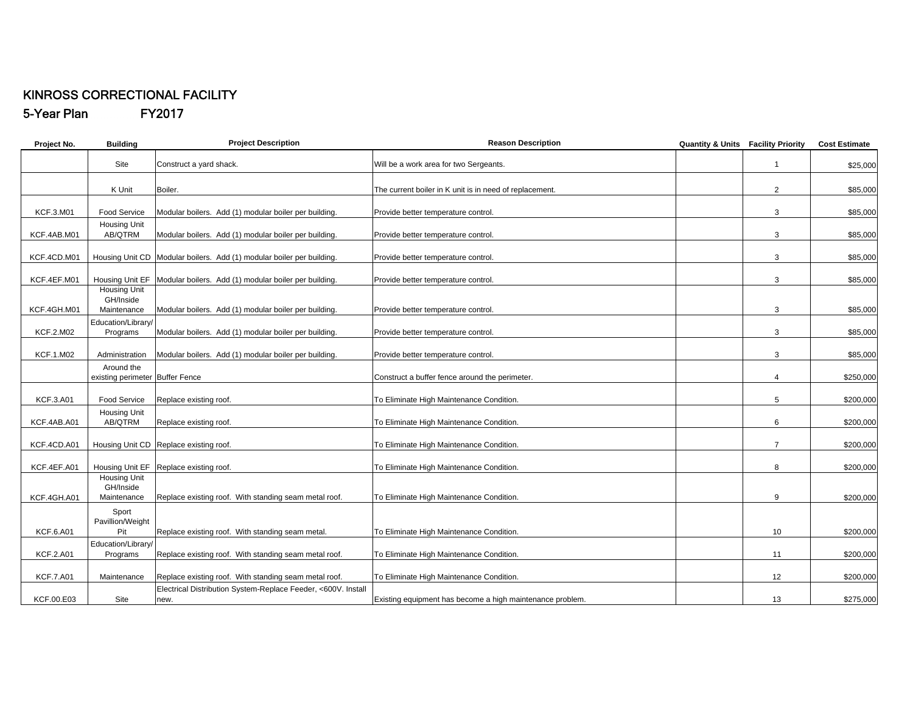# KINROSS CORRECTIONAL FACILITY

## 5-Year Plan FY2017

| Project No. | Building | Project Description | Reason Description | Quantity & Units | Facility Priority | Cost Estimate |
|---|---|---|---|---|---|---|
| | Site | Construct a yard shack. | Will be a work area for two Sergeants. | | 1 | $25,000 |
| | K Unit | Boiler. | The current boiler in K unit is in need of replacement. | | 2 | $85,000 |
| KCF.3.M01 | Food Service | Modular boilers. Add (1) modular boiler per building. | Provide better temperature control. | | 3 | $85,000 |
| KCF.4AB.M01 | Housing Unit AB/QTRM | Modular boilers. Add (1) modular boiler per building. | Provide better temperature control. | | 3 | $85,000 |
| KCF.4CD.M01 | Housing Unit CD | Modular boilers. Add (1) modular boiler per building. | Provide better temperature control. | | 3 | $85,000 |
| KCF.4EF.M01 | Housing Unit EF | Modular boilers. Add (1) modular boiler per building. | Provide better temperature control. | | 3 | $85,000 |
| KCF.4GH.M01 | Housing Unit GH/Inside Maintenance | Modular boilers. Add (1) modular boiler per building. | Provide better temperature control. | | 3 | $85,000 |
| KCF.2.M02 | Education/Library/ Programs | Modular boilers. Add (1) modular boiler per building. | Provide better temperature control. | | 3 | $85,000 |
| KCF.1.M02 | Administration | Modular boilers. Add (1) modular boiler per building. | Provide better temperature control. | | 3 | $85,000 |
| | Around the existing perimeter | Buffer Fence | Construct a buffer fence around the perimeter. | | 4 | $250,000 |
| KCF.3.A01 | Food Service | Replace existing roof. | To Eliminate High Maintenance Condition. | | 5 | $200,000 |
| KCF.4AB.A01 | Housing Unit AB/QTRM | Replace existing roof. | To Eliminate High Maintenance Condition. | | 6 | $200,000 |
| KCF.4CD.A01 | Housing Unit CD | Replace existing roof. | To Eliminate High Maintenance Condition. | | 7 | $200,000 |
| KCF.4EF.A01 | Housing Unit EF | Replace existing roof. | To Eliminate High Maintenance Condition. | | 8 | $200,000 |
| KCF.4GH.A01 | Housing Unit GH/Inside Maintenance | Replace existing roof. With standing seam metal roof. | To Eliminate High Maintenance Condition. | | 9 | $200,000 |
| KCF.6.A01 | Sport Pavillion/Weight Pit | Replace existing roof. With standing seam metal. | To Eliminate High Maintenance Condition. | | 10 | $200,000 |
| KCF.2.A01 | Education/Library/ Programs | Replace existing roof. With standing seam metal roof. | To Eliminate High Maintenance Condition. | | 11 | $200,000 |
| KCF.7.A01 | Maintenance | Replace existing roof. With standing seam metal roof. | To Eliminate High Maintenance Condition. | | 12 | $200,000 |
| KCF.00.E03 | Site | Electrical Distribution System-Replace Feeder, <600V. Install new. | Existing equipment has become a high maintenance problem. | | 13 | $275,000 |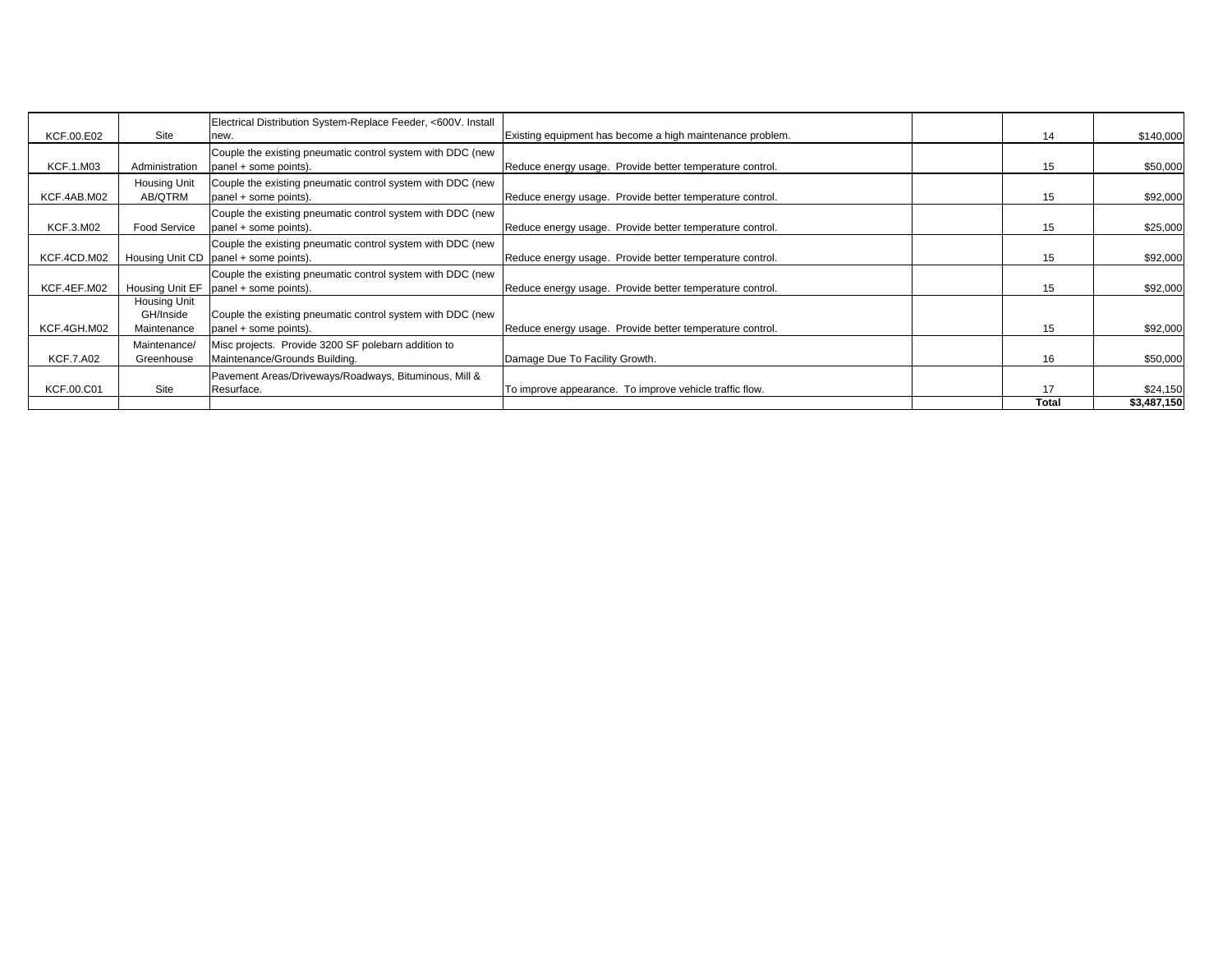| | | | | | | |
|---|---|---|---|---|---|---|
| KCF.00.E02 | Site | Electrical Distribution System-Replace Feeder, <600V. Install new. | Existing equipment has become a high maintenance problem. | | 14 | $140,000 |
| KCF.1.M03 | Administration | Couple the existing pneumatic control system with DDC (new panel + some points). | Reduce energy usage. Provide better temperature control. | | 15 | $50,000 |
| KCF.4AB.M02 | Housing Unit AB/QTRM | Couple the existing pneumatic control system with DDC (new panel + some points). | Reduce energy usage. Provide better temperature control. | | 15 | $92,000 |
| KCF.3.M02 | Food Service | Couple the existing pneumatic control system with DDC (new panel + some points). | Reduce energy usage. Provide better temperature control. | | 15 | $25,000 |
| KCF.4CD.M02 | Housing Unit CD | Couple the existing pneumatic control system with DDC (new panel + some points). | Reduce energy usage. Provide better temperature control. | | 15 | $92,000 |
| KCF.4EF.M02 | Housing Unit EF | Couple the existing pneumatic control system with DDC (new panel + some points). | Reduce energy usage. Provide better temperature control. | | 15 | $92,000 |
| KCF.4GH.M02 | Housing Unit GH/Inside Maintenance | Couple the existing pneumatic control system with DDC (new panel + some points). | Reduce energy usage. Provide better temperature control. | | 15 | $92,000 |
| KCF.7.A02 | Maintenance/ Greenhouse | Misc projects. Provide 3200 SF polebarn addition to Maintenance/Grounds Building. | Damage Due To Facility Growth. | | 16 | $50,000 |
| KCF.00.C01 | Site | Pavement Areas/Driveways/Roadways, Bituminous, Mill & Resurface. | To improve appearance. To improve vehicle traffic flow. | | 17 | $24,150 |
| | | | | | **Total** | **$3,487,150** |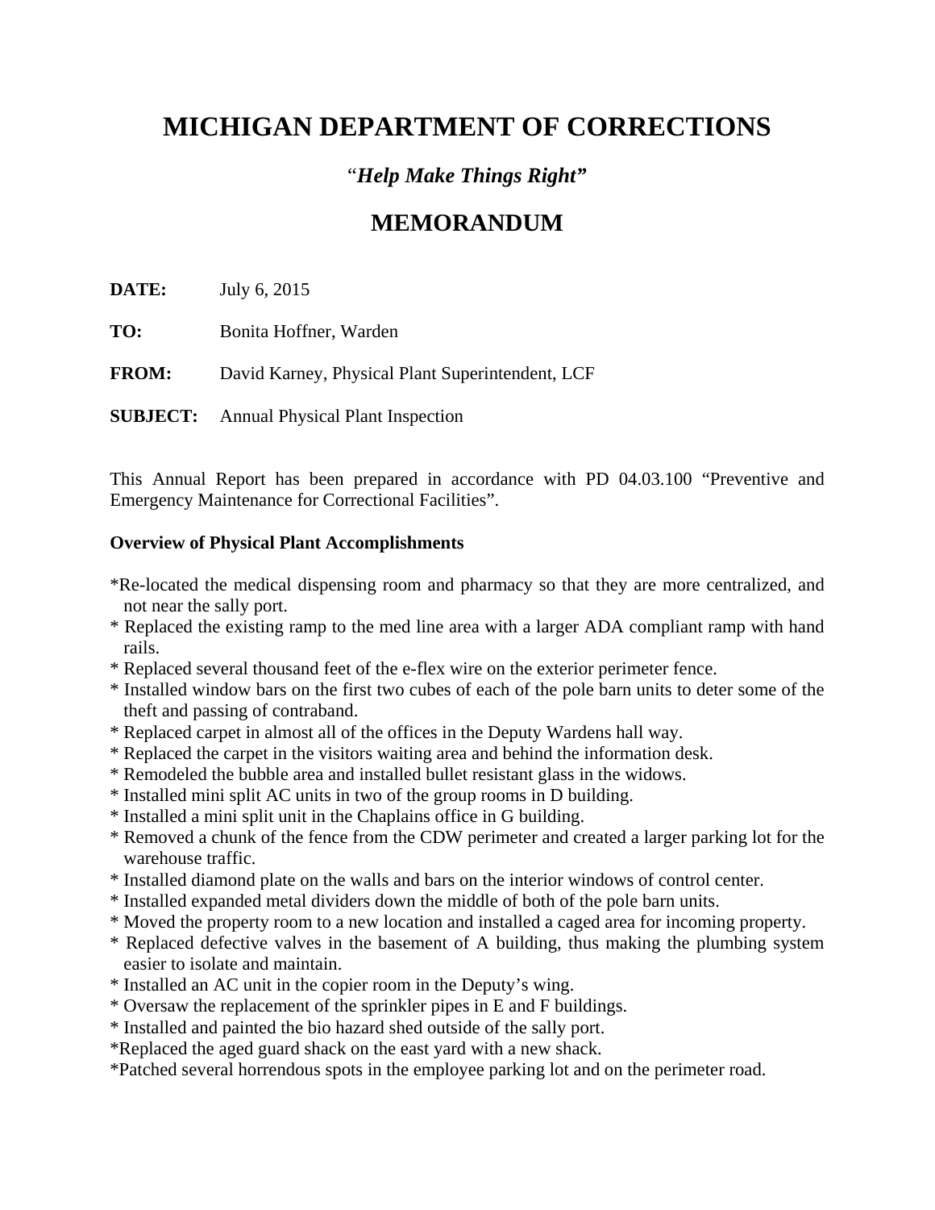# MICHIGAN DEPARTMENT OF CORRECTIONS

*"Help Make Things Right"*

## MEMORANDUM

**DATE:** July 6, 2015

**TO:** Bonita Hoffner, Warden

**FROM:** David Karney, Physical Plant Superintendent, LCF

**SUBJECT:** Annual Physical Plant Inspection

This Annual Report has been prepared in accordance with PD 04.03.100 "Preventive and Emergency Maintenance for Correctional Facilities".

**Overview of Physical Plant Accomplishments**

*Re-located the medical dispensing room and pharmacy so that they are more centralized, and not near the sally port.
* Replaced the existing ramp to the med line area with a larger ADA compliant ramp with hand rails.
* Replaced several thousand feet of the e-flex wire on the exterior perimeter fence.
* Installed window bars on the first two cubes of each of the pole barn units to deter some of the theft and passing of contraband.
* Replaced carpet in almost all of the offices in the Deputy Wardens hall way.
* Replaced the carpet in the visitors waiting area and behind the information desk.
* Remodeled the bubble area and installed bullet resistant glass in the widows.
* Installed mini split AC units in two of the group rooms in D building.
* Installed a mini split unit in the Chaplains office in G building.
* Removed a chunk of the fence from the CDW perimeter and created a larger parking lot for the warehouse traffic.
* Installed diamond plate on the walls and bars on the interior windows of control center.
* Installed expanded metal dividers down the middle of both of the pole barn units.
* Moved the property room to a new location and installed a caged area for incoming property.
* Replaced defective valves in the basement of A building, thus making the plumbing system easier to isolate and maintain.
* Installed an AC unit in the copier room in the Deputy's wing.
* Oversaw the replacement of the sprinkler pipes in E and F buildings.
* Installed and painted the bio hazard shed outside of the sally port.
*Replaced the aged guard shack on the east yard with a new shack.
*Patched several horrendous spots in the employee parking lot and on the perimeter road.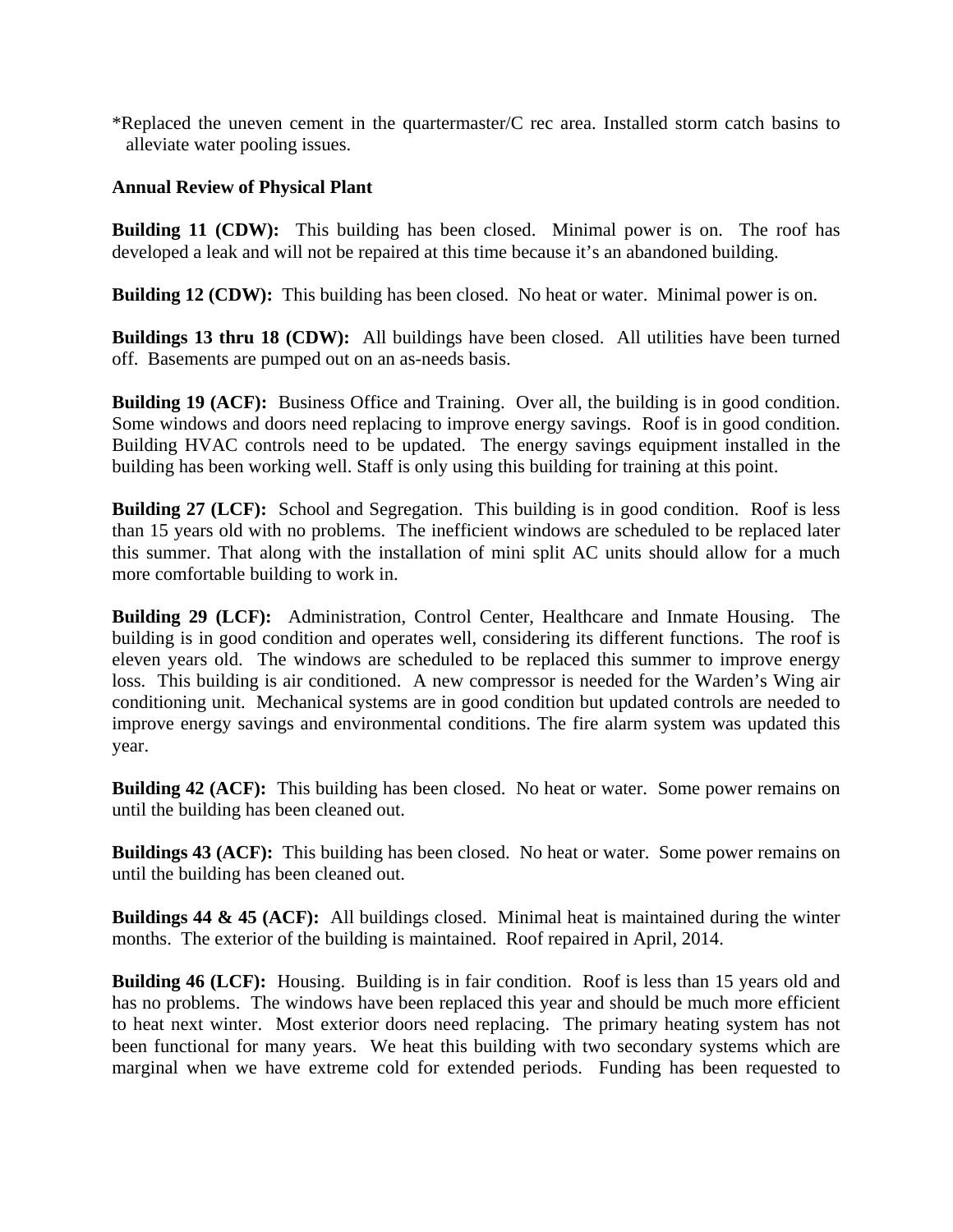*Replaced the uneven cement in the quartermaster/C rec area. Installed storm catch basins to alleviate water pooling issues.

**Annual Review of Physical Plant**

**Building 11 (CDW):** This building has been closed. Minimal power is on. The roof has developed a leak and will not be repaired at this time because it's an abandoned building.

**Building 12 (CDW):** This building has been closed. No heat or water. Minimal power is on.

**Buildings 13 thru 18 (CDW):** All buildings have been closed. All utilities have been turned off. Basements are pumped out on an as-needs basis.

**Building 19 (ACF):** Business Office and Training. Over all, the building is in good condition. Some windows and doors need replacing to improve energy savings. Roof is in good condition. Building HVAC controls need to be updated. The energy savings equipment installed in the building has been working well. Staff is only using this building for training at this point.

**Building 27 (LCF):** School and Segregation. This building is in good condition. Roof is less than 15 years old with no problems. The inefficient windows are scheduled to be replaced later this summer. That along with the installation of mini split AC units should allow for a much more comfortable building to work in.

**Building 29 (LCF):** Administration, Control Center, Healthcare and Inmate Housing. The building is in good condition and operates well, considering its different functions. The roof is eleven years old. The windows are scheduled to be replaced this summer to improve energy loss. This building is air conditioned. A new compressor is needed for the Warden's Wing air conditioning unit. Mechanical systems are in good condition but updated controls are needed to improve energy savings and environmental conditions. The fire alarm system was updated this year.

**Building 42 (ACF):** This building has been closed. No heat or water. Some power remains on until the building has been cleaned out.

**Buildings 43 (ACF):** This building has been closed. No heat or water. Some power remains on until the building has been cleaned out.

**Buildings 44 & 45 (ACF):** All buildings closed. Minimal heat is maintained during the winter months. The exterior of the building is maintained. Roof repaired in April, 2014.

**Building 46 (LCF):** Housing. Building is in fair condition. Roof is less than 15 years old and has no problems. The windows have been replaced this year and should be much more efficient to heat next winter. Most exterior doors need replacing. The primary heating system has not been functional for many years. We heat this building with two secondary systems which are marginal when we have extreme cold for extended periods. Funding has been requested to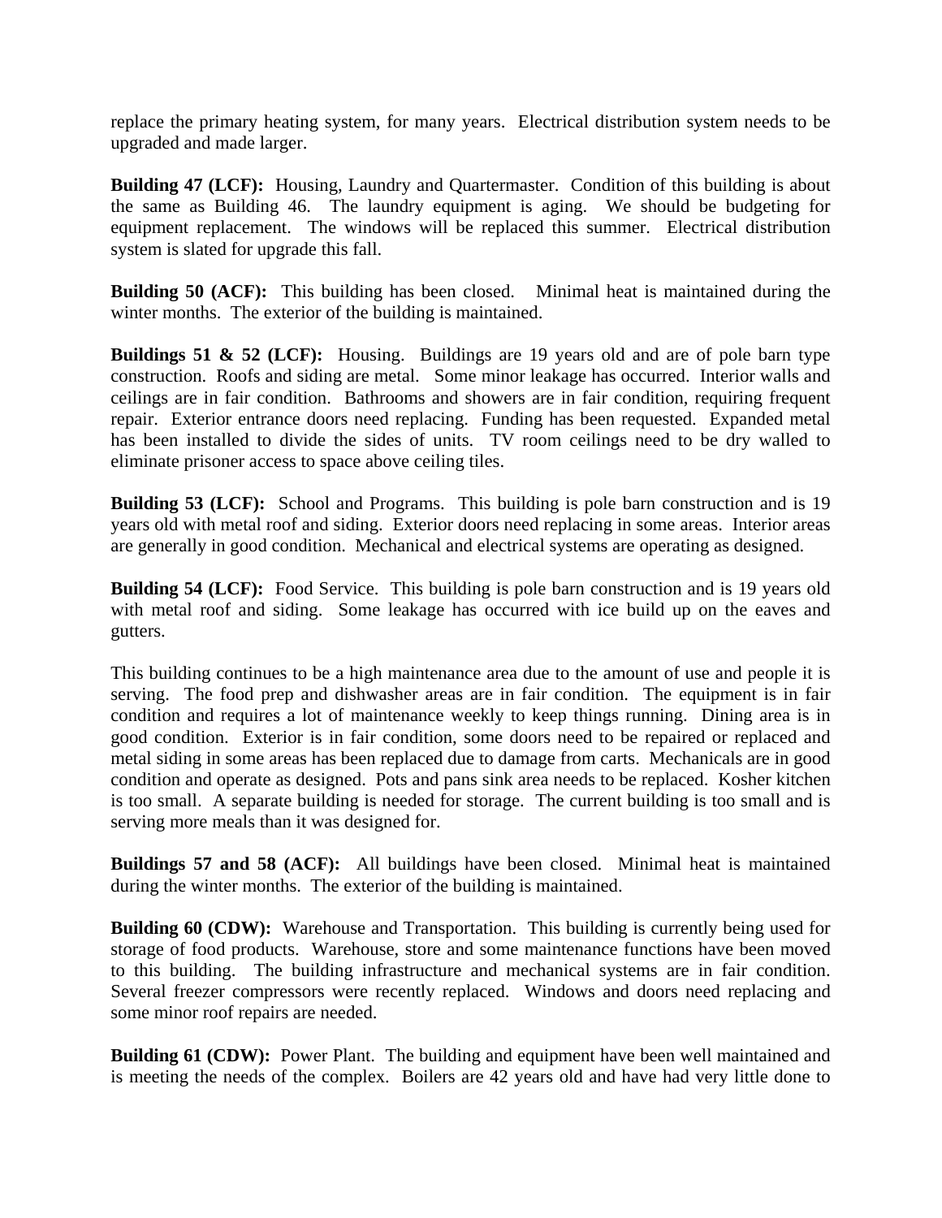replace the primary heating system, for many years. Electrical distribution system needs to be upgraded and made larger.

**Building 47 (LCF):** Housing, Laundry and Quartermaster. Condition of this building is about the same as Building 46. The laundry equipment is aging. We should be budgeting for equipment replacement. The windows will be replaced this summer. Electrical distribution system is slated for upgrade this fall.

**Building 50 (ACF):** This building has been closed. Minimal heat is maintained during the winter months. The exterior of the building is maintained.

**Buildings 51 & 52 (LCF):** Housing. Buildings are 19 years old and are of pole barn type construction. Roofs and siding are metal. Some minor leakage has occurred. Interior walls and ceilings are in fair condition. Bathrooms and showers are in fair condition, requiring frequent repair. Exterior entrance doors need replacing. Funding has been requested. Expanded metal has been installed to divide the sides of units. TV room ceilings need to be dry walled to eliminate prisoner access to space above ceiling tiles.

**Building 53 (LCF):** School and Programs. This building is pole barn construction and is 19 years old with metal roof and siding. Exterior doors need replacing in some areas. Interior areas are generally in good condition. Mechanical and electrical systems are operating as designed.

**Building 54 (LCF):** Food Service. This building is pole barn construction and is 19 years old with metal roof and siding. Some leakage has occurred with ice build up on the eaves and gutters.

This building continues to be a high maintenance area due to the amount of use and people it is serving. The food prep and dishwasher areas are in fair condition. The equipment is in fair condition and requires a lot of maintenance weekly to keep things running. Dining area is in good condition. Exterior is in fair condition, some doors need to be repaired or replaced and metal siding in some areas has been replaced due to damage from carts. Mechanicals are in good condition and operate as designed. Pots and pans sink area needs to be replaced. Kosher kitchen is too small. A separate building is needed for storage. The current building is too small and is serving more meals than it was designed for.

**Buildings 57 and 58 (ACF):** All buildings have been closed. Minimal heat is maintained during the winter months. The exterior of the building is maintained.

**Building 60 (CDW):** Warehouse and Transportation. This building is currently being used for storage of food products. Warehouse, store and some maintenance functions have been moved to this building. The building infrastructure and mechanical systems are in fair condition. Several freezer compressors were recently replaced. Windows and doors need replacing and some minor roof repairs are needed.

**Building 61 (CDW):** Power Plant. The building and equipment have been well maintained and is meeting the needs of the complex. Boilers are 42 years old and have had very little done to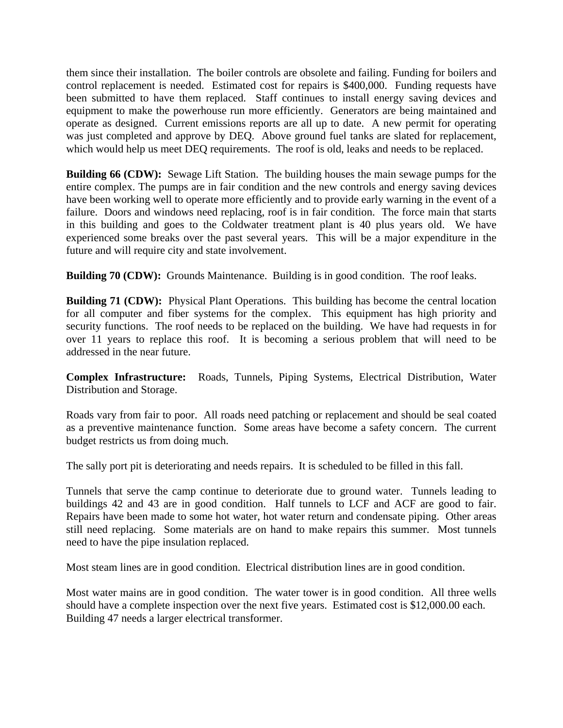them since their installation. The boiler controls are obsolete and failing. Funding for boilers and control replacement is needed. Estimated cost for repairs is $400,000. Funding requests have been submitted to have them replaced. Staff continues to install energy saving devices and equipment to make the powerhouse run more efficiently. Generators are being maintained and operate as designed. Current emissions reports are all up to date. A new permit for operating was just completed and approve by DEQ. Above ground fuel tanks are slated for replacement, which would help us meet DEQ requirements. The roof is old, leaks and needs to be replaced.

**Building 66 (CDW):** Sewage Lift Station. The building houses the main sewage pumps for the entire complex. The pumps are in fair condition and the new controls and energy saving devices have been working well to operate more efficiently and to provide early warning in the event of a failure. Doors and windows need replacing, roof is in fair condition. The force main that starts in this building and goes to the Coldwater treatment plant is 40 plus years old. We have experienced some breaks over the past several years. This will be a major expenditure in the future and will require city and state involvement.

**Building 70 (CDW):** Grounds Maintenance. Building is in good condition. The roof leaks.

**Building 71 (CDW):** Physical Plant Operations. This building has become the central location for all computer and fiber systems for the complex. This equipment has high priority and security functions. The roof needs to be replaced on the building. We have had requests in for over 11 years to replace this roof. It is becoming a serious problem that will need to be addressed in the near future.

**Complex Infrastructure:** Roads, Tunnels, Piping Systems, Electrical Distribution, Water Distribution and Storage.

Roads vary from fair to poor. All roads need patching or replacement and should be seal coated as a preventive maintenance function. Some areas have become a safety concern. The current budget restricts us from doing much.

The sally port pit is deteriorating and needs repairs. It is scheduled to be filled in this fall.

Tunnels that serve the camp continue to deteriorate due to ground water. Tunnels leading to buildings 42 and 43 are in good condition. Half tunnels to LCF and ACF are good to fair. Repairs have been made to some hot water, hot water return and condensate piping. Other areas still need replacing. Some materials are on hand to make repairs this summer. Most tunnels need to have the pipe insulation replaced.

Most steam lines are in good condition. Electrical distribution lines are in good condition.

Most water mains are in good condition. The water tower is in good condition. All three wells should have a complete inspection over the next five years. Estimated cost is $12,000.00 each. Building 47 needs a larger electrical transformer.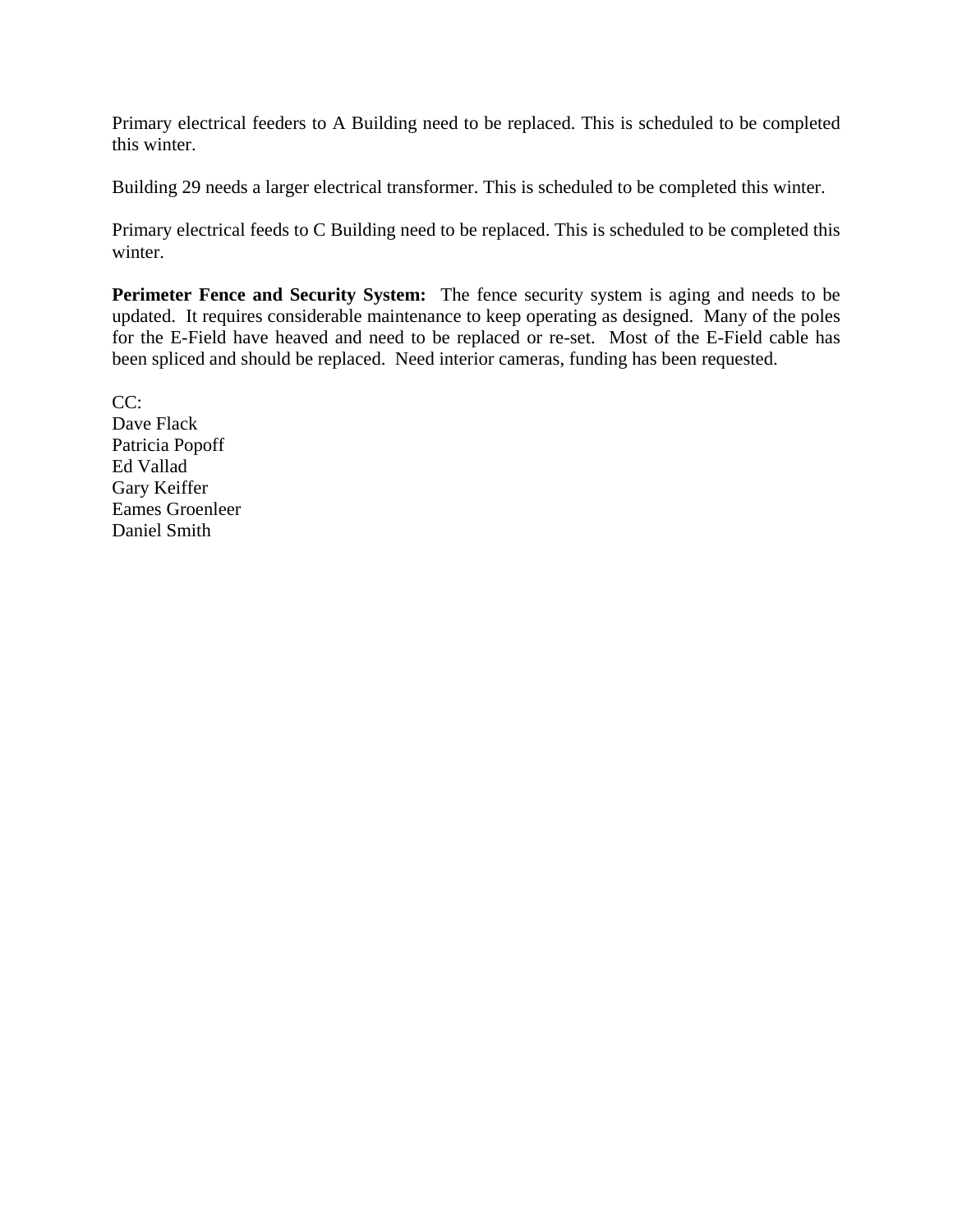Primary electrical feeders to A Building need to be replaced. This is scheduled to be completed this winter.

Building 29 needs a larger electrical transformer. This is scheduled to be completed this winter.

Primary electrical feeds to C Building need to be replaced. This is scheduled to be completed this winter.

**Perimeter Fence and Security System:** The fence security system is aging and needs to be updated. It requires considerable maintenance to keep operating as designed. Many of the poles for the E-Field have heaved and need to be replaced or re-set. Most of the E-Field cable has been spliced and should be replaced. Need interior cameras, funding has been requested.

CC:
Dave Flack
Patricia Popoff
Ed Vallad
Gary Keiffer
Eames Groenleer
Daniel Smith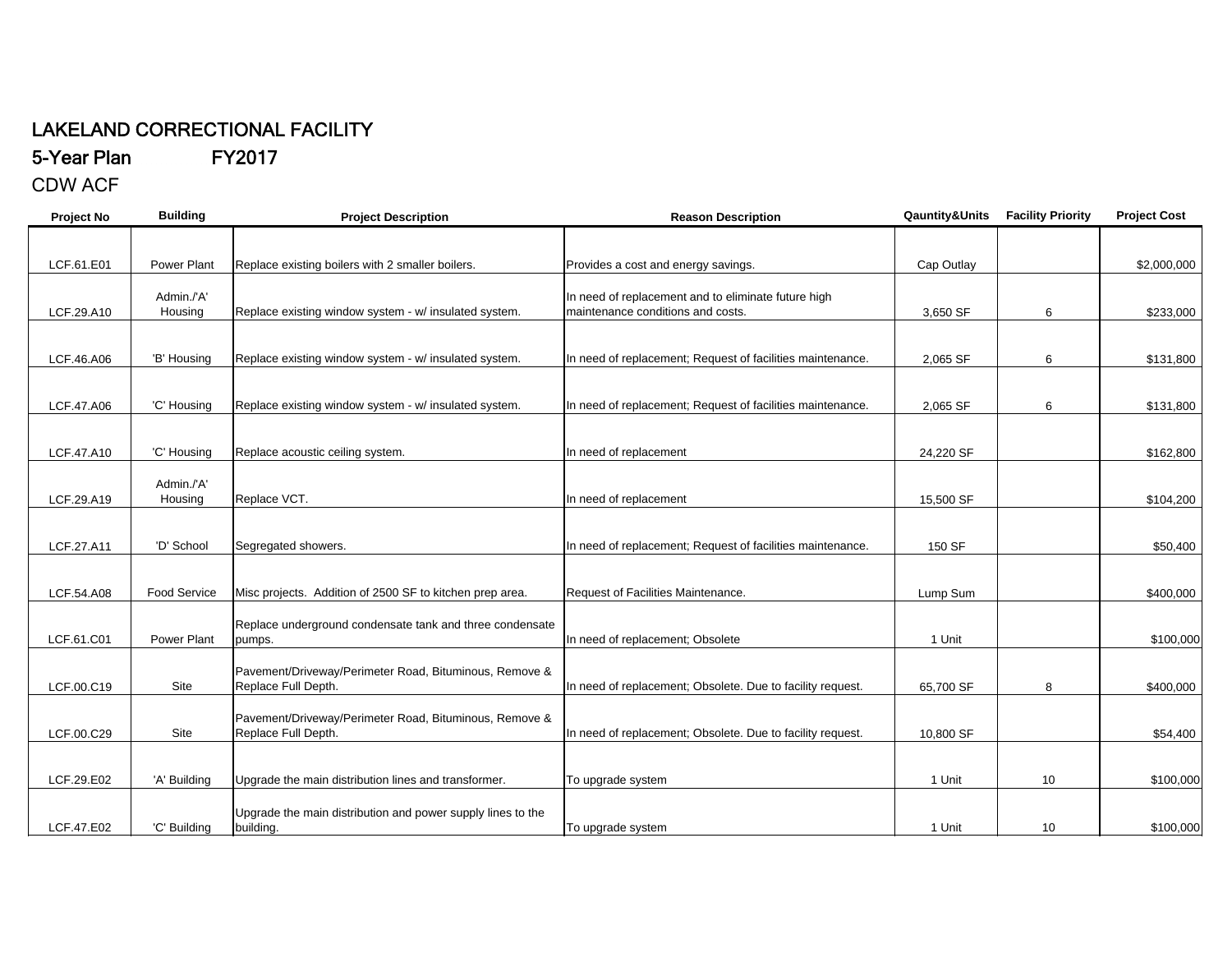# LAKELAND CORRECTIONAL FACILITY

## 5-Year Plan FY2017

### CDW ACF

| Project No | Building | Project Description | Reason Description | Qauntity&Units | Facility Priority | Project Cost |
|---|---|---|---|---|---|---|
| LCF.61.E01 | Power Plant | Replace existing boilers with 2 smaller boilers. | Provides a cost and energy savings. | Cap Outlay | | $2,000,000 |
| LCF.29.A10 | Admin./'A' Housing | Replace existing window system - w/ insulated system. | In need of replacement and to eliminate future high maintenance conditions and costs. | 3,650 SF | 6 | $233,000 |
| LCF.46.A06 | 'B' Housing | Replace existing window system - w/ insulated system. | In need of replacement; Request of facilities maintenance. | 2,065 SF | 6 | $131,800 |
| LCF.47.A06 | 'C' Housing | Replace existing window system - w/ insulated system. | In need of replacement; Request of facilities maintenance. | 2,065 SF | 6 | $131,800 |
| LCF.47.A10 | 'C' Housing | Replace acoustic ceiling system. | In need of replacement | 24,220 SF | | $162,800 |
| LCF.29.A19 | Admin./'A' Housing | Replace VCT. | In need of replacement | 15,500 SF | | $104,200 |
| LCF.27.A11 | 'D' School | Segregated showers. | In need of replacement; Request of facilities maintenance. | 150 SF | | $50,400 |
| LCF.54.A08 | Food Service | Misc projects. Addition of 2500 SF to kitchen prep area. | Request of Facilities Maintenance. | Lump Sum | | $400,000 |
| LCF.61.C01 | Power Plant | Replace underground condensate tank and three condensate pumps. | In need of replacement; Obsolete | 1 Unit | | $100,000 |
| LCF.00.C19 | Site | Pavement/Driveway/Perimeter Road, Bituminous, Remove & Replace Full Depth. | In need of replacement; Obsolete. Due to facility request. | 65,700 SF | 8 | $400,000 |
| LCF.00.C29 | Site | Pavement/Driveway/Perimeter Road, Bituminous, Remove & Replace Full Depth. | In need of replacement; Obsolete. Due to facility request. | 10,800 SF | | $54,400 |
| LCF.29.E02 | 'A' Building | Upgrade the main distribution lines and transformer. | To upgrade system | 1 Unit | 10 | $100,000 |
| LCF.47.E02 | 'C' Building | Upgrade the main distribution and power supply lines to the building. | To upgrade system | 1 Unit | 10 | $100,000 |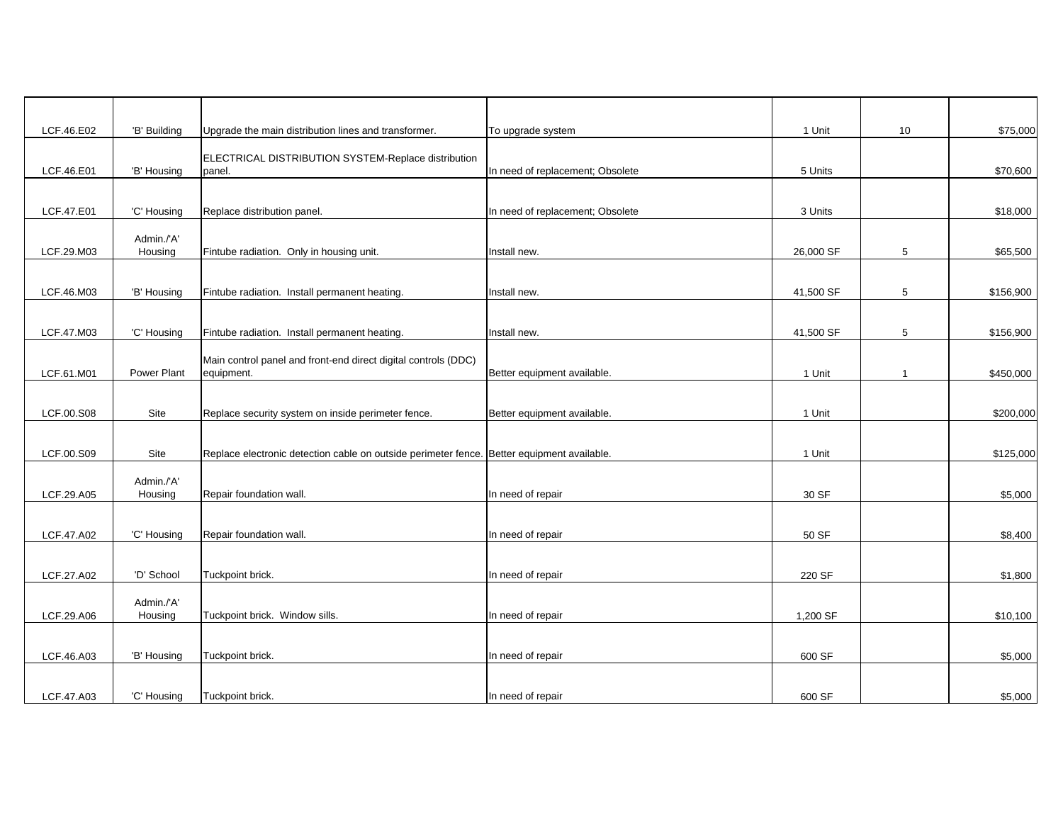| | | | | | | |
|---|---|---|---|---|---|---|
| LCF.46.E02 | 'B' Building | Upgrade the main distribution lines and transformer. | To upgrade system | 1 Unit | 10 | $75,000 |
| LCF.46.E01 | 'B' Housing | ELECTRICAL DISTRIBUTION SYSTEM-Replace distribution panel. | In need of replacement; Obsolete | 5 Units | | $70,600 |
| LCF.47.E01 | 'C' Housing | Replace distribution panel. | In need of replacement; Obsolete | 3 Units | | $18,000 |
| LCF.29.M03 | Admin./'A' Housing | Fintube radiation. Only in housing unit. | Install new. | 26,000 SF | 5 | $65,500 |
| LCF.46.M03 | 'B' Housing | Fintube radiation. Install permanent heating. | Install new. | 41,500 SF | 5 | $156,900 |
| LCF.47.M03 | 'C' Housing | Fintube radiation. Install permanent heating. | Install new. | 41,500 SF | 5 | $156,900 |
| LCF.61.M01 | Power Plant | Main control panel and front-end direct digital controls (DDC) equipment. | Better equipment available. | 1 Unit | 1 | $450,000 |
| LCF.00.S08 | Site | Replace security system on inside perimeter fence. | Better equipment available. | 1 Unit | | $200,000 |
| LCF.00.S09 | Site | Replace electronic detection cable on outside perimeter fence. | Better equipment available. | 1 Unit | | $125,000 |
| LCF.29.A05 | Admin./'A' Housing | Repair foundation wall. | In need of repair | 30 SF | | $5,000 |
| LCF.47.A02 | 'C' Housing | Repair foundation wall. | In need of repair | 50 SF | | $8,400 |
| LCF.27.A02 | 'D' School | Tuckpoint brick. | In need of repair | 220 SF | | $1,800 |
| LCF.29.A06 | Admin./'A' Housing | Tuckpoint brick. Window sills. | In need of repair | 1,200 SF | | $10,100 |
| LCF.46.A03 | 'B' Housing | Tuckpoint brick. | In need of repair | 600 SF | | $5,000 |
| LCF.47.A03 | 'C' Housing | Tuckpoint brick. | In need of repair | 600 SF | | $5,000 |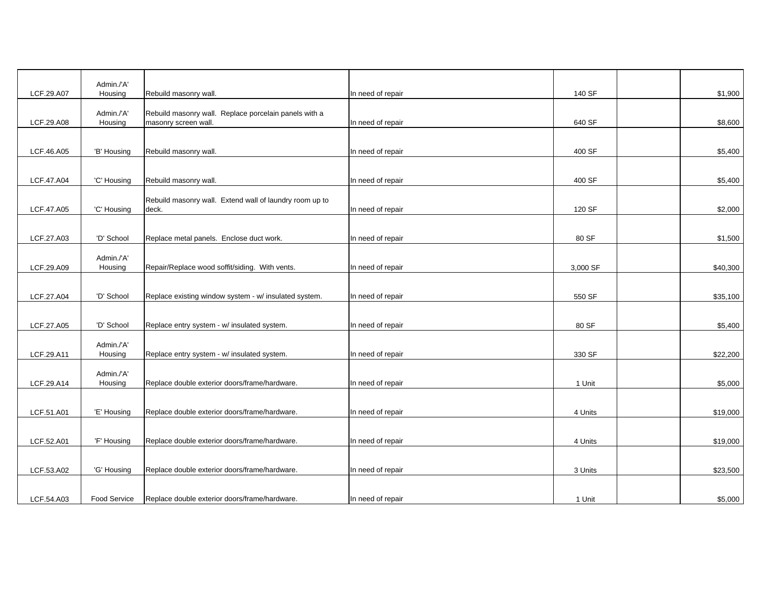| | | | | | | |
|---|---|---|---|---|---|---|
| LCF.29.A07 | Admin./'A' Housing | Rebuild masonry wall. | In need of repair | 140 SF | | $1,900 |
| LCF.29.A08 | Admin./'A' Housing | Rebuild masonry wall. Replace porcelain panels with a masonry screen wall. | In need of repair | 640 SF | | $8,600 |
| LCF.46.A05 | 'B' Housing | Rebuild masonry wall. | In need of repair | 400 SF | | $5,400 |
| LCF.47.A04 | 'C' Housing | Rebuild masonry wall. | In need of repair | 400 SF | | $5,400 |
| LCF.47.A05 | 'C' Housing | Rebuild masonry wall. Extend wall of laundry room up to deck. | In need of repair | 120 SF | | $2,000 |
| LCF.27.A03 | 'D' School | Replace metal panels. Enclose duct work. | In need of repair | 80 SF | | $1,500 |
| LCF.29.A09 | Admin./'A' Housing | Repair/Replace wood soffit/siding. With vents. | In need of repair | 3,000 SF | | $40,300 |
| LCF.27.A04 | 'D' School | Replace existing window system - w/ insulated system. | In need of repair | 550 SF | | $35,100 |
| LCF.27.A05 | 'D' School | Replace entry system - w/ insulated system. | In need of repair | 80 SF | | $5,400 |
| LCF.29.A11 | Admin./'A' Housing | Replace entry system - w/ insulated system. | In need of repair | 330 SF | | $22,200 |
| LCF.29.A14 | Admin./'A' Housing | Replace double exterior doors/frame/hardware. | In need of repair | 1 Unit | | $5,000 |
| LCF.51.A01 | 'E' Housing | Replace double exterior doors/frame/hardware. | In need of repair | 4 Units | | $19,000 |
| LCF.52.A01 | 'F' Housing | Replace double exterior doors/frame/hardware. | In need of repair | 4 Units | | $19,000 |
| LCF.53.A02 | 'G' Housing | Replace double exterior doors/frame/hardware. | In need of repair | 3 Units | | $23,500 |
| LCF.54.A03 | Food Service | Replace double exterior doors/frame/hardware. | In need of repair | 1 Unit | | $5,000 |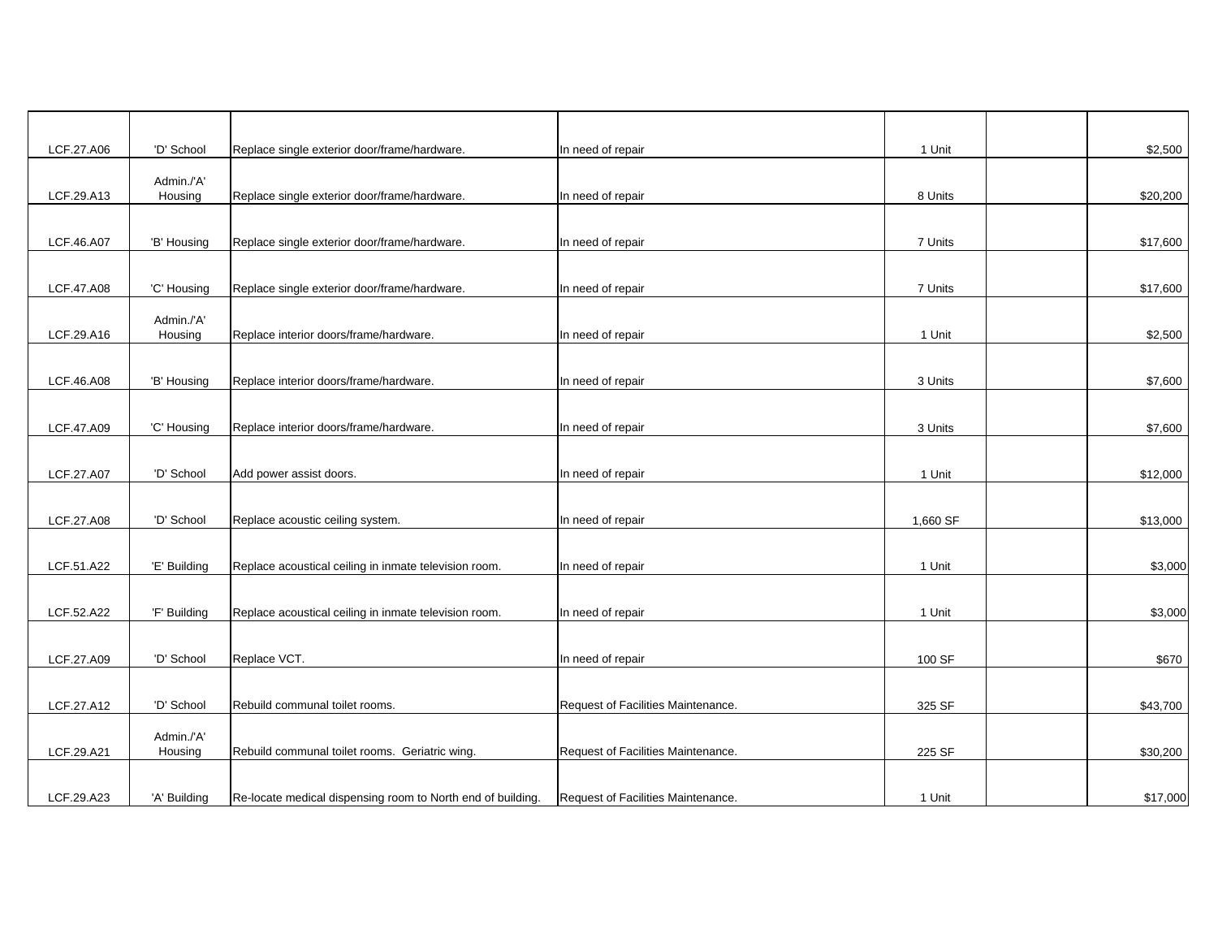| | | | | | | |
|---|---|---|---|---|---|---|
| LCF.27.A06 | 'D' School | Replace single exterior door/frame/hardware. | In need of repair | 1 Unit | | $2,500 |
| LCF.29.A13 | Admin./'A' Housing | Replace single exterior door/frame/hardware. | In need of repair | 8 Units | | $20,200 |
| LCF.46.A07 | 'B' Housing | Replace single exterior door/frame/hardware. | In need of repair | 7 Units | | $17,600 |
| LCF.47.A08 | 'C' Housing | Replace single exterior door/frame/hardware. | In need of repair | 7 Units | | $17,600 |
| LCF.29.A16 | Admin./'A' Housing | Replace interior doors/frame/hardware. | In need of repair | 1 Unit | | $2,500 |
| LCF.46.A08 | 'B' Housing | Replace interior doors/frame/hardware. | In need of repair | 3 Units | | $7,600 |
| LCF.47.A09 | 'C' Housing | Replace interior doors/frame/hardware. | In need of repair | 3 Units | | $7,600 |
| LCF.27.A07 | 'D' School | Add power assist doors. | In need of repair | 1 Unit | | $12,000 |
| LCF.27.A08 | 'D' School | Replace acoustic ceiling system. | In need of repair | 1,660 SF | | $13,000 |
| LCF.51.A22 | 'E' Building | Replace acoustical ceiling in inmate television room. | In need of repair | 1 Unit | | $3,000 |
| LCF.52.A22 | 'F' Building | Replace acoustical ceiling in inmate television room. | In need of repair | 1 Unit | | $3,000 |
| LCF.27.A09 | 'D' School | Replace VCT. | In need of repair | 100 SF | | $670 |
| LCF.27.A12 | 'D' School | Rebuild communal toilet rooms. | Request of Facilities Maintenance. | 325 SF | | $43,700 |
| LCF.29.A21 | Admin./'A' Housing | Rebuild communal toilet rooms. Geriatric wing. | Request of Facilities Maintenance. | 225 SF | | $30,200 |
| LCF.29.A23 | 'A' Building | Re-locate medical dispensing room to North end of building. | Request of Facilities Maintenance. | 1 Unit | | $17,000 |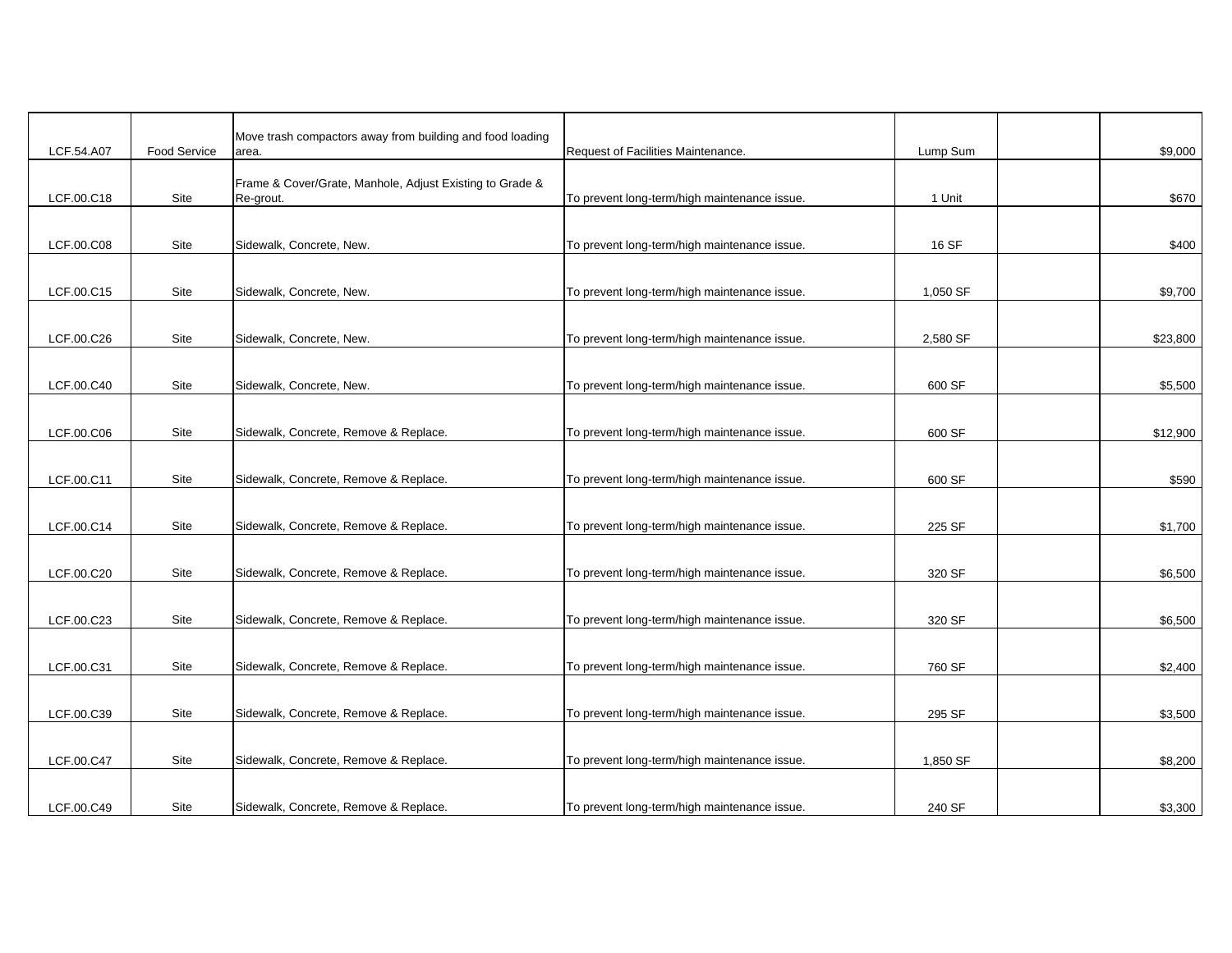| | | | | | | |
|---|---|---|---|---|---|---|
| LCF.54.A07 | Food Service | Move trash compactors away from building and food loading area. | Request of Facilities Maintenance. | Lump Sum | | $9,000 |
| LCF.00.C18 | Site | Frame & Cover/Grate, Manhole, Adjust Existing to Grade & Re-grout. | To prevent long-term/high maintenance issue. | 1 Unit | | $670 |
| LCF.00.C08 | Site | Sidewalk, Concrete, New. | To prevent long-term/high maintenance issue. | 16 SF | | $400 |
| LCF.00.C15 | Site | Sidewalk, Concrete, New. | To prevent long-term/high maintenance issue. | 1,050 SF | | $9,700 |
| LCF.00.C26 | Site | Sidewalk, Concrete, New. | To prevent long-term/high maintenance issue. | 2,580 SF | | $23,800 |
| LCF.00.C40 | Site | Sidewalk, Concrete, New. | To prevent long-term/high maintenance issue. | 600 SF | | $5,500 |
| LCF.00.C06 | Site | Sidewalk, Concrete, Remove & Replace. | To prevent long-term/high maintenance issue. | 600 SF | | $12,900 |
| LCF.00.C11 | Site | Sidewalk, Concrete, Remove & Replace. | To prevent long-term/high maintenance issue. | 600 SF | | $590 |
| LCF.00.C14 | Site | Sidewalk, Concrete, Remove & Replace. | To prevent long-term/high maintenance issue. | 225 SF | | $1,700 |
| LCF.00.C20 | Site | Sidewalk, Concrete, Remove & Replace. | To prevent long-term/high maintenance issue. | 320 SF | | $6,500 |
| LCF.00.C23 | Site | Sidewalk, Concrete, Remove & Replace. | To prevent long-term/high maintenance issue. | 320 SF | | $6,500 |
| LCF.00.C31 | Site | Sidewalk, Concrete, Remove & Replace. | To prevent long-term/high maintenance issue. | 760 SF | | $2,400 |
| LCF.00.C39 | Site | Sidewalk, Concrete, Remove & Replace. | To prevent long-term/high maintenance issue. | 295 SF | | $3,500 |
| LCF.00.C47 | Site | Sidewalk, Concrete, Remove & Replace. | To prevent long-term/high maintenance issue. | 1,850 SF | | $8,200 |
| LCF.00.C49 | Site | Sidewalk, Concrete, Remove & Replace. | To prevent long-term/high maintenance issue. | 240 SF | | $3,300 |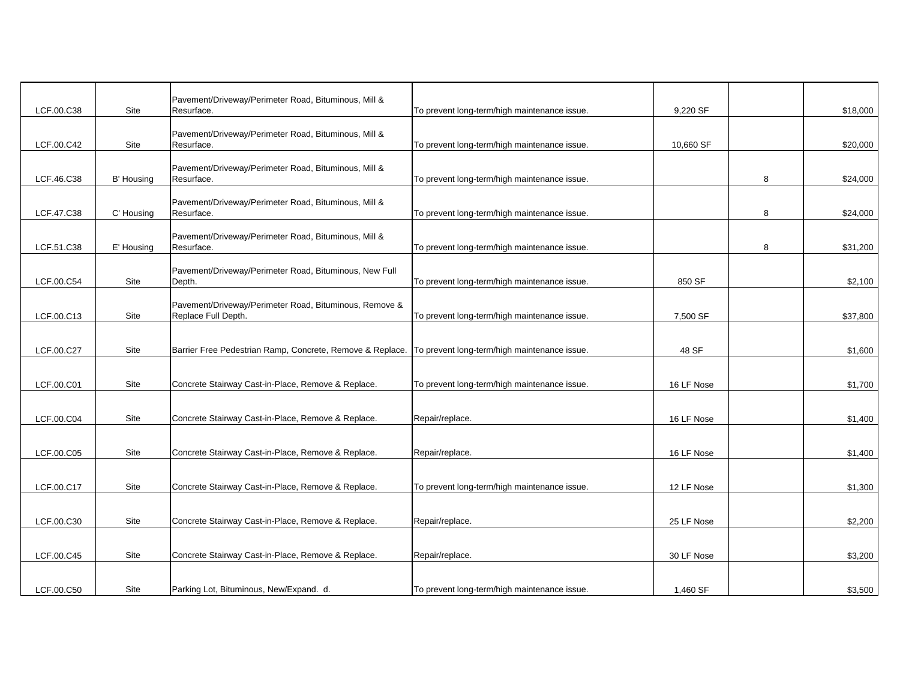| | | | | | | |
|---|---|---|---|---|---|---|
| LCF.00.C38 | Site | Pavement/Driveway/Perimeter Road, Bituminous, Mill & Resurface. | To prevent long-term/high maintenance issue. | 9,220 SF | | $18,000 |
| LCF.00.C42 | Site | Pavement/Driveway/Perimeter Road, Bituminous, Mill & Resurface. | To prevent long-term/high maintenance issue. | 10,660 SF | | $20,000 |
| LCF.46.C38 | B' Housing | Pavement/Driveway/Perimeter Road, Bituminous, Mill & Resurface. | To prevent long-term/high maintenance issue. | | 8 | $24,000 |
| LCF.47.C38 | C' Housing | Pavement/Driveway/Perimeter Road, Bituminous, Mill & Resurface. | To prevent long-term/high maintenance issue. | | 8 | $24,000 |
| LCF.51.C38 | E' Housing | Pavement/Driveway/Perimeter Road, Bituminous, Mill & Resurface. | To prevent long-term/high maintenance issue. | | 8 | $31,200 |
| LCF.00.C54 | Site | Pavement/Driveway/Perimeter Road, Bituminous, New Full Depth. | To prevent long-term/high maintenance issue. | 850 SF | | $2,100 |
| LCF.00.C13 | Site | Pavement/Driveway/Perimeter Road, Bituminous, Remove & Replace Full Depth. | To prevent long-term/high maintenance issue. | 7,500 SF | | $37,800 |
| LCF.00.C27 | Site | Barrier Free Pedestrian Ramp, Concrete, Remove & Replace. | To prevent long-term/high maintenance issue. | 48 SF | | $1,600 |
| LCF.00.C01 | Site | Concrete Stairway Cast-in-Place, Remove & Replace. | To prevent long-term/high maintenance issue. | 16 LF Nose | | $1,700 |
| LCF.00.C04 | Site | Concrete Stairway Cast-in-Place, Remove & Replace. | Repair/replace. | 16 LF Nose | | $1,400 |
| LCF.00.C05 | Site | Concrete Stairway Cast-in-Place, Remove & Replace. | Repair/replace. | 16 LF Nose | | $1,400 |
| LCF.00.C17 | Site | Concrete Stairway Cast-in-Place, Remove & Replace. | To prevent long-term/high maintenance issue. | 12 LF Nose | | $1,300 |
| LCF.00.C30 | Site | Concrete Stairway Cast-in-Place, Remove & Replace. | Repair/replace. | 25 LF Nose | | $2,200 |
| LCF.00.C45 | Site | Concrete Stairway Cast-in-Place, Remove & Replace. | Repair/replace. | 30 LF Nose | | $3,200 |
| LCF.00.C50 | Site | Parking Lot, Bituminous, New/Expand. d. | To prevent long-term/high maintenance issue. | 1,460 SF | | $3,500 |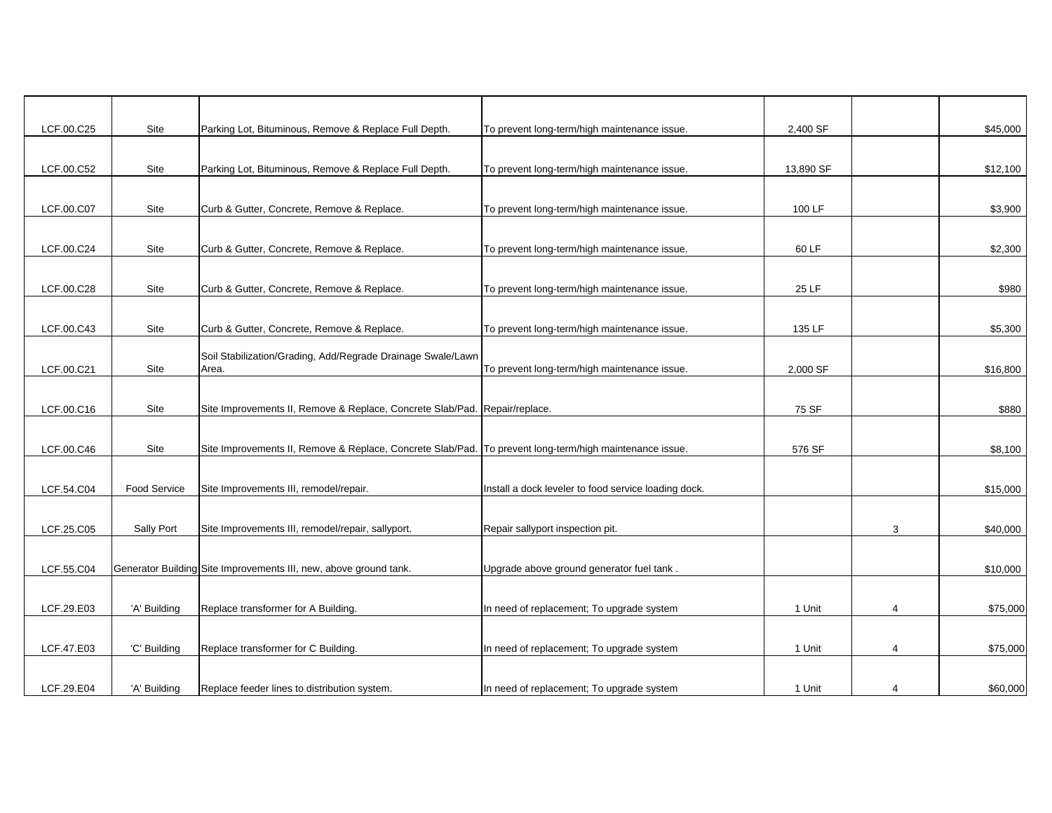| | | | | | | |
|---|---|---|---|---|---|---|
| LCF.00.C25 | Site | Parking Lot, Bituminous, Remove & Replace Full Depth. | To prevent long-term/high maintenance issue. | 2,400 SF | | $45,000 |
| LCF.00.C52 | Site | Parking Lot, Bituminous, Remove & Replace Full Depth. | To prevent long-term/high maintenance issue. | 13,890 SF | | $12,100 |
| LCF.00.C07 | Site | Curb & Gutter, Concrete, Remove & Replace. | To prevent long-term/high maintenance issue. | 100 LF | | $3,900 |
| LCF.00.C24 | Site | Curb & Gutter, Concrete, Remove & Replace. | To prevent long-term/high maintenance issue. | 60 LF | | $2,300 |
| LCF.00.C28 | Site | Curb & Gutter, Concrete, Remove & Replace. | To prevent long-term/high maintenance issue. | 25 LF | | $980 |
| LCF.00.C43 | Site | Curb & Gutter, Concrete, Remove & Replace. | To prevent long-term/high maintenance issue. | 135 LF | | $5,300 |
| LCF.00.C21 | Site | Soil Stabilization/Grading, Add/Regrade Drainage Swale/Lawn Area. | To prevent long-term/high maintenance issue. | 2,000 SF | | $16,800 |
| LCF.00.C16 | Site | Site Improvements II, Remove & Replace, Concrete Slab/Pad. | Repair/replace. | 75 SF | | $880 |
| LCF.00.C46 | Site | Site Improvements II, Remove & Replace, Concrete Slab/Pad. | To prevent long-term/high maintenance issue. | 576 SF | | $8,100 |
| LCF.54.C04 | Food Service | Site Improvements III, remodel/repair. | Install a dock leveler to food service loading dock. | | | $15,000 |
| LCF.25.C05 | Sally Port | Site Improvements III, remodel/repair, sallyport. | Repair sallyport inspection pit. | | 3 | $40,000 |
| LCF.55.C04 | Generator Building | Site Improvements III, new, above ground tank. | Upgrade above ground generator fuel tank . | | | $10,000 |
| LCF.29.E03 | 'A' Building | Replace transformer for A Building. | In need of replacement; To upgrade system | 1 Unit | 4 | $75,000 |
| LCF.47.E03 | 'C' Building | Replace transformer for C Building. | In need of replacement; To upgrade system | 1 Unit | 4 | $75,000 |
| LCF.29.E04 | 'A' Building | Replace feeder lines to distribution system. | In need of replacement; To upgrade system | 1 Unit | 4 | $60,000 |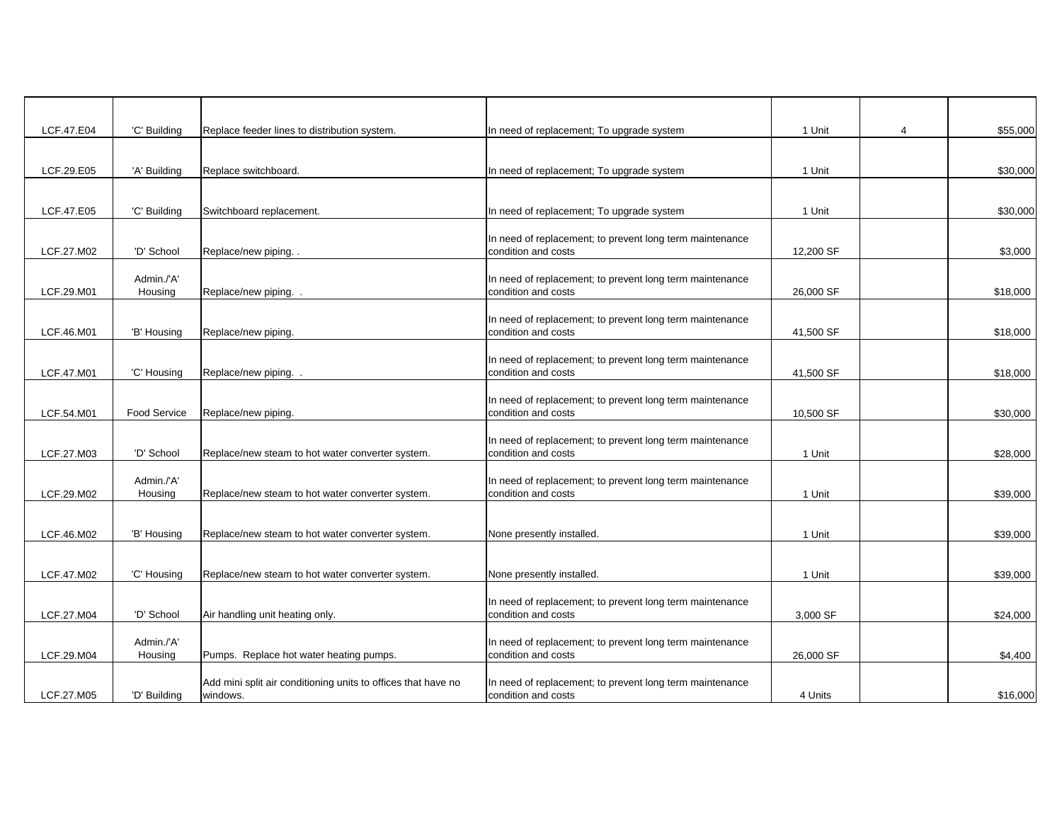| | | | | | | |
|---|---|---|---|---|---|---|
| LCF.47.E04 | 'C' Building | Replace feeder lines to distribution system. | In need of replacement; To upgrade system | 1 Unit | 4 | $55,000 |
| LCF.29.E05 | 'A' Building | Replace switchboard. | In need of replacement; To upgrade system | 1 Unit | | $30,000 |
| LCF.47.E05 | 'C' Building | Switchboard replacement. | In need of replacement; To upgrade system | 1 Unit | | $30,000 |
| LCF.27.M02 | 'D' School | Replace/new piping. . | In need of replacement; to prevent long term maintenance condition and costs | 12,200 SF | | $3,000 |
| LCF.29.M01 | Admin./'A' Housing | Replace/new piping. . | In need of replacement; to prevent long term maintenance condition and costs | 26,000 SF | | $18,000 |
| LCF.46.M01 | 'B' Housing | Replace/new piping. | In need of replacement; to prevent long term maintenance condition and costs | 41,500 SF | | $18,000 |
| LCF.47.M01 | 'C' Housing | Replace/new piping. . | In need of replacement; to prevent long term maintenance condition and costs | 41,500 SF | | $18,000 |
| LCF.54.M01 | Food Service | Replace/new piping. | In need of replacement; to prevent long term maintenance condition and costs | 10,500 SF | | $30,000 |
| LCF.27.M03 | 'D' School | Replace/new steam to hot water converter system. | In need of replacement; to prevent long term maintenance condition and costs | 1 Unit | | $28,000 |
| LCF.29.M02 | Admin./'A' Housing | Replace/new steam to hot water converter system. | In need of replacement; to prevent long term maintenance condition and costs | 1 Unit | | $39,000 |
| LCF.46.M02 | 'B' Housing | Replace/new steam to hot water converter system. | None presently installed. | 1 Unit | | $39,000 |
| LCF.47.M02 | 'C' Housing | Replace/new steam to hot water converter system. | None presently installed. | 1 Unit | | $39,000 |
| LCF.27.M04 | 'D' School | Air handling unit heating only. | In need of replacement; to prevent long term maintenance condition and costs | 3,000 SF | | $24,000 |
| LCF.29.M04 | Admin./'A' Housing | Pumps. Replace hot water heating pumps. | In need of replacement; to prevent long term maintenance condition and costs | 26,000 SF | | $4,400 |
| LCF.27.M05 | 'D' Building | Add mini split air conditioning units to offices that have no windows. | In need of replacement; to prevent long term maintenance condition and costs | 4 Units | | $16,000 |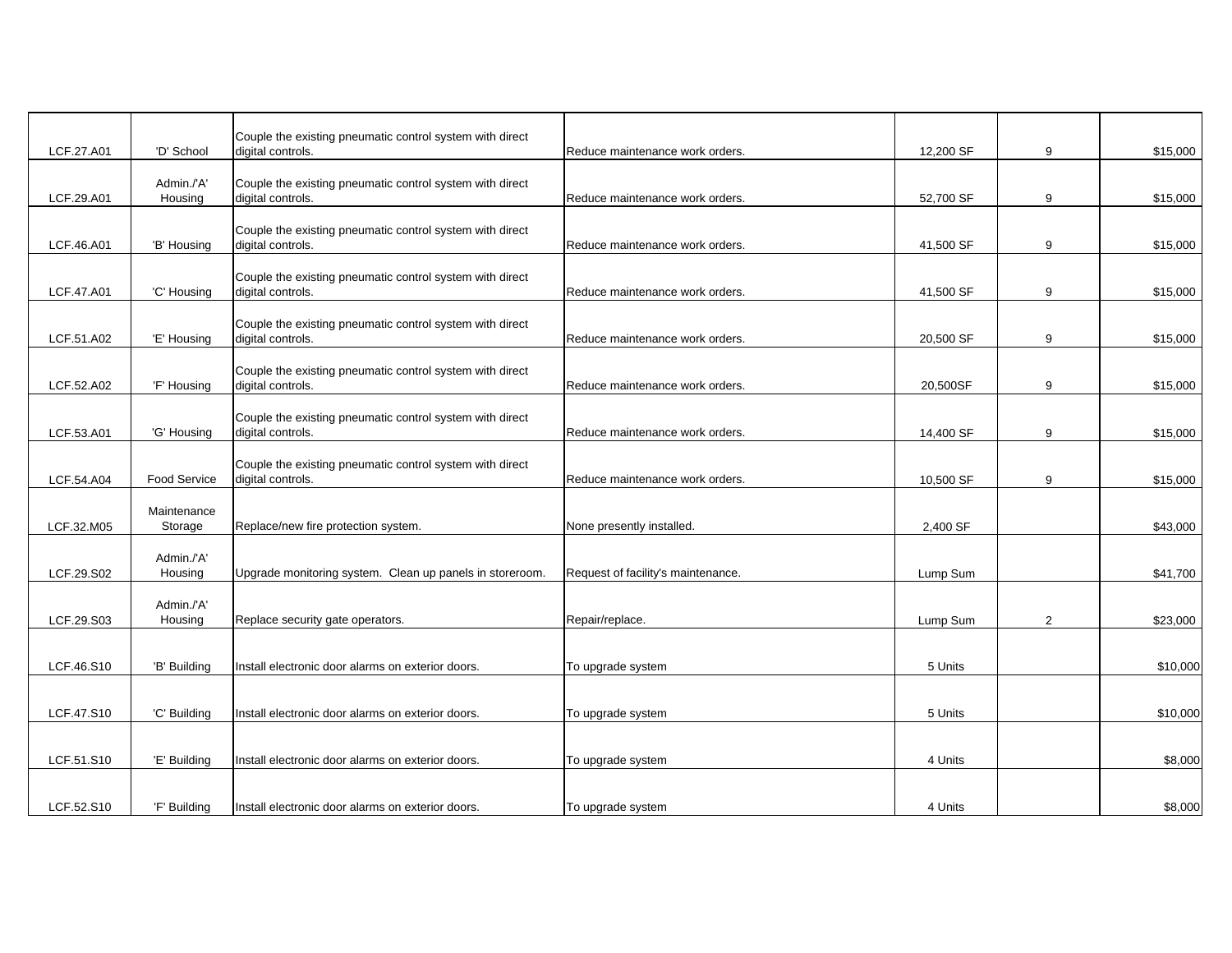| | | | | | | |
|---|---|---|---|---|---|---|
| LCF.27.A01 | 'D' School | Couple the existing pneumatic control system with direct digital controls. | Reduce maintenance work orders. | 12,200 SF | 9 | $15,000 |
| LCF.29.A01 | Admin./'A' Housing | Couple the existing pneumatic control system with direct digital controls. | Reduce maintenance work orders. | 52,700 SF | 9 | $15,000 |
| LCF.46.A01 | 'B' Housing | Couple the existing pneumatic control system with direct digital controls. | Reduce maintenance work orders. | 41,500 SF | 9 | $15,000 |
| LCF.47.A01 | 'C' Housing | Couple the existing pneumatic control system with direct digital controls. | Reduce maintenance work orders. | 41,500 SF | 9 | $15,000 |
| LCF.51.A02 | 'E' Housing | Couple the existing pneumatic control system with direct digital controls. | Reduce maintenance work orders. | 20,500 SF | 9 | $15,000 |
| LCF.52.A02 | 'F' Housing | Couple the existing pneumatic control system with direct digital controls. | Reduce maintenance work orders. | 20,500SF | 9 | $15,000 |
| LCF.53.A01 | 'G' Housing | Couple the existing pneumatic control system with direct digital controls. | Reduce maintenance work orders. | 14,400 SF | 9 | $15,000 |
| LCF.54.A04 | Food Service | Couple the existing pneumatic control system with direct digital controls. | Reduce maintenance work orders. | 10,500 SF | 9 | $15,000 |
| LCF.32.M05 | Maintenance Storage | Replace/new fire protection system. | None presently installed. | 2,400 SF | | $43,000 |
| LCF.29.S02 | Admin./'A' Housing | Upgrade monitoring system. Clean up panels in storeroom. | Request of facility's maintenance. | Lump Sum | | $41,700 |
| LCF.29.S03 | Admin./'A' Housing | Replace security gate operators. | Repair/replace. | Lump Sum | 2 | $23,000 |
| LCF.46.S10 | 'B' Building | Install electronic door alarms on exterior doors. | To upgrade system | 5 Units | | $10,000 |
| LCF.47.S10 | 'C' Building | Install electronic door alarms on exterior doors. | To upgrade system | 5 Units | | $10,000 |
| LCF.51.S10 | 'E' Building | Install electronic door alarms on exterior doors. | To upgrade system | 4 Units | | $8,000 |
| LCF.52.S10 | 'F' Building | Install electronic door alarms on exterior doors. | To upgrade system | 4 Units | | $8,000 |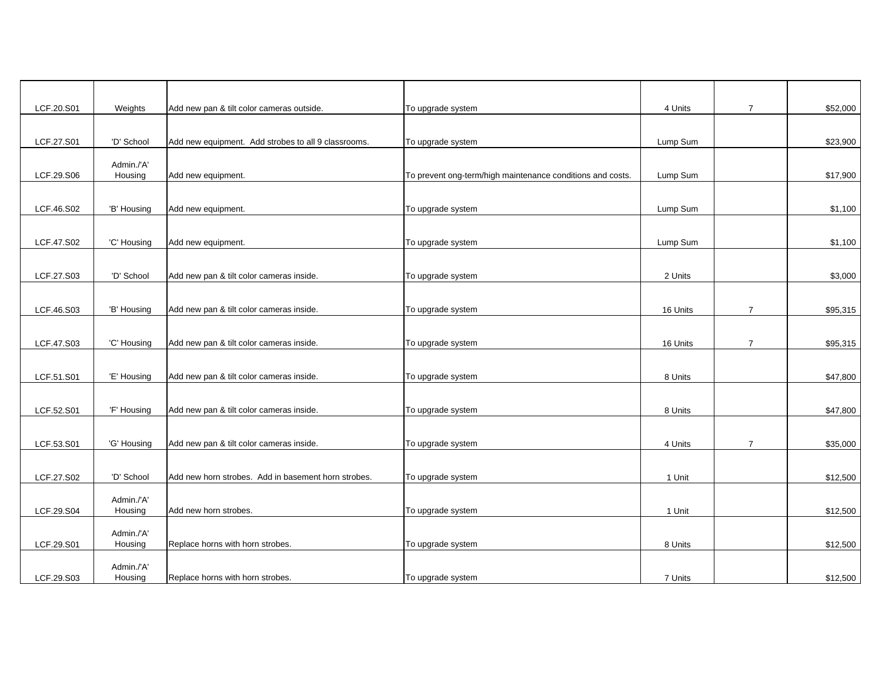| | | | | | | |
|---|---|---|---|---|---|---|
| LCF.20.S01 | Weights | Add new pan & tilt color cameras outside. | To upgrade system | 4 Units | 7 | $52,000 |
| LCF.27.S01 | 'D' School | Add new equipment. Add strobes to all 9 classrooms. | To upgrade system | Lump Sum | | $23,900 |
| LCF.29.S06 | Admin./'A' Housing | Add new equipment. | To prevent ong-term/high maintenance conditions and costs. | Lump Sum | | $17,900 |
| LCF.46.S02 | 'B' Housing | Add new equipment. | To upgrade system | Lump Sum | | $1,100 |
| LCF.47.S02 | 'C' Housing | Add new equipment. | To upgrade system | Lump Sum | | $1,100 |
| LCF.27.S03 | 'D' School | Add new pan & tilt color cameras inside. | To upgrade system | 2 Units | | $3,000 |
| LCF.46.S03 | 'B' Housing | Add new pan & tilt color cameras inside. | To upgrade system | 16 Units | 7 | $95,315 |
| LCF.47.S03 | 'C' Housing | Add new pan & tilt color cameras inside. | To upgrade system | 16 Units | 7 | $95,315 |
| LCF.51.S01 | 'E' Housing | Add new pan & tilt color cameras inside. | To upgrade system | 8 Units | | $47,800 |
| LCF.52.S01 | 'F' Housing | Add new pan & tilt color cameras inside. | To upgrade system | 8 Units | | $47,800 |
| LCF.53.S01 | 'G' Housing | Add new pan & tilt color cameras inside. | To upgrade system | 4 Units | 7 | $35,000 |
| LCF.27.S02 | 'D' School | Add new horn strobes. Add in basement horn strobes. | To upgrade system | 1 Unit | | $12,500 |
| LCF.29.S04 | Admin./'A' Housing | Add new horn strobes. | To upgrade system | 1 Unit | | $12,500 |
| LCF.29.S01 | Admin./'A' Housing | Replace horns with horn strobes. | To upgrade system | 8 Units | | $12,500 |
| LCF.29.S03 | Admin./'A' Housing | Replace horns with horn strobes. | To upgrade system | 7 Units | | $12,500 |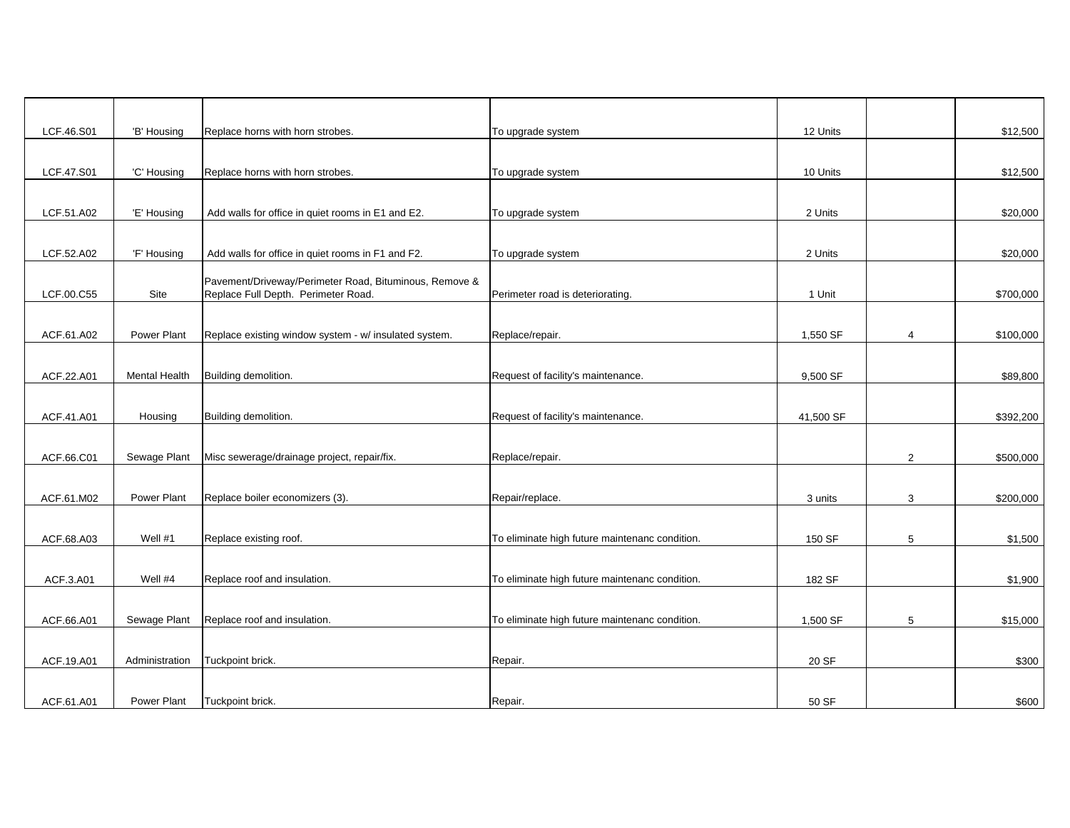| | | | | | | |
|---|---|---|---|---|---|---|
| LCF.46.S01 | 'B' Housing | Replace horns with horn strobes. | To upgrade system | 12 Units | | $12,500 |
| LCF.47.S01 | 'C' Housing | Replace horns with horn strobes. | To upgrade system | 10 Units | | $12,500 |
| LCF.51.A02 | 'E' Housing | Add walls for office in quiet rooms in E1 and E2. | To upgrade system | 2 Units | | $20,000 |
| LCF.52.A02 | 'F' Housing | Add walls for office in quiet rooms in F1 and F2. | To upgrade system | 2 Units | | $20,000 |
| LCF.00.C55 | Site | Pavement/Driveway/Perimeter Road, Bituminous, Remove & Replace Full Depth. Perimeter Road. | Perimeter road is deteriorating. | 1 Unit | | $700,000 |
| ACF.61.A02 | Power Plant | Replace existing window system - w/ insulated system. | Replace/repair. | 1,550 SF | 4 | $100,000 |
| ACF.22.A01 | Mental Health | Building demolition. | Request of facility's maintenance. | 9,500 SF | | $89,800 |
| ACF.41.A01 | Housing | Building demolition. | Request of facility's maintenance. | 41,500 SF | | $392,200 |
| ACF.66.C01 | Sewage Plant | Misc sewerage/drainage project, repair/fix. | Replace/repair. | | 2 | $500,000 |
| ACF.61.M02 | Power Plant | Replace boiler economizers (3). | Repair/replace. | 3 units | 3 | $200,000 |
| ACF.68.A03 | Well #1 | Replace existing roof. | To eliminate high future maintenanc condition. | 150 SF | 5 | $1,500 |
| ACF.3.A01 | Well #4 | Replace roof and insulation. | To eliminate high future maintenanc condition. | 182 SF | | $1,900 |
| ACF.66.A01 | Sewage Plant | Replace roof and insulation. | To eliminate high future maintenanc condition. | 1,500 SF | 5 | $15,000 |
| ACF.19.A01 | Administration | Tuckpoint brick. | Repair. | 20 SF | | $300 |
| ACF.61.A01 | Power Plant | Tuckpoint brick. | Repair. | 50 SF | | $600 |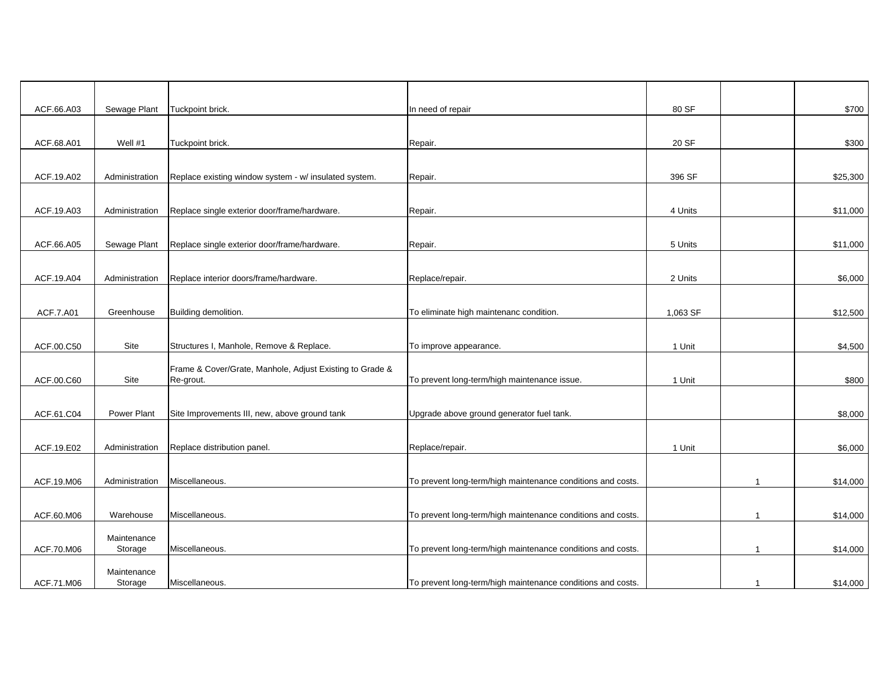| | | | | | | |
|---|---|---|---|---|---|---|
| ACF.66.A03 | Sewage Plant | Tuckpoint brick. | In need of repair | 80 SF | | $700 |
| ACF.68.A01 | Well #1 | Tuckpoint brick. | Repair. | 20 SF | | $300 |
| ACF.19.A02 | Administration | Replace existing window system - w/ insulated system. | Repair. | 396 SF | | $25,300 |
| ACF.19.A03 | Administration | Replace single exterior door/frame/hardware. | Repair. | 4 Units | | $11,000 |
| ACF.66.A05 | Sewage Plant | Replace single exterior door/frame/hardware. | Repair. | 5 Units | | $11,000 |
| ACF.19.A04 | Administration | Replace interior doors/frame/hardware. | Replace/repair. | 2 Units | | $6,000 |
| ACF.7.A01 | Greenhouse | Building demolition. | To eliminate high maintenanc condition. | 1,063 SF | | $12,500 |
| ACF.00.C50 | Site | Structures I, Manhole, Remove & Replace. | To improve appearance. | 1 Unit | | $4,500 |
| ACF.00.C60 | Site | Frame & Cover/Grate, Manhole, Adjust Existing to Grade & Re-grout. | To prevent long-term/high maintenance issue. | 1 Unit | | $800 |
| ACF.61.C04 | Power Plant | Site Improvements III, new, above ground tank | Upgrade above ground generator fuel tank. | | | $8,000 |
| ACF.19.E02 | Administration | Replace distribution panel. | Replace/repair. | 1 Unit | | $6,000 |
| ACF.19.M06 | Administration | Miscellaneous. | To prevent long-term/high maintenance conditions and costs. | | 1 | $14,000 |
| ACF.60.M06 | Warehouse | Miscellaneous. | To prevent long-term/high maintenance conditions and costs. | | 1 | $14,000 |
| ACF.70.M06 | Maintenance Storage | Miscellaneous. | To prevent long-term/high maintenance conditions and costs. | | 1 | $14,000 |
| ACF.71.M06 | Maintenance Storage | Miscellaneous. | To prevent long-term/high maintenance conditions and costs. | | 1 | $14,000 |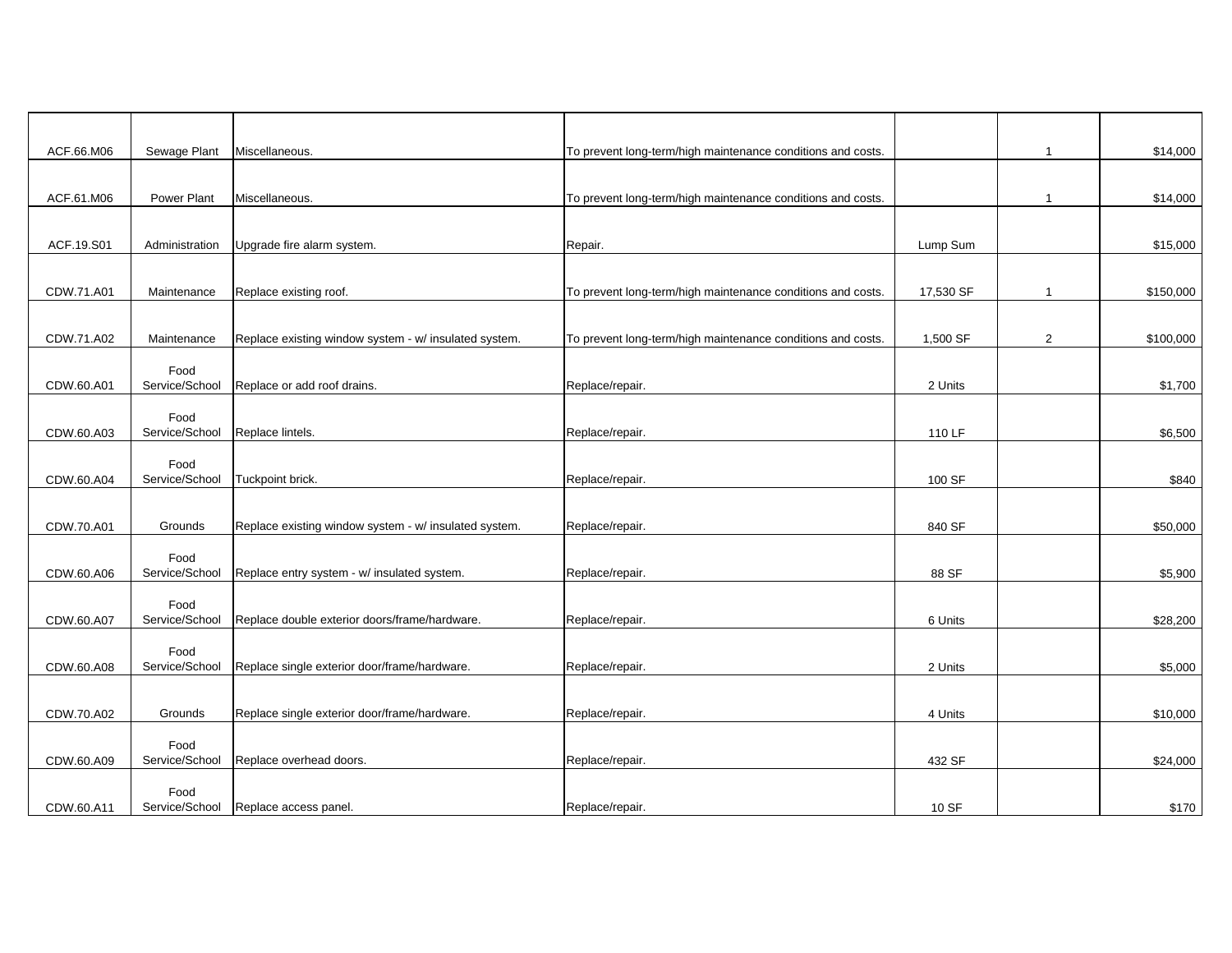| | | | | | | |
|---|---|---|---|---|---|---|
| ACF.66.M06 | Sewage Plant | Miscellaneous. | To prevent long-term/high maintenance conditions and costs. | | 1 | $14,000 |
| ACF.61.M06 | Power Plant | Miscellaneous. | To prevent long-term/high maintenance conditions and costs. | | 1 | $14,000 |
| ACF.19.S01 | Administration | Upgrade fire alarm system. | Repair. | Lump Sum | | $15,000 |
| CDW.71.A01 | Maintenance | Replace existing roof. | To prevent long-term/high maintenance conditions and costs. | 17,530 SF | 1 | $150,000 |
| CDW.71.A02 | Maintenance | Replace existing window system - w/ insulated system. | To prevent long-term/high maintenance conditions and costs. | 1,500 SF | 2 | $100,000 |
| CDW.60.A01 | Food Service/School | Replace or add roof drains. | Replace/repair. | 2 Units | | $1,700 |
| CDW.60.A03 | Food Service/School | Replace lintels. | Replace/repair. | 110 LF | | $6,500 |
| CDW.60.A04 | Food Service/School | Tuckpoint brick. | Replace/repair. | 100 SF | | $840 |
| CDW.70.A01 | Grounds | Replace existing window system - w/ insulated system. | Replace/repair. | 840 SF | | $50,000 |
| CDW.60.A06 | Food Service/School | Replace entry system - w/ insulated system. | Replace/repair. | 88 SF | | $5,900 |
| CDW.60.A07 | Food Service/School | Replace double exterior doors/frame/hardware. | Replace/repair. | 6 Units | | $28,200 |
| CDW.60.A08 | Food Service/School | Replace single exterior door/frame/hardware. | Replace/repair. | 2 Units | | $5,000 |
| CDW.70.A02 | Grounds | Replace single exterior door/frame/hardware. | Replace/repair. | 4 Units | | $10,000 |
| CDW.60.A09 | Food Service/School | Replace overhead doors. | Replace/repair. | 432 SF | | $24,000 |
| CDW.60.A11 | Food Service/School | Replace access panel. | Replace/repair. | 10 SF | | $170 |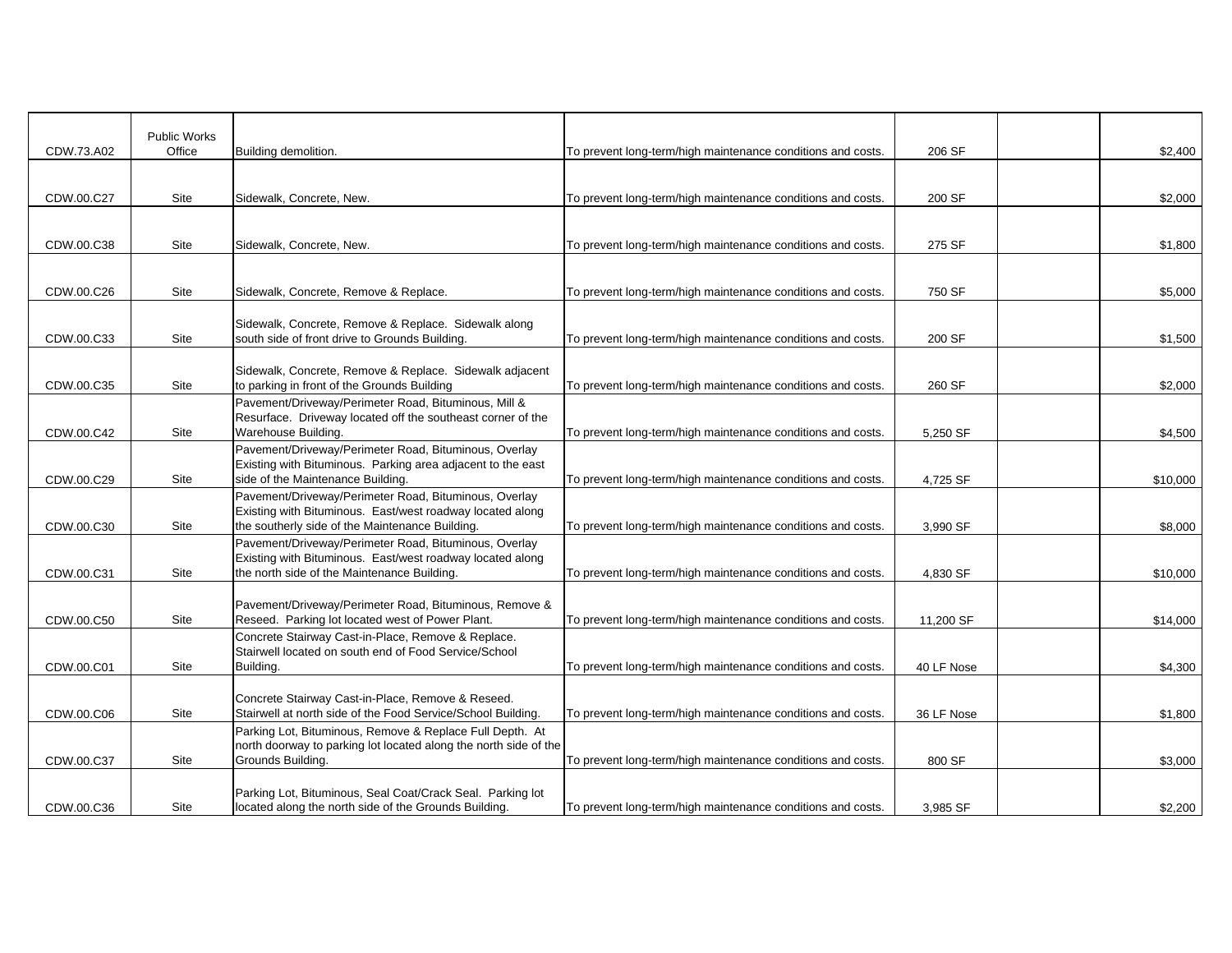| | | | | | | |
|---|---|---|---|---|---|---|
| CDW.73.A02 | Public Works Office | Building demolition. | To prevent long-term/high maintenance conditions and costs. | 206 SF | | $2,400 |
| CDW.00.C27 | Site | Sidewalk, Concrete, New. | To prevent long-term/high maintenance conditions and costs. | 200 SF | | $2,000 |
| CDW.00.C38 | Site | Sidewalk, Concrete, New. | To prevent long-term/high maintenance conditions and costs. | 275 SF | | $1,800 |
| CDW.00.C26 | Site | Sidewalk, Concrete, Remove & Replace. | To prevent long-term/high maintenance conditions and costs. | 750 SF | | $5,000 |
| CDW.00.C33 | Site | Sidewalk, Concrete, Remove & Replace. Sidewalk along south side of front drive to Grounds Building. | To prevent long-term/high maintenance conditions and costs. | 200 SF | | $1,500 |
| CDW.00.C35 | Site | Sidewalk, Concrete, Remove & Replace. Sidewalk adjacent to parking in front of the Grounds Building | To prevent long-term/high maintenance conditions and costs. | 260 SF | | $2,000 |
| CDW.00.C42 | Site | Pavement/Driveway/Perimeter Road, Bituminous, Mill & Resurface. Driveway located off the southeast corner of the Warehouse Building. | To prevent long-term/high maintenance conditions and costs. | 5,250 SF | | $4,500 |
| CDW.00.C29 | Site | Pavement/Driveway/Perimeter Road, Bituminous, Overlay Existing with Bituminous. Parking area adjacent to the east side of the Maintenance Building. | To prevent long-term/high maintenance conditions and costs. | 4,725 SF | | $10,000 |
| CDW.00.C30 | Site | Pavement/Driveway/Perimeter Road, Bituminous, Overlay Existing with Bituminous. East/west roadway located along the southerly side of the Maintenance Building. | To prevent long-term/high maintenance conditions and costs. | 3,990 SF | | $8,000 |
| CDW.00.C31 | Site | Pavement/Driveway/Perimeter Road, Bituminous, Overlay Existing with Bituminous. East/west roadway located along the north side of the Maintenance Building. | To prevent long-term/high maintenance conditions and costs. | 4,830 SF | | $10,000 |
| CDW.00.C50 | Site | Pavement/Driveway/Perimeter Road, Bituminous, Remove & Reseed. Parking lot located west of Power Plant. | To prevent long-term/high maintenance conditions and costs. | 11,200 SF | | $14,000 |
| CDW.00.C01 | Site | Concrete Stairway Cast-in-Place, Remove & Replace. Stairwell located on south end of Food Service/School Building. | To prevent long-term/high maintenance conditions and costs. | 40 LF Nose | | $4,300 |
| CDW.00.C06 | Site | Concrete Stairway Cast-in-Place, Remove & Reseed. Stairwell at north side of the Food Service/School Building. | To prevent long-term/high maintenance conditions and costs. | 36 LF Nose | | $1,800 |
| CDW.00.C37 | Site | Parking Lot, Bituminous, Remove & Replace Full Depth. At north doorway to parking lot located along the north side of the Grounds Building. | To prevent long-term/high maintenance conditions and costs. | 800 SF | | $3,000 |
| CDW.00.C36 | Site | Parking Lot, Bituminous, Seal Coat/Crack Seal. Parking lot located along the north side of the Grounds Building. | To prevent long-term/high maintenance conditions and costs. | 3,985 SF | | $2,200 |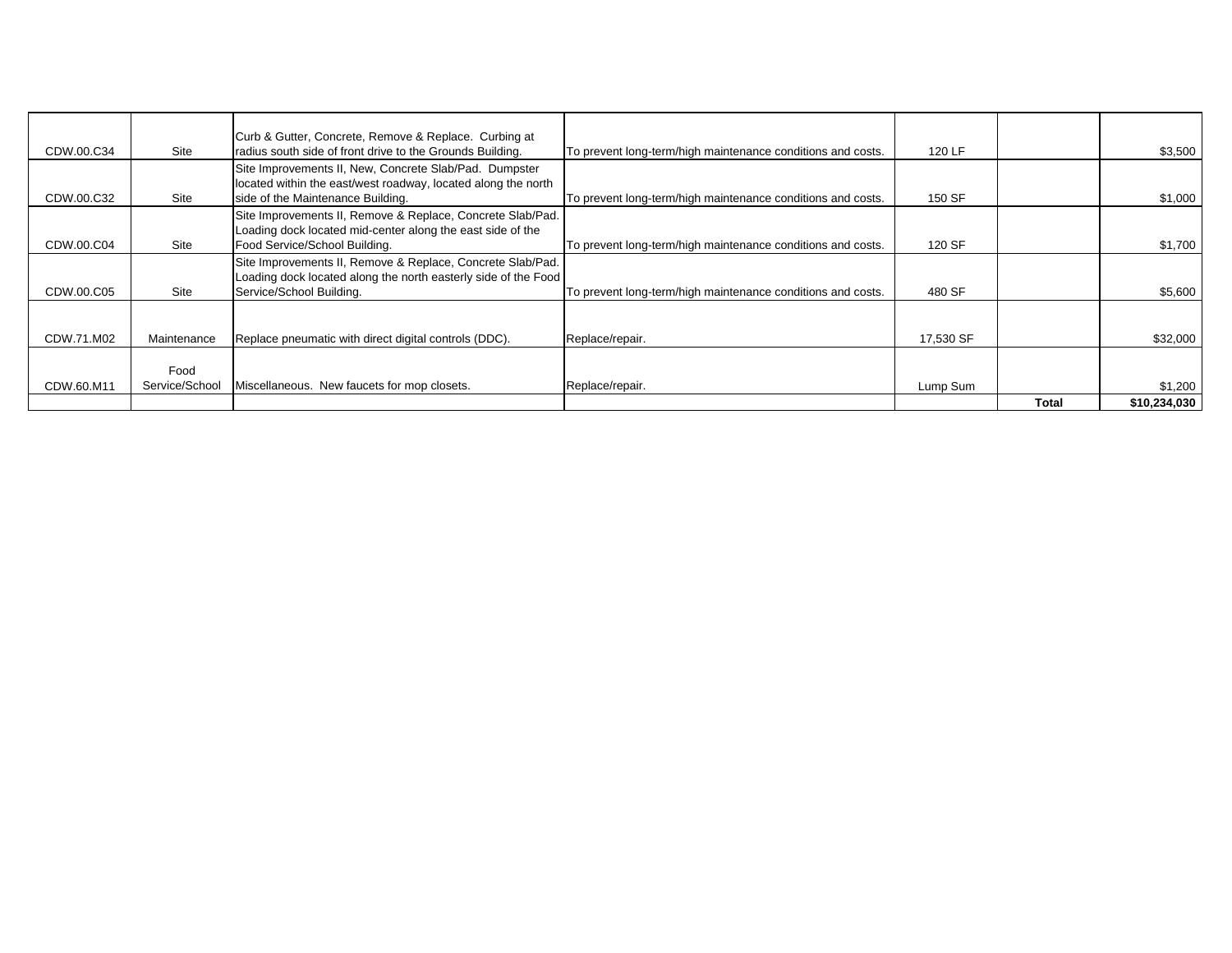| | | | | | | |
|---|---|---|---|---|---|---|
| CDW.00.C34 | Site | Curb & Gutter, Concrete, Remove & Replace. Curbing at radius south side of front drive to the Grounds Building. | To prevent long-term/high maintenance conditions and costs. | 120 LF | | $3,500 |
| CDW.00.C32 | Site | Site Improvements II, New, Concrete Slab/Pad. Dumpster located within the east/west roadway, located along the north side of the Maintenance Building. | To prevent long-term/high maintenance conditions and costs. | 150 SF | | $1,000 |
| CDW.00.C04 | Site | Site Improvements II, Remove & Replace, Concrete Slab/Pad. Loading dock located mid-center along the east side of the Food Service/School Building. | To prevent long-term/high maintenance conditions and costs. | 120 SF | | $1,700 |
| CDW.00.C05 | Site | Site Improvements II, Remove & Replace, Concrete Slab/Pad. Loading dock located along the north easterly side of the Food Service/School Building. | To prevent long-term/high maintenance conditions and costs. | 480 SF | | $5,600 |
| CDW.71.M02 | Maintenance | Replace pneumatic with direct digital controls (DDC). | Replace/repair. | 17,530 SF | | $32,000 |
| CDW.60.M11 | Food Service/School | Miscellaneous. New faucets for mop closets. | Replace/repair. | Lump Sum | | $1,200 |
| | | | | | **Total** | **$10,234,030** |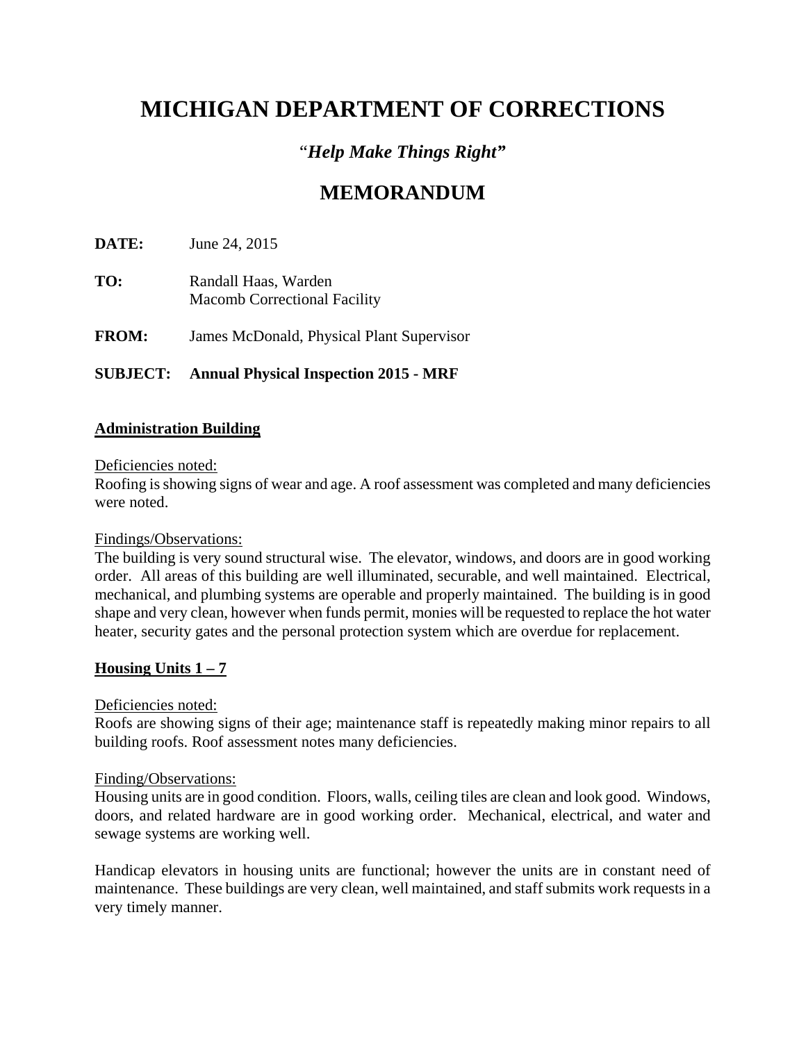# MICHIGAN DEPARTMENT OF CORRECTIONS

### "*Help Make Things Right*"

## MEMORANDUM

**DATE:** June 24, 2015

**TO:** Randall Haas, Warden
Macomb Correctional Facility

**FROM:** James McDonald, Physical Plant Supervisor

**SUBJECT: Annual Physical Inspection 2015 - MRF**

**Administration Building**

Deficiencies noted:
Roofing is showing signs of wear and age. A roof assessment was completed and many deficiencies were noted.

Findings/Observations:
The building is very sound structural wise. The elevator, windows, and doors are in good working order. All areas of this building are well illuminated, securable, and well maintained. Electrical, mechanical, and plumbing systems are operable and properly maintained. The building is in good shape and very clean, however when funds permit, monies will be requested to replace the hot water heater, security gates and the personal protection system which are overdue for replacement.

**Housing Units 1 – 7**

Deficiencies noted:
Roofs are showing signs of their age; maintenance staff is repeatedly making minor repairs to all building roofs. Roof assessment notes many deficiencies.

Finding/Observations:
Housing units are in good condition. Floors, walls, ceiling tiles are clean and look good. Windows, doors, and related hardware are in good working order. Mechanical, electrical, and water and sewage systems are working well.

Handicap elevators in housing units are functional; however the units are in constant need of maintenance. These buildings are very clean, well maintained, and staff submits work requests in a very timely manner.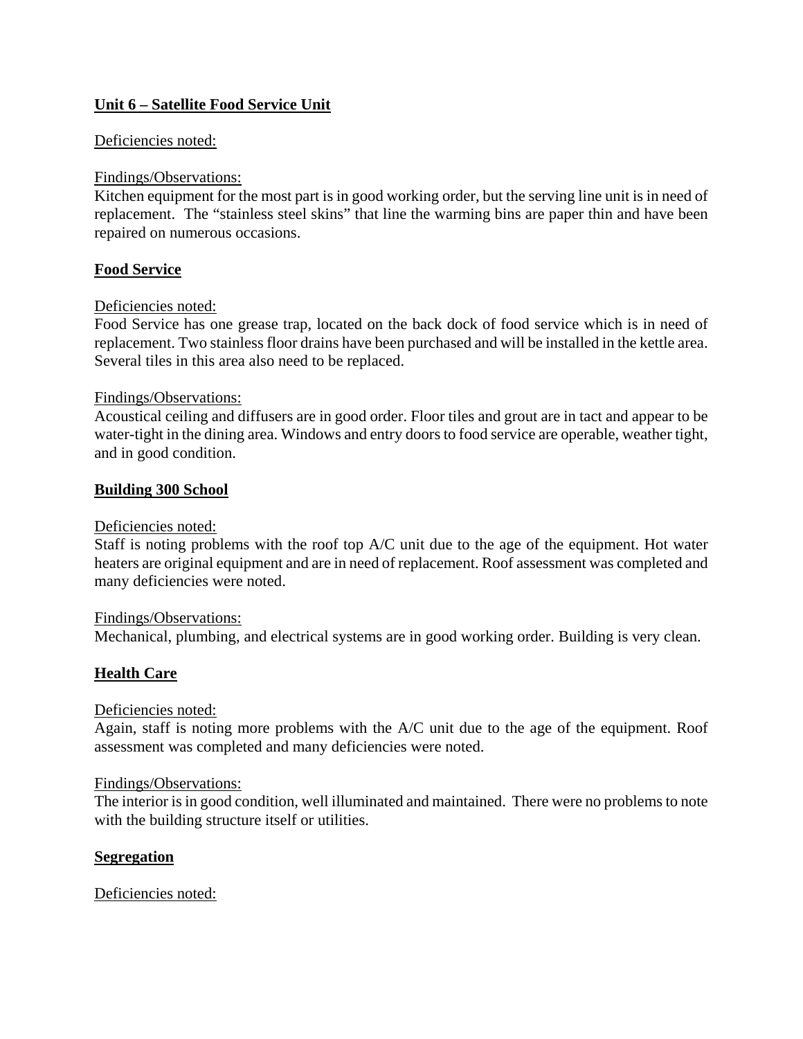**<u>Unit 6 – Satellite Food Service Unit</u>**

<u>Deficiencies noted:</u>

<u>Findings/Observations:</u>
Kitchen equipment for the most part is in good working order, but the serving line unit is in need of replacement. The "stainless steel skins" that line the warming bins are paper thin and have been repaired on numerous occasions.

**<u>Food Service</u>**

<u>Deficiencies noted:</u>
Food Service has one grease trap, located on the back dock of food service which is in need of replacement. Two stainless floor drains have been purchased and will be installed in the kettle area. Several tiles in this area also need to be replaced.

<u>Findings/Observations:</u>
Acoustical ceiling and diffusers are in good order. Floor tiles and grout are in tact and appear to be water-tight in the dining area. Windows and entry doors to food service are operable, weather tight, and in good condition.

**<u>Building 300 School</u>**

<u>Deficiencies noted:</u>
Staff is noting problems with the roof top A/C unit due to the age of the equipment. Hot water heaters are original equipment and are in need of replacement. Roof assessment was completed and many deficiencies were noted.

<u>Findings/Observations:</u>
Mechanical, plumbing, and electrical systems are in good working order. Building is very clean.

**<u>Health Care</u>**

<u>Deficiencies noted:</u>
Again, staff is noting more problems with the A/C unit due to the age of the equipment. Roof assessment was completed and many deficiencies were noted.

<u>Findings/Observations:</u>
The interior is in good condition, well illuminated and maintained. There were no problems to note with the building structure itself or utilities.

**<u>Segregation</u>**

<u>Deficiencies noted:</u>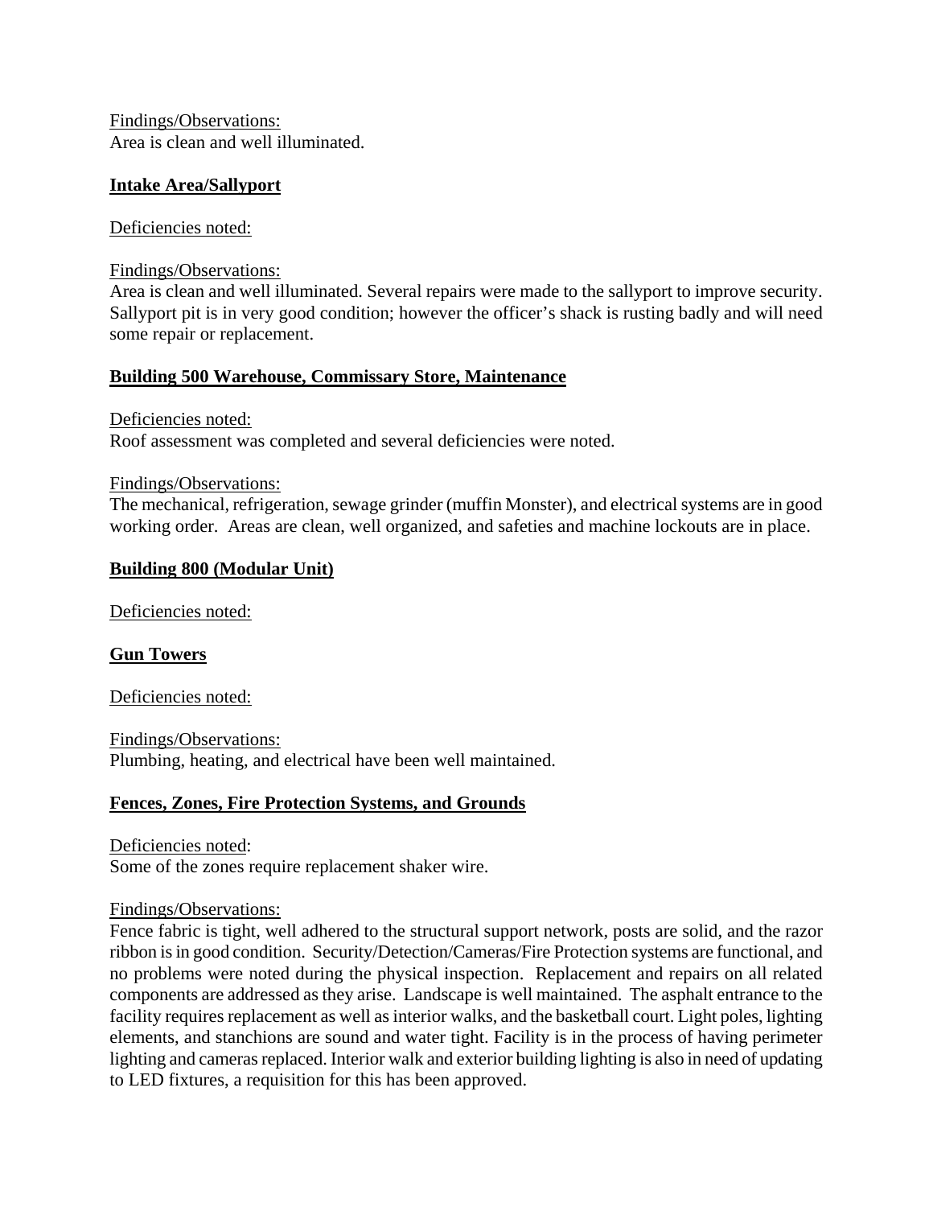Findings/Observations:
Area is clean and well illuminated.

**Intake Area/Sallyport**

Deficiencies noted:

Findings/Observations:
Area is clean and well illuminated. Several repairs were made to the sallyport to improve security. Sallyport pit is in very good condition; however the officer's shack is rusting badly and will need some repair or replacement.

**Building 500 Warehouse, Commissary Store, Maintenance**

Deficiencies noted:
Roof assessment was completed and several deficiencies were noted.

Findings/Observations:
The mechanical, refrigeration, sewage grinder (muffin Monster), and electrical systems are in good working order. Areas are clean, well organized, and safeties and machine lockouts are in place.

**Building 800 (Modular Unit)**

Deficiencies noted:

**Gun Towers**

Deficiencies noted:

Findings/Observations:
Plumbing, heating, and electrical have been well maintained.

**Fences, Zones, Fire Protection Systems, and Grounds**

Deficiencies noted:
Some of the zones require replacement shaker wire.

Findings/Observations:
Fence fabric is tight, well adhered to the structural support network, posts are solid, and the razor ribbon is in good condition. Security/Detection/Cameras/Fire Protection systems are functional, and no problems were noted during the physical inspection. Replacement and repairs on all related components are addressed as they arise. Landscape is well maintained. The asphalt entrance to the facility requires replacement as well as interior walks, and the basketball court. Light poles, lighting elements, and stanchions are sound and water tight. Facility is in the process of having perimeter lighting and cameras replaced. Interior walk and exterior building lighting is also in need of updating to LED fixtures, a requisition for this has been approved.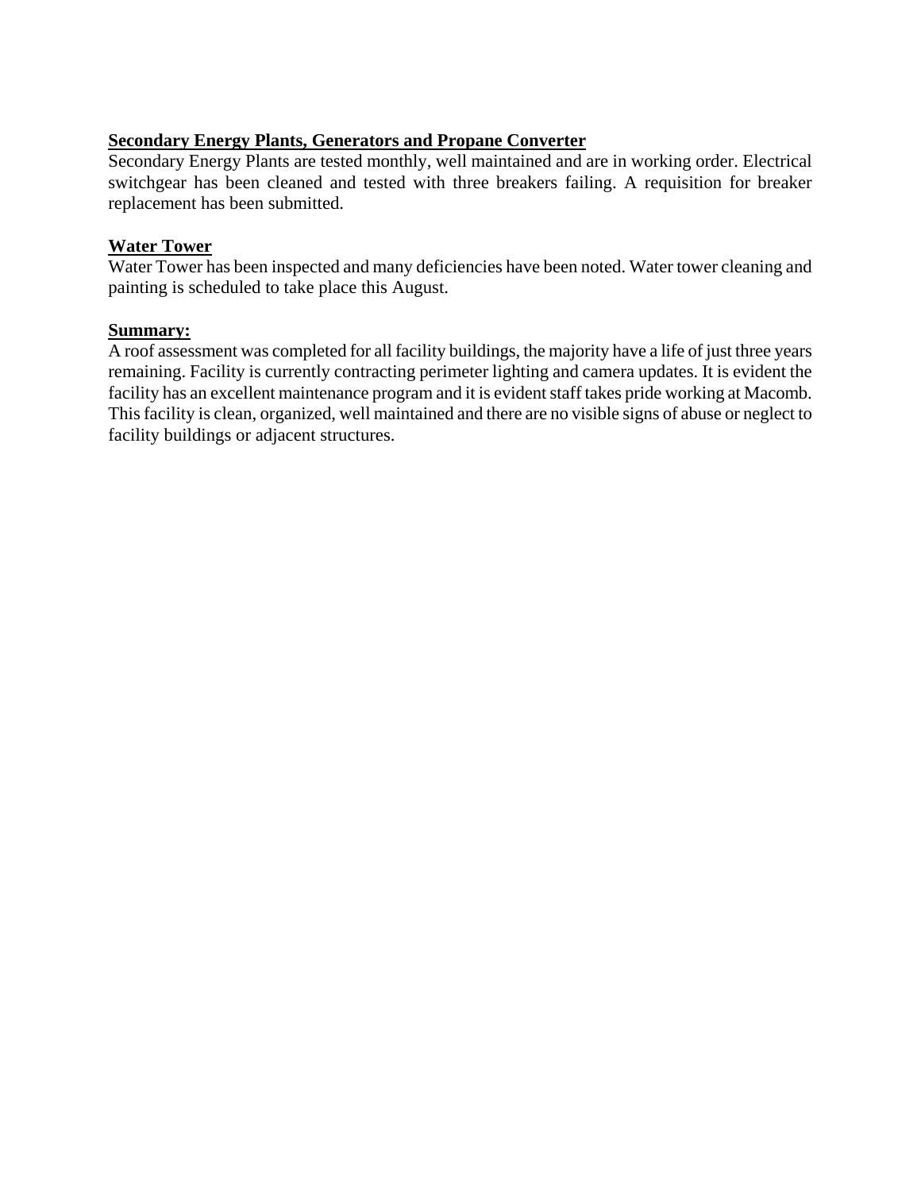**Secondary Energy Plants, Generators and Propane Converter**

Secondary Energy Plants are tested monthly, well maintained and are in working order. Electrical switchgear has been cleaned and tested with three breakers failing. A requisition for breaker replacement has been submitted.

**Water Tower**

Water Tower has been inspected and many deficiencies have been noted. Water tower cleaning and painting is scheduled to take place this August.

**Summary:**

A roof assessment was completed for all facility buildings, the majority have a life of just three years remaining. Facility is currently contracting perimeter lighting and camera updates. It is evident the facility has an excellent maintenance program and it is evident staff takes pride working at Macomb. This facility is clean, organized, well maintained and there are no visible signs of abuse or neglect to facility buildings or adjacent structures.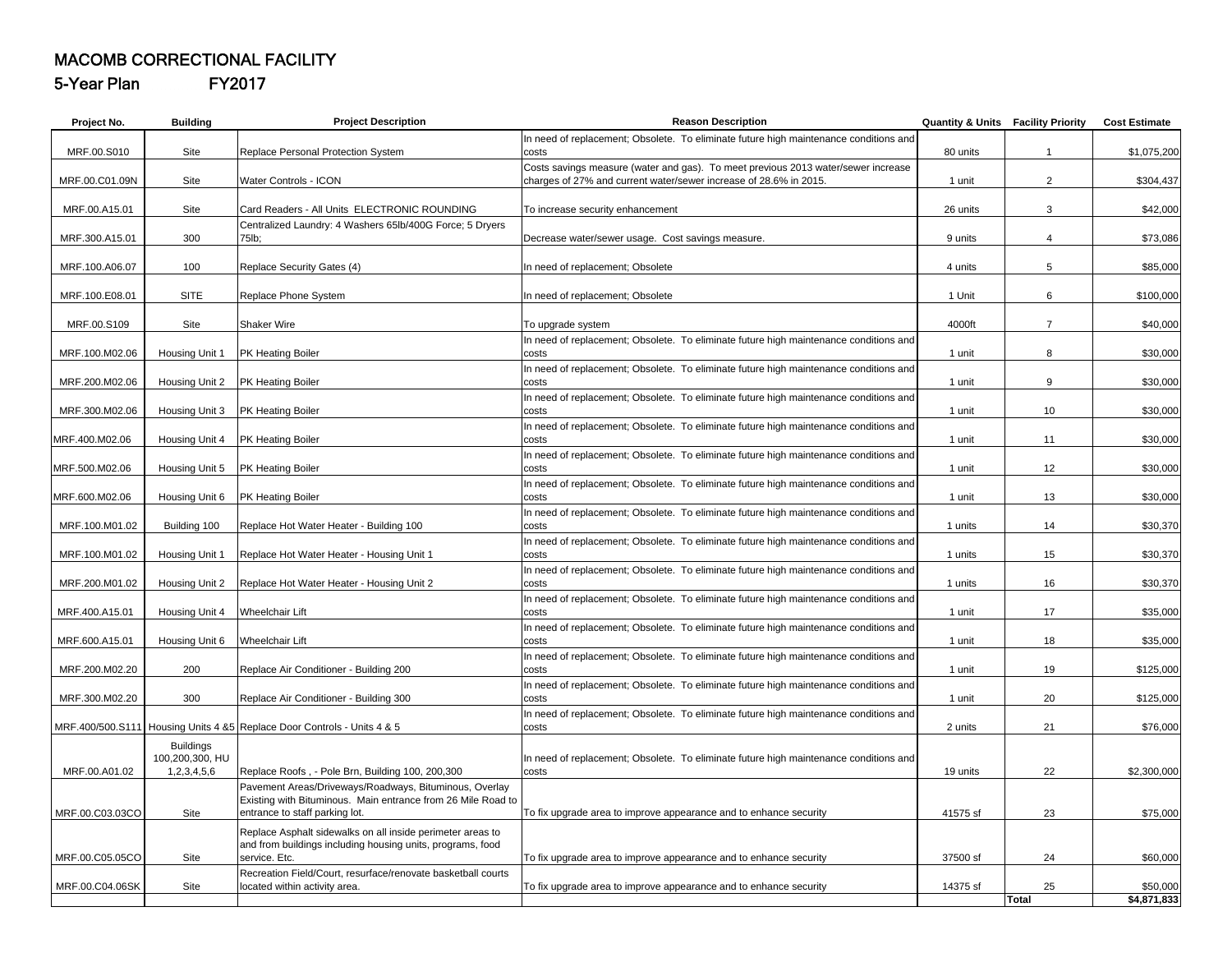# MACOMB CORRECTIONAL FACILITY

## 5-Year Plan FY2017

| Project No. | Building | Project Description | Reason Description | Quantity & Units | Facility Priority | Cost Estimate |
|---|---|---|---|---|---|---|
| MRF.00.S010 | Site | Replace Personal Protection System | In need of replacement; Obsolete. To eliminate future high maintenance conditions and costs | 80 units | 1 | $1,075,200 |
| MRF.00.C01.09N | Site | Water Controls - ICON | Costs savings measure (water and gas). To meet previous 2013 water/sewer increase charges of 27% and current water/sewer increase of 28.6% in 2015. | 1 unit | 2 | $304,437 |
| MRF.00.A15.01 | Site | Card Readers - All Units ELECTRONIC ROUNDING | To increase security enhancement | 26 units | 3 | $42,000 |
| MRF.300.A15.01 | 300 | Centralized Laundry: 4 Washers 65lb/400G Force; 5 Dryers 75lb; | Decrease water/sewer usage. Cost savings measure. | 9 units | 4 | $73,086 |
| MRF.100.A06.07 | 100 | Replace Security Gates (4) | In need of replacement; Obsolete | 4 units | 5 | $85,000 |
| MRF.100.E08.01 | SITE | Replace Phone System | In need of replacement; Obsolete | 1 Unit | 6 | $100,000 |
| MRF.00.S109 | Site | Shaker Wire | To upgrade system | 4000ft | 7 | $40,000 |
| MRF.100.M02.06 | Housing Unit 1 | PK Heating Boiler | In need of replacement; Obsolete. To eliminate future high maintenance conditions and costs | 1 unit | 8 | $30,000 |
| MRF.200.M02.06 | Housing Unit 2 | PK Heating Boiler | In need of replacement; Obsolete. To eliminate future high maintenance conditions and costs | 1 unit | 9 | $30,000 |
| MRF.300.M02.06 | Housing Unit 3 | PK Heating Boiler | In need of replacement; Obsolete. To eliminate future high maintenance conditions and costs | 1 unit | 10 | $30,000 |
| MRF.400.M02.06 | Housing Unit 4 | PK Heating Boiler | In need of replacement; Obsolete. To eliminate future high maintenance conditions and costs | 1 unit | 11 | $30,000 |
| MRF.500.M02.06 | Housing Unit 5 | PK Heating Boiler | In need of replacement; Obsolete. To eliminate future high maintenance conditions and costs | 1 unit | 12 | $30,000 |
| MRF.600.M02.06 | Housing Unit 6 | PK Heating Boiler | In need of replacement; Obsolete. To eliminate future high maintenance conditions and costs | 1 unit | 13 | $30,000 |
| MRF.100.M01.02 | Building 100 | Replace Hot Water Heater - Building 100 | In need of replacement; Obsolete. To eliminate future high maintenance conditions and costs | 1 units | 14 | $30,370 |
| MRF.100.M01.02 | Housing Unit 1 | Replace Hot Water Heater - Housing Unit 1 | In need of replacement; Obsolete. To eliminate future high maintenance conditions and costs | 1 units | 15 | $30,370 |
| MRF.200.M01.02 | Housing Unit 2 | Replace Hot Water Heater - Housing Unit 2 | In need of replacement; Obsolete. To eliminate future high maintenance conditions and costs | 1 units | 16 | $30,370 |
| MRF.400.A15.01 | Housing Unit 4 | Wheelchair Lift | In need of replacement; Obsolete. To eliminate future high maintenance conditions and costs | 1 unit | 17 | $35,000 |
| MRF.600.A15.01 | Housing Unit 6 | Wheelchair Lift | In need of replacement; Obsolete. To eliminate future high maintenance conditions and costs | 1 unit | 18 | $35,000 |
| MRF.200.M02.20 | 200 | Replace Air Conditioner - Building 200 | In need of replacement; Obsolete. To eliminate future high maintenance conditions and costs | 1 unit | 19 | $125,000 |
| MRF.300.M02.20 | 300 | Replace Air Conditioner - Building 300 | In need of replacement; Obsolete. To eliminate future high maintenance conditions and costs | 1 unit | 20 | $125,000 |
| MRF.400/500.S111 | Housing Units 4 &5 | Replace Door Controls - Units 4 & 5 | In need of replacement; Obsolete. To eliminate future high maintenance conditions and costs | 2 units | 21 | $76,000 |
| MRF.00.A01.02 | Buildings 100,200,300, HU 1,2,3,4,5,6 | Replace Roofs , - Pole Brn, Building 100, 200,300 | In need of replacement; Obsolete. To eliminate future high maintenance conditions and costs | 19 units | 22 | $2,300,000 |
| MRF.00.C03.03CO | Site | Pavement Areas/Driveways/Roadways, Bituminous, Overlay Existing with Bituminous. Main entrance from 26 Mile Road to entrance to staff parking lot. | To fix upgrade area to improve appearance and to enhance security | 41575 sf | 23 | $75,000 |
| MRF.00.C05.05CO | Site | Replace Asphalt sidewalks on all inside perimeter areas to and from buildings including housing units, programs, food service. Etc. | To fix upgrade area to improve appearance and to enhance security | 37500 sf | 24 | $60,000 |
| MRF.00.C04.06SK | Site | Recreation Field/Court, resurface/renovate basketball courts located within activity area. | To fix upgrade area to improve appearance and to enhance security | 14375 sf | 25 | $50,000 |
| | | | | | **Total** | **$4,871,833** |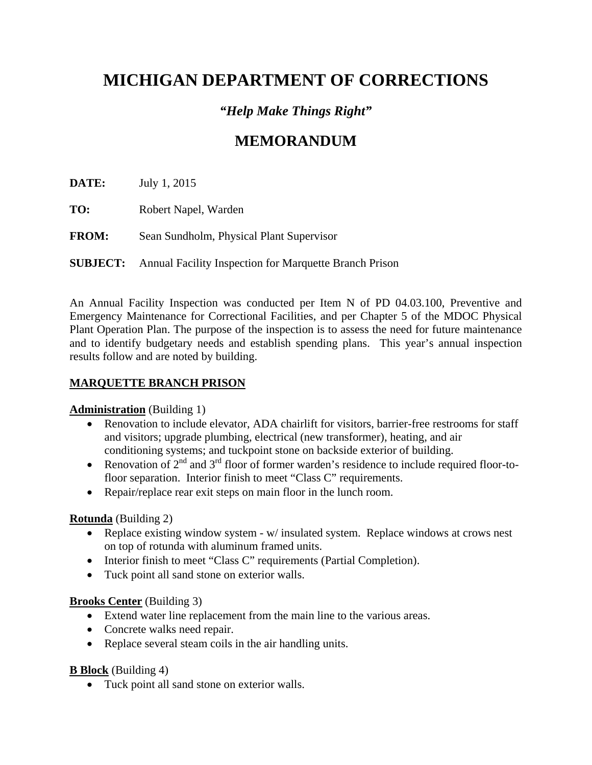# MICHIGAN DEPARTMENT OF CORRECTIONS

### *"Help Make Things Right"*

## MEMORANDUM

**DATE:** July 1, 2015

**TO:** Robert Napel, Warden

**FROM:** Sean Sundholm, Physical Plant Supervisor

**SUBJECT:** Annual Facility Inspection for Marquette Branch Prison

An Annual Facility Inspection was conducted per Item N of PD 04.03.100, Preventive and Emergency Maintenance for Correctional Facilities, and per Chapter 5 of the MDOC Physical Plant Operation Plan. The purpose of the inspection is to assess the need for future maintenance and to identify budgetary needs and establish spending plans. This year's annual inspection results follow and are noted by building.

**MARQUETTE BRANCH PRISON**

**Administration** (Building 1)

- Renovation to include elevator, ADA chairlift for visitors, barrier-free restrooms for staff and visitors; upgrade plumbing, electrical (new transformer), heating, and air conditioning systems; and tuckpoint stone on backside exterior of building.
- Renovation of 2nd and 3rd floor of former warden's residence to include required floor-to-floor separation. Interior finish to meet "Class C" requirements.
- Repair/replace rear exit steps on main floor in the lunch room.

**Rotunda** (Building 2)

- Replace existing window system - w/ insulated system. Replace windows at crows nest on top of rotunda with aluminum framed units.
- Interior finish to meet "Class C" requirements (Partial Completion).
- Tuck point all sand stone on exterior walls.

**Brooks Center** (Building 3)

- Extend water line replacement from the main line to the various areas.
- Concrete walks need repair.
- Replace several steam coils in the air handling units.

**B Block** (Building 4)

- Tuck point all sand stone on exterior walls.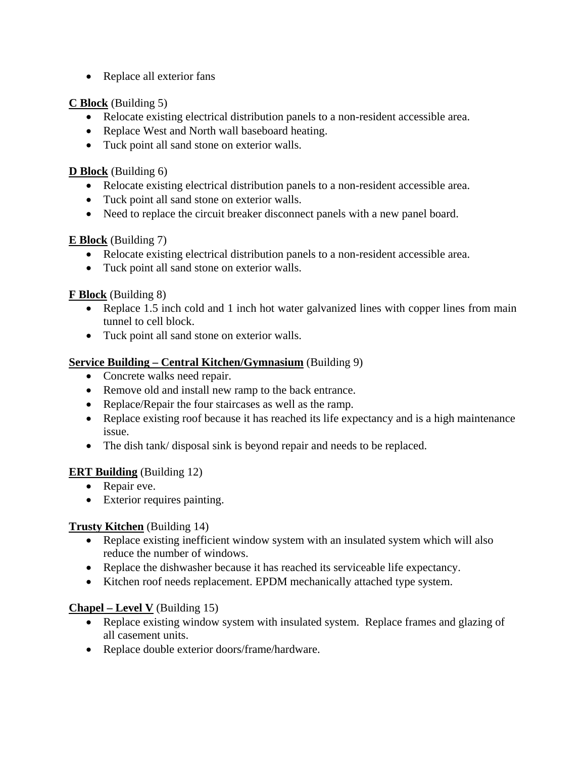- Replace all exterior fans

**<u>C Block</u>** (Building 5)

- Relocate existing electrical distribution panels to a non-resident accessible area.
- Replace West and North wall baseboard heating.
- Tuck point all sand stone on exterior walls.

**<u>D Block</u>** (Building 6)

- Relocate existing electrical distribution panels to a non-resident accessible area.
- Tuck point all sand stone on exterior walls.
- Need to replace the circuit breaker disconnect panels with a new panel board.

**<u>E Block</u>** (Building 7)

- Relocate existing electrical distribution panels to a non-resident accessible area.
- Tuck point all sand stone on exterior walls.

**<u>F Block</u>** (Building 8)

- Replace 1.5 inch cold and 1 inch hot water galvanized lines with copper lines from main tunnel to cell block.
- Tuck point all sand stone on exterior walls.

**<u>Service Building – Central Kitchen/Gymnasium</u>** (Building 9)

- Concrete walks need repair.
- Remove old and install new ramp to the back entrance.
- Replace/Repair the four staircases as well as the ramp.
- Replace existing roof because it has reached its life expectancy and is a high maintenance issue.
- The dish tank/ disposal sink is beyond repair and needs to be replaced.

**<u>ERT Building</u>** (Building 12)

- Repair eve.
- Exterior requires painting.

**<u>Trusty Kitchen</u>** (Building 14)

- Replace existing inefficient window system with an insulated system which will also reduce the number of windows.
- Replace the dishwasher because it has reached its serviceable life expectancy.
- Kitchen roof needs replacement. EPDM mechanically attached type system.

**<u>Chapel – Level V</u>** (Building 15)

- Replace existing window system with insulated system. Replace frames and glazing of all casement units.
- Replace double exterior doors/frame/hardware.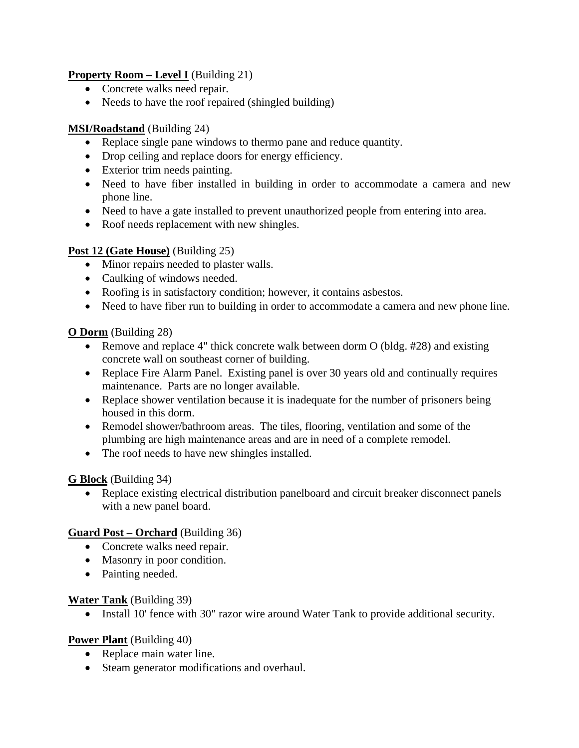**Property Room – Level I** (Building 21)

- Concrete walks need repair.
- Needs to have the roof repaired (shingled building)

**MSI/Roadstand** (Building 24)

- Replace single pane windows to thermo pane and reduce quantity.
- Drop ceiling and replace doors for energy efficiency.
- Exterior trim needs painting.
- Need to have fiber installed in building in order to accommodate a camera and new phone line.
- Need to have a gate installed to prevent unauthorized people from entering into area.
- Roof needs replacement with new shingles.

**Post 12 (Gate House)** (Building 25)

- Minor repairs needed to plaster walls.
- Caulking of windows needed.
- Roofing is in satisfactory condition; however, it contains asbestos.
- Need to have fiber run to building in order to accommodate a camera and new phone line.

**O Dorm** (Building 28)

- Remove and replace 4" thick concrete walk between dorm O (bldg. #28) and existing concrete wall on southeast corner of building.
- Replace Fire Alarm Panel. Existing panel is over 30 years old and continually requires maintenance. Parts are no longer available.
- Replace shower ventilation because it is inadequate for the number of prisoners being housed in this dorm.
- Remodel shower/bathroom areas. The tiles, flooring, ventilation and some of the plumbing are high maintenance areas and are in need of a complete remodel.
- The roof needs to have new shingles installed.

**G Block** (Building 34)

- Replace existing electrical distribution panelboard and circuit breaker disconnect panels with a new panel board.

**Guard Post – Orchard** (Building 36)

- Concrete walks need repair.
- Masonry in poor condition.
- Painting needed.

**Water Tank** (Building 39)

- Install 10' fence with 30" razor wire around Water Tank to provide additional security.

**Power Plant** (Building 40)

- Replace main water line.
- Steam generator modifications and overhaul.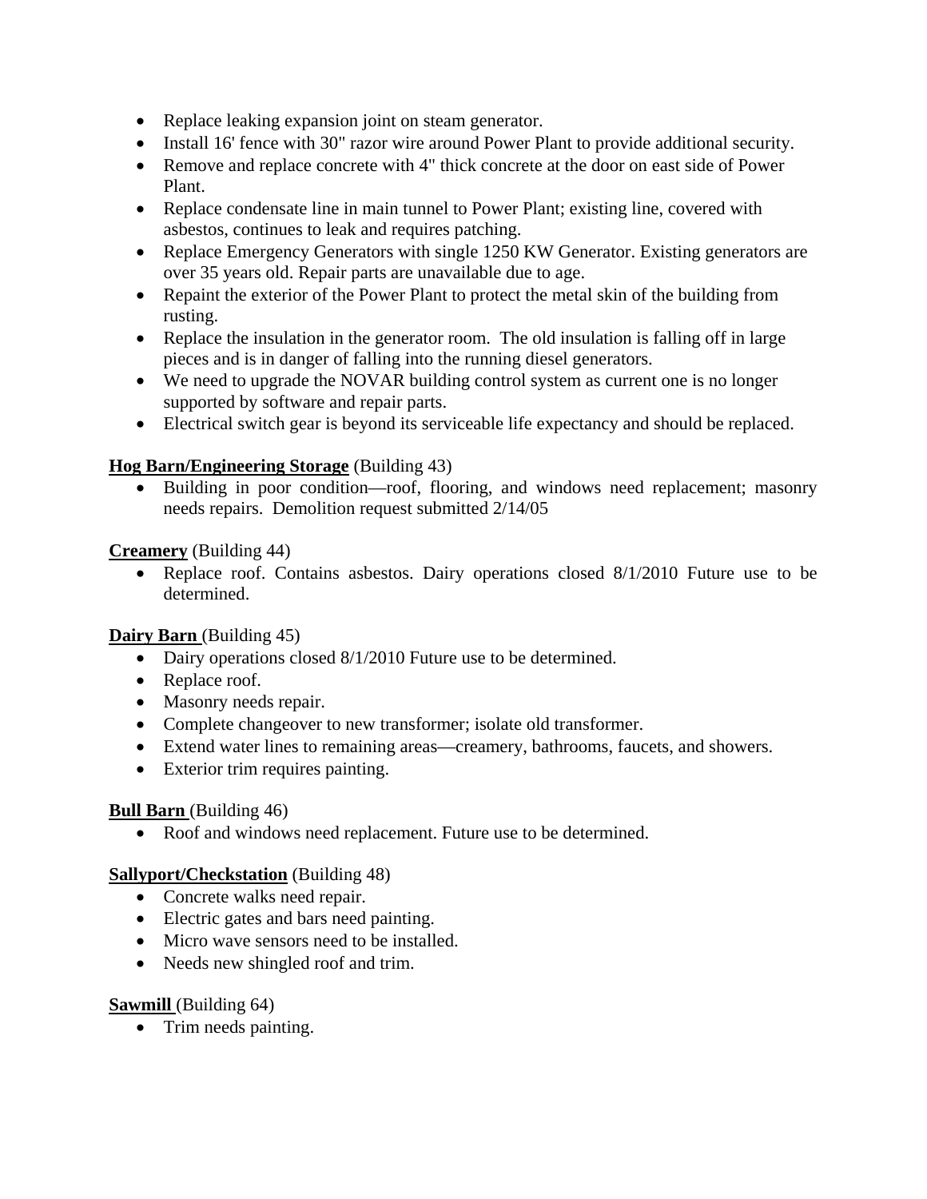- Replace leaking expansion joint on steam generator.
- Install 16' fence with 30" razor wire around Power Plant to provide additional security.
- Remove and replace concrete with 4" thick concrete at the door on east side of Power Plant.
- Replace condensate line in main tunnel to Power Plant; existing line, covered with asbestos, continues to leak and requires patching.
- Replace Emergency Generators with single 1250 KW Generator. Existing generators are over 35 years old. Repair parts are unavailable due to age.
- Repaint the exterior of the Power Plant to protect the metal skin of the building from rusting.
- Replace the insulation in the generator room. The old insulation is falling off in large pieces and is in danger of falling into the running diesel generators.
- We need to upgrade the NOVAR building control system as current one is no longer supported by software and repair parts.
- Electrical switch gear is beyond its serviceable life expectancy and should be replaced.

**Hog Barn/Engineering Storage** (Building 43)

- Building in poor condition—roof, flooring, and windows need replacement; masonry needs repairs. Demolition request submitted 2/14/05

**Creamery** (Building 44)

- Replace roof. Contains asbestos. Dairy operations closed 8/1/2010 Future use to be determined.

**Dairy Barn** (Building 45)

- Dairy operations closed 8/1/2010 Future use to be determined.
- Replace roof.
- Masonry needs repair.
- Complete changeover to new transformer; isolate old transformer.
- Extend water lines to remaining areas—creamery, bathrooms, faucets, and showers.
- Exterior trim requires painting.

**Bull Barn** (Building 46)

- Roof and windows need replacement. Future use to be determined.

**Sallyport/Checkstation** (Building 48)

- Concrete walks need repair.
- Electric gates and bars need painting.
- Micro wave sensors need to be installed.
- Needs new shingled roof and trim.

**Sawmill** (Building 64)

- Trim needs painting.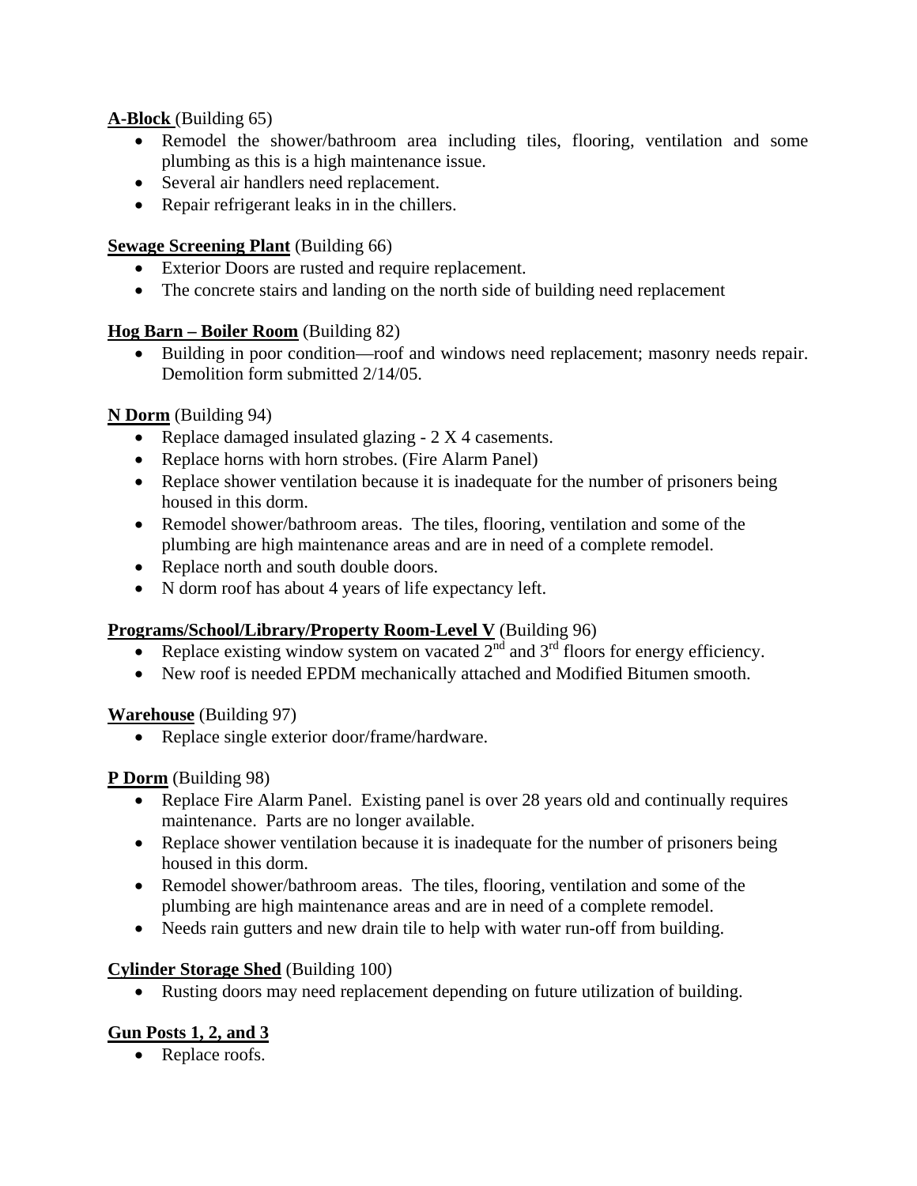**<u>A-Block</u>** (Building 65)

- Remodel the shower/bathroom area including tiles, flooring, ventilation and some plumbing as this is a high maintenance issue.
- Several air handlers need replacement.
- Repair refrigerant leaks in in the chillers.

**<u>Sewage Screening Plant</u>** (Building 66)

- Exterior Doors are rusted and require replacement.
- The concrete stairs and landing on the north side of building need replacement

**<u>Hog Barn – Boiler Room</u>** (Building 82)

- Building in poor condition—roof and windows need replacement; masonry needs repair. Demolition form submitted 2/14/05.

**<u>N Dorm</u>** (Building 94)

- Replace damaged insulated glazing - 2 X 4 casements.
- Replace horns with horn strobes. (Fire Alarm Panel)
- Replace shower ventilation because it is inadequate for the number of prisoners being housed in this dorm.
- Remodel shower/bathroom areas. The tiles, flooring, ventilation and some of the plumbing are high maintenance areas and are in need of a complete remodel.
- Replace north and south double doors.
- N dorm roof has about 4 years of life expectancy left.

**<u>Programs/School/Library/Property Room-Level V</u>** (Building 96)

- Replace existing window system on vacated 2nd and 3rd floors for energy efficiency.
- New roof is needed EPDM mechanically attached and Modified Bitumen smooth.

**<u>Warehouse</u>** (Building 97)

- Replace single exterior door/frame/hardware.

**<u>P Dorm</u>** (Building 98)

- Replace Fire Alarm Panel. Existing panel is over 28 years old and continually requires maintenance. Parts are no longer available.
- Replace shower ventilation because it is inadequate for the number of prisoners being housed in this dorm.
- Remodel shower/bathroom areas. The tiles, flooring, ventilation and some of the plumbing are high maintenance areas and are in need of a complete remodel.
- Needs rain gutters and new drain tile to help with water run-off from building.

**<u>Cylinder Storage Shed</u>** (Building 100)

- Rusting doors may need replacement depending on future utilization of building.

**<u>Gun Posts 1, 2, and 3</u>**

- Replace roofs.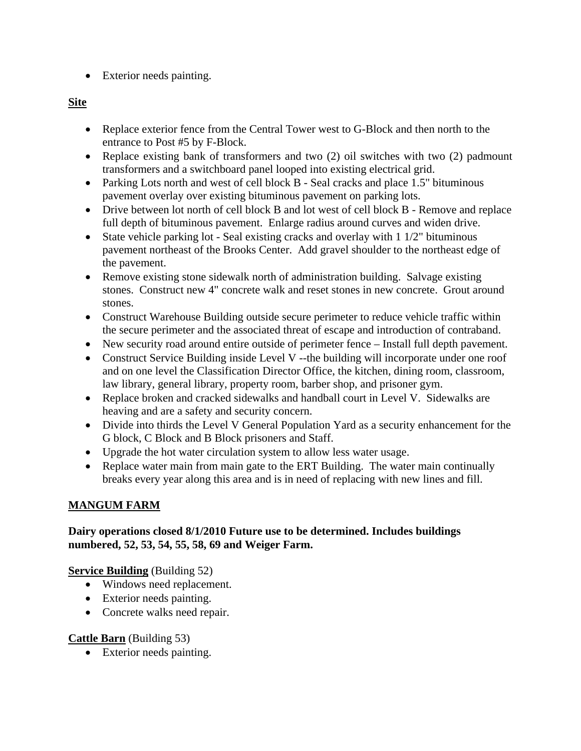- Exterior needs painting.

**Site**

- Replace exterior fence from the Central Tower west to G-Block and then north to the entrance to Post #5 by F-Block.
- Replace existing bank of transformers and two (2) oil switches with two (2) padmount transformers and a switchboard panel looped into existing electrical grid.
- Parking Lots north and west of cell block B - Seal cracks and place 1.5" bituminous pavement overlay over existing bituminous pavement on parking lots.
- Drive between lot north of cell block B and lot west of cell block B - Remove and replace full depth of bituminous pavement. Enlarge radius around curves and widen drive.
- State vehicle parking lot - Seal existing cracks and overlay with 1 1/2" bituminous pavement northeast of the Brooks Center. Add gravel shoulder to the northeast edge of the pavement.
- Remove existing stone sidewalk north of administration building. Salvage existing stones. Construct new 4" concrete walk and reset stones in new concrete. Grout around stones.
- Construct Warehouse Building outside secure perimeter to reduce vehicle traffic within the secure perimeter and the associated threat of escape and introduction of contraband.
- New security road around entire outside of perimeter fence – Install full depth pavement.
- Construct Service Building inside Level V --the building will incorporate under one roof and on one level the Classification Director Office, the kitchen, dining room, classroom, law library, general library, property room, barber shop, and prisoner gym.
- Replace broken and cracked sidewalks and handball court in Level V. Sidewalks are heaving and are a safety and security concern.
- Divide into thirds the Level V General Population Yard as a security enhancement for the G block, C Block and B Block prisoners and Staff.
- Upgrade the hot water circulation system to allow less water usage.
- Replace water main from main gate to the ERT Building. The water main continually breaks every year along this area and is in need of replacing with new lines and fill.

**MANGUM FARM**

**Dairy operations closed 8/1/2010 Future use to be determined. Includes buildings numbered, 52, 53, 54, 55, 58, 69 and Weiger Farm.**

**Service Building** (Building 52)

- Windows need replacement.
- Exterior needs painting.
- Concrete walks need repair.

**Cattle Barn** (Building 53)

- Exterior needs painting.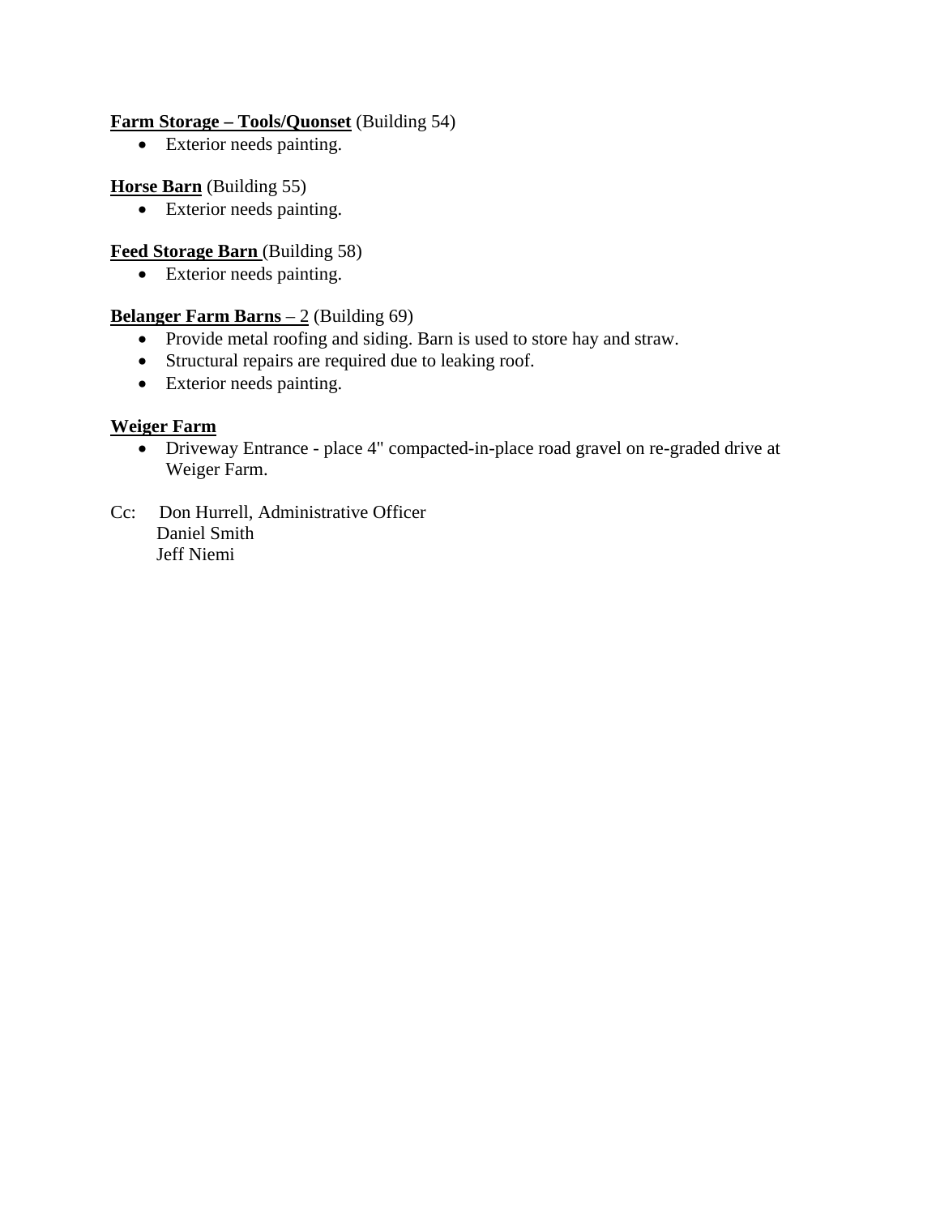**Farm Storage – Tools/Quonset** (Building 54)

- Exterior needs painting.

**Horse Barn** (Building 55)

- Exterior needs painting.

**Feed Storage Barn** (Building 58)

- Exterior needs painting.

**Belanger Farm Barns** – 2 (Building 69)

- Provide metal roofing and siding. Barn is used to store hay and straw.
- Structural repairs are required due to leaking roof.
- Exterior needs painting.

**Weiger Farm**

- Driveway Entrance - place 4" compacted-in-place road gravel on re-graded drive at Weiger Farm.

Cc: Don Hurrell, Administrative Officer
Daniel Smith
Jeff Niemi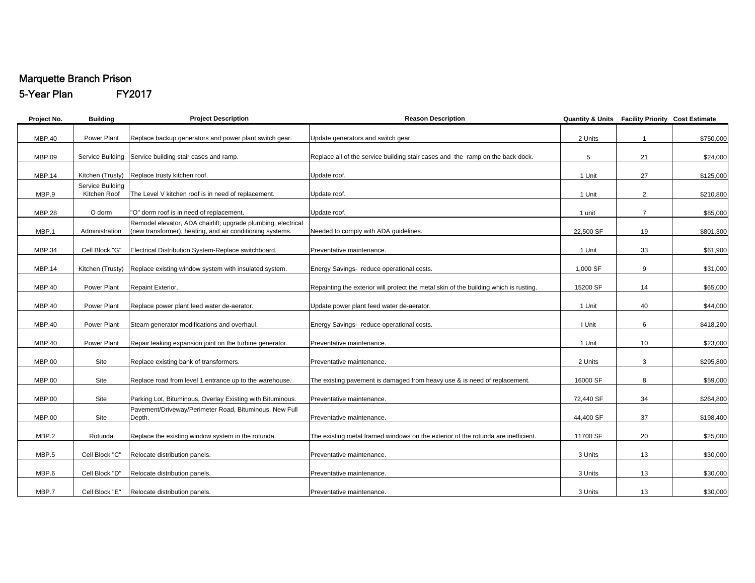# Marquette Branch Prison

## 5-Year Plan FY2017

| Project No. | Building | Project Description | Reason Description | Quantity & Units | Facility Priority | Cost Estimate |
|---|---|---|---|---|---|---|
| MBP.40 | Power Plant | Replace backup generators and power plant switch gear. | Update generators and switch gear. | 2 Units | 1 | $750,000 |
| MBP.09 | Service Building | Service building stair cases and ramp. | Replace all of the service building stair cases and the ramp on the back dock. | 5 | 21 | $24,000 |
| MBP.14 | Kitchen (Trusty) | Replace trusty kitchen roof. | Update roof. | 1 Unit | 27 | $125,000 |
| MBP.9 | Service Building Kitchen Roof | The Level V kitchen roof is in need of replacement. | Update roof. | 1 Unit | 2 | $210,800 |
| MBP.28 | O dorm | "O" dorm roof is in need of replacement. | Update roof. | 1 unit | 7 | $85,000 |
| MBP.1 | Administration | Remodel elevator, ADA chairlift; upgrade plumbing, electrical (new transformer), heating, and air conditioning systems. | Needed to comply with ADA guidelines. | 22,500 SF | 19 | $801,300 |
| MBP.34 | Cell Block "G" | Electrical Distribution System-Replace switchboard. | Preventative maintenance. | 1 Unit | 33 | $61,900 |
| MBP.14 | Kitchen (Trusty) | Replace existing window system with insulated system. | Energy Savings- reduce operational costs. | 1,000 SF | 9 | $31,000 |
| MBP.40 | Power Plant | Repaint Exterior. | Repainting the exterior will protect the metal skin of the building which is rusting. | 15200 SF | 14 | $65,000 |
| MBP.40 | Power Plant | Replace power plant feed water de-aerator. | Update power plant feed water de-aerator. | 1 Unit | 40 | $44,000 |
| MBP.40 | Power Plant | Steam generator modifications and overhaul. | Energy Savings- reduce operational costs. | I Unit | 6 | $418,200 |
| MBP.40 | Power Plant | Repair leaking expansion joint on the turbine generator. | Preventative maintenance. | 1 Unit | 10 | $23,000 |
| MBP.00 | Site | Replace existing bank of transformers. | Preventative maintenance. | 2 Units | 3 | $295,800 |
| MBP.00 | Site | Replace road from level 1 entrance up to the warehouse. | The existing pavement is damaged from heavy use & is need of replacement. | 16000 SF | 8 | $59,000 |
| MBP.00 | Site | Parking Lot, Bituminous, Overlay Existing with Bituminous. | Preventative maintenance. | 72,440 SF | 34 | $264,800 |
| MBP.00 | Site | Pavement/Driveway/Perimeter Road, Bituminous, New Full Depth. | Preventative maintenance. | 44,400 SF | 37 | $198,400 |
| MBP.2 | Rotunda | Replace the existing window system in the rotunda. | The existing metal framed windows on the exterior of the rotunda are inefficient. | 11700 SF | 20 | $25,000 |
| MBP.5 | Cell Block "C" | Relocate distribution panels. | Preventative maintenance. | 3 Units | 13 | $30,000 |
| MBP.6 | Cell Block "D" | Relocate distribution panels. | Preventative maintenance. | 3 Units | 13 | $30,000 |
| MBP.7 | Cell Block "E" | Relocate distribution panels. | Preventative maintenance. | 3 Units | 13 | $30,000 |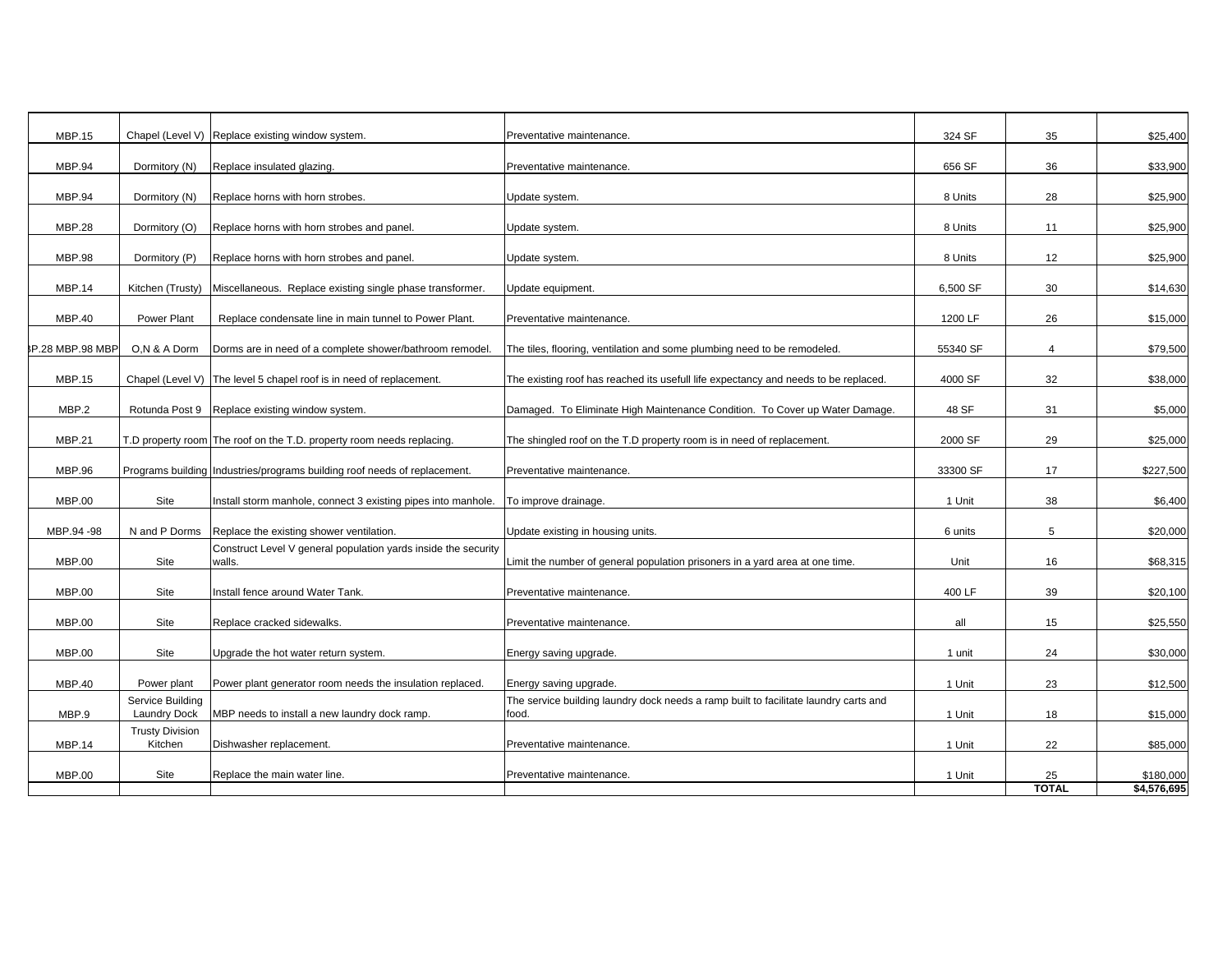| | | | | | | |
|---|---|---|---|---|---|---|
| MBP.15 | Chapel (Level V) | Replace existing window system. | Preventative maintenance. | 324 SF | 35 | $25,400 |
| MBP.94 | Dormitory (N) | Replace insulated glazing. | Preventative maintenance. | 656 SF | 36 | $33,900 |
| MBP.94 | Dormitory (N) | Replace horns with horn strobes. | Update system. | 8 Units | 28 | $25,900 |
| MBP.28 | Dormitory (O) | Replace horns with horn strobes and panel. | Update system. | 8 Units | 11 | $25,900 |
| MBP.98 | Dormitory (P) | Replace horns with horn strobes and panel. | Update system. | 8 Units | 12 | $25,900 |
| MBP.14 | Kitchen (Trusty) | Miscellaneous. Replace existing single phase transformer. | Update equipment. | 6,500 SF | 30 | $14,630 |
| MBP.40 | Power Plant | Replace condensate line in main tunnel to Power Plant. | Preventative maintenance. | 1200 LF | 26 | $15,000 |
| 3P.28 MBP.98 MBP | O,N & A Dorm | Dorms are in need of a complete shower/bathroom remodel. | The tiles, flooring, ventilation and some plumbing need to be remodeled. | 55340 SF | 4 | $79,500 |
| MBP.15 | Chapel (Level V) | The level 5 chapel roof is in need of replacement. | The existing roof has reached its usefull life expectancy and needs to be replaced. | 4000 SF | 32 | $38,000 |
| MBP.2 | Rotunda Post 9 | Replace existing window system. | Damaged. To Eliminate High Maintenance Condition. To Cover up Water Damage. | 48 SF | 31 | $5,000 |
| MBP.21 | T.D property room | The roof on the T.D. property room needs replacing. | The shingled roof on the T.D property room is in need of replacement. | 2000 SF | 29 | $25,000 |
| MBP.96 | Programs building | Industries/programs building roof needs of replacement. | Preventative maintenance. | 33300 SF | 17 | $227,500 |
| MBP.00 | Site | Install storm manhole, connect 3 existing pipes into manhole. | To improve drainage. | 1 Unit | 38 | $6,400 |
| MBP.94 -98 | N and P Dorms | Replace the existing shower ventilation. | Update existing in housing units. | 6 units | 5 | $20,000 |
| MBP.00 | Site | Construct Level V general population yards inside the security walls. | Limit the number of general population prisoners in a yard area at one time. | Unit | 16 | $68,315 |
| MBP.00 | Site | Install fence around Water Tank. | Preventative maintenance. | 400 LF | 39 | $20,100 |
| MBP.00 | Site | Replace cracked sidewalks. | Preventative maintenance. | all | 15 | $25,550 |
| MBP.00 | Site | Upgrade the hot water return system. | Energy saving upgrade. | 1 unit | 24 | $30,000 |
| MBP.40 | Power plant | Power plant generator room needs the insulation replaced. | Energy saving upgrade. | 1 Unit | 23 | $12,500 |
| MBP.9 | Service Building Laundry Dock | MBP needs to install a new laundry dock ramp. | The service building laundry dock needs a ramp built to facilitate laundry carts and food. | 1 Unit | 18 | $15,000 |
| MBP.14 | Trusty Division Kitchen | Dishwasher replacement. | Preventative maintenance. | 1 Unit | 22 | $85,000 |
| MBP.00 | Site | Replace the main water line. | Preventative maintenance. | 1 Unit | 25 | $180,000 |
| | | | | | **TOTAL** | **$4,576,695** |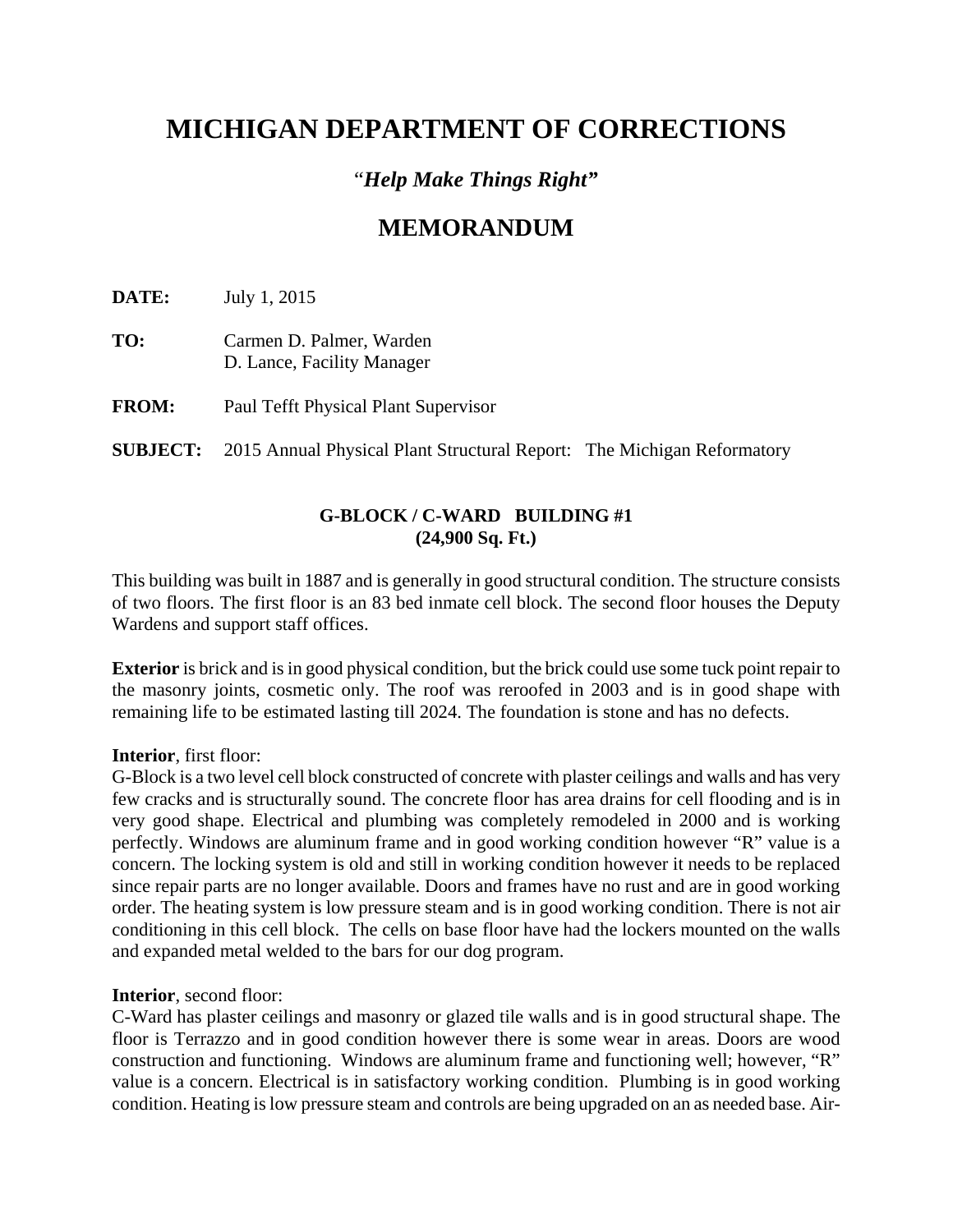# MICHIGAN DEPARTMENT OF CORRECTIONS

### *"Help Make Things Right"*

## MEMORANDUM

**DATE:** July 1, 2015

**TO:** Carmen D. Palmer, Warden
D. Lance, Facility Manager

**FROM:** Paul Tefft Physical Plant Supervisor

**SUBJECT:** 2015 Annual Physical Plant Structural Report: The Michigan Reformatory

### G-BLOCK / C-WARD BUILDING #1
### (24,900 Sq. Ft.)

This building was built in 1887 and is generally in good structural condition. The structure consists of two floors. The first floor is an 83 bed inmate cell block. The second floor houses the Deputy Wardens and support staff offices.

**Exterior** is brick and is in good physical condition, but the brick could use some tuck point repair to the masonry joints, cosmetic only. The roof was reroofed in 2003 and is in good shape with remaining life to be estimated lasting till 2024. The foundation is stone and has no defects.

**Interior**, first floor:
G-Block is a two level cell block constructed of concrete with plaster ceilings and walls and has very few cracks and is structurally sound. The concrete floor has area drains for cell flooding and is in very good shape. Electrical and plumbing was completely remodeled in 2000 and is working perfectly. Windows are aluminum frame and in good working condition however "R" value is a concern. The locking system is old and still in working condition however it needs to be replaced since repair parts are no longer available. Doors and frames have no rust and are in good working order. The heating system is low pressure steam and is in good working condition. There is not air conditioning in this cell block. The cells on base floor have had the lockers mounted on the walls and expanded metal welded to the bars for our dog program.

**Interior**, second floor:
C-Ward has plaster ceilings and masonry or glazed tile walls and is in good structural shape. The floor is Terrazzo and in good condition however there is some wear in areas. Doors are wood construction and functioning. Windows are aluminum frame and functioning well; however, "R" value is a concern. Electrical is in satisfactory working condition. Plumbing is in good working condition. Heating is low pressure steam and controls are being upgraded on an as needed base. Air-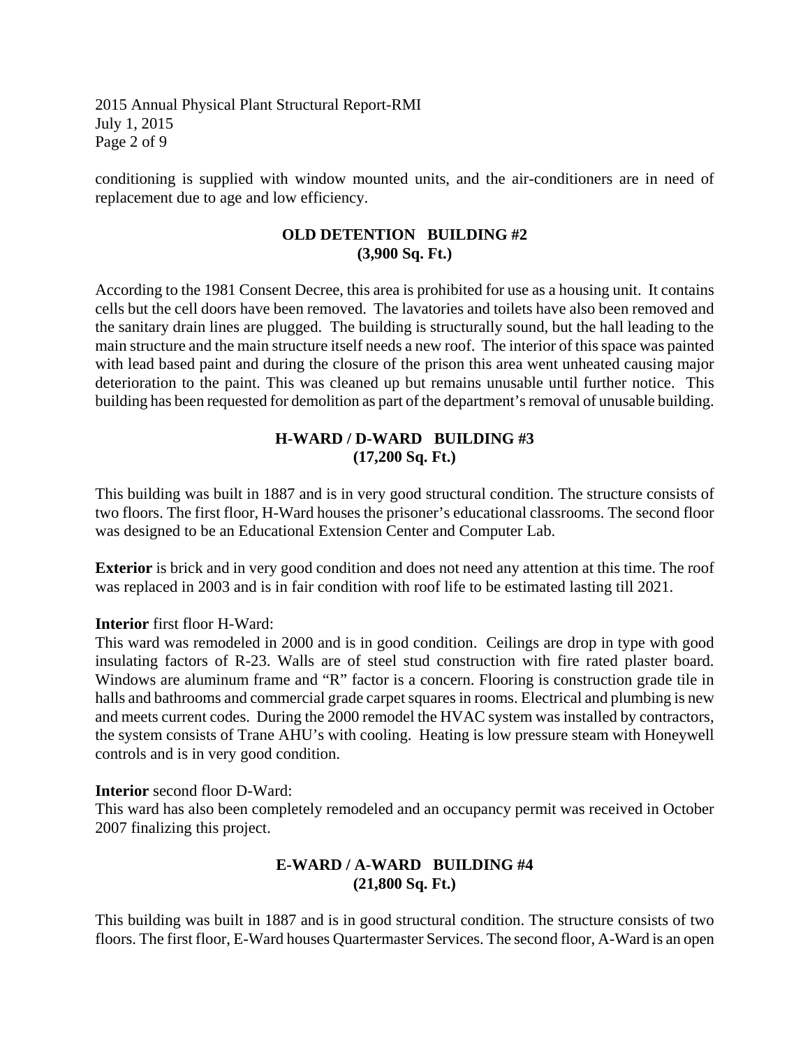conditioning is supplied with window mounted units, and the air-conditioners are in need of replacement due to age and low efficiency.

## OLD DETENTION BUILDING #2
## (3,900 Sq. Ft.)

According to the 1981 Consent Decree, this area is prohibited for use as a housing unit. It contains cells but the cell doors have been removed. The lavatories and toilets have also been removed and the sanitary drain lines are plugged. The building is structurally sound, but the hall leading to the main structure and the main structure itself needs a new roof. The interior of this space was painted with lead based paint and during the closure of the prison this area went unheated causing major deterioration to the paint. This was cleaned up but remains unusable until further notice. This building has been requested for demolition as part of the department's removal of unusable building.

## H-WARD / D-WARD BUILDING #3
## (17,200 Sq. Ft.)

This building was built in 1887 and is in very good structural condition. The structure consists of two floors. The first floor, H-Ward houses the prisoner's educational classrooms. The second floor was designed to be an Educational Extension Center and Computer Lab.

**Exterior** is brick and in very good condition and does not need any attention at this time. The roof was replaced in 2003 and is in fair condition with roof life to be estimated lasting till 2021.

**Interior** first floor H-Ward:
This ward was remodeled in 2000 and is in good condition. Ceilings are drop in type with good insulating factors of R-23. Walls are of steel stud construction with fire rated plaster board. Windows are aluminum frame and "R" factor is a concern. Flooring is construction grade tile in halls and bathrooms and commercial grade carpet squares in rooms. Electrical and plumbing is new and meets current codes. During the 2000 remodel the HVAC system was installed by contractors, the system consists of Trane AHU's with cooling. Heating is low pressure steam with Honeywell controls and is in very good condition.

**Interior** second floor D-Ward:
This ward has also been completely remodeled and an occupancy permit was received in October 2007 finalizing this project.

## E-WARD / A-WARD BUILDING #4
## (21,800 Sq. Ft.)

This building was built in 1887 and is in good structural condition. The structure consists of two floors. The first floor, E-Ward houses Quartermaster Services. The second floor, A-Ward is an open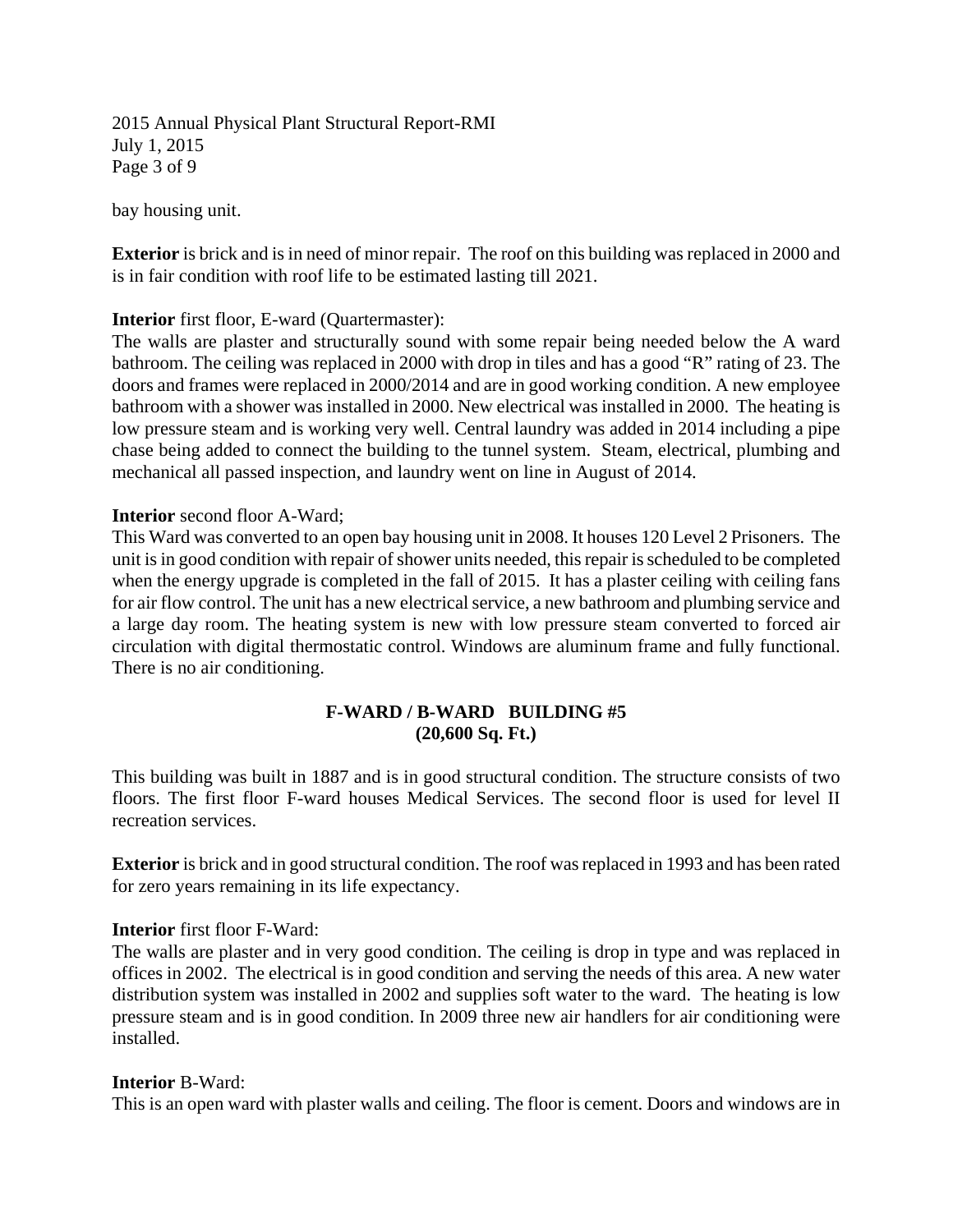bay housing unit.

**Exterior** is brick and is in need of minor repair. The roof on this building was replaced in 2000 and is in fair condition with roof life to be estimated lasting till 2021.

**Interior** first floor, E-ward (Quartermaster):
The walls are plaster and structurally sound with some repair being needed below the A ward bathroom. The ceiling was replaced in 2000 with drop in tiles and has a good "R" rating of 23. The doors and frames were replaced in 2000/2014 and are in good working condition. A new employee bathroom with a shower was installed in 2000. New electrical was installed in 2000. The heating is low pressure steam and is working very well. Central laundry was added in 2014 including a pipe chase being added to connect the building to the tunnel system. Steam, electrical, plumbing and mechanical all passed inspection, and laundry went on line in August of 2014.

**Interior** second floor A-Ward;
This Ward was converted to an open bay housing unit in 2008. It houses 120 Level 2 Prisoners. The unit is in good condition with repair of shower units needed, this repair is scheduled to be completed when the energy upgrade is completed in the fall of 2015. It has a plaster ceiling with ceiling fans for air flow control. The unit has a new electrical service, a new bathroom and plumbing service and a large day room. The heating system is new with low pressure steam converted to forced air circulation with digital thermostatic control. Windows are aluminum frame and fully functional. There is no air conditioning.

## F-WARD / B-WARD BUILDING #5
## (20,600 Sq. Ft.)

This building was built in 1887 and is in good structural condition. The structure consists of two floors. The first floor F-ward houses Medical Services. The second floor is used for level II recreation services.

**Exterior** is brick and in good structural condition. The roof was replaced in 1993 and has been rated for zero years remaining in its life expectancy.

**Interior** first floor F-Ward:
The walls are plaster and in very good condition. The ceiling is drop in type and was replaced in offices in 2002. The electrical is in good condition and serving the needs of this area. A new water distribution system was installed in 2002 and supplies soft water to the ward. The heating is low pressure steam and is in good condition. In 2009 three new air handlers for air conditioning were installed.

**Interior** B-Ward:
This is an open ward with plaster walls and ceiling. The floor is cement. Doors and windows are in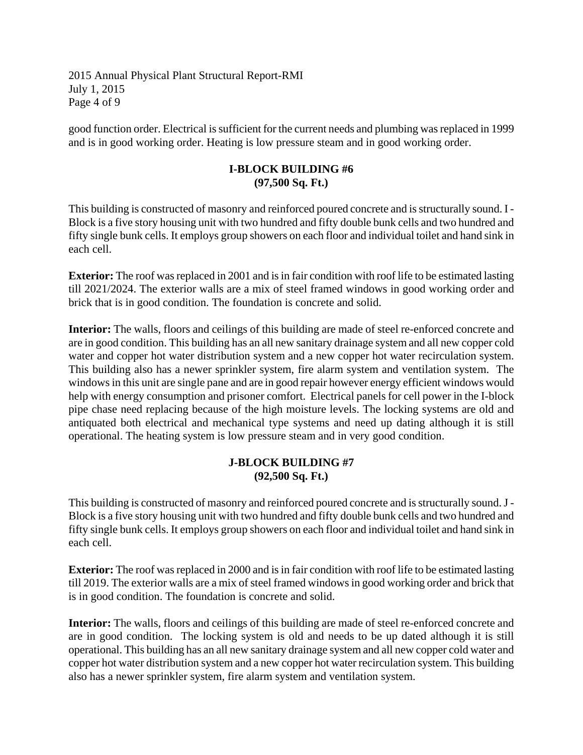good function order. Electrical is sufficient for the current needs and plumbing was replaced in 1999 and is in good working order. Heating is low pressure steam and in good working order.

## I-BLOCK BUILDING #6
## (97,500 Sq. Ft.)

This building is constructed of masonry and reinforced poured concrete and is structurally sound. I - Block is a five story housing unit with two hundred and fifty double bunk cells and two hundred and fifty single bunk cells. It employs group showers on each floor and individual toilet and hand sink in each cell.

**Exterior:** The roof was replaced in 2001 and is in fair condition with roof life to be estimated lasting till 2021/2024. The exterior walls are a mix of steel framed windows in good working order and brick that is in good condition. The foundation is concrete and solid.

**Interior:** The walls, floors and ceilings of this building are made of steel re-enforced concrete and are in good condition. This building has an all new sanitary drainage system and all new copper cold water and copper hot water distribution system and a new copper hot water recirculation system. This building also has a newer sprinkler system, fire alarm system and ventilation system. The windows in this unit are single pane and are in good repair however energy efficient windows would help with energy consumption and prisoner comfort. Electrical panels for cell power in the I-block pipe chase need replacing because of the high moisture levels. The locking systems are old and antiquated both electrical and mechanical type systems and need up dating although it is still operational. The heating system is low pressure steam and in very good condition.

## J-BLOCK BUILDING #7
## (92,500 Sq. Ft.)

This building is constructed of masonry and reinforced poured concrete and is structurally sound. J - Block is a five story housing unit with two hundred and fifty double bunk cells and two hundred and fifty single bunk cells. It employs group showers on each floor and individual toilet and hand sink in each cell.

**Exterior:** The roof was replaced in 2000 and is in fair condition with roof life to be estimated lasting till 2019. The exterior walls are a mix of steel framed windows in good working order and brick that is in good condition. The foundation is concrete and solid.

**Interior:** The walls, floors and ceilings of this building are made of steel re-enforced concrete and are in good condition. The locking system is old and needs to be up dated although it is still operational. This building has an all new sanitary drainage system and all new copper cold water and copper hot water distribution system and a new copper hot water recirculation system. This building also has a newer sprinkler system, fire alarm system and ventilation system.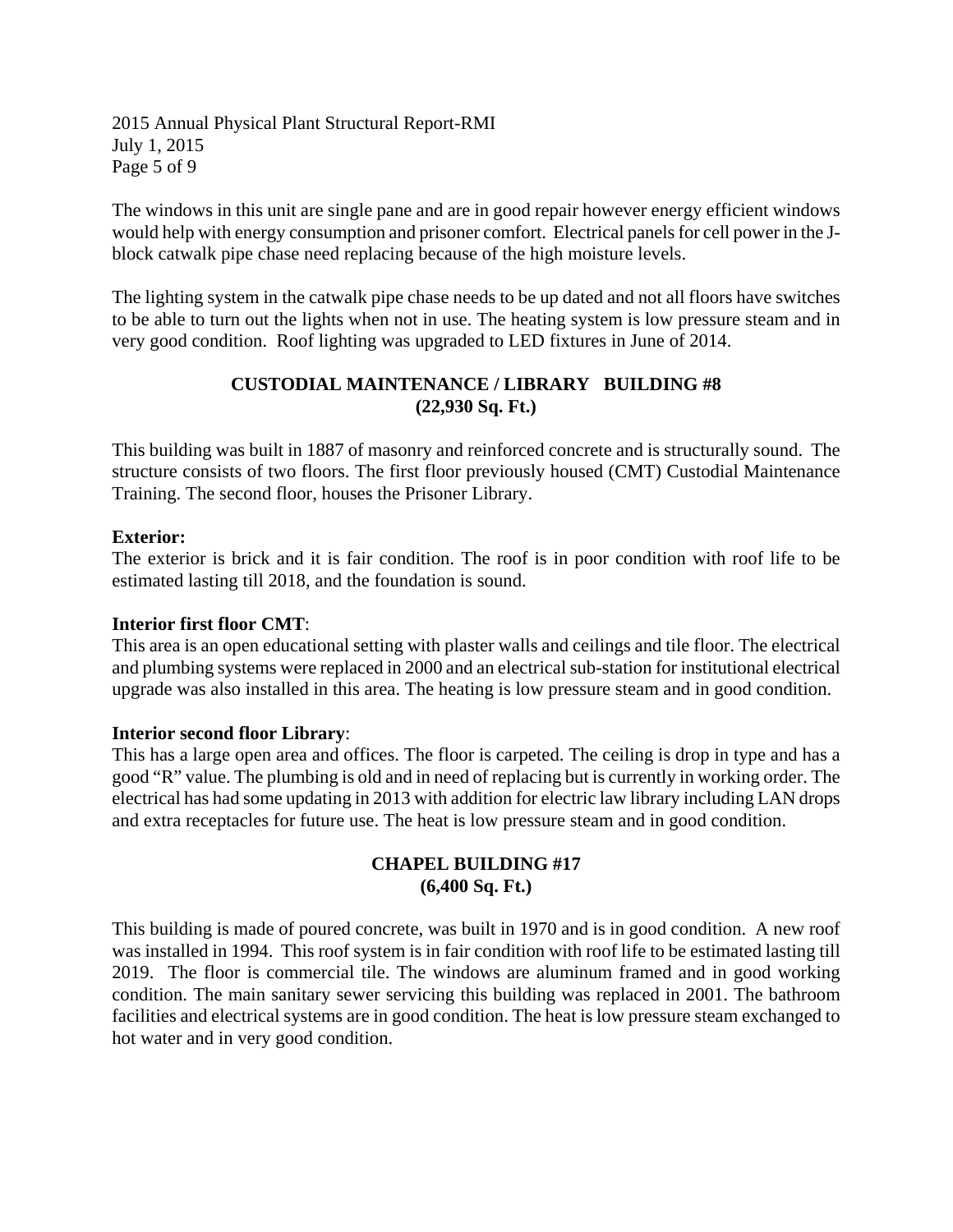The windows in this unit are single pane and are in good repair however energy efficient windows would help with energy consumption and prisoner comfort. Electrical panels for cell power in the J-block catwalk pipe chase need replacing because of the high moisture levels.

The lighting system in the catwalk pipe chase needs to be up dated and not all floors have switches to be able to turn out the lights when not in use. The heating system is low pressure steam and in very good condition. Roof lighting was upgraded to LED fixtures in June of 2014.

## CUSTODIAL MAINTENANCE / LIBRARY BUILDING #8
## (22,930 Sq. Ft.)

This building was built in 1887 of masonry and reinforced concrete and is structurally sound. The structure consists of two floors. The first floor previously housed (CMT) Custodial Maintenance Training. The second floor, houses the Prisoner Library.

**Exterior:**
The exterior is brick and it is fair condition. The roof is in poor condition with roof life to be estimated lasting till 2018, and the foundation is sound.

**Interior first floor CMT**:
This area is an open educational setting with plaster walls and ceilings and tile floor. The electrical and plumbing systems were replaced in 2000 and an electrical sub-station for institutional electrical upgrade was also installed in this area. The heating is low pressure steam and in good condition.

**Interior second floor Library**:
This has a large open area and offices. The floor is carpeted. The ceiling is drop in type and has a good "R" value. The plumbing is old and in need of replacing but is currently in working order. The electrical has had some updating in 2013 with addition for electric law library including LAN drops and extra receptacles for future use. The heat is low pressure steam and in good condition.

## CHAPEL BUILDING #17
## (6,400 Sq. Ft.)

This building is made of poured concrete, was built in 1970 and is in good condition. A new roof was installed in 1994. This roof system is in fair condition with roof life to be estimated lasting till 2019. The floor is commercial tile. The windows are aluminum framed and in good working condition. The main sanitary sewer servicing this building was replaced in 2001. The bathroom facilities and electrical systems are in good condition. The heat is low pressure steam exchanged to hot water and in very good condition.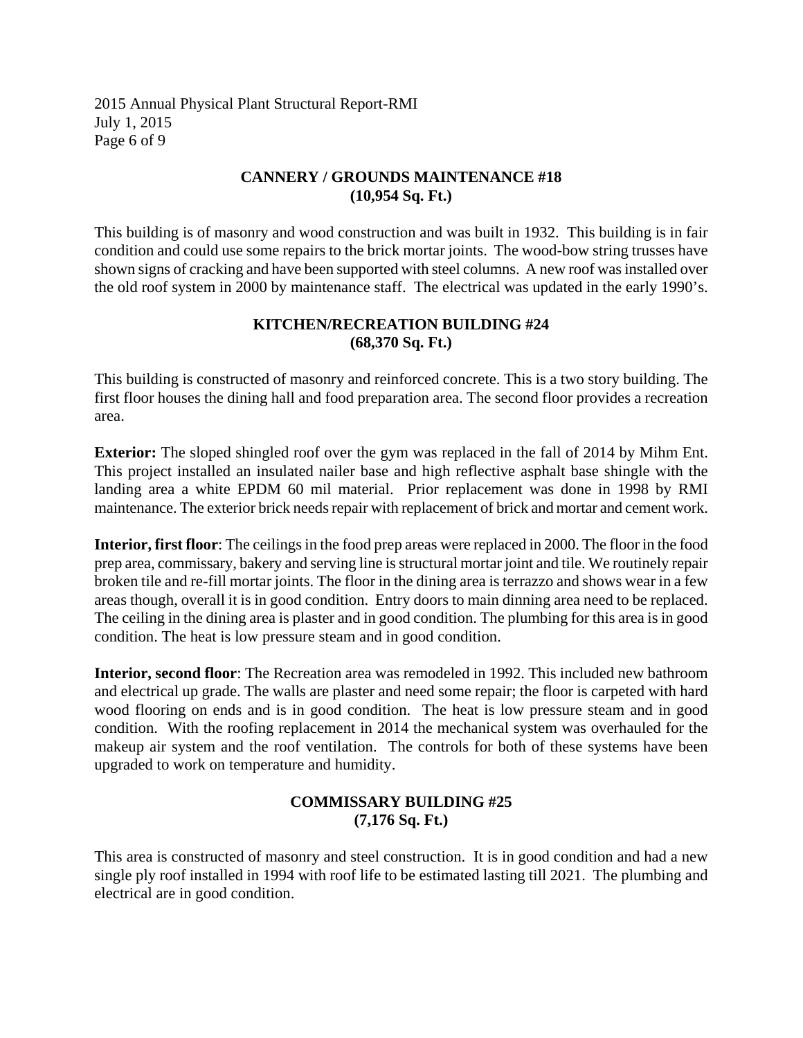## CANNERY / GROUNDS MAINTENANCE #18
## (10,954 Sq. Ft.)

This building is of masonry and wood construction and was built in 1932. This building is in fair condition and could use some repairs to the brick mortar joints. The wood-bow string trusses have shown signs of cracking and have been supported with steel columns. A new roof was installed over the old roof system in 2000 by maintenance staff. The electrical was updated in the early 1990's.

## KITCHEN/RECREATION BUILDING #24
## (68,370 Sq. Ft.)

This building is constructed of masonry and reinforced concrete. This is a two story building. The first floor houses the dining hall and food preparation area. The second floor provides a recreation area.

**Exterior:** The sloped shingled roof over the gym was replaced in the fall of 2014 by Mihm Ent. This project installed an insulated nailer base and high reflective asphalt base shingle with the landing area a white EPDM 60 mil material. Prior replacement was done in 1998 by RMI maintenance. The exterior brick needs repair with replacement of brick and mortar and cement work.

**Interior, first floor**: The ceilings in the food prep areas were replaced in 2000. The floor in the food prep area, commissary, bakery and serving line is structural mortar joint and tile. We routinely repair broken tile and re-fill mortar joints. The floor in the dining area is terrazzo and shows wear in a few areas though, overall it is in good condition. Entry doors to main dinning area need to be replaced. The ceiling in the dining area is plaster and in good condition. The plumbing for this area is in good condition. The heat is low pressure steam and in good condition.

**Interior, second floor**: The Recreation area was remodeled in 1992. This included new bathroom and electrical up grade. The walls are plaster and need some repair; the floor is carpeted with hard wood flooring on ends and is in good condition. The heat is low pressure steam and in good condition. With the roofing replacement in 2014 the mechanical system was overhauled for the makeup air system and the roof ventilation. The controls for both of these systems have been upgraded to work on temperature and humidity.

## COMMISSARY BUILDING #25
## (7,176 Sq. Ft.)

This area is constructed of masonry and steel construction. It is in good condition and had a new single ply roof installed in 1994 with roof life to be estimated lasting till 2021. The plumbing and electrical are in good condition.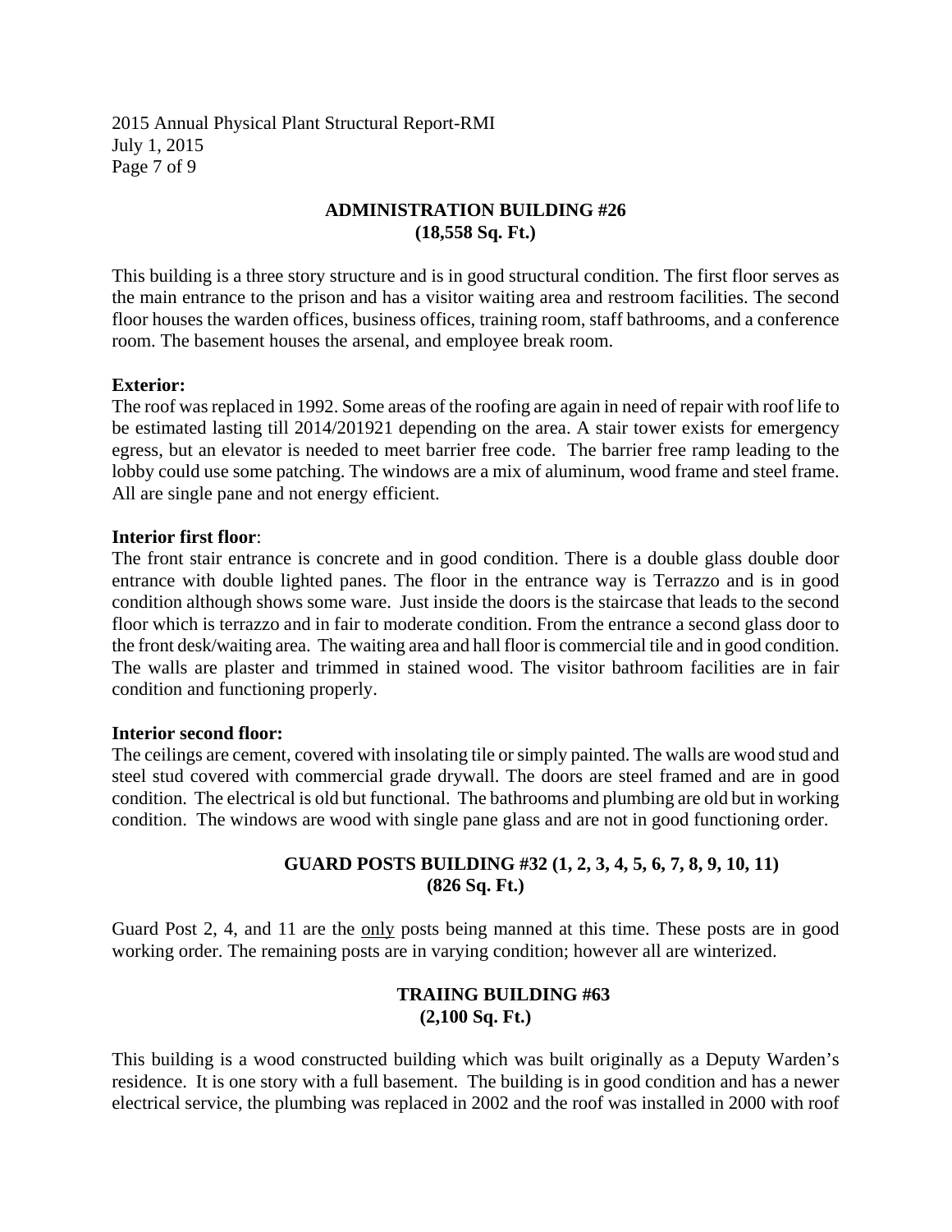## ADMINISTRATION BUILDING #26
## (18,558 Sq. Ft.)

This building is a three story structure and is in good structural condition. The first floor serves as the main entrance to the prison and has a visitor waiting area and restroom facilities. The second floor houses the warden offices, business offices, training room, staff bathrooms, and a conference room. The basement houses the arsenal, and employee break room.

**Exterior:**
The roof was replaced in 1992. Some areas of the roofing are again in need of repair with roof life to be estimated lasting till 2014/201921 depending on the area. A stair tower exists for emergency egress, but an elevator is needed to meet barrier free code. The barrier free ramp leading to the lobby could use some patching. The windows are a mix of aluminum, wood frame and steel frame. All are single pane and not energy efficient.

**Interior first floor**:
The front stair entrance is concrete and in good condition. There is a double glass double door entrance with double lighted panes. The floor in the entrance way is Terrazzo and is in good condition although shows some ware. Just inside the doors is the staircase that leads to the second floor which is terrazzo and in fair to moderate condition. From the entrance a second glass door to the front desk/waiting area. The waiting area and hall floor is commercial tile and in good condition. The walls are plaster and trimmed in stained wood. The visitor bathroom facilities are in fair condition and functioning properly.

**Interior second floor:**
The ceilings are cement, covered with insolating tile or simply painted. The walls are wood stud and steel stud covered with commercial grade drywall. The doors are steel framed and are in good condition. The electrical is old but functional. The bathrooms and plumbing are old but in working condition. The windows are wood with single pane glass and are not in good functioning order.

## GUARD POSTS BUILDING #32 (1, 2, 3, 4, 5, 6, 7, 8, 9, 10, 11)
## (826 Sq. Ft.)

Guard Post 2, 4, and 11 are the only posts being manned at this time. These posts are in good working order. The remaining posts are in varying condition; however all are winterized.

## TRAIING BUILDING #63
## (2,100 Sq. Ft.)

This building is a wood constructed building which was built originally as a Deputy Warden's residence. It is one story with a full basement. The building is in good condition and has a newer electrical service, the plumbing was replaced in 2002 and the roof was installed in 2000 with roof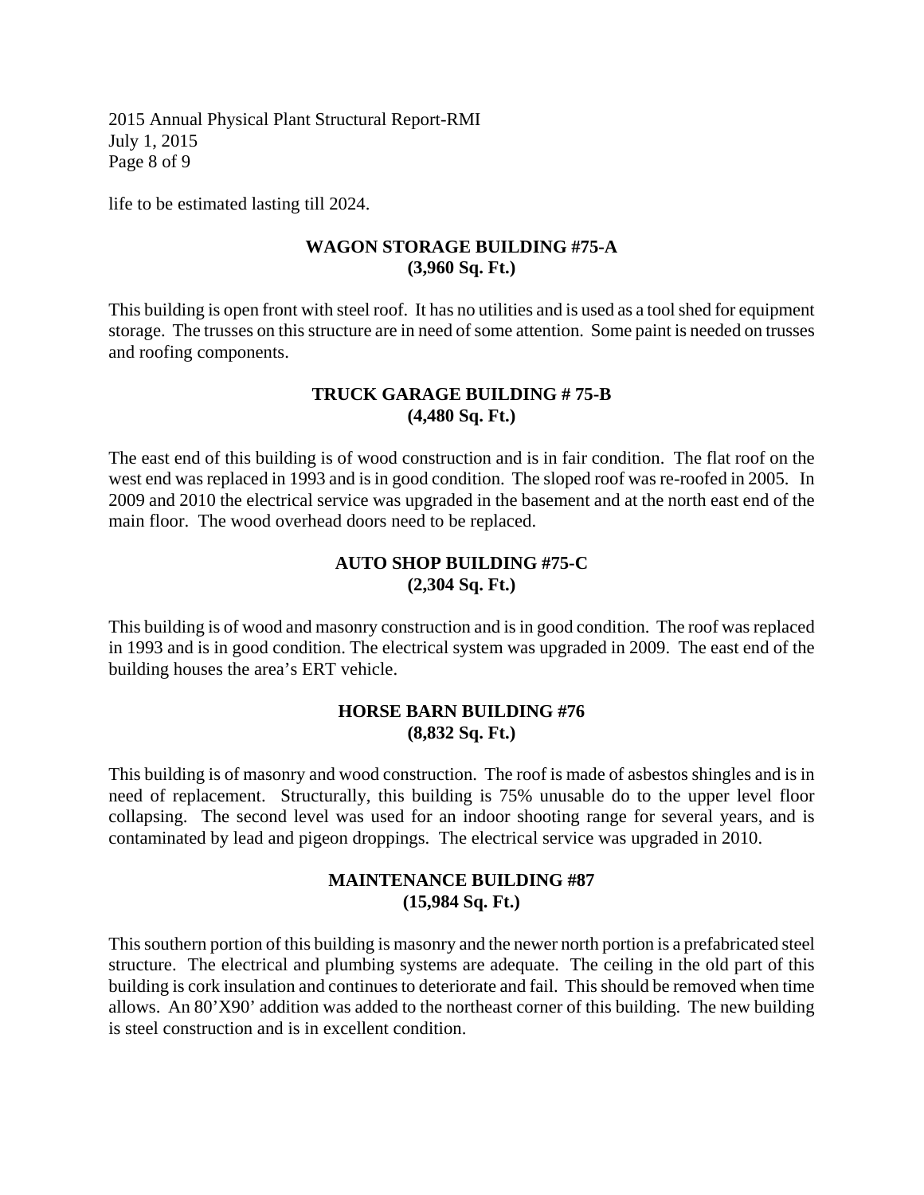life to be estimated lasting till 2024.

**WAGON STORAGE BUILDING #75-A**
**(3,960 Sq. Ft.)**

This building is open front with steel roof. It has no utilities and is used as a tool shed for equipment storage. The trusses on this structure are in need of some attention. Some paint is needed on trusses and roofing components.

**TRUCK GARAGE BUILDING # 75-B**
**(4,480 Sq. Ft.)**

The east end of this building is of wood construction and is in fair condition. The flat roof on the west end was replaced in 1993 and is in good condition. The sloped roof was re-roofed in 2005. In 2009 and 2010 the electrical service was upgraded in the basement and at the north east end of the main floor. The wood overhead doors need to be replaced.

**AUTO SHOP BUILDING #75-C**
**(2,304 Sq. Ft.)**

This building is of wood and masonry construction and is in good condition. The roof was replaced in 1993 and is in good condition. The electrical system was upgraded in 2009. The east end of the building houses the area's ERT vehicle.

**HORSE BARN BUILDING #76**
**(8,832 Sq. Ft.)**

This building is of masonry and wood construction. The roof is made of asbestos shingles and is in need of replacement. Structurally, this building is 75% unusable do to the upper level floor collapsing. The second level was used for an indoor shooting range for several years, and is contaminated by lead and pigeon droppings. The electrical service was upgraded in 2010.

**MAINTENANCE BUILDING #87**
**(15,984 Sq. Ft.)**

This southern portion of this building is masonry and the newer north portion is a prefabricated steel structure. The electrical and plumbing systems are adequate. The ceiling in the old part of this building is cork insulation and continues to deteriorate and fail. This should be removed when time allows. An 80'X90' addition was added to the northeast corner of this building. The new building is steel construction and is in excellent condition.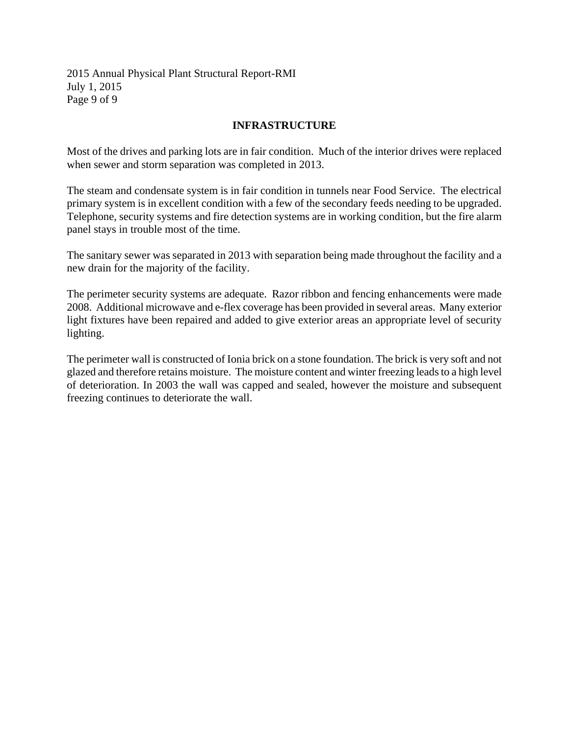## INFRASTRUCTURE

Most of the drives and parking lots are in fair condition. Much of the interior drives were replaced when sewer and storm separation was completed in 2013.

The steam and condensate system is in fair condition in tunnels near Food Service. The electrical primary system is in excellent condition with a few of the secondary feeds needing to be upgraded. Telephone, security systems and fire detection systems are in working condition, but the fire alarm panel stays in trouble most of the time.

The sanitary sewer was separated in 2013 with separation being made throughout the facility and a new drain for the majority of the facility.

The perimeter security systems are adequate. Razor ribbon and fencing enhancements were made 2008. Additional microwave and e-flex coverage has been provided in several areas. Many exterior light fixtures have been repaired and added to give exterior areas an appropriate level of security lighting.

The perimeter wall is constructed of Ionia brick on a stone foundation. The brick is very soft and not glazed and therefore retains moisture. The moisture content and winter freezing leads to a high level of deterioration. In 2003 the wall was capped and sealed, however the moisture and subsequent freezing continues to deteriorate the wall.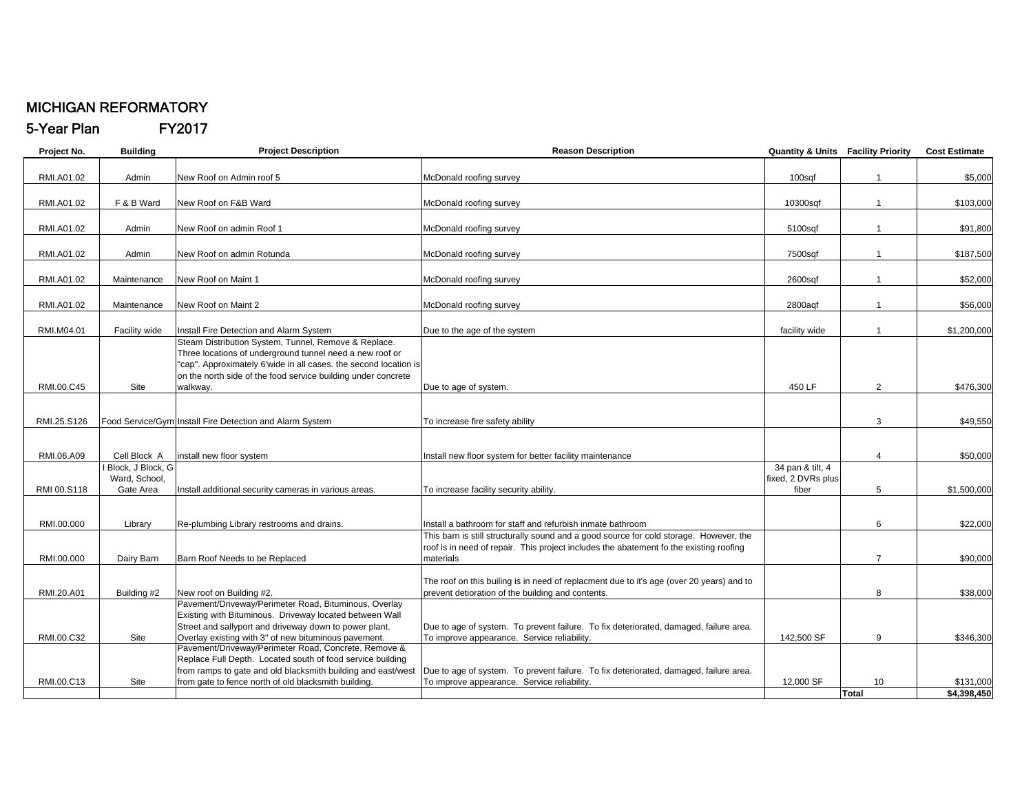# MICHIGAN REFORMATORY

## 5-Year Plan FY2017

| Project No. | Building | Project Description | Reason Description | Quantity & Units | Facility Priority | Cost Estimate |
|---|---|---|---|---|---|---|
| RMI.A01.02 | Admin | New Roof on Admin roof 5 | McDonald roofing survey | 100sqf | 1 | $5,000 |
| RMI.A01.02 | F & B Ward | New Roof on F&B Ward | McDonald roofing survey | 10300sqf | 1 | $103,000 |
| RMI.A01.02 | Admin | New Roof on admin Roof 1 | McDonald roofing survey | 5100sqf | 1 | $91,800 |
| RMI.A01.02 | Admin | New Roof on admin Rotunda | McDonald roofing survey | 7500sqf | 1 | $187,500 |
| RMI.A01.02 | Maintenance | New Roof on Maint 1 | McDonald roofing survey | 2600sqf | 1 | $52,000 |
| RMI.A01.02 | Maintenance | New Roof on Maint 2 | McDonald roofing survey | 2800aqf | 1 | $56,000 |
| RMI.M04.01 | Facility wide | Install Fire Detection and Alarm System | Due to the age of the system | facility wide | 1 | $1,200,000 |
| RMI.00.C45 | Site | Steam Distribution System, Tunnel, Remove & Replace. Three locations of underground tunnel need a new roof or "cap". Approximately 6'wide in all cases. the second location is on the north side of the food service building under concrete walkway. | Due to age of system. | 450 LF | 2 | $476,300 |
| RMI.25.S126 | Food Service/Gym | Install Fire Detection and Alarm System | To increase fire safety ability | | 3 | $49,550 |
| RMI.06.A09 | Cell Block A | install new floor system | Install new floor system for better facility maintenance | | 4 | $50,000 |
| RMI 00.S118 | I Block, J Block, G Ward, School, Gate Area | Install additional security cameras in various areas. | To increase facility security ability. | 34 pan & tilt, 4 fixed, 2 DVRs plus fiber | 5 | $1,500,000 |
| RMI.00.000 | Library | Re-plumbing Library restrooms and drains. | Install a bathroom for staff and refurbish inmate bathroom | | 6 | $22,000 |
| RMI.00.000 | Dairy Barn | Barn Roof Needs to be Replaced | This barn is still structurally sound and a good source for cold storage. However, the roof is in need of repair. This project includes the abatement fo the existing roofing materials | | 7 | $90,000 |
| RMI.20.A01 | Building #2 | New roof on Building #2. | The roof on this builing is in need of replacment due to it's age (over 20 years) and to prevent detioration of the building and contents. | | 8 | $38,000 |
| RMI.00.C32 | Site | Pavement/Driveway/Perimeter Road, Bituminous, Overlay Existing with Bituminous. Driveway located between Wall Street and sallyport and driveway down to power plant. Overlay existing with 3" of new bituminous pavement. | Due to age of system. To prevent failure. To fix deteriorated, damaged, failure area. To improve appearance. Service reliability. | 142,500 SF | 9 | $346,300 |
| RMI.00.C13 | Site | Pavement/Driveway/Perimeter Road, Concrete, Remove & Replace Full Depth. Located south of food service building from ramps to gate and old blacksmith building and east/west from gate to fence north of old blacksmith building. | Due to age of system. To prevent failure. To fix deteriorated, damaged, failure area. To improve appearance. Service reliability. | 12,000 SF | 10 | $131,000 |
| | | | | | **Total** | **$4,398,450** |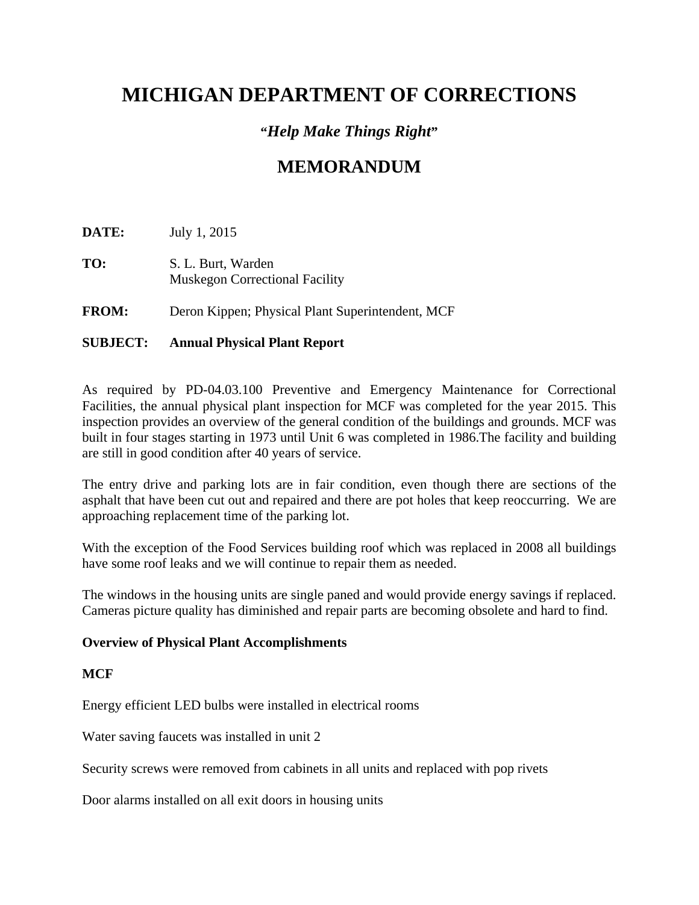# MICHIGAN DEPARTMENT OF CORRECTIONS

***"Help Make Things Right"***

## MEMORANDUM

**DATE:** July 1, 2015

**TO:** S. L. Burt, Warden
Muskegon Correctional Facility

**FROM:** Deron Kippen; Physical Plant Superintendent, MCF

**SUBJECT:** **Annual Physical Plant Report**

As required by PD-04.03.100 Preventive and Emergency Maintenance for Correctional Facilities, the annual physical plant inspection for MCF was completed for the year 2015. This inspection provides an overview of the general condition of the buildings and grounds. MCF was built in four stages starting in 1973 until Unit 6 was completed in 1986.The facility and building are still in good condition after 40 years of service.

The entry drive and parking lots are in fair condition, even though there are sections of the asphalt that have been cut out and repaired and there are pot holes that keep reoccurring. We are approaching replacement time of the parking lot.

With the exception of the Food Services building roof which was replaced in 2008 all buildings have some roof leaks and we will continue to repair them as needed.

The windows in the housing units are single paned and would provide energy savings if replaced. Cameras picture quality has diminished and repair parts are becoming obsolete and hard to find.

**Overview of Physical Plant Accomplishments**

**MCF**

Energy efficient LED bulbs were installed in electrical rooms

Water saving faucets was installed in unit 2

Security screws were removed from cabinets in all units and replaced with pop rivets

Door alarms installed on all exit doors in housing units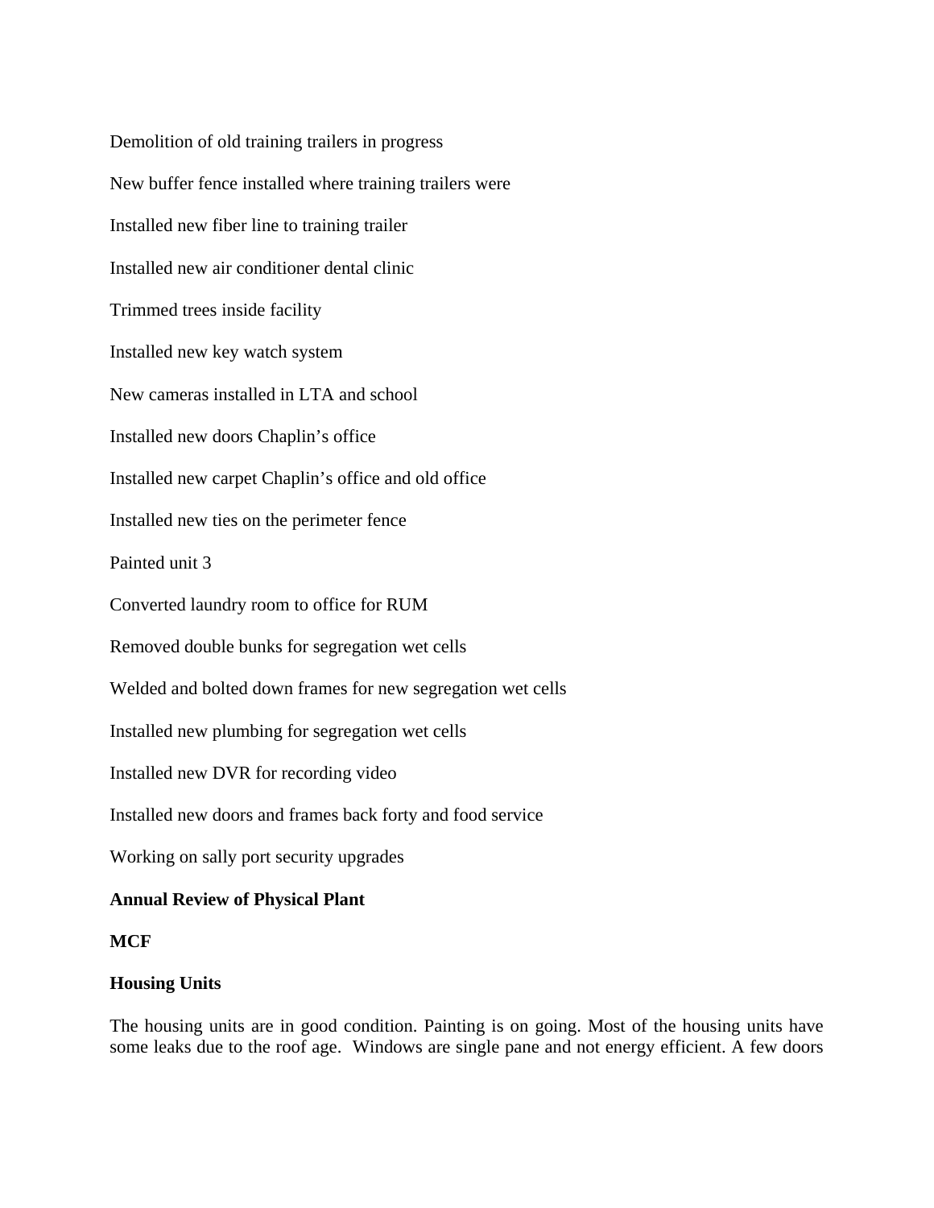Demolition of old training trailers in progress

New buffer fence installed where training trailers were

Installed new fiber line to training trailer

Installed new air conditioner dental clinic

Trimmed trees inside facility

Installed new key watch system

New cameras installed in LTA and school

Installed new doors Chaplin's office

Installed new carpet Chaplin's office and old office

Installed new ties on the perimeter fence

Painted unit 3

Converted laundry room to office for RUM

Removed double bunks for segregation wet cells

Welded and bolted down frames for new segregation wet cells

Installed new plumbing for segregation wet cells

Installed new DVR for recording video

Installed new doors and frames back forty and food service

Working on sally port security upgrades

**Annual Review of Physical Plant**

**MCF**

**Housing Units**

The housing units are in good condition. Painting is on going. Most of the housing units have some leaks due to the roof age. Windows are single pane and not energy efficient. A few doors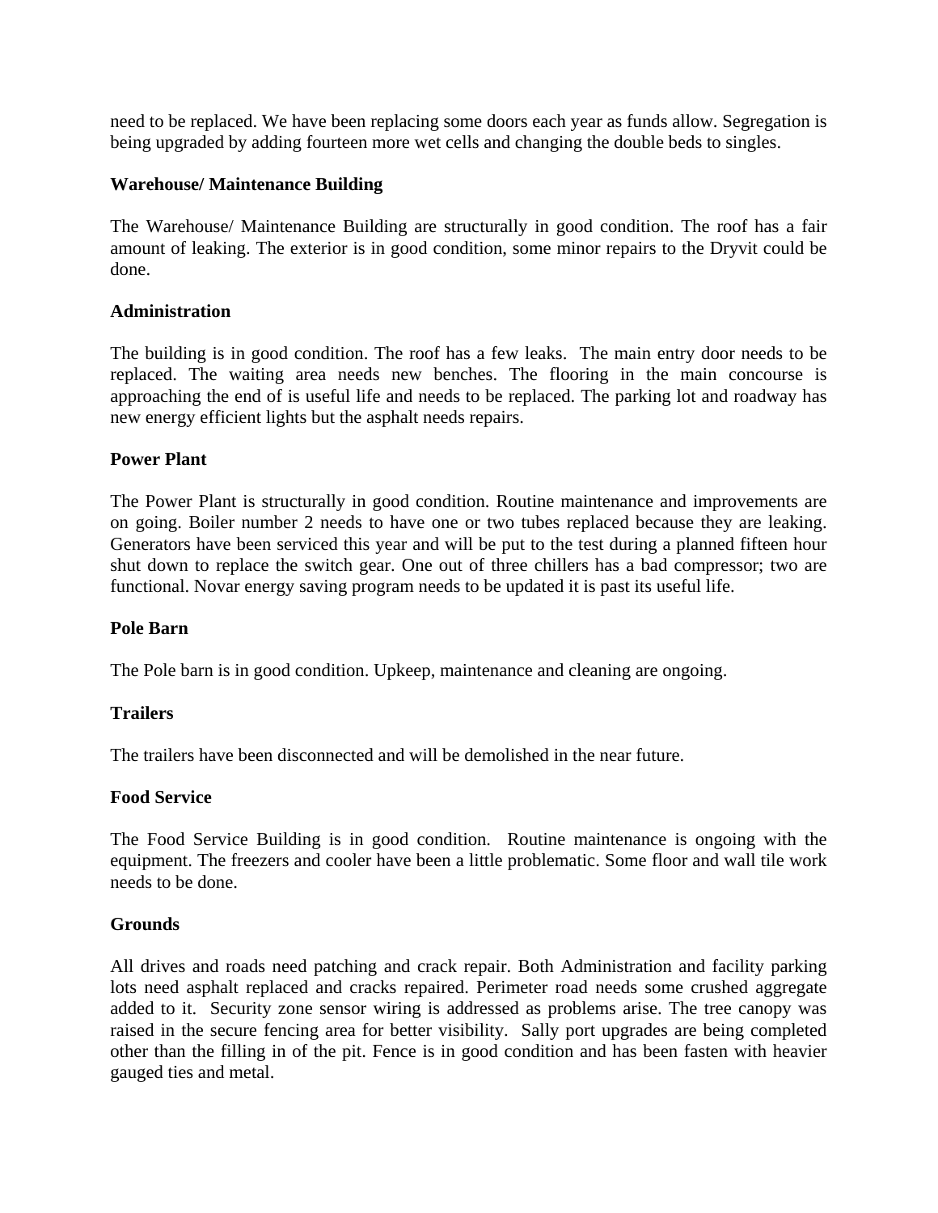need to be replaced. We have been replacing some doors each year as funds allow. Segregation is being upgraded by adding fourteen more wet cells and changing the double beds to singles.

**Warehouse/ Maintenance Building**

The Warehouse/ Maintenance Building are structurally in good condition. The roof has a fair amount of leaking. The exterior is in good condition, some minor repairs to the Dryvit could be done.

**Administration**

The building is in good condition. The roof has a few leaks. The main entry door needs to be replaced. The waiting area needs new benches. The flooring in the main concourse is approaching the end of is useful life and needs to be replaced. The parking lot and roadway has new energy efficient lights but the asphalt needs repairs.

**Power Plant**

The Power Plant is structurally in good condition. Routine maintenance and improvements are on going. Boiler number 2 needs to have one or two tubes replaced because they are leaking. Generators have been serviced this year and will be put to the test during a planned fifteen hour shut down to replace the switch gear. One out of three chillers has a bad compressor; two are functional. Novar energy saving program needs to be updated it is past its useful life.

**Pole Barn**

The Pole barn is in good condition. Upkeep, maintenance and cleaning are ongoing.

**Trailers**

The trailers have been disconnected and will be demolished in the near future.

**Food Service**

The Food Service Building is in good condition. Routine maintenance is ongoing with the equipment. The freezers and cooler have been a little problematic. Some floor and wall tile work needs to be done.

**Grounds**

All drives and roads need patching and crack repair. Both Administration and facility parking lots need asphalt replaced and cracks repaired. Perimeter road needs some crushed aggregate added to it. Security zone sensor wiring is addressed as problems arise. The tree canopy was raised in the secure fencing area for better visibility. Sally port upgrades are being completed other than the filling in of the pit. Fence is in good condition and has been fasten with heavier gauged ties and metal.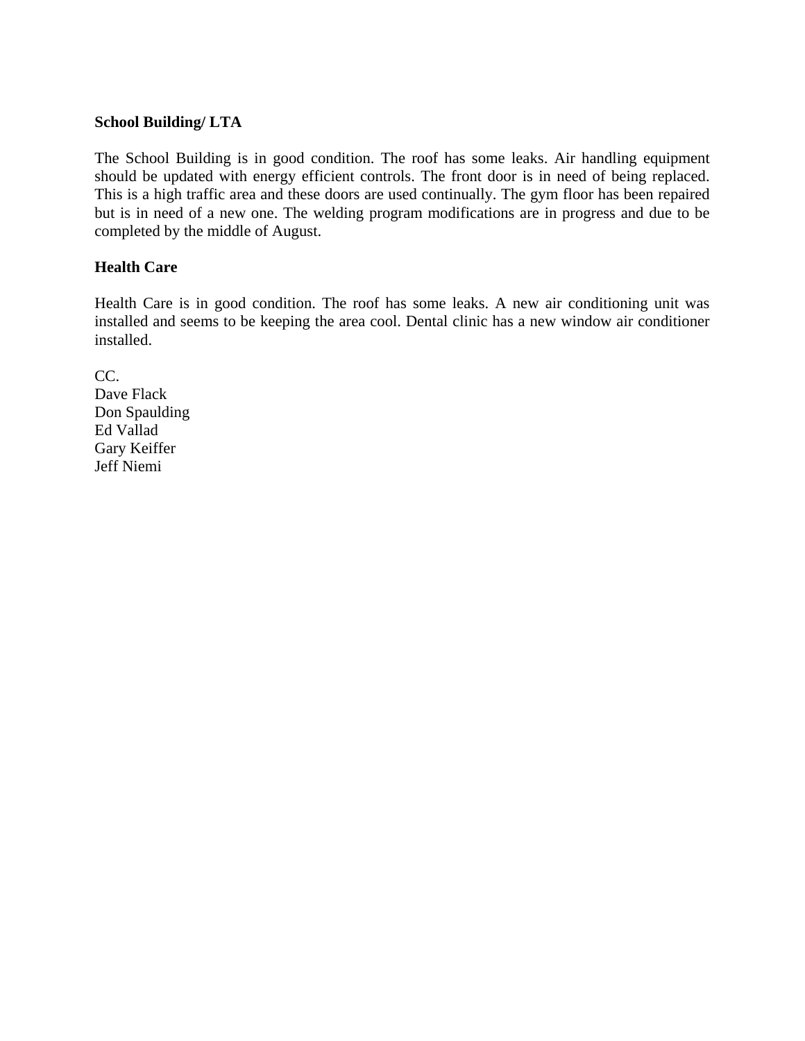**School Building/ LTA**

The School Building is in good condition. The roof has some leaks. Air handling equipment should be updated with energy efficient controls. The front door is in need of being replaced. This is a high traffic area and these doors are used continually. The gym floor has been repaired but is in need of a new one. The welding program modifications are in progress and due to be completed by the middle of August.

**Health Care**

Health Care is in good condition. The roof has some leaks. A new air conditioning unit was installed and seems to be keeping the area cool. Dental clinic has a new window air conditioner installed.

CC.  
Dave Flack  
Don Spaulding  
Ed Vallad  
Gary Keiffer  
Jeff Niemi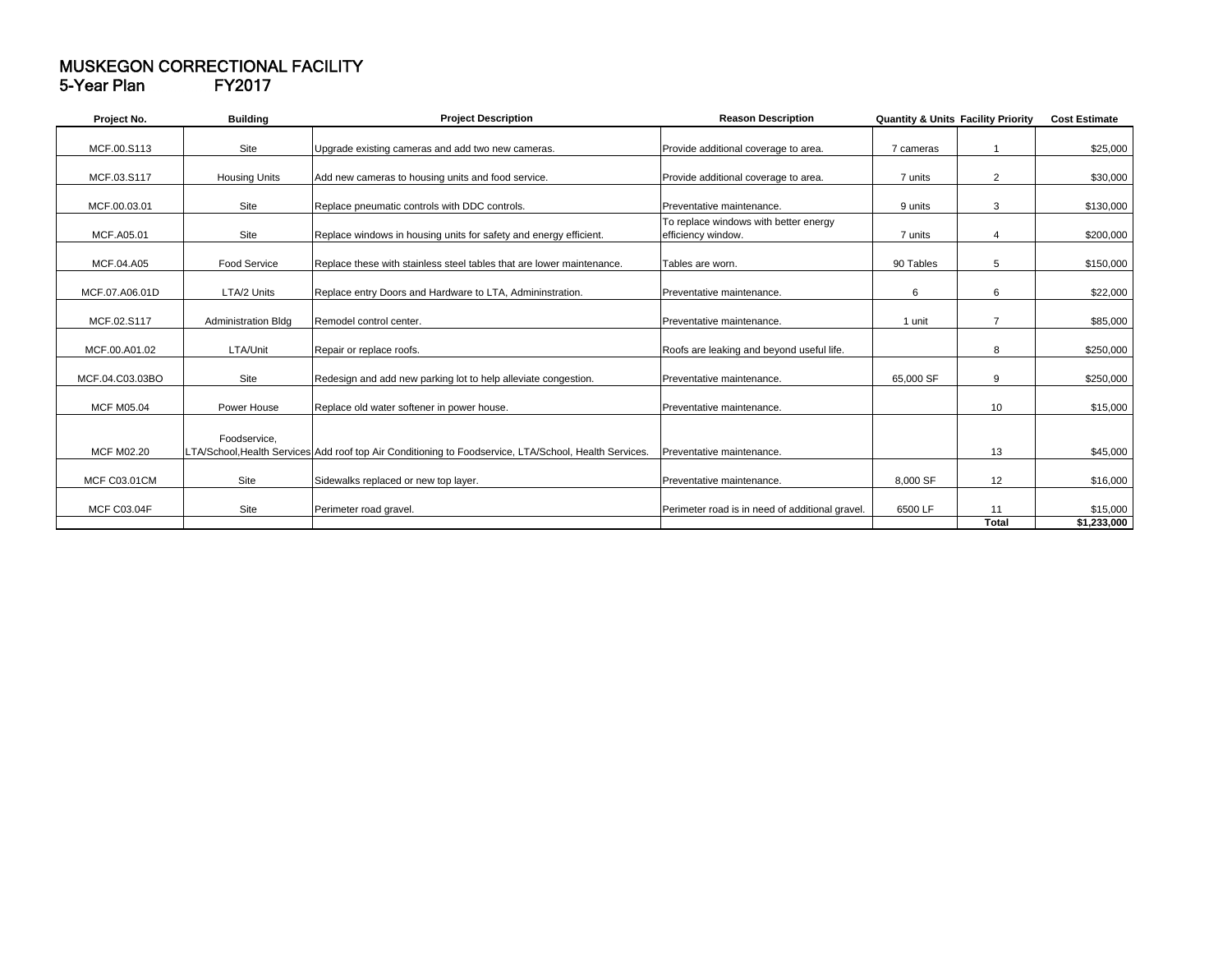# MUSKEGON CORRECTIONAL FACILITY
## 5-Year Plan FY2017

| Project No. | Building | Project Description | Reason Description | Quantity & Units | Facility Priority | Cost Estimate |
|---|---|---|---|---|---|---|
| MCF.00.S113 | Site | Upgrade existing cameras and add two new cameras. | Provide additional coverage to area. | 7 cameras | 1 | $25,000 |
| MCF.03.S117 | Housing Units | Add new cameras to housing units and food service. | Provide additional coverage to area. | 7 units | 2 | $30,000 |
| MCF.00.03.01 | Site | Replace pneumatic controls with DDC controls. | Preventative maintenance. | 9 units | 3 | $130,000 |
| MCF.A05.01 | Site | Replace windows in housing units for safety and energy efficient. | To replace windows with better energy efficiency window. | 7 units | 4 | $200,000 |
| MCF.04.A05 | Food Service | Replace these with stainless steel tables that are lower maintenance. | Tables are worn. | 90 Tables | 5 | $150,000 |
| MCF.07.A06.01D | LTA/2 Units | Replace entry Doors and Hardware to LTA, Admininstration. | Preventative maintenance. | 6 | 6 | $22,000 |
| MCF.02.S117 | Administration Bldg | Remodel control center. | Preventative maintenance. | 1 unit | 7 | $85,000 |
| MCF.00.A01.02 | LTA/Unit | Repair or replace roofs. | Roofs are leaking and beyond useful life. | | 8 | $250,000 |
| MCF.04.C03.03BO | Site | Redesign and add new parking lot to help alleviate congestion. | Preventative maintenance. | 65,000 SF | 9 | $250,000 |
| MCF M05.04 | Power House | Replace old water softener in power house. | Preventative maintenance. | | 10 | $15,000 |
| MCF M02.20 | Foodservice, LTA/School,Health Services | Add roof top Air Conditioning to Foodservice, LTA/School, Health Services. | Preventative maintenance. | | 13 | $45,000 |
| MCF C03.01CM | Site | Sidewalks replaced or new top layer. | Preventative maintenance. | 8,000 SF | 12 | $16,000 |
| MCF C03.04F | Site | Perimeter road gravel. | Perimeter road is in need of additional gravel. | 6500 LF | 11 | $15,000 |
| | | | | | **Total** | **$1,233,000** |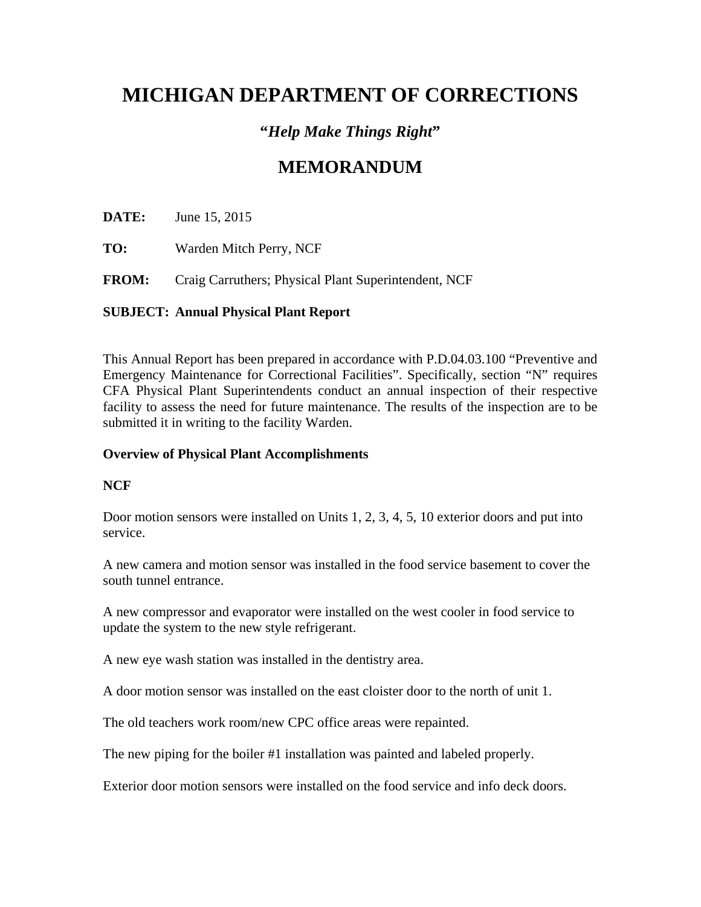# MICHIGAN DEPARTMENT OF CORRECTIONS

### *"Help Make Things Right"*

## MEMORANDUM

**DATE:** June 15, 2015

**TO:** Warden Mitch Perry, NCF

**FROM:** Craig Carruthers; Physical Plant Superintendent, NCF

**SUBJECT: Annual Physical Plant Report**

This Annual Report has been prepared in accordance with P.D.04.03.100 "Preventive and Emergency Maintenance for Correctional Facilities". Specifically, section "N" requires CFA Physical Plant Superintendents conduct an annual inspection of their respective facility to assess the need for future maintenance. The results of the inspection are to be submitted it in writing to the facility Warden.

**Overview of Physical Plant Accomplishments**

**NCF**

Door motion sensors were installed on Units 1, 2, 3, 4, 5, 10 exterior doors and put into service.

A new camera and motion sensor was installed in the food service basement to cover the south tunnel entrance.

A new compressor and evaporator were installed on the west cooler in food service to update the system to the new style refrigerant.

A new eye wash station was installed in the dentistry area.

A door motion sensor was installed on the east cloister door to the north of unit 1.

The old teachers work room/new CPC office areas were repainted.

The new piping for the boiler #1 installation was painted and labeled properly.

Exterior door motion sensors were installed on the food service and info deck doors.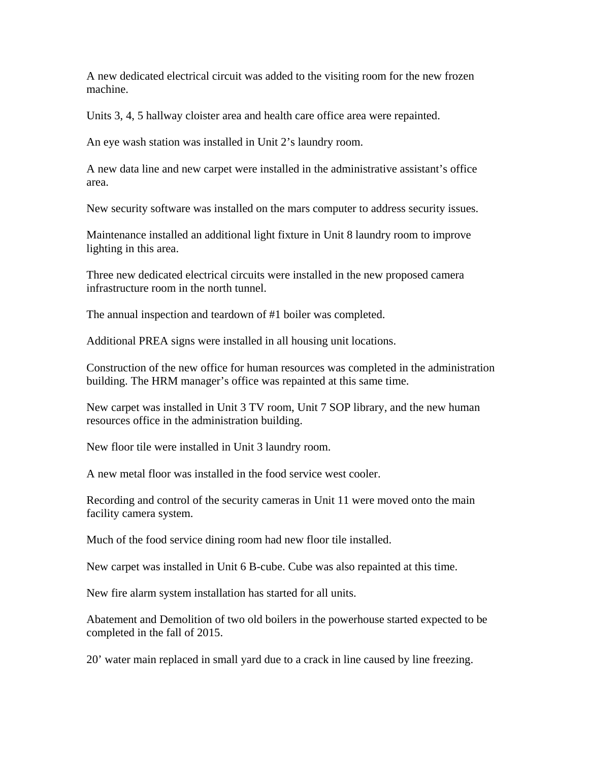A new dedicated electrical circuit was added to the visiting room for the new frozen machine.

Units 3, 4, 5 hallway cloister area and health care office area were repainted.

An eye wash station was installed in Unit 2's laundry room.

A new data line and new carpet were installed in the administrative assistant's office area.

New security software was installed on the mars computer to address security issues.

Maintenance installed an additional light fixture in Unit 8 laundry room to improve lighting in this area.

Three new dedicated electrical circuits were installed in the new proposed camera infrastructure room in the north tunnel.

The annual inspection and teardown of #1 boiler was completed.

Additional PREA signs were installed in all housing unit locations.

Construction of the new office for human resources was completed in the administration building. The HRM manager's office was repainted at this same time.

New carpet was installed in Unit 3 TV room, Unit 7 SOP library, and the new human resources office in the administration building.

New floor tile were installed in Unit 3 laundry room.

A new metal floor was installed in the food service west cooler.

Recording and control of the security cameras in Unit 11 were moved onto the main facility camera system.

Much of the food service dining room had new floor tile installed.

New carpet was installed in Unit 6 B-cube. Cube was also repainted at this time.

New fire alarm system installation has started for all units.

Abatement and Demolition of two old boilers in the powerhouse started expected to be completed in the fall of 2015.

20' water main replaced in small yard due to a crack in line caused by line freezing.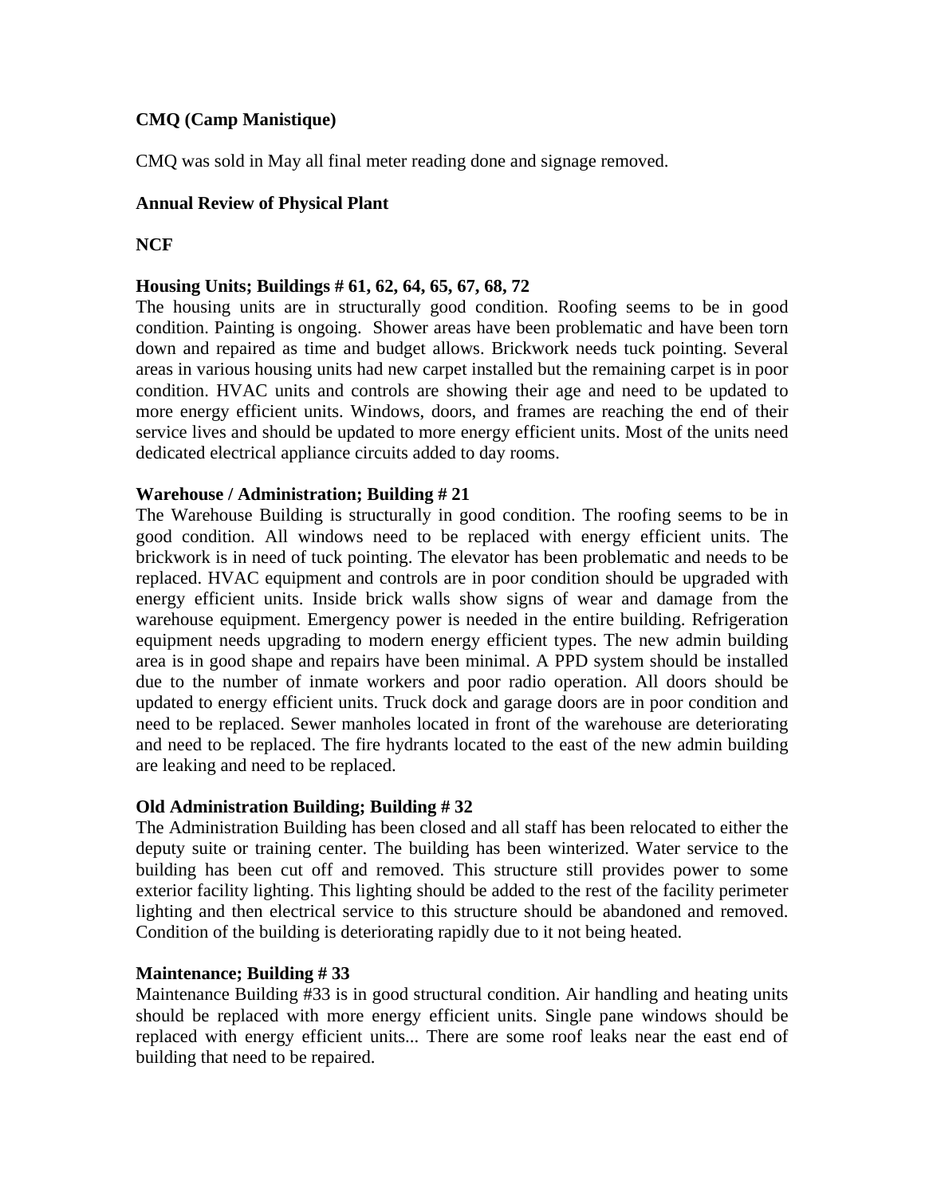**CMQ (Camp Manistique)**

CMQ was sold in May all final meter reading done and signage removed.

**Annual Review of Physical Plant**

**NCF**

**Housing Units; Buildings # 61, 62, 64, 65, 67, 68, 72**

The housing units are in structurally good condition. Roofing seems to be in good condition. Painting is ongoing. Shower areas have been problematic and have been torn down and repaired as time and budget allows. Brickwork needs tuck pointing. Several areas in various housing units had new carpet installed but the remaining carpet is in poor condition. HVAC units and controls are showing their age and need to be updated to more energy efficient units. Windows, doors, and frames are reaching the end of their service lives and should be updated to more energy efficient units. Most of the units need dedicated electrical appliance circuits added to day rooms.

**Warehouse / Administration; Building # 21**

The Warehouse Building is structurally in good condition. The roofing seems to be in good condition. All windows need to be replaced with energy efficient units. The brickwork is in need of tuck pointing. The elevator has been problematic and needs to be replaced. HVAC equipment and controls are in poor condition should be upgraded with energy efficient units. Inside brick walls show signs of wear and damage from the warehouse equipment. Emergency power is needed in the entire building. Refrigeration equipment needs upgrading to modern energy efficient types. The new admin building area is in good shape and repairs have been minimal. A PPD system should be installed due to the number of inmate workers and poor radio operation. All doors should be updated to energy efficient units. Truck dock and garage doors are in poor condition and need to be replaced. Sewer manholes located in front of the warehouse are deteriorating and need to be replaced. The fire hydrants located to the east of the new admin building are leaking and need to be replaced.

**Old Administration Building; Building # 32**

The Administration Building has been closed and all staff has been relocated to either the deputy suite or training center. The building has been winterized. Water service to the building has been cut off and removed. This structure still provides power to some exterior facility lighting. This lighting should be added to the rest of the facility perimeter lighting and then electrical service to this structure should be abandoned and removed. Condition of the building is deteriorating rapidly due to it not being heated.

**Maintenance; Building # 33**

Maintenance Building #33 is in good structural condition. Air handling and heating units should be replaced with more energy efficient units. Single pane windows should be replaced with energy efficient units... There are some roof leaks near the east end of building that need to be repaired.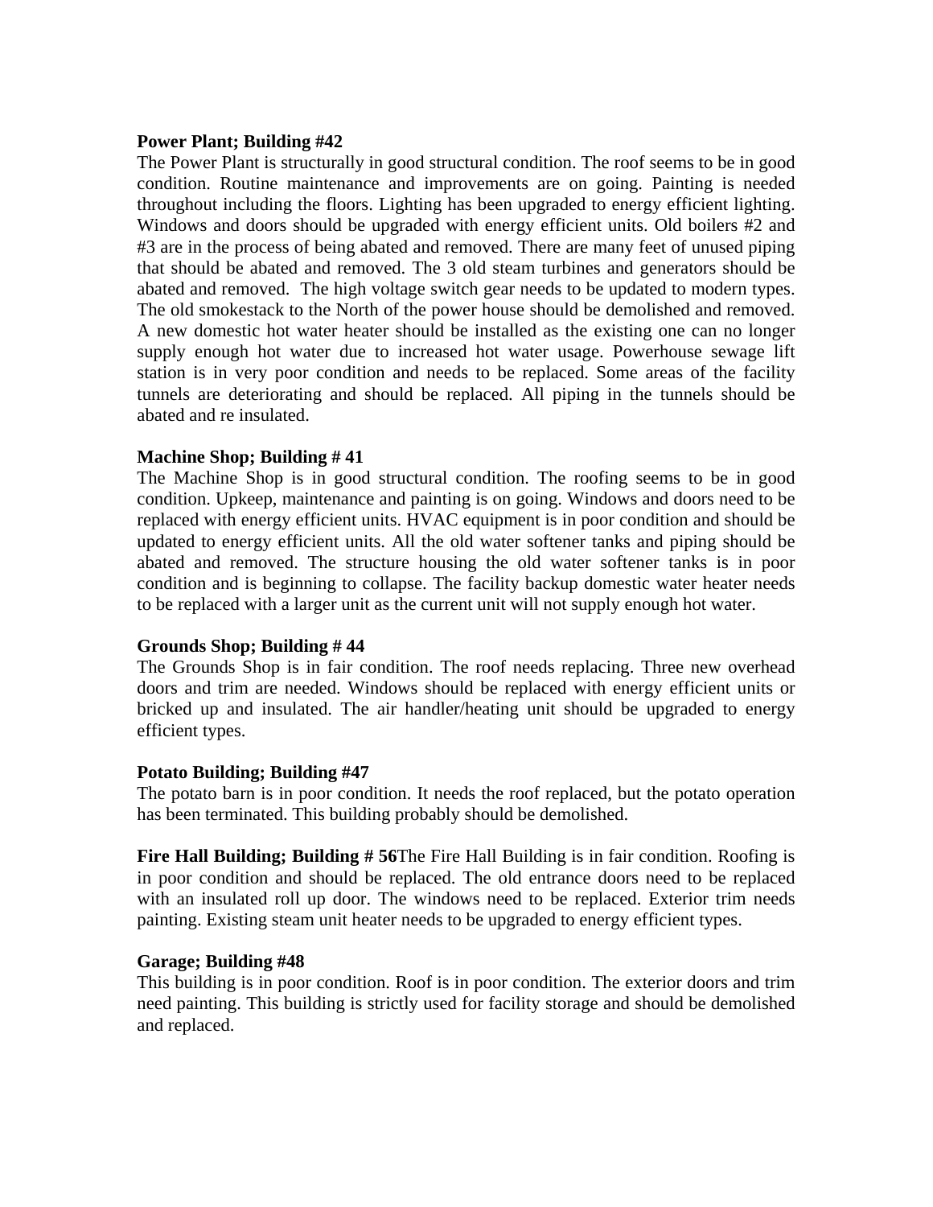**Power Plant; Building #42**
The Power Plant is structurally in good structural condition. The roof seems to be in good condition. Routine maintenance and improvements are on going. Painting is needed throughout including the floors. Lighting has been upgraded to energy efficient lighting. Windows and doors should be upgraded with energy efficient units. Old boilers #2 and #3 are in the process of being abated and removed. There are many feet of unused piping that should be abated and removed. The 3 old steam turbines and generators should be abated and removed. The high voltage switch gear needs to be updated to modern types. The old smokestack to the North of the power house should be demolished and removed. A new domestic hot water heater should be installed as the existing one can no longer supply enough hot water due to increased hot water usage. Powerhouse sewage lift station is in very poor condition and needs to be replaced. Some areas of the facility tunnels are deteriorating and should be replaced. All piping in the tunnels should be abated and re insulated.

**Machine Shop; Building # 41**
The Machine Shop is in good structural condition. The roofing seems to be in good condition. Upkeep, maintenance and painting is on going. Windows and doors need to be replaced with energy efficient units. HVAC equipment is in poor condition and should be updated to energy efficient units. All the old water softener tanks and piping should be abated and removed. The structure housing the old water softener tanks is in poor condition and is beginning to collapse. The facility backup domestic water heater needs to be replaced with a larger unit as the current unit will not supply enough hot water.

**Grounds Shop; Building # 44**
The Grounds Shop is in fair condition. The roof needs replacing. Three new overhead doors and trim are needed. Windows should be replaced with energy efficient units or bricked up and insulated. The air handler/heating unit should be upgraded to energy efficient types.

**Potato Building; Building #47**
The potato barn is in poor condition. It needs the roof replaced, but the potato operation has been terminated. This building probably should be demolished.

**Fire Hall Building; Building # 56**The Fire Hall Building is in fair condition. Roofing is in poor condition and should be replaced. The old entrance doors need to be replaced with an insulated roll up door. The windows need to be replaced. Exterior trim needs painting. Existing steam unit heater needs to be upgraded to energy efficient types.

**Garage; Building #48**
This building is in poor condition. Roof is in poor condition. The exterior doors and trim need painting. This building is strictly used for facility storage and should be demolished and replaced.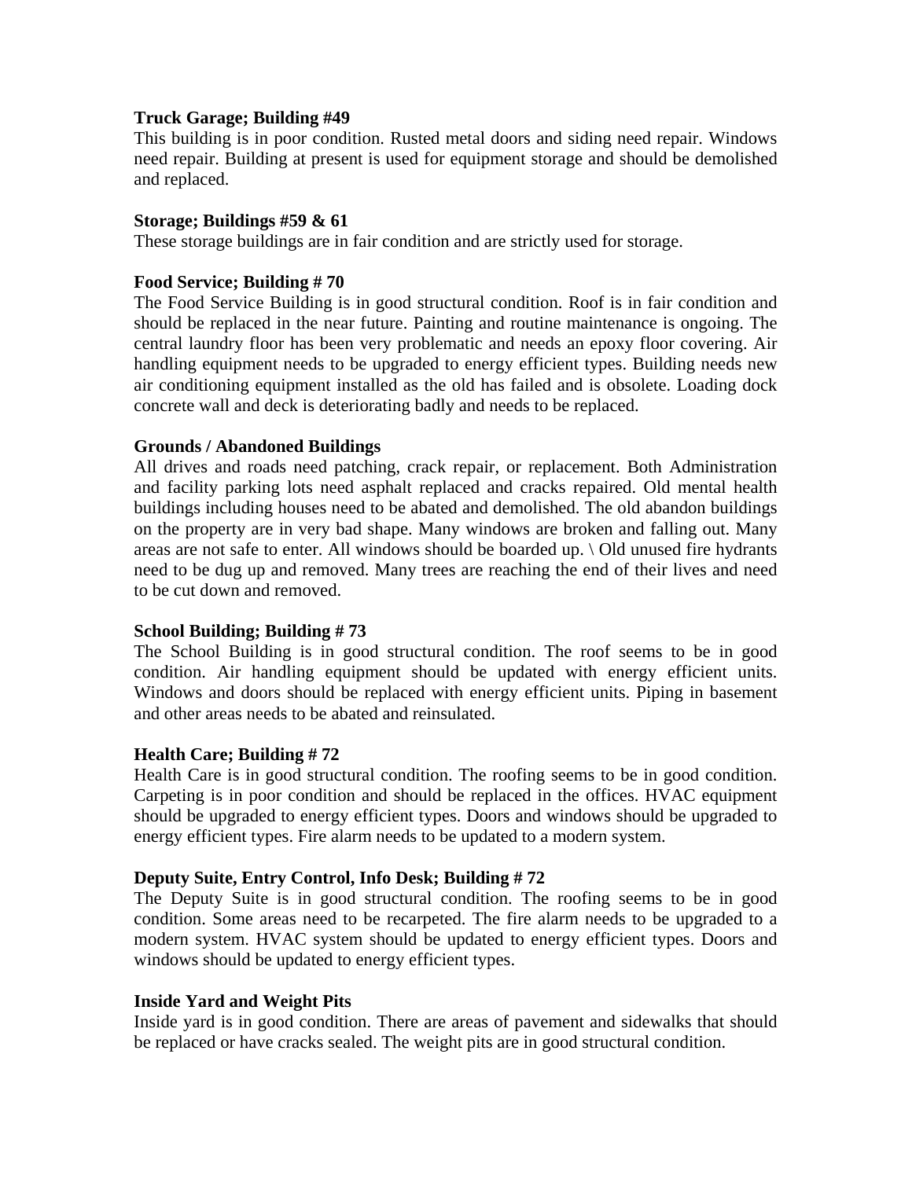**Truck Garage; Building #49**

This building is in poor condition. Rusted metal doors and siding need repair. Windows need repair. Building at present is used for equipment storage and should be demolished and replaced.

**Storage; Buildings #59 & 61**

These storage buildings are in fair condition and are strictly used for storage.

**Food Service; Building # 70**

The Food Service Building is in good structural condition. Roof is in fair condition and should be replaced in the near future. Painting and routine maintenance is ongoing. The central laundry floor has been very problematic and needs an epoxy floor covering. Air handling equipment needs to be upgraded to energy efficient types. Building needs new air conditioning equipment installed as the old has failed and is obsolete. Loading dock concrete wall and deck is deteriorating badly and needs to be replaced.

**Grounds / Abandoned Buildings**

All drives and roads need patching, crack repair, or replacement. Both Administration and facility parking lots need asphalt replaced and cracks repaired. Old mental health buildings including houses need to be abated and demolished. The old abandon buildings on the property are in very bad shape. Many windows are broken and falling out. Many areas are not safe to enter. All windows should be boarded up. \ Old unused fire hydrants need to be dug up and removed. Many trees are reaching the end of their lives and need to be cut down and removed.

**School Building; Building # 73**

The School Building is in good structural condition. The roof seems to be in good condition. Air handling equipment should be updated with energy efficient units. Windows and doors should be replaced with energy efficient units. Piping in basement and other areas needs to be abated and reinsulated.

**Health Care; Building # 72**

Health Care is in good structural condition. The roofing seems to be in good condition. Carpeting is in poor condition and should be replaced in the offices. HVAC equipment should be upgraded to energy efficient types. Doors and windows should be upgraded to energy efficient types. Fire alarm needs to be updated to a modern system.

**Deputy Suite, Entry Control, Info Desk; Building # 72**

The Deputy Suite is in good structural condition. The roofing seems to be in good condition. Some areas need to be recarpeted. The fire alarm needs to be upgraded to a modern system. HVAC system should be updated to energy efficient types. Doors and windows should be updated to energy efficient types.

**Inside Yard and Weight Pits**

Inside yard is in good condition. There are areas of pavement and sidewalks that should be replaced or have cracks sealed. The weight pits are in good structural condition.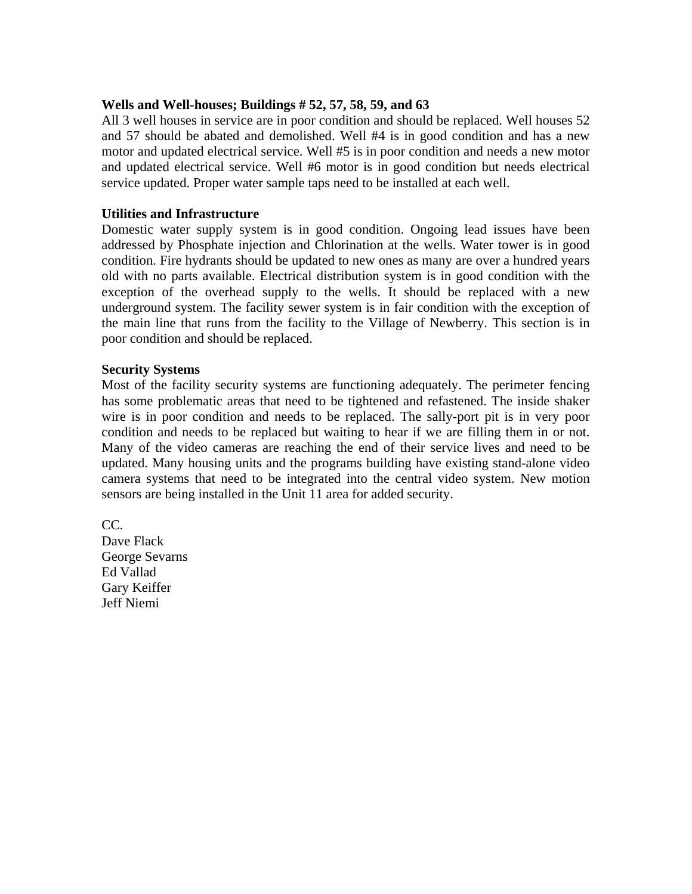**Wells and Well-houses; Buildings # 52, 57, 58, 59, and 63**

All 3 well houses in service are in poor condition and should be replaced. Well houses 52 and 57 should be abated and demolished. Well #4 is in good condition and has a new motor and updated electrical service. Well #5 is in poor condition and needs a new motor and updated electrical service. Well #6 motor is in good condition but needs electrical service updated. Proper water sample taps need to be installed at each well.

**Utilities and Infrastructure**

Domestic water supply system is in good condition. Ongoing lead issues have been addressed by Phosphate injection and Chlorination at the wells. Water tower is in good condition. Fire hydrants should be updated to new ones as many are over a hundred years old with no parts available. Electrical distribution system is in good condition with the exception of the overhead supply to the wells. It should be replaced with a new underground system. The facility sewer system is in fair condition with the exception of the main line that runs from the facility to the Village of Newberry. This section is in poor condition and should be replaced.

**Security Systems**

Most of the facility security systems are functioning adequately. The perimeter fencing has some problematic areas that need to be tightened and refastened. The inside shaker wire is in poor condition and needs to be replaced. The sally-port pit is in very poor condition and needs to be replaced but waiting to hear if we are filling them in or not. Many of the video cameras are reaching the end of their service lives and need to be updated. Many housing units and the programs building have existing stand-alone video camera systems that need to be integrated into the central video system. New motion sensors are being installed in the Unit 11 area for added security.

CC.
Dave Flack
George Sevarns
Ed Vallad
Gary Keiffer
Jeff Niemi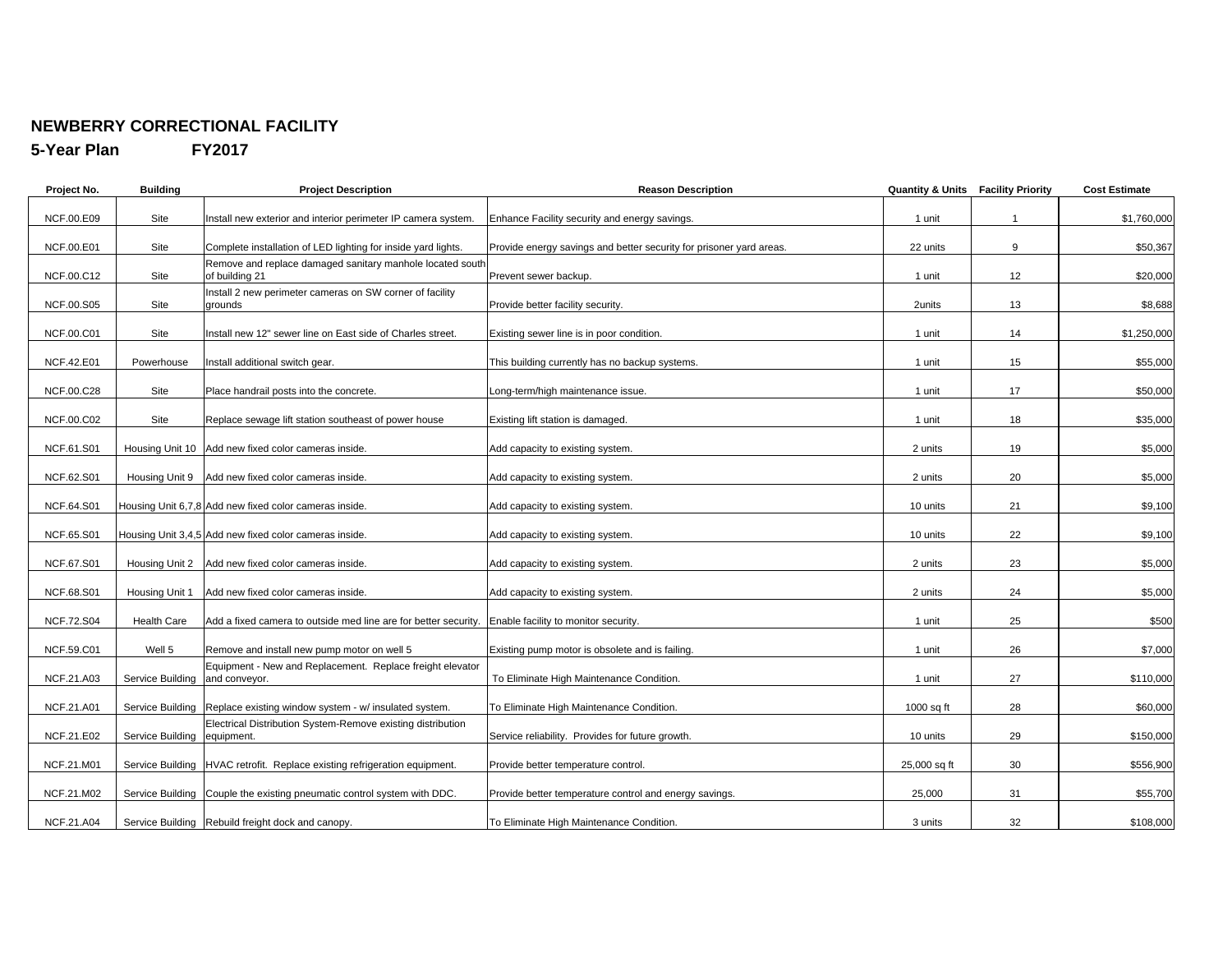**NEWBERRY CORRECTIONAL FACILITY**

**5-Year Plan FY2017**

| Project No. | Building | Project Description | Reason Description | Quantity & Units | Facility Priority | Cost Estimate |
|---|---|---|---|---|---|---|
| NCF.00.E09 | Site | Install new exterior and interior perimeter IP camera system. | Enhance Facility security and energy savings. | 1 unit | 1 | $1,760,000 |
| NCF.00.E01 | Site | Complete installation of LED lighting for inside yard lights. | Provide energy savings and better security for prisoner yard areas. | 22 units | 9 | $50,367 |
| NCF.00.C12 | Site | Remove and replace damaged sanitary manhole located south of building 21 | Prevent sewer backup. | 1 unit | 12 | $20,000 |
| NCF.00.S05 | Site | Install 2 new perimeter cameras on SW corner of facility grounds | Provide better facility security. | 2units | 13 | $8,688 |
| NCF.00.C01 | Site | Install new 12" sewer line on East side of Charles street. | Existing sewer line is in poor condition. | 1 unit | 14 | $1,250,000 |
| NCF.42.E01 | Powerhouse | Install additional switch gear. | This building currently has no backup systems. | 1 unit | 15 | $55,000 |
| NCF.00.C28 | Site | Place handrail posts into the concrete. | Long-term/high maintenance issue. | 1 unit | 17 | $50,000 |
| NCF.00.C02 | Site | Replace sewage lift station southeast of power house | Existing lift station is damaged. | 1 unit | 18 | $35,000 |
| NCF.61.S01 | Housing Unit 10 | Add new fixed color cameras inside. | Add capacity to existing system. | 2 units | 19 | $5,000 |
| NCF.62.S01 | Housing Unit 9 | Add new fixed color cameras inside. | Add capacity to existing system. | 2 units | 20 | $5,000 |
| NCF.64.S01 | Housing Unit 6,7,8 | Add new fixed color cameras inside. | Add capacity to existing system. | 10 units | 21 | $9,100 |
| NCF.65.S01 | Housing Unit 3,4,5 | Add new fixed color cameras inside. | Add capacity to existing system. | 10 units | 22 | $9,100 |
| NCF.67.S01 | Housing Unit 2 | Add new fixed color cameras inside. | Add capacity to existing system. | 2 units | 23 | $5,000 |
| NCF.68.S01 | Housing Unit 1 | Add new fixed color cameras inside. | Add capacity to existing system. | 2 units | 24 | $5,000 |
| NCF.72.S04 | Health Care | Add a fixed camera to outside med line are for better security. | Enable facility to monitor security. | 1 unit | 25 | $500 |
| NCF.59.C01 | Well 5 | Remove and install new pump motor on well 5 | Existing pump motor is obsolete and is failing. | 1 unit | 26 | $7,000 |
| NCF.21.A03 | Service Building | Equipment - New and Replacement. Replace freight elevator and conveyor. | To Eliminate High Maintenance Condition. | 1 unit | 27 | $110,000 |
| NCF.21.A01 | Service Building | Replace existing window system - w/ insulated system. | To Eliminate High Maintenance Condition. | 1000 sq ft | 28 | $60,000 |
| NCF.21.E02 | Service Building | Electrical Distribution System-Remove existing distribution equipment. | Service reliability. Provides for future growth. | 10 units | 29 | $150,000 |
| NCF.21.M01 | Service Building | HVAC retrofit. Replace existing refrigeration equipment. | Provide better temperature control. | 25,000 sq ft | 30 | $556,900 |
| NCF.21.M02 | Service Building | Couple the existing pneumatic control system with DDC. | Provide better temperature control and energy savings. | 25,000 | 31 | $55,700 |
| NCF.21.A04 | Service Building | Rebuild freight dock and canopy. | To Eliminate High Maintenance Condition. | 3 units | 32 | $108,000 |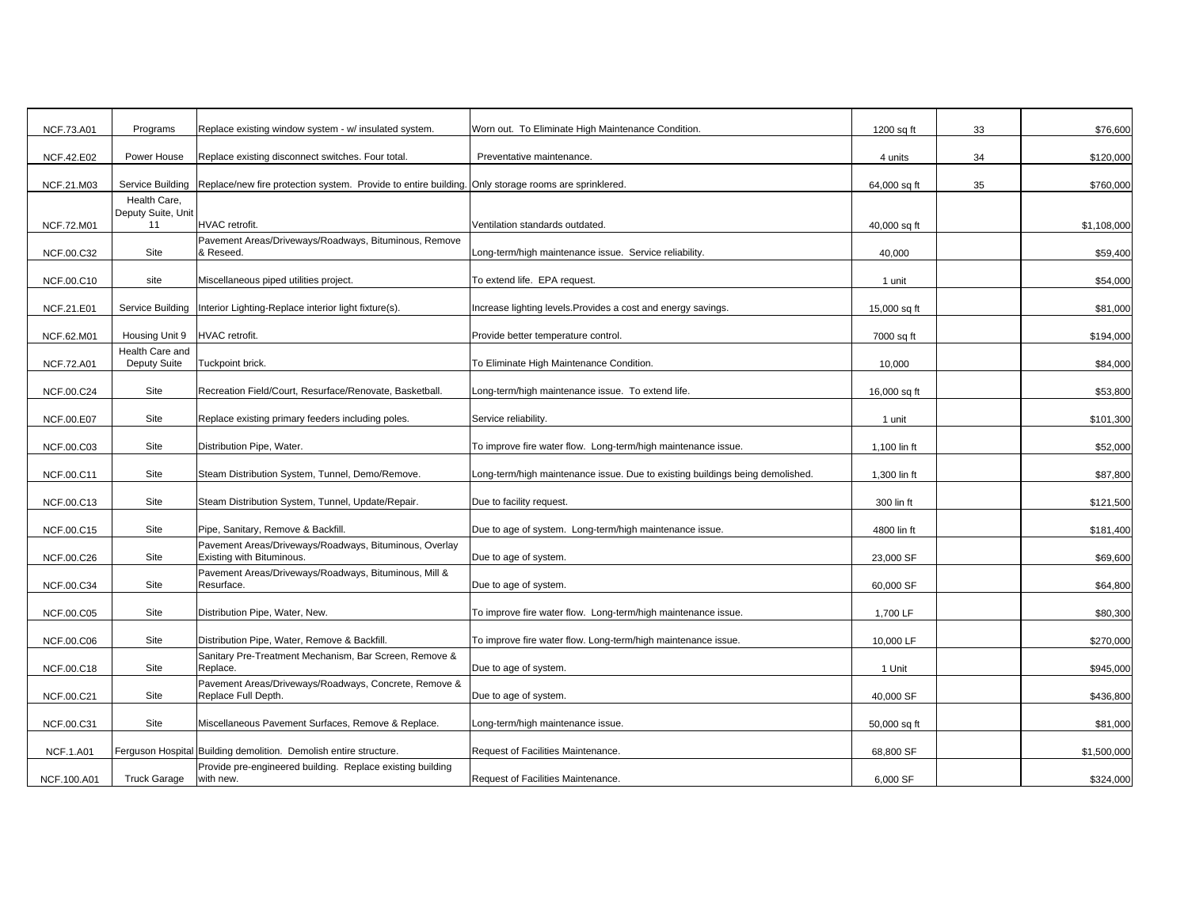| | | | | | | |
|---|---|---|---|---|---|---|
| NCF.73.A01 | Programs | Replace existing window system - w/ insulated system. | Worn out. To Eliminate High Maintenance Condition. | 1200 sq ft | 33 | $76,600 |
| NCF.42.E02 | Power House | Replace existing disconnect switches. Four total. | Preventative maintenance. | 4 units | 34 | $120,000 |
| NCF.21.M03 | Service Building | Replace/new fire protection system. Provide to entire building. | Only storage rooms are sprinklered. | 64,000 sq ft | 35 | $760,000 |
| NCF.72.M01 | Health Care, Deputy Suite, Unit 11 | HVAC retrofit. | Ventilation standards outdated. | 40,000 sq ft | | $1,108,000 |
| NCF.00.C32 | Site | Pavement Areas/Driveways/Roadways, Bituminous, Remove & Reseed. | Long-term/high maintenance issue. Service reliability. | 40,000 | | $59,400 |
| NCF.00.C10 | site | Miscellaneous piped utilities project. | To extend life. EPA request. | 1 unit | | $54,000 |
| NCF.21.E01 | Service Building | Interior Lighting-Replace interior light fixture(s). | Increase lighting levels.Provides a cost and energy savings. | 15,000 sq ft | | $81,000 |
| NCF.62.M01 | Housing Unit 9 | HVAC retrofit. | Provide better temperature control. | 7000 sq ft | | $194,000 |
| NCF.72.A01 | Health Care and Deputy Suite | Tuckpoint brick. | To Eliminate High Maintenance Condition. | 10,000 | | $84,000 |
| NCF.00.C24 | Site | Recreation Field/Court, Resurface/Renovate, Basketball. | Long-term/high maintenance issue. To extend life. | 16,000 sq ft | | $53,800 |
| NCF.00.E07 | Site | Replace existing primary feeders including poles. | Service reliability. | 1 unit | | $101,300 |
| NCF.00.C03 | Site | Distribution Pipe, Water. | To improve fire water flow. Long-term/high maintenance issue. | 1,100 lin ft | | $52,000 |
| NCF.00.C11 | Site | Steam Distribution System, Tunnel, Demo/Remove. | Long-term/high maintenance issue. Due to existing buildings being demolished. | 1,300 lin ft | | $87,800 |
| NCF.00.C13 | Site | Steam Distribution System, Tunnel, Update/Repair. | Due to facility request. | 300 lin ft | | $121,500 |
| NCF.00.C15 | Site | Pipe, Sanitary, Remove & Backfill. | Due to age of system. Long-term/high maintenance issue. | 4800 lin ft | | $181,400 |
| NCF.00.C26 | Site | Pavement Areas/Driveways/Roadways, Bituminous, Overlay Existing with Bituminous. | Due to age of system. | 23,000 SF | | $69,600 |
| NCF.00.C34 | Site | Pavement Areas/Driveways/Roadways, Bituminous, Mill & Resurface. | Due to age of system. | 60,000 SF | | $64,800 |
| NCF.00.C05 | Site | Distribution Pipe, Water, New. | To improve fire water flow. Long-term/high maintenance issue. | 1,700 LF | | $80,300 |
| NCF.00.C06 | Site | Distribution Pipe, Water, Remove & Backfill. | To improve fire water flow. Long-term/high maintenance issue. | 10,000 LF | | $270,000 |
| NCF.00.C18 | Site | Sanitary Pre-Treatment Mechanism, Bar Screen, Remove & Replace. | Due to age of system. | 1 Unit | | $945,000 |
| NCF.00.C21 | Site | Pavement Areas/Driveways/Roadways, Concrete, Remove & Replace Full Depth. | Due to age of system. | 40,000 SF | | $436,800 |
| NCF.00.C31 | Site | Miscellaneous Pavement Surfaces, Remove & Replace. | Long-term/high maintenance issue. | 50,000 sq ft | | $81,000 |
| NCF.1.A01 | Ferguson Hospital | Building demolition. Demolish entire structure. | Request of Facilities Maintenance. | 68,800 SF | | $1,500,000 |
| NCF.100.A01 | Truck Garage | Provide pre-engineered building. Replace existing building with new. | Request of Facilities Maintenance. | 6,000 SF | | $324,000 |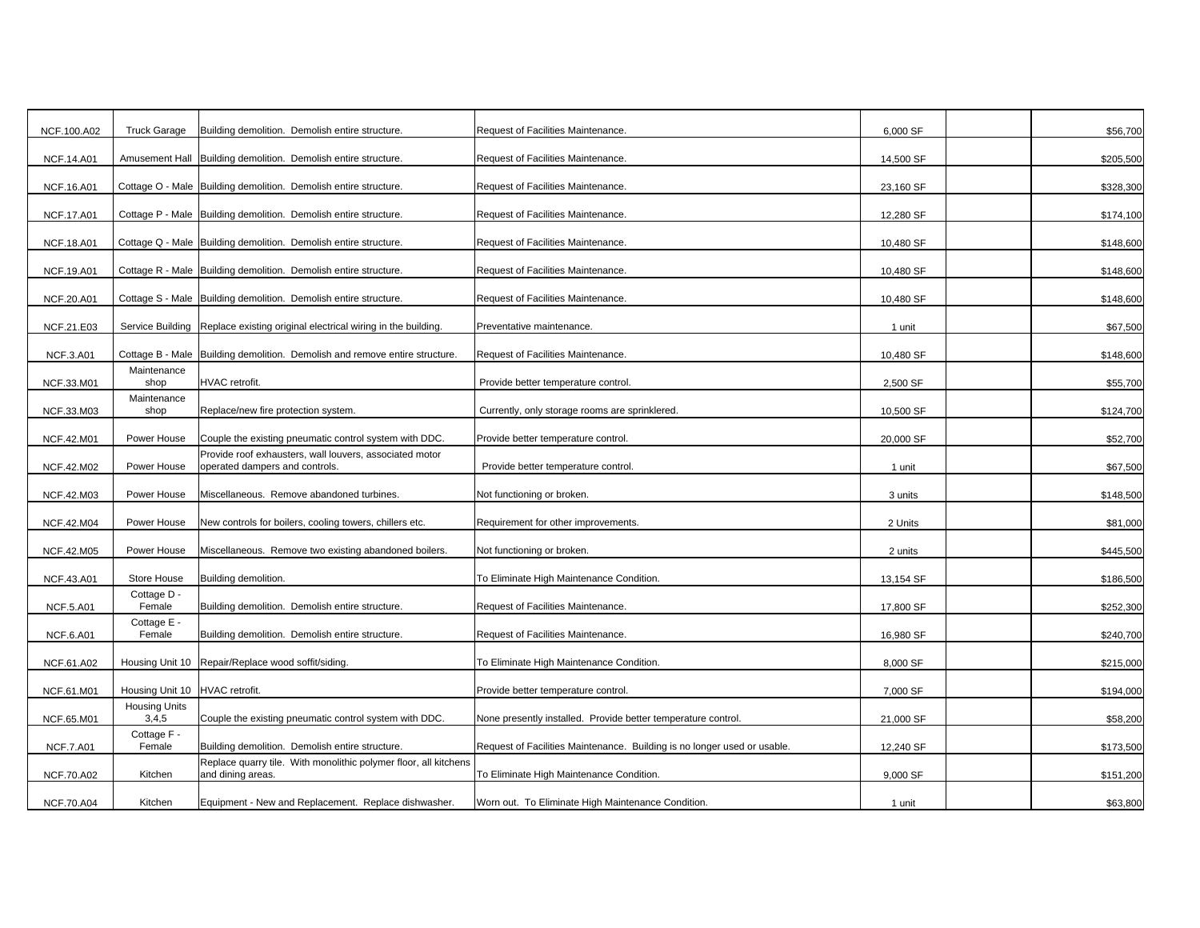| | | | | | | |
|---|---|---|---|---|---|---|
| NCF.100.A02 | Truck Garage | Building demolition. Demolish entire structure. | Request of Facilities Maintenance. | 6,000 SF | | $56,700 |
| NCF.14.A01 | Amusement Hall | Building demolition. Demolish entire structure. | Request of Facilities Maintenance. | 14,500 SF | | $205,500 |
| NCF.16.A01 | Cottage O - Male | Building demolition. Demolish entire structure. | Request of Facilities Maintenance. | 23,160 SF | | $328,300 |
| NCF.17.A01 | Cottage P - Male | Building demolition. Demolish entire structure. | Request of Facilities Maintenance. | 12,280 SF | | $174,100 |
| NCF.18.A01 | Cottage Q - Male | Building demolition. Demolish entire structure. | Request of Facilities Maintenance. | 10,480 SF | | $148,600 |
| NCF.19.A01 | Cottage R - Male | Building demolition. Demolish entire structure. | Request of Facilities Maintenance. | 10,480 SF | | $148,600 |
| NCF.20.A01 | Cottage S - Male | Building demolition. Demolish entire structure. | Request of Facilities Maintenance. | 10,480 SF | | $148,600 |
| NCF.21.E03 | Service Building | Replace existing original electrical wiring in the building. | Preventative maintenance. | 1 unit | | $67,500 |
| NCF.3.A01 | Cottage B - Male | Building demolition. Demolish and remove entire structure. | Request of Facilities Maintenance. | 10,480 SF | | $148,600 |
| NCF.33.M01 | Maintenance shop | HVAC retrofit. | Provide better temperature control. | 2,500 SF | | $55,700 |
| NCF.33.M03 | Maintenance shop | Replace/new fire protection system. | Currently, only storage rooms are sprinklered. | 10,500 SF | | $124,700 |
| NCF.42.M01 | Power House | Couple the existing pneumatic control system with DDC. | Provide better temperature control. | 20,000 SF | | $52,700 |
| NCF.42.M02 | Power House | Provide roof exhausters, wall louvers, associated motor operated dampers and controls. | Provide better temperature control. | 1 unit | | $67,500 |
| NCF.42.M03 | Power House | Miscellaneous. Remove abandoned turbines. | Not functioning or broken. | 3 units | | $148,500 |
| NCF.42.M04 | Power House | New controls for boilers, cooling towers, chillers etc. | Requirement for other improvements. | 2 Units | | $81,000 |
| NCF.42.M05 | Power House | Miscellaneous. Remove two existing abandoned boilers. | Not functioning or broken. | 2 units | | $445,500 |
| NCF.43.A01 | Store House | Building demolition. | To Eliminate High Maintenance Condition. | 13,154 SF | | $186,500 |
| NCF.5.A01 | Cottage D - Female | Building demolition. Demolish entire structure. | Request of Facilities Maintenance. | 17,800 SF | | $252,300 |
| NCF.6.A01 | Cottage E - Female | Building demolition. Demolish entire structure. | Request of Facilities Maintenance. | 16,980 SF | | $240,700 |
| NCF.61.A02 | Housing Unit 10 | Repair/Replace wood soffit/siding. | To Eliminate High Maintenance Condition. | 8,000 SF | | $215,000 |
| NCF.61.M01 | Housing Unit 10 | HVAC retrofit. | Provide better temperature control. | 7,000 SF | | $194,000 |
| NCF.65.M01 | Housing Units 3,4,5 | Couple the existing pneumatic control system with DDC. | None presently installed. Provide better temperature control. | 21,000 SF | | $58,200 |
| NCF.7.A01 | Cottage F - Female | Building demolition. Demolish entire structure. | Request of Facilities Maintenance. Building is no longer used or usable. | 12,240 SF | | $173,500 |
| NCF.70.A02 | Kitchen | Replace quarry tile. With monolithic polymer floor, all kitchens and dining areas. | To Eliminate High Maintenance Condition. | 9,000 SF | | $151,200 |
| NCF.70.A04 | Kitchen | Equipment - New and Replacement. Replace dishwasher. | Worn out. To Eliminate High Maintenance Condition. | 1 unit | | $63,800 |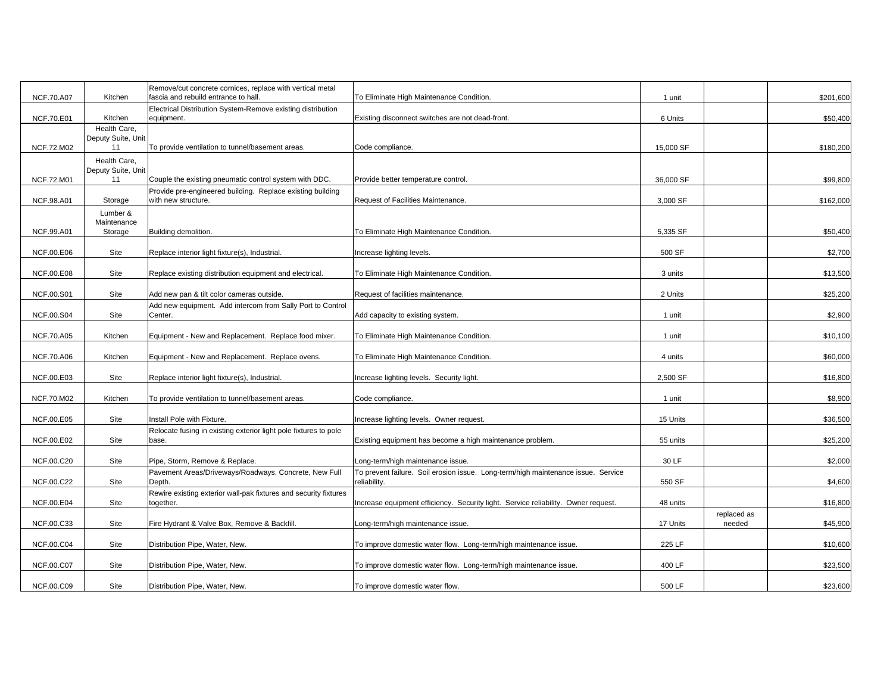| | | | | | | |
|---|---|---|---|---|---|---|
| NCF.70.A07 | Kitchen | Remove/cut concrete cornices, replace with vertical metal fascia and rebuild entrance to hall. | To Eliminate High Maintenance Condition. | 1 unit | | $201,600 |
| NCF.70.E01 | Kitchen | Electrical Distribution System-Remove existing distribution equipment. | Existing disconnect switches are not dead-front. | 6 Units | | $50,400 |
| NCF.72.M02 | Health Care, Deputy Suite, Unit 11 | To provide ventilation to tunnel/basement areas. | Code compliance. | 15,000 SF | | $180,200 |
| NCF.72.M01 | Health Care, Deputy Suite, Unit 11 | Couple the existing pneumatic control system with DDC. | Provide better temperature control. | 36,000 SF | | $99,800 |
| NCF.98.A01 | Storage | Provide pre-engineered building. Replace existing building with new structure. | Request of Facilities Maintenance. | 3,000 SF | | $162,000 |
| NCF.99.A01 | Lumber & Maintenance Storage | Building demolition. | To Eliminate High Maintenance Condition. | 5,335 SF | | $50,400 |
| NCF.00.E06 | Site | Replace interior light fixture(s), Industrial. | Increase lighting levels. | 500 SF | | $2,700 |
| NCF.00.E08 | Site | Replace existing distribution equipment and electrical. | To Eliminate High Maintenance Condition. | 3 units | | $13,500 |
| NCF.00.S01 | Site | Add new pan & tilt color cameras outside. | Request of facilities maintenance. | 2 Units | | $25,200 |
| NCF.00.S04 | Site | Add new equipment. Add intercom from Sally Port to Control Center. | Add capacity to existing system. | 1 unit | | $2,900 |
| NCF.70.A05 | Kitchen | Equipment - New and Replacement. Replace food mixer. | To Eliminate High Maintenance Condition. | 1 unit | | $10,100 |
| NCF.70.A06 | Kitchen | Equipment - New and Replacement. Replace ovens. | To Eliminate High Maintenance Condition. | 4 units | | $60,000 |
| NCF.00.E03 | Site | Replace interior light fixture(s), Industrial. | Increase lighting levels. Security light. | 2,500 SF | | $16,800 |
| NCF.70.M02 | Kitchen | To provide ventilation to tunnel/basement areas. | Code compliance. | 1 unit | | $8,900 |
| NCF.00.E05 | Site | Install Pole with Fixture. | Increase lighting levels. Owner request. | 15 Units | | $36,500 |
| NCF.00.E02 | Site | Relocate fusing in existing exterior light pole fixtures to pole base. | Existing equipment has become a high maintenance problem. | 55 units | | $25,200 |
| NCF.00.C20 | Site | Pipe, Storm, Remove & Replace. | Long-term/high maintenance issue. | 30 LF | | $2,000 |
| NCF.00.C22 | Site | Pavement Areas/Driveways/Roadways, Concrete, New Full Depth. | To prevent failure. Soil erosion issue. Long-term/high maintenance issue. Service reliability. | 550 SF | | $4,600 |
| NCF.00.E04 | Site | Rewire existing exterior wall-pak fixtures and security fixtures together. | Increase equipment efficiency. Security light. Service reliability. Owner request. | 48 units | | $16,800 |
| NCF.00.C33 | Site | Fire Hydrant & Valve Box, Remove & Backfill. | Long-term/high maintenance issue. | 17 Units | replaced as needed | $45,900 |
| NCF.00.C04 | Site | Distribution Pipe, Water, New. | To improve domestic water flow. Long-term/high maintenance issue. | 225 LF | | $10,600 |
| NCF.00.C07 | Site | Distribution Pipe, Water, New. | To improve domestic water flow. Long-term/high maintenance issue. | 400 LF | | $23,500 |
| NCF.00.C09 | Site | Distribution Pipe, Water, New. | To improve domestic water flow. | 500 LF | | $23,600 |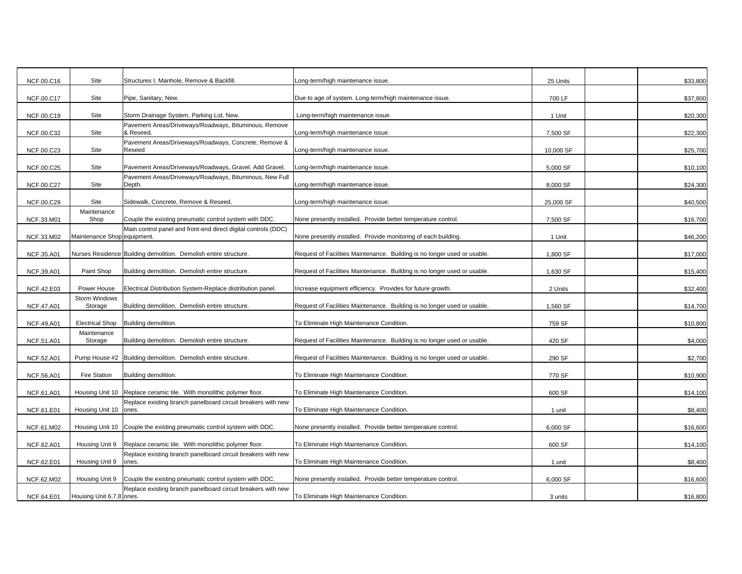| | | | | | | |
|---|---|---|---|---|---|---|
| NCF.00.C16 | Site | Structures I, Manhole, Remove & Backfill. | Long-term/high maintenance issue. | 25 Units | | $33,800 |
| NCF.00.C17 | Site | Pipe, Sanitary, New. | Due to age of system. Long-term/high maintenance issue. | 700 LF | | $37,800 |
| NCF.00.C19 | Site | Storm Drainage System, Parking Lot, New. | Long-term/high maintenance issue. | 1 Unit | | $20,300 |
| NCF.00.C32 | Site | Pavement Areas/Driveways/Roadways, Bituminous, Remove & Reseed. | Long-term/high maintenance issue. | 7,500 SF | | $22,300 |
| NCF.00.C23 | Site | Pavement Areas/Driveways/Roadways, Concrete, Remove & Reseed | Long-term/high maintenance issue. | 10,000 SF | | $25,700 |
| NCF.00.C25 | Site | Pavement Areas/Driveways/Roadways, Gravel, Add Gravel. | Long-term/high maintenance issue. | 5,000 SF | | $10,100 |
| NCF.00.C27 | Site | Pavement Areas/Driveways/Roadways, Bituminous, New Full Depth. | Long-term/high maintenance issue. | 8,000 SF | | $24,300 |
| NCF.00.C29 | Site | Sidewalk, Concrete, Remove & Reseed. | Long-term/high maintenance issue. | 25,000 SF | | $40,500 |
| NCF.33.M01 | Maintenance Shop | Couple the existing pneumatic control system with DDC. | None presently installed. Provide better temperature control. | 7,500 SF | | $16,700 |
| NCF.33.M02 | Maintenance Shop | Main control panel and front-end direct digital controls (DDC) equipment. | None presently installed. Provide monitoring of each building. | 1 Unit | | $46,200 |
| NCF.35.A01 | Nurses Residence | Building demolition. Demolish entire structure. | Request of Facilities Maintenance. Building is no longer used or usable. | 1,800 SF | | $17,000 |
| NCF.39.A01 | Paint Shop | Building demolition. Demolish entire structure. | Request of Facilities Maintenance. Building is no longer used or usable. | 1,630 SF | | $15,400 |
| NCF.42.E03 | Power House | Electrical Distribution System-Replace distribution panel. | Increase equipment efficiency. Provides for future growth. | 2 Units | | $32,400 |
| NCF.47.A01 | Storm Windows Storage | Building demolition. Demolish entire structure. | Request of Facilities Maintenance. Building is no longer used or usable. | 1,560 SF | | $14,700 |
| NCF.49.A01 | Electrical Shop | Building demolition. | To Eliminate High Maintenance Condition. | 759 SF | | $10,800 |
| NCF.51.A01 | Maintenance Storage | Building demolition. Demolish entire structure. | Request of Facilities Maintenance. Building is no longer used or usable. | 420 SF | | $4,000 |
| NCF.52.A01 | Pump House #2 | Building demolition. Demolish entire structure. | Request of Facilities Maintenance. Building is no longer used or usable. | 290 SF | | $2,700 |
| NCF.56.A01 | Fire Station | Building demolition. | To Eliminate High Maintenance Condition. | 770 SF | | $10,900 |
| NCF.61.A01 | Housing Unit 10 | Replace ceramic tile. With monolithic polymer floor. | To Eliminate High Maintenance Condition. | 600 SF | | $14,100 |
| NCF.61.E01 | Housing Unit 10 | Replace existing branch panelboard circuit breakers with new ones. | To Eliminate High Maintenance Condition. | 1 unit | | $8,400 |
| NCF.61.M02 | Housing Unit 10 | Couple the existing pneumatic control system with DDC. | None presently installed. Provide better temperature control. | 6,000 SF | | $16,600 |
| NCF.62.A01 | Housing Unit 9 | Replace ceramic tile. With monolithic polymer floor. | To Eliminate High Maintenance Condition. | 600 SF | | $14,100 |
| NCF.62.E01 | Housing Unit 9 | Replace existing branch panelboard circuit breakers with new ones. | To Eliminate High Maintenance Condition. | 1 unit | | $8,400 |
| NCF.62.M02 | Housing Unit 9 | Couple the existing pneumatic control system with DDC. | None presently installed. Provide better temperature control. | 6,000 SF | | $16,600 |
| NCF.64.E01 | Housing Unit 6,7,8 | Replace existing branch panelboard circuit breakers with new ones. | To Eliminate High Maintenance Condition. | 3 units | | $16,800 |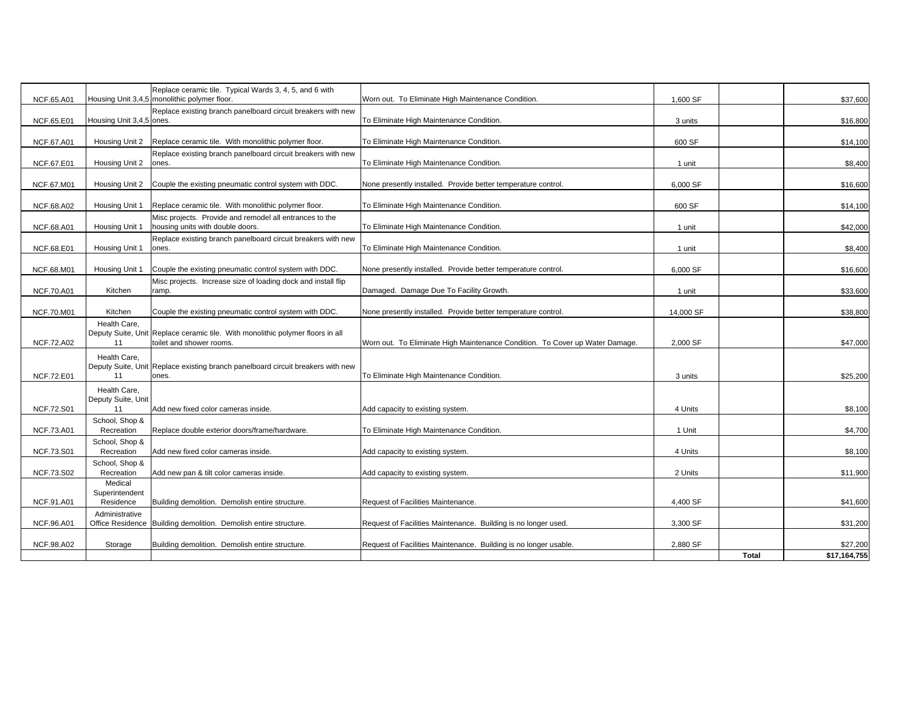| | | | | | | |
|---|---|---|---|---|---|---|
| NCF.65.A01 | Housing Unit 3,4,5 | Replace ceramic tile. Typical Wards 3, 4, 5, and 6 with monolithic polymer floor. | Worn out. To Eliminate High Maintenance Condition. | 1,600 SF | | $37,600 |
| NCF.65.E01 | Housing Unit 3,4,5 | Replace existing branch panelboard circuit breakers with new ones. | To Eliminate High Maintenance Condition. | 3 units | | $16,800 |
| NCF.67.A01 | Housing Unit 2 | Replace ceramic tile. With monolithic polymer floor. | To Eliminate High Maintenance Condition. | 600 SF | | $14,100 |
| NCF.67.E01 | Housing Unit 2 | Replace existing branch panelboard circuit breakers with new ones. | To Eliminate High Maintenance Condition. | 1 unit | | $8,400 |
| NCF.67.M01 | Housing Unit 2 | Couple the existing pneumatic control system with DDC. | None presently installed. Provide better temperature control. | 6,000 SF | | $16,600 |
| NCF.68.A02 | Housing Unit 1 | Replace ceramic tile. With monolithic polymer floor. | To Eliminate High Maintenance Condition. | 600 SF | | $14,100 |
| NCF.68.A01 | Housing Unit 1 | Misc projects. Provide and remodel all entrances to the housing units with double doors. | To Eliminate High Maintenance Condition. | 1 unit | | $42,000 |
| NCF.68.E01 | Housing Unit 1 | Replace existing branch panelboard circuit breakers with new ones. | To Eliminate High Maintenance Condition. | 1 unit | | $8,400 |
| NCF.68.M01 | Housing Unit 1 | Couple the existing pneumatic control system with DDC. | None presently installed. Provide better temperature control. | 6,000 SF | | $16,600 |
| NCF.70.A01 | Kitchen | Misc projects. Increase size of loading dock and install flip ramp. | Damaged. Damage Due To Facility Growth. | 1 unit | | $33,600 |
| NCF.70.M01 | Kitchen | Couple the existing pneumatic control system with DDC. | None presently installed. Provide better temperature control. | 14,000 SF | | $38,800 |
| NCF.72.A02 | Health Care, Deputy Suite, Unit 11 | Replace ceramic tile. With monolithic polymer floors in all toilet and shower rooms. | Worn out. To Eliminate High Maintenance Condition. To Cover up Water Damage. | 2,000 SF | | $47,000 |
| NCF.72.E01 | Health Care, Deputy Suite, Unit 11 | Replace existing branch panelboard circuit breakers with new ones. | To Eliminate High Maintenance Condition. | 3 units | | $25,200 |
| NCF.72.S01 | Health Care, Deputy Suite, Unit 11 | Add new fixed color cameras inside. | Add capacity to existing system. | 4 Units | | $8,100 |
| NCF.73.A01 | School, Shop & Recreation | Replace double exterior doors/frame/hardware. | To Eliminate High Maintenance Condition. | 1 Unit | | $4,700 |
| NCF.73.S01 | School, Shop & Recreation | Add new fixed color cameras inside. | Add capacity to existing system. | 4 Units | | $8,100 |
| NCF.73.S02 | School, Shop & Recreation | Add new pan & tilt color cameras inside. | Add capacity to existing system. | 2 Units | | $11,900 |
| NCF.91.A01 | Medical Superintendent Residence | Building demolition. Demolish entire structure. | Request of Facilities Maintenance. | 4,400 SF | | $41,600 |
| NCF.96.A01 | Administrative Office Residence | Building demolition. Demolish entire structure. | Request of Facilities Maintenance. Building is no longer used. | 3,300 SF | | $31,200 |
| NCF.98.A02 | Storage | Building demolition. Demolish entire structure. | Request of Facilities Maintenance. Building is no longer usable. | 2,880 SF | | $27,200 |
| | | | | | **Total** | **$17,164,755** |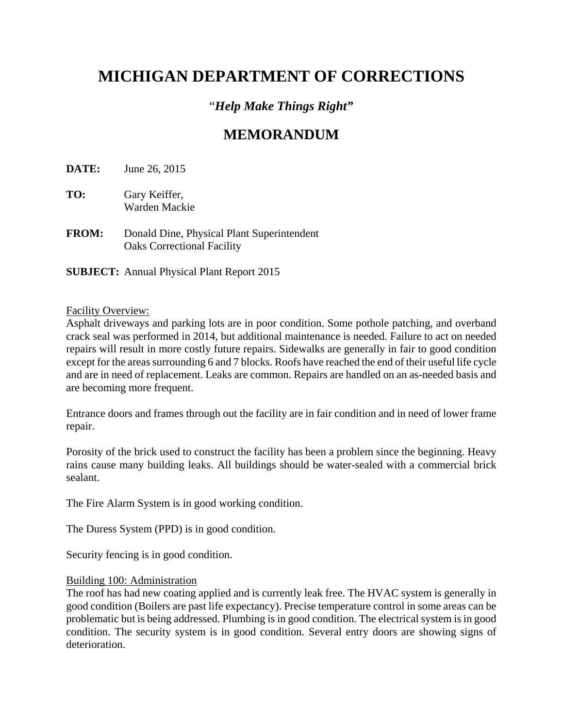# MICHIGAN DEPARTMENT OF CORRECTIONS

### "*Help Make Things Right*"

## MEMORANDUM

**DATE:** June 26, 2015

**TO:** Gary Keiffer,
Warden Mackie

**FROM:** Donald Dine, Physical Plant Superintendent
Oaks Correctional Facility

**SUBJECT:** Annual Physical Plant Report 2015

Facility Overview:

Asphalt driveways and parking lots are in poor condition. Some pothole patching, and overband crack seal was performed in 2014, but additional maintenance is needed. Failure to act on needed repairs will result in more costly future repairs. Sidewalks are generally in fair to good condition except for the areas surrounding 6 and 7 blocks. Roofs have reached the end of their useful life cycle and are in need of replacement. Leaks are common. Repairs are handled on an as-needed basis and are becoming more frequent.

Entrance doors and frames through out the facility are in fair condition and in need of lower frame repair.

Porosity of the brick used to construct the facility has been a problem since the beginning. Heavy rains cause many building leaks. All buildings should be water-sealed with a commercial brick sealant.

The Fire Alarm System is in good working condition.

The Duress System (PPD) is in good condition.

Security fencing is in good condition.

Building 100: Administration

The roof has had new coating applied and is currently leak free. The HVAC system is generally in good condition (Boilers are past life expectancy). Precise temperature control in some areas can be problematic but is being addressed. Plumbing is in good condition. The electrical system is in good condition. The security system is in good condition. Several entry doors are showing signs of deterioration.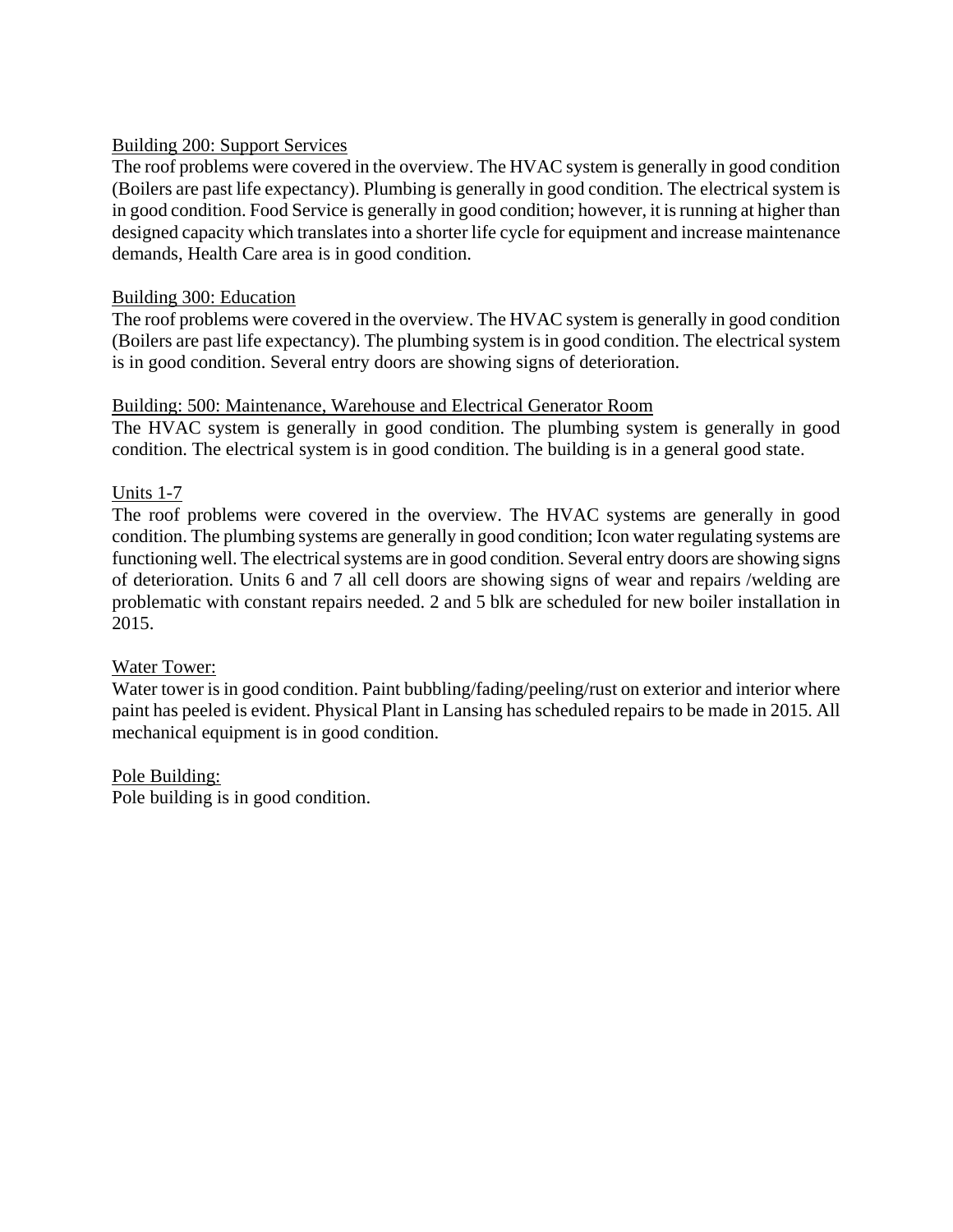Building 200: Support Services

The roof problems were covered in the overview. The HVAC system is generally in good condition (Boilers are past life expectancy). Plumbing is generally in good condition. The electrical system is in good condition. Food Service is generally in good condition; however, it is running at higher than designed capacity which translates into a shorter life cycle for equipment and increase maintenance demands, Health Care area is in good condition.

Building 300: Education

The roof problems were covered in the overview. The HVAC system is generally in good condition (Boilers are past life expectancy). The plumbing system is in good condition. The electrical system is in good condition. Several entry doors are showing signs of deterioration.

Building: 500: Maintenance, Warehouse and Electrical Generator Room

The HVAC system is generally in good condition. The plumbing system is generally in good condition. The electrical system is in good condition. The building is in a general good state.

Units 1-7

The roof problems were covered in the overview. The HVAC systems are generally in good condition. The plumbing systems are generally in good condition; Icon water regulating systems are functioning well. The electrical systems are in good condition. Several entry doors are showing signs of deterioration. Units 6 and 7 all cell doors are showing signs of wear and repairs /welding are problematic with constant repairs needed. 2 and 5 blk are scheduled for new boiler installation in 2015.

Water Tower:

Water tower is in good condition. Paint bubbling/fading/peeling/rust on exterior and interior where paint has peeled is evident. Physical Plant in Lansing has scheduled repairs to be made in 2015. All mechanical equipment is in good condition.

Pole Building:

Pole building is in good condition.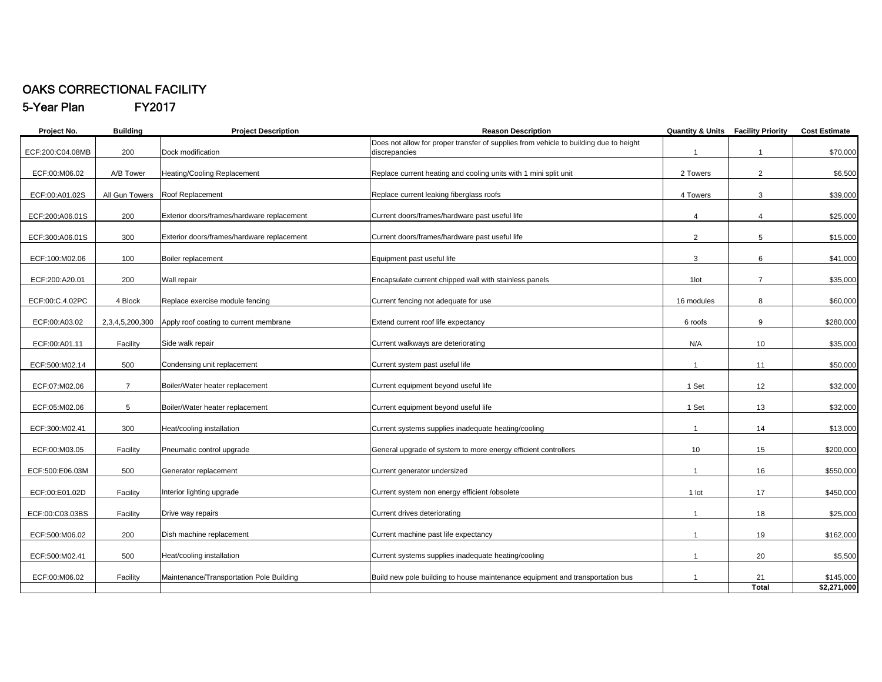# OAKS CORRECTIONAL FACILITY

## 5-Year Plan FY2017

| Project No. | Building | Project Description | Reason Description | Quantity & Units | Facility Priority | Cost Estimate |
|---|---|---|---|---|---|---|
| ECF:200:C04.08MB | 200 | Dock modification | Does not allow for proper transfer of supplies from vehicle to building due to height discrepancies | 1 | 1 | $70,000 |
| ECF:00:M06.02 | A/B Tower | Heating/Cooling Replacement | Replace current heating and cooling units with 1 mini split unit | 2 Towers | 2 | $6,500 |
| ECF:00:A01.02S | All Gun Towers | Roof Replacement | Replace current leaking fiberglass roofs | 4 Towers | 3 | $39,000 |
| ECF:200:A06.01S | 200 | Exterior doors/frames/hardware replacement | Current doors/frames/hardware past useful life | 4 | 4 | $25,000 |
| ECF:300:A06.01S | 300 | Exterior doors/frames/hardware replacement | Current doors/frames/hardware past useful life | 2 | 5 | $15,000 |
| ECF:100:M02.06 | 100 | Boiler replacement | Equipment past useful life | 3 | 6 | $41,000 |
| ECF:200:A20.01 | 200 | Wall repair | Encapsulate current chipped wall with stainless panels | 1lot | 7 | $35,000 |
| ECF:00:C.4.02PC | 4 Block | Replace exercise module fencing | Current fencing not adequate for use | 16 modules | 8 | $60,000 |
| ECF:00:A03.02 | 2,3,4,5,200,300 | Apply roof coating to current membrane | Extend current roof life expectancy | 6 roofs | 9 | $280,000 |
| ECF:00:A01.11 | Facility | Side walk repair | Current walkways are deteriorating | N/A | 10 | $35,000 |
| ECF:500:M02.14 | 500 | Condensing unit replacement | Current system past useful life | 1 | 11 | $50,000 |
| ECF:07:M02.06 | 7 | Boiler/Water heater replacement | Current equipment beyond useful life | 1 Set | 12 | $32,000 |
| ECF:05:M02.06 | 5 | Boiler/Water heater replacement | Current equipment beyond useful life | 1 Set | 13 | $32,000 |
| ECF:300:M02.41 | 300 | Heat/cooling installation | Current systems supplies inadequate heating/cooling | 1 | 14 | $13,000 |
| ECF:00:M03.05 | Facility | Pneumatic control upgrade | General upgrade of system to more energy efficient controllers | 10 | 15 | $200,000 |
| ECF:500:E06.03M | 500 | Generator replacement | Current generator undersized | 1 | 16 | $550,000 |
| ECF:00:E01.02D | Facility | Interior lighting upgrade | Current system non energy efficient /obsolete | 1 lot | 17 | $450,000 |
| ECF:00:C03.03BS | Facility | Drive way repairs | Current drives deteriorating | 1 | 18 | $25,000 |
| ECF:500:M06.02 | 200 | Dish machine replacement | Current machine past life expectancy | 1 | 19 | $162,000 |
| ECF:500:M02.41 | 500 | Heat/cooling installation | Current systems supplies inadequate heating/cooling | 1 | 20 | $5,500 |
| ECF:00:M06.02 | Facility | Maintenance/Transportation Pole Building | Build new pole building to house maintenance equipment and transportation bus | 1 | 21 | $145,000 |
| | | | | | **Total** | **$2,271,000** |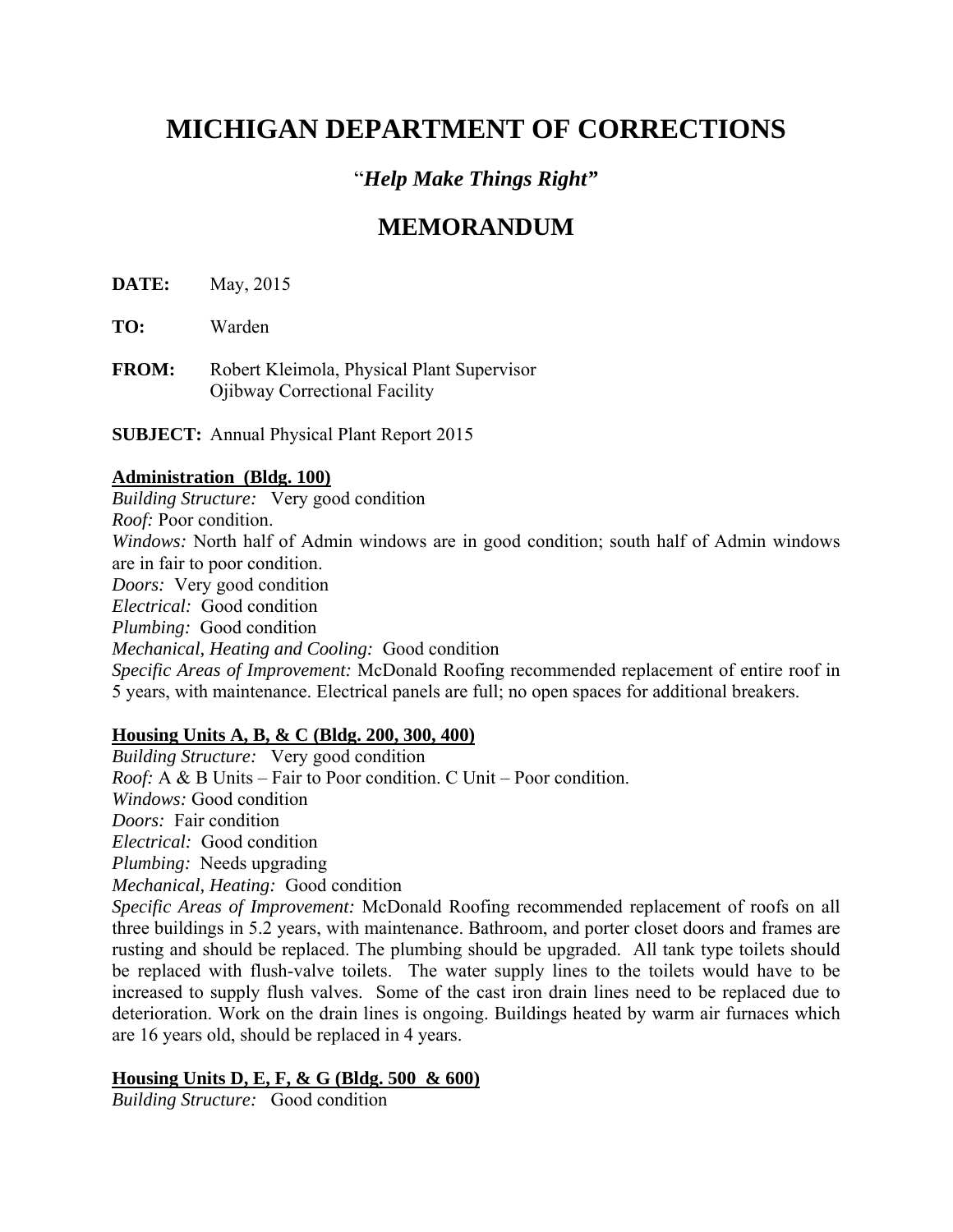# MICHIGAN DEPARTMENT OF CORRECTIONS

### "*Help Make Things Right*"

## MEMORANDUM

**DATE:** May, 2015

**TO:** Warden

**FROM:** Robert Kleimola, Physical Plant Supervisor
Ojibway Correctional Facility

**SUBJECT:** Annual Physical Plant Report 2015

**Administration (Bldg. 100)**

*Building Structure:* Very good condition
*Roof:* Poor condition.
*Windows:* North half of Admin windows are in good condition; south half of Admin windows are in fair to poor condition.
*Doors:* Very good condition
*Electrical:* Good condition
*Plumbing:* Good condition
*Mechanical, Heating and Cooling:* Good condition
*Specific Areas of Improvement:* McDonald Roofing recommended replacement of entire roof in 5 years, with maintenance. Electrical panels are full; no open spaces for additional breakers.

**Housing Units A, B, & C (Bldg. 200, 300, 400)**

*Building Structure:* Very good condition
*Roof:* A & B Units – Fair to Poor condition. C Unit – Poor condition.
*Windows:* Good condition
*Doors:* Fair condition
*Electrical:* Good condition
*Plumbing:* Needs upgrading
*Mechanical, Heating:* Good condition
*Specific Areas of Improvement:* McDonald Roofing recommended replacement of roofs on all three buildings in 5.2 years, with maintenance. Bathroom, and porter closet doors and frames are rusting and should be replaced. The plumbing should be upgraded. All tank type toilets should be replaced with flush-valve toilets. The water supply lines to the toilets would have to be increased to supply flush valves. Some of the cast iron drain lines need to be replaced due to deterioration. Work on the drain lines is ongoing. Buildings heated by warm air furnaces which are 16 years old, should be replaced in 4 years.

**Housing Units D, E, F, & G (Bldg. 500 & 600)**

*Building Structure:* Good condition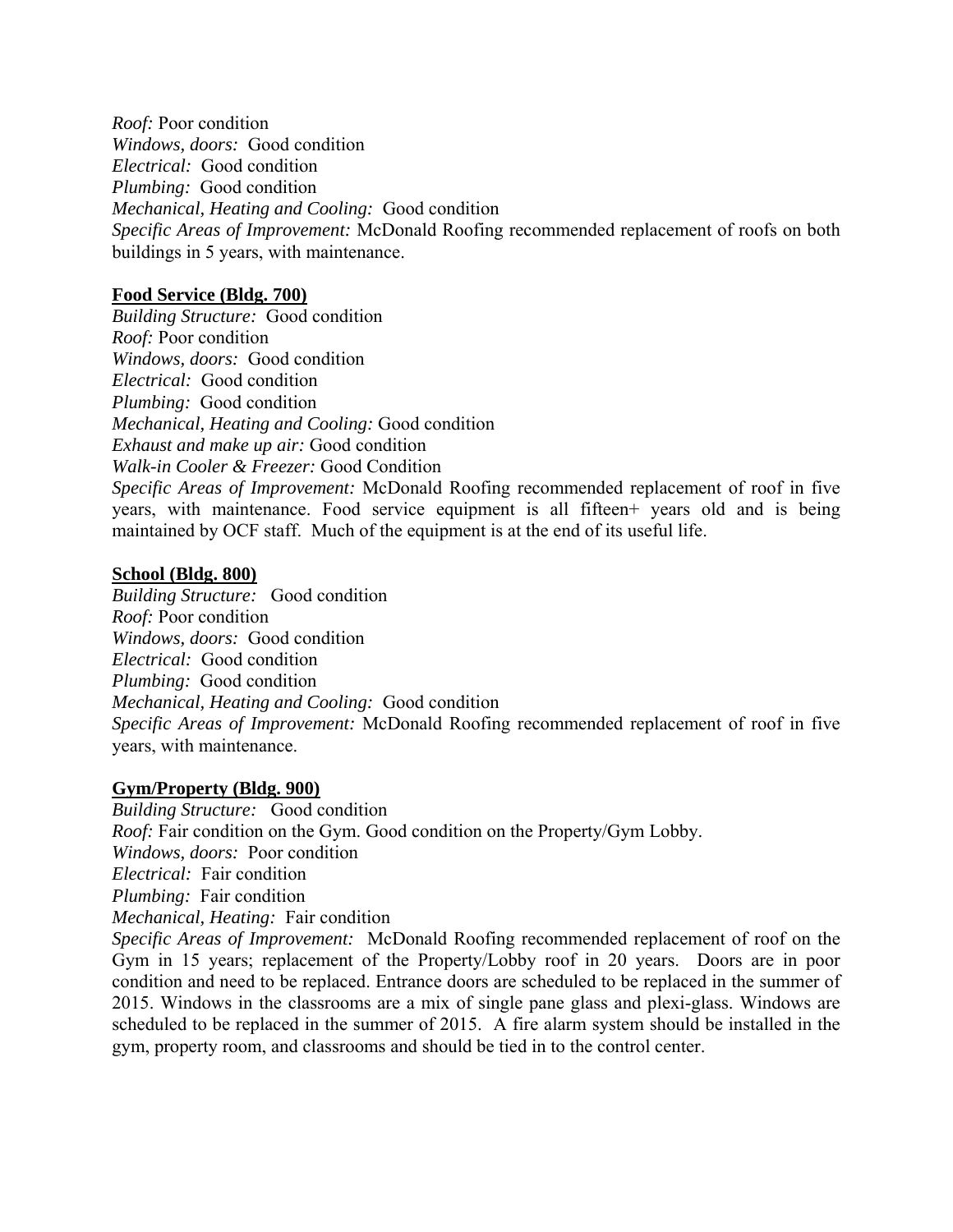*Roof:* Poor condition  
*Windows, doors:* Good condition  
*Electrical:* Good condition  
*Plumbing:* Good condition  
*Mechanical, Heating and Cooling:* Good condition  
*Specific Areas of Improvement:* McDonald Roofing recommended replacement of roofs on both buildings in 5 years, with maintenance.

**Food Service (Bldg. 700)**

*Building Structure:* Good condition  
*Roof:* Poor condition  
*Windows, doors:* Good condition  
*Electrical:* Good condition  
*Plumbing:* Good condition  
*Mechanical, Heating and Cooling:* Good condition  
*Exhaust and make up air:* Good condition  
*Walk-in Cooler & Freezer:* Good Condition  
*Specific Areas of Improvement:* McDonald Roofing recommended replacement of roof in five years, with maintenance. Food service equipment is all fifteen+ years old and is being maintained by OCF staff. Much of the equipment is at the end of its useful life.

**School (Bldg. 800)**

*Building Structure:* Good condition  
*Roof:* Poor condition  
*Windows, doors:* Good condition  
*Electrical:* Good condition  
*Plumbing:* Good condition  
*Mechanical, Heating and Cooling:* Good condition  
*Specific Areas of Improvement:* McDonald Roofing recommended replacement of roof in five years, with maintenance.

**Gym/Property (Bldg. 900)**

*Building Structure:* Good condition  
*Roof:* Fair condition on the Gym. Good condition on the Property/Gym Lobby.  
*Windows, doors:* Poor condition  
*Electrical:* Fair condition  
*Plumbing:* Fair condition  
*Mechanical, Heating:* Fair condition  
*Specific Areas of Improvement:* McDonald Roofing recommended replacement of roof on the Gym in 15 years; replacement of the Property/Lobby roof in 20 years. Doors are in poor condition and need to be replaced. Entrance doors are scheduled to be replaced in the summer of 2015. Windows in the classrooms are a mix of single pane glass and plexi-glass. Windows are scheduled to be replaced in the summer of 2015. A fire alarm system should be installed in the gym, property room, and classrooms and should be tied in to the control center.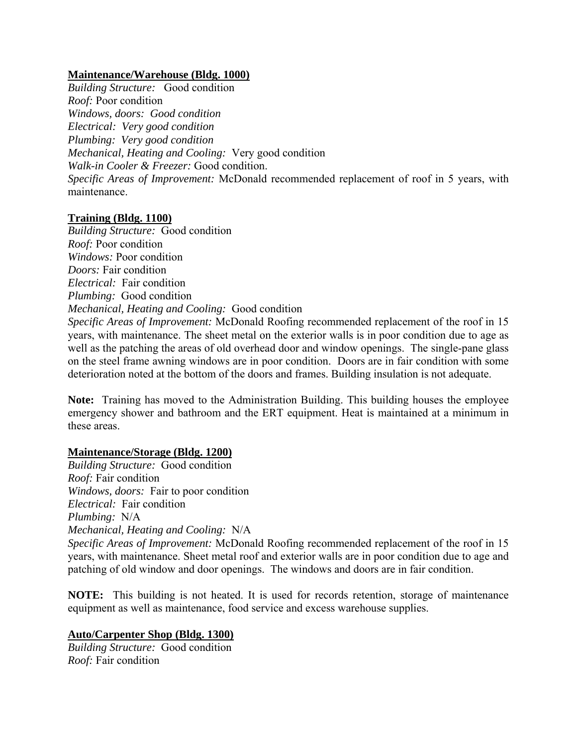**<u>Maintenance/Warehouse (Bldg. 1000)</u>**
*Building Structure:* Good condition
*Roof:* Poor condition
*Windows, doors: Good condition*
*Electrical: Very good condition*
*Plumbing: Very good condition*
*Mechanical, Heating and Cooling:* Very good condition
*Walk-in Cooler & Freezer:* Good condition.
*Specific Areas of Improvement:* McDonald recommended replacement of roof in 5 years, with maintenance.

**<u>Training (Bldg. 1100)</u>**
*Building Structure:* Good condition
*Roof:* Poor condition
*Windows:* Poor condition
*Doors:* Fair condition
*Electrical:* Fair condition
*Plumbing:* Good condition
*Mechanical, Heating and Cooling:* Good condition
*Specific Areas of Improvement:* McDonald Roofing recommended replacement of the roof in 15 years, with maintenance. The sheet metal on the exterior walls is in poor condition due to age as well as the patching the areas of old overhead door and window openings. The single-pane glass on the steel frame awning windows are in poor condition. Doors are in fair condition with some deterioration noted at the bottom of the doors and frames. Building insulation is not adequate.

**Note:** Training has moved to the Administration Building. This building houses the employee emergency shower and bathroom and the ERT equipment. Heat is maintained at a minimum in these areas.

**<u>Maintenance/Storage (Bldg. 1200)</u>**
*Building Structure:* Good condition
*Roof:* Fair condition
*Windows, doors:* Fair to poor condition
*Electrical:* Fair condition
*Plumbing:* N/A
*Mechanical, Heating and Cooling:* N/A
*Specific Areas of Improvement:* McDonald Roofing recommended replacement of the roof in 15 years, with maintenance. Sheet metal roof and exterior walls are in poor condition due to age and patching of old window and door openings. The windows and doors are in fair condition.

**NOTE:** This building is not heated. It is used for records retention, storage of maintenance equipment as well as maintenance, food service and excess warehouse supplies.

**<u>Auto/Carpenter Shop (Bldg. 1300)</u>**
*Building Structure:* Good condition
*Roof:* Fair condition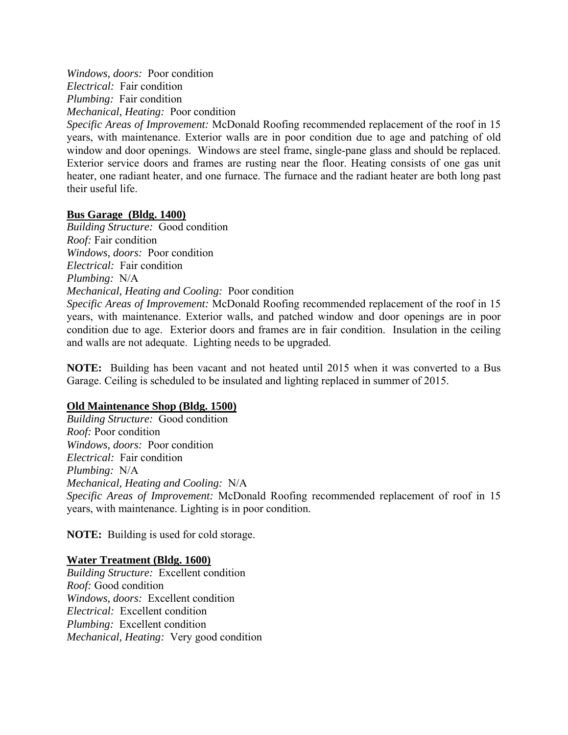*Windows, doors:* Poor condition
*Electrical:* Fair condition
*Plumbing:* Fair condition
*Mechanical, Heating:* Poor condition
*Specific Areas of Improvement:* McDonald Roofing recommended replacement of the roof in 15 years, with maintenance. Exterior walls are in poor condition due to age and patching of old window and door openings. Windows are steel frame, single-pane glass and should be replaced. Exterior service doors and frames are rusting near the floor. Heating consists of one gas unit heater, one radiant heater, and one furnace. The furnace and the radiant heater are both long past their useful life.

**Bus Garage (Bldg. 1400)**

*Building Structure:* Good condition
*Roof:* Fair condition
*Windows, doors:* Poor condition
*Electrical:* Fair condition
*Plumbing:* N/A
*Mechanical, Heating and Cooling:* Poor condition
*Specific Areas of Improvement:* McDonald Roofing recommended replacement of the roof in 15 years, with maintenance. Exterior walls, and patched window and door openings are in poor condition due to age. Exterior doors and frames are in fair condition. Insulation in the ceiling and walls are not adequate. Lighting needs to be upgraded.

**NOTE:** Building has been vacant and not heated until 2015 when it was converted to a Bus Garage. Ceiling is scheduled to be insulated and lighting replaced in summer of 2015.

**Old Maintenance Shop (Bldg. 1500)**

*Building Structure:* Good condition
*Roof:* Poor condition
*Windows, doors:* Poor condition
*Electrical:* Fair condition
*Plumbing:* N/A
*Mechanical, Heating and Cooling:* N/A
*Specific Areas of Improvement:* McDonald Roofing recommended replacement of roof in 15 years, with maintenance. Lighting is in poor condition.

**NOTE:** Building is used for cold storage.

**Water Treatment (Bldg. 1600)**

*Building Structure:* Excellent condition
*Roof:* Good condition
*Windows, doors:* Excellent condition
*Electrical:* Excellent condition
*Plumbing:* Excellent condition
*Mechanical, Heating:* Very good condition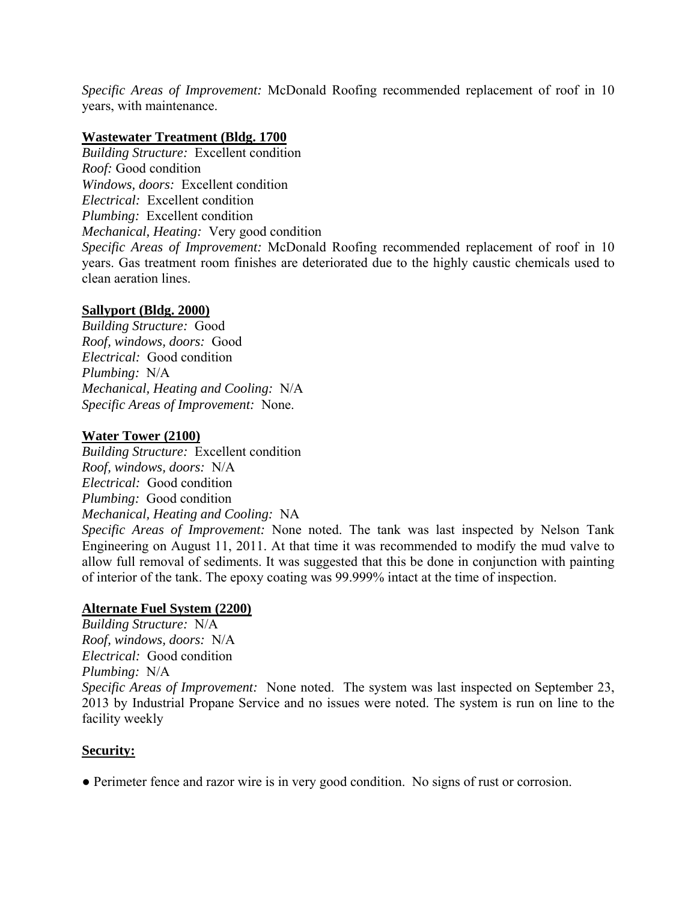*Specific Areas of Improvement:* McDonald Roofing recommended replacement of roof in 10 years, with maintenance.

**Wastewater Treatment (Bldg. 1700**

*Building Structure:* Excellent condition
*Roof:* Good condition
*Windows, doors:* Excellent condition
*Electrical:* Excellent condition
*Plumbing:* Excellent condition
*Mechanical, Heating:* Very good condition
*Specific Areas of Improvement:* McDonald Roofing recommended replacement of roof in 10 years. Gas treatment room finishes are deteriorated due to the highly caustic chemicals used to clean aeration lines.

**Sallyport (Bldg. 2000)**

*Building Structure:* Good
*Roof, windows, doors:* Good
*Electrical:* Good condition
*Plumbing:* N/A
*Mechanical, Heating and Cooling:* N/A
*Specific Areas of Improvement:* None.

**Water Tower (2100)**

*Building Structure:* Excellent condition
*Roof, windows, doors:* N/A
*Electrical:* Good condition
*Plumbing:* Good condition
*Mechanical, Heating and Cooling:* NA
*Specific Areas of Improvement:* None noted. The tank was last inspected by Nelson Tank Engineering on August 11, 2011. At that time it was recommended to modify the mud valve to allow full removal of sediments. It was suggested that this be done in conjunction with painting of interior of the tank. The epoxy coating was 99.999% intact at the time of inspection.

**Alternate Fuel System (2200)**

*Building Structure:* N/A
*Roof, windows, doors:* N/A
*Electrical:* Good condition
*Plumbing:* N/A
*Specific Areas of Improvement:* None noted. The system was last inspected on September 23, 2013 by Industrial Propane Service and no issues were noted. The system is run on line to the facility weekly

**Security:**

- Perimeter fence and razor wire is in very good condition. No signs of rust or corrosion.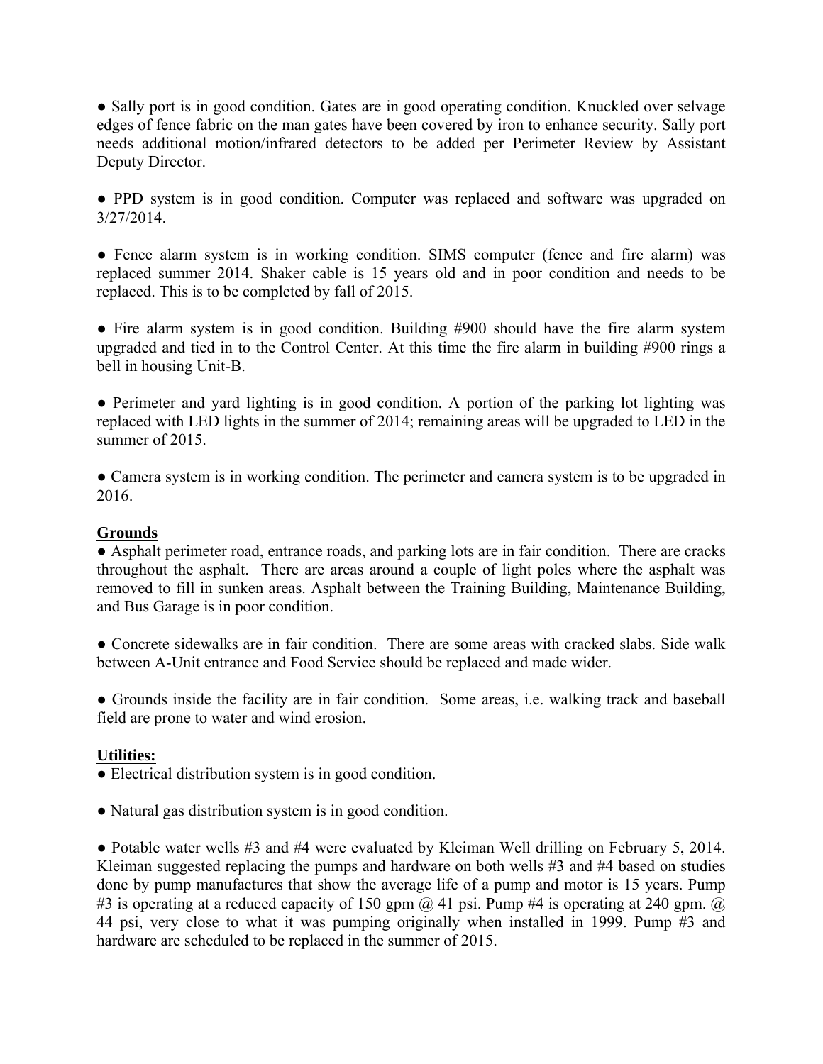● Sally port is in good condition. Gates are in good operating condition. Knuckled over selvage edges of fence fabric on the man gates have been covered by iron to enhance security. Sally port needs additional motion/infrared detectors to be added per Perimeter Review by Assistant Deputy Director.

● PPD system is in good condition. Computer was replaced and software was upgraded on 3/27/2014.

● Fence alarm system is in working condition. SIMS computer (fence and fire alarm) was replaced summer 2014. Shaker cable is 15 years old and in poor condition and needs to be replaced. This is to be completed by fall of 2015.

● Fire alarm system is in good condition. Building #900 should have the fire alarm system upgraded and tied in to the Control Center. At this time the fire alarm in building #900 rings a bell in housing Unit-B.

● Perimeter and yard lighting is in good condition. A portion of the parking lot lighting was replaced with LED lights in the summer of 2014; remaining areas will be upgraded to LED in the summer of 2015.

● Camera system is in working condition. The perimeter and camera system is to be upgraded in 2016.

**Grounds**

● Asphalt perimeter road, entrance roads, and parking lots are in fair condition. There are cracks throughout the asphalt. There are areas around a couple of light poles where the asphalt was removed to fill in sunken areas. Asphalt between the Training Building, Maintenance Building, and Bus Garage is in poor condition.

● Concrete sidewalks are in fair condition. There are some areas with cracked slabs. Side walk between A-Unit entrance and Food Service should be replaced and made wider.

● Grounds inside the facility are in fair condition. Some areas, i.e. walking track and baseball field are prone to water and wind erosion.

**Utilities:**

● Electrical distribution system is in good condition.

● Natural gas distribution system is in good condition.

● Potable water wells #3 and #4 were evaluated by Kleiman Well drilling on February 5, 2014. Kleiman suggested replacing the pumps and hardware on both wells #3 and #4 based on studies done by pump manufactures that show the average life of a pump and motor is 15 years. Pump #3 is operating at a reduced capacity of 150 gpm @ 41 psi. Pump #4 is operating at 240 gpm. @ 44 psi, very close to what it was pumping originally when installed in 1999. Pump #3 and hardware are scheduled to be replaced in the summer of 2015.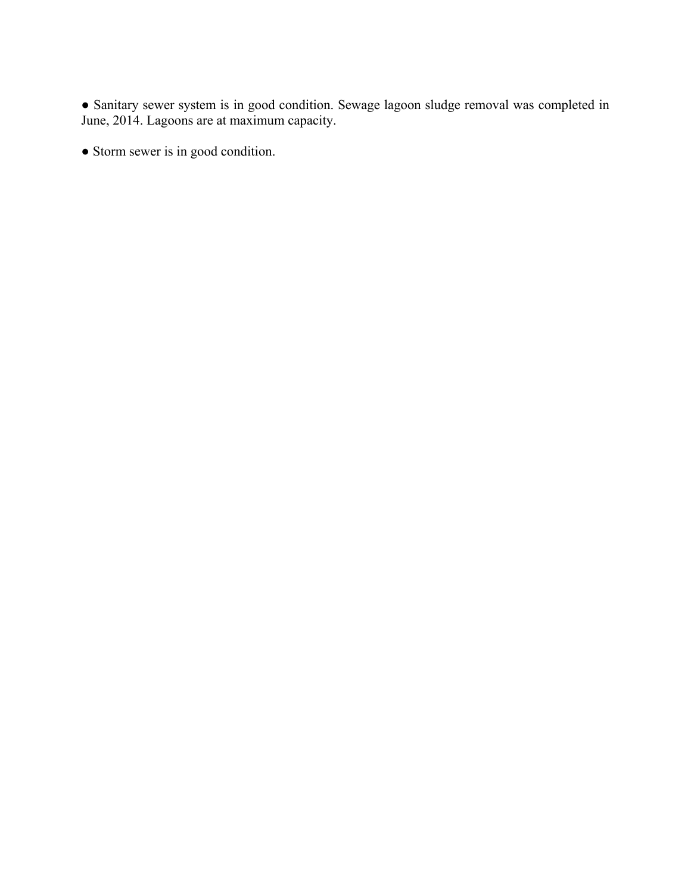- Sanitary sewer system is in good condition. Sewage lagoon sludge removal was completed in June, 2014. Lagoons are at maximum capacity.

- Storm sewer is in good condition.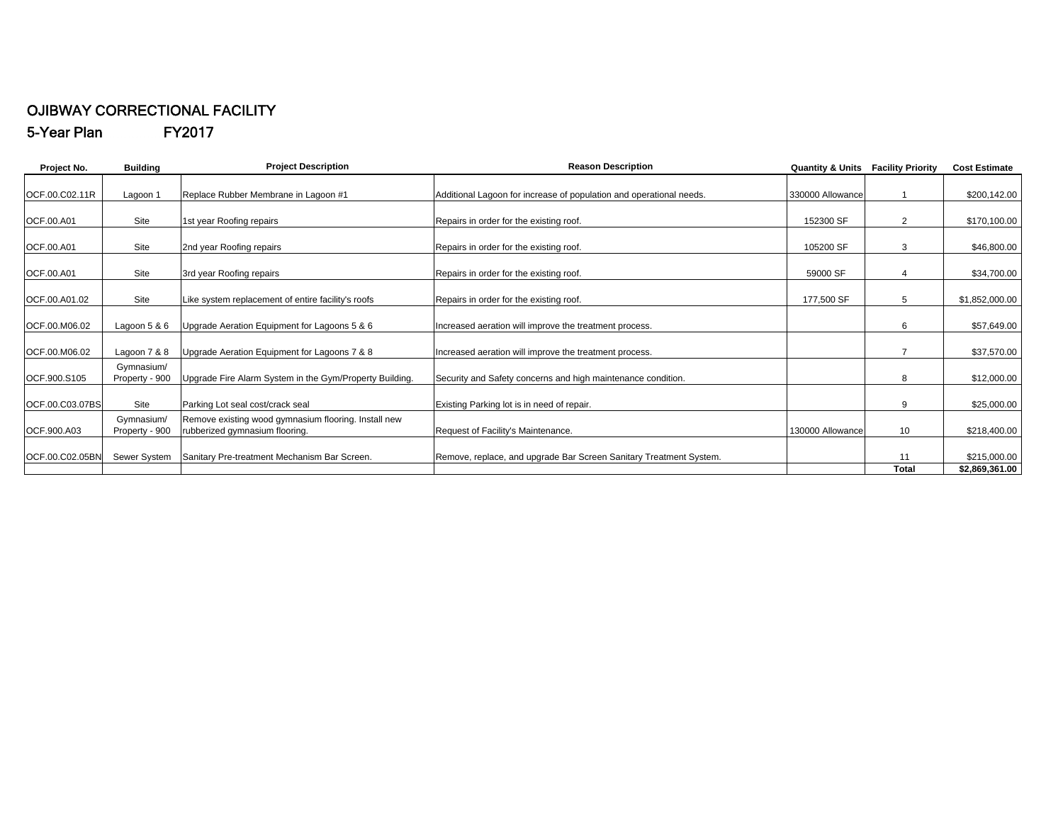# OJIBWAY CORRECTIONAL FACILITY

## 5-Year Plan FY2017

| Project No. | Building | Project Description | Reason Description | Quantity & Units | Facility Priority | Cost Estimate |
|---|---|---|---|---|---|---|
| OCF.00.C02.11R | Lagoon 1 | Replace Rubber Membrane in Lagoon #1 | Additional Lagoon for increase of population and operational needs. | 330000 Allowance | 1 | $200,142.00 |
| OCF.00.A01 | Site | 1st year Roofing repairs | Repairs in order for the existing roof. | 152300 SF | 2 | $170,100.00 |
| OCF.00.A01 | Site | 2nd year Roofing repairs | Repairs in order for the existing roof. | 105200 SF | 3 | $46,800.00 |
| OCF.00.A01 | Site | 3rd year Roofing repairs | Repairs in order for the existing roof. | 59000 SF | 4 | $34,700.00 |
| OCF.00.A01.02 | Site | Like system replacement of entire facility's roofs | Repairs in order for the existing roof. | 177,500 SF | 5 | $1,852,000.00 |
| OCF.00.M06.02 | Lagoon 5 & 6 | Upgrade Aeration Equipment for Lagoons 5 & 6 | Increased aeration will improve the treatment process. | | 6 | $57,649.00 |
| OCF.00.M06.02 | Lagoon 7 & 8 | Upgrade Aeration Equipment for Lagoons 7 & 8 | Increased aeration will improve the treatment process. | | 7 | $37,570.00 |
| OCF.900.S105 | Gymnasium/ Property - 900 | Upgrade Fire Alarm System in the Gym/Property Building. | Security and Safety concerns and high maintenance condition. | | 8 | $12,000.00 |
| OCF.00.C03.07BS | Site | Parking Lot seal cost/crack seal | Existing Parking lot is in need of repair. | | 9 | $25,000.00 |
| OCF.900.A03 | Gymnasium/ Property - 900 | Remove existing wood gymnasium flooring. Install new rubberized gymnasium flooring. | Request of Facility's Maintenance. | 130000 Allowance | 10 | $218,400.00 |
| OCF.00.C02.05BN | Sewer System | Sanitary Pre-treatment Mechanism Bar Screen. | Remove, replace, and upgrade Bar Screen Sanitary Treatment System. | | 11 | $215,000.00 |
| | | | | | **Total** | **$2,869,361.00** |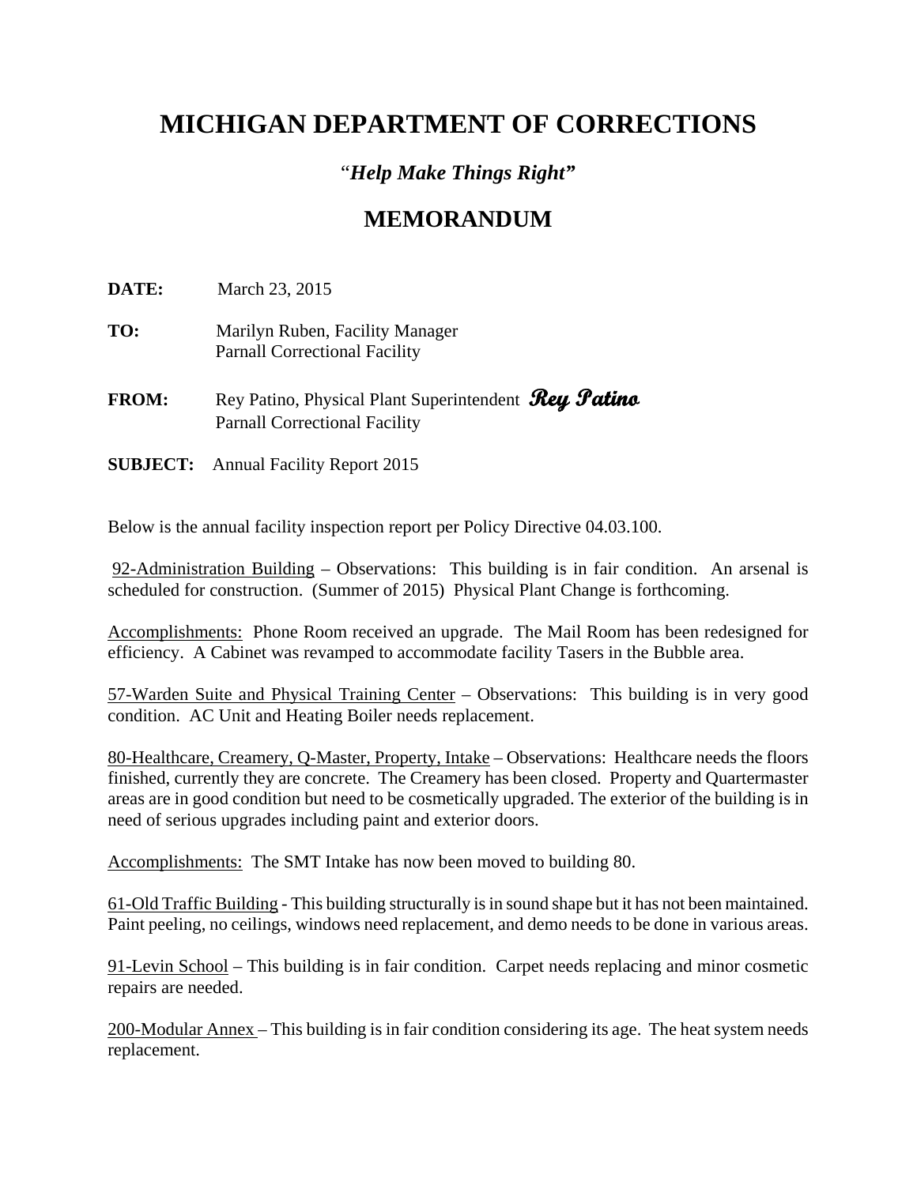# MICHIGAN DEPARTMENT OF CORRECTIONS

*"Help Make Things Right"*

## MEMORANDUM

**DATE:** March 23, 2015

**TO:** Marilyn Ruben, Facility Manager
Parnall Correctional Facility

**FROM:** Rey Patino, Physical Plant Superintendent *Rey Patino*
Parnall Correctional Facility

**SUBJECT:** Annual Facility Report 2015

Below is the annual facility inspection report per Policy Directive 04.03.100.

92-Administration Building – Observations: This building is in fair condition. An arsenal is scheduled for construction. (Summer of 2015) Physical Plant Change is forthcoming.

Accomplishments: Phone Room received an upgrade. The Mail Room has been redesigned for efficiency. A Cabinet was revamped to accommodate facility Tasers in the Bubble area.

57-Warden Suite and Physical Training Center – Observations: This building is in very good condition. AC Unit and Heating Boiler needs replacement.

80-Healthcare, Creamery, Q-Master, Property, Intake – Observations: Healthcare needs the floors finished, currently they are concrete. The Creamery has been closed. Property and Quartermaster areas are in good condition but need to be cosmetically upgraded. The exterior of the building is in need of serious upgrades including paint and exterior doors.

Accomplishments: The SMT Intake has now been moved to building 80.

61-Old Traffic Building - This building structurally is in sound shape but it has not been maintained. Paint peeling, no ceilings, windows need replacement, and demo needs to be done in various areas.

91-Levin School – This building is in fair condition. Carpet needs replacing and minor cosmetic repairs are needed.

200-Modular Annex – This building is in fair condition considering its age. The heat system needs replacement.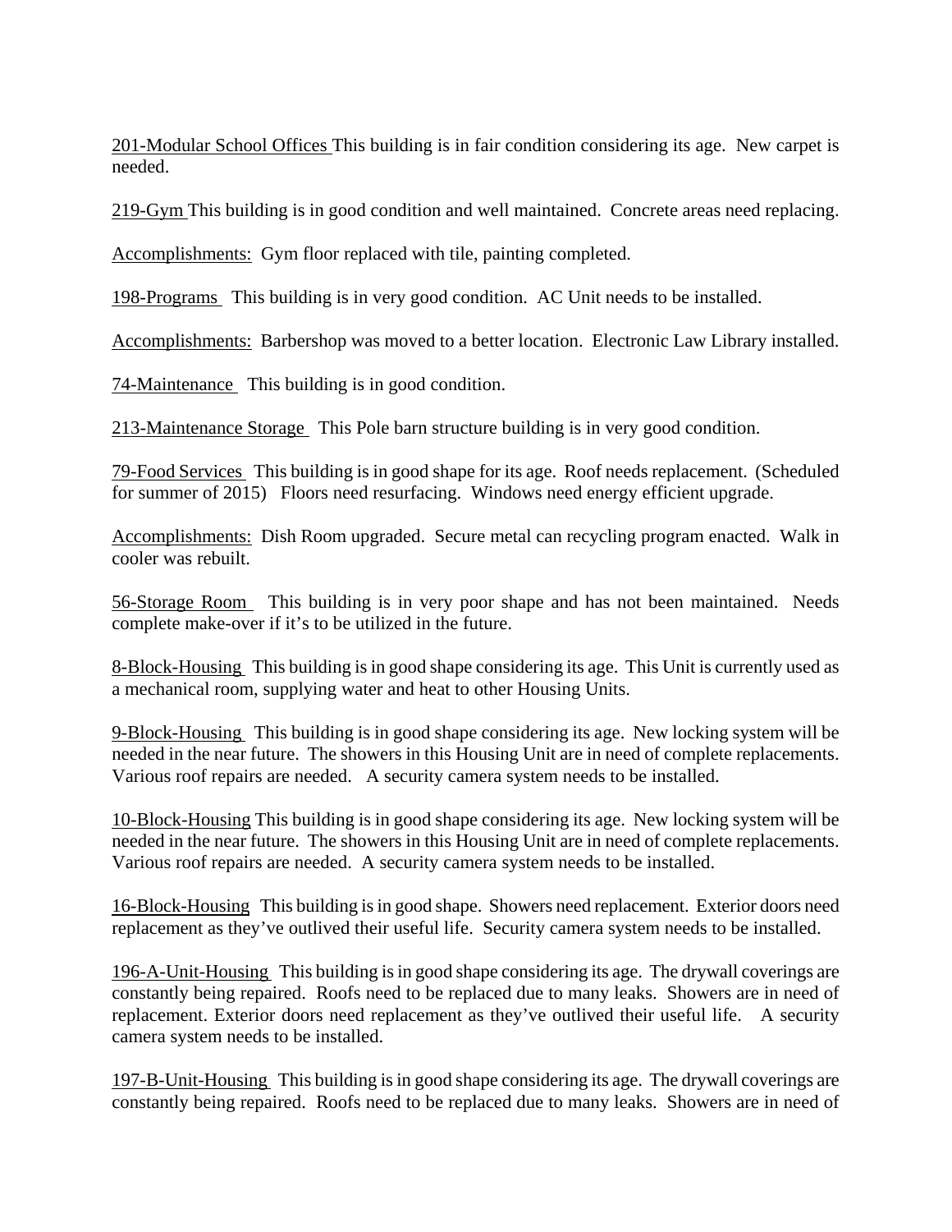<u>201-Modular School Offices</u> This building is in fair condition considering its age. New carpet is needed.

<u>219-Gym</u> This building is in good condition and well maintained. Concrete areas need replacing.

<u>Accomplishments:</u> Gym floor replaced with tile, painting completed.

<u>198-Programs</u> This building is in very good condition. AC Unit needs to be installed.

<u>Accomplishments:</u> Barbershop was moved to a better location. Electronic Law Library installed.

<u>74-Maintenance</u> This building is in good condition.

<u>213-Maintenance Storage</u> This Pole barn structure building is in very good condition.

<u>79-Food Services</u> This building is in good shape for its age. Roof needs replacement. (Scheduled for summer of 2015) Floors need resurfacing. Windows need energy efficient upgrade.

<u>Accomplishments:</u> Dish Room upgraded. Secure metal can recycling program enacted. Walk in cooler was rebuilt.

<u>56-Storage Room</u> This building is in very poor shape and has not been maintained. Needs complete make-over if it's to be utilized in the future.

<u>8-Block-Housing</u> This building is in good shape considering its age. This Unit is currently used as a mechanical room, supplying water and heat to other Housing Units.

<u>9-Block-Housing</u> This building is in good shape considering its age. New locking system will be needed in the near future. The showers in this Housing Unit are in need of complete replacements. Various roof repairs are needed. A security camera system needs to be installed.

<u>10-Block-Housing</u> This building is in good shape considering its age. New locking system will be needed in the near future. The showers in this Housing Unit are in need of complete replacements. Various roof repairs are needed. A security camera system needs to be installed.

<u>16-Block-Housing</u> This building is in good shape. Showers need replacement. Exterior doors need replacement as they've outlived their useful life. Security camera system needs to be installed.

<u>196-A-Unit-Housing</u> This building is in good shape considering its age. The drywall coverings are constantly being repaired. Roofs need to be replaced due to many leaks. Showers are in need of replacement. Exterior doors need replacement as they've outlived their useful life. A security camera system needs to be installed.

<u>197-B-Unit-Housing</u> This building is in good shape considering its age. The drywall coverings are constantly being repaired. Roofs need to be replaced due to many leaks. Showers are in need of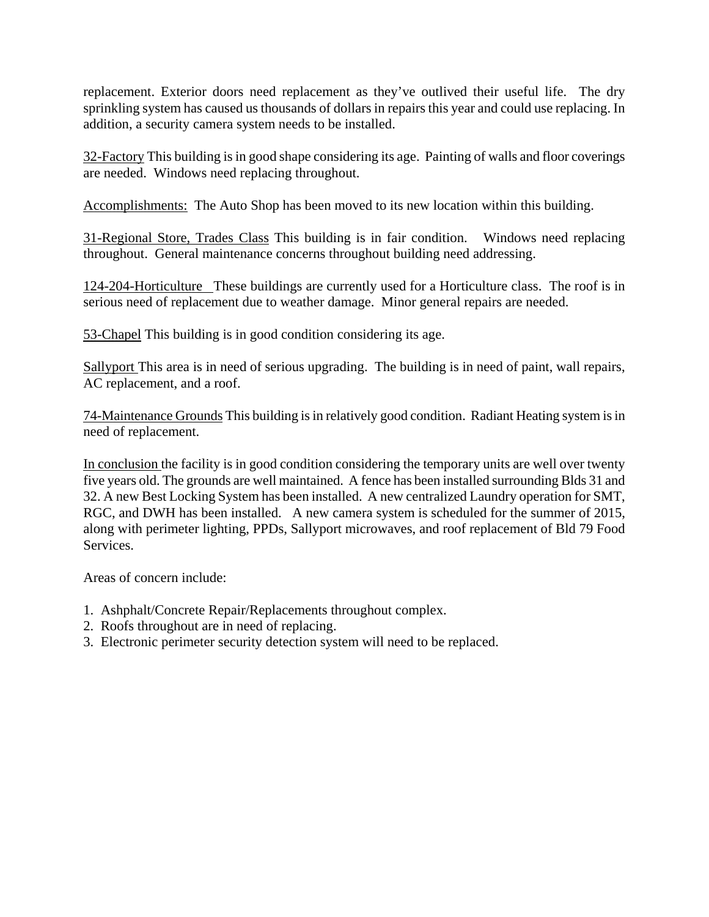replacement. Exterior doors need replacement as they've outlived their useful life. The dry sprinkling system has caused us thousands of dollars in repairs this year and could use replacing. In addition, a security camera system needs to be installed.

<u>32-Factory</u> This building is in good shape considering its age. Painting of walls and floor coverings are needed. Windows need replacing throughout.

<u>Accomplishments:</u> The Auto Shop has been moved to its new location within this building.

<u>31-Regional Store, Trades Class</u> This building is in fair condition. Windows need replacing throughout. General maintenance concerns throughout building need addressing.

<u>124-204-Horticulture</u> These buildings are currently used for a Horticulture class. The roof is in serious need of replacement due to weather damage. Minor general repairs are needed.

<u>53-Chapel</u> This building is in good condition considering its age.

<u>Sallyport</u> This area is in need of serious upgrading. The building is in need of paint, wall repairs, AC replacement, and a roof.

<u>74-Maintenance Grounds</u> This building is in relatively good condition. Radiant Heating system is in need of replacement.

<u>In conclusion</u> the facility is in good condition considering the temporary units are well over twenty five years old. The grounds are well maintained. A fence has been installed surrounding Blds 31 and 32. A new Best Locking System has been installed. A new centralized Laundry operation for SMT, RGC, and DWH has been installed. A new camera system is scheduled for the summer of 2015, along with perimeter lighting, PPDs, Sallyport microwaves, and roof replacement of Bld 79 Food Services.

Areas of concern include:

1. Ashphalt/Concrete Repair/Replacements throughout complex.
2. Roofs throughout are in need of replacing.
3. Electronic perimeter security detection system will need to be replaced.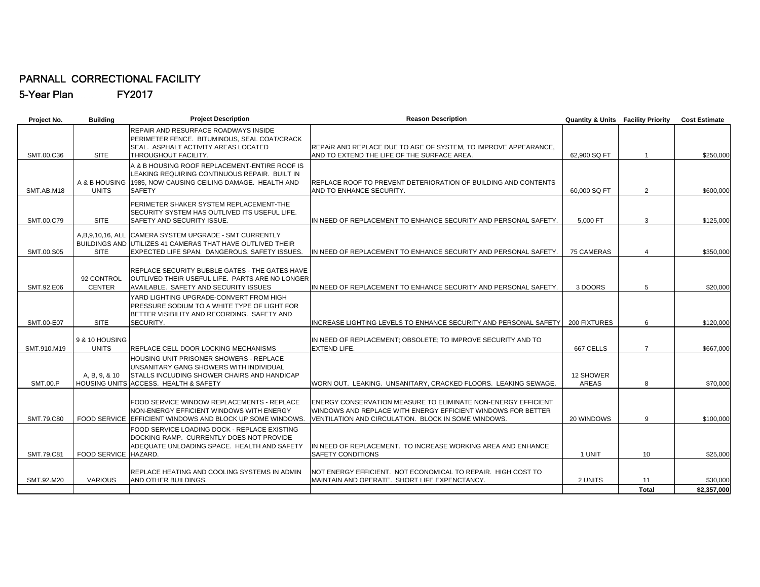# PARNALL CORRECTIONAL FACILITY

## 5-Year Plan FY2017

| Project No. | Building | Project Description | Reason Description | Quantity & Units | Facility Priority | Cost Estimate |
|---|---|---|---|---|---|---|
| SMT.00.C36 | SITE | REPAIR AND RESURFACE ROADWAYS INSIDE PERIMETER FENCE. BITUMINOUS, SEAL COAT/CRACK SEAL. ASPHALT ACTIVITY AREAS LOCATED THROUGHOUT FACILITY. | REPAiR AND REPLACE DUE TO AGE OF SYSTEM, TO IMPROVE APPEARANCE, AND TO EXTEND THE LIFE OF THE SURFACE AREA. | 62,900 SQ FT | 1 | $250,000 |
| SMT.AB.M18 | A & B HOUSING UNITS | A & B HOUSING ROOF REPLACEMENT-ENTIRE ROOF IS LEAKING REQUIRING CONTINUOUS REPAIR. BUILT IN 1985, NOW CAUSING CEILING DAMAGE. HEALTH AND SAFETY | REPLACE ROOF TO PREVENT DETERIORATION OF BUILDING AND CONTENTS AND TO ENHANCE SECURITY. | 60,000 SQ FT | 2 | $600,000 |
| SMT.00.C79 | SITE | PERIMETER SHAKER SYSTEM REPLACEMENT-THE SECURITY SYSTEM HAS OUTLIVED ITS USEFUL LIFE. SAFETY AND SECURITY ISSUE. | IN NEED OF REPLACEMENT TO ENHANCE SECURITY AND PERSONAL SAFETY. | 5,000 FT | 3 | $125,000 |
| SMT.00.S05 | A,B,9,10,16, ALL BUILDINGS AND SITE | CAMERA SYSTEM UPGRADE - SMT CURRENTLY UTILIZES 41 CAMERAS THAT HAVE OUTLIVED THEIR EXPECTED LIFE SPAN. DANGEROUS, SAFETY ISSUES. | IN NEED OF REPLACEMENT TO ENHANCE SECURITY AND PERSONAL SAFETY. | 75 CAMERAS | 4 | $350,000 |
| SMT.92.E06 | 92 CONTROL CENTER | REPLACE SECURITY BUBBLE GATES - THE GATES HAVE OUTLIVED THEIR USEFUL LIFE. PARTS ARE NO LONGER AVAILABLE. SAFETY AND SECURITY ISSUES | IN NEED OF REPLACEMENT TO ENHANCE SECURITY AND PERSONAL SAFETY. | 3 DOORS | 5 | $20,000 |
| SMT.00-E07 | SITE | YARD LIGHTING UPGRADE-CONVERT FROM HIGH PRESSURE SODIUM TO A WHITE TYPE OF LIGHT FOR BETTER VISIBILITY AND RECORDING. SAFETY AND SECURITY. | INCREASE LIGHTING LEVELS TO ENHANCE SECURITY AND PERSONAL SAFETY | 200 FIXTURES | 6 | $120,000 |
| SMT.910.M19 | 9 & 10 HOUSING UNITS | REPLACE CELL DOOR LOCKING MECHANISMS | IN NEED OF REPLACEMENT; OBSOLETE; TO IMPROVE SECURITY AND TO EXTEND LIFE. | 667 CELLS | 7 | $667,000 |
| SMT.00.P | A, B, 9, & 10 HOUSING UNITS | HOUSING UNIT PRISONER SHOWERS - REPLACE UNSANITARY GANG SHOWERS WITH INDIVIDUAL STALLS INCLUDING SHOWER CHAIRS AND HANDICAP ACCESS. HEALTH & SAFETY | WORN OUT. LEAKING. UNSANITARY, CRACKED FLOORS. LEAKING SEWAGE. | 12 SHOWER AREAS | 8 | $70,000 |
| SMT.79.C80 | FOOD SERVICE | FOOD SERVICE WINDOW REPLACEMENTS - REPLACE NON-ENERGY EFFICIENT WINDOWS WITH ENERGY EFFICIENT WINDOWS AND BLOCK UP SOME WINDOWS. | ENERGY CONSERVATION MEASURE TO ELIMINATE NON-ENERGY EFFICIENT WINDOWS AND REPLACE WITH ENERGY EFFICIENT WINDOWS FOR BETTER VENTILATION AND CIRCULATION. BLOCK IN SOME WINDOWS. | 20 WINDOWS | 9 | $100,000 |
| SMT.79.C81 | FOOD SERVICE | FOOD SERVICE LOADING DOCK - REPLACE EXISTING DOCKING RAMP. CURRENTLY DOES NOT PROVIDE ADEQUATE UNLOADING SPACE. HEALTH AND SAFETY HAZARD. | IN NEED OF REPLACEMENT. TO INCREASE WORKING AREA AND ENHANCE SAFETY CONDITIONS | 1 UNIT | 10 | $25,000 |
| SMT.92.M20 | VARIOUS | REPLACE HEATING AND COOLING SYSTEMS IN ADMIN AND OTHER BUILDINGS. | NOT ENERGY EFFICIENT. NOT ECONOMICAL TO REPAIR. HIGH COST TO MAINTAIN AND OPERATE. SHORT LIFE EXPENCTANCY. | 2 UNITS | 11 | $30,000 |
| | | | | | **Total** | **$2,357,000** |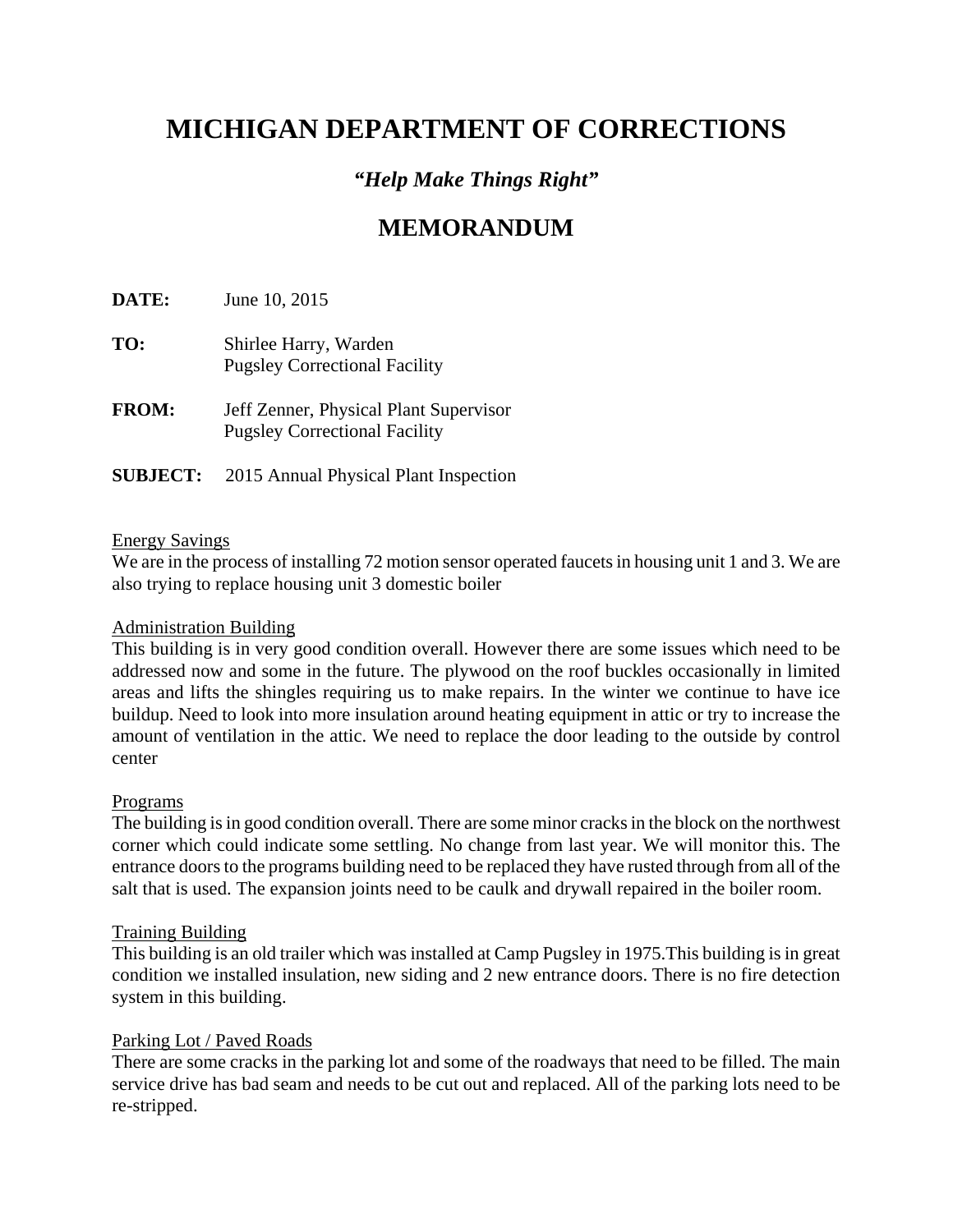# MICHIGAN DEPARTMENT OF CORRECTIONS

### *"Help Make Things Right"*

## MEMORANDUM

**DATE:** June 10, 2015

**TO:** Shirlee Harry, Warden
Pugsley Correctional Facility

**FROM:** Jeff Zenner, Physical Plant Supervisor
Pugsley Correctional Facility

**SUBJECT:** 2015 Annual Physical Plant Inspection

<u>Energy Savings</u>
We are in the process of installing 72 motion sensor operated faucets in housing unit 1 and 3. We are also trying to replace housing unit 3 domestic boiler

<u>Administration Building</u>
This building is in very good condition overall. However there are some issues which need to be addressed now and some in the future. The plywood on the roof buckles occasionally in limited areas and lifts the shingles requiring us to make repairs. In the winter we continue to have ice buildup. Need to look into more insulation around heating equipment in attic or try to increase the amount of ventilation in the attic. We need to replace the door leading to the outside by control center

<u>Programs</u>
The building is in good condition overall. There are some minor cracks in the block on the northwest corner which could indicate some settling. No change from last year. We will monitor this. The entrance doors to the programs building need to be replaced they have rusted through from all of the salt that is used. The expansion joints need to be caulk and drywall repaired in the boiler room.

<u>Training Building</u>
This building is an old trailer which was installed at Camp Pugsley in 1975.This building is in great condition we installed insulation, new siding and 2 new entrance doors. There is no fire detection system in this building.

<u>Parking Lot / Paved Roads</u>
There are some cracks in the parking lot and some of the roadways that need to be filled. The main service drive has bad seam and needs to be cut out and replaced. All of the parking lots need to be re-stripped.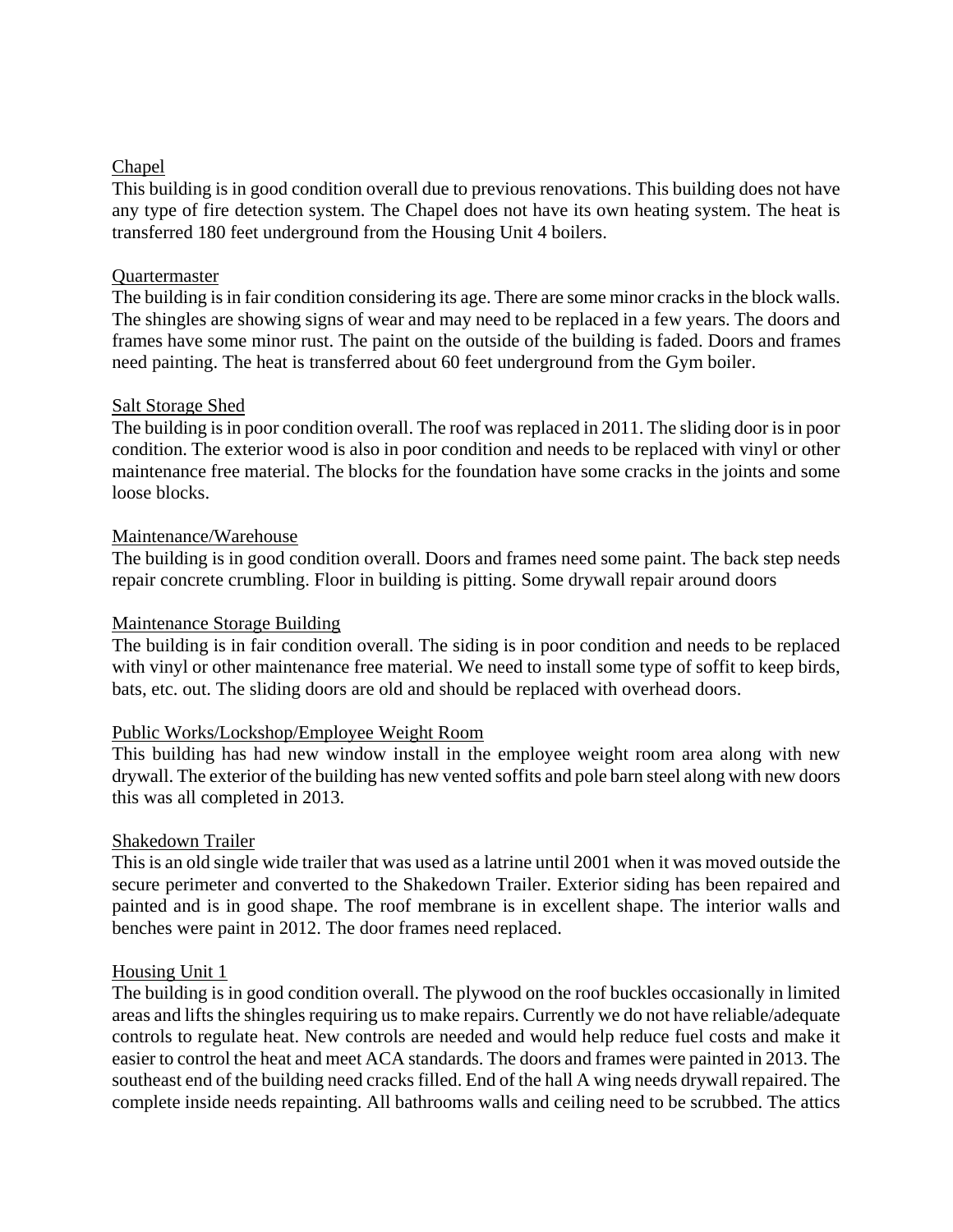<u>Chapel</u>

This building is in good condition overall due to previous renovations. This building does not have any type of fire detection system. The Chapel does not have its own heating system. The heat is transferred 180 feet underground from the Housing Unit 4 boilers.

<u>Quartermaster</u>

The building is in fair condition considering its age. There are some minor cracks in the block walls. The shingles are showing signs of wear and may need to be replaced in a few years. The doors and frames have some minor rust. The paint on the outside of the building is faded. Doors and frames need painting. The heat is transferred about 60 feet underground from the Gym boiler.

<u>Salt Storage Shed</u>

The building is in poor condition overall. The roof was replaced in 2011. The sliding door is in poor condition. The exterior wood is also in poor condition and needs to be replaced with vinyl or other maintenance free material. The blocks for the foundation have some cracks in the joints and some loose blocks.

<u>Maintenance/Warehouse</u>

The building is in good condition overall. Doors and frames need some paint. The back step needs repair concrete crumbling. Floor in building is pitting. Some drywall repair around doors

<u>Maintenance Storage Building</u>

The building is in fair condition overall. The siding is in poor condition and needs to be replaced with vinyl or other maintenance free material. We need to install some type of soffit to keep birds, bats, etc. out. The sliding doors are old and should be replaced with overhead doors.

<u>Public Works/Lockshop/Employee Weight Room</u>

This building has had new window install in the employee weight room area along with new drywall. The exterior of the building has new vented soffits and pole barn steel along with new doors this was all completed in 2013.

<u>Shakedown Trailer</u>

This is an old single wide trailer that was used as a latrine until 2001 when it was moved outside the secure perimeter and converted to the Shakedown Trailer. Exterior siding has been repaired and painted and is in good shape. The roof membrane is in excellent shape. The interior walls and benches were paint in 2012. The door frames need replaced.

<u>Housing Unit 1</u>

The building is in good condition overall. The plywood on the roof buckles occasionally in limited areas and lifts the shingles requiring us to make repairs. Currently we do not have reliable/adequate controls to regulate heat. New controls are needed and would help reduce fuel costs and make it easier to control the heat and meet ACA standards. The doors and frames were painted in 2013. The southeast end of the building need cracks filled. End of the hall A wing needs drywall repaired. The complete inside needs repainting. All bathrooms walls and ceiling need to be scrubbed. The attics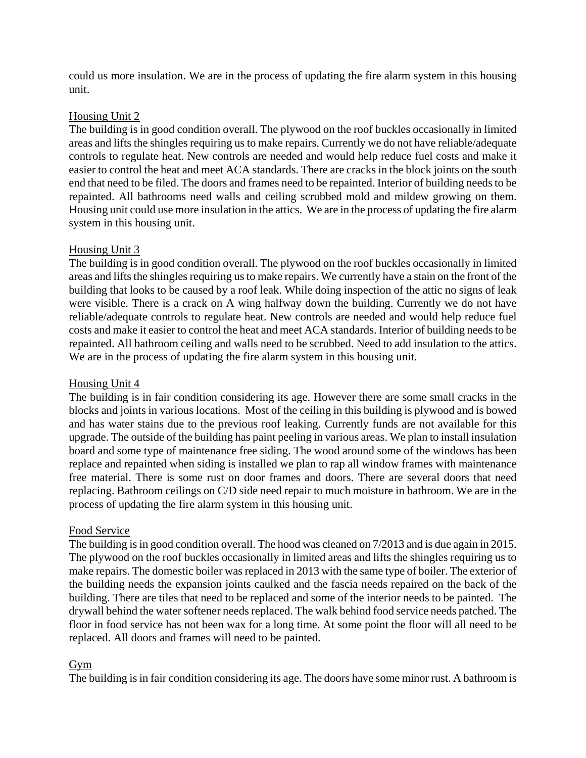could us more insulation. We are in the process of updating the fire alarm system in this housing unit.

Housing Unit 2

The building is in good condition overall. The plywood on the roof buckles occasionally in limited areas and lifts the shingles requiring us to make repairs. Currently we do not have reliable/adequate controls to regulate heat. New controls are needed and would help reduce fuel costs and make it easier to control the heat and meet ACA standards. There are cracks in the block joints on the south end that need to be filed. The doors and frames need to be repainted. Interior of building needs to be repainted. All bathrooms need walls and ceiling scrubbed mold and mildew growing on them. Housing unit could use more insulation in the attics. We are in the process of updating the fire alarm system in this housing unit.

Housing Unit 3

The building is in good condition overall. The plywood on the roof buckles occasionally in limited areas and lifts the shingles requiring us to make repairs. We currently have a stain on the front of the building that looks to be caused by a roof leak. While doing inspection of the attic no signs of leak were visible. There is a crack on A wing halfway down the building. Currently we do not have reliable/adequate controls to regulate heat. New controls are needed and would help reduce fuel costs and make it easier to control the heat and meet ACA standards. Interior of building needs to be repainted. All bathroom ceiling and walls need to be scrubbed. Need to add insulation to the attics. We are in the process of updating the fire alarm system in this housing unit.

Housing Unit 4

The building is in fair condition considering its age. However there are some small cracks in the blocks and joints in various locations. Most of the ceiling in this building is plywood and is bowed and has water stains due to the previous roof leaking. Currently funds are not available for this upgrade. The outside of the building has paint peeling in various areas. We plan to install insulation board and some type of maintenance free siding. The wood around some of the windows has been replace and repainted when siding is installed we plan to rap all window frames with maintenance free material. There is some rust on door frames and doors. There are several doors that need replacing. Bathroom ceilings on C/D side need repair to much moisture in bathroom. We are in the process of updating the fire alarm system in this housing unit.

Food Service

The building is in good condition overall. The hood was cleaned on 7/2013 and is due again in 2015. The plywood on the roof buckles occasionally in limited areas and lifts the shingles requiring us to make repairs. The domestic boiler was replaced in 2013 with the same type of boiler. The exterior of the building needs the expansion joints caulked and the fascia needs repaired on the back of the building. There are tiles that need to be replaced and some of the interior needs to be painted. The drywall behind the water softener needs replaced. The walk behind food service needs patched. The floor in food service has not been wax for a long time. At some point the floor will all need to be replaced. All doors and frames will need to be painted.

Gym

The building is in fair condition considering its age. The doors have some minor rust. A bathroom is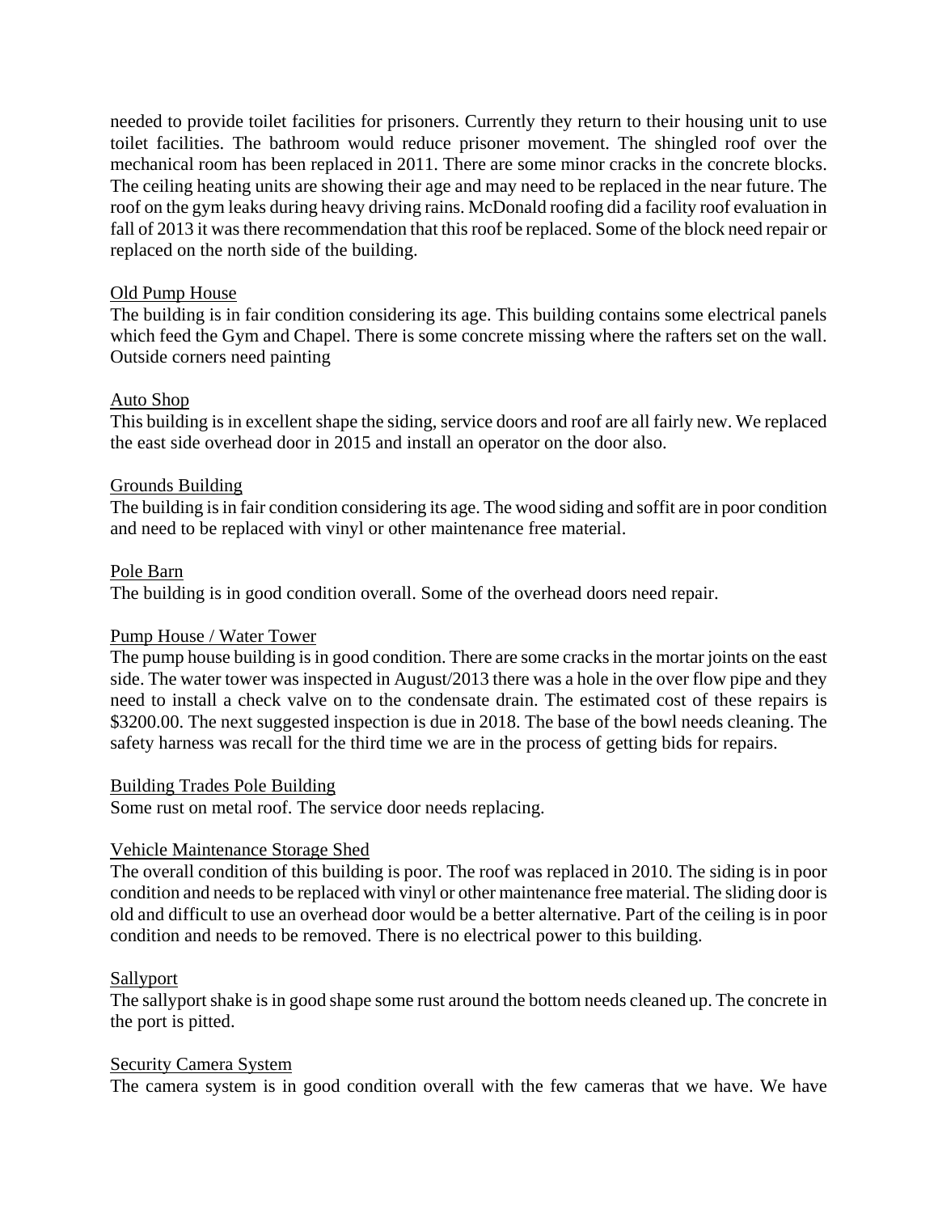needed to provide toilet facilities for prisoners. Currently they return to their housing unit to use toilet facilities. The bathroom would reduce prisoner movement. The shingled roof over the mechanical room has been replaced in 2011. There are some minor cracks in the concrete blocks. The ceiling heating units are showing their age and may need to be replaced in the near future. The roof on the gym leaks during heavy driving rains. McDonald roofing did a facility roof evaluation in fall of 2013 it was there recommendation that this roof be replaced. Some of the block need repair or replaced on the north side of the building.

<u>Old Pump House</u>
The building is in fair condition considering its age. This building contains some electrical panels which feed the Gym and Chapel. There is some concrete missing where the rafters set on the wall. Outside corners need painting

<u>Auto Shop</u>
This building is in excellent shape the siding, service doors and roof are all fairly new. We replaced the east side overhead door in 2015 and install an operator on the door also.

<u>Grounds Building</u>
The building is in fair condition considering its age. The wood siding and soffit are in poor condition and need to be replaced with vinyl or other maintenance free material.

<u>Pole Barn</u>
The building is in good condition overall. Some of the overhead doors need repair.

<u>Pump House / Water Tower</u>
The pump house building is in good condition. There are some cracks in the mortar joints on the east side. The water tower was inspected in August/2013 there was a hole in the over flow pipe and they need to install a check valve on to the condensate drain. The estimated cost of these repairs is $3200.00. The next suggested inspection is due in 2018. The base of the bowl needs cleaning. The safety harness was recall for the third time we are in the process of getting bids for repairs.

<u>Building Trades Pole Building</u>
Some rust on metal roof. The service door needs replacing.

<u>Vehicle Maintenance Storage Shed</u>
The overall condition of this building is poor. The roof was replaced in 2010. The siding is in poor condition and needs to be replaced with vinyl or other maintenance free material. The sliding door is old and difficult to use an overhead door would be a better alternative. Part of the ceiling is in poor condition and needs to be removed. There is no electrical power to this building.

<u>Sallyport</u>
The sallyport shake is in good shape some rust around the bottom needs cleaned up. The concrete in the port is pitted.

<u>Security Camera System</u>
The camera system is in good condition overall with the few cameras that we have. We have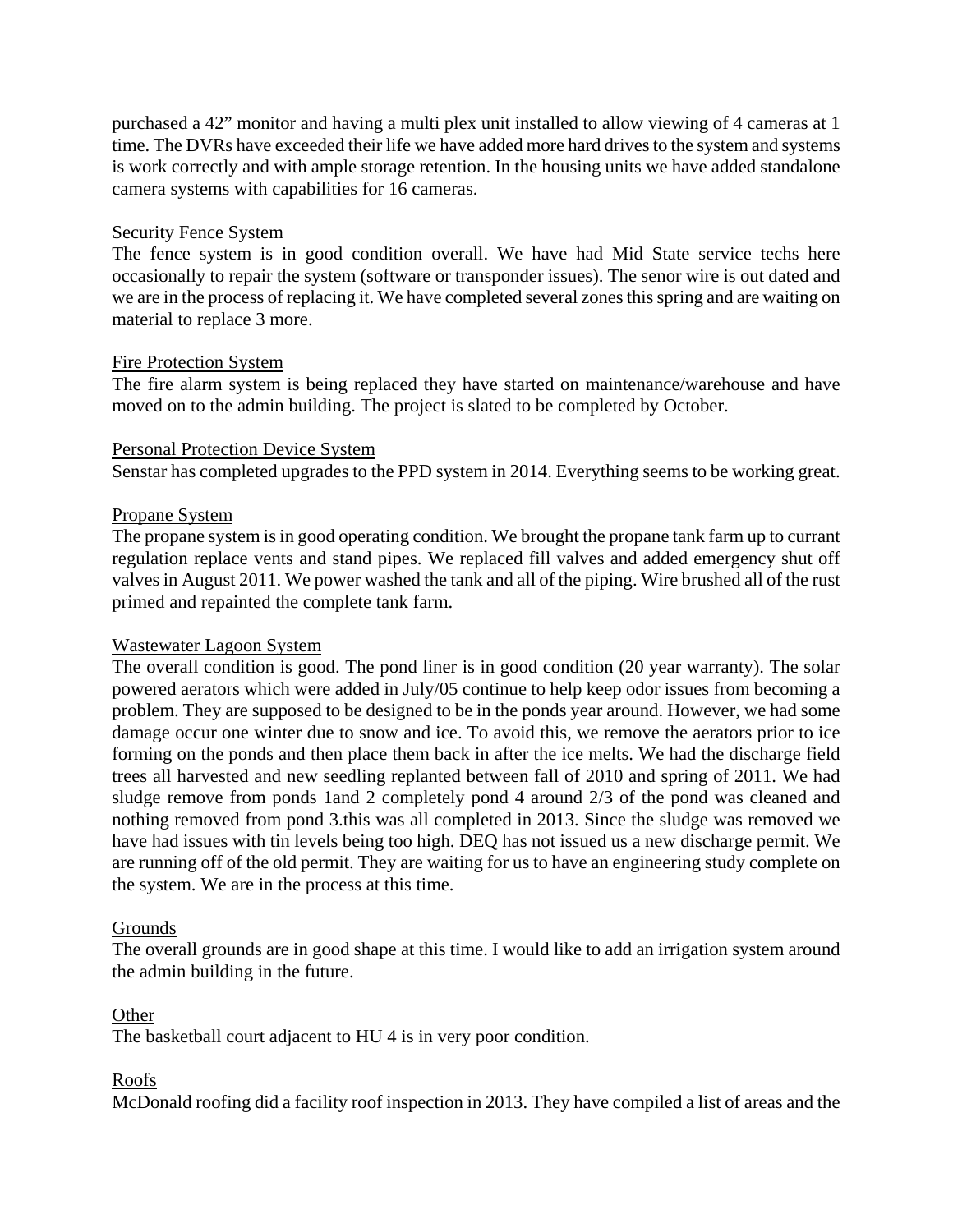purchased a 42” monitor and having a multi plex unit installed to allow viewing of 4 cameras at 1 time. The DVRs have exceeded their life we have added more hard drives to the system and systems is work correctly and with ample storage retention. In the housing units we have added standalone camera systems with capabilities for 16 cameras.

<u>Security Fence System</u>

The fence system is in good condition overall. We have had Mid State service techs here occasionally to repair the system (software or transponder issues). The senor wire is out dated and we are in the process of replacing it. We have completed several zones this spring and are waiting on material to replace 3 more.

<u>Fire Protection System</u>

The fire alarm system is being replaced they have started on maintenance/warehouse and have moved on to the admin building. The project is slated to be completed by October.

<u>Personal Protection Device System</u>

Senstar has completed upgrades to the PPD system in 2014. Everything seems to be working great.

<u>Propane System</u>

The propane system is in good operating condition. We brought the propane tank farm up to currant regulation replace vents and stand pipes. We replaced fill valves and added emergency shut off valves in August 2011. We power washed the tank and all of the piping. Wire brushed all of the rust primed and repainted the complete tank farm.

<u>Wastewater Lagoon System</u>

The overall condition is good. The pond liner is in good condition (20 year warranty). The solar powered aerators which were added in July/05 continue to help keep odor issues from becoming a problem. They are supposed to be designed to be in the ponds year around. However, we had some damage occur one winter due to snow and ice. To avoid this, we remove the aerators prior to ice forming on the ponds and then place them back in after the ice melts. We had the discharge field trees all harvested and new seedling replanted between fall of 2010 and spring of 2011. We had sludge remove from ponds 1and 2 completely pond 4 around 2/3 of the pond was cleaned and nothing removed from pond 3.this was all completed in 2013. Since the sludge was removed we have had issues with tin levels being too high. DEQ has not issued us a new discharge permit. We are running off of the old permit. They are waiting for us to have an engineering study complete on the system. We are in the process at this time.

<u>Grounds</u>

The overall grounds are in good shape at this time. I would like to add an irrigation system around the admin building in the future.

<u>Other</u>

The basketball court adjacent to HU 4 is in very poor condition.

<u>Roofs</u>

McDonald roofing did a facility roof inspection in 2013. They have compiled a list of areas and the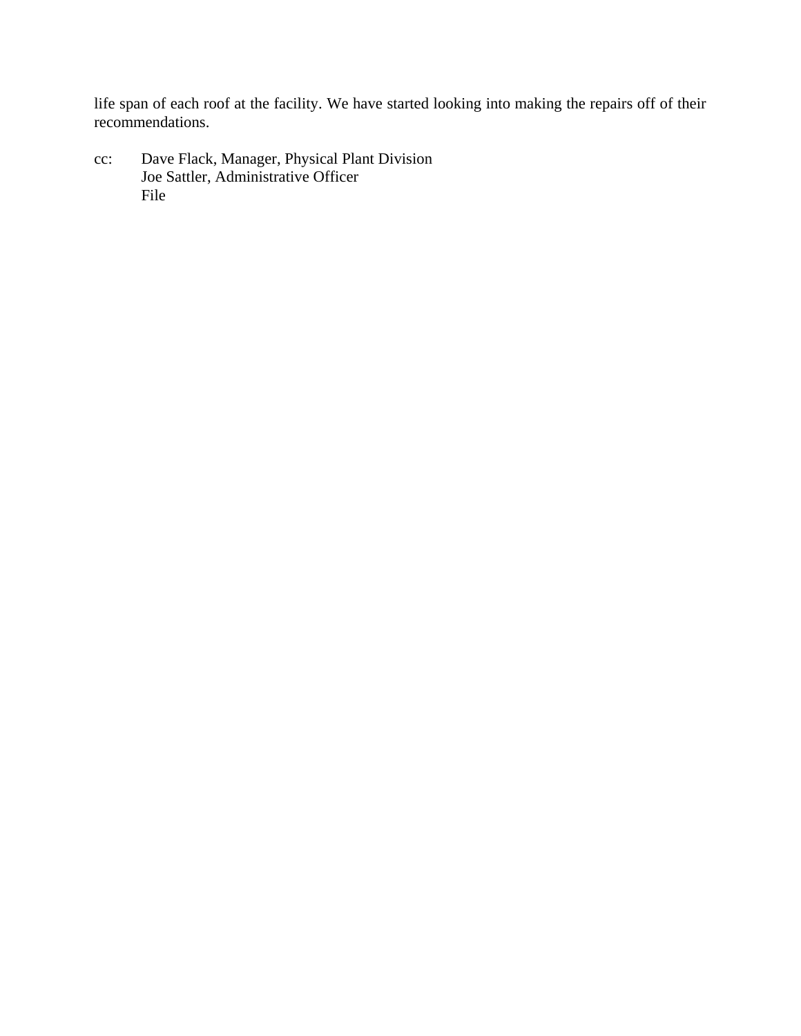life span of each roof at the facility. We have started looking into making the repairs off of their recommendations.

cc: Dave Flack, Manager, Physical Plant Division
Joe Sattler, Administrative Officer
File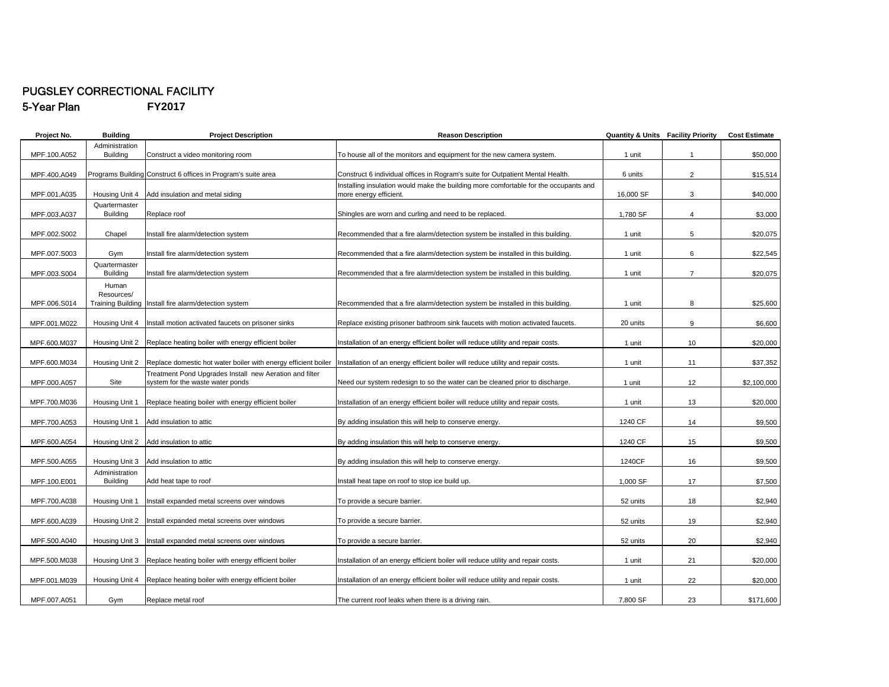# PUGSLEY CORRECTIONAL FACILITY

## 5-Year Plan FY2017

| Project No. | Building | Project Description | Reason Description | Quantity & Units | Facility Priority | Cost Estimate |
|---|---|---|---|---|---|---|
| MPF.100.A052 | Administration Building | Construct a video monitoring room | To house all of the monitors and equipment for the new camera system. | 1 unit | 1 | $50,000 |
| MPF.400.A049 | Programs Building | Construct 6 offices in Program's suite area | Construct 6 individual offices in Rogram's suite for Outpatient Mental Health. | 6 units | 2 | $15,514 |
| MPF.001.A035 | Housing Unit 4 | Add insulation and metal siding | Installing insulation would make the building more comfortable for the occupants and more energy efficient. | 16,000 SF | 3 | $40,000 |
| MPF.003.A037 | Quartermaster Building | Replace roof | Shingles are worn and curling and need to be replaced. | 1,780 SF | 4 | $3,000 |
| MPF.002.S002 | Chapel | Install fire alarm/detection system | Recommended that a fire alarm/detection system be installed in this building. | 1 unit | 5 | $20,075 |
| MPF.007.S003 | Gym | Install fire alarm/detection system | Recommended that a fire alarm/detection system be installed in this building. | 1 unit | 6 | $22,545 |
| MPF.003.S004 | Quartermaster Building | Install fire alarm/detection system | Recommended that a fire alarm/detection system be installed in this building. | 1 unit | 7 | $20,075 |
| MPF.006.S014 | Human Resources/ Training Building | Install fire alarm/detection system | Recommended that a fire alarm/detection system be installed in this building. | 1 unit | 8 | $25,600 |
| MPF.001.M022 | Housing Unit 4 | Install motion activated faucets on prisoner sinks | Replace existing prisoner bathroom sink faucets with motion activated faucets. | 20 units | 9 | $6,600 |
| MPF.600.M037 | Housing Unit 2 | Replace heating boiler with energy efficient boiler | Installation of an energy efficient boiler will reduce utility and repair costs. | 1 unit | 10 | $20,000 |
| MPF.600.M034 | Housing Unit 2 | Replace domestic hot water boiler with energy efficient boiler | Installation of an energy efficient boiler will reduce utility and repair costs. | 1 unit | 11 | $37,352 |
| MPF.000.A057 | Site | Treatment Pond Upgrades Install new Aeration and filter system for the waste water ponds | Need our system redesign to so the water can be cleaned prior to discharge. | 1 unit | 12 | $2,100,000 |
| MPF.700.M036 | Housing Unit 1 | Replace heating boiler with energy efficient boiler | Installation of an energy efficient boiler will reduce utility and repair costs. | 1 unit | 13 | $20,000 |
| MPF.700.A053 | Housing Unit 1 | Add insulation to attic | By adding insulation this will help to conserve energy. | 1240 CF | 14 | $9,500 |
| MPF.600.A054 | Housing Unit 2 | Add insulation to attic | By adding insulation this will help to conserve energy. | 1240 CF | 15 | $9,500 |
| MPF.500.A055 | Housing Unit 3 | Add insulation to attic | By adding insulation this will help to conserve energy. | 1240CF | 16 | $9,500 |
| MPF.100.E001 | Administration Building | Add heat tape to roof | Install heat tape on roof to stop ice build up. | 1,000 SF | 17 | $7,500 |
| MPF.700.A038 | Housing Unit 1 | Install expanded metal screens over windows | To provide a secure barrier. | 52 units | 18 | $2,940 |
| MPF.600.A039 | Housing Unit 2 | Install expanded metal screens over windows | To provide a secure barrier. | 52 units | 19 | $2,940 |
| MPF.500.A040 | Housing Unit 3 | Install expanded metal screens over windows | To provide a secure barrier. | 52 units | 20 | $2,940 |
| MPF.500.M038 | Housing Unit 3 | Replace heating boiler with energy efficient boiler | Installation of an energy efficient boiler will reduce utility and repair costs. | 1 unit | 21 | $20,000 |
| MPF.001.M039 | Housing Unit 4 | Replace heating boiler with energy efficient boiler | Installation of an energy efficient boiler will reduce utility and repair costs. | 1 unit | 22 | $20,000 |
| MPF.007.A051 | Gym | Replace metal roof | The current roof leaks when there is a driving rain. | 7,800 SF | 23 | $171,600 |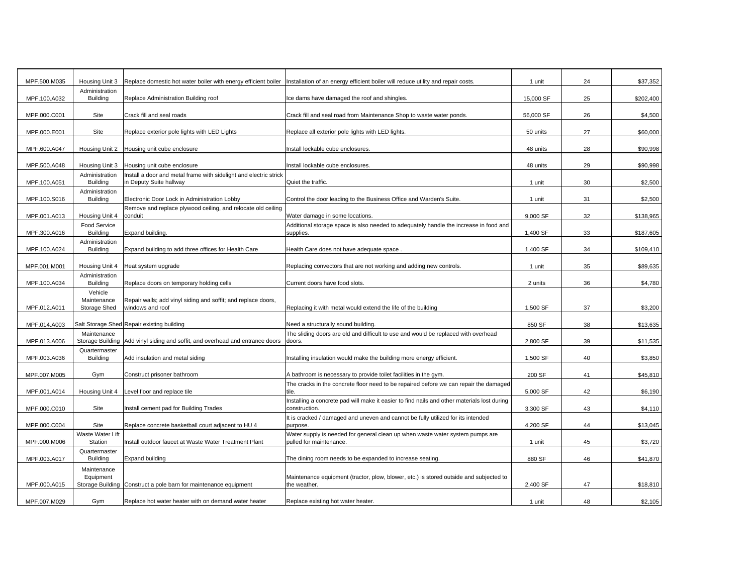| | | | | | | |
|---|---|---|---|---|---|---|
| MPF.500.M035 | Housing Unit 3 | Replace domestic hot water boiler with energy efficient boiler | Installation of an energy efficient boiler will reduce utility and repair costs. | 1 unit | 24 | $37,352 |
| MPF.100.A032 | Administration Building | Replace Administration Building roof | Ice dams have damaged the roof and shingles. | 15,000 SF | 25 | $202,400 |
| MPF.000.C001 | Site | Crack fill and seal roads | Crack fill and seal road from Maintenance Shop to waste water ponds. | 56,000 SF | 26 | $4,500 |
| MPF.000.E001 | Site | Replace exterior pole lights with LED Lights | Replace all exterior pole lights with LED lights. | 50 units | 27 | $60,000 |
| MPF.600.A047 | Housing Unit 2 | Housing unit cube enclosure | Install lockable cube enclosures. | 48 units | 28 | $90,998 |
| MPF.500.A048 | Housing Unit 3 | Housing unit cube enclosure | Install lockable cube enclosures. | 48 units | 29 | $90,998 |
| MPF.100.A051 | Administration Building | Install a door and metal frame with sidelight and electric strick in Deputy Suite hallway | Quiet the traffic. | 1 unit | 30 | $2,500 |
| MPF.100.S016 | Administration Building | Electronic Door Lock in Administration Lobby | Control the door leading to the Business Office and Warden's Suite. | 1 unit | 31 | $2,500 |
| MPF.001.A013 | Housing Unit 4 | Remove and replace plywood ceiling, and relocate old ceiling conduit | Water damage in some locations. | 9,000 SF | 32 | $138,965 |
| MPF.300.A016 | Food Service Building | Expand building. | Additional storage space is also needed to adequately handle the increase in food and supplies. | 1,400 SF | 33 | $187,605 |
| MPF.100.A024 | Administration Building | Expand building to add three offices for Health Care | Health Care does not have adequate space . | 1,400 SF | 34 | $109,410 |
| MPF.001.M001 | Housing Unit 4 | Heat system upgrade | Replacing convectors that are not working and adding new controls. | 1 unit | 35 | $89,635 |
| MPF.100.A034 | Administration Building | Replace doors on temporary holding cells | Current doors have food slots. | 2 units | 36 | $4,780 |
| MPF.012.A011 | Vehicle Maintenance Storage Shed | Repair walls; add vinyl siding and soffit; and replace doors, windows and roof | Replacing it with metal would extend the life of the building | 1,500 SF | 37 | $3,200 |
| MPF.014.A003 | Salt Storage Shed | Repair existing building | Need a structurally sound building. | 850 SF | 38 | $13,635 |
| MPF.013.A006 | Maintenance Storage Building | Add vinyl siding and soffit, and overhead and entrance doors | The sliding doors are old and difficult to use and would be replaced with overhead doors. | 2,800 SF | 39 | $11,535 |
| MPF.003.A036 | Quartermaster Building | Add insulation and metal siding | Installing insulation would make the building more energy efficient. | 1,500 SF | 40 | $3,850 |
| MPF.007.M005 | Gym | Construct prisoner bathroom | A bathroom is necessary to provide toilet facilities in the gym. | 200 SF | 41 | $45,810 |
| MPF.001.A014 | Housing Unit 4 | Level floor and replace tile | The cracks in the concrete floor need to be repaired before we can repair the damaged tile. | 5,000 SF | 42 | $6,190 |
| MPF.000.C010 | Site | Install cement pad for Building Trades | Installing a concrete pad will make it easier to find nails and other materials lost during construction. | 3,300 SF | 43 | $4,110 |
| MPF.000.C004 | Site | Replace concrete basketball court adjacent to HU 4 | It is cracked / damaged and uneven and cannot be fully utilized for its intended purpose. | 4,200 SF | 44 | $13,045 |
| MPF.000.M006 | Waste Water Lift Station | Install outdoor faucet at Waste Water Treatment Plant | Water supply is needed for general clean up when waste water system pumps are pulled for maintenance. | 1 unit | 45 | $3,720 |
| MPF.003.A017 | Quartermaster Building | Expand building | The dining room needs to be expanded to increase seating. | 880 SF | 46 | $41,870 |
| MPF.000.A015 | Maintenance Equipment Storage Building | Construct a pole barn for maintenance equipment | Maintenance equipment (tractor, plow, blower, etc.) is stored outside and subjected to the weather. | 2,400 SF | 47 | $18,810 |
| MPF.007.M029 | Gym | Replace hot water heater with on demand water heater | Replace existing hot water heater. | 1 unit | 48 | $2,105 |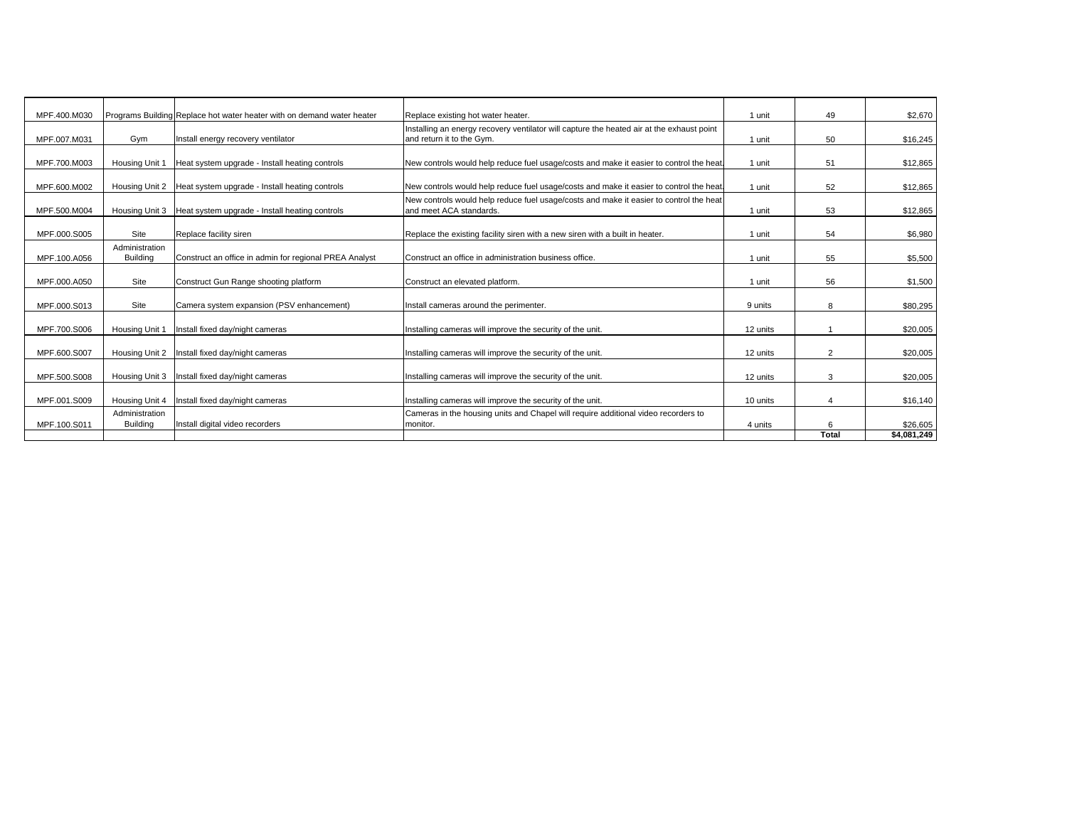| | | | | | | |
|---|---|---|---|---|---|---|
| MPF.400.M030 | Programs Building | Replace hot water heater with on demand water heater | Replace existing hot water heater. | 1 unit | 49 | $2,670 |
| MPF.007.M031 | Gym | Install energy recovery ventilator | Installing an energy recovery ventilator will capture the heated air at the exhaust point and return it to the Gym. | 1 unit | 50 | $16,245 |
| MPF.700.M003 | Housing Unit 1 | Heat system upgrade - Install heating controls | New controls would help reduce fuel usage/costs and make it easier to control the heat. | 1 unit | 51 | $12,865 |
| MPF.600.M002 | Housing Unit 2 | Heat system upgrade - Install heating controls | New controls would help reduce fuel usage/costs and make it easier to control the heat. | 1 unit | 52 | $12,865 |
| MPF.500.M004 | Housing Unit 3 | Heat system upgrade - Install heating controls | New controls would help reduce fuel usage/costs and make it easier to control the heat and meet ACA standards. | 1 unit | 53 | $12,865 |
| MPF.000.S005 | Site | Replace facility siren | Replace the existing facility siren with a new siren with a built in heater. | 1 unit | 54 | $6,980 |
| MPF.100.A056 | Administration Building | Construct an office in admin for regional PREA Analyst | Construct an office in administration business office. | 1 unit | 55 | $5,500 |
| MPF.000.A050 | Site | Construct Gun Range shooting platform | Construct an elevated platform. | 1 unit | 56 | $1,500 |
| MPF.000.S013 | Site | Camera system expansion (PSV enhancement) | Install cameras around the perimenter. | 9 units | 8 | $80,295 |
| MPF.700.S006 | Housing Unit 1 | Install fixed day/night cameras | Installing cameras will improve the security of the unit. | 12 units | 1 | $20,005 |
| MPF.600.S007 | Housing Unit 2 | Install fixed day/night cameras | Installing cameras will improve the security of the unit. | 12 units | 2 | $20,005 |
| MPF.500.S008 | Housing Unit 3 | Install fixed day/night cameras | Installing cameras will improve the security of the unit. | 12 units | 3 | $20,005 |
| MPF.001.S009 | Housing Unit 4 | Install fixed day/night cameras | Installing cameras will improve the security of the unit. | 10 units | 4 | $16,140 |
| MPF.100.S011 | Administration Building | Install digital video recorders | Cameras in the housing units and Chapel will require additional video recorders to monitor. | 4 units | 6 | $26,605 |
| | | | | | **Total** | **$4,081,249** |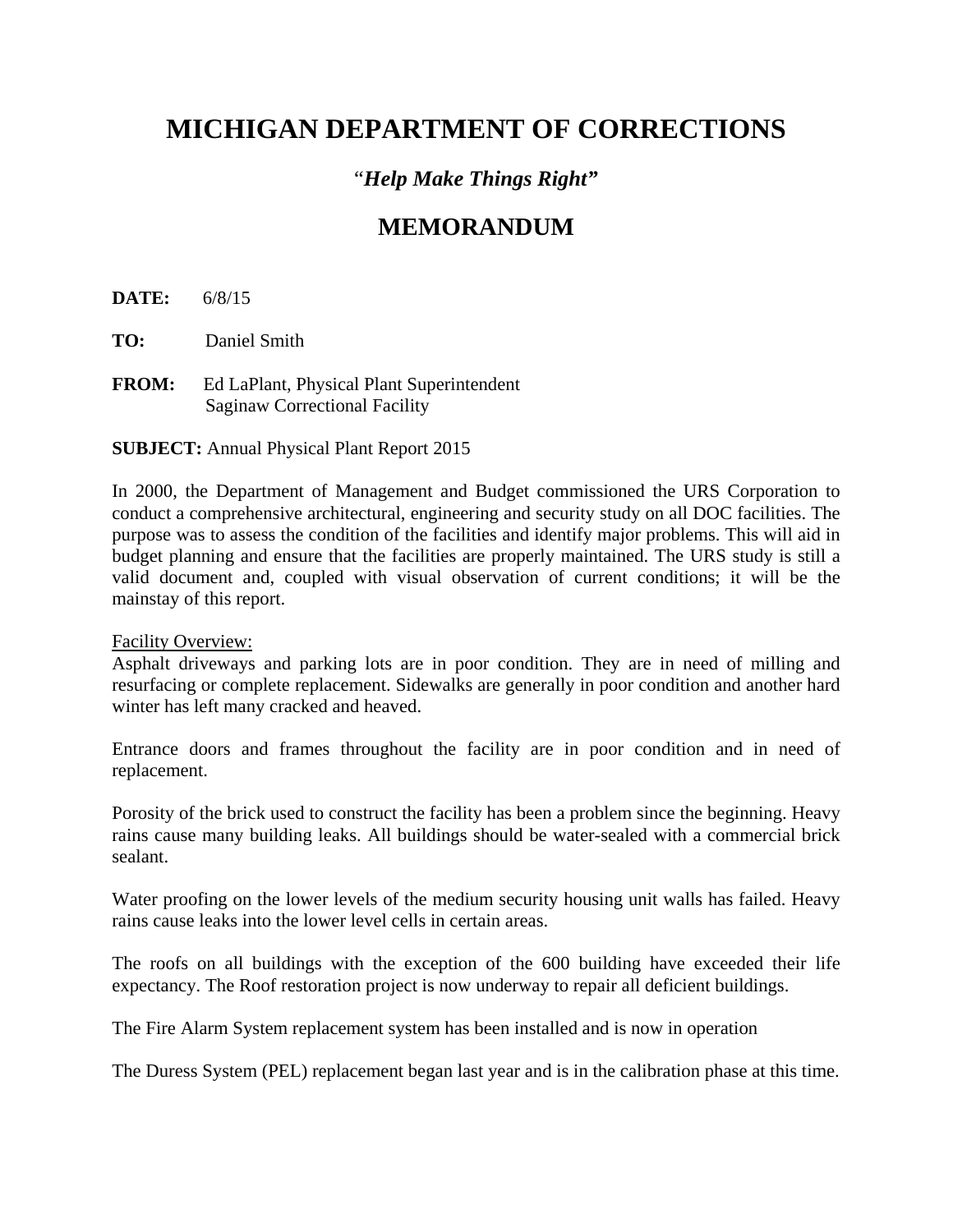# MICHIGAN DEPARTMENT OF CORRECTIONS

*"Help Make Things Right"*

## MEMORANDUM

**DATE:** 6/8/15

**TO:** Daniel Smith

**FROM:** Ed LaPlant, Physical Plant Superintendent
Saginaw Correctional Facility

**SUBJECT:** Annual Physical Plant Report 2015

In 2000, the Department of Management and Budget commissioned the URS Corporation to conduct a comprehensive architectural, engineering and security study on all DOC facilities. The purpose was to assess the condition of the facilities and identify major problems. This will aid in budget planning and ensure that the facilities are properly maintained. The URS study is still a valid document and, coupled with visual observation of current conditions; it will be the mainstay of this report.

Facility Overview:

Asphalt driveways and parking lots are in poor condition. They are in need of milling and resurfacing or complete replacement. Sidewalks are generally in poor condition and another hard winter has left many cracked and heaved.

Entrance doors and frames throughout the facility are in poor condition and in need of replacement.

Porosity of the brick used to construct the facility has been a problem since the beginning. Heavy rains cause many building leaks. All buildings should be water-sealed with a commercial brick sealant.

Water proofing on the lower levels of the medium security housing unit walls has failed. Heavy rains cause leaks into the lower level cells in certain areas.

The roofs on all buildings with the exception of the 600 building have exceeded their life expectancy. The Roof restoration project is now underway to repair all deficient buildings.

The Fire Alarm System replacement system has been installed and is now in operation

The Duress System (PEL) replacement began last year and is in the calibration phase at this time.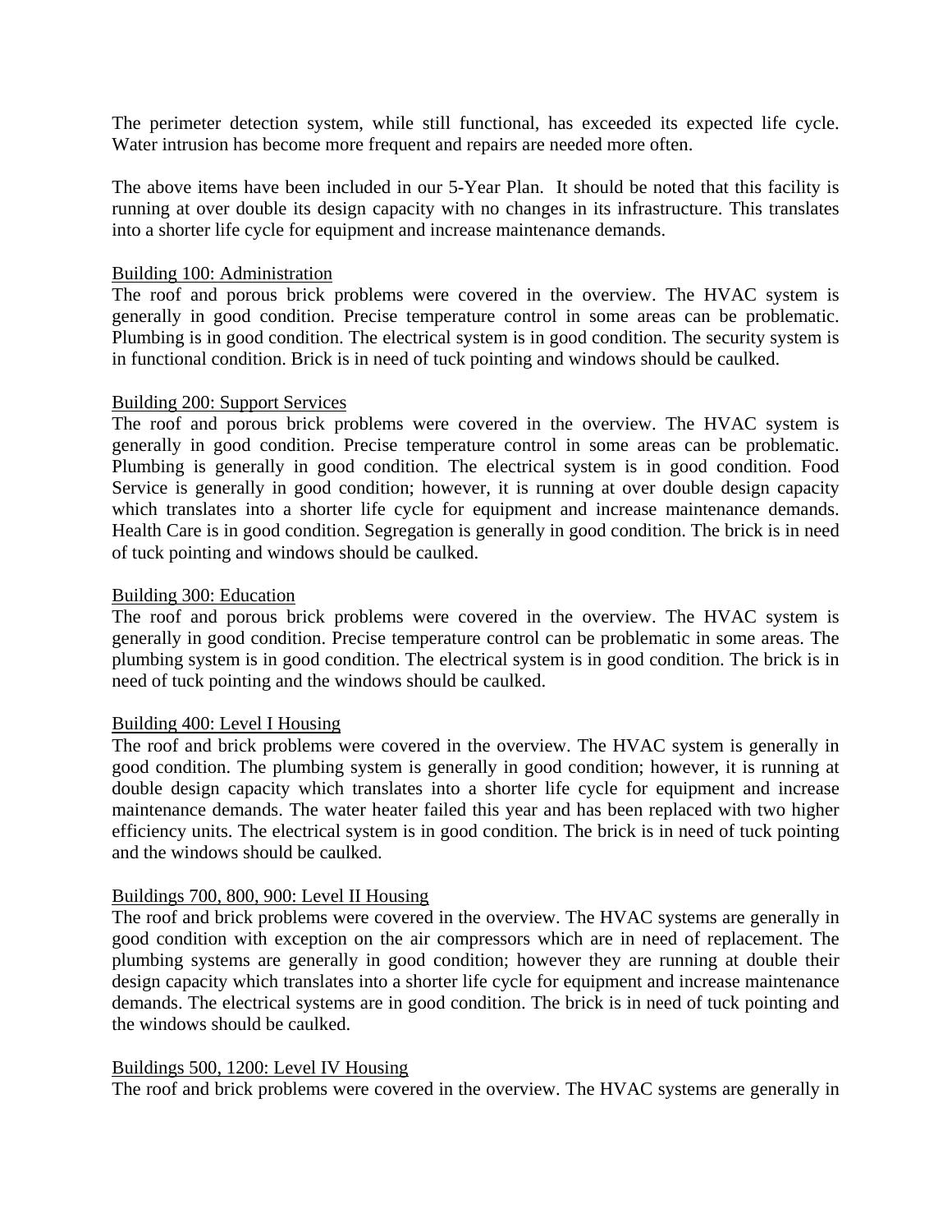The perimeter detection system, while still functional, has exceeded its expected life cycle. Water intrusion has become more frequent and repairs are needed more often.

The above items have been included in our 5-Year Plan. It should be noted that this facility is running at over double its design capacity with no changes in its infrastructure. This translates into a shorter life cycle for equipment and increase maintenance demands.

<u>Building 100: Administration</u>
The roof and porous brick problems were covered in the overview. The HVAC system is generally in good condition. Precise temperature control in some areas can be problematic. Plumbing is in good condition. The electrical system is in good condition. The security system is in functional condition. Brick is in need of tuck pointing and windows should be caulked.

<u>Building 200: Support Services</u>
The roof and porous brick problems were covered in the overview. The HVAC system is generally in good condition. Precise temperature control in some areas can be problematic. Plumbing is generally in good condition. The electrical system is in good condition. Food Service is generally in good condition; however, it is running at over double design capacity which translates into a shorter life cycle for equipment and increase maintenance demands. Health Care is in good condition. Segregation is generally in good condition. The brick is in need of tuck pointing and windows should be caulked.

<u>Building 300: Education</u>
The roof and porous brick problems were covered in the overview. The HVAC system is generally in good condition. Precise temperature control can be problematic in some areas. The plumbing system is in good condition. The electrical system is in good condition. The brick is in need of tuck pointing and the windows should be caulked.

<u>Building 400: Level I Housing</u>
The roof and brick problems were covered in the overview. The HVAC system is generally in good condition. The plumbing system is generally in good condition; however, it is running at double design capacity which translates into a shorter life cycle for equipment and increase maintenance demands. The water heater failed this year and has been replaced with two higher efficiency units. The electrical system is in good condition. The brick is in need of tuck pointing and the windows should be caulked.

<u>Buildings 700, 800, 900: Level II Housing</u>
The roof and brick problems were covered in the overview. The HVAC systems are generally in good condition with exception on the air compressors which are in need of replacement. The plumbing systems are generally in good condition; however they are running at double their design capacity which translates into a shorter life cycle for equipment and increase maintenance demands. The electrical systems are in good condition. The brick is in need of tuck pointing and the windows should be caulked.

<u>Buildings 500, 1200: Level IV Housing</u>
The roof and brick problems were covered in the overview. The HVAC systems are generally in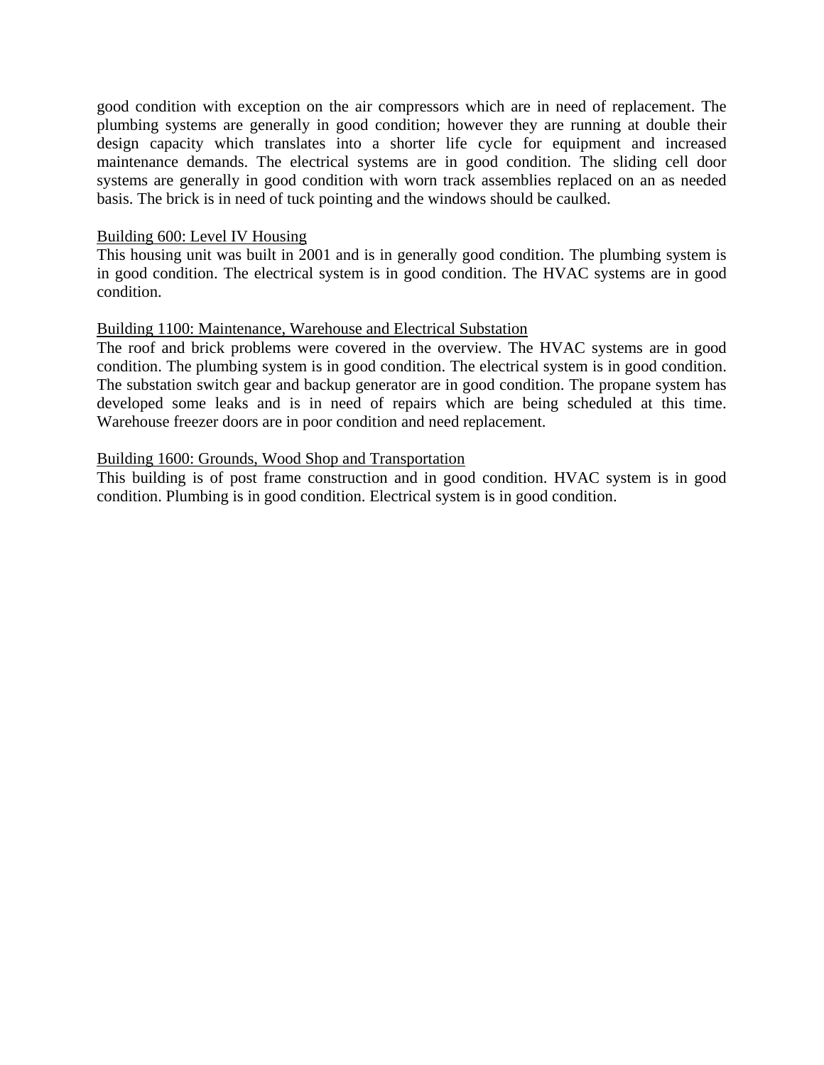good condition with exception on the air compressors which are in need of replacement. The plumbing systems are generally in good condition; however they are running at double their design capacity which translates into a shorter life cycle for equipment and increased maintenance demands. The electrical systems are in good condition. The sliding cell door systems are generally in good condition with worn track assemblies replaced on an as needed basis. The brick is in need of tuck pointing and the windows should be caulked.

<u>Building 600: Level IV Housing</u>

This housing unit was built in 2001 and is in generally good condition. The plumbing system is in good condition. The electrical system is in good condition. The HVAC systems are in good condition.

<u>Building 1100: Maintenance, Warehouse and Electrical Substation</u>

The roof and brick problems were covered in the overview. The HVAC systems are in good condition. The plumbing system is in good condition. The electrical system is in good condition. The substation switch gear and backup generator are in good condition. The propane system has developed some leaks and is in need of repairs which are being scheduled at this time. Warehouse freezer doors are in poor condition and need replacement.

<u>Building 1600: Grounds, Wood Shop and Transportation</u>

This building is of post frame construction and in good condition. HVAC system is in good condition. Plumbing is in good condition. Electrical system is in good condition.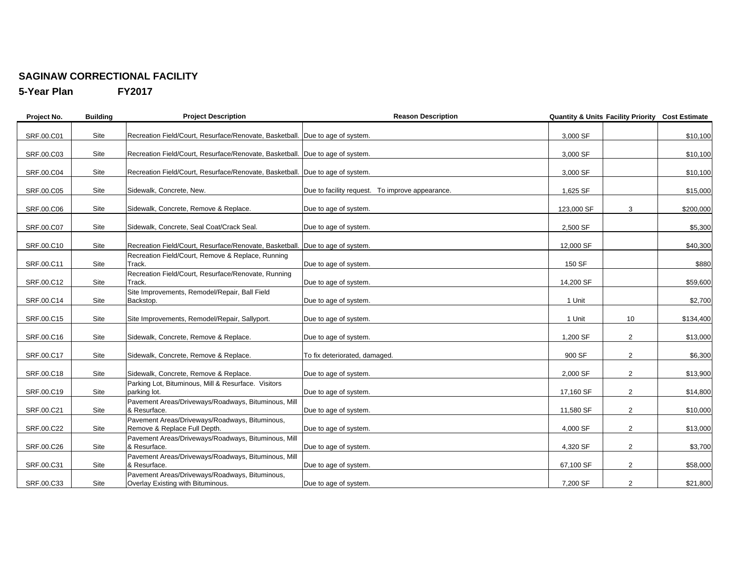**SAGINAW CORRECTIONAL FACILITY**

**5-Year Plan FY2017**

| Project No. | Building | Project Description | Reason Description | Quantity & Units | Facility Priority | Cost Estimate |
|---|---|---|---|---|---|---|
| SRF.00.C01 | Site | Recreation Field/Court, Resurface/Renovate, Basketball. | Due to age of system. | 3,000 SF | | $10,100 |
| SRF.00.C03 | Site | Recreation Field/Court, Resurface/Renovate, Basketball. | Due to age of system. | 3,000 SF | | $10,100 |
| SRF.00.C04 | Site | Recreation Field/Court, Resurface/Renovate, Basketball. | Due to age of system. | 3,000 SF | | $10,100 |
| SRF.00.C05 | Site | Sidewalk, Concrete, New. | Due to facility request. To improve appearance. | 1,625 SF | | $15,000 |
| SRF.00.C06 | Site | Sidewalk, Concrete, Remove & Replace. | Due to age of system. | 123,000 SF | 3 | $200,000 |
| SRF.00.C07 | Site | Sidewalk, Concrete, Seal Coat/Crack Seal. | Due to age of system. | 2,500 SF | | $5,300 |
| SRF.00.C10 | Site | Recreation Field/Court, Resurface/Renovate, Basketball. | Due to age of system. | 12,000 SF | | $40,300 |
| SRF.00.C11 | Site | Recreation Field/Court, Remove & Replace, Running Track. | Due to age of system. | 150 SF | | $880 |
| SRF.00.C12 | Site | Recreation Field/Court, Resurface/Renovate, Running Track. | Due to age of system. | 14,200 SF | | $59,600 |
| SRF.00.C14 | Site | Site Improvements, Remodel/Repair, Ball Field Backstop. | Due to age of system. | 1 Unit | | $2,700 |
| SRF.00.C15 | Site | Site Improvements, Remodel/Repair, Sallyport. | Due to age of system. | 1 Unit | 10 | $134,400 |
| SRF.00.C16 | Site | Sidewalk, Concrete, Remove & Replace. | Due to age of system. | 1,200 SF | 2 | $13,000 |
| SRF.00.C17 | Site | Sidewalk, Concrete, Remove & Replace. | To fix deteriorated, damaged. | 900 SF | 2 | $6,300 |
| SRF.00.C18 | Site | Sidewalk, Concrete, Remove & Replace. | Due to age of system. | 2,000 SF | 2 | $13,900 |
| SRF.00.C19 | Site | Parking Lot, Bituminous, Mill & Resurface. Visitors parking lot. | Due to age of system. | 17,160 SF | 2 | $14,800 |
| SRF.00.C21 | Site | Pavement Areas/Driveways/Roadways, Bituminous, Mill & Resurface. | Due to age of system. | 11,580 SF | 2 | $10,000 |
| SRF.00.C22 | Site | Pavement Areas/Driveways/Roadways, Bituminous, Remove & Replace Full Depth. | Due to age of system. | 4,000 SF | 2 | $13,000 |
| SRF.00.C26 | Site | Pavement Areas/Driveways/Roadways, Bituminous, Mill & Resurface. | Due to age of system. | 4,320 SF | 2 | $3,700 |
| SRF.00.C31 | Site | Pavement Areas/Driveways/Roadways, Bituminous, Mill & Resurface. | Due to age of system. | 67,100 SF | 2 | $58,000 |
| SRF.00.C33 | Site | Pavement Areas/Driveways/Roadways, Bituminous, Overlay Existing with Bituminous. | Due to age of system. | 7,200 SF | 2 | $21,800 |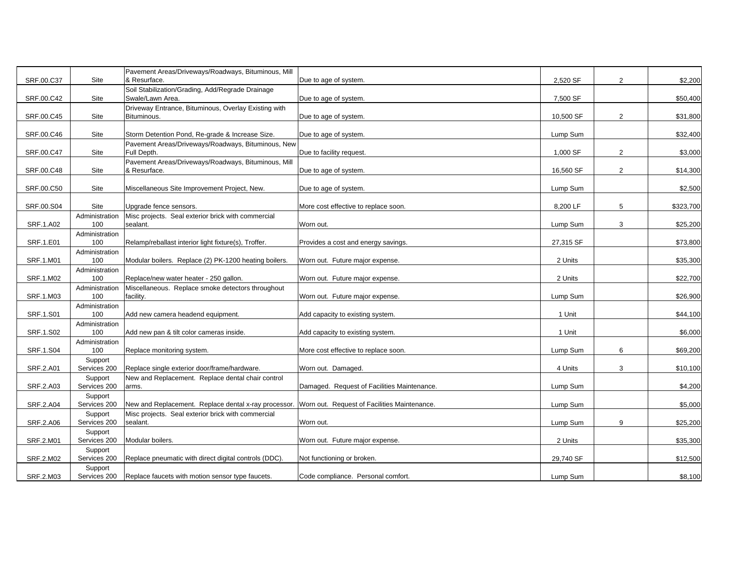| | | | | | | |
|---|---|---|---|---|---|---|
| SRF.00.C37 | Site | Pavement Areas/Driveways/Roadways, Bituminous, Mill & Resurface. | Due to age of system. | 2,520 SF | 2 | $2,200 |
| SRF.00.C42 | Site | Soil Stabilization/Grading, Add/Regrade Drainage Swale/Lawn Area. | Due to age of system. | 7,500 SF | | $50,400 |
| SRF.00.C45 | Site | Driveway Entrance, Bituminous, Overlay Existing with Bituminous. | Due to age of system. | 10,500 SF | 2 | $31,800 |
| SRF.00.C46 | Site | Storm Detention Pond, Re-grade & Increase Size. | Due to age of system. | Lump Sum | | $32,400 |
| SRF.00.C47 | Site | Pavement Areas/Driveways/Roadways, Bituminous, New Full Depth. | Due to facility request. | 1,000 SF | 2 | $3,000 |
| SRF.00.C48 | Site | Pavement Areas/Driveways/Roadways, Bituminous, Mill & Resurface. | Due to age of system. | 16,560 SF | 2 | $14,300 |
| SRF.00.C50 | Site | Miscellaneous Site Improvement Project, New. | Due to age of system. | Lump Sum | | $2,500 |
| SRF.00.S04 | Site | Upgrade fence sensors. | More cost effective to replace soon. | 8,200 LF | 5 | $323,700 |
| SRF.1.A02 | Administration 100 | Misc projects. Seal exterior brick with commercial sealant. | Worn out. | Lump Sum | 3 | $25,200 |
| SRF.1.E01 | Administration 100 | Relamp/reballast interior light fixture(s), Troffer. | Provides a cost and energy savings. | 27,315 SF | | $73,800 |
| SRF.1.M01 | Administration 100 | Modular boilers. Replace (2) PK-1200 heating boilers. | Worn out. Future major expense. | 2 Units | | $35,300 |
| SRF.1.M02 | Administration 100 | Replace/new water heater - 250 gallon. | Worn out. Future major expense. | 2 Units | | $22,700 |
| SRF.1.M03 | Administration 100 | Miscellaneous. Replace smoke detectors throughout facility. | Worn out. Future major expense. | Lump Sum | | $26,900 |
| SRF.1.S01 | Administration 100 | Add new camera headend equipment. | Add capacity to existing system. | 1 Unit | | $44,100 |
| SRF.1.S02 | Administration 100 | Add new pan & tilt color cameras inside. | Add capacity to existing system. | 1 Unit | | $6,000 |
| SRF.1.S04 | Administration 100 | Replace monitoring system. | More cost effective to replace soon. | Lump Sum | 6 | $69,200 |
| SRF.2.A01 | Support Services 200 | Replace single exterior door/frame/hardware. | Worn out. Damaged. | 4 Units | 3 | $10,100 |
| SRF.2.A03 | Support Services 200 | New and Replacement. Replace dental chair control arms. | Damaged. Request of Facilities Maintenance. | Lump Sum | | $4,200 |
| SRF.2.A04 | Support Services 200 | New and Replacement. Replace dental x-ray processor. | Worn out. Request of Facilities Maintenance. | Lump Sum | | $5,000 |
| SRF.2.A06 | Support Services 200 | Misc projects. Seal exterior brick with commercial sealant. | Worn out. | Lump Sum | 9 | $25,200 |
| SRF.2.M01 | Support Services 200 | Modular boilers. | Worn out. Future major expense. | 2 Units | | $35,300 |
| SRF.2.M02 | Support Services 200 | Replace pneumatic with direct digital controls (DDC). | Not functioning or broken. | 29,740 SF | | $12,500 |
| SRF.2.M03 | Support Services 200 | Replace faucets with motion sensor type faucets. | Code compliance. Personal comfort. | Lump Sum | | $8,100 |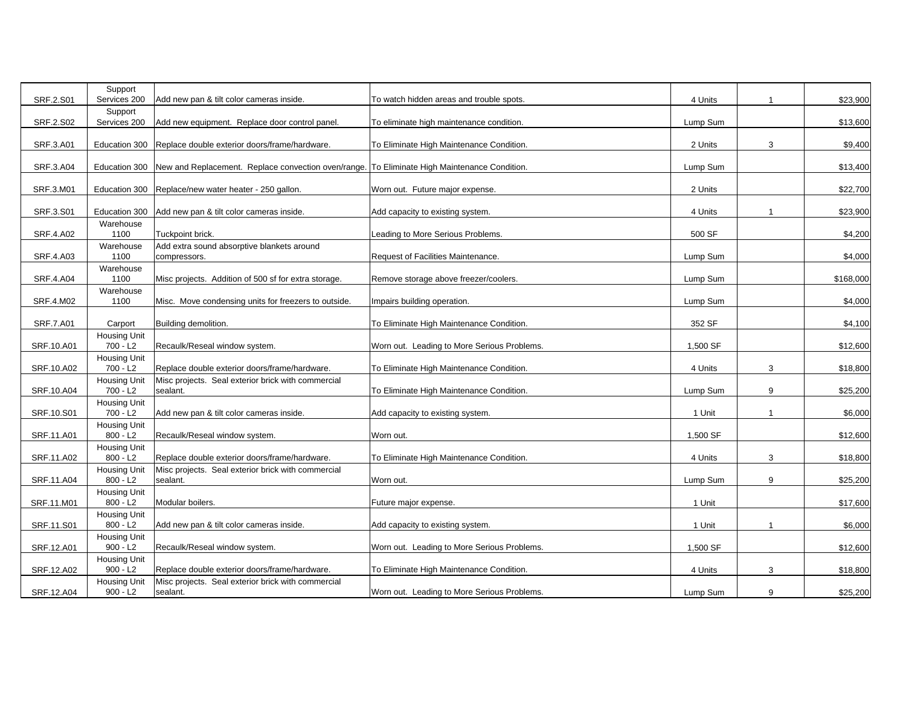| | | | | | | |
|---|---|---|---|---|---|---|
| SRF.2.S01 | Support Services 200 | Add new pan & tilt color cameras inside. | To watch hidden areas and trouble spots. | 4 Units | 1 | $23,900 |
| SRF.2.S02 | Support Services 200 | Add new equipment. Replace door control panel. | To eliminate high maintenance condition. | Lump Sum | | $13,600 |
| SRF.3.A01 | Education 300 | Replace double exterior doors/frame/hardware. | To Eliminate High Maintenance Condition. | 2 Units | 3 | $9,400 |
| SRF.3.A04 | Education 300 | New and Replacement. Replace convection oven/range. | To Eliminate High Maintenance Condition. | Lump Sum | | $13,400 |
| SRF.3.M01 | Education 300 | Replace/new water heater - 250 gallon. | Worn out. Future major expense. | 2 Units | | $22,700 |
| SRF.3.S01 | Education 300 | Add new pan & tilt color cameras inside. | Add capacity to existing system. | 4 Units | 1 | $23,900 |
| SRF.4.A02 | Warehouse 1100 | Tuckpoint brick. | Leading to More Serious Problems. | 500 SF | | $4,200 |
| SRF.4.A03 | Warehouse 1100 | Add extra sound absorptive blankets around compressors. | Request of Facilities Maintenance. | Lump Sum | | $4,000 |
| SRF.4.A04 | Warehouse 1100 | Misc projects. Addition of 500 sf for extra storage. | Remove storage above freezer/coolers. | Lump Sum | | $168,000 |
| SRF.4.M02 | Warehouse 1100 | Misc. Move condensing units for freezers to outside. | Impairs building operation. | Lump Sum | | $4,000 |
| SRF.7.A01 | Carport | Building demolition. | To Eliminate High Maintenance Condition. | 352 SF | | $4,100 |
| SRF.10.A01 | Housing Unit 700 - L2 | Recaulk/Reseal window system. | Worn out. Leading to More Serious Problems. | 1,500 SF | | $12,600 |
| SRF.10.A02 | Housing Unit 700 - L2 | Replace double exterior doors/frame/hardware. | To Eliminate High Maintenance Condition. | 4 Units | 3 | $18,800 |
| SRF.10.A04 | Housing Unit 700 - L2 | Misc projects. Seal exterior brick with commercial sealant. | To Eliminate High Maintenance Condition. | Lump Sum | 9 | $25,200 |
| SRF.10.S01 | Housing Unit 700 - L2 | Add new pan & tilt color cameras inside. | Add capacity to existing system. | 1 Unit | 1 | $6,000 |
| SRF.11.A01 | Housing Unit 800 - L2 | Recaulk/Reseal window system. | Worn out. | 1,500 SF | | $12,600 |
| SRF.11.A02 | Housing Unit 800 - L2 | Replace double exterior doors/frame/hardware. | To Eliminate High Maintenance Condition. | 4 Units | 3 | $18,800 |
| SRF.11.A04 | Housing Unit 800 - L2 | Misc projects. Seal exterior brick with commercial sealant. | Worn out. | Lump Sum | 9 | $25,200 |
| SRF.11.M01 | Housing Unit 800 - L2 | Modular boilers. | Future major expense. | 1 Unit | | $17,600 |
| SRF.11.S01 | Housing Unit 800 - L2 | Add new pan & tilt color cameras inside. | Add capacity to existing system. | 1 Unit | 1 | $6,000 |
| SRF.12.A01 | Housing Unit 900 - L2 | Recaulk/Reseal window system. | Worn out. Leading to More Serious Problems. | 1,500 SF | | $12,600 |
| SRF.12.A02 | Housing Unit 900 - L2 | Replace double exterior doors/frame/hardware. | To Eliminate High Maintenance Condition. | 4 Units | 3 | $18,800 |
| SRF.12.A04 | Housing Unit 900 - L2 | Misc projects. Seal exterior brick with commercial sealant. | Worn out. Leading to More Serious Problems. | Lump Sum | 9 | $25,200 |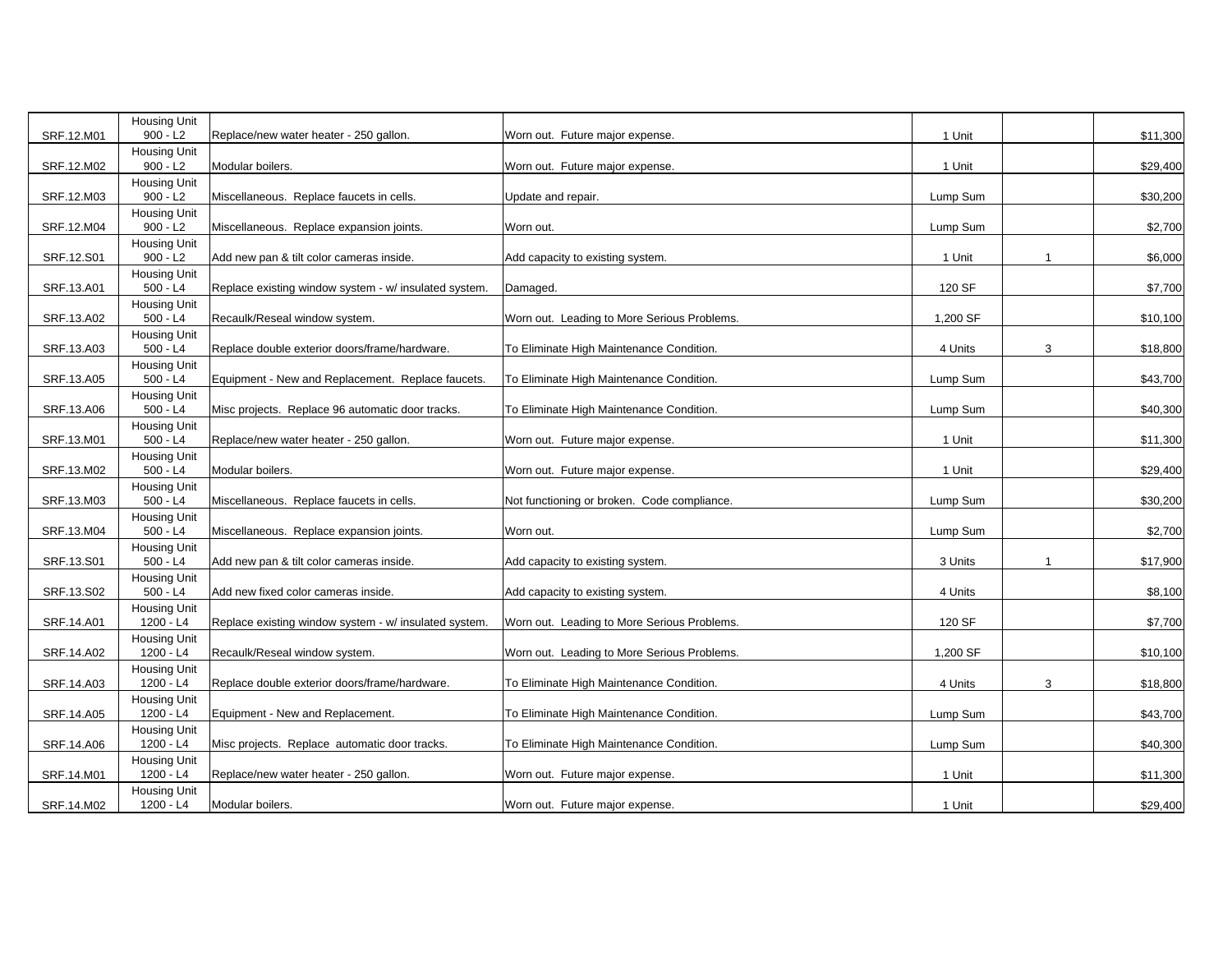| | | | | | | |
|---|---|---|---|---|---|---|
| SRF.12.M01 | Housing Unit 900 - L2 | Replace/new water heater - 250 gallon. | Worn out. Future major expense. | 1 Unit | | $11,300 |
| SRF.12.M02 | Housing Unit 900 - L2 | Modular boilers. | Worn out. Future major expense. | 1 Unit | | $29,400 |
| SRF.12.M03 | Housing Unit 900 - L2 | Miscellaneous. Replace faucets in cells. | Update and repair. | Lump Sum | | $30,200 |
| SRF.12.M04 | Housing Unit 900 - L2 | Miscellaneous. Replace expansion joints. | Worn out. | Lump Sum | | $2,700 |
| SRF.12.S01 | Housing Unit 900 - L2 | Add new pan & tilt color cameras inside. | Add capacity to existing system. | 1 Unit | 1 | $6,000 |
| SRF.13.A01 | Housing Unit 500 - L4 | Replace existing window system - w/ insulated system. | Damaged. | 120 SF | | $7,700 |
| SRF.13.A02 | Housing Unit 500 - L4 | Recaulk/Reseal window system. | Worn out. Leading to More Serious Problems. | 1,200 SF | | $10,100 |
| SRF.13.A03 | Housing Unit 500 - L4 | Replace double exterior doors/frame/hardware. | To Eliminate High Maintenance Condition. | 4 Units | 3 | $18,800 |
| SRF.13.A05 | Housing Unit 500 - L4 | Equipment - New and Replacement. Replace faucets. | To Eliminate High Maintenance Condition. | Lump Sum | | $43,700 |
| SRF.13.A06 | Housing Unit 500 - L4 | Misc projects. Replace 96 automatic door tracks. | To Eliminate High Maintenance Condition. | Lump Sum | | $40,300 |
| SRF.13.M01 | Housing Unit 500 - L4 | Replace/new water heater - 250 gallon. | Worn out. Future major expense. | 1 Unit | | $11,300 |
| SRF.13.M02 | Housing Unit 500 - L4 | Modular boilers. | Worn out. Future major expense. | 1 Unit | | $29,400 |
| SRF.13.M03 | Housing Unit 500 - L4 | Miscellaneous. Replace faucets in cells. | Not functioning or broken. Code compliance. | Lump Sum | | $30,200 |
| SRF.13.M04 | Housing Unit 500 - L4 | Miscellaneous. Replace expansion joints. | Worn out. | Lump Sum | | $2,700 |
| SRF.13.S01 | Housing Unit 500 - L4 | Add new pan & tilt color cameras inside. | Add capacity to existing system. | 3 Units | 1 | $17,900 |
| SRF.13.S02 | Housing Unit 500 - L4 | Add new fixed color cameras inside. | Add capacity to existing system. | 4 Units | | $8,100 |
| SRF.14.A01 | Housing Unit 1200 - L4 | Replace existing window system - w/ insulated system. | Worn out. Leading to More Serious Problems. | 120 SF | | $7,700 |
| SRF.14.A02 | Housing Unit 1200 - L4 | Recaulk/Reseal window system. | Worn out. Leading to More Serious Problems. | 1,200 SF | | $10,100 |
| SRF.14.A03 | Housing Unit 1200 - L4 | Replace double exterior doors/frame/hardware. | To Eliminate High Maintenance Condition. | 4 Units | 3 | $18,800 |
| SRF.14.A05 | Housing Unit 1200 - L4 | Equipment - New and Replacement. | To Eliminate High Maintenance Condition. | Lump Sum | | $43,700 |
| SRF.14.A06 | Housing Unit 1200 - L4 | Misc projects. Replace automatic door tracks. | To Eliminate High Maintenance Condition. | Lump Sum | | $40,300 |
| SRF.14.M01 | Housing Unit 1200 - L4 | Replace/new water heater - 250 gallon. | Worn out. Future major expense. | 1 Unit | | $11,300 |
| SRF.14.M02 | Housing Unit 1200 - L4 | Modular boilers. | Worn out. Future major expense. | 1 Unit | | $29,400 |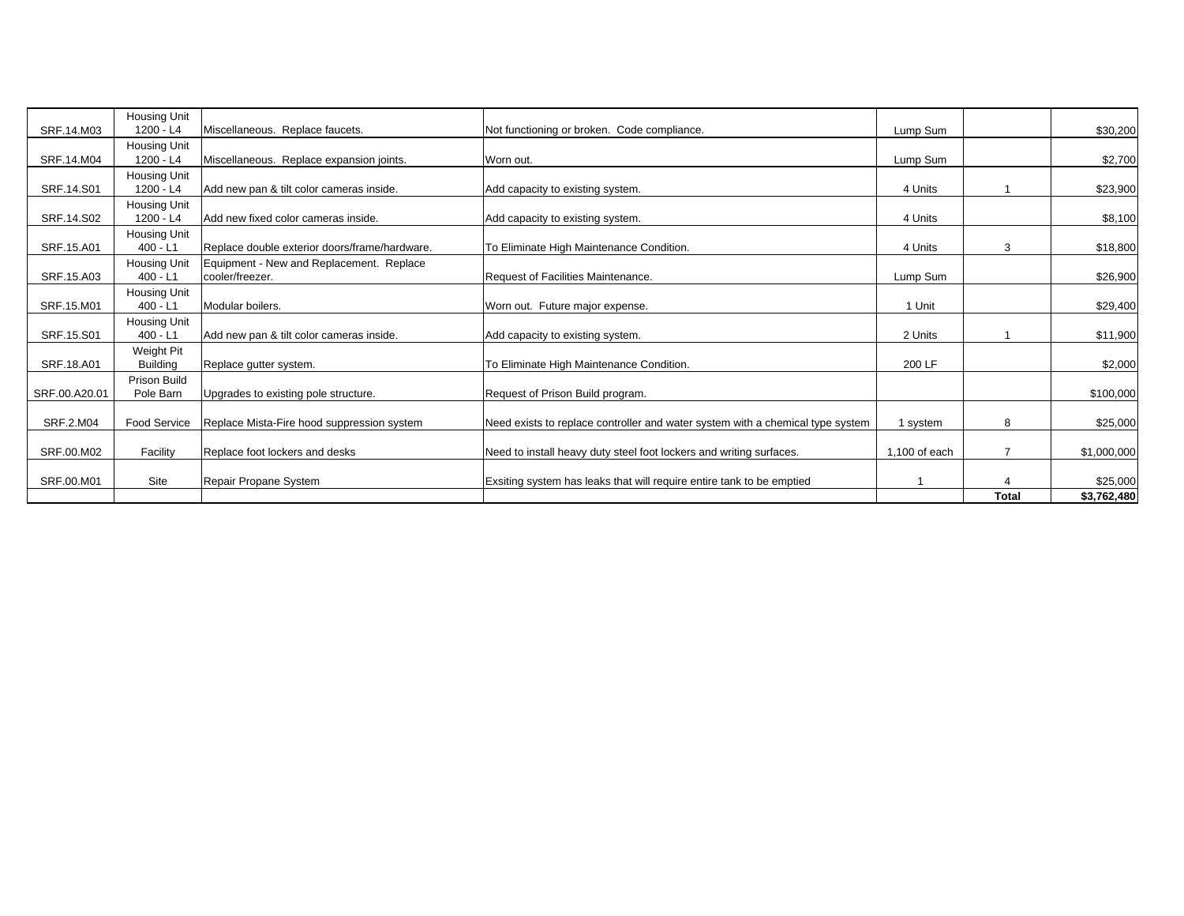| | | | | | | |
|---|---|---|---|---|---|---|
| SRF.14.M03 | Housing Unit 1200 - L4 | Miscellaneous. Replace faucets. | Not functioning or broken. Code compliance. | Lump Sum | | $30,200 |
| SRF.14.M04 | Housing Unit 1200 - L4 | Miscellaneous. Replace expansion joints. | Worn out. | Lump Sum | | $2,700 |
| SRF.14.S01 | Housing Unit 1200 - L4 | Add new pan & tilt color cameras inside. | Add capacity to existing system. | 4 Units | 1 | $23,900 |
| SRF.14.S02 | Housing Unit 1200 - L4 | Add new fixed color cameras inside. | Add capacity to existing system. | 4 Units | | $8,100 |
| SRF.15.A01 | Housing Unit 400 - L1 | Replace double exterior doors/frame/hardware. | To Eliminate High Maintenance Condition. | 4 Units | 3 | $18,800 |
| SRF.15.A03 | Housing Unit 400 - L1 | Equipment - New and Replacement. Replace cooler/freezer. | Request of Facilities Maintenance. | Lump Sum | | $26,900 |
| SRF.15.M01 | Housing Unit 400 - L1 | Modular boilers. | Worn out. Future major expense. | 1 Unit | | $29,400 |
| SRF.15.S01 | Housing Unit 400 - L1 | Add new pan & tilt color cameras inside. | Add capacity to existing system. | 2 Units | 1 | $11,900 |
| SRF.18.A01 | Weight Pit Building | Replace gutter system. | To Eliminate High Maintenance Condition. | 200 LF | | $2,000 |
| SRF.00.A20.01 | Prison Build Pole Barn | Upgrades to existing pole structure. | Request of Prison Build program. | | | $100,000 |
| SRF.2.M04 | Food Service | Replace Mista-Fire hood suppression system | Need exists to replace controller and water system with a chemical type system | 1 system | 8 | $25,000 |
| SRF.00.M02 | Facility | Replace foot lockers and desks | Need to install heavy duty steel foot lockers and writing surfaces. | 1,100 of each | 7 | $1,000,000 |
| SRF.00.M01 | Site | Repair Propane System | Exsiting system has leaks that will require entire tank to be emptied | 1 | 4 | $25,000 |
| | | | | | **Total** | **$3,762,480** |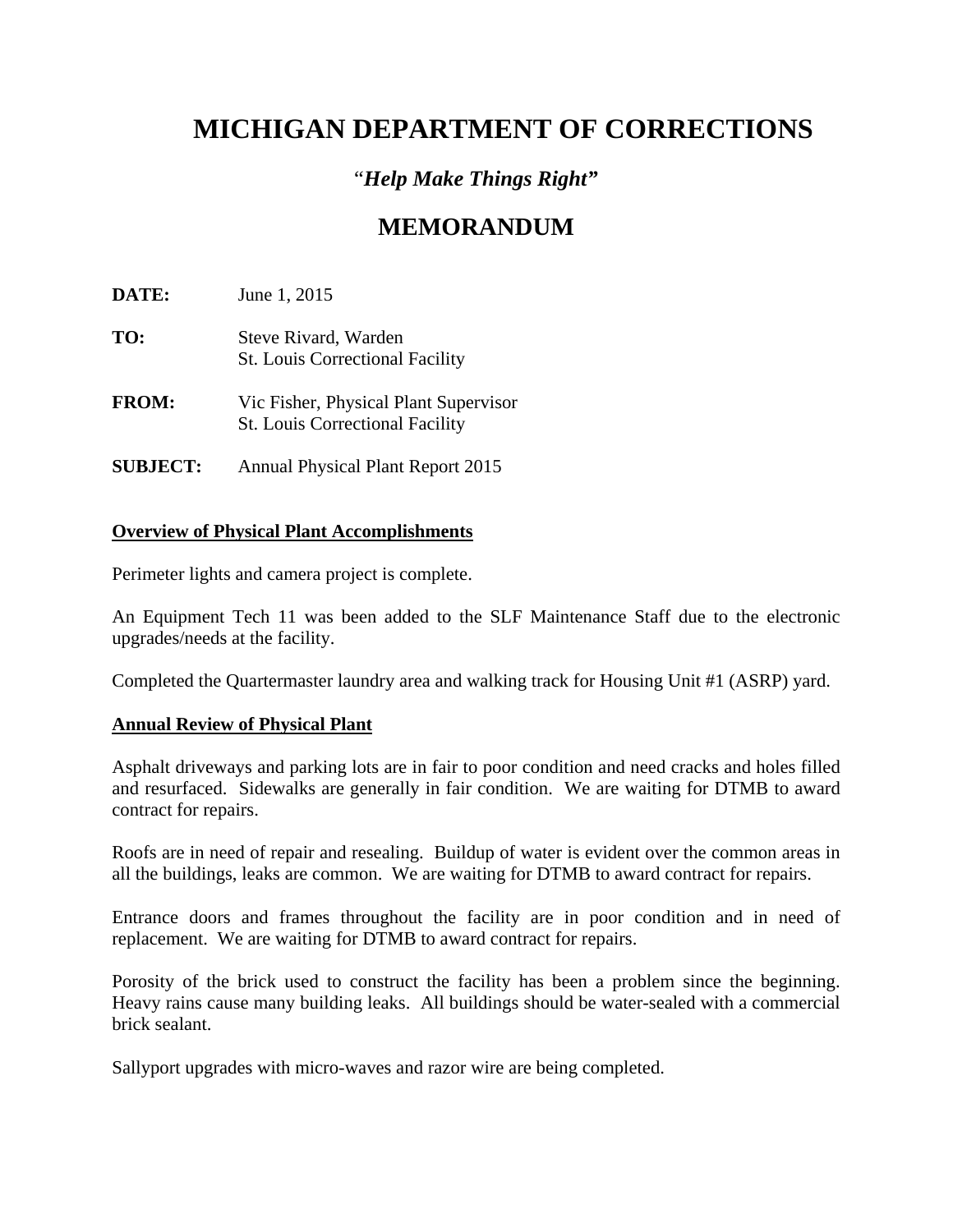# MICHIGAN DEPARTMENT OF CORRECTIONS

### "*Help Make Things Right*"

## MEMORANDUM

**DATE:** June 1, 2015

**TO:** Steve Rivard, Warden
St. Louis Correctional Facility

**FROM:** Vic Fisher, Physical Plant Supervisor
St. Louis Correctional Facility

**SUBJECT:** Annual Physical Plant Report 2015

**Overview of Physical Plant Accomplishments**

Perimeter lights and camera project is complete.

An Equipment Tech 11 was been added to the SLF Maintenance Staff due to the electronic upgrades/needs at the facility.

Completed the Quartermaster laundry area and walking track for Housing Unit #1 (ASRP) yard.

**Annual Review of Physical Plant**

Asphalt driveways and parking lots are in fair to poor condition and need cracks and holes filled and resurfaced. Sidewalks are generally in fair condition. We are waiting for DTMB to award contract for repairs.

Roofs are in need of repair and resealing. Buildup of water is evident over the common areas in all the buildings, leaks are common. We are waiting for DTMB to award contract for repairs.

Entrance doors and frames throughout the facility are in poor condition and in need of replacement. We are waiting for DTMB to award contract for repairs.

Porosity of the brick used to construct the facility has been a problem since the beginning. Heavy rains cause many building leaks. All buildings should be water-sealed with a commercial brick sealant.

Sallyport upgrades with micro-waves and razor wire are being completed.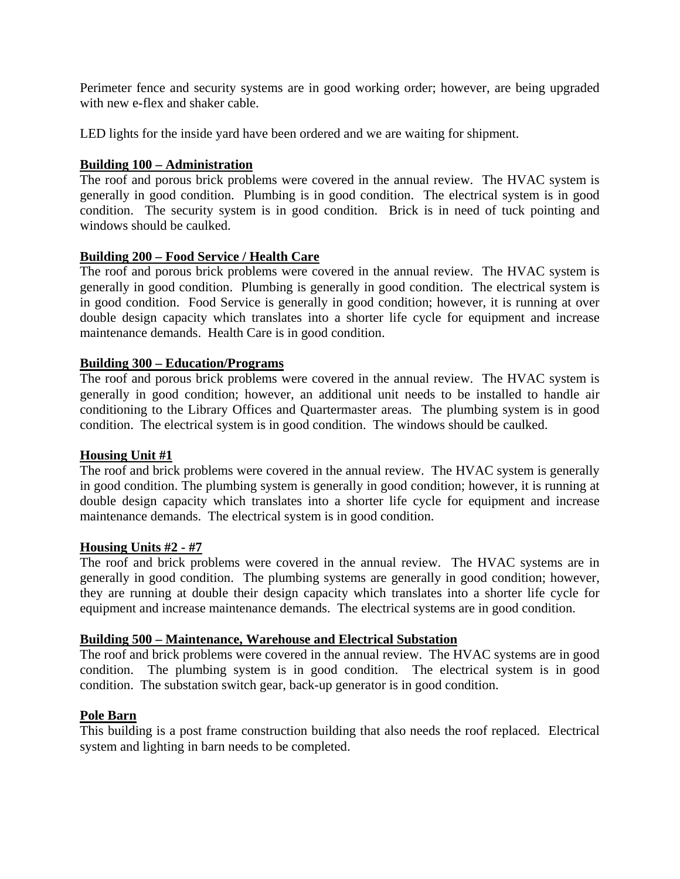Perimeter fence and security systems are in good working order; however, are being upgraded with new e-flex and shaker cable.

LED lights for the inside yard have been ordered and we are waiting for shipment.

**Building 100 – Administration**

The roof and porous brick problems were covered in the annual review. The HVAC system is generally in good condition. Plumbing is in good condition. The electrical system is in good condition. The security system is in good condition. Brick is in need of tuck pointing and windows should be caulked.

**Building 200 – Food Service / Health Care**

The roof and porous brick problems were covered in the annual review. The HVAC system is generally in good condition. Plumbing is generally in good condition. The electrical system is in good condition. Food Service is generally in good condition; however, it is running at over double design capacity which translates into a shorter life cycle for equipment and increase maintenance demands. Health Care is in good condition.

**Building 300 – Education/Programs**

The roof and porous brick problems were covered in the annual review. The HVAC system is generally in good condition; however, an additional unit needs to be installed to handle air conditioning to the Library Offices and Quartermaster areas. The plumbing system is in good condition. The electrical system is in good condition. The windows should be caulked.

**Housing Unit #1**

The roof and brick problems were covered in the annual review. The HVAC system is generally in good condition. The plumbing system is generally in good condition; however, it is running at double design capacity which translates into a shorter life cycle for equipment and increase maintenance demands. The electrical system is in good condition.

**Housing Units #2 - #7**

The roof and brick problems were covered in the annual review. The HVAC systems are in generally in good condition. The plumbing systems are generally in good condition; however, they are running at double their design capacity which translates into a shorter life cycle for equipment and increase maintenance demands. The electrical systems are in good condition.

**Building 500 – Maintenance, Warehouse and Electrical Substation**

The roof and brick problems were covered in the annual review. The HVAC systems are in good condition. The plumbing system is in good condition. The electrical system is in good condition. The substation switch gear, back-up generator is in good condition.

**Pole Barn**

This building is a post frame construction building that also needs the roof replaced. Electrical system and lighting in barn needs to be completed.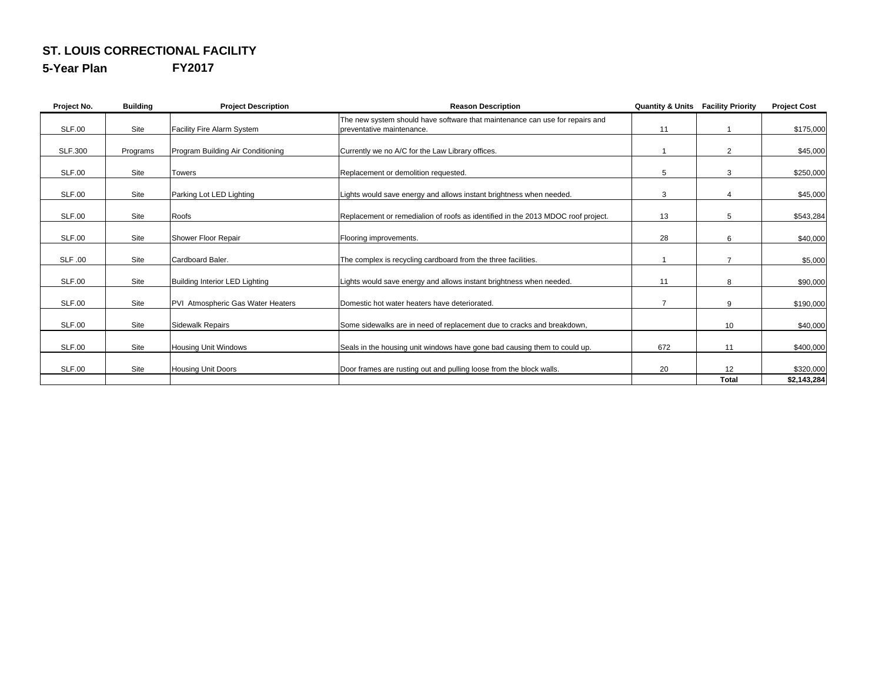**ST. LOUIS CORRECTIONAL FACILITY**

**5-Year Plan FY2017**

| Project No. | Building | Project Description | Reason Description | Quantity & Units | Facility Priority | Project Cost |
|---|---|---|---|---|---|---|
| SLF.00 | Site | Facility Fire Alarm System | The new system should have software that maintenance can use for repairs and preventative maintenance. | 11 | 1 | $175,000 |
| SLF.300 | Programs | Program Building Air Conditioning | Currently we no A/C for the Law Library offices. | 1 | 2 | $45,000 |
| SLF.00 | Site | Towers | Replacement or demolition requested. | 5 | 3 | $250,000 |
| SLF.00 | Site | Parking Lot LED Lighting | Lights would save energy and allows instant brightness when needed. | 3 | 4 | $45,000 |
| SLF.00 | Site | Roofs | Replacement or remedialion of roofs as identified in the 2013 MDOC roof project. | 13 | 5 | $543,284 |
| SLF.00 | Site | Shower Floor Repair | Flooring improvements. | 28 | 6 | $40,000 |
| SLF .00 | Site | Cardboard Baler. | The complex is recycling cardboard from the three facilities. | 1 | 7 | $5,000 |
| SLF.00 | Site | Building Interior LED Lighting | Lights would save energy and allows instant brightness when needed. | 11 | 8 | $90,000 |
| SLF.00 | Site | PVI Atmospheric Gas Water Heaters | Domestic hot water heaters have deteriorated. | 7 | 9 | $190,000 |
| SLF.00 | Site | Sidewalk Repairs | Some sidewalks are in need of replacement due to cracks and breakdown, | | 10 | $40,000 |
| SLF.00 | Site | Housing Unit Windows | Seals in the housing unit windows have gone bad causing them to could up. | 672 | 11 | $400,000 |
| SLF.00 | Site | Housing Unit Doors | Door frames are rusting out and pulling loose from the block walls. | 20 | 12 | $320,000 |
| | | | | | **Total** | **$2,143,284** |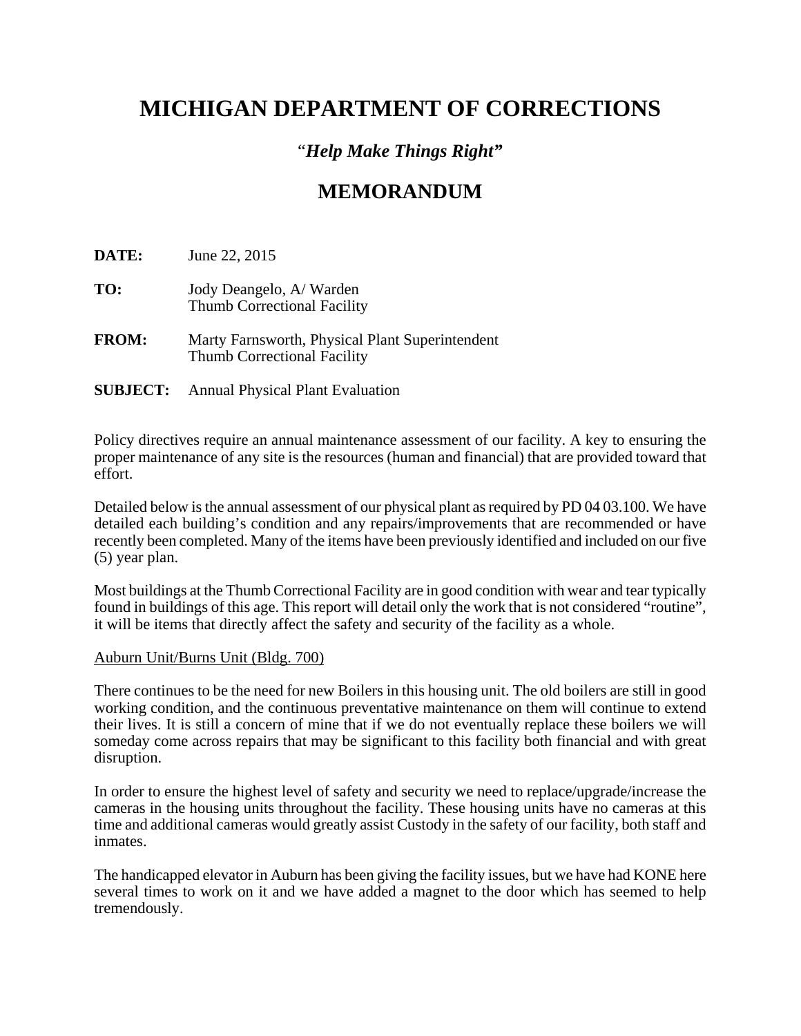# MICHIGAN DEPARTMENT OF CORRECTIONS

### *"Help Make Things Right"*

## MEMORANDUM

**DATE:** June 22, 2015

**TO:** Jody Deangelo, A/ Warden
Thumb Correctional Facility

**FROM:** Marty Farnsworth, Physical Plant Superintendent
Thumb Correctional Facility

**SUBJECT:** Annual Physical Plant Evaluation

Policy directives require an annual maintenance assessment of our facility. A key to ensuring the proper maintenance of any site is the resources (human and financial) that are provided toward that effort.

Detailed below is the annual assessment of our physical plant as required by PD 04 03.100. We have detailed each building's condition and any repairs/improvements that are recommended or have recently been completed. Many of the items have been previously identified and included on our five (5) year plan.

Most buildings at the Thumb Correctional Facility are in good condition with wear and tear typically found in buildings of this age. This report will detail only the work that is not considered "routine", it will be items that directly affect the safety and security of the facility as a whole.

<u>Auburn Unit/Burns Unit (Bldg. 700)</u>

There continues to be the need for new Boilers in this housing unit. The old boilers are still in good working condition, and the continuous preventative maintenance on them will continue to extend their lives. It is still a concern of mine that if we do not eventually replace these boilers we will someday come across repairs that may be significant to this facility both financial and with great disruption.

In order to ensure the highest level of safety and security we need to replace/upgrade/increase the cameras in the housing units throughout the facility. These housing units have no cameras at this time and additional cameras would greatly assist Custody in the safety of our facility, both staff and inmates.

The handicapped elevator in Auburn has been giving the facility issues, but we have had KONE here several times to work on it and we have added a magnet to the door which has seemed to help tremendously.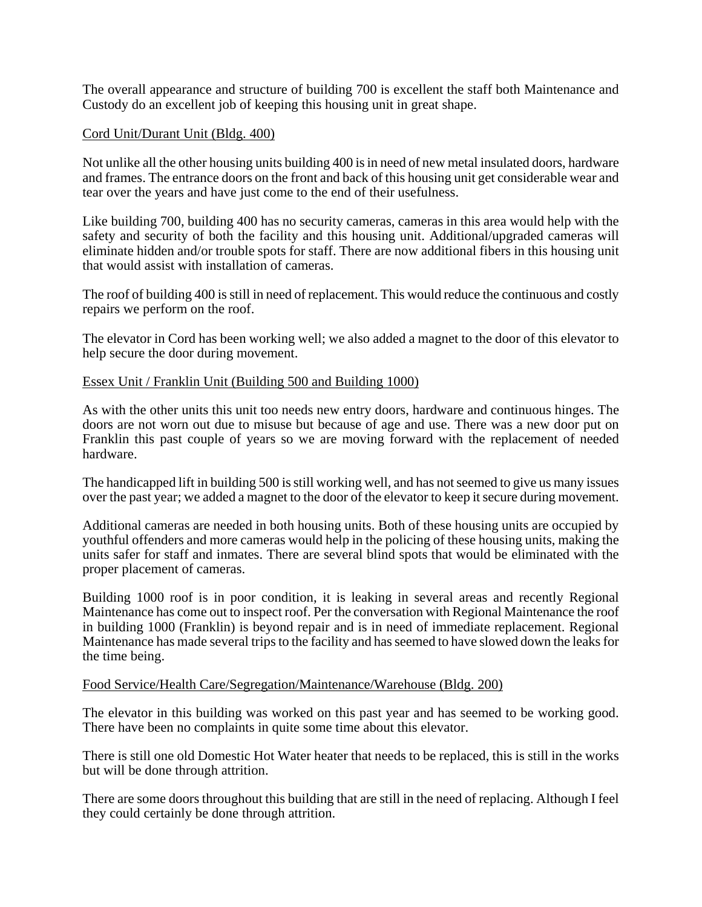The overall appearance and structure of building 700 is excellent the staff both Maintenance and Custody do an excellent job of keeping this housing unit in great shape.

<u>Cord Unit/Durant Unit (Bldg. 400)</u>

Not unlike all the other housing units building 400 is in need of new metal insulated doors, hardware and frames. The entrance doors on the front and back of this housing unit get considerable wear and tear over the years and have just come to the end of their usefulness.

Like building 700, building 400 has no security cameras, cameras in this area would help with the safety and security of both the facility and this housing unit. Additional/upgraded cameras will eliminate hidden and/or trouble spots for staff. There are now additional fibers in this housing unit that would assist with installation of cameras.

The roof of building 400 is still in need of replacement. This would reduce the continuous and costly repairs we perform on the roof.

The elevator in Cord has been working well; we also added a magnet to the door of this elevator to help secure the door during movement.

<u>Essex Unit / Franklin Unit (Building 500 and Building 1000)</u>

As with the other units this unit too needs new entry doors, hardware and continuous hinges. The doors are not worn out due to misuse but because of age and use. There was a new door put on Franklin this past couple of years so we are moving forward with the replacement of needed hardware.

The handicapped lift in building 500 is still working well, and has not seemed to give us many issues over the past year; we added a magnet to the door of the elevator to keep it secure during movement.

Additional cameras are needed in both housing units. Both of these housing units are occupied by youthful offenders and more cameras would help in the policing of these housing units, making the units safer for staff and inmates. There are several blind spots that would be eliminated with the proper placement of cameras.

Building 1000 roof is in poor condition, it is leaking in several areas and recently Regional Maintenance has come out to inspect roof. Per the conversation with Regional Maintenance the roof in building 1000 (Franklin) is beyond repair and is in need of immediate replacement. Regional Maintenance has made several trips to the facility and has seemed to have slowed down the leaks for the time being.

<u>Food Service/Health Care/Segregation/Maintenance/Warehouse (Bldg. 200)</u>

The elevator in this building was worked on this past year and has seemed to be working good. There have been no complaints in quite some time about this elevator.

There is still one old Domestic Hot Water heater that needs to be replaced, this is still in the works but will be done through attrition.

There are some doors throughout this building that are still in the need of replacing. Although I feel they could certainly be done through attrition.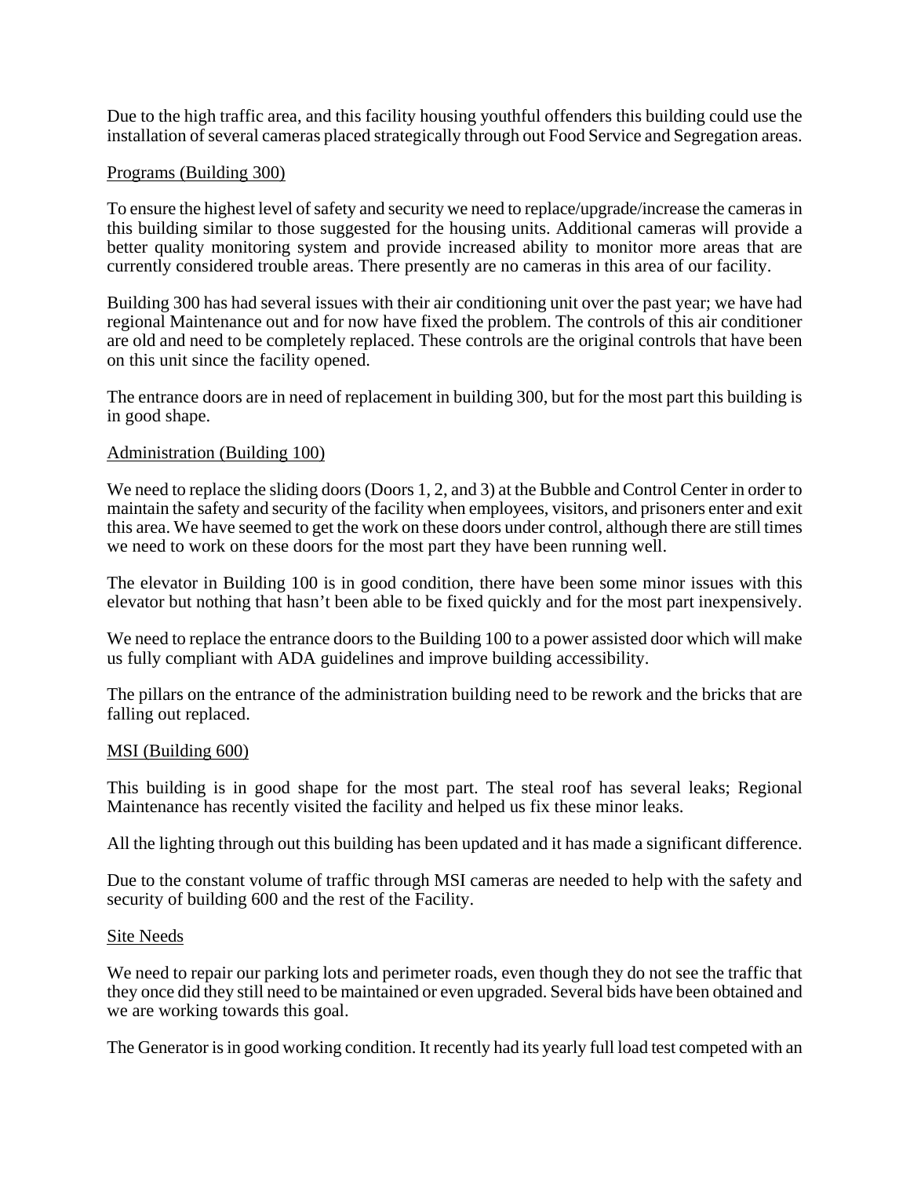Due to the high traffic area, and this facility housing youthful offenders this building could use the installation of several cameras placed strategically through out Food Service and Segregation areas.

<u>Programs (Building 300)</u>

To ensure the highest level of safety and security we need to replace/upgrade/increase the cameras in this building similar to those suggested for the housing units. Additional cameras will provide a better quality monitoring system and provide increased ability to monitor more areas that are currently considered trouble areas. There presently are no cameras in this area of our facility.

Building 300 has had several issues with their air conditioning unit over the past year; we have had regional Maintenance out and for now have fixed the problem. The controls of this air conditioner are old and need to be completely replaced. These controls are the original controls that have been on this unit since the facility opened.

The entrance doors are in need of replacement in building 300, but for the most part this building is in good shape.

<u>Administration (Building 100)</u>

We need to replace the sliding doors (Doors 1, 2, and 3) at the Bubble and Control Center in order to maintain the safety and security of the facility when employees, visitors, and prisoners enter and exit this area. We have seemed to get the work on these doors under control, although there are still times we need to work on these doors for the most part they have been running well.

The elevator in Building 100 is in good condition, there have been some minor issues with this elevator but nothing that hasn't been able to be fixed quickly and for the most part inexpensively.

We need to replace the entrance doors to the Building 100 to a power assisted door which will make us fully compliant with ADA guidelines and improve building accessibility.

The pillars on the entrance of the administration building need to be rework and the bricks that are falling out replaced.

<u>MSI (Building 600)</u>

This building is in good shape for the most part. The steal roof has several leaks; Regional Maintenance has recently visited the facility and helped us fix these minor leaks.

All the lighting through out this building has been updated and it has made a significant difference.

Due to the constant volume of traffic through MSI cameras are needed to help with the safety and security of building 600 and the rest of the Facility.

<u>Site Needs</u>

We need to repair our parking lots and perimeter roads, even though they do not see the traffic that they once did they still need to be maintained or even upgraded. Several bids have been obtained and we are working towards this goal.

The Generator is in good working condition. It recently had its yearly full load test competed with an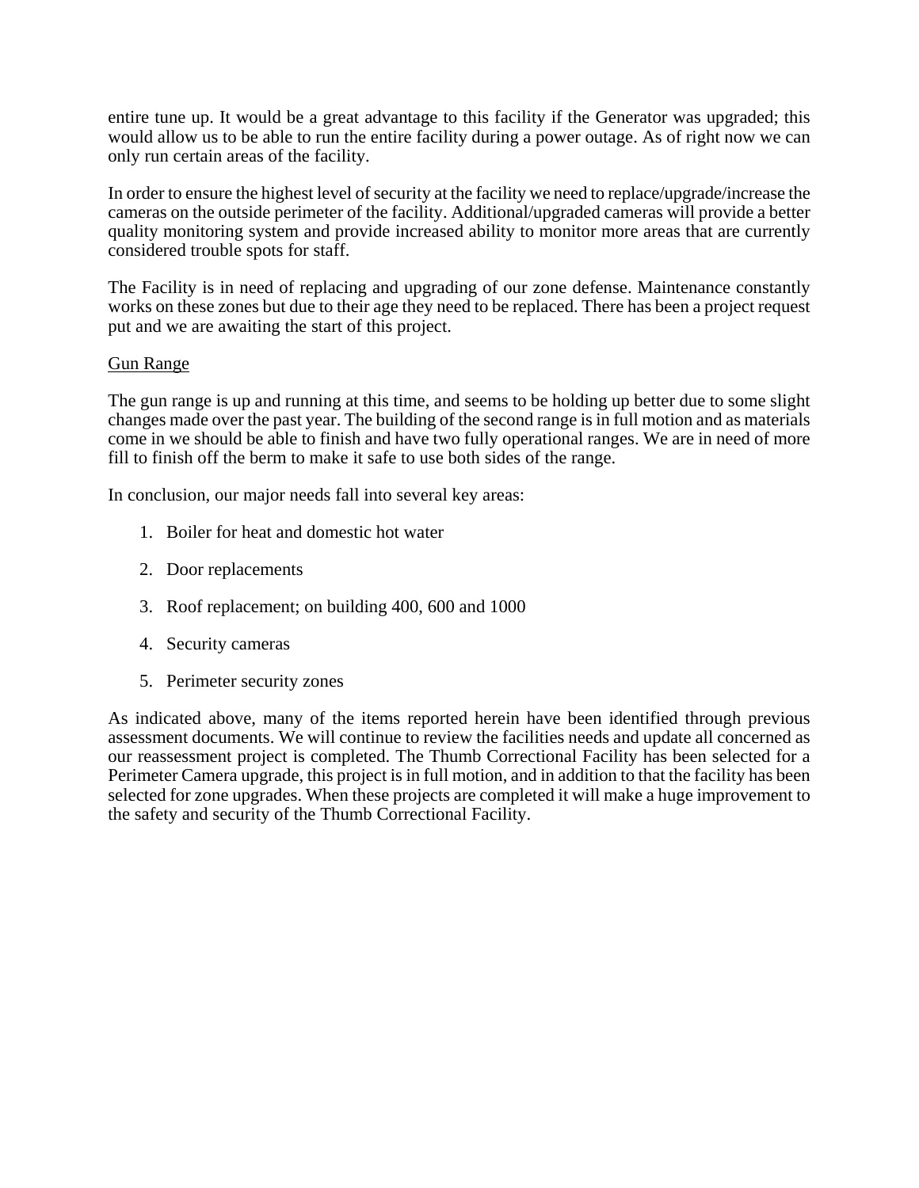entire tune up. It would be a great advantage to this facility if the Generator was upgraded; this would allow us to be able to run the entire facility during a power outage. As of right now we can only run certain areas of the facility.

In order to ensure the highest level of security at the facility we need to replace/upgrade/increase the cameras on the outside perimeter of the facility. Additional/upgraded cameras will provide a better quality monitoring system and provide increased ability to monitor more areas that are currently considered trouble spots for staff.

The Facility is in need of replacing and upgrading of our zone defense. Maintenance constantly works on these zones but due to their age they need to be replaced. There has been a project request put and we are awaiting the start of this project.

<u>Gun Range</u>

The gun range is up and running at this time, and seems to be holding up better due to some slight changes made over the past year. The building of the second range is in full motion and as materials come in we should be able to finish and have two fully operational ranges. We are in need of more fill to finish off the berm to make it safe to use both sides of the range.

In conclusion, our major needs fall into several key areas:

1. Boiler for heat and domestic hot water
2. Door replacements
3. Roof replacement; on building 400, 600 and 1000
4. Security cameras
5. Perimeter security zones

As indicated above, many of the items reported herein have been identified through previous assessment documents. We will continue to review the facilities needs and update all concerned as our reassessment project is completed. The Thumb Correctional Facility has been selected for a Perimeter Camera upgrade, this project is in full motion, and in addition to that the facility has been selected for zone upgrades. When these projects are completed it will make a huge improvement to the safety and security of the Thumb Correctional Facility.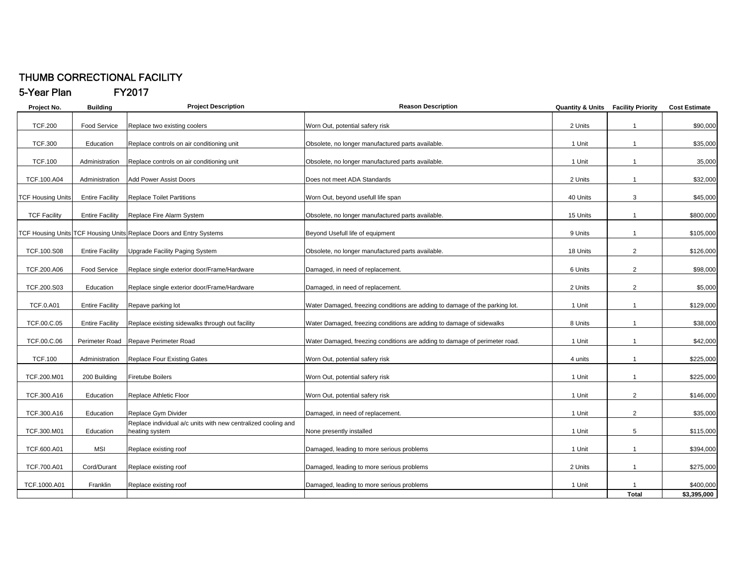# THUMB CORRECTIONAL FACILITY

## 5-Year Plan FY2017

| Project No. | Building | Project Description | Reason Description | Quantity & Units | Facility Priority | Cost Estimate |
|---|---|---|---|---|---|---|
| TCF.200 | Food Service | Replace two existing coolers | Worn Out, potential safery risk | 2 Units | 1 | $90,000 |
| TCF.300 | Education | Replace controls on air conditioning unit | Obsolete, no longer manufactured parts available. | 1 Unit | 1 | $35,000 |
| TCF.100 | Administration | Replace controls on air conditioning unit | Obsolete, no longer manufactured parts available. | 1 Unit | 1 | 35,000 |
| TCF.100.A04 | Administration | Add Power Assist Doors | Does not meet ADA Standards | 2 Units | 1 | $32,000 |
| TCF Housing Units | Entire Facility | Replace Toilet Partitions | Worn Out, beyond usefull life span | 40 Units | 3 | $45,000 |
| TCF Facility | Entire Facility | Replace Fire Alarm System | Obsolete, no longer manufactured parts available. | 15 Units | 1 | $800,000 |
| TCF Housing Units | TCF Housing Units | Replace Doors and Entry Systems | Beyond Usefull life of equipment | 9 Units | 1 | $105,000 |
| TCF.100.S08 | Entire Facility | Upgrade Facility Paging System | Obsolete, no longer manufactured parts available. | 18 Units | 2 | $126,000 |
| TCF.200.A06 | Food Service | Replace single exterior door/Frame/Hardware | Damaged, in need of replacement. | 6 Units | 2 | $98,000 |
| TCF.200.S03 | Education | Replace single exterior door/Frame/Hardware | Damaged, in need of replacement. | 2 Units | 2 | $5,000 |
| TCF.0.A01 | Entire Facility | Repave parking lot | Water Damaged, freezing conditions are adding to damage of the parking lot. | 1 Unit | 1 | $129,000 |
| TCF.00.C.05 | Entire Facility | Replace existing sidewalks through out facility | Water Damaged, freezing conditions are adding to damage of sidewalks | 8 Units | 1 | $38,000 |
| TCF.00.C.06 | Perimeter Road | Repave Perimeter Road | Water Damaged, freezing conditions are adding to damage of perimeter road. | 1 Unit | 1 | $42,000 |
| TCF.100 | Administration | Replace Four Existing Gates | Worn Out, potential safery risk | 4 units | 1 | $225,000 |
| TCF.200.M01 | 200 Building | Firetube Boilers | Worn Out, potential safery risk | 1 Unit | 1 | $225,000 |
| TCF.300.A16 | Education | Replace Athletic Floor | Worn Out, potential safery risk | 1 Unit | 2 | $146,000 |
| TCF.300.A16 | Education | Replace Gym Divider | Damaged, in need of replacement. | 1 Unit | 2 | $35,000 |
| TCF.300.M01 | Education | Replace individual a/c units with new centralized cooling and heating system | None presently installed | 1 Unit | 5 | $115,000 |
| TCF.600.A01 | MSI | Replace existing roof | Damaged, leading to more serious problems | 1 Unit | 1 | $394,000 |
| TCF.700.A01 | Cord/Durant | Replace existing roof | Damaged, leading to more serious problems | 2 Units | 1 | $275,000 |
| TCF.1000.A01 | Franklin | Replace existing roof | Damaged, leading to more serious problems | 1 Unit | 1 | $400,000 |
| | | | | | **Total** | **$3,395,000** |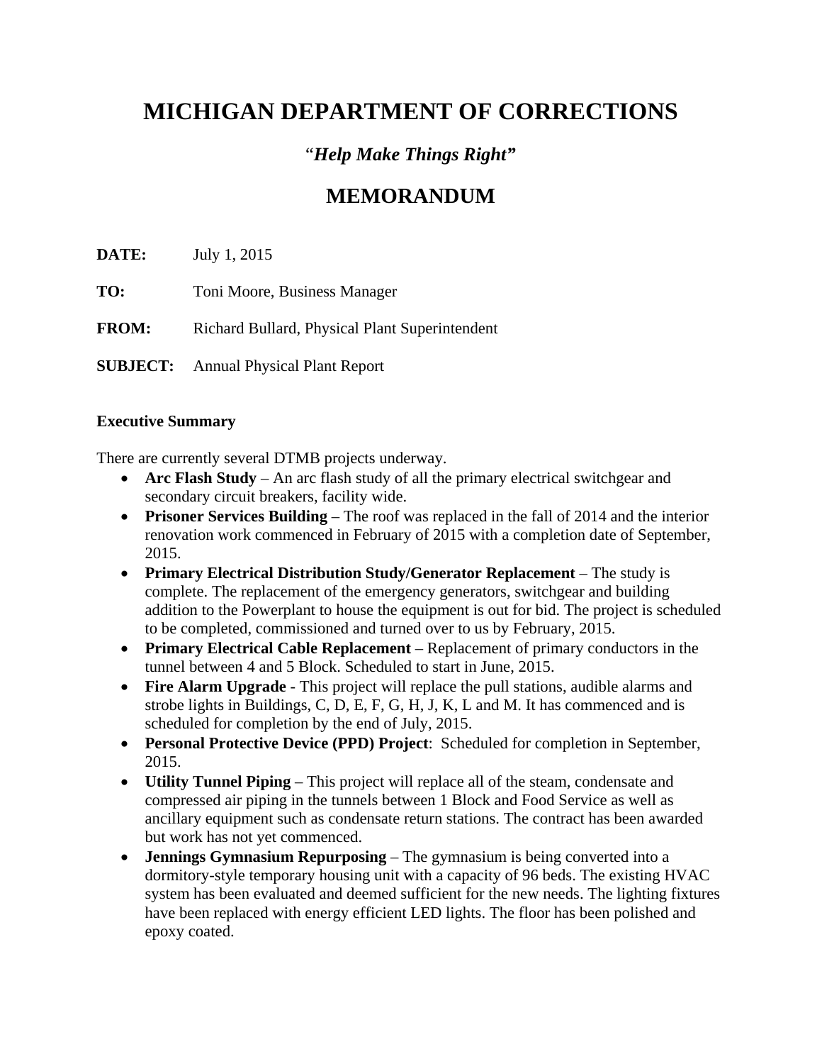# MICHIGAN DEPARTMENT OF CORRECTIONS

*"Help Make Things Right"*

## MEMORANDUM

**DATE:** July 1, 2015

**TO:** Toni Moore, Business Manager

**FROM:** Richard Bullard, Physical Plant Superintendent

**SUBJECT:** Annual Physical Plant Report

**Executive Summary**

There are currently several DTMB projects underway.

- **Arc Flash Study** – An arc flash study of all the primary electrical switchgear and secondary circuit breakers, facility wide.
- **Prisoner Services Building** – The roof was replaced in the fall of 2014 and the interior renovation work commenced in February of 2015 with a completion date of September, 2015.
- **Primary Electrical Distribution Study/Generator Replacement** – The study is complete. The replacement of the emergency generators, switchgear and building addition to the Powerplant to house the equipment is out for bid. The project is scheduled to be completed, commissioned and turned over to us by February, 2015.
- **Primary Electrical Cable Replacement** – Replacement of primary conductors in the tunnel between 4 and 5 Block. Scheduled to start in June, 2015.
- **Fire Alarm Upgrade** - This project will replace the pull stations, audible alarms and strobe lights in Buildings, C, D, E, F, G, H, J, K, L and M. It has commenced and is scheduled for completion by the end of July, 2015.
- **Personal Protective Device (PPD) Project**: Scheduled for completion in September, 2015.
- **Utility Tunnel Piping** – This project will replace all of the steam, condensate and compressed air piping in the tunnels between 1 Block and Food Service as well as ancillary equipment such as condensate return stations. The contract has been awarded but work has not yet commenced.
- **Jennings Gymnasium Repurposing** – The gymnasium is being converted into a dormitory-style temporary housing unit with a capacity of 96 beds. The existing HVAC system has been evaluated and deemed sufficient for the new needs. The lighting fixtures have been replaced with energy efficient LED lights. The floor has been polished and epoxy coated.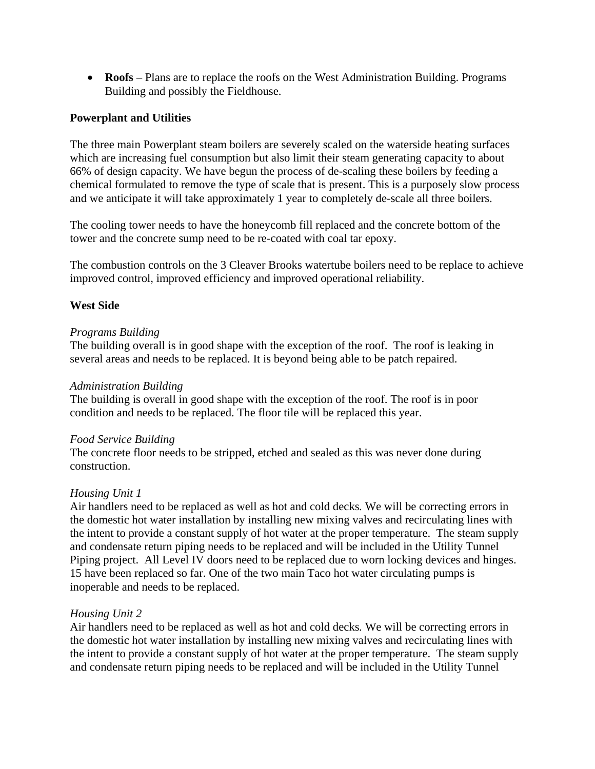- **Roofs** – Plans are to replace the roofs on the West Administration Building. Programs Building and possibly the Fieldhouse.

**Powerplant and Utilities**

The three main Powerplant steam boilers are severely scaled on the waterside heating surfaces which are increasing fuel consumption but also limit their steam generating capacity to about 66% of design capacity. We have begun the process of de-scaling these boilers by feeding a chemical formulated to remove the type of scale that is present. This is a purposely slow process and we anticipate it will take approximately 1 year to completely de-scale all three boilers.

The cooling tower needs to have the honeycomb fill replaced and the concrete bottom of the tower and the concrete sump need to be re-coated with coal tar epoxy.

The combustion controls on the 3 Cleaver Brooks watertube boilers need to be replace to achieve improved control, improved efficiency and improved operational reliability.

**West Side**

*Programs Building*
The building overall is in good shape with the exception of the roof. The roof is leaking in several areas and needs to be replaced. It is beyond being able to be patch repaired.

*Administration Building*
The building is overall in good shape with the exception of the roof. The roof is in poor condition and needs to be replaced. The floor tile will be replaced this year.

*Food Service Building*
The concrete floor needs to be stripped, etched and sealed as this was never done during construction.

*Housing Unit 1*
Air handlers need to be replaced as well as hot and cold decks. We will be correcting errors in the domestic hot water installation by installing new mixing valves and recirculating lines with the intent to provide a constant supply of hot water at the proper temperature. The steam supply and condensate return piping needs to be replaced and will be included in the Utility Tunnel Piping project. All Level IV doors need to be replaced due to worn locking devices and hinges. 15 have been replaced so far. One of the two main Taco hot water circulating pumps is inoperable and needs to be replaced.

*Housing Unit 2*
Air handlers need to be replaced as well as hot and cold decks. We will be correcting errors in the domestic hot water installation by installing new mixing valves and recirculating lines with the intent to provide a constant supply of hot water at the proper temperature. The steam supply and condensate return piping needs to be replaced and will be included in the Utility Tunnel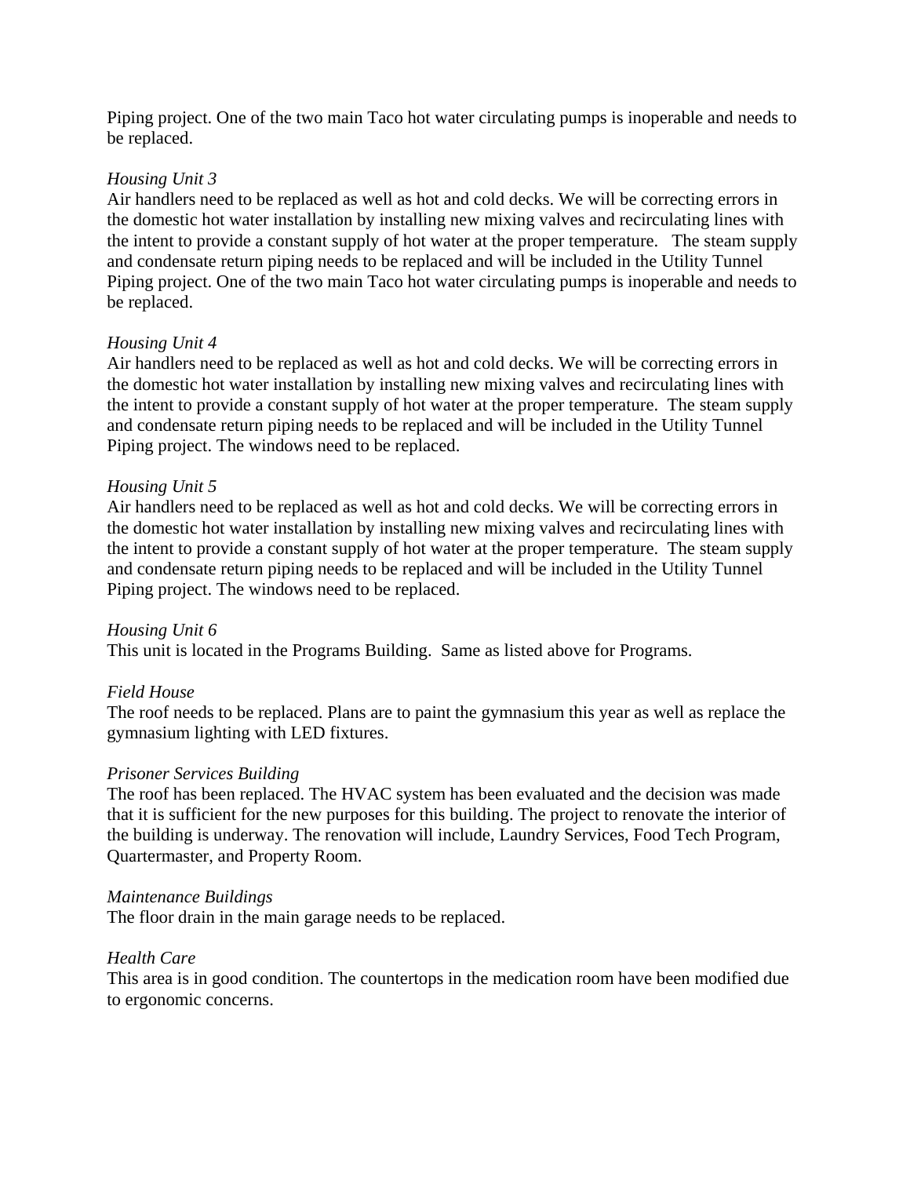Piping project. One of the two main Taco hot water circulating pumps is inoperable and needs to be replaced.

*Housing Unit 3*
Air handlers need to be replaced as well as hot and cold decks. We will be correcting errors in the domestic hot water installation by installing new mixing valves and recirculating lines with the intent to provide a constant supply of hot water at the proper temperature. The steam supply and condensate return piping needs to be replaced and will be included in the Utility Tunnel Piping project. One of the two main Taco hot water circulating pumps is inoperable and needs to be replaced.

*Housing Unit 4*
Air handlers need to be replaced as well as hot and cold decks. We will be correcting errors in the domestic hot water installation by installing new mixing valves and recirculating lines with the intent to provide a constant supply of hot water at the proper temperature. The steam supply and condensate return piping needs to be replaced and will be included in the Utility Tunnel Piping project. The windows need to be replaced.

*Housing Unit 5*
Air handlers need to be replaced as well as hot and cold decks. We will be correcting errors in the domestic hot water installation by installing new mixing valves and recirculating lines with the intent to provide a constant supply of hot water at the proper temperature. The steam supply and condensate return piping needs to be replaced and will be included in the Utility Tunnel Piping project. The windows need to be replaced.

*Housing Unit 6*
This unit is located in the Programs Building. Same as listed above for Programs.

*Field House*
The roof needs to be replaced. Plans are to paint the gymnasium this year as well as replace the gymnasium lighting with LED fixtures.

*Prisoner Services Building*
The roof has been replaced. The HVAC system has been evaluated and the decision was made that it is sufficient for the new purposes for this building. The project to renovate the interior of the building is underway. The renovation will include, Laundry Services, Food Tech Program, Quartermaster, and Property Room.

*Maintenance Buildings*
The floor drain in the main garage needs to be replaced.

*Health Care*
This area is in good condition. The countertops in the medication room have been modified due to ergonomic concerns.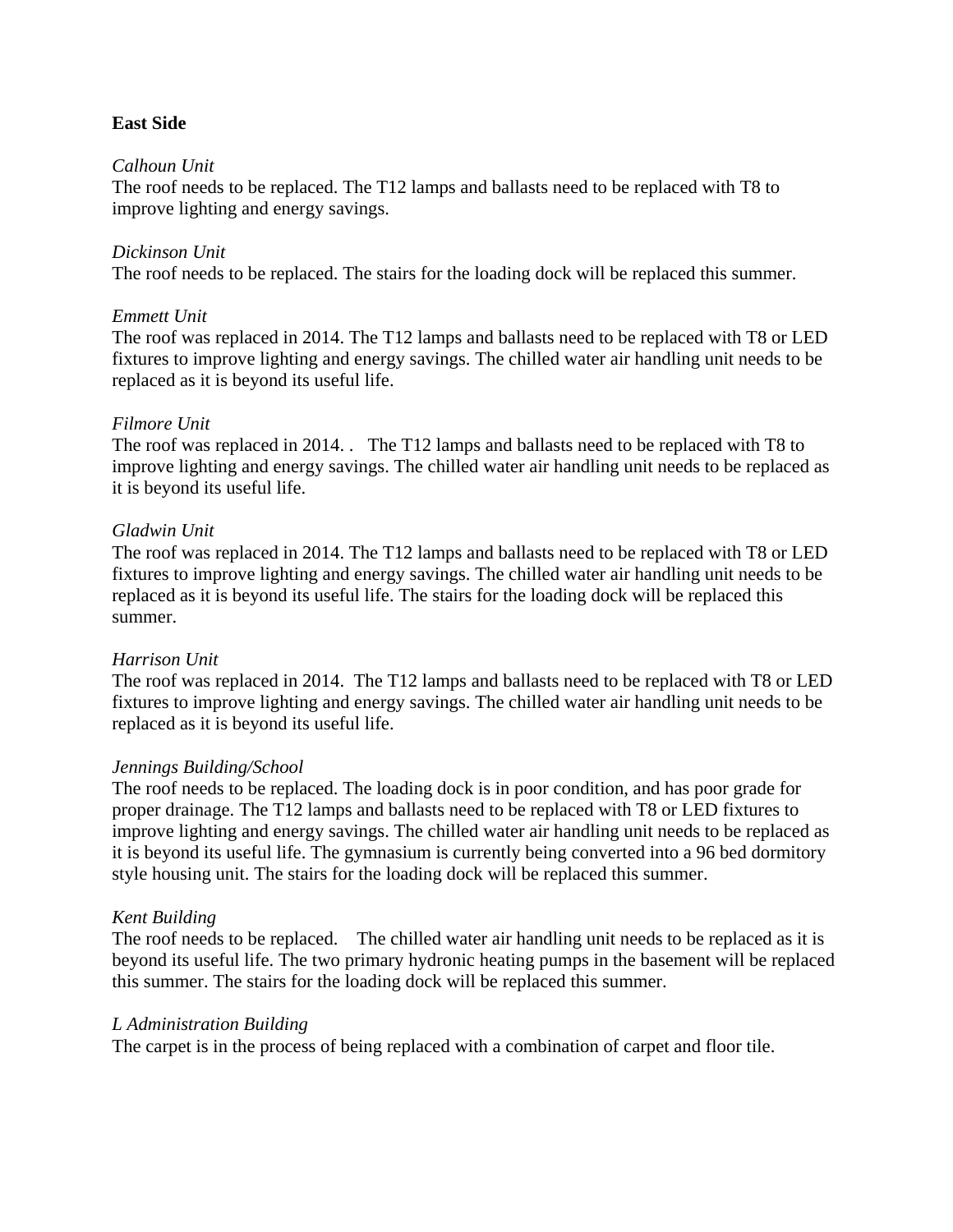**East Side**

*Calhoun Unit*
The roof needs to be replaced. The T12 lamps and ballasts need to be replaced with T8 to improve lighting and energy savings.

*Dickinson Unit*
The roof needs to be replaced. The stairs for the loading dock will be replaced this summer.

*Emmett Unit*
The roof was replaced in 2014. The T12 lamps and ballasts need to be replaced with T8 or LED fixtures to improve lighting and energy savings. The chilled water air handling unit needs to be replaced as it is beyond its useful life.

*Filmore Unit*
The roof was replaced in 2014. . The T12 lamps and ballasts need to be replaced with T8 to improve lighting and energy savings. The chilled water air handling unit needs to be replaced as it is beyond its useful life.

*Gladwin Unit*
The roof was replaced in 2014. The T12 lamps and ballasts need to be replaced with T8 or LED fixtures to improve lighting and energy savings. The chilled water air handling unit needs to be replaced as it is beyond its useful life. The stairs for the loading dock will be replaced this summer.

*Harrison Unit*
The roof was replaced in 2014. The T12 lamps and ballasts need to be replaced with T8 or LED fixtures to improve lighting and energy savings. The chilled water air handling unit needs to be replaced as it is beyond its useful life.

*Jennings Building/School*
The roof needs to be replaced. The loading dock is in poor condition, and has poor grade for proper drainage. The T12 lamps and ballasts need to be replaced with T8 or LED fixtures to improve lighting and energy savings. The chilled water air handling unit needs to be replaced as it is beyond its useful life. The gymnasium is currently being converted into a 96 bed dormitory style housing unit. The stairs for the loading dock will be replaced this summer.

*Kent Building*
The roof needs to be replaced. The chilled water air handling unit needs to be replaced as it is beyond its useful life. The two primary hydronic heating pumps in the basement will be replaced this summer. The stairs for the loading dock will be replaced this summer.

*L Administration Building*
The carpet is in the process of being replaced with a combination of carpet and floor tile.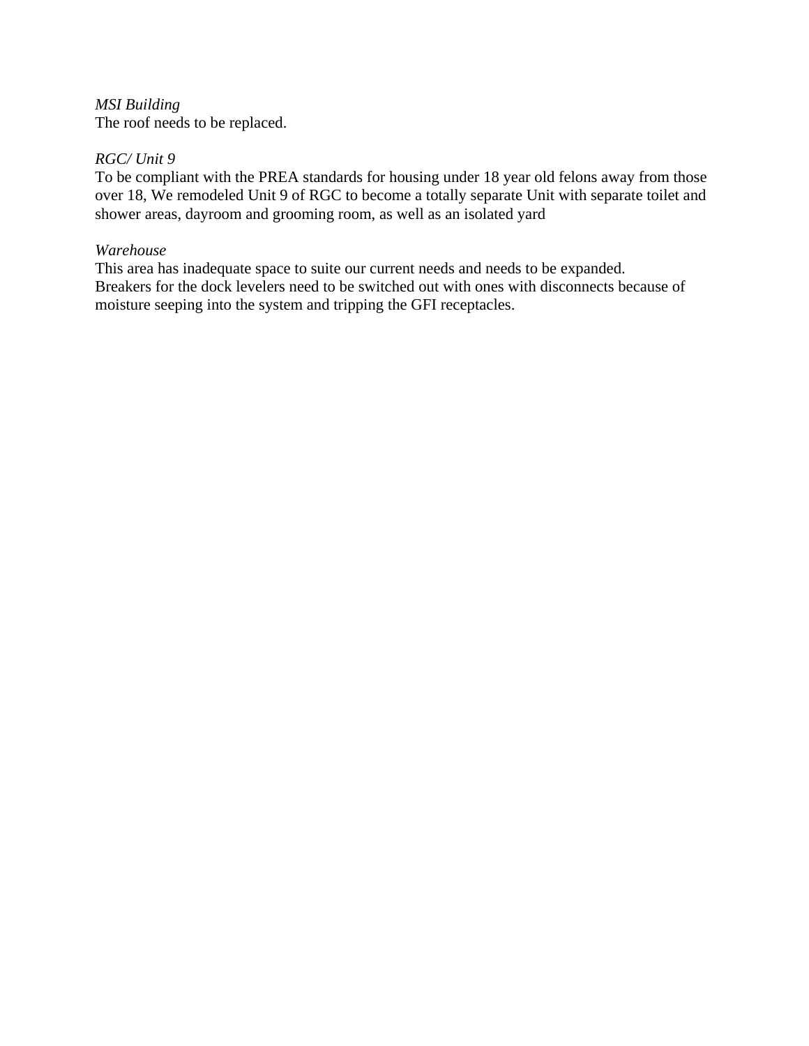*MSI Building*
The roof needs to be replaced.

*RGC/ Unit 9*
To be compliant with the PREA standards for housing under 18 year old felons away from those over 18, We remodeled Unit 9 of RGC to become a totally separate Unit with separate toilet and shower areas, dayroom and grooming room, as well as an isolated yard

*Warehouse*
This area has inadequate space to suite our current needs and needs to be expanded.
Breakers for the dock levelers need to be switched out with ones with disconnects because of moisture seeping into the system and tripping the GFI receptacles.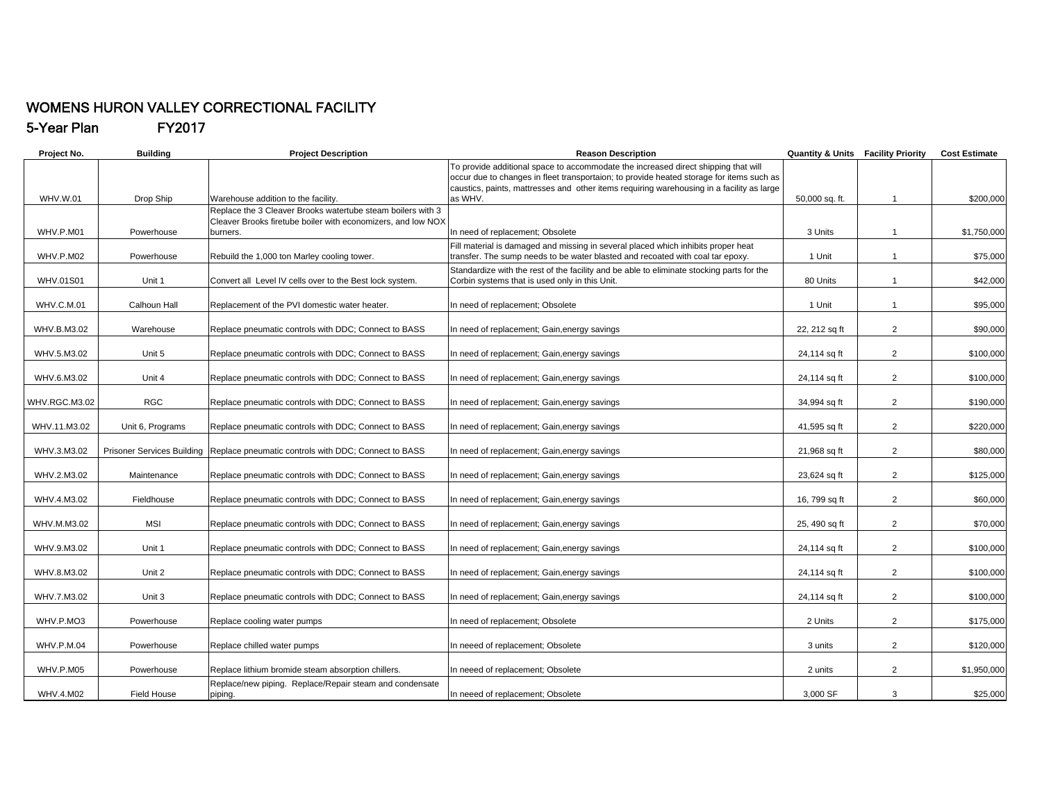# WOMENS HURON VALLEY CORRECTIONAL FACILITY

## 5-Year Plan FY2017

| Project No. | Building | Project Description | Reason Description | Quantity & Units | Facility Priority | Cost Estimate |
|---|---|---|---|---|---|---|
| WHV.W.01 | Drop Ship | Warehouse addition to the facility. | To provide additional space to accommodate the increased direct shipping that will occur due to changes in fleet transportaion; to provide heated storage for items such as caustics, paints, mattresses and other items requiring warehousing in a facility as large as WHV. | 50,000 sq. ft. | 1 | $200,000 |
| WHV.P.M01 | Powerhouse | Replace the 3 Cleaver Brooks watertube steam boilers with 3 Cleaver Brooks firetube boiler with economizers, and low NOX burners. | In need of replacement; Obsolete | 3 Units | 1 | $1,750,000 |
| WHV.P.M02 | Powerhouse | Rebuild the 1,000 ton Marley cooling tower. | Fill material is damaged and missing in several placed which inhibits proper heat transfer. The sump needs to be water blasted and recoated with coal tar epoxy. | 1 Unit | 1 | $75,000 |
| WHV.01S01 | Unit 1 | Convert all Level IV cells over to the Best lock system. | Standardize with the rest of the facility and be able to eliminate stocking parts for the Corbin systems that is used only in this Unit. | 80 Units | 1 | $42,000 |
| WHV.C.M.01 | Calhoun Hall | Replacement of the PVI domestic water heater. | In need of replacement; Obsolete | 1 Unit | 1 | $95,000 |
| WHV.B.M3.02 | Warehouse | Replace pneumatic controls with DDC; Connect to BASS | In need of replacement; Gain,energy savings | 22, 212 sq ft | 2 | $90,000 |
| WHV.5.M3.02 | Unit 5 | Replace pneumatic controls with DDC; Connect to BASS | In need of replacement; Gain,energy savings | 24,114 sq ft | 2 | $100,000 |
| WHV.6.M3.02 | Unit 4 | Replace pneumatic controls with DDC; Connect to BASS | In need of replacement; Gain,energy savings | 24,114 sq ft | 2 | $100,000 |
| WHV.RGC.M3.02 | RGC | Replace pneumatic controls with DDC; Connect to BASS | In need of replacement; Gain,energy savings | 34,994 sq ft | 2 | $190,000 |
| WHV.11.M3.02 | Unit 6, Programs | Replace pneumatic controls with DDC; Connect to BASS | In need of replacement; Gain,energy savings | 41,595 sq ft | 2 | $220,000 |
| WHV.3.M3.02 | Prisoner Services Building | Replace pneumatic controls with DDC; Connect to BASS | In need of replacement; Gain,energy savings | 21,968 sq ft | 2 | $80,000 |
| WHV.2.M3.02 | Maintenance | Replace pneumatic controls with DDC; Connect to BASS | In need of replacement; Gain,energy savings | 23,624 sq ft | 2 | $125,000 |
| WHV.4.M3.02 | Fieldhouse | Replace pneumatic controls with DDC; Connect to BASS | In need of replacement; Gain,energy savings | 16, 799 sq ft | 2 | $60,000 |
| WHV.M.M3.02 | MSI | Replace pneumatic controls with DDC; Connect to BASS | In need of replacement; Gain,energy savings | 25, 490 sq ft | 2 | $70,000 |
| WHV.9.M3.02 | Unit 1 | Replace pneumatic controls with DDC; Connect to BASS | In need of replacement; Gain,energy savings | 24,114 sq ft | 2 | $100,000 |
| WHV.8.M3.02 | Unit 2 | Replace pneumatic controls with DDC; Connect to BASS | In need of replacement; Gain,energy savings | 24,114 sq ft | 2 | $100,000 |
| WHV.7.M3.02 | Unit 3 | Replace pneumatic controls with DDC; Connect to BASS | In need of replacement; Gain,energy savings | 24,114 sq ft | 2 | $100,000 |
| WHV.P.MO3 | Powerhouse | Replace cooling water pumps | In need of replacement; Obsolete | 2 Units | 2 | $175,000 |
| WHV.P.M.04 | Powerhouse | Replace chilled water pumps | In neeed of replacement; Obsolete | 3 units | 2 | $120,000 |
| WHV.P.M05 | Powerhouse | Replace lithium bromide steam absorption chillers. | In neeed of replacement; Obsolete | 2 units | 2 | $1,950,000 |
| WHV.4.M02 | Field House | Replace/new piping. Replace/Repair steam and condensate piping. | In neeed of replacement; Obsolete | 3,000 SF | 3 | $25,000 |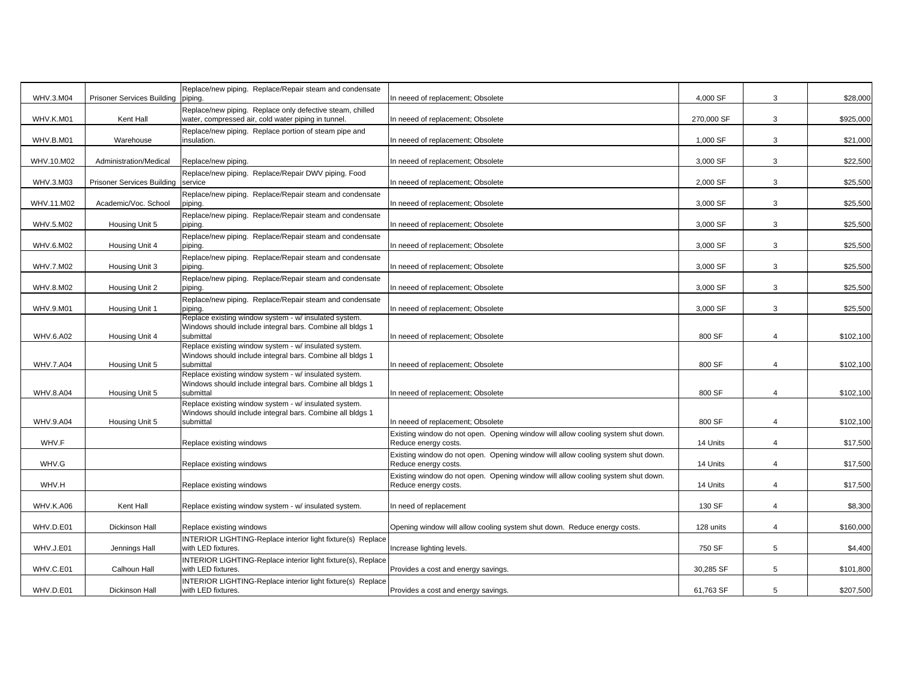| | | | | | | |
|---|---|---|---|---|---|---|
| WHV.3.M04 | Prisoner Services Building | Replace/new piping. Replace/Repair steam and condensate piping. | In neeed of replacement; Obsolete | 4,000 SF | 3 | $28,000 |
| WHV.K.M01 | Kent Hall | Replace/new piping. Replace only defective steam, chilled water, compressed air, cold water piping in tunnel. | In neeed of replacement; Obsolete | 270,000 SF | 3 | $925,000 |
| WHV.B.M01 | Warehouse | Replace/new piping. Replace portion of steam pipe and insulation. | In neeed of replacement; Obsolete | 1,000 SF | 3 | $21,000 |
| WHV.10.M02 | Administration/Medical | Replace/new piping. | In neeed of replacement; Obsolete | 3,000 SF | 3 | $22,500 |
| WHV.3.M03 | Prisoner Services Building | Replace/new piping. Replace/Repair DWV piping. Food service | In neeed of replacement; Obsolete | 2,000 SF | 3 | $25,500 |
| WHV.11.M02 | Academic/Voc. School | Replace/new piping. Replace/Repair steam and condensate piping. | In neeed of replacement; Obsolete | 3,000 SF | 3 | $25,500 |
| WHV.5.M02 | Housing Unit 5 | Replace/new piping. Replace/Repair steam and condensate piping. | In neeed of replacement; Obsolete | 3,000 SF | 3 | $25,500 |
| WHV.6.M02 | Housing Unit 4 | Replace/new piping. Replace/Repair steam and condensate piping. | In neeed of replacement; Obsolete | 3,000 SF | 3 | $25,500 |
| WHV.7.M02 | Housing Unit 3 | Replace/new piping. Replace/Repair steam and condensate piping. | In neeed of replacement; Obsolete | 3,000 SF | 3 | $25,500 |
| WHV.8.M02 | Housing Unit 2 | Replace/new piping. Replace/Repair steam and condensate piping. | In neeed of replacement; Obsolete | 3,000 SF | 3 | $25,500 |
| WHV.9.M01 | Housing Unit 1 | Replace/new piping. Replace/Repair steam and condensate piping. | In neeed of replacement; Obsolete | 3,000 SF | 3 | $25,500 |
| WHV.6.A02 | Housing Unit 4 | Replace existing window system - w/ insulated system. Windows should include integral bars. Combine all bldgs 1 submittal | In neeed of replacement; Obsolete | 800 SF | 4 | $102,100 |
| WHV.7.A04 | Housing Unit 5 | Replace existing window system - w/ insulated system. Windows should include integral bars. Combine all bldgs 1 submittal | In neeed of replacement; Obsolete | 800 SF | 4 | $102,100 |
| WHV.8.A04 | Housing Unit 5 | Replace existing window system - w/ insulated system. Windows should include integral bars. Combine all bldgs 1 submittal | In neeed of replacement; Obsolete | 800 SF | 4 | $102,100 |
| WHV.9.A04 | Housing Unit 5 | Replace existing window system - w/ insulated system. Windows should include integral bars. Combine all bldgs 1 submittal | In neeed of replacement; Obsolete | 800 SF | 4 | $102,100 |
| WHV.F | | Replace existing windows | Existing window do not open. Opening window will allow cooling system shut down. Reduce energy costs. | 14 Units | 4 | $17,500 |
| WHV.G | | Replace existing windows | Existing window do not open. Opening window will allow cooling system shut down. Reduce energy costs. | 14 Units | 4 | $17,500 |
| WHV.H | | Replace existing windows | Existing window do not open. Opening window will allow cooling system shut down. Reduce energy costs. | 14 Units | 4 | $17,500 |
| WHV.K.A06 | Kent Hall | Replace existing window system - w/ insulated system. | In need of replacement | 130 SF | 4 | $8,300 |
| WHV.D.E01 | Dickinson Hall | Replace existing windows | Opening window will allow cooling system shut down. Reduce energy costs. | 128 units | 4 | $160,000 |
| WHV.J.E01 | Jennings Hall | INTERIOR LIGHTING-Replace interior light fixture(s) Replace with LED fixtures. | Increase lighting levels. | 750 SF | 5 | $4,400 |
| WHV.C.E01 | Calhoun Hall | INTERIOR LIGHTING-Replace interior light fixture(s), Replace with LED fixtures. | Provides a cost and energy savings. | 30,285 SF | 5 | $101,800 |
| WHV.D.E01 | Dickinson Hall | INTERIOR LIGHTING-Replace interior light fixture(s) Replace with LED fixtures. | Provides a cost and energy savings. | 61,763 SF | 5 | $207,500 |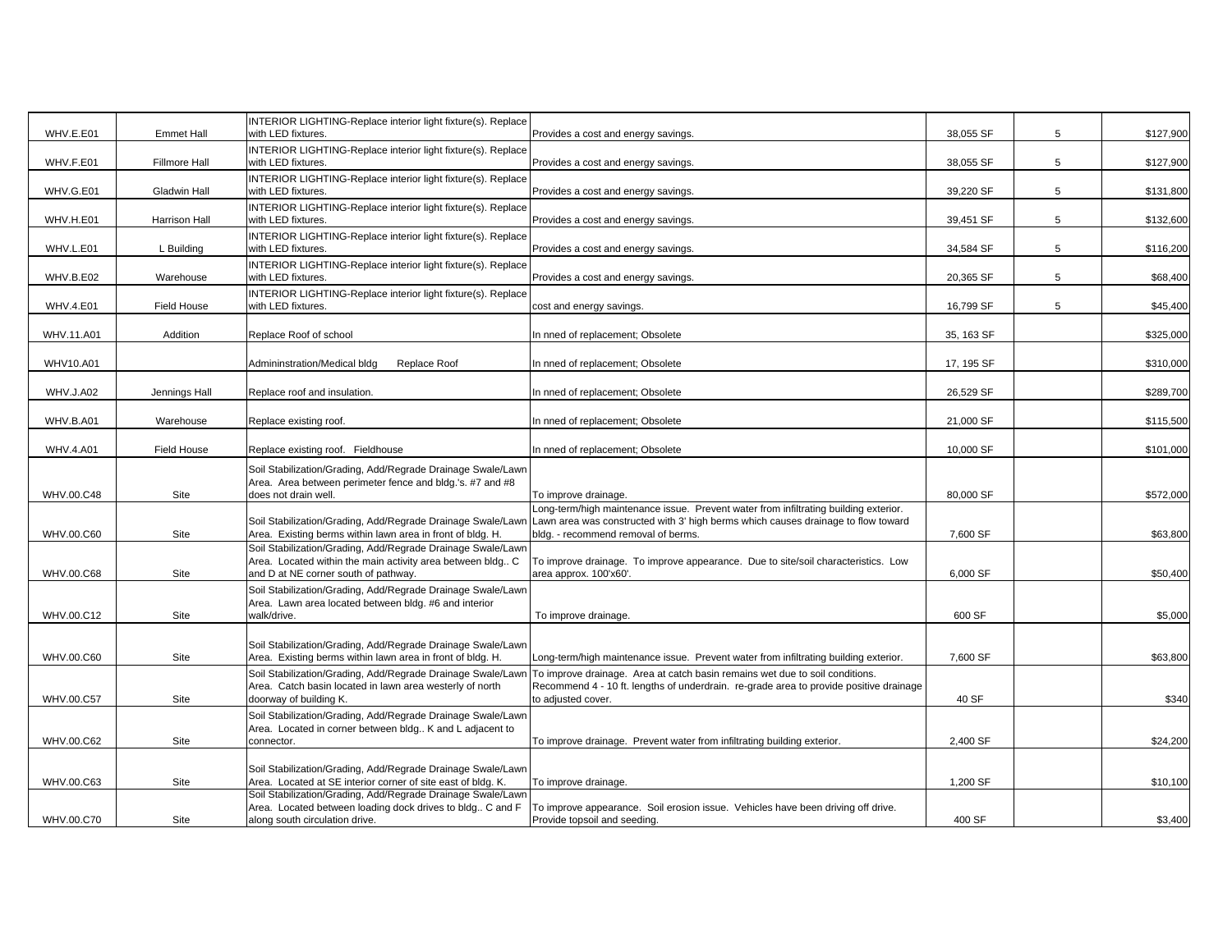| | | | | | | |
|---|---|---|---|---|---|---|
| WHV.E.E01 | Emmet Hall | INTERIOR LIGHTING-Replace interior light fixture(s). Replace with LED fixtures. | Provides a cost and energy savings. | 38,055 SF | 5 | $127,900 |
| WHV.F.E01 | Fillmore Hall | INTERIOR LIGHTING-Replace interior light fixture(s). Replace with LED fixtures. | Provides a cost and energy savings. | 38,055 SF | 5 | $127,900 |
| WHV.G.E01 | Gladwin Hall | INTERIOR LIGHTING-Replace interior light fixture(s). Replace with LED fixtures. | Provides a cost and energy savings. | 39,220 SF | 5 | $131,800 |
| WHV.H.E01 | Harrison Hall | INTERIOR LIGHTING-Replace interior light fixture(s). Replace with LED fixtures. | Provides a cost and energy savings. | 39,451 SF | 5 | $132,600 |
| WHV.L.E01 | L Building | INTERIOR LIGHTING-Replace interior light fixture(s). Replace with LED fixtures. | Provides a cost and energy savings. | 34,584 SF | 5 | $116,200 |
| WHV.B.E02 | Warehouse | INTERIOR LIGHTING-Replace interior light fixture(s). Replace with LED fixtures. | Provides a cost and energy savings. | 20,365 SF | 5 | $68,400 |
| WHV.4.E01 | Field House | INTERIOR LIGHTING-Replace interior light fixture(s). Replace with LED fixtures. | cost and energy savings. | 16,799 SF | 5 | $45,400 |
| WHV.11.A01 | Addition | Replace Roof of school | In nned of replacement; Obsolete | 35, 163 SF | | $325,000 |
| WHV10.A01 | | Admininstration/Medical bldg Replace Roof | In nned of replacement; Obsolete | 17, 195 SF | | $310,000 |
| WHV.J.A02 | Jennings Hall | Replace roof and insulation. | In nned of replacement; Obsolete | 26,529 SF | | $289,700 |
| WHV.B.A01 | Warehouse | Replace existing roof. | In nned of replacement; Obsolete | 21,000 SF | | $115,500 |
| WHV.4.A01 | Field House | Replace existing roof. Fieldhouse | In nned of replacement; Obsolete | 10,000 SF | | $101,000 |
| WHV.00.C48 | Site | Soil Stabilization/Grading, Add/Regrade Drainage Swale/Lawn Area. Area between perimeter fence and bldg.'s. #7 and #8 does not drain well. | To improve drainage. | 80,000 SF | | $572,000 |
| WHV.00.C60 | Site | Soil Stabilization/Grading, Add/Regrade Drainage Swale/Lawn Area. Existing berms within lawn area in front of bldg. H. | Long-term/high maintenance issue. Prevent water from infiltrating building exterior. Lawn area was constructed with 3' high berms which causes drainage to flow toward bldg. - recommend removal of berms. | 7,600 SF | | $63,800 |
| WHV.00.C68 | Site | Soil Stabilization/Grading, Add/Regrade Drainage Swale/Lawn Area. Located within the main activity area between bldg.. C and D at NE corner south of pathway. | To improve drainage. To improve appearance. Due to site/soil characteristics. Low area approx. 100'x60'. | 6,000 SF | | $50,400 |
| WHV.00.C12 | Site | Soil Stabilization/Grading, Add/Regrade Drainage Swale/Lawn Area. Lawn area located between bldg. #6 and interior walk/drive. | To improve drainage. | 600 SF | | $5,000 |
| WHV.00.C60 | Site | Soil Stabilization/Grading, Add/Regrade Drainage Swale/Lawn Area. Existing berms within lawn area in front of bldg. H. | Long-term/high maintenance issue. Prevent water from infiltrating building exterior. | 7,600 SF | | $63,800 |
| WHV.00.C57 | Site | Soil Stabilization/Grading, Add/Regrade Drainage Swale/Lawn Area. Catch basin located in lawn area westerly of north doorway of building K. | To improve drainage. Area at catch basin remains wet due to soil conditions. Recommend 4 - 10 ft. lengths of underdrain. re-grade area to provide positive drainage to adjusted cover. | 40 SF | | $340 |
| WHV.00.C62 | Site | Soil Stabilization/Grading, Add/Regrade Drainage Swale/Lawn Area. Located in corner between bldg.. K and L adjacent to connector. | To improve drainage. Prevent water from infiltrating building exterior. | 2,400 SF | | $24,200 |
| WHV.00.C63 | Site | Soil Stabilization/Grading, Add/Regrade Drainage Swale/Lawn Area. Located at SE interior corner of site east of bldg. K. | To improve drainage. | 1,200 SF | | $10,100 |
| WHV.00.C70 | Site | Soil Stabilization/Grading, Add/Regrade Drainage Swale/Lawn Area. Located between loading dock drives to bldg.. C and F along south circulation drive. | To improve appearance. Soil erosion issue. Vehicles have been driving off drive. Provide topsoil and seeding. | 400 SF | | $3,400 |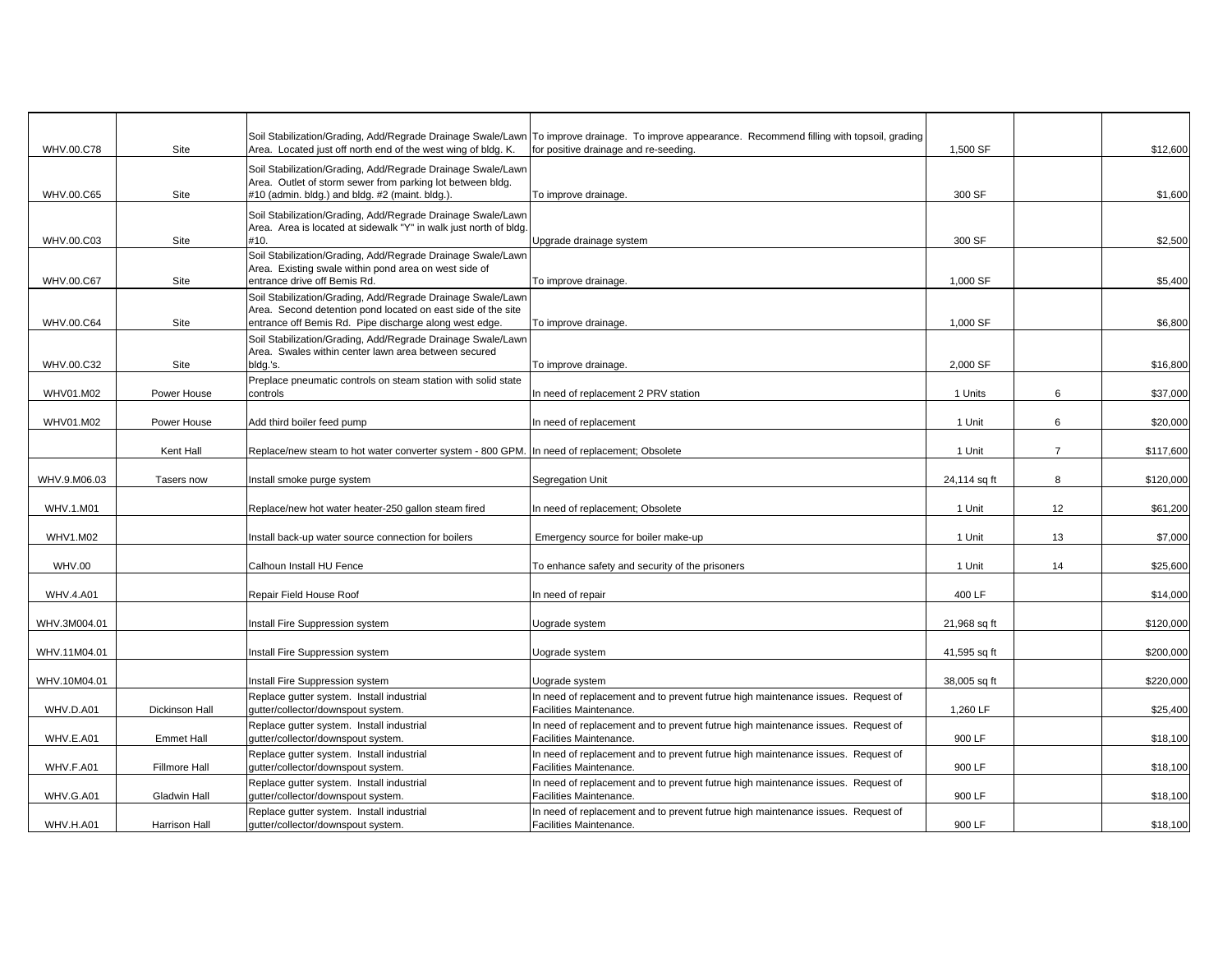| | | | | | | |
|---|---|---|---|---|---|---|
| WHV.00.C78 | Site | Soil Stabilization/Grading, Add/Regrade Drainage Swale/Lawn Area. Located just off north end of the west wing of bldg. K. | To improve drainage. To improve appearance. Recommend filling with topsoil, grading for positive drainage and re-seeding. | 1,500 SF | | $12,600 |
| WHV.00.C65 | Site | Soil Stabilization/Grading, Add/Regrade Drainage Swale/Lawn Area. Outlet of storm sewer from parking lot between bldg. #10 (admin. bldg.) and bldg. #2 (maint. bldg.). | To improve drainage. | 300 SF | | $1,600 |
| WHV.00.C03 | Site | Soil Stabilization/Grading, Add/Regrade Drainage Swale/Lawn Area. Area is located at sidewalk "Y" in walk just north of bldg. #10. | Upgrade drainage system | 300 SF | | $2,500 |
| WHV.00.C67 | Site | Soil Stabilization/Grading, Add/Regrade Drainage Swale/Lawn Area. Existing swale within pond area on west side of entrance drive off Bemis Rd. | To improve drainage. | 1,000 SF | | $5,400 |
| WHV.00.C64 | Site | Soil Stabilization/Grading, Add/Regrade Drainage Swale/Lawn Area. Second detention pond located on east side of the site entrance off Bemis Rd. Pipe discharge along west edge. | To improve drainage. | 1,000 SF | | $6,800 |
| WHV.00.C32 | Site | Soil Stabilization/Grading, Add/Regrade Drainage Swale/Lawn Area. Swales within center lawn area between secured bldg.'s. | To improve drainage. | 2,000 SF | | $16,800 |
| WHV01.M02 | Power House | Preplace pneumatic controls on steam station with solid state controls | In need of replacement 2 PRV station | 1 Units | 6 | $37,000 |
| WHV01.M02 | Power House | Add third boiler feed pump | In need of replacement | 1 Unit | 6 | $20,000 |
| | Kent Hall | Replace/new steam to hot water converter system - 800 GPM. | In need of replacement; Obsolete | 1 Unit | 7 | $117,600 |
| WHV.9.M06.03 | Tasers now | Install smoke purge system | Segregation Unit | 24,114 sq ft | 8 | $120,000 |
| WHV.1.M01 | | Replace/new hot water heater-250 gallon steam fired | In need of replacement; Obsolete | 1 Unit | 12 | $61,200 |
| WHV1.M02 | | Install back-up water source connection for boilers | Emergency source for boiler make-up | 1 Unit | 13 | $7,000 |
| WHV.00 | | Calhoun Install HU Fence | To enhance safety and security of the prisoners | 1 Unit | 14 | $25,600 |
| WHV.4.A01 | | Repair Field House Roof | In need of repair | 400 LF | | $14,000 |
| WHV.3M004.01 | | Install Fire Suppression system | Uograde system | 21,968 sq ft | | $120,000 |
| WHV.11M04.01 | | Install Fire Suppression system | Uograde system | 41,595 sq ft | | $200,000 |
| WHV.10M04.01 | | Install Fire Suppression system | Uograde system | 38,005 sq ft | | $220,000 |
| WHV.D.A01 | Dickinson Hall | Replace gutter system. Install industrial gutter/collector/downspout system. | In need of replacement and to prevent futrue high maintenance issues. Request of Facilities Maintenance. | 1,260 LF | | $25,400 |
| WHV.E.A01 | Emmet Hall | Replace gutter system. Install industrial gutter/collector/downspout system. | In need of replacement and to prevent futrue high maintenance issues. Request of Facilities Maintenance. | 900 LF | | $18,100 |
| WHV.F.A01 | Fillmore Hall | Replace gutter system. Install industrial gutter/collector/downspout system. | In need of replacement and to prevent futrue high maintenance issues. Request of Facilities Maintenance. | 900 LF | | $18,100 |
| WHV.G.A01 | Gladwin Hall | Replace gutter system. Install industrial gutter/collector/downspout system. | In need of replacement and to prevent futrue high maintenance issues. Request of Facilities Maintenance. | 900 LF | | $18,100 |
| WHV.H.A01 | Harrison Hall | Replace gutter system. Install industrial gutter/collector/downspout system. | In need of replacement and to prevent futrue high maintenance issues. Request of Facilities Maintenance. | 900 LF | | $18,100 |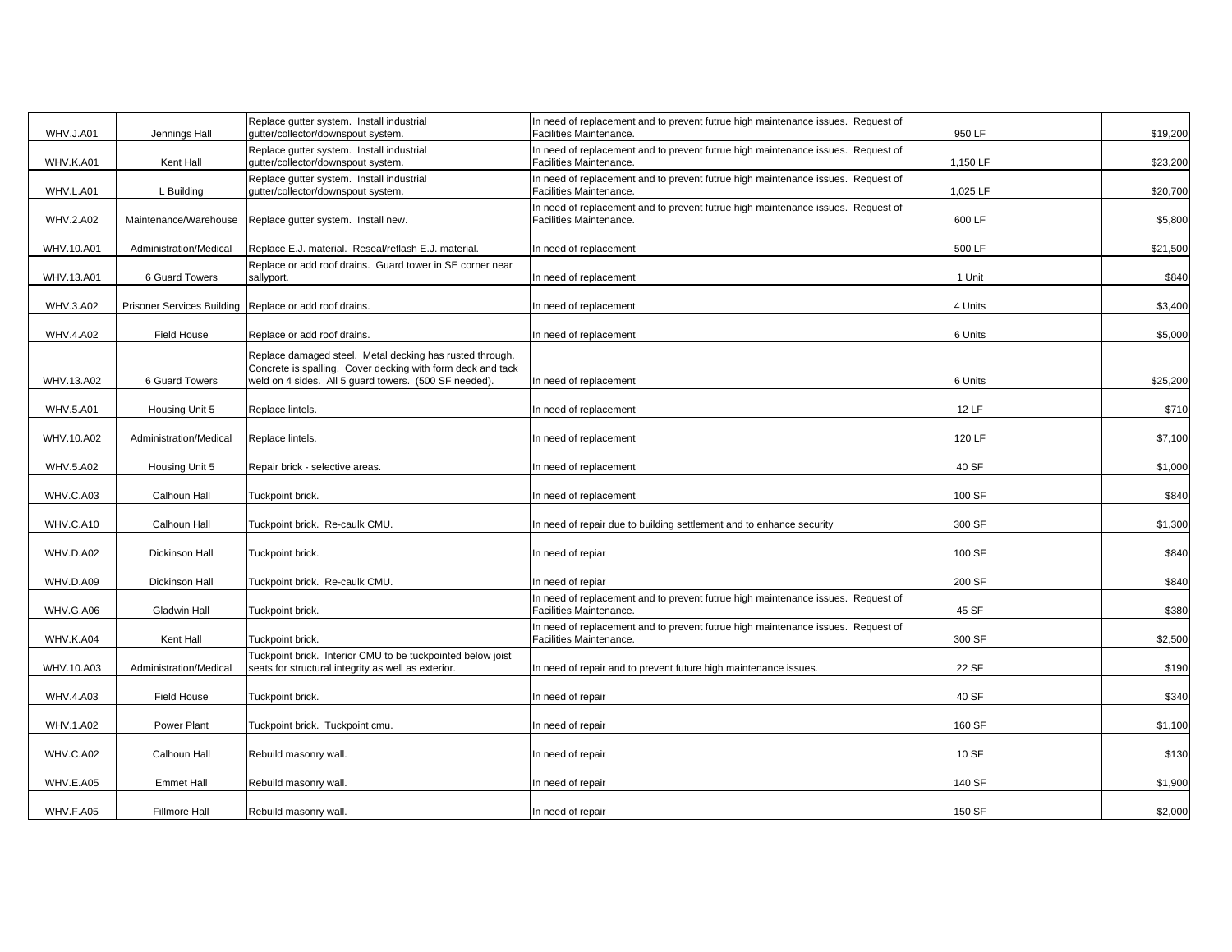| | | | | | | |
|---|---|---|---|---|---|---|
| WHV.J.A01 | Jennings Hall | Replace gutter system. Install industrial gutter/collector/downspout system. | In need of replacement and to prevent futrue high maintenance issues. Request of Facilities Maintenance. | 950 LF | | $19,200 |
| WHV.K.A01 | Kent Hall | Replace gutter system. Install industrial gutter/collector/downspout system. | In need of replacement and to prevent futrue high maintenance issues. Request of Facilities Maintenance. | 1,150 LF | | $23,200 |
| WHV.L.A01 | L Building | Replace gutter system. Install industrial gutter/collector/downspout system. | In need of replacement and to prevent futrue high maintenance issues. Request of Facilities Maintenance. | 1,025 LF | | $20,700 |
| WHV.2.A02 | Maintenance/Warehouse | Replace gutter system. Install new. | In need of replacement and to prevent futrue high maintenance issues. Request of Facilities Maintenance. | 600 LF | | $5,800 |
| WHV.10.A01 | Administration/Medical | Replace E.J. material. Reseal/reflash E.J. material. | In need of replacement | 500 LF | | $21,500 |
| WHV.13.A01 | 6 Guard Towers | Replace or add roof drains. Guard tower in SE corner near sallyport. | In need of replacement | 1 Unit | | $840 |
| WHV.3.A02 | Prisoner Services Building | Replace or add roof drains. | In need of replacement | 4 Units | | $3,400 |
| WHV.4.A02 | Field House | Replace or add roof drains. | In need of replacement | 6 Units | | $5,000 |
| WHV.13.A02 | 6 Guard Towers | Replace damaged steel. Metal decking has rusted through. Concrete is spalling. Cover decking with form deck and tack weld on 4 sides. All 5 guard towers. (500 SF needed). | In need of replacement | 6 Units | | $25,200 |
| WHV.5.A01 | Housing Unit 5 | Replace lintels. | In need of replacement | 12 LF | | $710 |
| WHV.10.A02 | Administration/Medical | Replace lintels. | In need of replacement | 120 LF | | $7,100 |
| WHV.5.A02 | Housing Unit 5 | Repair brick - selective areas. | In need of replacement | 40 SF | | $1,000 |
| WHV.C.A03 | Calhoun Hall | Tuckpoint brick. | In need of replacement | 100 SF | | $840 |
| WHV.C.A10 | Calhoun Hall | Tuckpoint brick. Re-caulk CMU. | In need of repair due to building settlement and to enhance security | 300 SF | | $1,300 |
| WHV.D.A02 | Dickinson Hall | Tuckpoint brick. | In need of repiar | 100 SF | | $840 |
| WHV.D.A09 | Dickinson Hall | Tuckpoint brick. Re-caulk CMU. | In need of repiar | 200 SF | | $840 |
| WHV.G.A06 | Gladwin Hall | Tuckpoint brick. | In need of replacement and to prevent futrue high maintenance issues. Request of Facilities Maintenance. | 45 SF | | $380 |
| WHV.K.A04 | Kent Hall | Tuckpoint brick. | In need of replacement and to prevent futrue high maintenance issues. Request of Facilities Maintenance. | 300 SF | | $2,500 |
| WHV.10.A03 | Administration/Medical | Tuckpoint brick. Interior CMU to be tuckpointed below joist seats for structural integrity as well as exterior. | In need of repair and to prevent future high maintenance issues. | 22 SF | | $190 |
| WHV.4.A03 | Field House | Tuckpoint brick. | In need of repair | 40 SF | | $340 |
| WHV.1.A02 | Power Plant | Tuckpoint brick. Tuckpoint cmu. | In need of repair | 160 SF | | $1,100 |
| WHV.C.A02 | Calhoun Hall | Rebuild masonry wall. | In need of repair | 10 SF | | $130 |
| WHV.E.A05 | Emmet Hall | Rebuild masonry wall. | In need of repair | 140 SF | | $1,900 |
| WHV.F.A05 | Fillmore Hall | Rebuild masonry wall. | In need of repair | 150 SF | | $2,000 |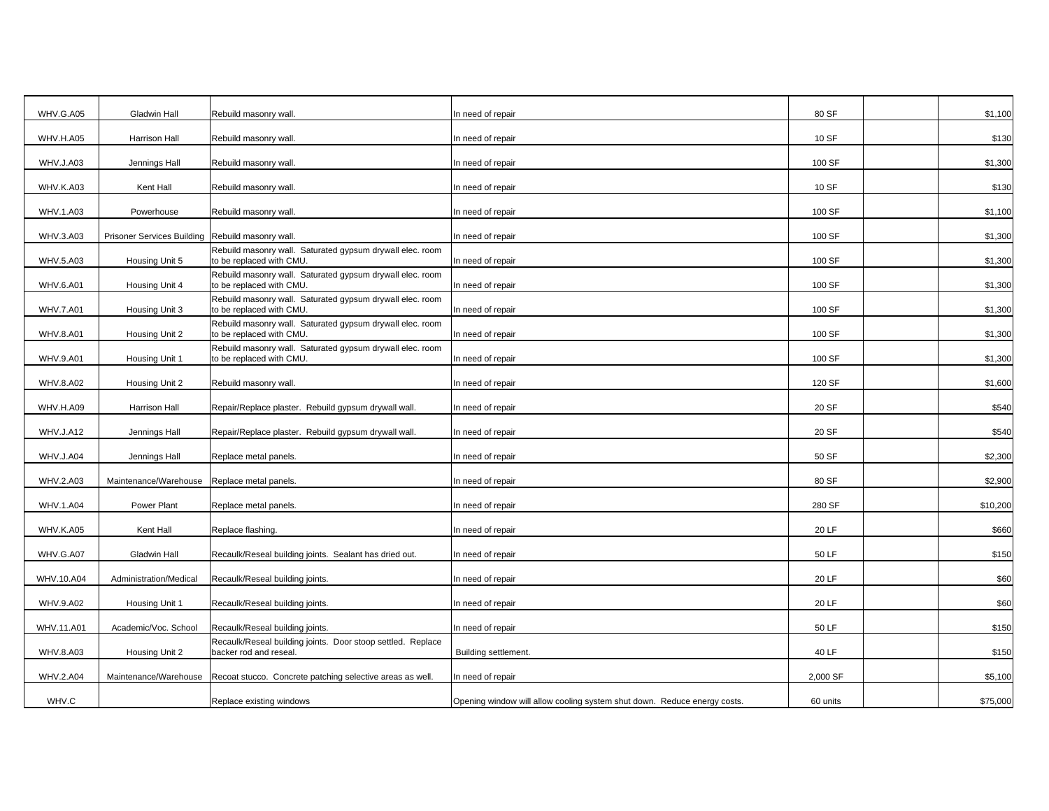| | | | | | | |
|---|---|---|---|---|---|---|
| WHV.G.A05 | Gladwin Hall | Rebuild masonry wall. | In need of repair | 80 SF | | $1,100 |
| WHV.H.A05 | Harrison Hall | Rebuild masonry wall. | In need of repair | 10 SF | | $130 |
| WHV.J.A03 | Jennings Hall | Rebuild masonry wall. | In need of repair | 100 SF | | $1,300 |
| WHV.K.A03 | Kent Hall | Rebuild masonry wall. | In need of repair | 10 SF | | $130 |
| WHV.1.A03 | Powerhouse | Rebuild masonry wall. | In need of repair | 100 SF | | $1,100 |
| WHV.3.A03 | Prisoner Services Building | Rebuild masonry wall. | In need of repair | 100 SF | | $1,300 |
| WHV.5.A03 | Housing Unit 5 | Rebuild masonry wall. Saturated gypsum drywall elec. room to be replaced with CMU. | In need of repair | 100 SF | | $1,300 |
| WHV.6.A01 | Housing Unit 4 | Rebuild masonry wall. Saturated gypsum drywall elec. room to be replaced with CMU. | In need of repair | 100 SF | | $1,300 |
| WHV.7.A01 | Housing Unit 3 | Rebuild masonry wall. Saturated gypsum drywall elec. room to be replaced with CMU. | In need of repair | 100 SF | | $1,300 |
| WHV.8.A01 | Housing Unit 2 | Rebuild masonry wall. Saturated gypsum drywall elec. room to be replaced with CMU. | In need of repair | 100 SF | | $1,300 |
| WHV.9.A01 | Housing Unit 1 | Rebuild masonry wall. Saturated gypsum drywall elec. room to be replaced with CMU. | In need of repair | 100 SF | | $1,300 |
| WHV.8.A02 | Housing Unit 2 | Rebuild masonry wall. | In need of repair | 120 SF | | $1,600 |
| WHV.H.A09 | Harrison Hall | Repair/Replace plaster. Rebuild gypsum drywall wall. | In need of repair | 20 SF | | $540 |
| WHV.J.A12 | Jennings Hall | Repair/Replace plaster. Rebuild gypsum drywall wall. | In need of repair | 20 SF | | $540 |
| WHV.J.A04 | Jennings Hall | Replace metal panels. | In need of repair | 50 SF | | $2,300 |
| WHV.2.A03 | Maintenance/Warehouse | Replace metal panels. | In need of repair | 80 SF | | $2,900 |
| WHV.1.A04 | Power Plant | Replace metal panels. | In need of repair | 280 SF | | $10,200 |
| WHV.K.A05 | Kent Hall | Replace flashing. | In need of repair | 20 LF | | $660 |
| WHV.G.A07 | Gladwin Hall | Recaulk/Reseal building joints. Sealant has dried out. | In need of repair | 50 LF | | $150 |
| WHV.10.A04 | Administration/Medical | Recaulk/Reseal building joints. | In need of repair | 20 LF | | $60 |
| WHV.9.A02 | Housing Unit 1 | Recaulk/Reseal building joints. | In need of repair | 20 LF | | $60 |
| WHV.11.A01 | Academic/Voc. School | Recaulk/Reseal building joints. | In need of repair | 50 LF | | $150 |
| WHV.8.A03 | Housing Unit 2 | Recaulk/Reseal building joints. Door stoop settled. Replace backer rod and reseal. | Building settlement. | 40 LF | | $150 |
| WHV.2.A04 | Maintenance/Warehouse | Recoat stucco. Concrete patching selective areas as well. | In need of repair | 2,000 SF | | $5,100 |
| WHV.C | | Replace existing windows | Opening window will allow cooling system shut down. Reduce energy costs. | 60 units | | $75,000 |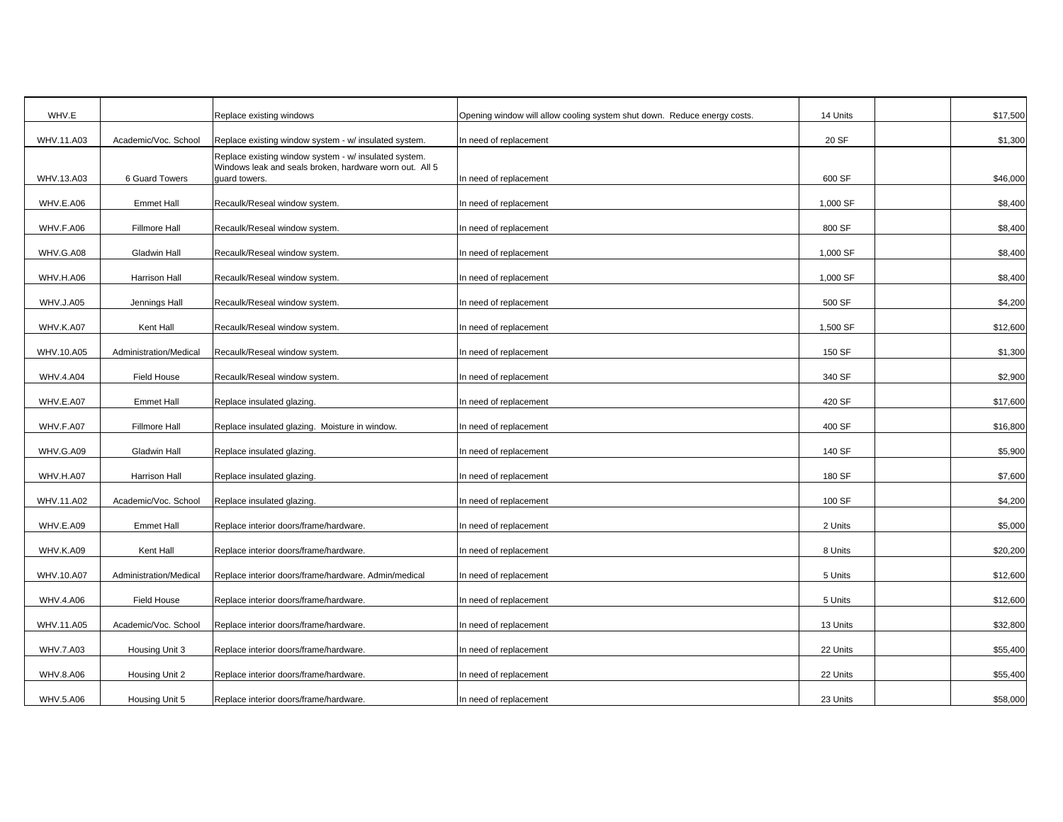| | | | | | | |
|---|---|---|---|---|---|---|
| WHV.E | | Replace existing windows | Opening window will allow cooling system shut down. Reduce energy costs. | 14 Units | | $17,500 |
| WHV.11.A03 | Academic/Voc. School | Replace existing window system - w/ insulated system. | In need of replacement | 20 SF | | $1,300 |
| WHV.13.A03 | 6 Guard Towers | Replace existing window system - w/ insulated system. Windows leak and seals broken, hardware worn out. All 5 guard towers. | In need of replacement | 600 SF | | $46,000 |
| WHV.E.A06 | Emmet Hall | Recaulk/Reseal window system. | In need of replacement | 1,000 SF | | $8,400 |
| WHV.F.A06 | Fillmore Hall | Recaulk/Reseal window system. | In need of replacement | 800 SF | | $8,400 |
| WHV.G.A08 | Gladwin Hall | Recaulk/Reseal window system. | In need of replacement | 1,000 SF | | $8,400 |
| WHV.H.A06 | Harrison Hall | Recaulk/Reseal window system. | In need of replacement | 1,000 SF | | $8,400 |
| WHV.J.A05 | Jennings Hall | Recaulk/Reseal window system. | In need of replacement | 500 SF | | $4,200 |
| WHV.K.A07 | Kent Hall | Recaulk/Reseal window system. | In need of replacement | 1,500 SF | | $12,600 |
| WHV.10.A05 | Administration/Medical | Recaulk/Reseal window system. | In need of replacement | 150 SF | | $1,300 |
| WHV.4.A04 | Field House | Recaulk/Reseal window system. | In need of replacement | 340 SF | | $2,900 |
| WHV.E.A07 | Emmet Hall | Replace insulated glazing. | In need of replacement | 420 SF | | $17,600 |
| WHV.F.A07 | Fillmore Hall | Replace insulated glazing. Moisture in window. | In need of replacement | 400 SF | | $16,800 |
| WHV.G.A09 | Gladwin Hall | Replace insulated glazing. | In need of replacement | 140 SF | | $5,900 |
| WHV.H.A07 | Harrison Hall | Replace insulated glazing. | In need of replacement | 180 SF | | $7,600 |
| WHV.11.A02 | Academic/Voc. School | Replace insulated glazing. | In need of replacement | 100 SF | | $4,200 |
| WHV.E.A09 | Emmet Hall | Replace interior doors/frame/hardware. | In need of replacement | 2 Units | | $5,000 |
| WHV.K.A09 | Kent Hall | Replace interior doors/frame/hardware. | In need of replacement | 8 Units | | $20,200 |
| WHV.10.A07 | Administration/Medical | Replace interior doors/frame/hardware. Admin/medical | In need of replacement | 5 Units | | $12,600 |
| WHV.4.A06 | Field House | Replace interior doors/frame/hardware. | In need of replacement | 5 Units | | $12,600 |
| WHV.11.A05 | Academic/Voc. School | Replace interior doors/frame/hardware. | In need of replacement | 13 Units | | $32,800 |
| WHV.7.A03 | Housing Unit 3 | Replace interior doors/frame/hardware. | In need of replacement | 22 Units | | $55,400 |
| WHV.8.A06 | Housing Unit 2 | Replace interior doors/frame/hardware. | In need of replacement | 22 Units | | $55,400 |
| WHV.5.A06 | Housing Unit 5 | Replace interior doors/frame/hardware. | In need of replacement | 23 Units | | $58,000 |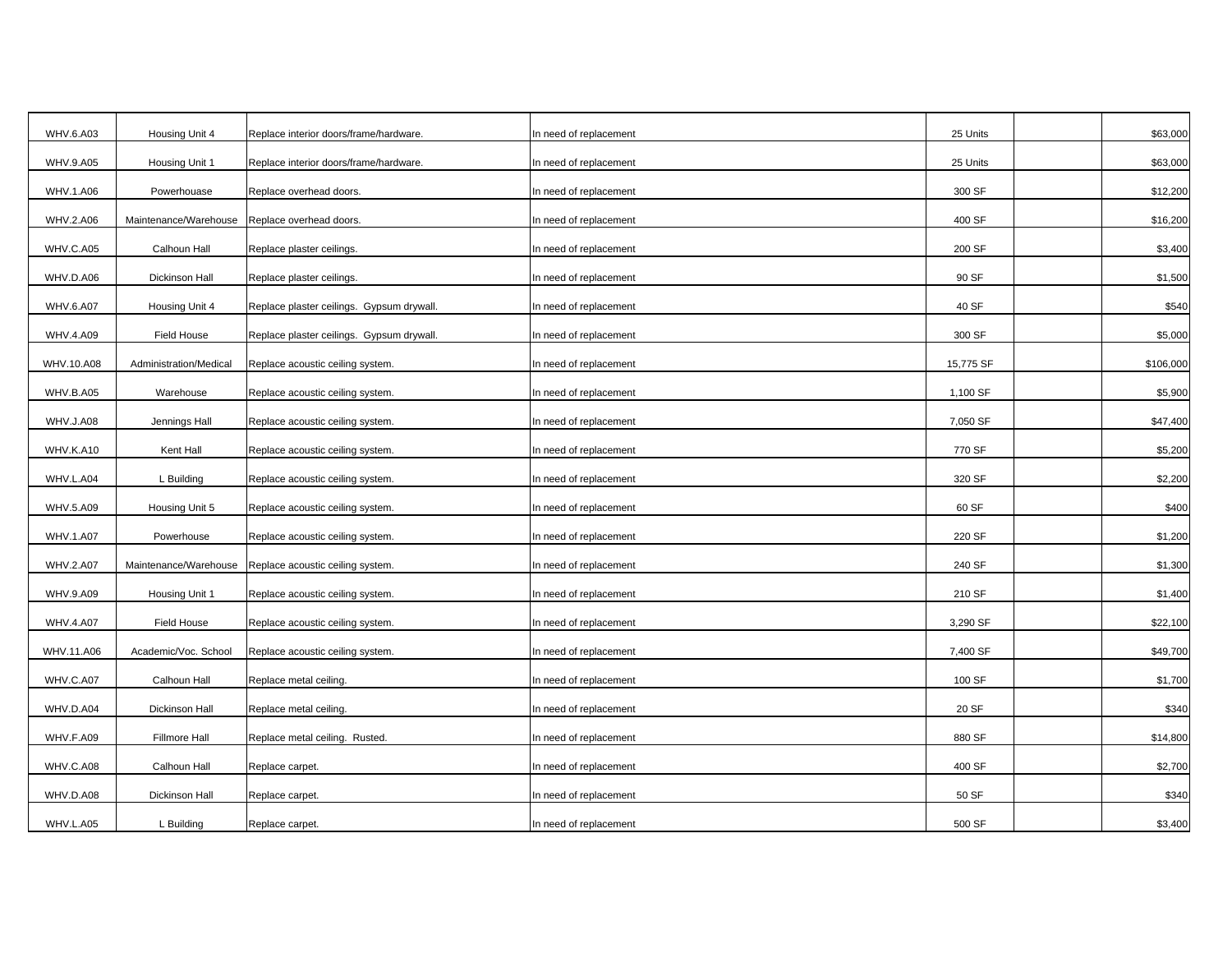| | | | | | | |
|---|---|---|---|---|---|---|
| WHV.6.A03 | Housing Unit 4 | Replace interior doors/frame/hardware. | In need of replacement | 25 Units | | $63,000 |
| WHV.9.A05 | Housing Unit 1 | Replace interior doors/frame/hardware. | In need of replacement | 25 Units | | $63,000 |
| WHV.1.A06 | Powerhouase | Replace overhead doors. | In need of replacement | 300 SF | | $12,200 |
| WHV.2.A06 | Maintenance/Warehouse | Replace overhead doors. | In need of replacement | 400 SF | | $16,200 |
| WHV.C.A05 | Calhoun Hall | Replace plaster ceilings. | In need of replacement | 200 SF | | $3,400 |
| WHV.D.A06 | Dickinson Hall | Replace plaster ceilings. | In need of replacement | 90 SF | | $1,500 |
| WHV.6.A07 | Housing Unit 4 | Replace plaster ceilings. Gypsum drywall. | In need of replacement | 40 SF | | $540 |
| WHV.4.A09 | Field House | Replace plaster ceilings. Gypsum drywall. | In need of replacement | 300 SF | | $5,000 |
| WHV.10.A08 | Administration/Medical | Replace acoustic ceiling system. | In need of replacement | 15,775 SF | | $106,000 |
| WHV.B.A05 | Warehouse | Replace acoustic ceiling system. | In need of replacement | 1,100 SF | | $5,900 |
| WHV.J.A08 | Jennings Hall | Replace acoustic ceiling system. | In need of replacement | 7,050 SF | | $47,400 |
| WHV.K.A10 | Kent Hall | Replace acoustic ceiling system. | In need of replacement | 770 SF | | $5,200 |
| WHV.L.A04 | L Building | Replace acoustic ceiling system. | In need of replacement | 320 SF | | $2,200 |
| WHV.5.A09 | Housing Unit 5 | Replace acoustic ceiling system. | In need of replacement | 60 SF | | $400 |
| WHV.1.A07 | Powerhouse | Replace acoustic ceiling system. | In need of replacement | 220 SF | | $1,200 |
| WHV.2.A07 | Maintenance/Warehouse | Replace acoustic ceiling system. | In need of replacement | 240 SF | | $1,300 |
| WHV.9.A09 | Housing Unit 1 | Replace acoustic ceiling system. | In need of replacement | 210 SF | | $1,400 |
| WHV.4.A07 | Field House | Replace acoustic ceiling system. | In need of replacement | 3,290 SF | | $22,100 |
| WHV.11.A06 | Academic/Voc. School | Replace acoustic ceiling system. | In need of replacement | 7,400 SF | | $49,700 |
| WHV.C.A07 | Calhoun Hall | Replace metal ceiling. | In need of replacement | 100 SF | | $1,700 |
| WHV.D.A04 | Dickinson Hall | Replace metal ceiling. | In need of replacement | 20 SF | | $340 |
| WHV.F.A09 | Fillmore Hall | Replace metal ceiling. Rusted. | In need of replacement | 880 SF | | $14,800 |
| WHV.C.A08 | Calhoun Hall | Replace carpet. | In need of replacement | 400 SF | | $2,700 |
| WHV.D.A08 | Dickinson Hall | Replace carpet. | In need of replacement | 50 SF | | $340 |
| WHV.L.A05 | L Building | Replace carpet. | In need of replacement | 500 SF | | $3,400 |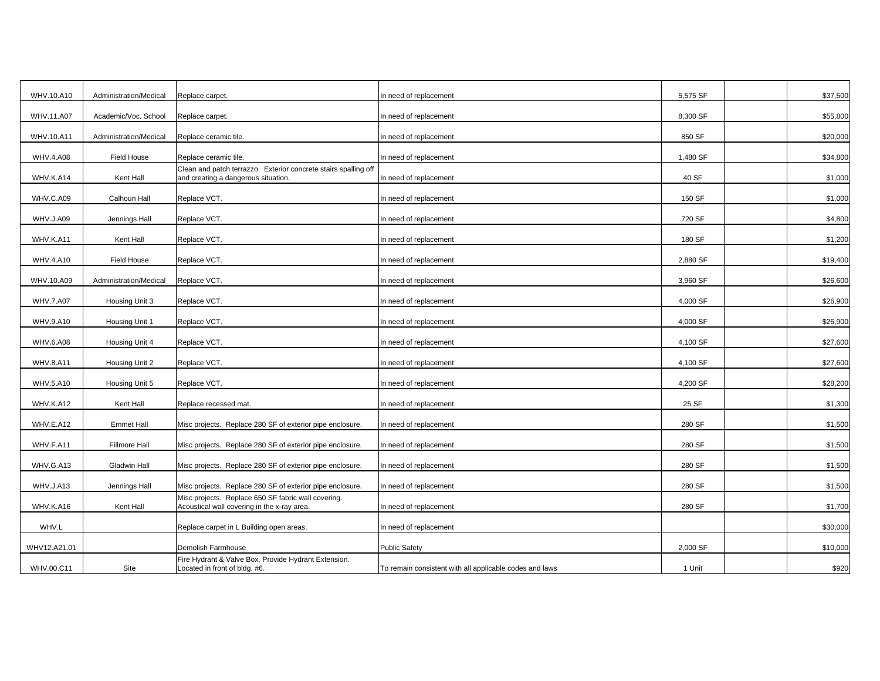| | | | | | | |
|---|---|---|---|---|---|---|
| WHV.10.A10 | Administration/Medical | Replace carpet. | In need of replacement | 5,575 SF | | $37,500 |
| WHV.11.A07 | Academic/Voc. School | Replace carpet. | In need of replacement | 8,300 SF | | $55,800 |
| WHV.10.A11 | Administration/Medical | Replace ceramic tile. | In need of replacement | 850 SF | | $20,000 |
| WHV.4.A08 | Field House | Replace ceramic tile. | In need of replacement | 1,480 SF | | $34,800 |
| WHV.K.A14 | Kent Hall | Clean and patch terrazzo. Exterior concrete stairs spalling off and creating a dangerous situation. | In need of replacement | 40 SF | | $1,000 |
| WHV.C.A09 | Calhoun Hall | Replace VCT. | In need of replacement | 150 SF | | $1,000 |
| WHV.J.A09 | Jennings Hall | Replace VCT. | In need of replacement | 720 SF | | $4,800 |
| WHV.K.A11 | Kent Hall | Replace VCT. | In need of replacement | 180 SF | | $1,200 |
| WHV.4.A10 | Field House | Replace VCT. | In need of replacement | 2,880 SF | | $19,400 |
| WHV.10.A09 | Administration/Medical | Replace VCT. | In need of replacement | 3,960 SF | | $26,600 |
| WHV.7.A07 | Housing Unit 3 | Replace VCT. | In need of replacement | 4,000 SF | | $26,900 |
| WHV.9.A10 | Housing Unit 1 | Replace VCT. | In need of replacement | 4,000 SF | | $26,900 |
| WHV.6.A08 | Housing Unit 4 | Replace VCT. | In need of replacement | 4,100 SF | | $27,600 |
| WHV.8.A11 | Housing Unit 2 | Replace VCT. | In need of replacement | 4,100 SF | | $27,600 |
| WHV.5.A10 | Housing Unit 5 | Replace VCT. | In need of replacement | 4,200 SF | | $28,200 |
| WHV.K.A12 | Kent Hall | Replace recessed mat. | In need of replacement | 25 SF | | $1,300 |
| WHV.E.A12 | Emmet Hall | Misc projects. Replace 280 SF of exterior pipe enclosure. | In need of replacement | 280 SF | | $1,500 |
| WHV.F.A11 | Fillmore Hall | Misc projects. Replace 280 SF of exterior pipe enclosure. | In need of replacement | 280 SF | | $1,500 |
| WHV.G.A13 | Gladwin Hall | Misc projects. Replace 280 SF of exterior pipe enclosure. | In need of replacement | 280 SF | | $1,500 |
| WHV.J.A13 | Jennings Hall | Misc projects. Replace 280 SF of exterior pipe enclosure. | In need of replacement | 280 SF | | $1,500 |
| WHV.K.A16 | Kent Hall | Misc projects. Replace 650 SF fabric wall covering. Acoustical wall covering in the x-ray area. | In need of replacement | 280 SF | | $1,700 |
| WHV.L | | Replace carpet in L Building open areas. | In need of replacement | | | $30,000 |
| WHV12.A21.01 | | Demolish Farmhouse | Public Safety | 2,000 SF | | $10,000 |
| WHV.00.C11 | Site | Fire Hydrant & Valve Box, Provide Hydrant Extension. Located in front of bldg. #6. | To remain consistent with all applicable codes and laws | 1 Unit | | $920 |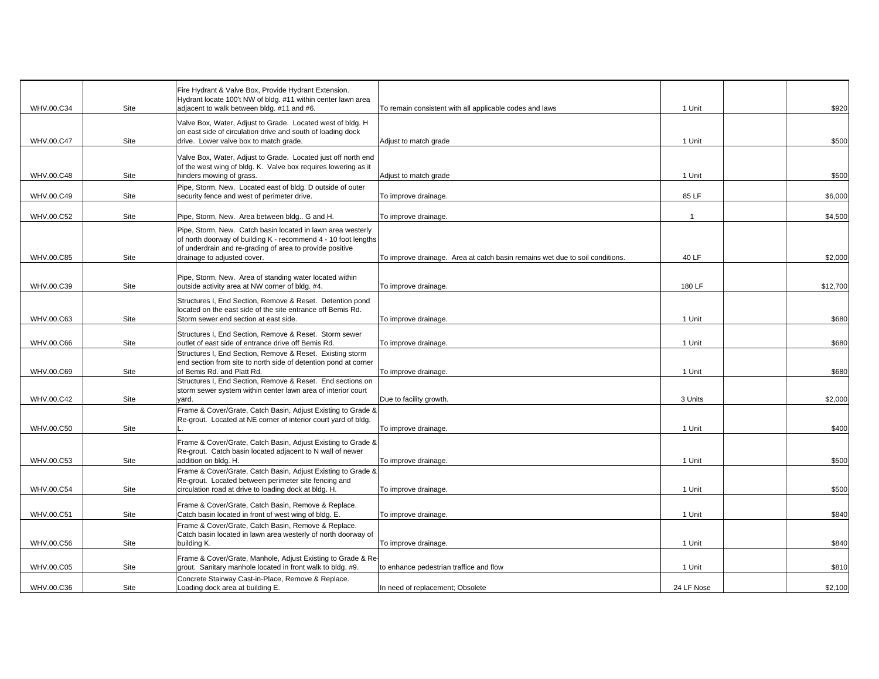| | | | | | | |
|---|---|---|---|---|---|---|
| WHV.00.C34 | Site | Fire Hydrant & Valve Box, Provide Hydrant Extension. Hydrant locate 100't NW of bldg. #11 within center lawn area adjacent to walk between bldg. #11 and #6. | To remain consistent with all applicable codes and laws | 1 Unit | | $920 |
| WHV.00.C47 | Site | Valve Box, Water, Adjust to Grade. Located west of bldg. H on east side of circulation drive and south of loading dock drive. Lower valve box to match grade. | Adjust to match grade | 1 Unit | | $500 |
| WHV.00.C48 | Site | Valve Box, Water, Adjust to Grade. Located just off north end of the west wing of bldg. K. Valve box requires lowering as it hinders mowing of grass. | Adjust to match grade | 1 Unit | | $500 |
| WHV.00.C49 | Site | Pipe, Storm, New. Located east of bldg. D outside of outer security fence and west of perimeter drive. | To improve drainage. | 85 LF | | $6,000 |
| WHV.00.C52 | Site | Pipe, Storm, New. Area between bldg.. G and H. | To improve drainage. | 1 | | $4,500 |
| WHV.00.C85 | Site | Pipe, Storm, New. Catch basin located in lawn area westerly of north doorway of building K - recommend 4 - 10 foot lengths of underdrain and re-grading of area to provide positive drainage to adjusted cover. | To improve drainage. Area at catch basin remains wet due to soil conditions. | 40 LF | | $2,000 |
| WHV.00.C39 | Site | Pipe, Storm, New. Area of standing water located within outside activity area at NW corner of bldg. #4. | To improve drainage. | 180 LF | | $12,700 |
| WHV.00.C63 | Site | Structures I, End Section, Remove & Reset. Detention pond located on the east side of the site entrance off Bemis Rd. Storm sewer end section at east side. | To improve drainage. | 1 Unit | | $680 |
| WHV.00.C66 | Site | Structures I, End Section, Remove & Reset. Storm sewer outlet of east side of entrance drive off Bemis Rd. | To improve drainage. | 1 Unit | | $680 |
| WHV.00.C69 | Site | Structures I, End Section, Remove & Reset. Existing storm end section from site to north side of detention pond at corner of Bemis Rd. and Platt Rd. | To improve drainage. | 1 Unit | | $680 |
| WHV.00.C42 | Site | Structures I, End Section, Remove & Reset. End sections on storm sewer system within center lawn area of interior court yard. | Due to facility growth. | 3 Units | | $2,000 |
| WHV.00.C50 | Site | Frame & Cover/Grate, Catch Basin, Adjust Existing to Grade & Re-grout. Located at NE corner of interior court yard of bldg. L. | To improve drainage. | 1 Unit | | $400 |
| WHV.00.C53 | Site | Frame & Cover/Grate, Catch Basin, Adjust Existing to Grade & Re-grout. Catch basin located adjacent to N wall of newer addition on bldg. H. | To improve drainage. | 1 Unit | | $500 |
| WHV.00.C54 | Site | Frame & Cover/Grate, Catch Basin, Adjust Existing to Grade & Re-grout. Located between perimeter site fencing and circulation road at drive to loading dock at bldg. H. | To improve drainage. | 1 Unit | | $500 |
| WHV.00.C51 | Site | Frame & Cover/Grate, Catch Basin, Remove & Replace. Catch basin located in front of west wing of bldg. E. | To improve drainage. | 1 Unit | | $840 |
| WHV.00.C56 | Site | Frame & Cover/Grate, Catch Basin, Remove & Replace. Catch basin located in lawn area westerly of north doorway of building K. | To improve drainage. | 1 Unit | | $840 |
| WHV.00.C05 | Site | Frame & Cover/Grate, Manhole, Adjust Existing to Grade & Re-grout. Sanitary manhole located in front walk to bldg. #9. | to enhance pedestrian traffice and flow | 1 Unit | | $810 |
| WHV.00.C36 | Site | Concrete Stairway Cast-in-Place, Remove & Replace. Loading dock area at building E. | In need of replacement; Obsolete | 24 LF Nose | | $2,100 |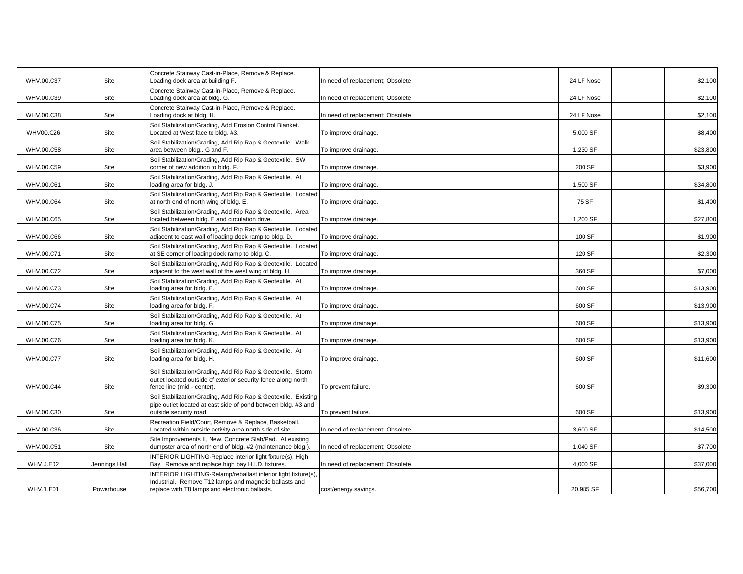| | | | | | | |
|---|---|---|---|---|---|---|
| WHV.00.C37 | Site | Concrete Stairway Cast-in-Place, Remove & Replace. Loading dock area at building F. | In need of replacement; Obsolete | 24 LF Nose | | $2,100 |
| WHV.00.C39 | Site | Concrete Stairway Cast-in-Place, Remove & Replace. Loading dock area at bldg. G. | In need of replacement; Obsolete | 24 LF Nose | | $2,100 |
| WHV.00.C38 | Site | Concrete Stairway Cast-in-Place, Remove & Replace. Loading dock at bldg. H. | In need of replacement; Obsolete | 24 LF Nose | | $2,100 |
| WHV00.C26 | Site | Soil Stabilization/Grading, Add Erosion Control Blanket. Located at West face to bldg. #3. | To improve drainage. | 5,000 SF | | $8,400 |
| WHV.00.C58 | Site | Soil Stabilization/Grading, Add Rip Rap & Geotextile. Walk area between bldg.. G and F. | To improve drainage. | 1,230 SF | | $23,800 |
| WHV.00.C59 | Site | Soil Stabilization/Grading, Add Rip Rap & Geotextile. SW corner of new addition to bldg. F. | To improve drainage. | 200 SF | | $3,900 |
| WHV.00.C61 | Site | Soil Stabilization/Grading, Add Rip Rap & Geotextile. At loading area for bldg. J. | To improve drainage. | 1,500 SF | | $34,800 |
| WHV.00.C64 | Site | Soil Stabilization/Grading, Add Rip Rap & Geotextile. Located at north end of north wing of bldg. E. | To improve drainage. | 75 SF | | $1,400 |
| WHV.00.C65 | Site | Soil Stabilization/Grading, Add Rip Rap & Geotextile. Area located between bldg. E and circulation drive. | To improve drainage. | 1,200 SF | | $27,800 |
| WHV.00.C66 | Site | Soil Stabilization/Grading, Add Rip Rap & Geotextile. Located adjacent to east wall of loading dock ramp to bldg. D. | To improve drainage. | 100 SF | | $1,900 |
| WHV.00.C71 | Site | Soil Stabilization/Grading, Add Rip Rap & Geotextile. Located at SE corner of loading dock ramp to bldg. C. | To improve drainage. | 120 SF | | $2,300 |
| WHV.00.C72 | Site | Soil Stabilization/Grading, Add Rip Rap & Geotextile. Located adjacent to the west wall of the west wing of bldg. H. | To improve drainage. | 360 SF | | $7,000 |
| WHV.00.C73 | Site | Soil Stabilization/Grading, Add Rip Rap & Geotextile. At loading area for bldg. E. | To improve drainage. | 600 SF | | $13,900 |
| WHV.00.C74 | Site | Soil Stabilization/Grading, Add Rip Rap & Geotextile. At loading area for bldg. F. | To improve drainage. | 600 SF | | $13,900 |
| WHV.00.C75 | Site | Soil Stabilization/Grading, Add Rip Rap & Geotextile. At loading area for bldg. G. | To improve drainage. | 600 SF | | $13,900 |
| WHV.00.C76 | Site | Soil Stabilization/Grading, Add Rip Rap & Geotextile. At loading area for bldg. K. | To improve drainage. | 600 SF | | $13,900 |
| WHV.00.C77 | Site | Soil Stabilization/Grading, Add Rip Rap & Geotextile. At loading area for bldg. H. | To improve drainage. | 600 SF | | $11,600 |
| WHV.00.C44 | Site | Soil Stabilization/Grading, Add Rip Rap & Geotextile. Storm outlet located outside of exterior security fence along north fence line (mid - center). | To prevent failure. | 600 SF | | $9,300 |
| WHV.00.C30 | Site | Soil Stabilization/Grading, Add Rip Rap & Geotextile. Existing pipe outlet located at east side of pond between bldg. #3 and outside security road. | To prevent failure. | 600 SF | | $13,900 |
| WHV.00.C36 | Site | Recreation Field/Court, Remove & Replace, Basketball. Located within outside activity area north side of site. | In need of replacement; Obsolete | 3,600 SF | | $14,500 |
| WHV.00.C51 | Site | Site Improvements II, New, Concrete Slab/Pad. At existing dumpster area of north end of bldg. #2 (maintenance bldg.). | In need of replacement; Obsolete | 1,040 SF | | $7,700 |
| WHV.J.E02 | Jennings Hall | INTERIOR LIGHTING-Replace interior light fixture(s), High Bay. Remove and replace high bay H.I.D. fixtures. | In need of replacement; Obsolete | 4,000 SF | | $37,000 |
| WHV.1.E01 | Powerhouse | INTERIOR LIGHTING-Relamp/reballast interior light fixture(s), Industrial. Remove T12 lamps and magnetic ballasts and replace with T8 lamps and electronic ballasts. | cost/energy savings. | 20,985 SF | | $56,700 |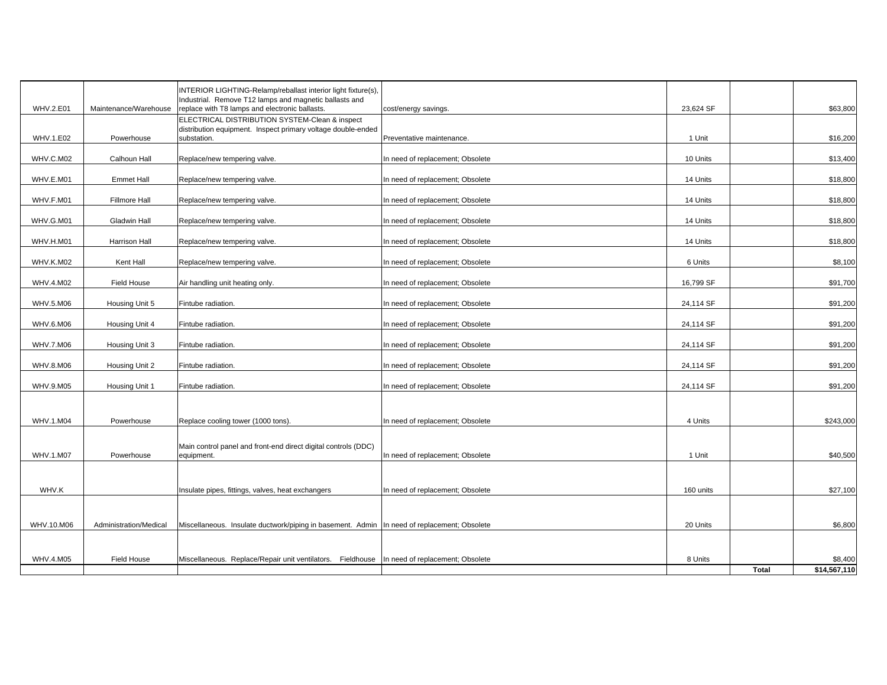| | | | | | | |
|---|---|---|---|---|---|---|
| WHV.2.E01 | Maintenance/Warehouse | INTERIOR LIGHTING-Relamp/reballast interior light fixture(s), Industrial. Remove T12 lamps and magnetic ballasts and replace with T8 lamps and electronic ballasts. | cost/energy savings. | 23,624 SF | | $63,800 |
| WHV.1.E02 | Powerhouse | ELECTRICAL DISTRIBUTION SYSTEM-Clean & inspect distribution equipment. Inspect primary voltage double-ended substation. | Preventative maintenance. | 1 Unit | | $16,200 |
| WHV.C.M02 | Calhoun Hall | Replace/new tempering valve. | In need of replacement; Obsolete | 10 Units | | $13,400 |
| WHV.E.M01 | Emmet Hall | Replace/new tempering valve. | In need of replacement; Obsolete | 14 Units | | $18,800 |
| WHV.F.M01 | Fillmore Hall | Replace/new tempering valve. | In need of replacement; Obsolete | 14 Units | | $18,800 |
| WHV.G.M01 | Gladwin Hall | Replace/new tempering valve. | In need of replacement; Obsolete | 14 Units | | $18,800 |
| WHV.H.M01 | Harrison Hall | Replace/new tempering valve. | In need of replacement; Obsolete | 14 Units | | $18,800 |
| WHV.K.M02 | Kent Hall | Replace/new tempering valve. | In need of replacement; Obsolete | 6 Units | | $8,100 |
| WHV.4.M02 | Field House | Air handling unit heating only. | In need of replacement; Obsolete | 16,799 SF | | $91,700 |
| WHV.5.M06 | Housing Unit 5 | Fintube radiation. | In need of replacement; Obsolete | 24,114 SF | | $91,200 |
| WHV.6.M06 | Housing Unit 4 | Fintube radiation. | In need of replacement; Obsolete | 24,114 SF | | $91,200 |
| WHV.7.M06 | Housing Unit 3 | Fintube radiation. | In need of replacement; Obsolete | 24,114 SF | | $91,200 |
| WHV.8.M06 | Housing Unit 2 | Fintube radiation. | In need of replacement; Obsolete | 24,114 SF | | $91,200 |
| WHV.9.M05 | Housing Unit 1 | Fintube radiation. | In need of replacement; Obsolete | 24,114 SF | | $91,200 |
| WHV.1.M04 | Powerhouse | Replace cooling tower (1000 tons). | In need of replacement; Obsolete | 4 Units | | $243,000 |
| WHV.1.M07 | Powerhouse | Main control panel and front-end direct digital controls (DDC) equipment. | In need of replacement; Obsolete | 1 Unit | | $40,500 |
| WHV.K | | Insulate pipes, fittings, valves, heat exchangers | In need of replacement; Obsolete | 160 units | | $27,100 |
| WHV.10.M06 | Administration/Medical | Miscellaneous. Insulate ductwork/piping in basement. Admin | In need of replacement; Obsolete | 20 Units | | $6,800 |
| WHV.4.M05 | Field House | Miscellaneous. Replace/Repair unit ventilators. Fieldhouse | In need of replacement; Obsolete | 8 Units | | $8,400 |
| | | | | | **Total** | **$14,567,110** |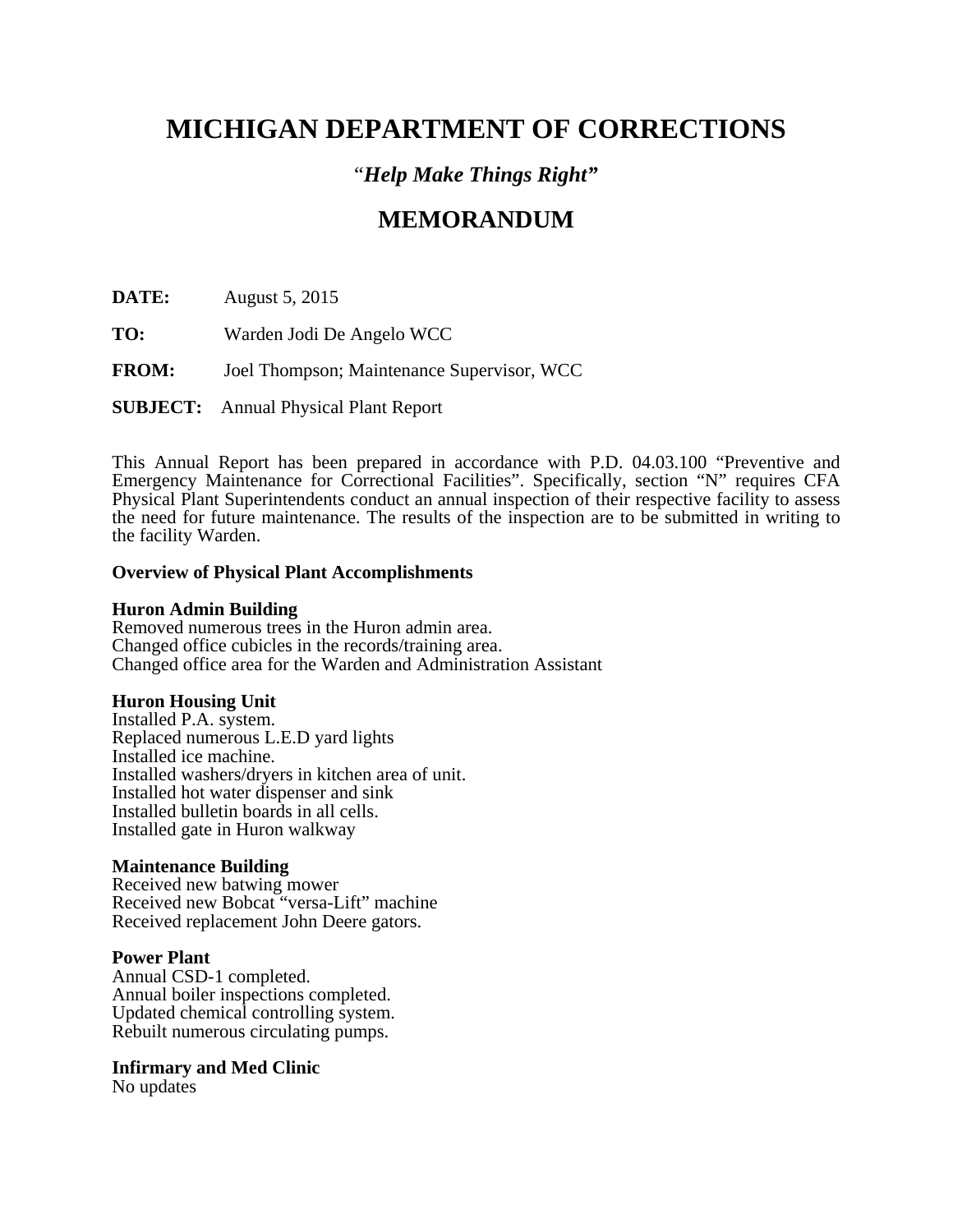# MICHIGAN DEPARTMENT OF CORRECTIONS

*"Help Make Things Right"*

## MEMORANDUM

**DATE:** August 5, 2015

**TO:** Warden Jodi De Angelo WCC

**FROM:** Joel Thompson; Maintenance Supervisor, WCC

**SUBJECT:** Annual Physical Plant Report

This Annual Report has been prepared in accordance with P.D. 04.03.100 "Preventive and Emergency Maintenance for Correctional Facilities". Specifically, section "N" requires CFA Physical Plant Superintendents conduct an annual inspection of their respective facility to assess the need for future maintenance. The results of the inspection are to be submitted in writing to the facility Warden.

**Overview of Physical Plant Accomplishments**

**Huron Admin Building**
Removed numerous trees in the Huron admin area.
Changed office cubicles in the records/training area.
Changed office area for the Warden and Administration Assistant

**Huron Housing Unit**
Installed P.A. system.
Replaced numerous L.E.D yard lights
Installed ice machine.
Installed washers/dryers in kitchen area of unit.
Installed hot water dispenser and sink
Installed bulletin boards in all cells.
Installed gate in Huron walkway

**Maintenance Building**
Received new batwing mower
Received new Bobcat "versa-Lift" machine
Received replacement John Deere gators.

**Power Plant**
Annual CSD-1 completed.
Annual boiler inspections completed.
Updated chemical controlling system.
Rebuilt numerous circulating pumps.

**Infirmary and Med Clinic**
No updates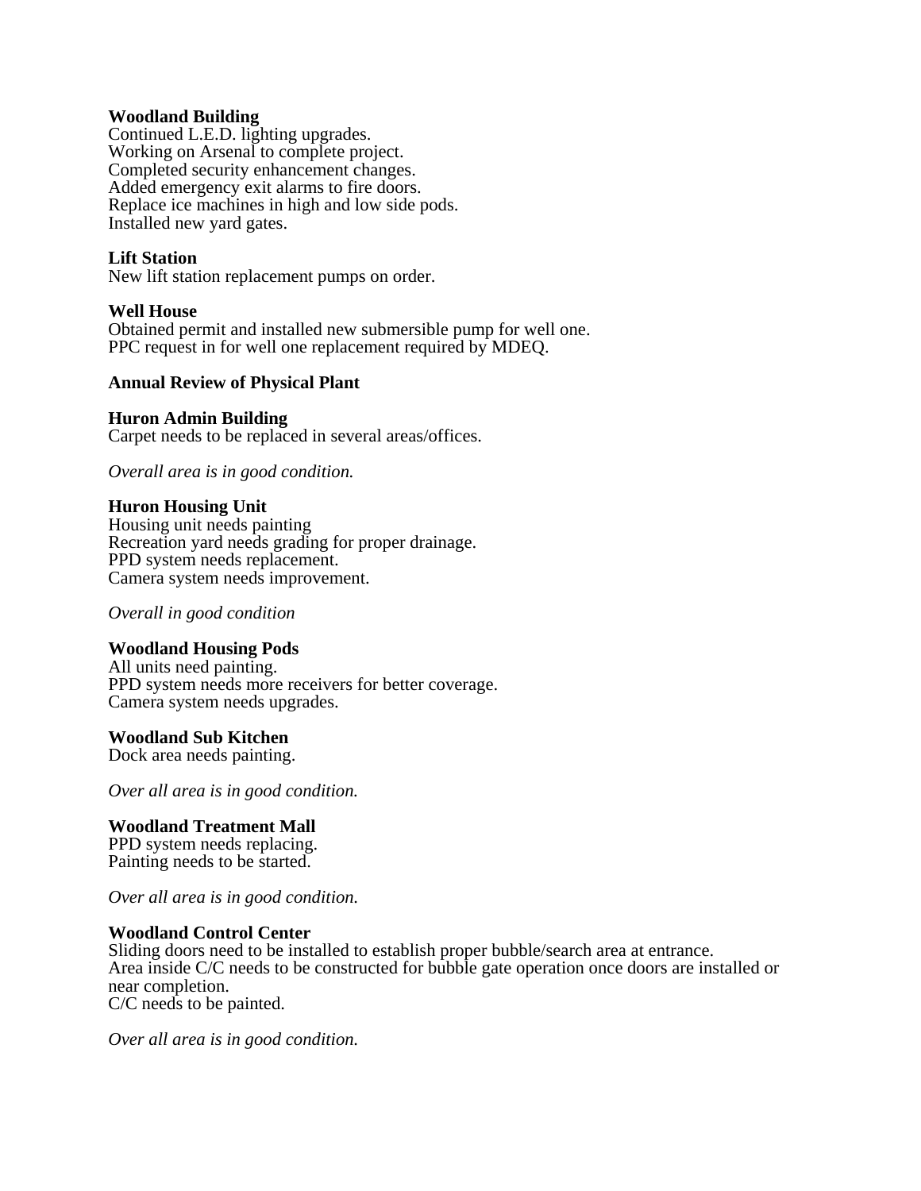**Woodland Building**
Continued L.E.D. lighting upgrades.
Working on Arsenal to complete project.
Completed security enhancement changes.
Added emergency exit alarms to fire doors.
Replace ice machines in high and low side pods.
Installed new yard gates.

**Lift Station**
New lift station replacement pumps on order.

**Well House**
Obtained permit and installed new submersible pump for well one.
PPC request in for well one replacement required by MDEQ.

**Annual Review of Physical Plant**

**Huron Admin Building**
Carpet needs to be replaced in several areas/offices.

*Overall area is in good condition.*

**Huron Housing Unit**
Housing unit needs painting
Recreation yard needs grading for proper drainage.
PPD system needs replacement.
Camera system needs improvement.

*Overall in good condition*

**Woodland Housing Pods**
All units need painting.
PPD system needs more receivers for better coverage.
Camera system needs upgrades.

**Woodland Sub Kitchen**
Dock area needs painting.

*Over all area is in good condition.*

**Woodland Treatment Mall**
PPD system needs replacing.
Painting needs to be started.

*Over all area is in good condition.*

**Woodland Control Center**
Sliding doors need to be installed to establish proper bubble/search area at entrance.
Area inside C/C needs to be constructed for bubble gate operation once doors are installed or near completion.
C/C needs to be painted.

*Over all area is in good condition.*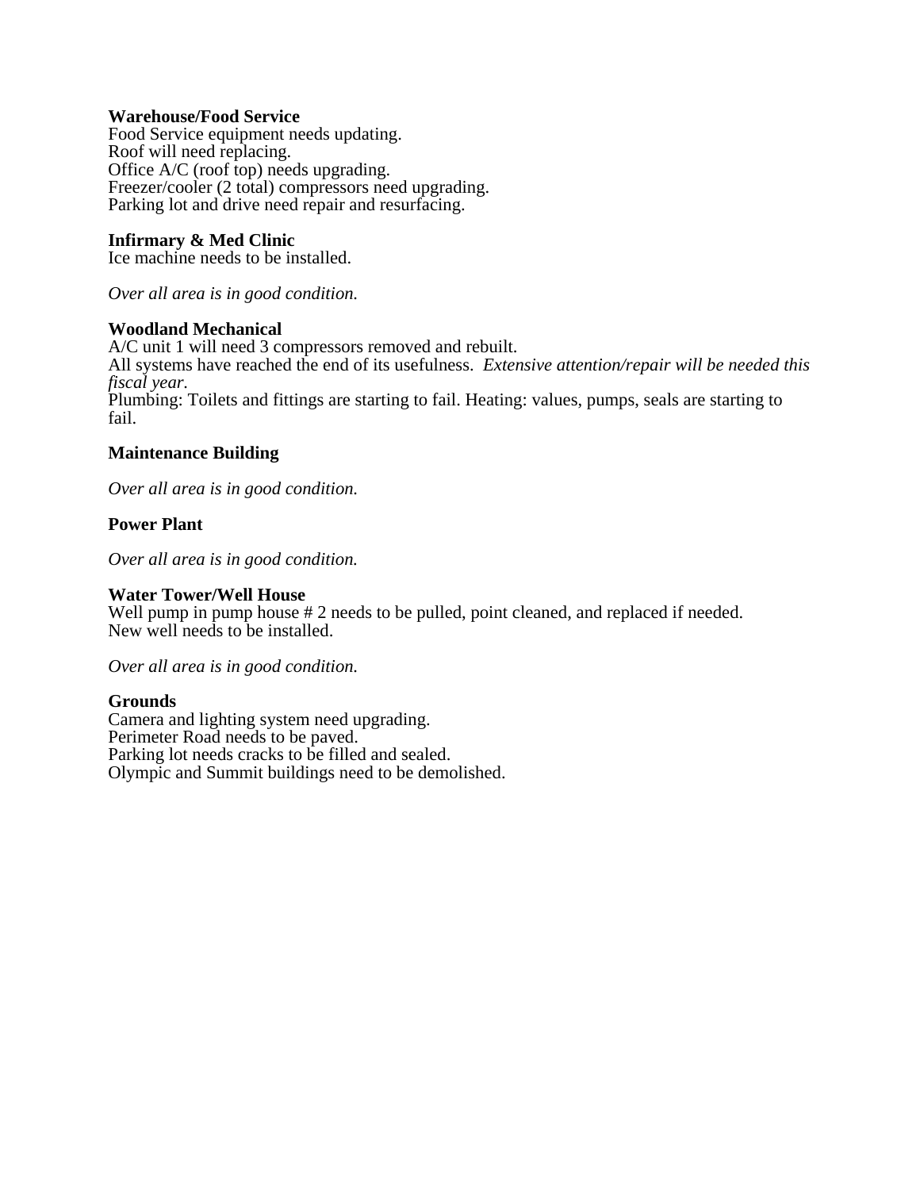**Warehouse/Food Service**
Food Service equipment needs updating.
Roof will need replacing.
Office A/C (roof top) needs upgrading.
Freezer/cooler (2 total) compressors need upgrading.
Parking lot and drive need repair and resurfacing.

**Infirmary & Med Clinic**
Ice machine needs to be installed.

*Over all area is in good condition.*

**Woodland Mechanical**
A/C unit 1 will need 3 compressors removed and rebuilt.
All systems have reached the end of its usefulness. *Extensive attention/repair will be needed this fiscal year.*
Plumbing: Toilets and fittings are starting to fail. Heating: values, pumps, seals are starting to fail.

**Maintenance Building**

*Over all area is in good condition.*

**Power Plant**

*Over all area is in good condition.*

**Water Tower/Well House**
Well pump in pump house # 2 needs to be pulled, point cleaned, and replaced if needed.
New well needs to be installed.

*Over all area is in good condition.*

**Grounds**
Camera and lighting system need upgrading.
Perimeter Road needs to be paved.
Parking lot needs cracks to be filled and sealed.
Olympic and Summit buildings need to be demolished.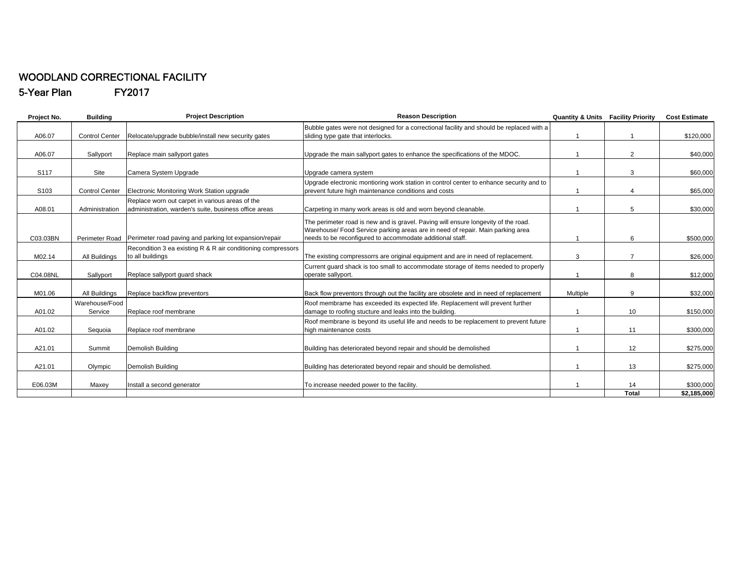# WOODLAND CORRECTIONAL FACILITY

## 5-Year Plan FY2017

| Project No. | Building | Project Description | Reason Description | Quantity & Units | Facility Priority | Cost Estimate |
|---|---|---|---|---|---|---|
| A06.07 | Control Center | Relocate/upgrade bubble/install new security gates | Bubble gates were not designed for a correctional facility and should be replaced with a sliding type gate that interlocks. | 1 | 1 | $120,000 |
| A06.07 | Sallyport | Replace main sallyport gates | Upgrade the main sallyport gates to enhance the specifications of the MDOC. | 1 | 2 | $40,000 |
| S117 | Site | Camera System Upgrade | Upgrade camera system | 1 | 3 | $60,000 |
| S103 | Control Center | Electronic Monitoring Work Station upgrade | Upgrade electronic montioring work station in control center to enhance security and to prevent future high maintenance conditions and costs | 1 | 4 | $65,000 |
| A08.01 | Administration | Replace worn out carpet in various areas of the administration, warden's suite, business office areas | Carpeting in many work areas is old and worn beyond cleanable. | 1 | 5 | $30,000 |
| C03.03BN | Perimeter Road | Perimeter road paving and parking lot expansion/repair | The perimeter road is new and is gravel. Paving will ensure longevity of the road. Warehouse/ Food Service parking areas are in need of repair. Main parking area needs to be reconfigured to accommodate additional staff. | 1 | 6 | $500,000 |
| M02.14 | All Buildings | Recondition 3 ea existing R & R air conditioning compressors to all buildings | The existing compressorrs are original equipment and are in need of replacement. | 3 | 7 | $26,000 |
| C04.08NL | Sallyport | Replace sallyport guard shack | Current guard shack is too small to accommodate storage of items needed to properly operate sallyport. | 1 | 8 | $12,000 |
| M01.06 | All Buildings | Replace backflow preventors | Back flow preventors through out the facility are obsolete and in need of replacement | Multiple | 9 | $32,000 |
| A01.02 | Warehouse/Food Service | Replace roof membrane | Roof membrame has exceeded its expected life. Replacement will prevent further damage to roofing stucture and leaks into the building. | 1 | 10 | $150,000 |
| A01.02 | Sequoia | Replace roof membrane | Roof membrane is beyond its useful life and needs to be replacement to prevent future high maintenance costs | 1 | 11 | $300,000 |
| A21.01 | Summit | Demolish Building | Building has deteriorated beyond repair and should be demolished | 1 | 12 | $275,000 |
| A21.01 | Olympic | Demolish Building | Building has deteriorated beyond repair and should be demolished. | 1 | 13 | $275,000 |
| E06.03M | Maxey | Install a second generator | To increase needed power to the facility. | 1 | 14 | $300,000 |
| | | | | | **Total** | **$2,185,000** |